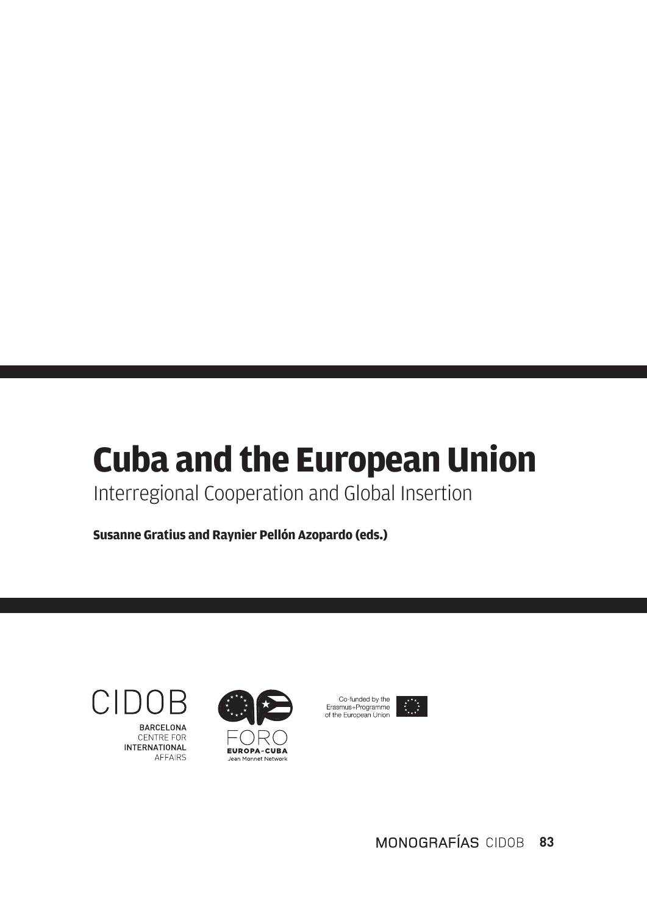# Cuba and the European Union

## Interregional Cooperation and Global Insertion

**Susanne Gratius and Raynier Pellón Azopardo (eds.)**

CIDOB

BARCELONA CENTRE FOR INTERNATIONAL AFFAIRS

FORO EUROPA-CUBA Jean Monnet Network

Co-funded by the Erasmus+Programme of the European Union

MONOGRAFÍAS CIDOB 83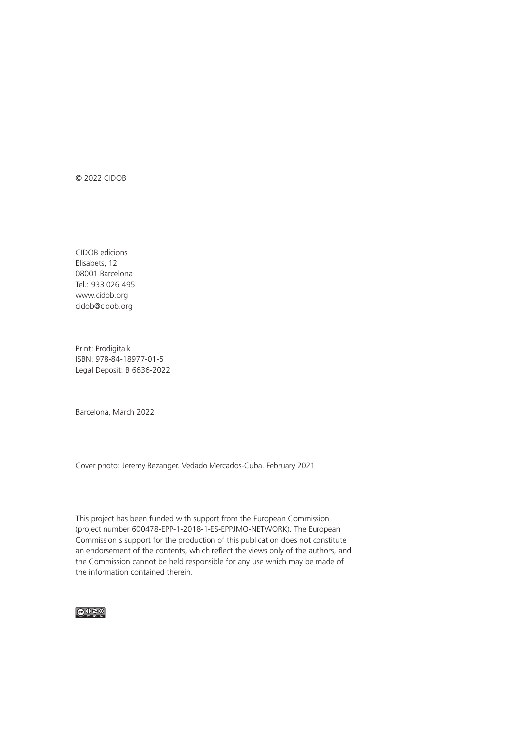© 2022 CIDOB

CIDOB edicions
Elisabets, 12
08001 Barcelona
Tel.: 933 026 495
www.cidob.org
cidob@cidob.org

Print: Prodigitalk
ISBN: 978-84-18977-01-5
Legal Deposit: B 6636-2022

Barcelona, March 2022

Cover photo: Jeremy Bezanger. Vedado Mercados-Cuba. February 2021

This project has been funded with support from the European Commission (project number 600478-EPP-1-2018-1-ES-EPPJMO-NETWORK). The European Commission's support for the production of this publication does not constitute an endorsement of the contents, which reflect the views only of the authors, and the Commission cannot be held responsible for any use which may be made of the information contained therein.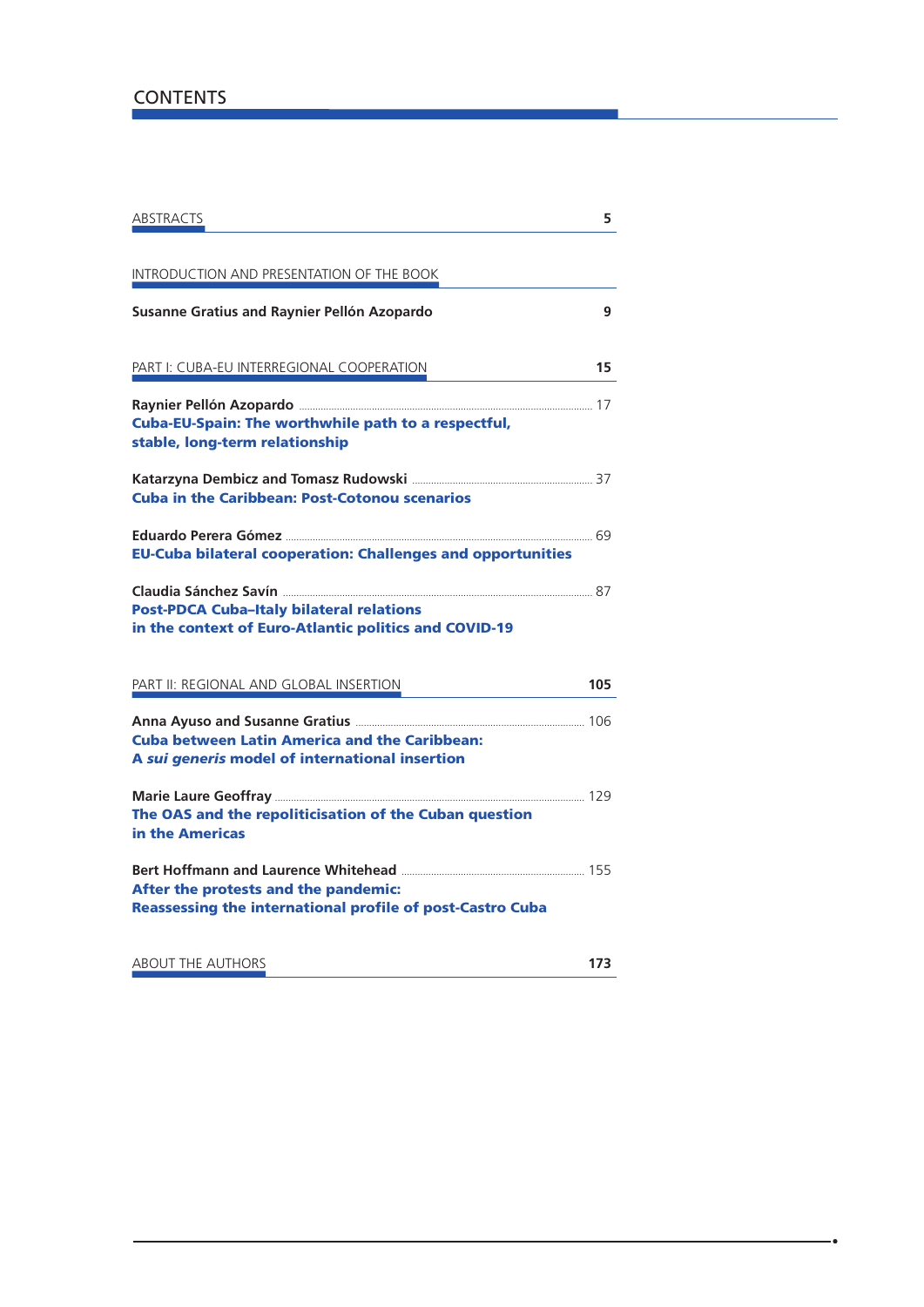# CONTENTS

ABSTRACTS 5

INTRODUCTION AND PRESENTATION OF THE BOOK

**Susanne Gratius and Raynier Pellón Azopardo** 9

PART I: CUBA-EU INTERREGIONAL COOPERATION **15**

**Raynier Pellón Azopardo** ........ 17
**Cuba-EU-Spain: The worthwhile path to a respectful, stable, long-term relationship**

**Katarzyna Dembicz and Tomasz Rudowski** ........ 37
**Cuba in the Caribbean: Post-Cotonou scenarios**

**Eduardo Perera Gómez** ........ 69
**EU-Cuba bilateral cooperation: Challenges and opportunities**

**Claudia Sánchez Savín** ........ 87
**Post-PDCA Cuba–Italy bilateral relations in the context of Euro-Atlantic politics and COVID-19**

PART II: REGIONAL AND GLOBAL INSERTION **105**

**Anna Ayuso and Susanne Gratius** ........ 106
**Cuba between Latin America and the Caribbean: A *sui generis* model of international insertion**

**Marie Laure Geoffray** ........ 129
**The OAS and the repoliticisation of the Cuban question in the Americas**

**Bert Hoffmann and Laurence Whitehead** ........ 155
**After the protests and the pandemic: Reassessing the international profile of post-Castro Cuba**

ABOUT THE AUTHORS **173**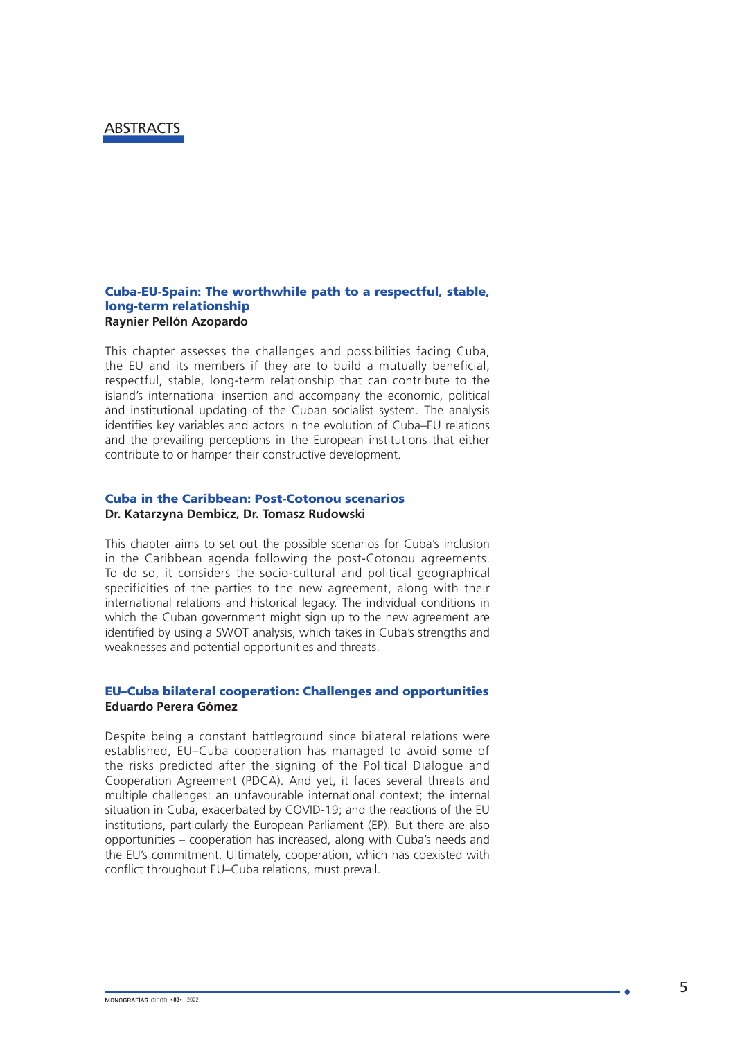# ABSTRACTS

### Cuba-EU-Spain: The worthwhile path to a respectful, stable, long-term relationship

**Raynier Pellón Azopardo**

This chapter assesses the challenges and possibilities facing Cuba, the EU and its members if they are to build a mutually beneficial, respectful, stable, long-term relationship that can contribute to the island's international insertion and accompany the economic, political and institutional updating of the Cuban socialist system. The analysis identifies key variables and actors in the evolution of Cuba–EU relations and the prevailing perceptions in the European institutions that either contribute to or hamper their constructive development.

### Cuba in the Caribbean: Post-Cotonou scenarios

**Dr. Katarzyna Dembicz, Dr. Tomasz Rudowski**

This chapter aims to set out the possible scenarios for Cuba's inclusion in the Caribbean agenda following the post-Cotonou agreements. To do so, it considers the socio-cultural and political geographical specificities of the parties to the new agreement, along with their international relations and historical legacy. The individual conditions in which the Cuban government might sign up to the new agreement are identified by using a SWOT analysis, which takes in Cuba's strengths and weaknesses and potential opportunities and threats.

### EU–Cuba bilateral cooperation: Challenges and opportunities

**Eduardo Perera Gómez**

Despite being a constant battleground since bilateral relations were established, EU–Cuba cooperation has managed to avoid some of the risks predicted after the signing of the Political Dialogue and Cooperation Agreement (PDCA). And yet, it faces several threats and multiple challenges: an unfavourable international context; the internal situation in Cuba, exacerbated by COVID-19; and the reactions of the EU institutions, particularly the European Parliament (EP). But there are also opportunities – cooperation has increased, along with Cuba's needs and the EU's commitment. Ultimately, cooperation, which has coexisted with conflict throughout EU–Cuba relations, must prevail.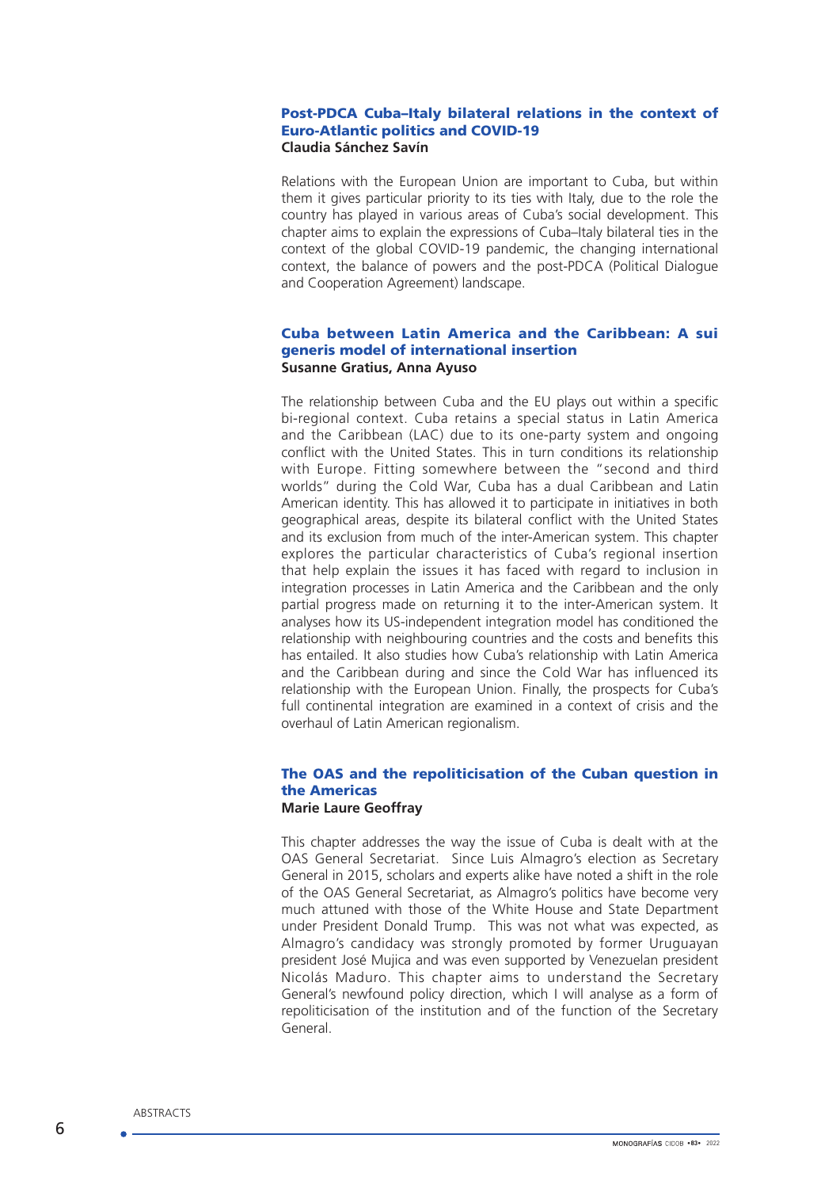### Post-PDCA Cuba–Italy bilateral relations in the context of Euro-Atlantic politics and COVID-19

**Claudia Sánchez Savín**

Relations with the European Union are important to Cuba, but within them it gives particular priority to its ties with Italy, due to the role the country has played in various areas of Cuba's social development. This chapter aims to explain the expressions of Cuba–Italy bilateral ties in the context of the global COVID-19 pandemic, the changing international context, the balance of powers and the post-PDCA (Political Dialogue and Cooperation Agreement) landscape.

### Cuba between Latin America and the Caribbean: A sui generis model of international insertion

**Susanne Gratius, Anna Ayuso**

The relationship between Cuba and the EU plays out within a specific bi-regional context. Cuba retains a special status in Latin America and the Caribbean (LAC) due to its one-party system and ongoing conflict with the United States. This in turn conditions its relationship with Europe. Fitting somewhere between the "second and third worlds" during the Cold War, Cuba has a dual Caribbean and Latin American identity. This has allowed it to participate in initiatives in both geographical areas, despite its bilateral conflict with the United States and its exclusion from much of the inter-American system. This chapter explores the particular characteristics of Cuba's regional insertion that help explain the issues it has faced with regard to inclusion in integration processes in Latin America and the Caribbean and the only partial progress made on returning it to the inter-American system. It analyses how its US-independent integration model has conditioned the relationship with neighbouring countries and the costs and benefits this has entailed. It also studies how Cuba's relationship with Latin America and the Caribbean during and since the Cold War has influenced its relationship with the European Union. Finally, the prospects for Cuba's full continental integration are examined in a context of crisis and the overhaul of Latin American regionalism.

### The OAS and the repoliticisation of the Cuban question in the Americas

**Marie Laure Geoffray**

This chapter addresses the way the issue of Cuba is dealt with at the OAS General Secretariat. Since Luis Almagro's election as Secretary General in 2015, scholars and experts alike have noted a shift in the role of the OAS General Secretariat, as Almagro's politics have become very much attuned with those of the White House and State Department under President Donald Trump. This was not what was expected, as Almagro's candidacy was strongly promoted by former Uruguayan president José Mujica and was even supported by Venezuelan president Nicolás Maduro. This chapter aims to understand the Secretary General's newfound policy direction, which I will analyse as a form of repoliticisation of the institution and of the function of the Secretary General.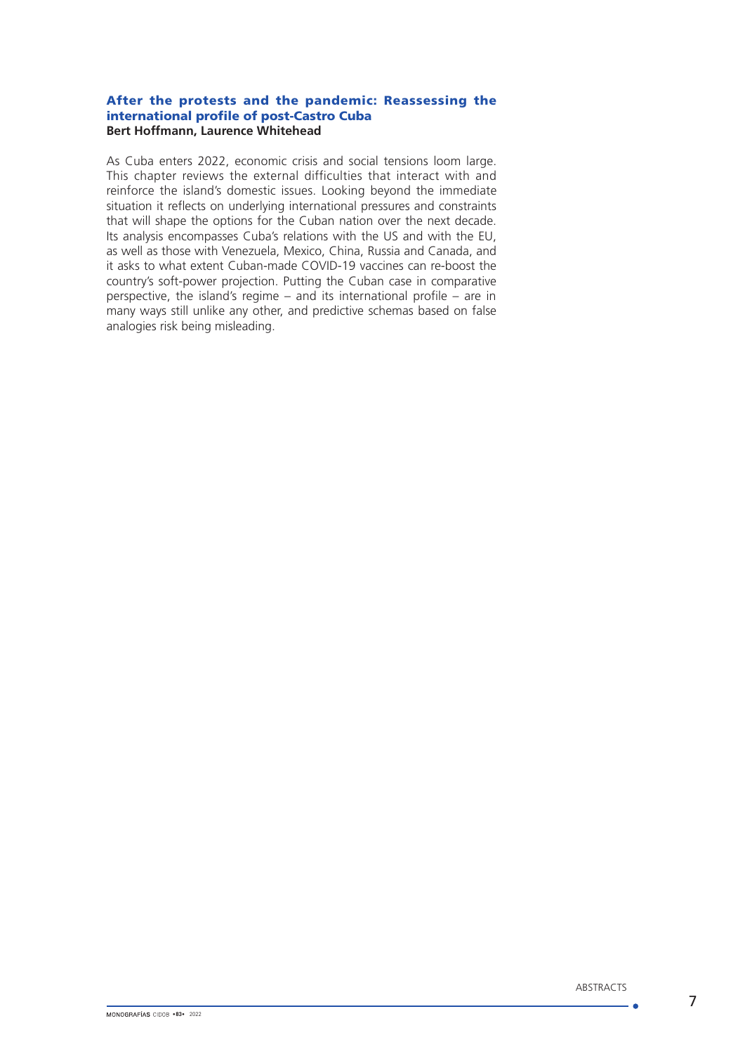## After the protests and the pandemic: Reassessing the international profile of post-Castro Cuba

**Bert Hoffmann, Laurence Whitehead**

As Cuba enters 2022, economic crisis and social tensions loom large. This chapter reviews the external difficulties that interact with and reinforce the island's domestic issues. Looking beyond the immediate situation it reflects on underlying international pressures and constraints that will shape the options for the Cuban nation over the next decade. Its analysis encompasses Cuba's relations with the US and with the EU, as well as those with Venezuela, Mexico, China, Russia and Canada, and it asks to what extent Cuban-made COVID-19 vaccines can re-boost the country's soft-power projection. Putting the Cuban case in comparative perspective, the island's regime – and its international profile – are in many ways still unlike any other, and predictive schemas based on false analogies risk being misleading.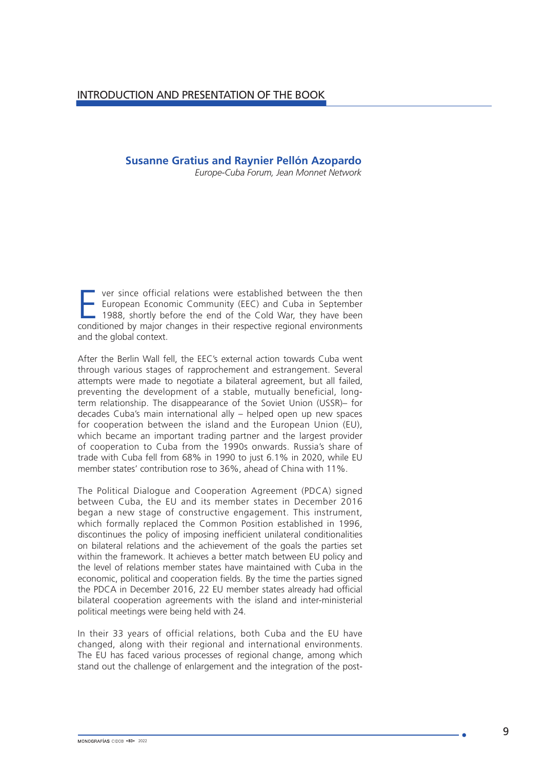# INTRODUCTION AND PRESENTATION OF THE BOOK

**Susanne Gratius and Raynier Pellón Azopardo**

*Europe-Cuba Forum, Jean Monnet Network*

Ever since official relations were established between the then European Economic Community (EEC) and Cuba in September 1988, shortly before the end of the Cold War, they have been conditioned by major changes in their respective regional environments and the global context.

After the Berlin Wall fell, the EEC's external action towards Cuba went through various stages of rapprochement and estrangement. Several attempts were made to negotiate a bilateral agreement, but all failed, preventing the development of a stable, mutually beneficial, long-term relationship. The disappearance of the Soviet Union (USSR)– for decades Cuba's main international ally – helped open up new spaces for cooperation between the island and the European Union (EU), which became an important trading partner and the largest provider of cooperation to Cuba from the 1990s onwards. Russia's share of trade with Cuba fell from 68% in 1990 to just 6.1% in 2020, while EU member states' contribution rose to 36%, ahead of China with 11%.

The Political Dialogue and Cooperation Agreement (PDCA) signed between Cuba, the EU and its member states in December 2016 began a new stage of constructive engagement. This instrument, which formally replaced the Common Position established in 1996, discontinues the policy of imposing inefficient unilateral conditionalities on bilateral relations and the achievement of the goals the parties set within the framework. It achieves a better match between EU policy and the level of relations member states have maintained with Cuba in the economic, political and cooperation fields. By the time the parties signed the PDCA in December 2016, 22 EU member states already had official bilateral cooperation agreements with the island and inter-ministerial political meetings were being held with 24.

In their 33 years of official relations, both Cuba and the EU have changed, along with their regional and international environments. The EU has faced various processes of regional change, among which stand out the challenge of enlargement and the integration of the post-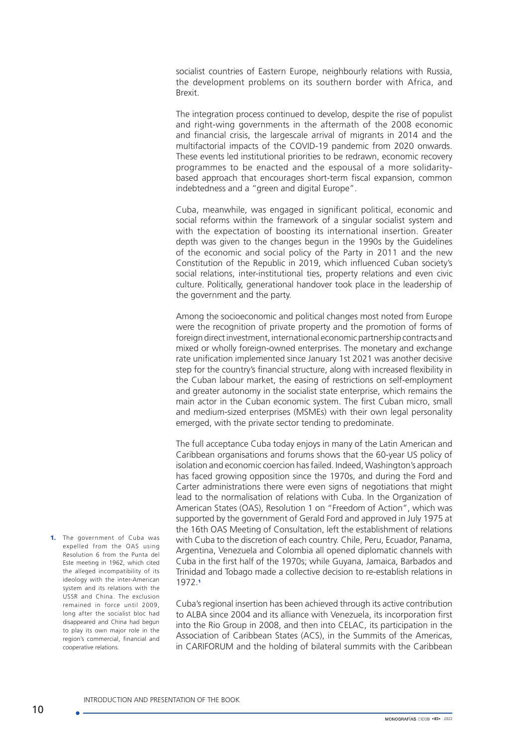socialist countries of Eastern Europe, neighbourly relations with Russia, the development problems on its southern border with Africa, and Brexit.

The integration process continued to develop, despite the rise of populist and right-wing governments in the aftermath of the 2008 economic and financial crisis, the largescale arrival of migrants in 2014 and the multifactorial impacts of the COVID-19 pandemic from 2020 onwards. These events led institutional priorities to be redrawn, economic recovery programmes to be enacted and the espousal of a more solidarity-based approach that encourages short-term fiscal expansion, common indebtedness and a "green and digital Europe".

Cuba, meanwhile, was engaged in significant political, economic and social reforms within the framework of a singular socialist system and with the expectation of boosting its international insertion. Greater depth was given to the changes begun in the 1990s by the Guidelines of the economic and social policy of the Party in 2011 and the new Constitution of the Republic in 2019, which influenced Cuban society's social relations, inter-institutional ties, property relations and even civic culture. Politically, generational handover took place in the leadership of the government and the party.

Among the socioeconomic and political changes most noted from Europe were the recognition of private property and the promotion of forms of foreign direct investment, international economic partnership contracts and mixed or wholly foreign-owned enterprises. The monetary and exchange rate unification implemented since January 1st 2021 was another decisive step for the country's financial structure, along with increased flexibility in the Cuban labour market, the easing of restrictions on self-employment and greater autonomy in the socialist state enterprise, which remains the main actor in the Cuban economic system. The first Cuban micro, small and medium-sized enterprises (MSMEs) with their own legal personality emerged, with the private sector tending to predominate.

The full acceptance Cuba today enjoys in many of the Latin American and Caribbean organisations and forums shows that the 60-year US policy of isolation and economic coercion has failed. Indeed, Washington's approach has faced growing opposition since the 1970s, and during the Ford and Carter administrations there were even signs of negotiations that might lead to the normalisation of relations with Cuba. In the Organization of American States (OAS), Resolution 1 on "Freedom of Action", which was supported by the government of Gerald Ford and approved in July 1975 at the 16th OAS Meeting of Consultation, left the establishment of relations with Cuba to the discretion of each country. Chile, Peru, Ecuador, Panama, Argentina, Venezuela and Colombia all opened diplomatic channels with Cuba in the first half of the 1970s; while Guyana, Jamaica, Barbados and Trinidad and Tobago made a collective decision to re-establish relations in 1972.[1]

Cuba's regional insertion has been achieved through its active contribution to ALBA since 2004 and its alliance with Venezuela, its incorporation first into the Rio Group in 2008, and then into CELAC, its participation in the Association of Caribbean States (ACS), in the Summits of the Americas, in CARIFORUM and the holding of bilateral summits with the Caribbean

1. The government of Cuba was expelled from the OAS using Resolution 6 from the Punta del Este meeting in 1962, which cited the alleged incompatibility of its ideology with the inter-American system and its relations with the USSR and China. The exclusion remained in force until 2009, long after the socialist bloc had disappeared and China had begun to play its own major role in the region's commercial, financial and cooperative relations.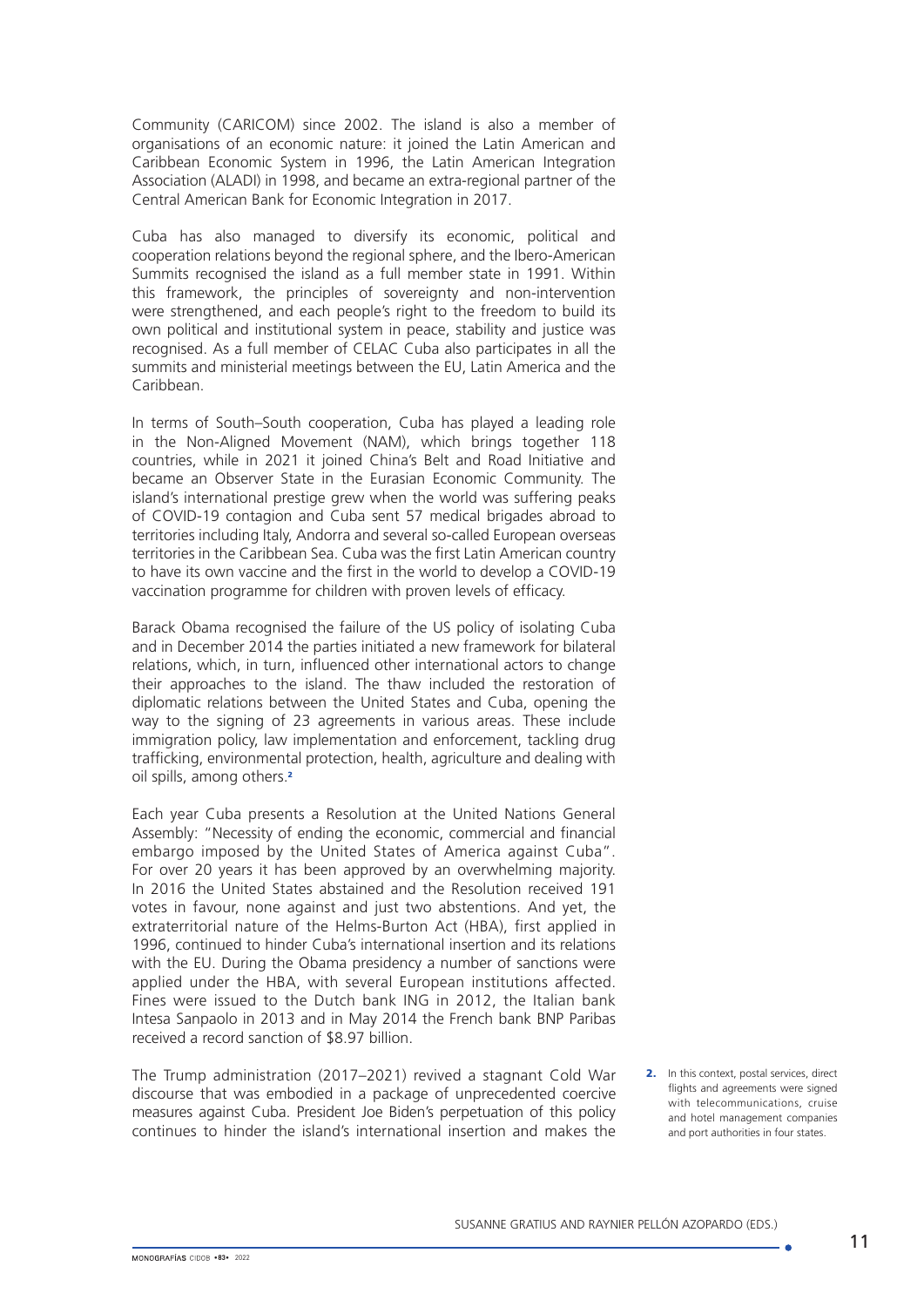Community (CARICOM) since 2002. The island is also a member of organisations of an economic nature: it joined the Latin American and Caribbean Economic System in 1996, the Latin American Integration Association (ALADI) in 1998, and became an extra-regional partner of the Central American Bank for Economic Integration in 2017.

Cuba has also managed to diversify its economic, political and cooperation relations beyond the regional sphere, and the Ibero-American Summits recognised the island as a full member state in 1991. Within this framework, the principles of sovereignty and non-intervention were strengthened, and each people's right to the freedom to build its own political and institutional system in peace, stability and justice was recognised. As a full member of CELAC Cuba also participates in all the summits and ministerial meetings between the EU, Latin America and the Caribbean.

In terms of South–South cooperation, Cuba has played a leading role in the Non-Aligned Movement (NAM), which brings together 118 countries, while in 2021 it joined China's Belt and Road Initiative and became an Observer State in the Eurasian Economic Community. The island's international prestige grew when the world was suffering peaks of COVID-19 contagion and Cuba sent 57 medical brigades abroad to territories including Italy, Andorra and several so-called European overseas territories in the Caribbean Sea. Cuba was the first Latin American country to have its own vaccine and the first in the world to develop a COVID-19 vaccination programme for children with proven levels of efficacy.

Barack Obama recognised the failure of the US policy of isolating Cuba and in December 2014 the parties initiated a new framework for bilateral relations, which, in turn, influenced other international actors to change their approaches to the island. The thaw included the restoration of diplomatic relations between the United States and Cuba, opening the way to the signing of 23 agreements in various areas. These include immigration policy, law implementation and enforcement, tackling drug trafficking, environmental protection, health, agriculture and dealing with oil spills, among others.[2]

Each year Cuba presents a Resolution at the United Nations General Assembly: "Necessity of ending the economic, commercial and financial embargo imposed by the United States of America against Cuba". For over 20 years it has been approved by an overwhelming majority. In 2016 the United States abstained and the Resolution received 191 votes in favour, none against and just two abstentions. And yet, the extraterritorial nature of the Helms-Burton Act (HBA), first applied in 1996, continued to hinder Cuba's international insertion and its relations with the EU. During the Obama presidency a number of sanctions were applied under the HBA, with several European institutions affected. Fines were issued to the Dutch bank ING in 2012, the Italian bank Intesa Sanpaolo in 2013 and in May 2014 the French bank BNP Paribas received a record sanction of $8.97 billion.

The Trump administration (2017–2021) revived a stagnant Cold War discourse that was embodied in a package of unprecedented coercive measures against Cuba. President Joe Biden's perpetuation of this policy continues to hinder the island's international insertion and makes the

2. In this context, postal services, direct flights and agreements were signed with telecommunications, cruise and hotel management companies and port authorities in four states.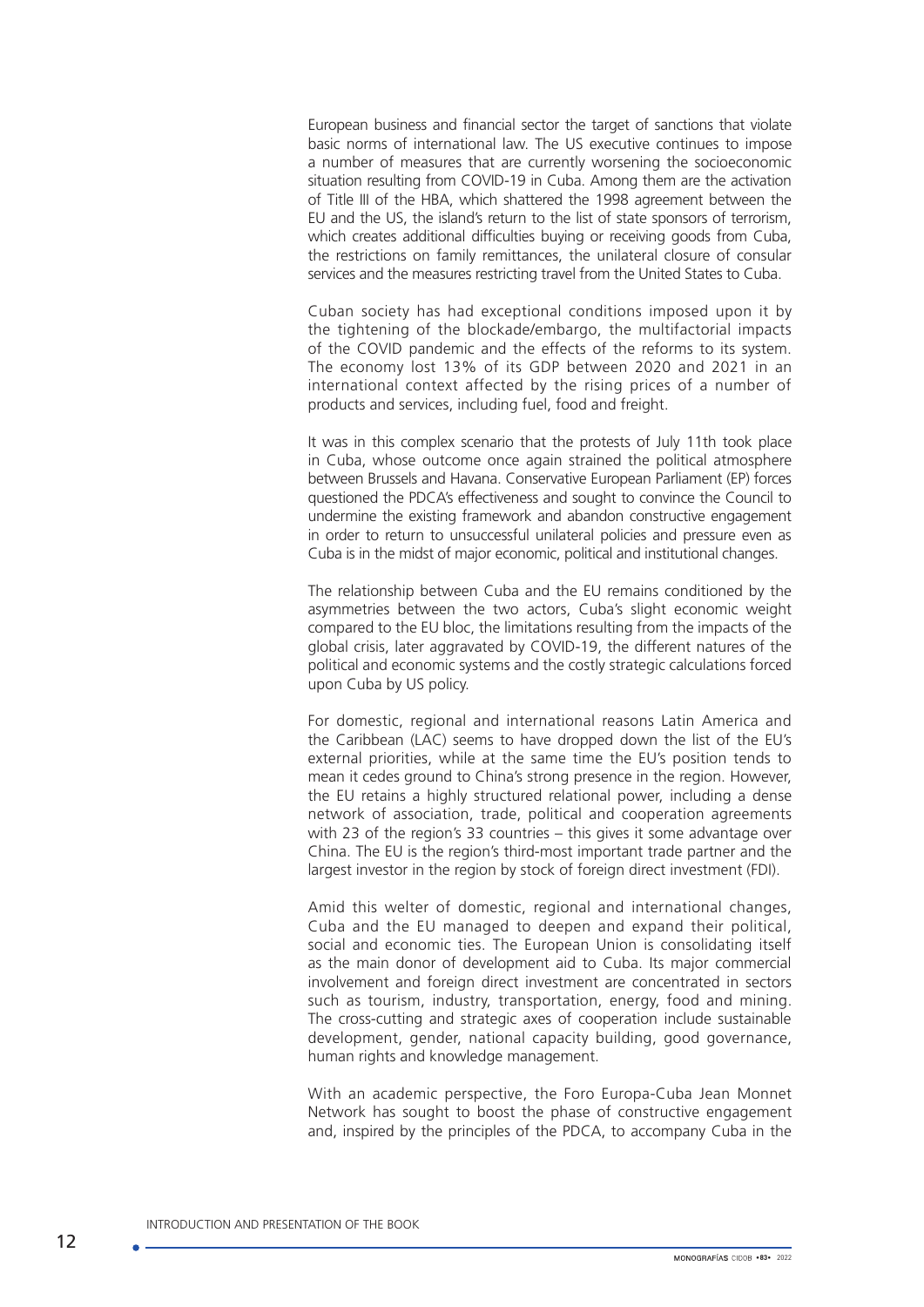European business and financial sector the target of sanctions that violate basic norms of international law. The US executive continues to impose a number of measures that are currently worsening the socioeconomic situation resulting from COVID-19 in Cuba. Among them are the activation of Title III of the HBA, which shattered the 1998 agreement between the EU and the US, the island's return to the list of state sponsors of terrorism, which creates additional difficulties buying or receiving goods from Cuba, the restrictions on family remittances, the unilateral closure of consular services and the measures restricting travel from the United States to Cuba.

Cuban society has had exceptional conditions imposed upon it by the tightening of the blockade/embargo, the multifactorial impacts of the COVID pandemic and the effects of the reforms to its system. The economy lost 13% of its GDP between 2020 and 2021 in an international context affected by the rising prices of a number of products and services, including fuel, food and freight.

It was in this complex scenario that the protests of July 11th took place in Cuba, whose outcome once again strained the political atmosphere between Brussels and Havana. Conservative European Parliament (EP) forces questioned the PDCA's effectiveness and sought to convince the Council to undermine the existing framework and abandon constructive engagement in order to return to unsuccessful unilateral policies and pressure even as Cuba is in the midst of major economic, political and institutional changes.

The relationship between Cuba and the EU remains conditioned by the asymmetries between the two actors, Cuba's slight economic weight compared to the EU bloc, the limitations resulting from the impacts of the global crisis, later aggravated by COVID-19, the different natures of the political and economic systems and the costly strategic calculations forced upon Cuba by US policy.

For domestic, regional and international reasons Latin America and the Caribbean (LAC) seems to have dropped down the list of the EU's external priorities, while at the same time the EU's position tends to mean it cedes ground to China's strong presence in the region. However, the EU retains a highly structured relational power, including a dense network of association, trade, political and cooperation agreements with 23 of the region's 33 countries – this gives it some advantage over China. The EU is the region's third-most important trade partner and the largest investor in the region by stock of foreign direct investment (FDI).

Amid this welter of domestic, regional and international changes, Cuba and the EU managed to deepen and expand their political, social and economic ties. The European Union is consolidating itself as the main donor of development aid to Cuba. Its major commercial involvement and foreign direct investment are concentrated in sectors such as tourism, industry, transportation, energy, food and mining. The cross-cutting and strategic axes of cooperation include sustainable development, gender, national capacity building, good governance, human rights and knowledge management.

With an academic perspective, the Foro Europa-Cuba Jean Monnet Network has sought to boost the phase of constructive engagement and, inspired by the principles of the PDCA, to accompany Cuba in the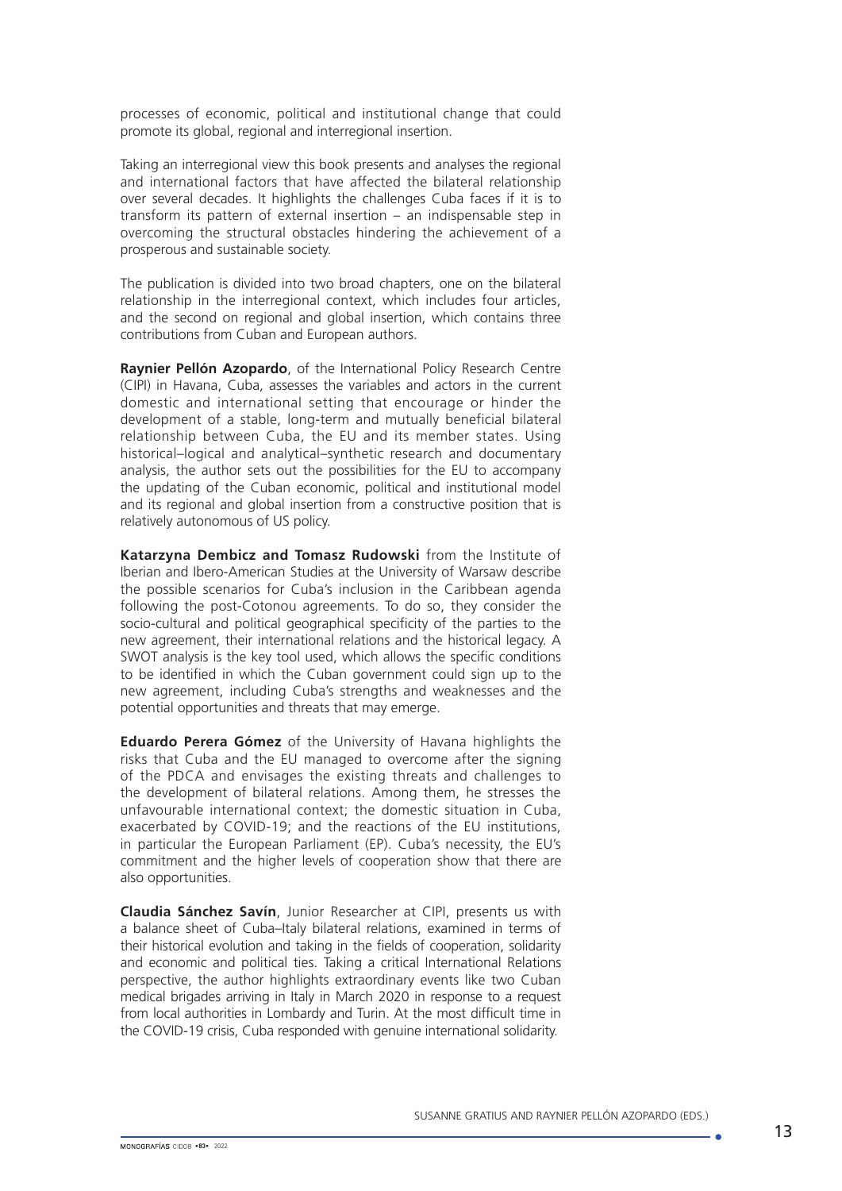processes of economic, political and institutional change that could promote its global, regional and interregional insertion.

Taking an interregional view this book presents and analyses the regional and international factors that have affected the bilateral relationship over several decades. It highlights the challenges Cuba faces if it is to transform its pattern of external insertion – an indispensable step in overcoming the structural obstacles hindering the achievement of a prosperous and sustainable society.

The publication is divided into two broad chapters, one on the bilateral relationship in the interregional context, which includes four articles, and the second on regional and global insertion, which contains three contributions from Cuban and European authors.

**Raynier Pellón Azopardo**, of the International Policy Research Centre (CIPI) in Havana, Cuba, assesses the variables and actors in the current domestic and international setting that encourage or hinder the development of a stable, long-term and mutually beneficial bilateral relationship between Cuba, the EU and its member states. Using historical–logical and analytical–synthetic research and documentary analysis, the author sets out the possibilities for the EU to accompany the updating of the Cuban economic, political and institutional model and its regional and global insertion from a constructive position that is relatively autonomous of US policy.

**Katarzyna Dembicz and Tomasz Rudowski** from the Institute of Iberian and Ibero-American Studies at the University of Warsaw describe the possible scenarios for Cuba's inclusion in the Caribbean agenda following the post-Cotonou agreements. To do so, they consider the socio-cultural and political geographical specificity of the parties to the new agreement, their international relations and the historical legacy. A SWOT analysis is the key tool used, which allows the specific conditions to be identified in which the Cuban government could sign up to the new agreement, including Cuba's strengths and weaknesses and the potential opportunities and threats that may emerge.

**Eduardo Perera Gómez** of the University of Havana highlights the risks that Cuba and the EU managed to overcome after the signing of the PDCA and envisages the existing threats and challenges to the development of bilateral relations. Among them, he stresses the unfavourable international context; the domestic situation in Cuba, exacerbated by COVID-19; and the reactions of the EU institutions, in particular the European Parliament (EP). Cuba's necessity, the EU's commitment and the higher levels of cooperation show that there are also opportunities.

**Claudia Sánchez Savín**, Junior Researcher at CIPI, presents us with a balance sheet of Cuba–Italy bilateral relations, examined in terms of their historical evolution and taking in the fields of cooperation, solidarity and economic and political ties. Taking a critical International Relations perspective, the author highlights extraordinary events like two Cuban medical brigades arriving in Italy in March 2020 in response to a request from local authorities in Lombardy and Turin. At the most difficult time in the COVID-19 crisis, Cuba responded with genuine international solidarity.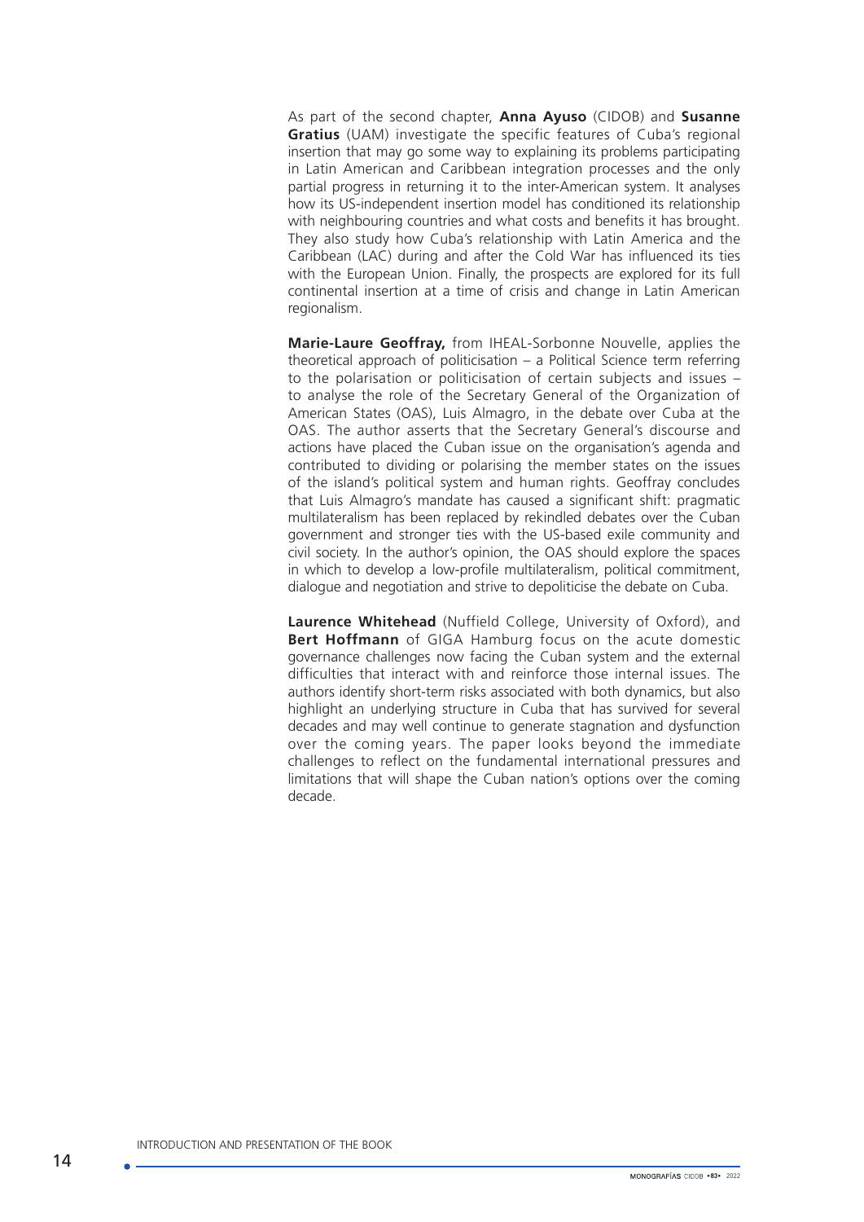As part of the second chapter, **Anna Ayuso** (CIDOB) and **Susanne Gratius** (UAM) investigate the specific features of Cuba's regional insertion that may go some way to explaining its problems participating in Latin American and Caribbean integration processes and the only partial progress in returning it to the inter-American system. It analyses how its US-independent insertion model has conditioned its relationship with neighbouring countries and what costs and benefits it has brought. They also study how Cuba's relationship with Latin America and the Caribbean (LAC) during and after the Cold War has influenced its ties with the European Union. Finally, the prospects are explored for its full continental insertion at a time of crisis and change in Latin American regionalism.

**Marie-Laure Geoffray,** from IHEAL-Sorbonne Nouvelle, applies the theoretical approach of politicisation – a Political Science term referring to the polarisation or politicisation of certain subjects and issues – to analyse the role of the Secretary General of the Organization of American States (OAS), Luis Almagro, in the debate over Cuba at the OAS. The author asserts that the Secretary General's discourse and actions have placed the Cuban issue on the organisation's agenda and contributed to dividing or polarising the member states on the issues of the island's political system and human rights. Geoffray concludes that Luis Almagro's mandate has caused a significant shift: pragmatic multilateralism has been replaced by rekindled debates over the Cuban government and stronger ties with the US-based exile community and civil society. In the author's opinion, the OAS should explore the spaces in which to develop a low-profile multilateralism, political commitment, dialogue and negotiation and strive to depoliticise the debate on Cuba.

**Laurence Whitehead** (Nuffield College, University of Oxford), and **Bert Hoffmann** of GIGA Hamburg focus on the acute domestic governance challenges now facing the Cuban system and the external difficulties that interact with and reinforce those internal issues. The authors identify short-term risks associated with both dynamics, but also highlight an underlying structure in Cuba that has survived for several decades and may well continue to generate stagnation and dysfunction over the coming years. The paper looks beyond the immediate challenges to reflect on the fundamental international pressures and limitations that will shape the Cuban nation's options over the coming decade.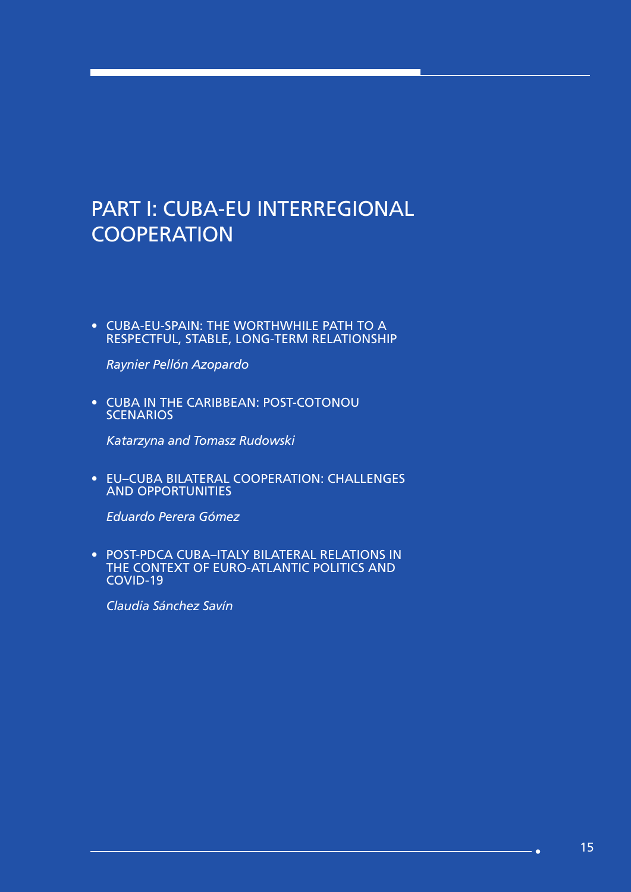# PART I: CUBA-EU INTERREGIONAL COOPERATION

- CUBA-EU-SPAIN: THE WORTHWHILE PATH TO A RESPECTFUL, STABLE, LONG-TERM RELATIONSHIP

  *Raynier Pellón Azopardo*

- CUBA IN THE CARIBBEAN: POST-COTONOU SCENARIOS

  *Katarzyna and Tomasz Rudowski*

- EU–CUBA BILATERAL COOPERATION: CHALLENGES AND OPPORTUNITIES

  *Eduardo Perera Gómez*

- POST-PDCA CUBA–ITALY BILATERAL RELATIONS IN THE CONTEXT OF EURO-ATLANTIC POLITICS AND COVID-19

  *Claudia Sánchez Savín*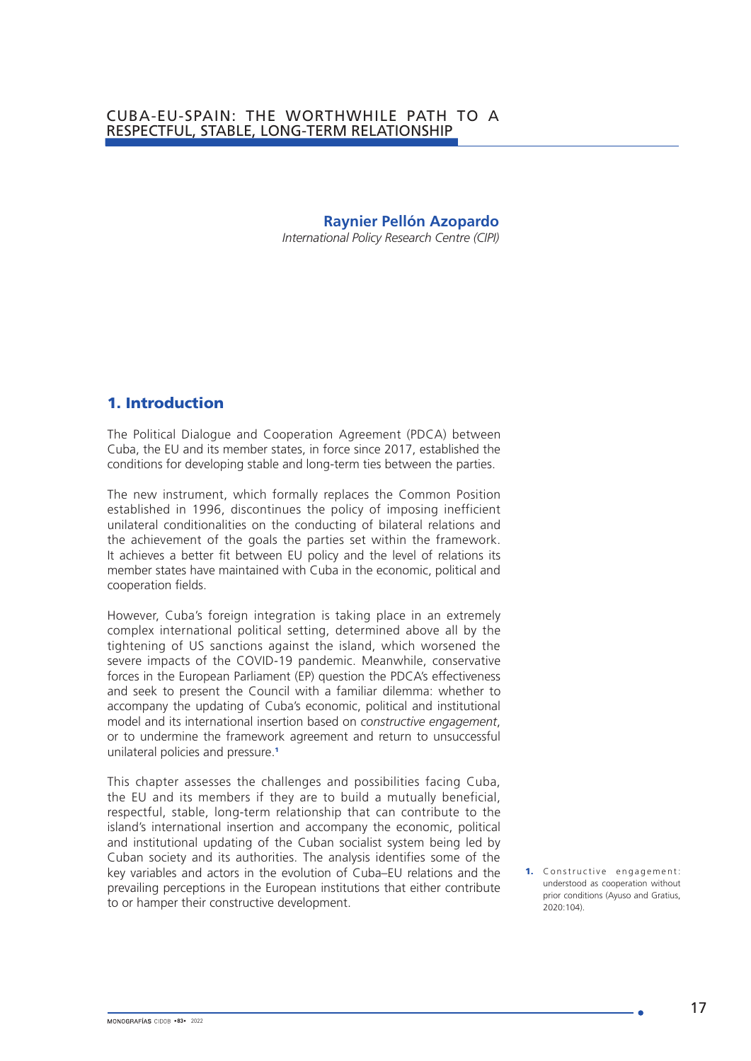# CUBA-EU-SPAIN: THE WORTHWHILE PATH TO A RESPECTFUL, STABLE, LONG-TERM RELATIONSHIP

**Raynier Pellón Azopardo**

*International Policy Research Centre (CIPI)*

## 1. Introduction

The Political Dialogue and Cooperation Agreement (PDCA) between Cuba, the EU and its member states, in force since 2017, established the conditions for developing stable and long-term ties between the parties.

The new instrument, which formally replaces the Common Position established in 1996, discontinues the policy of imposing inefficient unilateral conditionalities on the conducting of bilateral relations and the achievement of the goals the parties set within the framework. It achieves a better fit between EU policy and the level of relations its member states have maintained with Cuba in the economic, political and cooperation fields.

However, Cuba's foreign integration is taking place in an extremely complex international political setting, determined above all by the tightening of US sanctions against the island, which worsened the severe impacts of the COVID-19 pandemic. Meanwhile, conservative forces in the European Parliament (EP) question the PDCA's effectiveness and seek to present the Council with a familiar dilemma: whether to accompany the updating of Cuba's economic, political and institutional model and its international insertion based on *constructive engagement*, or to undermine the framework agreement and return to unsuccessful unilateral policies and pressure.[1]

This chapter assesses the challenges and possibilities facing Cuba, the EU and its members if they are to build a mutually beneficial, respectful, stable, long-term relationship that can contribute to the island's international insertion and accompany the economic, political and institutional updating of the Cuban socialist system being led by Cuban society and its authorities. The analysis identifies some of the key variables and actors in the evolution of Cuba–EU relations and the prevailing perceptions in the European institutions that either contribute to or hamper their constructive development.

1. Constructive engagement: understood as cooperation without prior conditions (Ayuso and Gratius, 2020:104).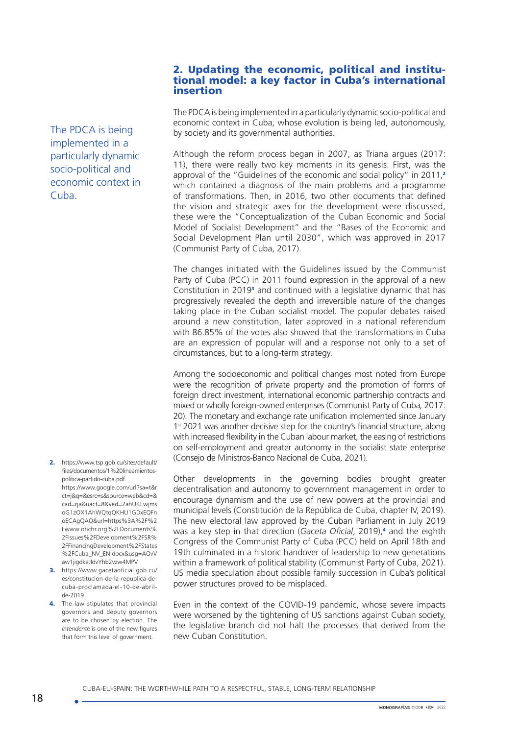## 2. Updating the economic, political and institutional model: a key factor in Cuba's international insertion

The PDCA is being implemented in a particularly dynamic socio-political and economic context in Cuba.

The PDCA is being implemented in a particularly dynamic socio-political and economic context in Cuba, whose evolution is being led, autonomously, by society and its governmental authorities.

Although the reform process began in 2007, as Triana argues (2017: 11), there were really two key moments in its genesis. First, was the approval of the "Guidelines of the economic and social policy" in 2011,[2] which contained a diagnosis of the main problems and a programme of transformations. Then, in 2016, two other documents that defined the vision and strategic axes for the development were discussed, these were the "Conceptualization of the Cuban Economic and Social Model of Socialist Development" and the "Bases of the Economic and Social Development Plan until 2030", which was approved in 2017 (Communist Party of Cuba, 2017).

The changes initiated with the Guidelines issued by the Communist Party of Cuba (PCC) in 2011 found expression in the approval of a new Constitution in 2019[3] and continued with a legislative dynamic that has progressively revealed the depth and irreversible nature of the changes taking place in the Cuban socialist model. The popular debates raised around a new constitution, later approved in a national referendum with 86.85% of the votes also showed that the transformations in Cuba are an expression of popular will and a response not only to a set of circumstances, but to a long-term strategy.

Among the socioeconomic and political changes most noted from Europe were the recognition of private property and the promotion of forms of foreign direct investment, international economic partnership contracts and mixed or wholly foreign-owned enterprises (Communist Party of Cuba, 2017: 20). The monetary and exchange rate unification implemented since January 1st 2021 was another decisive step for the country's financial structure, along with increased flexibility in the Cuban labour market, the easing of restrictions on self-employment and greater autonomy in the socialist state enterprise (Consejo de Ministros-Banco Nacional de Cuba, 2021).

Other developments in the governing bodies brought greater decentralisation and autonomy to government management in order to encourage dynamism and the use of new powers at the provincial and municipal levels (Constitución de la República de Cuba, chapter IV, 2019). The new electoral law approved by the Cuban Parliament in July 2019 was a key step in that direction (*Gaceta Oficial*, 2019),[4] and the eighth Congress of the Communist Party of Cuba (PCC) held on April 18th and 19th culminated in a historic handover of leadership to new generations within a framework of political stability (Communist Party of Cuba, 2021). US media speculation about possible family succession in Cuba's political power structures proved to be misplaced.

Even in the context of the COVID-19 pandemic, whose severe impacts were worsened by the tightening of US sanctions against Cuban society, the legislative branch did not halt the processes that derived from the new Cuban Constitution.

2. https://www.tsp.gob.cu/sites/default/files/documentos/1%20lineamientos-politica-partido-cuba.pdf https://www.google.com/url?sa=t&rct=j&q=&esrc=s&source=web&cd=&cad=rja&uact=8&ved=2ahUKEwjmsoG1zOX1AhWQtqQKHU1GDxEQFnoECAgQAQ&url=https%3A%2F%2Fwww.ohchr.org%2FDocuments%2FIssues%2FDevelopment%2FSR%2FFinancingDevelopment%2FStates%2FCuba_NV_EN.docx&usg=AOvVaw1jigdkaJldvYhb2vzw4MPV
3. https://www.gacetaoficial.gob.cu/es/constitucion-de-la-republica-de-cuba-proclamada-el-10-de-abril-de-2019
4. The law stipulates that provincial governors and deputy governors are to be chosen by election. The *intendente* is one of the new figures that form this level of government.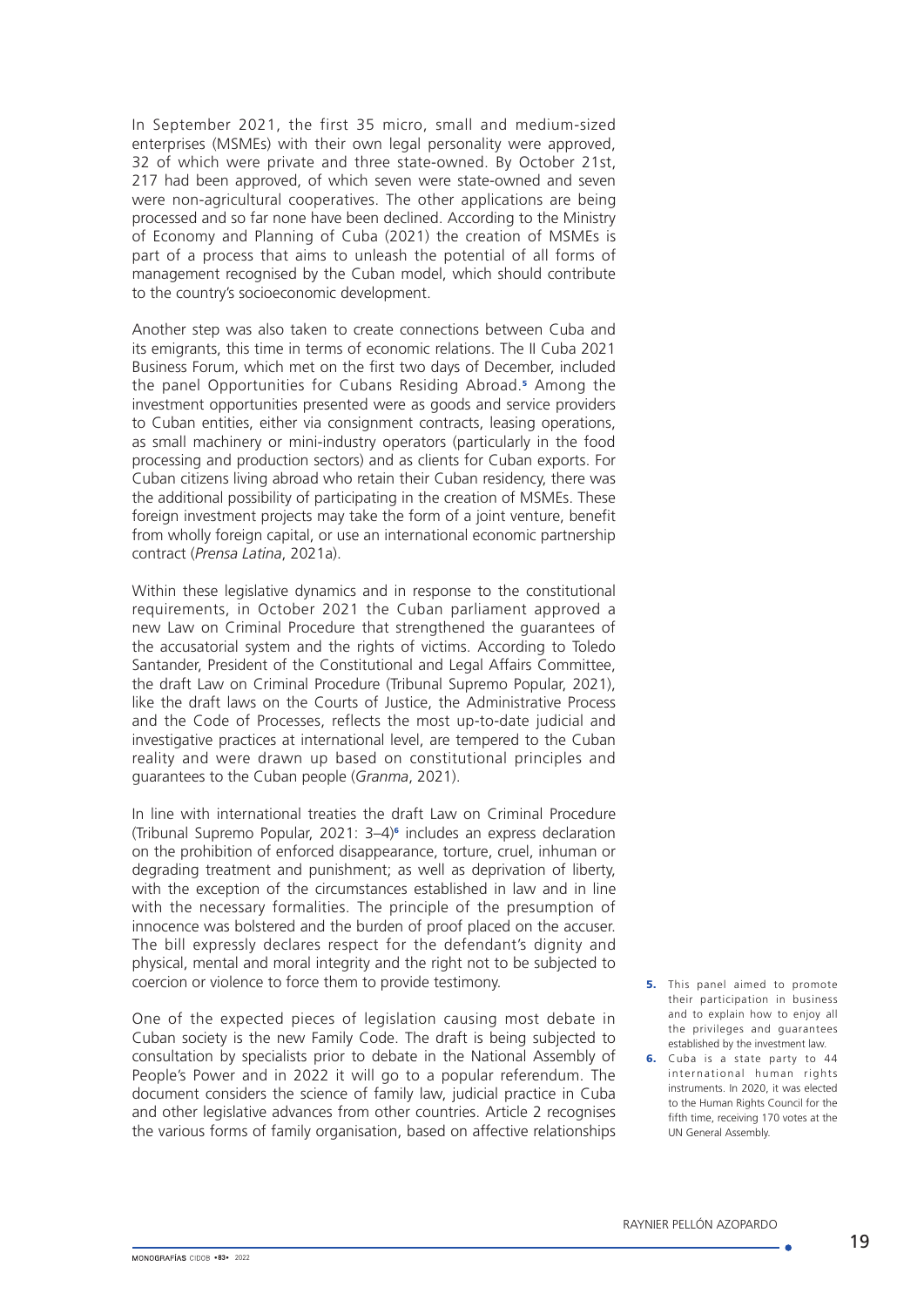In September 2021, the first 35 micro, small and medium-sized enterprises (MSMEs) with their own legal personality were approved, 32 of which were private and three state-owned. By October 21st, 217 had been approved, of which seven were state-owned and seven were non-agricultural cooperatives. The other applications are being processed and so far none have been declined. According to the Ministry of Economy and Planning of Cuba (2021) the creation of MSMEs is part of a process that aims to unleash the potential of all forms of management recognised by the Cuban model, which should contribute to the country's socioeconomic development.

Another step was also taken to create connections between Cuba and its emigrants, this time in terms of economic relations. The II Cuba 2021 Business Forum, which met on the first two days of December, included the panel Opportunities for Cubans Residing Abroad.[5] Among the investment opportunities presented were as goods and service providers to Cuban entities, either via consignment contracts, leasing operations, as small machinery or mini-industry operators (particularly in the food processing and production sectors) and as clients for Cuban exports. For Cuban citizens living abroad who retain their Cuban residency, there was the additional possibility of participating in the creation of MSMEs. These foreign investment projects may take the form of a joint venture, benefit from wholly foreign capital, or use an international economic partnership contract (*Prensa Latina*, 2021a).

Within these legislative dynamics and in response to the constitutional requirements, in October 2021 the Cuban parliament approved a new Law on Criminal Procedure that strengthened the guarantees of the accusatorial system and the rights of victims. According to Toledo Santander, President of the Constitutional and Legal Affairs Committee, the draft Law on Criminal Procedure (Tribunal Supremo Popular, 2021), like the draft laws on the Courts of Justice, the Administrative Process and the Code of Processes, reflects the most up-to-date judicial and investigative practices at international level, are tempered to the Cuban reality and were drawn up based on constitutional principles and guarantees to the Cuban people (*Granma*, 2021).

In line with international treaties the draft Law on Criminal Procedure (Tribunal Supremo Popular, 2021: 3–4)[6] includes an express declaration on the prohibition of enforced disappearance, torture, cruel, inhuman or degrading treatment and punishment; as well as deprivation of liberty, with the exception of the circumstances established in law and in line with the necessary formalities. The principle of the presumption of innocence was bolstered and the burden of proof placed on the accuser. The bill expressly declares respect for the defendant's dignity and physical, mental and moral integrity and the right not to be subjected to coercion or violence to force them to provide testimony.

One of the expected pieces of legislation causing most debate in Cuban society is the new Family Code. The draft is being subjected to consultation by specialists prior to debate in the National Assembly of People's Power and in 2022 it will go to a popular referendum. The document considers the science of family law, judicial practice in Cuba and other legislative advances from other countries. Article 2 recognises the various forms of family organisation, based on affective relationships

5. This panel aimed to promote their participation in business and to explain how to enjoy all the privileges and guarantees established by the investment law.
6. Cuba is a state party to 44 international human rights instruments. In 2020, it was elected to the Human Rights Council for the fifth time, receiving 170 votes at the UN General Assembly.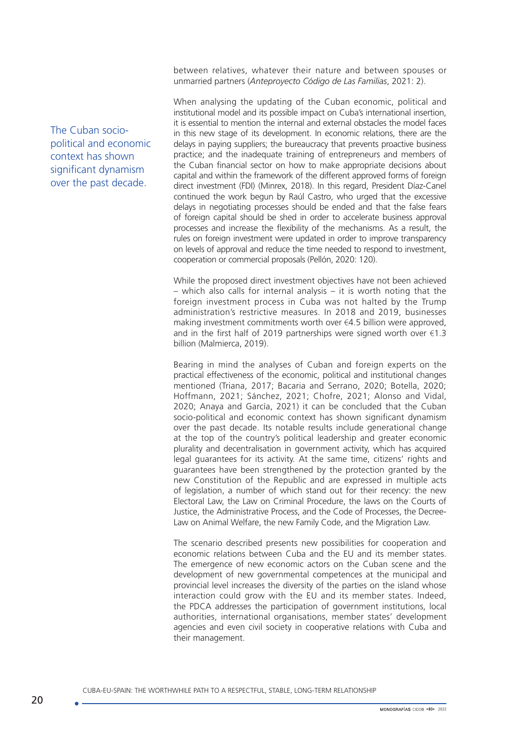between relatives, whatever their nature and between spouses or unmarried partners (*Anteproyecto Código de Las Familias*, 2021: 2).

When analysing the updating of the Cuban economic, political and institutional model and its possible impact on Cuba's international insertion, it is essential to mention the internal and external obstacles the model faces in this new stage of its development. In economic relations, there are the delays in paying suppliers; the bureaucracy that prevents proactive business practice; and the inadequate training of entrepreneurs and members of the Cuban financial sector on how to make appropriate decisions about capital and within the framework of the different approved forms of foreign direct investment (FDI) (Minrex, 2018). In this regard, President Díaz-Canel continued the work begun by Raúl Castro, who urged that the excessive delays in negotiating processes should be ended and that the false fears of foreign capital should be shed in order to accelerate business approval processes and increase the flexibility of the mechanisms. As a result, the rules on foreign investment were updated in order to improve transparency on levels of approval and reduce the time needed to respond to investment, cooperation or commercial proposals (Pellón, 2020: 120).

The Cuban socio-political and economic context has shown significant dynamism over the past decade.

While the proposed direct investment objectives have not been achieved – which also calls for internal analysis – it is worth noting that the foreign investment process in Cuba was not halted by the Trump administration's restrictive measures. In 2018 and 2019, businesses making investment commitments worth over €4.5 billion were approved, and in the first half of 2019 partnerships were signed worth over €1.3 billion (Malmierca, 2019).

Bearing in mind the analyses of Cuban and foreign experts on the practical effectiveness of the economic, political and institutional changes mentioned (Triana, 2017; Bacaria and Serrano, 2020; Botella, 2020; Hoffmann, 2021; Sánchez, 2021; Chofre, 2021; Alonso and Vidal, 2020; Anaya and García, 2021) it can be concluded that the Cuban socio-political and economic context has shown significant dynamism over the past decade. Its notable results include generational change at the top of the country's political leadership and greater economic plurality and decentralisation in government activity, which has acquired legal guarantees for its activity. At the same time, citizens' rights and guarantees have been strengthened by the protection granted by the new Constitution of the Republic and are expressed in multiple acts of legislation, a number of which stand out for their recency: the new Electoral Law, the Law on Criminal Procedure, the laws on the Courts of Justice, the Administrative Process, and the Code of Processes, the Decree-Law on Animal Welfare, the new Family Code, and the Migration Law.

The scenario described presents new possibilities for cooperation and economic relations between Cuba and the EU and its member states. The emergence of new economic actors on the Cuban scene and the development of new governmental competences at the municipal and provincial level increases the diversity of the parties on the island whose interaction could grow with the EU and its member states. Indeed, the PDCA addresses the participation of government institutions, local authorities, international organisations, member states' development agencies and even civil society in cooperative relations with Cuba and their management.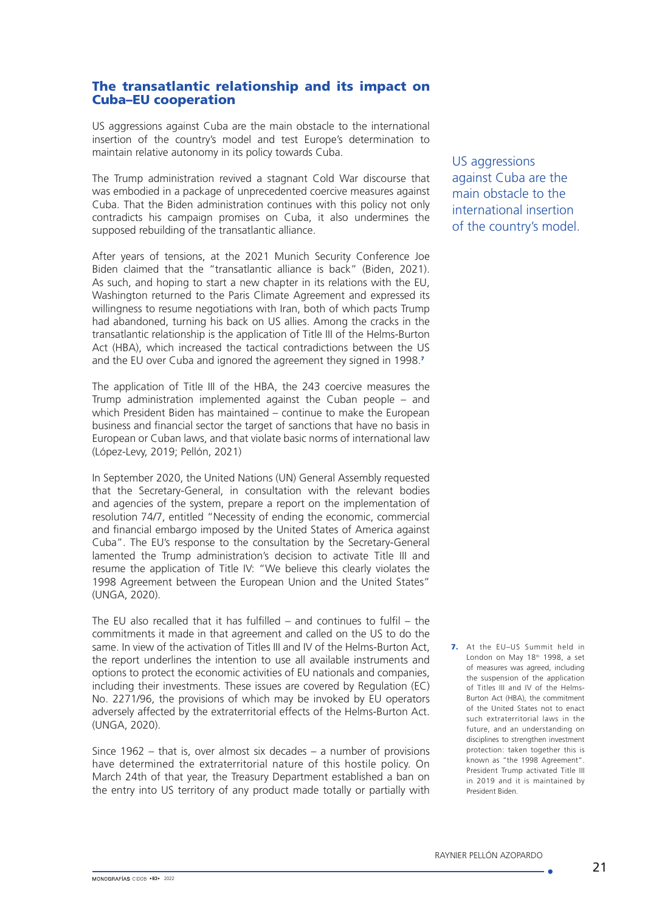## The transatlantic relationship and its impact on Cuba–EU cooperation

US aggressions against Cuba are the main obstacle to the international insertion of the country's model and test Europe's determination to maintain relative autonomy in its policy towards Cuba.

US aggressions against Cuba are the main obstacle to the international insertion of the country's model.

The Trump administration revived a stagnant Cold War discourse that was embodied in a package of unprecedented coercive measures against Cuba. That the Biden administration continues with this policy not only contradicts his campaign promises on Cuba, it also undermines the supposed rebuilding of the transatlantic alliance.

After years of tensions, at the 2021 Munich Security Conference Joe Biden claimed that the "transatlantic alliance is back" (Biden, 2021). As such, and hoping to start a new chapter in its relations with the EU, Washington returned to the Paris Climate Agreement and expressed its willingness to resume negotiations with Iran, both of which pacts Trump had abandoned, turning his back on US allies. Among the cracks in the transatlantic relationship is the application of Title III of the Helms-Burton Act (HBA), which increased the tactical contradictions between the US and the EU over Cuba and ignored the agreement they signed in 1998.[7]

The application of Title III of the HBA, the 243 coercive measures the Trump administration implemented against the Cuban people – and which President Biden has maintained – continue to make the European business and financial sector the target of sanctions that have no basis in European or Cuban laws, and that violate basic norms of international law (López-Levy, 2019; Pellón, 2021)

In September 2020, the United Nations (UN) General Assembly requested that the Secretary-General, in consultation with the relevant bodies and agencies of the system, prepare a report on the implementation of resolution 74/7, entitled "Necessity of ending the economic, commercial and financial embargo imposed by the United States of America against Cuba". The EU's response to the consultation by the Secretary-General lamented the Trump administration's decision to activate Title III and resume the application of Title IV: "We believe this clearly violates the 1998 Agreement between the European Union and the United States" (UNGA, 2020).

The EU also recalled that it has fulfilled – and continues to fulfil – the commitments it made in that agreement and called on the US to do the same. In view of the activation of Titles III and IV of the Helms-Burton Act, the report underlines the intention to use all available instruments and options to protect the economic activities of EU nationals and companies, including their investments. These issues are covered by Regulation (EC) No. 2271/96, the provisions of which may be invoked by EU operators adversely affected by the extraterritorial effects of the Helms-Burton Act. (UNGA, 2020).

Since 1962 – that is, over almost six decades – a number of provisions have determined the extraterritorial nature of this hostile policy. On March 24th of that year, the Treasury Department established a ban on the entry into US territory of any product made totally or partially with

7. At the EU–US Summit held in London on May 18th 1998, a set of measures was agreed, including the suspension of the application of Titles III and IV of the Helms-Burton Act (HBA), the commitment of the United States not to enact such extraterritorial laws in the future, and an understanding on disciplines to strengthen investment protection: taken together this is known as "the 1998 Agreement". President Trump activated Title III in 2019 and it is maintained by President Biden.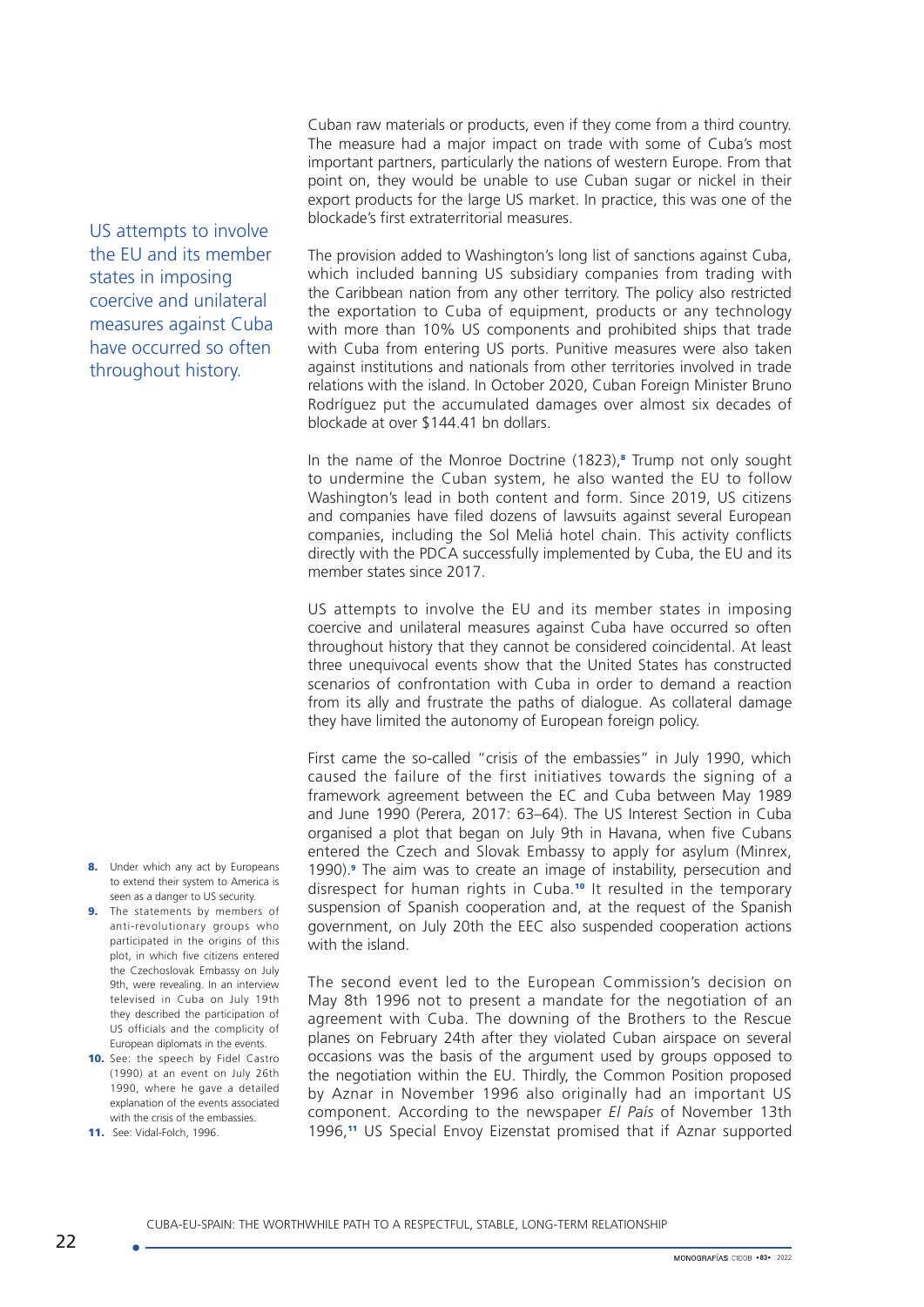Cuban raw materials or products, even if they come from a third country. The measure had a major impact on trade with some of Cuba's most important partners, particularly the nations of western Europe. From that point on, they would be unable to use Cuban sugar or nickel in their export products for the large US market. In practice, this was one of the blockade's first extraterritorial measures.

The provision added to Washington's long list of sanctions against Cuba, which included banning US subsidiary companies from trading with the Caribbean nation from any other territory. The policy also restricted the exportation to Cuba of equipment, products or any technology with more than 10% US components and prohibited ships that trade with Cuba from entering US ports. Punitive measures were also taken against institutions and nationals from other territories involved in trade relations with the island. In October 2020, Cuban Foreign Minister Bruno Rodríguez put the accumulated damages over almost six decades of blockade at over $144.41 bn dollars.

In the name of the Monroe Doctrine (1823),[8] Trump not only sought to undermine the Cuban system, he also wanted the EU to follow Washington's lead in both content and form. Since 2019, US citizens and companies have filed dozens of lawsuits against several European companies, including the Sol Meliá hotel chain. This activity conflicts directly with the PDCA successfully implemented by Cuba, the EU and its member states since 2017.

> US attempts to involve the EU and its member states in imposing coercive and unilateral measures against Cuba have occurred so often throughout history.

US attempts to involve the EU and its member states in imposing coercive and unilateral measures against Cuba have occurred so often throughout history that they cannot be considered coincidental. At least three unequivocal events show that the United States has constructed scenarios of confrontation with Cuba in order to demand a reaction from its ally and frustrate the paths of dialogue. As collateral damage they have limited the autonomy of European foreign policy.

First came the so-called "crisis of the embassies" in July 1990, which caused the failure of the first initiatives towards the signing of a framework agreement between the EC and Cuba between May 1989 and June 1990 (Perera, 2017: 63–64). The US Interest Section in Cuba organised a plot that began on July 9th in Havana, when five Cubans entered the Czech and Slovak Embassy to apply for asylum (Minrex, 1990).[9] The aim was to create an image of instability, persecution and disrespect for human rights in Cuba.[10] It resulted in the temporary suspension of Spanish cooperation and, at the request of the Spanish government, on July 20th the EEC also suspended cooperation actions with the island.

The second event led to the European Commission's decision on May 8th 1996 not to present a mandate for the negotiation of an agreement with Cuba. The downing of the Brothers to the Rescue planes on February 24th after they violated Cuban airspace on several occasions was the basis of the argument used by groups opposed to the negotiation within the EU. Thirdly, the Common Position proposed by Aznar in November 1996 also originally had an important US component. According to the newspaper *El País* of November 13th 1996,[11] US Special Envoy Eizenstat promised that if Aznar supported

---

8. Under which any act by Europeans to extend their system to America is seen as a danger to US security.
9. The statements by members of anti-revolutionary groups who participated in the origins of this plot, in which five citizens entered the Czechoslovak Embassy on July 9th, were revealing. In an interview televised in Cuba on July 19th they described the participation of US officials and the complicity of European diplomats in the events.
10. See: the speech by Fidel Castro (1990) at an event on July 26th 1990, where he gave a detailed explanation of the events associated with the crisis of the embassies.
11. See: Vidal-Folch, 1996.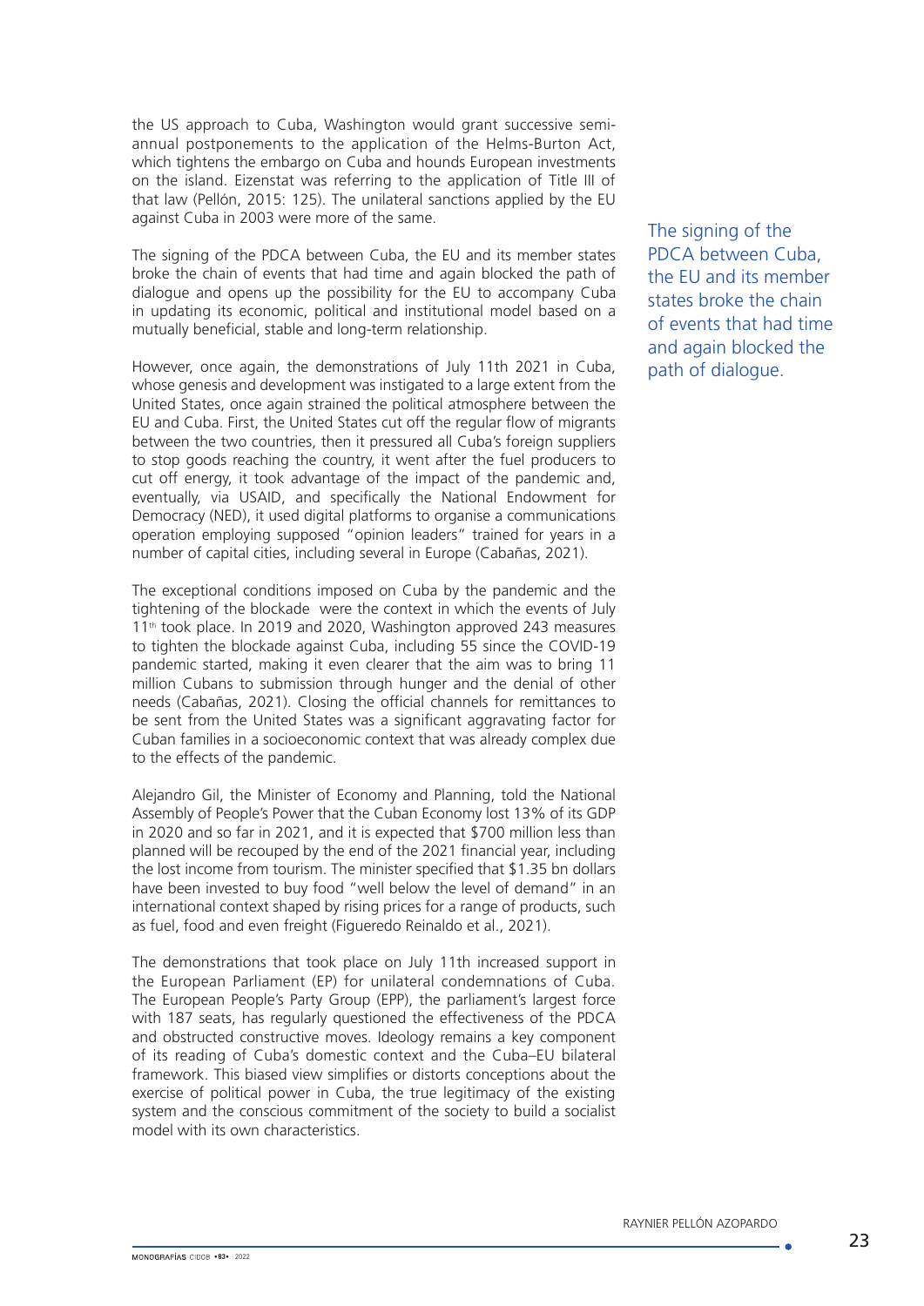the US approach to Cuba, Washington would grant successive semi-annual postponements to the application of the Helms-Burton Act, which tightens the embargo on Cuba and hounds European investments on the island. Eizenstat was referring to the application of Title III of that law (Pellón, 2015: 125). The unilateral sanctions applied by the EU against Cuba in 2003 were more of the same.

The signing of the PDCA between Cuba, the EU and its member states broke the chain of events that had time and again blocked the path of dialogue and opens up the possibility for the EU to accompany Cuba in updating its economic, political and institutional model based on a mutually beneficial, stable and long-term relationship.

> The signing of the PDCA between Cuba, the EU and its member states broke the chain of events that had time and again blocked the path of dialogue.

However, once again, the demonstrations of July 11th 2021 in Cuba, whose genesis and development was instigated to a large extent from the United States, once again strained the political atmosphere between the EU and Cuba. First, the United States cut off the regular flow of migrants between the two countries, then it pressured all Cuba's foreign suppliers to stop goods reaching the country, it went after the fuel producers to cut off energy, it took advantage of the impact of the pandemic and, eventually, via USAID, and specifically the National Endowment for Democracy (NED), it used digital platforms to organise a communications operation employing supposed "opinion leaders" trained for years in a number of capital cities, including several in Europe (Cabañas, 2021).

The exceptional conditions imposed on Cuba by the pandemic and the tightening of the blockade were the context in which the events of July 11th took place. In 2019 and 2020, Washington approved 243 measures to tighten the blockade against Cuba, including 55 since the COVID-19 pandemic started, making it even clearer that the aim was to bring 11 million Cubans to submission through hunger and the denial of other needs (Cabañas, 2021). Closing the official channels for remittances to be sent from the United States was a significant aggravating factor for Cuban families in a socioeconomic context that was already complex due to the effects of the pandemic.

Alejandro Gil, the Minister of Economy and Planning, told the National Assembly of People's Power that the Cuban Economy lost 13% of its GDP in 2020 and so far in 2021, and it is expected that $700 million less than planned will be recouped by the end of the 2021 financial year, including the lost income from tourism. The minister specified that $1.35 bn dollars have been invested to buy food "well below the level of demand" in an international context shaped by rising prices for a range of products, such as fuel, food and even freight (Figueredo Reinaldo et al., 2021).

The demonstrations that took place on July 11th increased support in the European Parliament (EP) for unilateral condemnations of Cuba. The European People's Party Group (EPP), the parliament's largest force with 187 seats, has regularly questioned the effectiveness of the PDCA and obstructed constructive moves. Ideology remains a key component of its reading of Cuba's domestic context and the Cuba–EU bilateral framework. This biased view simplifies or distorts conceptions about the exercise of political power in Cuba, the true legitimacy of the existing system and the conscious commitment of the society to build a socialist model with its own characteristics.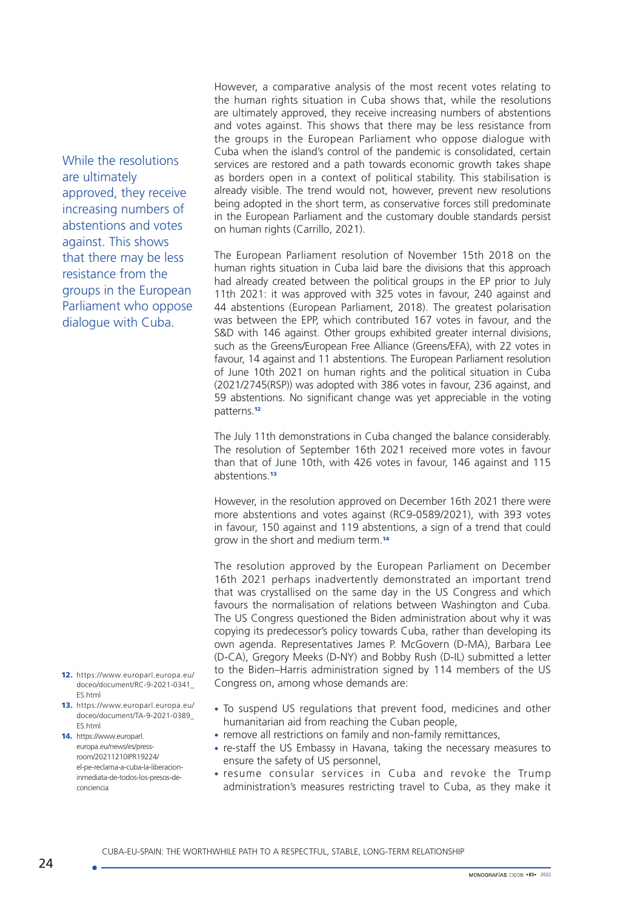However, a comparative analysis of the most recent votes relating to the human rights situation in Cuba shows that, while the resolutions are ultimately approved, they receive increasing numbers of abstentions and votes against. This shows that there may be less resistance from the groups in the European Parliament who oppose dialogue with Cuba when the island's control of the pandemic is consolidated, certain services are restored and a path towards economic growth takes shape as borders open in a context of political stability. This stabilisation is already visible. The trend would not, however, prevent new resolutions being adopted in the short term, as conservative forces still predominate in the European Parliament and the customary double standards persist on human rights (Carrillo, 2021).

> While the resolutions are ultimately approved, they receive increasing numbers of abstentions and votes against. This shows that there may be less resistance from the groups in the European Parliament who oppose dialogue with Cuba.

The European Parliament resolution of November 15th 2018 on the human rights situation in Cuba laid bare the divisions that this approach had already created between the political groups in the EP prior to July 11th 2021: it was approved with 325 votes in favour, 240 against and 44 abstentions (European Parliament, 2018). The greatest polarisation was between the EPP, which contributed 167 votes in favour, and the S&D with 146 against. Other groups exhibited greater internal divisions, such as the Greens/European Free Alliance (Greens/EFA), with 22 votes in favour, 14 against and 11 abstentions. The European Parliament resolution of June 10th 2021 on human rights and the political situation in Cuba (2021/2745(RSP)) was adopted with 386 votes in favour, 236 against, and 59 abstentions. No significant change was yet appreciable in the voting patterns.[12]

The July 11th demonstrations in Cuba changed the balance considerably. The resolution of September 16th 2021 received more votes in favour than that of June 10th, with 426 votes in favour, 146 against and 115 abstentions.[13]

However, in the resolution approved on December 16th 2021 there were more abstentions and votes against (RC9-0589/2021), with 393 votes in favour, 150 against and 119 abstentions, a sign of a trend that could grow in the short and medium term.[14]

The resolution approved by the European Parliament on December 16th 2021 perhaps inadvertently demonstrated an important trend that was crystallised on the same day in the US Congress and which favours the normalisation of relations between Washington and Cuba. The US Congress questioned the Biden administration about why it was copying its predecessor's policy towards Cuba, rather than developing its own agenda. Representatives James P. McGovern (D-MA), Barbara Lee (D-CA), Gregory Meeks (D-NY) and Bobby Rush (D-IL) submitted a letter to the Biden–Harris administration signed by 114 members of the US Congress on, among whose demands are:

- To suspend US regulations that prevent food, medicines and other humanitarian aid from reaching the Cuban people,
- remove all restrictions on family and non-family remittances,
- re-staff the US Embassy in Havana, taking the necessary measures to ensure the safety of US personnel,
- resume consular services in Cuba and revoke the Trump administration's measures restricting travel to Cuba, as they make it

12. https://www.europarl.europa.eu/doceo/document/RC-9-2021-0341_ES.html
13. https://www.europarl.europa.eu/doceo/document/TA-9-2021-0389_ES.html
14. https://www.europarl.europa.eu/news/es/press-room/20211210IPR19224/el-pe-reclama-a-cuba-la-liberacion-inmediata-de-todos-los-presos-de-conciencia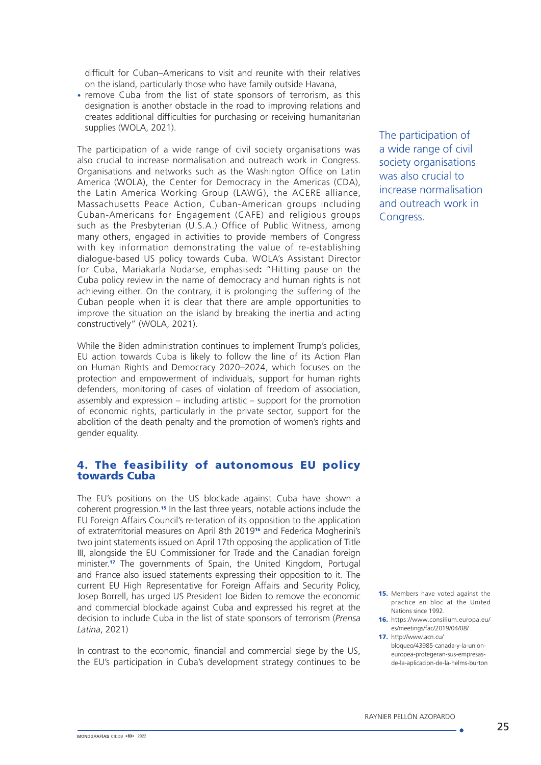difficult for Cuban–Americans to visit and reunite with their relatives on the island, particularly those who have family outside Havana,

- remove Cuba from the list of state sponsors of terrorism, as this designation is another obstacle in the road to improving relations and creates additional difficulties for purchasing or receiving humanitarian supplies (WOLA, 2021).

The participation of a wide range of civil society organisations was also crucial to increase normalisation and outreach work in Congress. Organisations and networks such as the Washington Office on Latin America (WOLA), the Center for Democracy in the Americas (CDA), the Latin America Working Group (LAWG), the ACERE alliance, Massachusetts Peace Action, Cuban-American groups including Cuban-Americans for Engagement (CAFE) and religious groups such as the Presbyterian (U.S.A.) Office of Public Witness, among many others, engaged in activities to provide members of Congress with key information demonstrating the value of re-establishing dialogue-based US policy towards Cuba. WOLA's Assistant Director for Cuba, Mariakarla Nodarse, emphasised**:** "Hitting pause on the Cuba policy review in the name of democracy and human rights is not achieving either. On the contrary, it is prolonging the suffering of the Cuban people when it is clear that there are ample opportunities to improve the situation on the island by breaking the inertia and acting constructively" (WOLA, 2021).

While the Biden administration continues to implement Trump's policies, EU action towards Cuba is likely to follow the line of its Action Plan on Human Rights and Democracy 2020–2024, which focuses on the protection and empowerment of individuals, support for human rights defenders, monitoring of cases of violation of freedom of association, assembly and expression – including artistic – support for the promotion of economic rights, particularly in the private sector, support for the abolition of the death penalty and the promotion of women's rights and gender equality.

## 4. The feasibility of autonomous EU policy towards Cuba

The EU's positions on the US blockade against Cuba have shown a coherent progression.[15] In the last three years, notable actions include the EU Foreign Affairs Council's reiteration of its opposition to the application of extraterritorial measures on April 8th 2019[16] and Federica Mogherini's two joint statements issued on April 17th opposing the application of Title III, alongside the EU Commissioner for Trade and the Canadian foreign minister.[17] The governments of Spain, the United Kingdom, Portugal and France also issued statements expressing their opposition to it. The current EU High Representative for Foreign Affairs and Security Policy, Josep Borrell, has urged US President Joe Biden to remove the economic and commercial blockade against Cuba and expressed his regret at the decision to include Cuba in the list of state sponsors of terrorism (*Prensa Latina*, 2021)

In contrast to the economic, financial and commercial siege by the US, the EU's participation in Cuba's development strategy continues to be

15. Members have voted against the practice en bloc at the United Nations since 1992.
16. https://www.consilium.europa.eu/es/meetings/fac/2019/04/08/
17. http://www.acn.cu/bloqueo/43985-canada-y-la-union-europea-protegeran-sus-empresas-de-la-aplicacion-de-la-helms-burton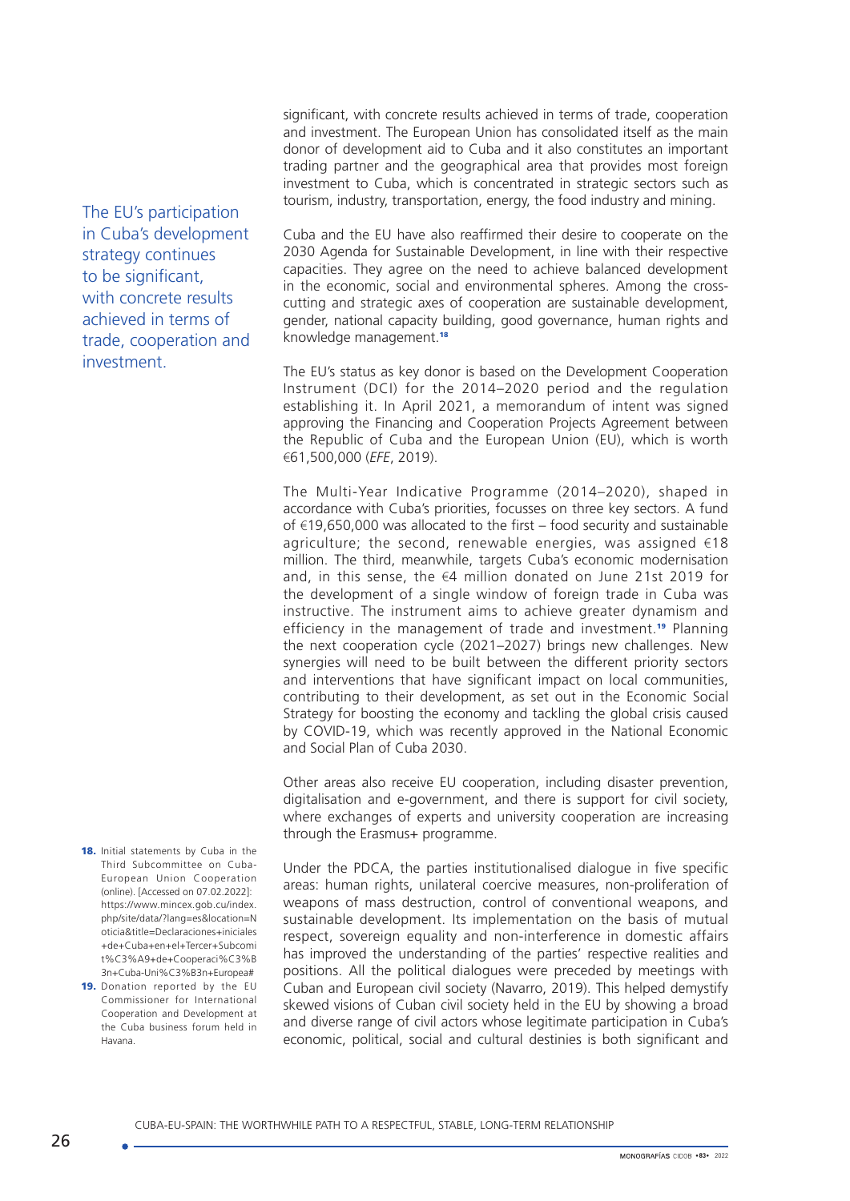significant, with concrete results achieved in terms of trade, cooperation and investment. The European Union has consolidated itself as the main donor of development aid to Cuba and it also constitutes an important trading partner and the geographical area that provides most foreign investment to Cuba, which is concentrated in strategic sectors such as tourism, industry, transportation, energy, the food industry and mining.

The EU's participation in Cuba's development strategy continues to be significant, with concrete results achieved in terms of trade, cooperation and investment.

Cuba and the EU have also reaffirmed their desire to cooperate on the 2030 Agenda for Sustainable Development, in line with their respective capacities. They agree on the need to achieve balanced development in the economic, social and environmental spheres. Among the cross-cutting and strategic axes of cooperation are sustainable development, gender, national capacity building, good governance, human rights and knowledge management.[18]

The EU's status as key donor is based on the Development Cooperation Instrument (DCI) for the 2014–2020 period and the regulation establishing it. In April 2021, a memorandum of intent was signed approving the Financing and Cooperation Projects Agreement between the Republic of Cuba and the European Union (EU), which is worth €61,500,000 (*EFE*, 2019).

The Multi-Year Indicative Programme (2014–2020), shaped in accordance with Cuba's priorities, focusses on three key sectors. A fund of €19,650,000 was allocated to the first – food security and sustainable agriculture; the second, renewable energies, was assigned €18 million. The third, meanwhile, targets Cuba's economic modernisation and, in this sense, the €4 million donated on June 21st 2019 for the development of a single window of foreign trade in Cuba was instructive. The instrument aims to achieve greater dynamism and efficiency in the management of trade and investment.[19] Planning the next cooperation cycle (2021–2027) brings new challenges. New synergies will need to be built between the different priority sectors and interventions that have significant impact on local communities, contributing to their development, as set out in the Economic Social Strategy for boosting the economy and tackling the global crisis caused by COVID-19, which was recently approved in the National Economic and Social Plan of Cuba 2030.

Other areas also receive EU cooperation, including disaster prevention, digitalisation and e-government, and there is support for civil society, where exchanges of experts and university cooperation are increasing through the Erasmus+ programme.

Under the PDCA, the parties institutionalised dialogue in five specific areas: human rights, unilateral coercive measures, non-proliferation of weapons of mass destruction, control of conventional weapons, and sustainable development. Its implementation on the basis of mutual respect, sovereign equality and non-interference in domestic affairs has improved the understanding of the parties' respective realities and positions. All the political dialogues were preceded by meetings with Cuban and European civil society (Navarro, 2019). This helped demystify skewed visions of Cuban civil society held in the EU by showing a broad and diverse range of civil actors whose legitimate participation in Cuba's economic, political, social and cultural destinies is both significant and

18. Initial statements by Cuba in the Third Subcommittee on Cuba-European Union Cooperation (online). [Accessed on 07.02.2022]: https://www.mincex.gob.cu/index.php/site/data/?lang=es&location=Noticia&title=Declaraciones+iniciales+de+Cuba+en+el+Tercer+Subcomit%C3%A9+de+Cooperaci%C3%B3n+Cuba-Uni%C3%B3n+Europea#

19. Donation reported by the EU Commissioner for International Cooperation and Development at the Cuba business forum held in Havana.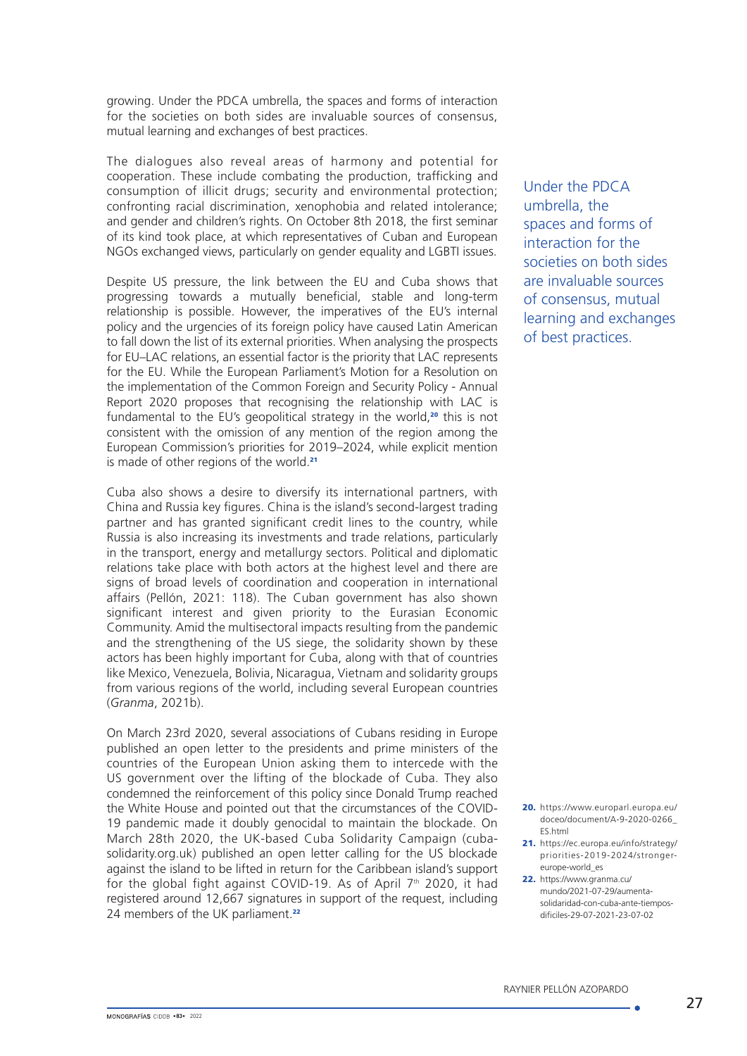growing. Under the PDCA umbrella, the spaces and forms of interaction for the societies on both sides are invaluable sources of consensus, mutual learning and exchanges of best practices.

The dialogues also reveal areas of harmony and potential for cooperation. These include combating the production, trafficking and consumption of illicit drugs; security and environmental protection; confronting racial discrimination, xenophobia and related intolerance; and gender and children's rights. On October 8th 2018, the first seminar of its kind took place, at which representatives of Cuban and European NGOs exchanged views, particularly on gender equality and LGBTI issues.

> Under the PDCA umbrella, the spaces and forms of interaction for the societies on both sides are invaluable sources of consensus, mutual learning and exchanges of best practices.

Despite US pressure, the link between the EU and Cuba shows that progressing towards a mutually beneficial, stable and long-term relationship is possible. However, the imperatives of the EU's internal policy and the urgencies of its foreign policy have caused Latin American to fall down the list of its external priorities. When analysing the prospects for EU–LAC relations, an essential factor is the priority that LAC represents for the EU. While the European Parliament's Motion for a Resolution on the implementation of the Common Foreign and Security Policy - Annual Report 2020 proposes that recognising the relationship with LAC is fundamental to the EU's geopolitical strategy in the world,[20] this is not consistent with the omission of any mention of the region among the European Commission's priorities for 2019–2024, while explicit mention is made of other regions of the world.[21]

Cuba also shows a desire to diversify its international partners, with China and Russia key figures. China is the island's second-largest trading partner and has granted significant credit lines to the country, while Russia is also increasing its investments and trade relations, particularly in the transport, energy and metallurgy sectors. Political and diplomatic relations take place with both actors at the highest level and there are signs of broad levels of coordination and cooperation in international affairs (Pellón, 2021: 118). The Cuban government has also shown significant interest and given priority to the Eurasian Economic Community. Amid the multisectoral impacts resulting from the pandemic and the strengthening of the US siege, the solidarity shown by these actors has been highly important for Cuba, along with that of countries like Mexico, Venezuela, Bolivia, Nicaragua, Vietnam and solidarity groups from various regions of the world, including several European countries (*Granma*, 2021b).

On March 23rd 2020, several associations of Cubans residing in Europe published an open letter to the presidents and prime ministers of the countries of the European Union asking them to intercede with the US government over the lifting of the blockade of Cuba. They also condemned the reinforcement of this policy since Donald Trump reached the White House and pointed out that the circumstances of the COVID-19 pandemic made it doubly genocidal to maintain the blockade. On March 28th 2020, the UK-based Cuba Solidarity Campaign (cuba-solidarity.org.uk) published an open letter calling for the US blockade against the island to be lifted in return for the Caribbean island's support for the global fight against COVID-19. As of April 7th 2020, it had registered around 12,667 signatures in support of the request, including 24 members of the UK parliament.[22]

20. https://www.europarl.europa.eu/doceo/document/A-9-2020-0266_ES.html
21. https://ec.europa.eu/info/strategy/priorities-2019-2024/stronger-europe-world_es
22. https://www.granma.cu/mundo/2021-07-29/aumenta-solidaridad-con-cuba-ante-tiempos-dificiles-29-07-2021-23-07-02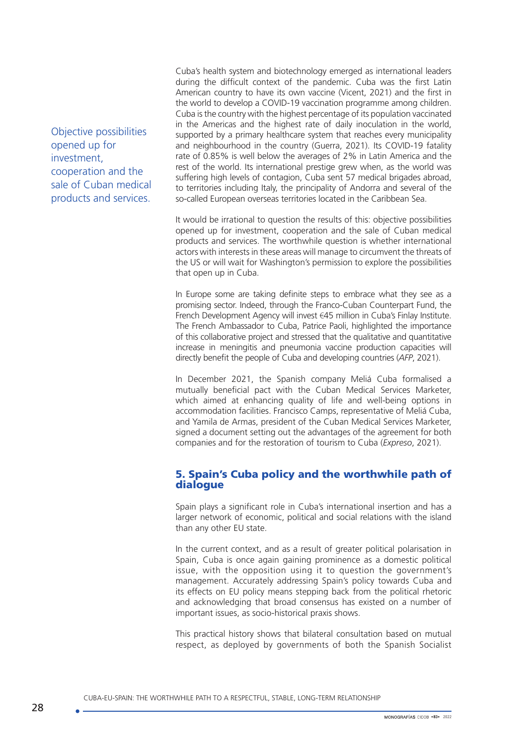Objective possibilities opened up for investment, cooperation and the sale of Cuban medical products and services.

Cuba's health system and biotechnology emerged as international leaders during the difficult context of the pandemic. Cuba was the first Latin American country to have its own vaccine (Vicent, 2021) and the first in the world to develop a COVID-19 vaccination programme among children. Cuba is the country with the highest percentage of its population vaccinated in the Americas and the highest rate of daily inoculation in the world, supported by a primary healthcare system that reaches every municipality and neighbourhood in the country (Guerra, 2021). Its COVID-19 fatality rate of 0.85% is well below the averages of 2% in Latin America and the rest of the world. Its international prestige grew when, as the world was suffering high levels of contagion, Cuba sent 57 medical brigades abroad, to territories including Italy, the principality of Andorra and several of the so-called European overseas territories located in the Caribbean Sea.

It would be irrational to question the results of this: objective possibilities opened up for investment, cooperation and the sale of Cuban medical products and services. The worthwhile question is whether international actors with interests in these areas will manage to circumvent the threats of the US or will wait for Washington's permission to explore the possibilities that open up in Cuba.

In Europe some are taking definite steps to embrace what they see as a promising sector. Indeed, through the Franco-Cuban Counterpart Fund, the French Development Agency will invest €45 million in Cuba's Finlay Institute. The French Ambassador to Cuba, Patrice Paoli, highlighted the importance of this collaborative project and stressed that the qualitative and quantitative increase in meningitis and pneumonia vaccine production capacities will directly benefit the people of Cuba and developing countries (*AFP*, 2021).

In December 2021, the Spanish company Meliá Cuba formalised a mutually beneficial pact with the Cuban Medical Services Marketer, which aimed at enhancing quality of life and well-being options in accommodation facilities. Francisco Camps, representative of Meliá Cuba, and Yamila de Armas, president of the Cuban Medical Services Marketer, signed a document setting out the advantages of the agreement for both companies and for the restoration of tourism to Cuba (*Expreso*, 2021).

## 5. Spain's Cuba policy and the worthwhile path of dialogue

Spain plays a significant role in Cuba's international insertion and has a larger network of economic, political and social relations with the island than any other EU state.

In the current context, and as a result of greater political polarisation in Spain, Cuba is once again gaining prominence as a domestic political issue, with the opposition using it to question the government's management. Accurately addressing Spain's policy towards Cuba and its effects on EU policy means stepping back from the political rhetoric and acknowledging that broad consensus has existed on a number of important issues, as socio-historical praxis shows.

This practical history shows that bilateral consultation based on mutual respect, as deployed by governments of both the Spanish Socialist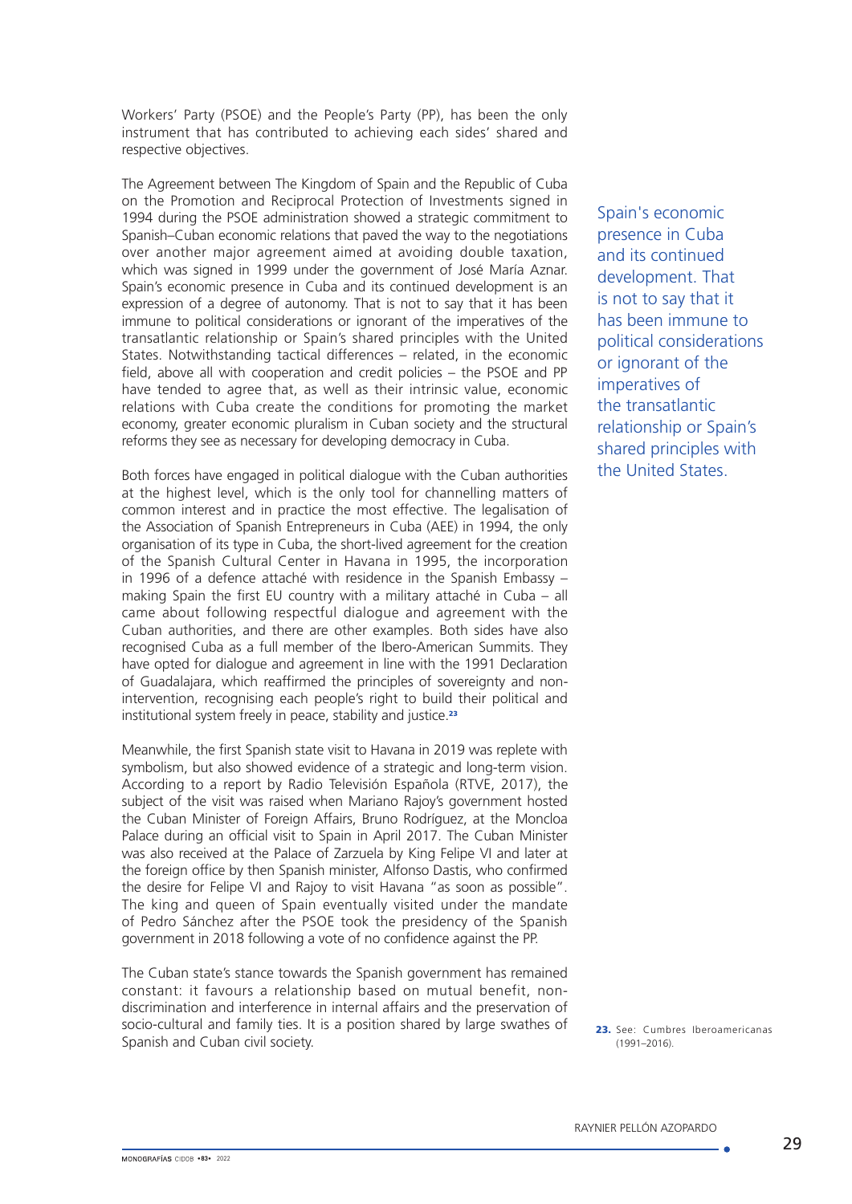Workers' Party (PSOE) and the People's Party (PP), has been the only instrument that has contributed to achieving each sides' shared and respective objectives.

The Agreement between The Kingdom of Spain and the Republic of Cuba on the Promotion and Reciprocal Protection of Investments signed in 1994 during the PSOE administration showed a strategic commitment to Spanish–Cuban economic relations that paved the way to the negotiations over another major agreement aimed at avoiding double taxation, which was signed in 1999 under the government of José María Aznar. Spain's economic presence in Cuba and its continued development is an expression of a degree of autonomy. That is not to say that it has been immune to political considerations or ignorant of the imperatives of the transatlantic relationship or Spain's shared principles with the United States. Notwithstanding tactical differences – related, in the economic field, above all with cooperation and credit policies – the PSOE and PP have tended to agree that, as well as their intrinsic value, economic relations with Cuba create the conditions for promoting the market economy, greater economic pluralism in Cuban society and the structural reforms they see as necessary for developing democracy in Cuba.

> Spain's economic presence in Cuba and its continued development. That is not to say that it has been immune to political considerations or ignorant of the imperatives of the transatlantic relationship or Spain's shared principles with the United States.

Both forces have engaged in political dialogue with the Cuban authorities at the highest level, which is the only tool for channelling matters of common interest and in practice the most effective. The legalisation of the Association of Spanish Entrepreneurs in Cuba (AEE) in 1994, the only organisation of its type in Cuba, the short-lived agreement for the creation of the Spanish Cultural Center in Havana in 1995, the incorporation in 1996 of a defence attaché with residence in the Spanish Embassy – making Spain the first EU country with a military attaché in Cuba – all came about following respectful dialogue and agreement with the Cuban authorities, and there are other examples. Both sides have also recognised Cuba as a full member of the Ibero-American Summits. They have opted for dialogue and agreement in line with the 1991 Declaration of Guadalajara, which reaffirmed the principles of sovereignty and non-intervention, recognising each people's right to build their political and institutional system freely in peace, stability and justice.[23]

Meanwhile, the first Spanish state visit to Havana in 2019 was replete with symbolism, but also showed evidence of a strategic and long-term vision. According to a report by Radio Televisión Española (RTVE, 2017), the subject of the visit was raised when Mariano Rajoy's government hosted the Cuban Minister of Foreign Affairs, Bruno Rodríguez, at the Moncloa Palace during an official visit to Spain in April 2017. The Cuban Minister was also received at the Palace of Zarzuela by King Felipe VI and later at the foreign office by then Spanish minister, Alfonso Dastis, who confirmed the desire for Felipe VI and Rajoy to visit Havana "as soon as possible". The king and queen of Spain eventually visited under the mandate of Pedro Sánchez after the PSOE took the presidency of the Spanish government in 2018 following a vote of no confidence against the PP.

The Cuban state's stance towards the Spanish government has remained constant: it favours a relationship based on mutual benefit, non-discrimination and interference in internal affairs and the preservation of socio-cultural and family ties. It is a position shared by large swathes of Spanish and Cuban civil society.

23. See: Cumbres Iberoamericanas (1991–2016).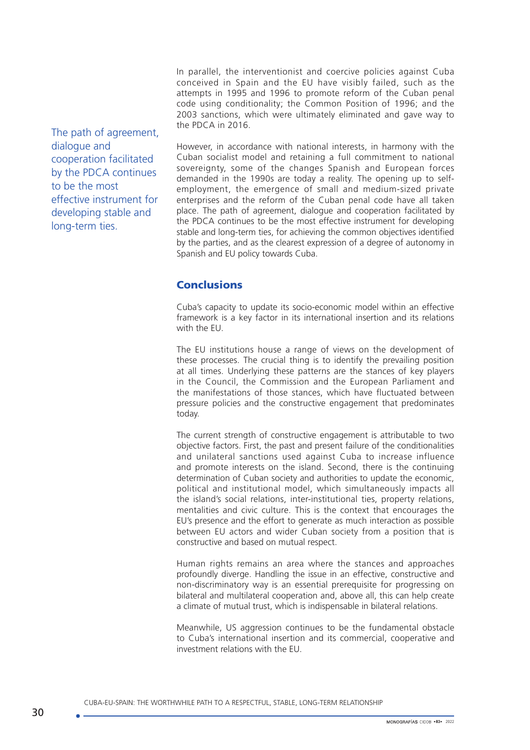In parallel, the interventionist and coercive policies against Cuba conceived in Spain and the EU have visibly failed, such as the attempts in 1995 and 1996 to promote reform of the Cuban penal code using conditionality; the Common Position of 1996; and the 2003 sanctions, which were ultimately eliminated and gave way to the PDCA in 2016.

However, in accordance with national interests, in harmony with the Cuban socialist model and retaining a full commitment to national sovereignty, some of the changes Spanish and European forces demanded in the 1990s are today a reality. The opening up to self-employment, the emergence of small and medium-sized private enterprises and the reform of the Cuban penal code have all taken place. The path of agreement, dialogue and cooperation facilitated by the PDCA continues to be the most effective instrument for developing stable and long-term ties, for achieving the common objectives identified by the parties, and as the clearest expression of a degree of autonomy in Spanish and EU policy towards Cuba.

> The path of agreement, dialogue and cooperation facilitated by the PDCA continues to be the most effective instrument for developing stable and long-term ties.

## Conclusions

Cuba's capacity to update its socio-economic model within an effective framework is a key factor in its international insertion and its relations with the EU.

The EU institutions house a range of views on the development of these processes. The crucial thing is to identify the prevailing position at all times. Underlying these patterns are the stances of key players in the Council, the Commission and the European Parliament and the manifestations of those stances, which have fluctuated between pressure policies and the constructive engagement that predominates today.

The current strength of constructive engagement is attributable to two objective factors. First, the past and present failure of the conditionalities and unilateral sanctions used against Cuba to increase influence and promote interests on the island. Second, there is the continuing determination of Cuban society and authorities to update the economic, political and institutional model, which simultaneously impacts all the island's social relations, inter-institutional ties, property relations, mentalities and civic culture. This is the context that encourages the EU's presence and the effort to generate as much interaction as possible between EU actors and wider Cuban society from a position that is constructive and based on mutual respect.

Human rights remains an area where the stances and approaches profoundly diverge. Handling the issue in an effective, constructive and non-discriminatory way is an essential prerequisite for progressing on bilateral and multilateral cooperation and, above all, this can help create a climate of mutual trust, which is indispensable in bilateral relations.

Meanwhile, US aggression continues to be the fundamental obstacle to Cuba's international insertion and its commercial, cooperative and investment relations with the EU.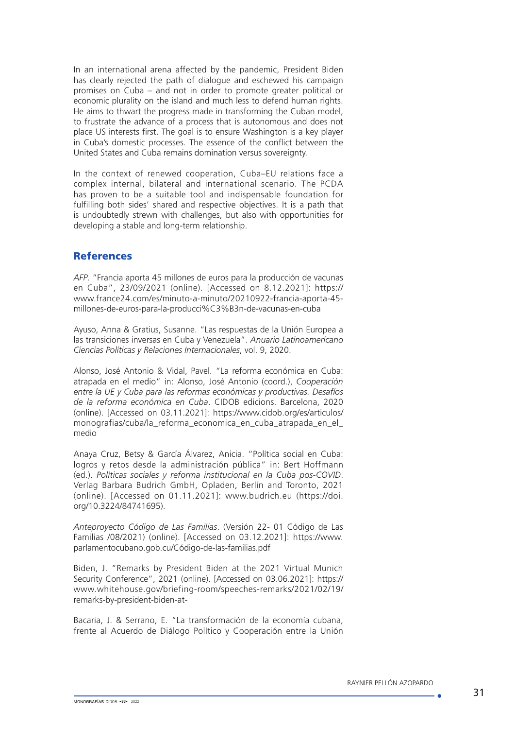In an international arena affected by the pandemic, President Biden has clearly rejected the path of dialogue and eschewed his campaign promises on Cuba – and not in order to promote greater political or economic plurality on the island and much less to defend human rights. He aims to thwart the progress made in transforming the Cuban model, to frustrate the advance of a process that is autonomous and does not place US interests first. The goal is to ensure Washington is a key player in Cuba's domestic processes. The essence of the conflict between the United States and Cuba remains domination versus sovereignty.

In the context of renewed cooperation, Cuba–EU relations face a complex internal, bilateral and international scenario. The PCDA has proven to be a suitable tool and indispensable foundation for fulfilling both sides' shared and respective objectives. It is a path that is undoubtedly strewn with challenges, but also with opportunities for developing a stable and long-term relationship.

## References

*AFP*. "Francia aporta 45 millones de euros para la producción de vacunas en Cuba", 23/09/2021 (online). [Accessed on 8.12.2021]: https://www.france24.com/es/minuto-a-minuto/20210922-francia-aporta-45-millones-de-euros-para-la-producci%C3%B3n-de-vacunas-en-cuba

Ayuso, Anna & Gratius, Susanne. "Las respuestas de la Unión Europea a las transiciones inversas en Cuba y Venezuela". *Anuario Latinoamericano Ciencias Políticas y Relaciones Internacionales*, vol. 9, 2020.

Alonso, José Antonio & Vidal, Pavel. "La reforma económica en Cuba: atrapada en el medio" in: Alonso, José Antonio (coord.), *Cooperación entre la UE y Cuba para las reformas económicas y productivas. Desafíos de la reforma económica en Cuba*. CIDOB edicions. Barcelona, 2020 (online). [Accessed on 03.11.2021]: https://www.cidob.org/es/articulos/monografias/cuba/la_reforma_economica_en_cuba_atrapada_en_el_medio

Anaya Cruz, Betsy & García Álvarez, Anicia. "Política social en Cuba: logros y retos desde la administración pública" in: Bert Hoffmann (ed.). *Políticas sociales y reforma institucional en la Cuba pos-COVID*. Verlag Barbara Budrich GmbH, Opladen, Berlin and Toronto, 2021 (online). [Accessed on 01.11.2021]: www.budrich.eu (https://doi.org/10.3224/84741695).

*Anteproyecto Código de Las Familias*. (Versión 22- 01 Código de Las Familias /08/2021) (online). [Accessed on 03.12.2021]: https://www.parlamentocubano.gob.cu/Código-de-las-familias.pdf

Biden, J. "Remarks by President Biden at the 2021 Virtual Munich Security Conference", 2021 (online). [Accessed on 03.06.2021]: https://www.whitehouse.gov/briefing-room/speeches-remarks/2021/02/19/remarks-by-president-biden-at-

Bacaria, J. & Serrano, E. "La transformación de la economía cubana, frente al Acuerdo de Diálogo Político y Cooperación entre la Unión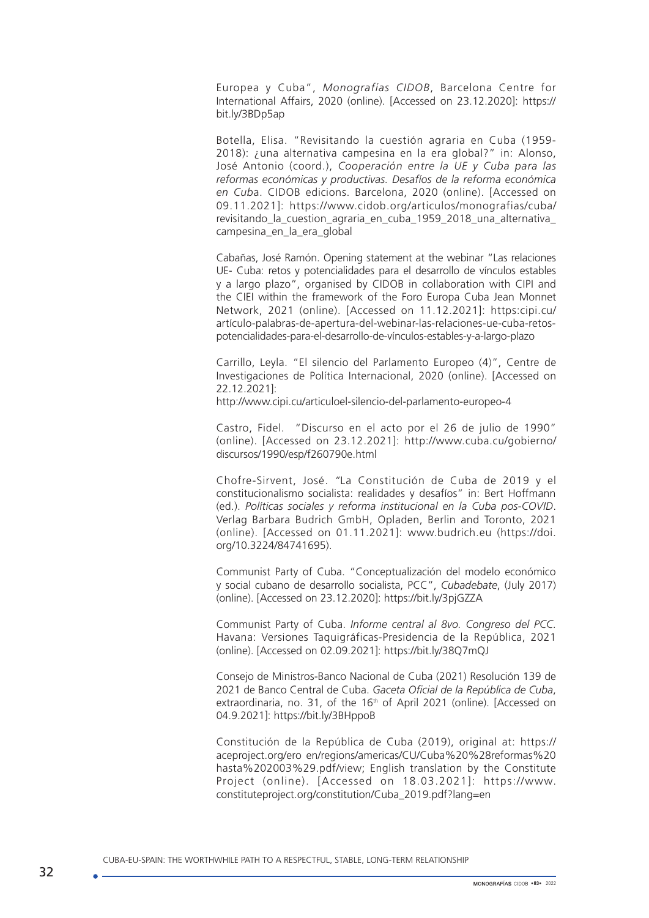Europea y Cuba", *Monografías CIDOB*, Barcelona Centre for International Affairs, 2020 (online). [Accessed on 23.12.2020]: https://bit.ly/3BDp5ap

Botella, Elisa. "Revisitando la cuestión agraria en Cuba (1959-2018): ¿una alternativa campesina en la era global?" in: Alonso, José Antonio (coord.), *Cooperación entre la UE y Cuba para las reformas económicas y productivas. Desafíos de la reforma económica en Cuba*. CIDOB edicions. Barcelona, 2020 (online). [Accessed on 09.11.2021]: https://www.cidob.org/articulos/monografias/cuba/revisitando_la_cuestion_agraria_en_cuba_1959_2018_una_alternativa_campesina_en_la_era_global

Cabañas, José Ramón. Opening statement at the webinar "Las relaciones UE- Cuba: retos y potencialidades para el desarrollo de vínculos estables y a largo plazo", organised by CIDOB in collaboration with CIPI and the CIEI within the framework of the Foro Europa Cuba Jean Monnet Network, 2021 (online). [Accessed on 11.12.2021]: https:cipi.cu/artículo-palabras-de-apertura-del-webinar-las-relaciones-ue-cuba-retos-potencialidades-para-el-desarrollo-de-vínculos-estables-y-a-largo-plazo

Carrillo, Leyla. "El silencio del Parlamento Europeo (4)", Centre de Investigaciones de Política Internacional, 2020 (online). [Accessed on 22.12.2021]:
http://www.cipi.cu/articuloel-silencio-del-parlamento-europeo-4

Castro, Fidel. "Discurso en el acto por el 26 de julio de 1990" (online). [Accessed on 23.12.2021]: http://www.cuba.cu/gobierno/discursos/1990/esp/f260790e.html

Chofre-Sirvent, José. "La Constitución de Cuba de 2019 y el constitucionalismo socialista: realidades y desafíos" in: Bert Hoffmann (ed.). *Políticas sociales y reforma institucional en la Cuba pos-COVID*. Verlag Barbara Budrich GmbH, Opladen, Berlin and Toronto, 2021 (online). [Accessed on 01.11.2021]: www.budrich.eu (https://doi.org/10.3224/84741695).

Communist Party of Cuba. "Conceptualización del modelo económico y social cubano de desarrollo socialista, PCC", *Cubadebate*, (July 2017) (online). [Accessed on 23.12.2020]: https://bit.ly/3pjGZZA

Communist Party of Cuba. *Informe central al 8vo. Congreso del PCC*. Havana: Versiones Taquigráficas-Presidencia de la República, 2021 (online). [Accessed on 02.09.2021]: https://bit.ly/38Q7mQJ

Consejo de Ministros-Banco Nacional de Cuba (2021) Resolución 139 de 2021 de Banco Central de Cuba. *Gaceta Oficial de la República de Cuba*, extraordinaria, no. 31, of the 16th of April 2021 (online). [Accessed on 04.9.2021]: https://bit.ly/3BHppoB

Constitución de la República de Cuba (2019), original at: https://aceproject.org/ero en/regions/americas/CU/Cuba%20%28reformas%20hasta%202003%29.pdf/view; English translation by the Constitute Project (online). [Accessed on 18.03.2021]: https://www.constituteproject.org/constitution/Cuba_2019.pdf?lang=en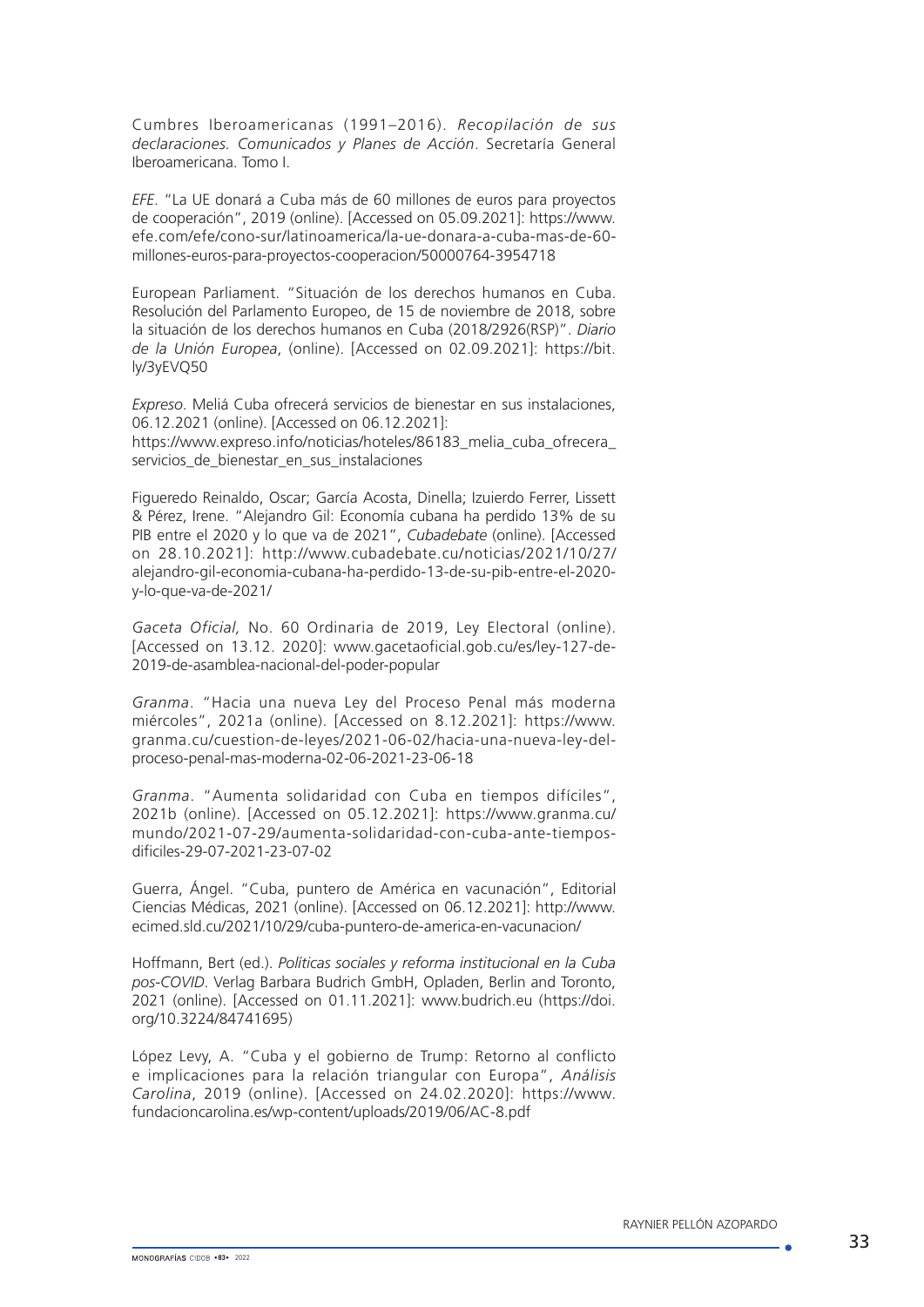Cumbres Iberoamericanas (1991–2016). *Recopilación de sus declaraciones. Comunicados y Planes de Acción*. Secretaría General Iberoamericana. Tomo I.

*EFE*. "La UE donará a Cuba más de 60 millones de euros para proyectos de cooperación", 2019 (online). [Accessed on 05.09.2021]: https://www.efe.com/efe/cono-sur/latinoamerica/la-ue-donara-a-cuba-mas-de-60-millones-euros-para-proyectos-cooperacion/50000764-3954718

European Parliament. "Situación de los derechos humanos en Cuba. Resolución del Parlamento Europeo, de 15 de noviembre de 2018, sobre la situación de los derechos humanos en Cuba (2018/2926(RSP)". *Diario de la Unión Europea*, (online). [Accessed on 02.09.2021]: https://bit.ly/3yEVQ50

*Expreso*. Meliá Cuba ofrecerá servicios de bienestar en sus instalaciones, 06.12.2021 (online). [Accessed on 06.12.2021]: https://www.expreso.info/noticias/hoteles/86183_melia_cuba_ofrecera_servicios_de_bienestar_en_sus_instalaciones

Figueredo Reinaldo, Oscar; García Acosta, Dinella; Izuierdo Ferrer, Lissett & Pérez, Irene. "Alejandro Gil: Economía cubana ha perdido 13% de su PIB entre el 2020 y lo que va de 2021", *Cubadebate* (online). [Accessed on 28.10.2021]: http://www.cubadebate.cu/noticias/2021/10/27/alejandro-gil-economia-cubana-ha-perdido-13-de-su-pib-entre-el-2020-y-lo-que-va-de-2021/

*Gaceta Oficial,* No. 60 Ordinaria de 2019, Ley Electoral (online). [Accessed on 13.12. 2020]: www.gacetaoficial.gob.cu/es/ley-127-de-2019-de-asamblea-nacional-del-poder-popular

*Granma*. "Hacia una nueva Ley del Proceso Penal más moderna miércoles", 2021a (online). [Accessed on 8.12.2021]: https://www.granma.cu/cuestion-de-leyes/2021-06-02/hacia-una-nueva-ley-del-proceso-penal-mas-moderna-02-06-2021-23-06-18

*Granma*. "Aumenta solidaridad con Cuba en tiempos difíciles", 2021b (online). [Accessed on 05.12.2021]: https://www.granma.cu/mundo/2021-07-29/aumenta-solidaridad-con-cuba-ante-tiempos-dificiles-29-07-2021-23-07-02

Guerra, Ángel. "Cuba, puntero de América en vacunación", Editorial Ciencias Médicas, 2021 (online). [Accessed on 06.12.2021]: http://www.ecimed.sld.cu/2021/10/29/cuba-puntero-de-america-en-vacunacion/

Hoffmann, Bert (ed.). *Políticas sociales y reforma institucional en la Cuba pos-COVID*. Verlag Barbara Budrich GmbH, Opladen, Berlin and Toronto, 2021 (online). [Accessed on 01.11.2021]: www.budrich.eu (https://doi.org/10.3224/84741695)

López Levy, A. "Cuba y el gobierno de Trump: Retorno al conflicto e implicaciones para la relación triangular con Europa", *Análisis Carolina*, 2019 (online). [Accessed on 24.02.2020]: https://www.fundacioncarolina.es/wp-content/uploads/2019/06/AC-8.pdf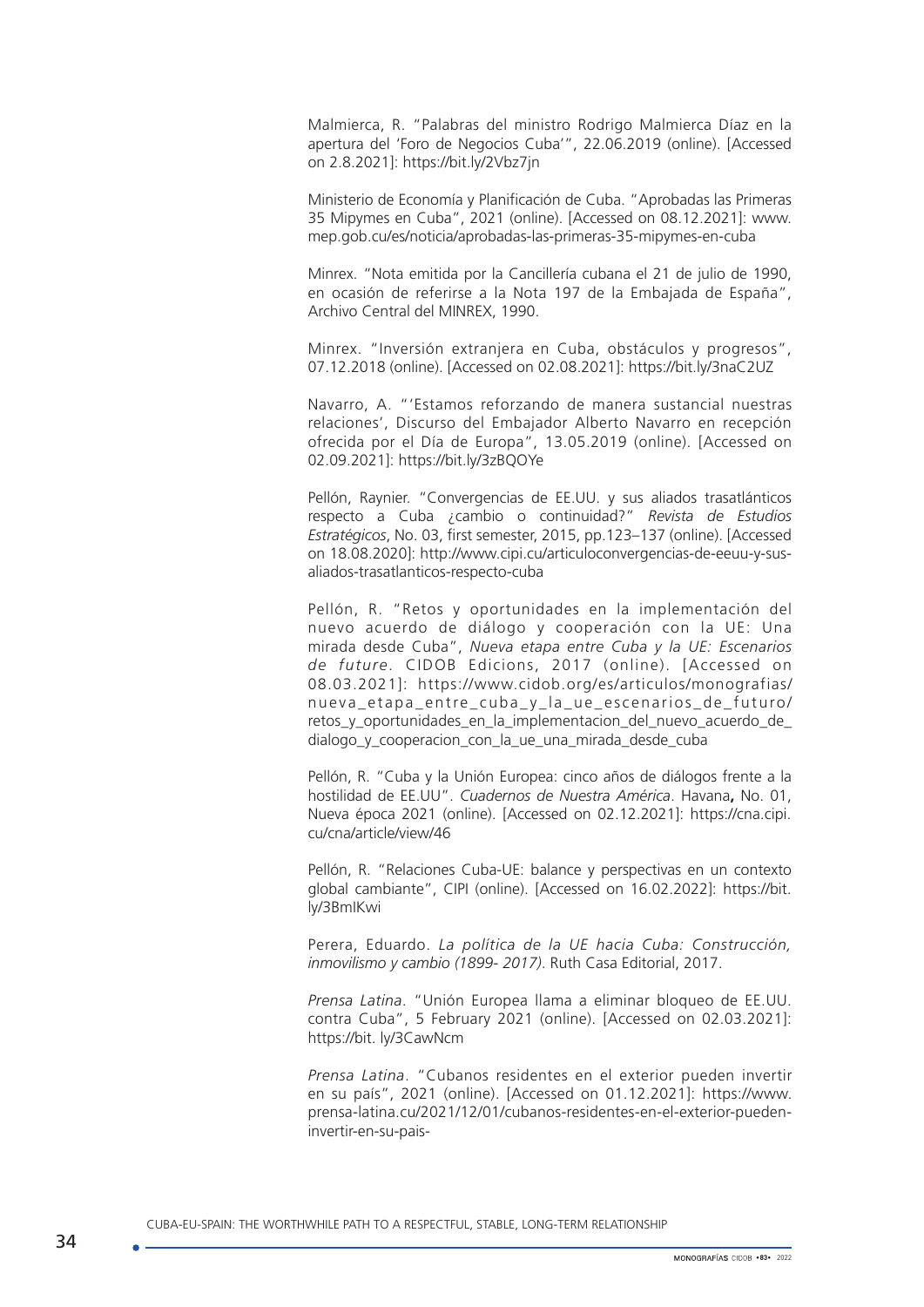Malmierca, R. "Palabras del ministro Rodrigo Malmierca Díaz en la apertura del 'Foro de Negocios Cuba'", 22.06.2019 (online). [Accessed on 2.8.2021]: https://bit.ly/2Vbz7jn

Ministerio de Economía y Planificación de Cuba. "Aprobadas las Primeras 35 Mipymes en Cuba", 2021 (online). [Accessed on 08.12.2021]: www.mep.gob.cu/es/noticia/aprobadas-las-primeras-35-mipymes-en-cuba

Minrex. "Nota emitida por la Cancillería cubana el 21 de julio de 1990, en ocasión de referirse a la Nota 197 de la Embajada de España", Archivo Central del MINREX, 1990.

Minrex. "Inversión extranjera en Cuba, obstáculos y progresos", 07.12.2018 (online). [Accessed on 02.08.2021]: https://bit.ly/3naC2UZ

Navarro, A. "'Estamos reforzando de manera sustancial nuestras relaciones', Discurso del Embajador Alberto Navarro en recepción ofrecida por el Día de Europa", 13.05.2019 (online). [Accessed on 02.09.2021]: https://bit.ly/3zBQOYe

Pellón, Raynier. "Convergencias de EE.UU. y sus aliados trasatlánticos respecto a Cuba ¿cambio o continuidad?" *Revista de Estudios Estratégicos*, No. 03, first semester, 2015, pp.123–137 (online). [Accessed on 18.08.2020]: http://www.cipi.cu/articuloconvergencias-de-eeuu-y-sus-aliados-trasatlanticos-respecto-cuba

Pellón, R. "Retos y oportunidades en la implementación del nuevo acuerdo de diálogo y cooperación con la UE: Una mirada desde Cuba", *Nueva etapa entre Cuba y la UE: Escenarios de future*. CIDOB Edicions, 2017 (online). [Accessed on 08.03.2021]: https://www.cidob.org/es/articulos/monografias/nueva_etapa_entre_cuba_y_la_ue_escenarios_de_futuro/retos_y_oportunidades_en_la_implementacion_del_nuevo_acuerdo_de_dialogo_y_cooperacion_con_la_ue_una_mirada_desde_cuba

Pellón, R. "Cuba y la Unión Europea: cinco años de diálogos frente a la hostilidad de EE.UU". *Cuadernos de Nuestra América*. Havana**,** No. 01, Nueva época 2021 (online). [Accessed on 02.12.2021]: https://cna.cipi.cu/cna/article/view/46

Pellón, R. "Relaciones Cuba-UE: balance y perspectivas en un contexto global cambiante", CIPI (online). [Accessed on 16.02.2022]: https://bit.ly/3BmIKwi

Perera, Eduardo. *La política de la UE hacia Cuba: Construcción, inmovilismo y cambio (1899- 2017)*. Ruth Casa Editorial, 2017.

*Prensa Latina*. "Unión Europea llama a eliminar bloqueo de EE.UU. contra Cuba", 5 February 2021 (online). [Accessed on 02.03.2021]: https://bit. ly/3CawNcm

*Prensa Latina*. "Cubanos residentes en el exterior pueden invertir en su país", 2021 (online). [Accessed on 01.12.2021]: https://www.prensa-latina.cu/2021/12/01/cubanos-residentes-en-el-exterior-pueden-invertir-en-su-pais-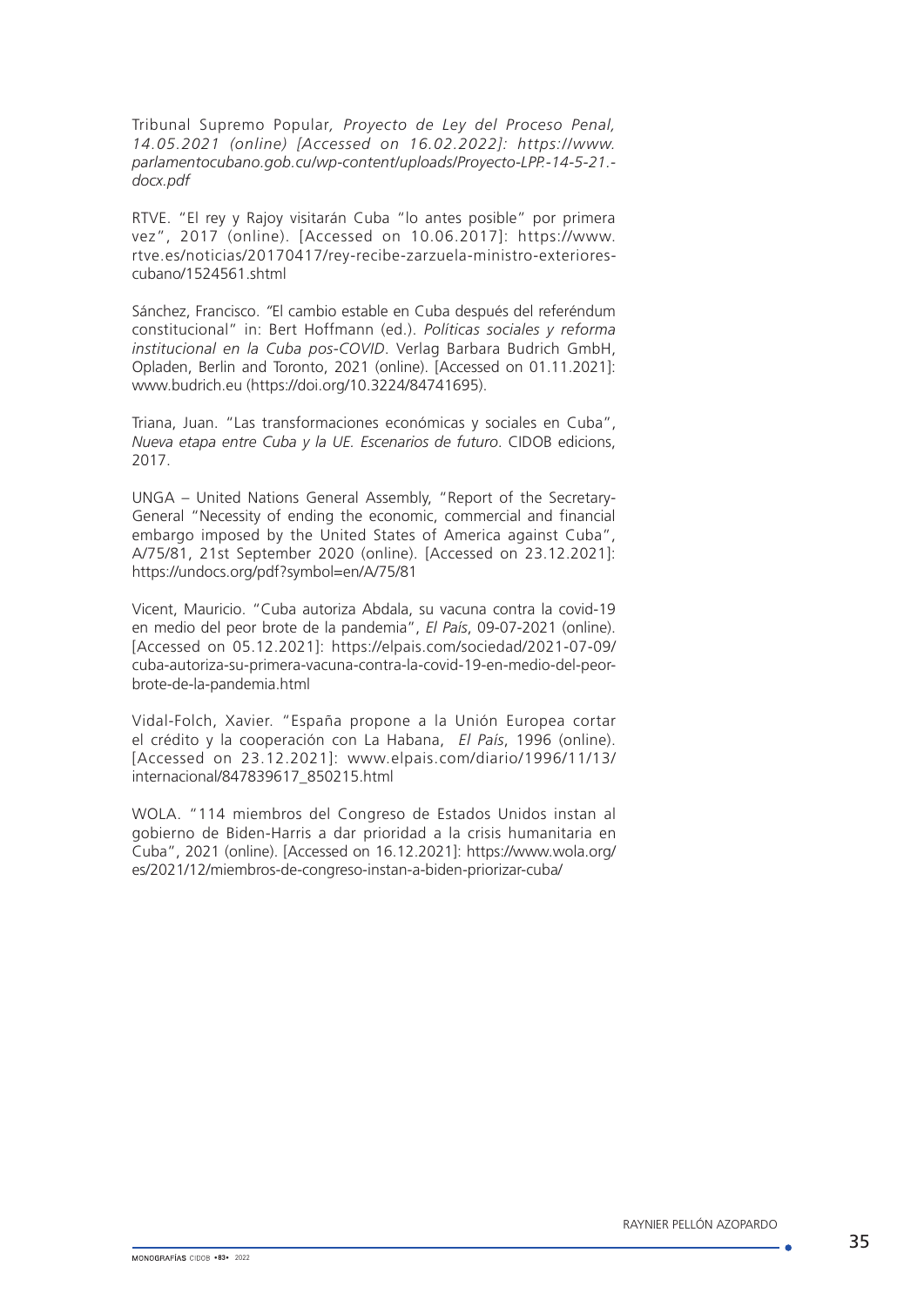Tribunal Supremo Popular*, Proyecto de Ley del Proceso Penal, 14.05.2021 (online) [Accessed on 16.02.2022]: https://www.parlamentocubano.gob.cu/wp-content/uploads/Proyecto-LPP.-14-5-21.-docx.pdf*

RTVE. "El rey y Rajoy visitarán Cuba "lo antes posible" por primera vez", 2017 (online). [Accessed on 10.06.2017]: https://www.rtve.es/noticias/20170417/rey-recibe-zarzuela-ministro-exteriores-cubano/1524561.shtml

Sánchez, Francisco. "El cambio estable en Cuba después del referéndum constitucional" in: Bert Hoffmann (ed.). *Políticas sociales y reforma institucional en la Cuba pos-COVID*. Verlag Barbara Budrich GmbH, Opladen, Berlin and Toronto, 2021 (online). [Accessed on 01.11.2021]: www.budrich.eu (https://doi.org/10.3224/84741695).

Triana, Juan. "Las transformaciones económicas y sociales en Cuba", *Nueva etapa entre Cuba y la UE. Escenarios de futuro*. CIDOB edicions, 2017.

UNGA – United Nations General Assembly, "Report of the Secretary-General "Necessity of ending the economic, commercial and financial embargo imposed by the United States of America against Cuba", A/75/81, 21st September 2020 (online). [Accessed on 23.12.2021]: https://undocs.org/pdf?symbol=en/A/75/81

Vicent, Mauricio. "Cuba autoriza Abdala, su vacuna contra la covid-19 en medio del peor brote de la pandemia", *El País*, 09-07-2021 (online). [Accessed on 05.12.2021]: https://elpais.com/sociedad/2021-07-09/cuba-autoriza-su-primera-vacuna-contra-la-covid-19-en-medio-del-peor-brote-de-la-pandemia.html

Vidal-Folch, Xavier. "España propone a la Unión Europea cortar el crédito y la cooperación con La Habana, *El País*, 1996 (online). [Accessed on 23.12.2021]: www.elpais.com/diario/1996/11/13/internacional/847839617_850215.html

WOLA. "114 miembros del Congreso de Estados Unidos instan al gobierno de Biden-Harris a dar prioridad a la crisis humanitaria en Cuba", 2021 (online). [Accessed on 16.12.2021]: https://www.wola.org/es/2021/12/miembros-de-congreso-instan-a-biden-priorizar-cuba/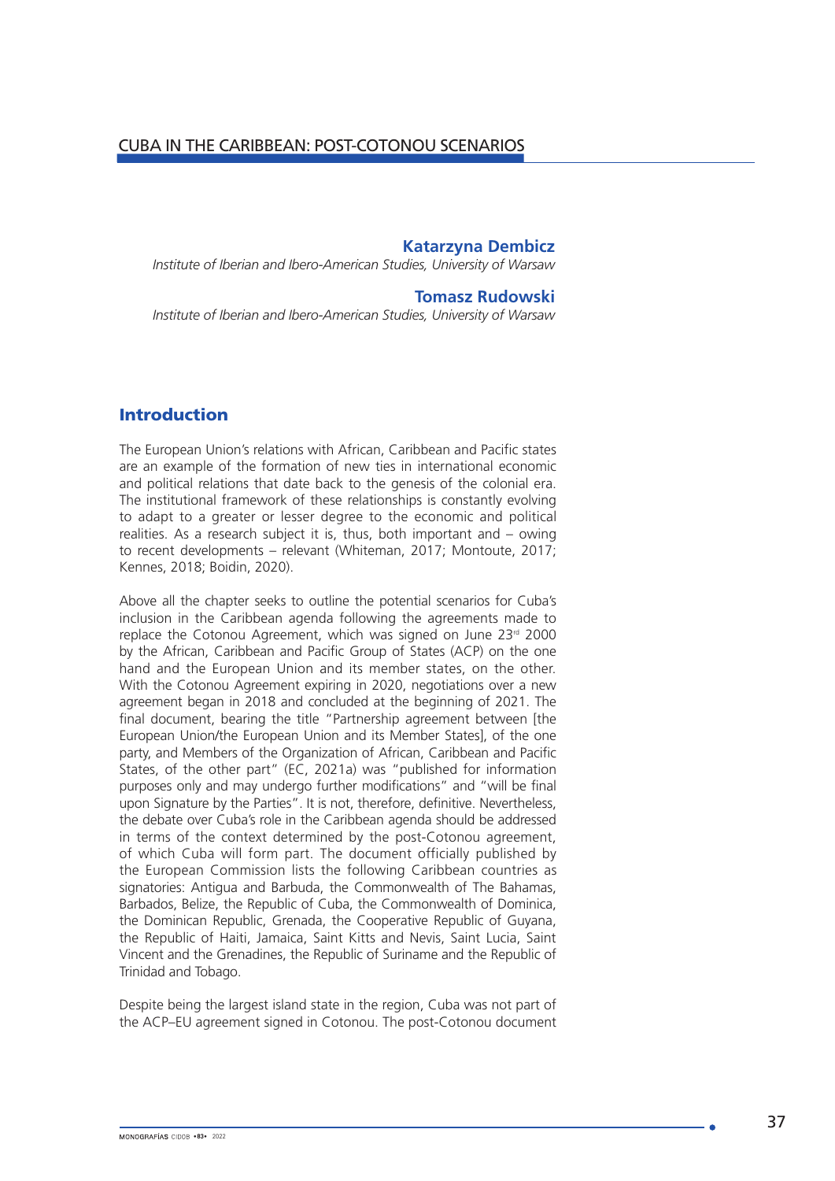# CUBA IN THE CARIBBEAN: POST-COTONOU SCENARIOS

**Katarzyna Dembicz**
*Institute of Iberian and Ibero-American Studies, University of Warsaw*

**Tomasz Rudowski**
*Institute of Iberian and Ibero-American Studies, University of Warsaw*

## Introduction

The European Union's relations with African, Caribbean and Pacific states are an example of the formation of new ties in international economic and political relations that date back to the genesis of the colonial era. The institutional framework of these relationships is constantly evolving to adapt to a greater or lesser degree to the economic and political realities. As a research subject it is, thus, both important and – owing to recent developments – relevant (Whiteman, 2017; Montoute, 2017; Kennes, 2018; Boidin, 2020).

Above all the chapter seeks to outline the potential scenarios for Cuba's inclusion in the Caribbean agenda following the agreements made to replace the Cotonou Agreement, which was signed on June 23rd 2000 by the African, Caribbean and Pacific Group of States (ACP) on the one hand and the European Union and its member states, on the other. With the Cotonou Agreement expiring in 2020, negotiations over a new agreement began in 2018 and concluded at the beginning of 2021. The final document, bearing the title "Partnership agreement between [the European Union/the European Union and its Member States], of the one party, and Members of the Organization of African, Caribbean and Pacific States, of the other part" (EC, 2021a) was "published for information purposes only and may undergo further modifications" and "will be final upon Signature by the Parties". It is not, therefore, definitive. Nevertheless, the debate over Cuba's role in the Caribbean agenda should be addressed in terms of the context determined by the post-Cotonou agreement, of which Cuba will form part. The document officially published by the European Commission lists the following Caribbean countries as signatories: Antigua and Barbuda, the Commonwealth of The Bahamas, Barbados, Belize, the Republic of Cuba, the Commonwealth of Dominica, the Dominican Republic, Grenada, the Cooperative Republic of Guyana, the Republic of Haiti, Jamaica, Saint Kitts and Nevis, Saint Lucia, Saint Vincent and the Grenadines, the Republic of Suriname and the Republic of Trinidad and Tobago.

Despite being the largest island state in the region, Cuba was not part of the ACP–EU agreement signed in Cotonou. The post-Cotonou document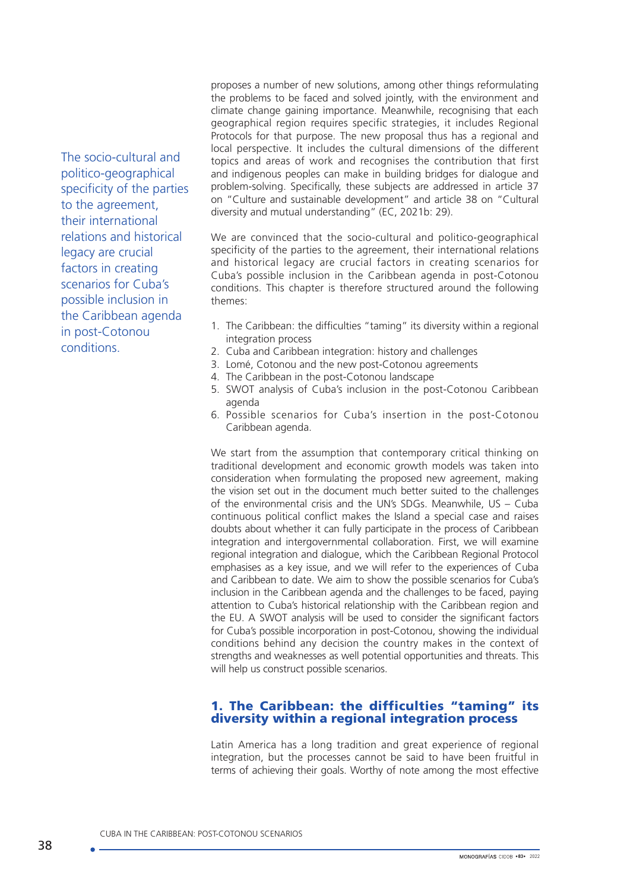proposes a number of new solutions, among other things reformulating the problems to be faced and solved jointly, with the environment and climate change gaining importance. Meanwhile, recognising that each geographical region requires specific strategies, it includes Regional Protocols for that purpose. The new proposal thus has a regional and local perspective. It includes the cultural dimensions of the different topics and areas of work and recognises the contribution that first and indigenous peoples can make in building bridges for dialogue and problem-solving. Specifically, these subjects are addressed in article 37 on "Culture and sustainable development" and article 38 on "Cultural diversity and mutual understanding" (EC, 2021b: 29).

The socio-cultural and politico-geographical specificity of the parties to the agreement, their international relations and historical legacy are crucial factors in creating scenarios for Cuba's possible inclusion in the Caribbean agenda in post-Cotonou conditions.

We are convinced that the socio-cultural and politico-geographical specificity of the parties to the agreement, their international relations and historical legacy are crucial factors in creating scenarios for Cuba's possible inclusion in the Caribbean agenda in post-Cotonou conditions. This chapter is therefore structured around the following themes:

1. The Caribbean: the difficulties "taming" its diversity within a regional integration process
2. Cuba and Caribbean integration: history and challenges
3. Lomé, Cotonou and the new post-Cotonou agreements
4. The Caribbean in the post-Cotonou landscape
5. SWOT analysis of Cuba's inclusion in the post-Cotonou Caribbean agenda
6. Possible scenarios for Cuba's insertion in the post-Cotonou Caribbean agenda.

We start from the assumption that contemporary critical thinking on traditional development and economic growth models was taken into consideration when formulating the proposed new agreement, making the vision set out in the document much better suited to the challenges of the environmental crisis and the UN's SDGs. Meanwhile, US – Cuba continuous political conflict makes the Island a special case and raises doubts about whether it can fully participate in the process of Caribbean integration and intergovernmental collaboration. First, we will examine regional integration and dialogue, which the Caribbean Regional Protocol emphasises as a key issue, and we will refer to the experiences of Cuba and Caribbean to date. We aim to show the possible scenarios for Cuba's inclusion in the Caribbean agenda and the challenges to be faced, paying attention to Cuba's historical relationship with the Caribbean region and the EU. A SWOT analysis will be used to consider the significant factors for Cuba's possible incorporation in post-Cotonou, showing the individual conditions behind any decision the country makes in the context of strengths and weaknesses as well potential opportunities and threats. This will help us construct possible scenarios.

## 1. The Caribbean: the difficulties "taming" its diversity within a regional integration process

Latin America has a long tradition and great experience of regional integration, but the processes cannot be said to have been fruitful in terms of achieving their goals. Worthy of note among the most effective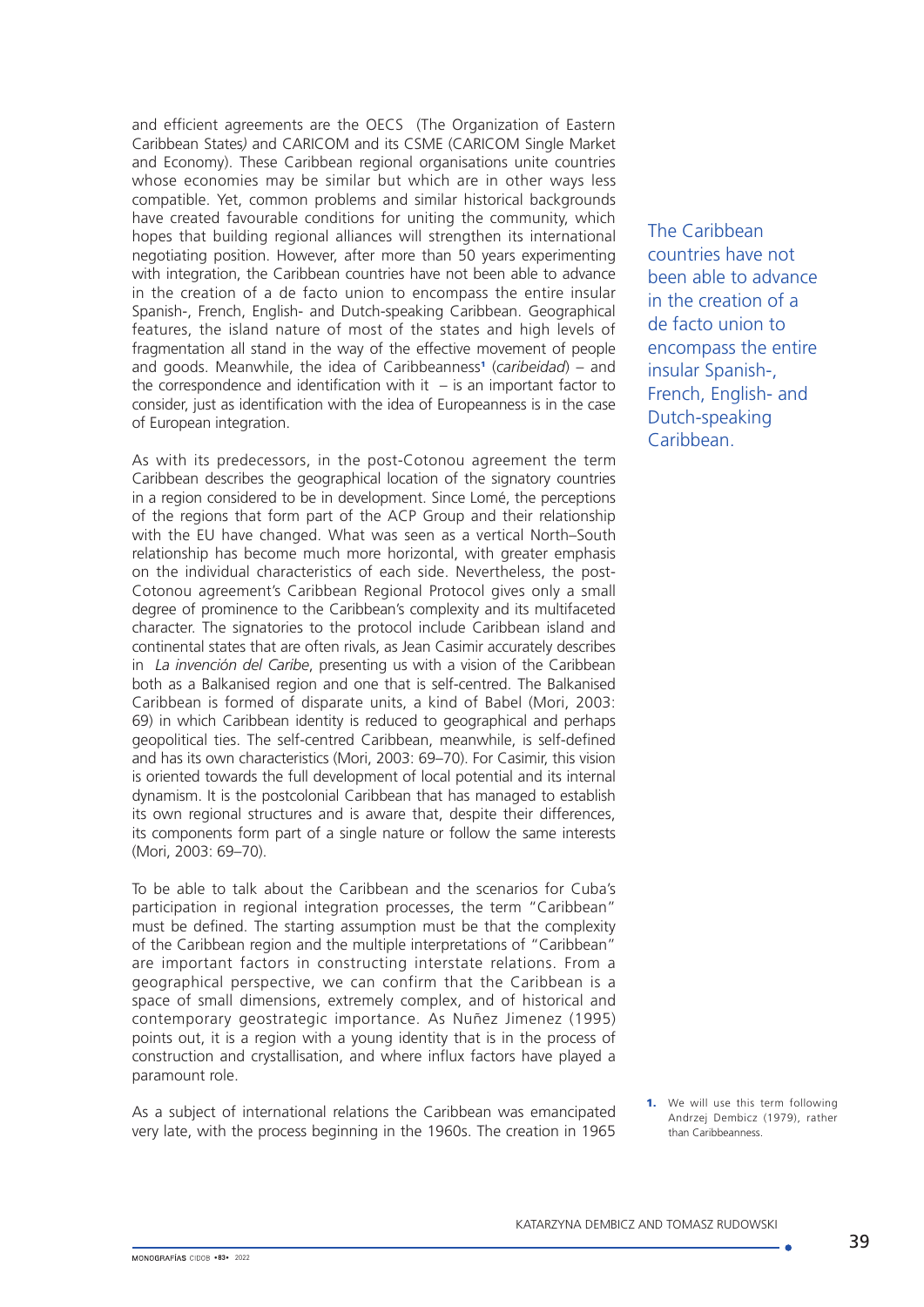and efficient agreements are the OECS (The Organization of Eastern Caribbean States) and CARICOM and its CSME (CARICOM Single Market and Economy). These Caribbean regional organisations unite countries whose economies may be similar but which are in other ways less compatible. Yet, common problems and similar historical backgrounds have created favourable conditions for uniting the community, which hopes that building regional alliances will strengthen its international negotiating position. However, after more than 50 years experimenting with integration, the Caribbean countries have not been able to advance in the creation of a de facto union to encompass the entire insular Spanish-, French, English- and Dutch-speaking Caribbean. Geographical features, the island nature of most of the states and high levels of fragmentation all stand in the way of the effective movement of people and goods. Meanwhile, the idea of Caribbeanness[1] (*caribeidad*) – and the correspondence and identification with it – is an important factor to consider, just as identification with the idea of Europeanness is in the case of European integration.

> The Caribbean countries have not been able to advance in the creation of a de facto union to encompass the entire insular Spanish-, French, English- and Dutch-speaking Caribbean.

As with its predecessors, in the post-Cotonou agreement the term Caribbean describes the geographical location of the signatory countries in a region considered to be in development. Since Lomé, the perceptions of the regions that form part of the ACP Group and their relationship with the EU have changed. What was seen as a vertical North–South relationship has become much more horizontal, with greater emphasis on the individual characteristics of each side. Nevertheless, the post-Cotonou agreement's Caribbean Regional Protocol gives only a small degree of prominence to the Caribbean's complexity and its multifaceted character. The signatories to the protocol include Caribbean island and continental states that are often rivals, as Jean Casimir accurately describes in *La invención del Caribe*, presenting us with a vision of the Caribbean both as a Balkanised region and one that is self-centred. The Balkanised Caribbean is formed of disparate units, a kind of Babel (Mori, 2003: 69) in which Caribbean identity is reduced to geographical and perhaps geopolitical ties. The self-centred Caribbean, meanwhile, is self-defined and has its own characteristics (Mori, 2003: 69–70). For Casimir, this vision is oriented towards the full development of local potential and its internal dynamism. It is the postcolonial Caribbean that has managed to establish its own regional structures and is aware that, despite their differences, its components form part of a single nature or follow the same interests (Mori, 2003: 69–70).

To be able to talk about the Caribbean and the scenarios for Cuba's participation in regional integration processes, the term "Caribbean" must be defined. The starting assumption must be that the complexity of the Caribbean region and the multiple interpretations of "Caribbean" are important factors in constructing interstate relations. From a geographical perspective, we can confirm that the Caribbean is a space of small dimensions, extremely complex, and of historical and contemporary geostrategic importance. As Nuñez Jimenez (1995) points out, it is a region with a young identity that is in the process of construction and crystallisation, and where influx factors have played a paramount role.

As a subject of international relations the Caribbean was emancipated very late, with the process beginning in the 1960s. The creation in 1965

1. We will use this term following Andrzej Dembicz (1979), rather than Caribbeanness.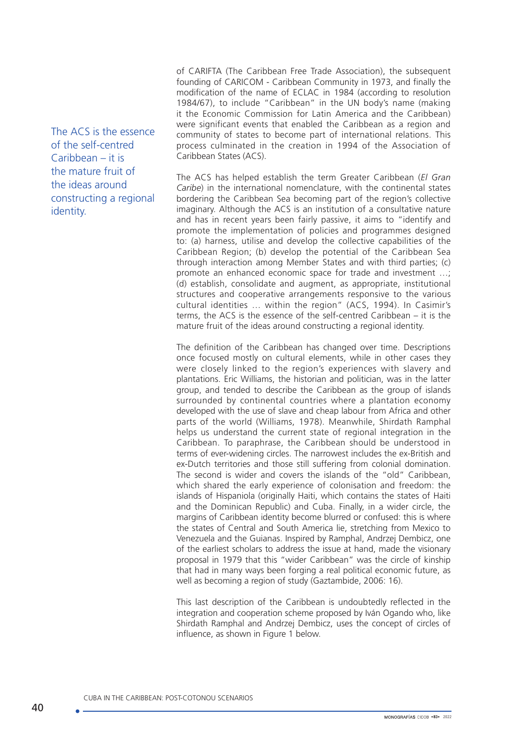of CARIFTA (The Caribbean Free Trade Association), the subsequent founding of CARICOM - Caribbean Community in 1973, and finally the modification of the name of ECLAC in 1984 (according to resolution 1984/67), to include "Caribbean" in the UN body's name (making it the Economic Commission for Latin America and the Caribbean) were significant events that enabled the Caribbean as a region and community of states to become part of international relations. This process culminated in the creation in 1994 of the Association of Caribbean States (ACS).

> The ACS is the essence of the self-centred Caribbean – it is the mature fruit of the ideas around constructing a regional identity.

The ACS has helped establish the term Greater Caribbean (*El Gran Caribe*) in the international nomenclature, with the continental states bordering the Caribbean Sea becoming part of the region's collective imaginary. Although the ACS is an institution of a consultative nature and has in recent years been fairly passive, it aims to "identify and promote the implementation of policies and programmes designed to: (a) harness, utilise and develop the collective capabilities of the Caribbean Region; (b) develop the potential of the Caribbean Sea through interaction among Member States and with third parties; (c) promote an enhanced economic space for trade and investment …; (d) establish, consolidate and augment, as appropriate, institutional structures and cooperative arrangements responsive to the various cultural identities … within the region" (ACS, 1994). In Casimir's terms, the ACS is the essence of the self-centred Caribbean – it is the mature fruit of the ideas around constructing a regional identity.

The definition of the Caribbean has changed over time. Descriptions once focused mostly on cultural elements, while in other cases they were closely linked to the region's experiences with slavery and plantations. Eric Williams, the historian and politician, was in the latter group, and tended to describe the Caribbean as the group of islands surrounded by continental countries where a plantation economy developed with the use of slave and cheap labour from Africa and other parts of the world (Williams, 1978). Meanwhile, Shirdath Ramphal helps us understand the current state of regional integration in the Caribbean. To paraphrase, the Caribbean should be understood in terms of ever-widening circles. The narrowest includes the ex-British and ex-Dutch territories and those still suffering from colonial domination. The second is wider and covers the islands of the "old" Caribbean, which shared the early experience of colonisation and freedom: the islands of Hispaniola (originally Haiti, which contains the states of Haiti and the Dominican Republic) and Cuba. Finally, in a wider circle, the margins of Caribbean identity become blurred or confused: this is where the states of Central and South America lie, stretching from Mexico to Venezuela and the Guianas. Inspired by Ramphal, Andrzej Dembicz, one of the earliest scholars to address the issue at hand, made the visionary proposal in 1979 that this "wider Caribbean" was the circle of kinship that had in many ways been forging a real political economic future, as well as becoming a region of study (Gaztambide, 2006: 16).

This last description of the Caribbean is undoubtedly reflected in the integration and cooperation scheme proposed by Iván Ogando who, like Shirdath Ramphal and Andrzej Dembicz, uses the concept of circles of influence, as shown in Figure 1 below.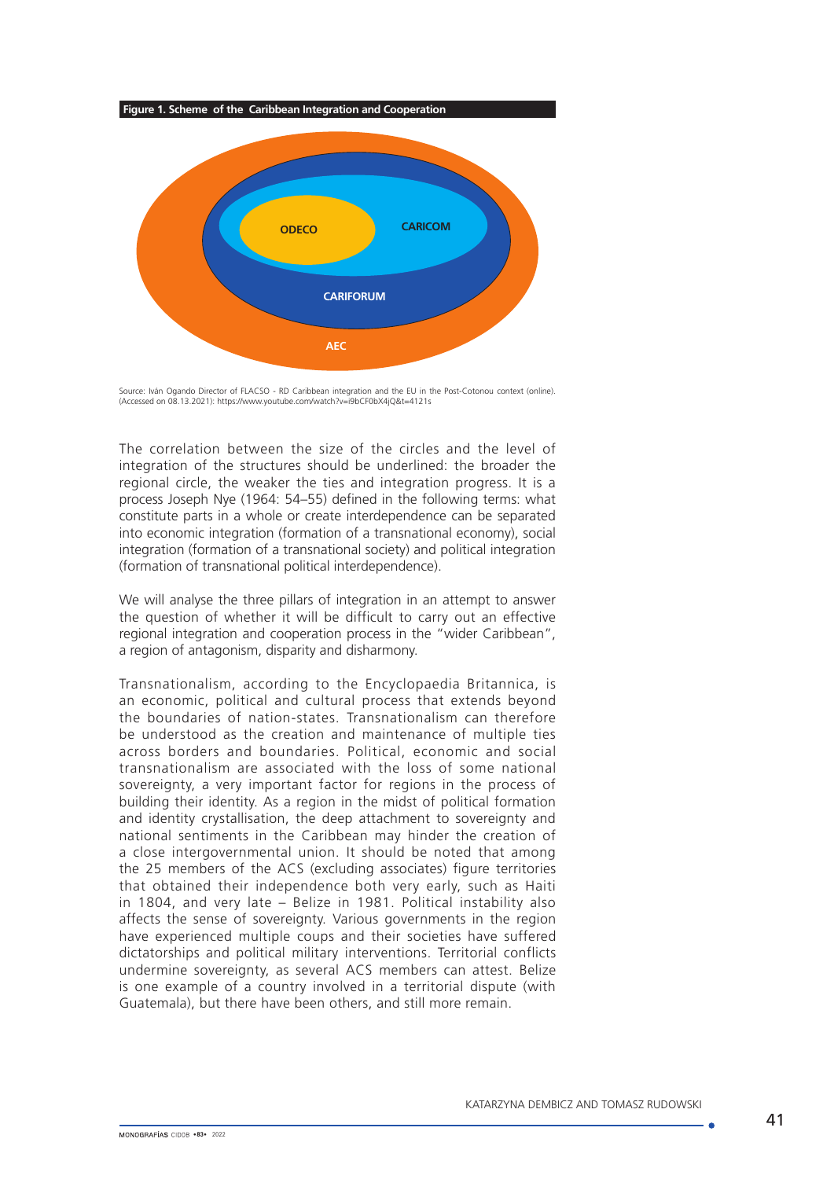**Figure 1. Scheme of the Caribbean Integration and Cooperation**

ODECO

CARICOM

CARIFORUM

AEC

Source: Iván Ogando Director of FLACSO - RD Caribbean integration and the EU in the Post-Cotonou context (online). (Accessed on 08.13.2021): https://www.youtube.com/watch?v=i9bCF0bX4jQ&t=4121s

The correlation between the size of the circles and the level of integration of the structures should be underlined: the broader the regional circle, the weaker the ties and integration progress. It is a process Joseph Nye (1964: 54–55) defined in the following terms: what constitute parts in a whole or create interdependence can be separated into economic integration (formation of a transnational economy), social integration (formation of a transnational society) and political integration (formation of transnational political interdependence).

We will analyse the three pillars of integration in an attempt to answer the question of whether it will be difficult to carry out an effective regional integration and cooperation process in the "wider Caribbean", a region of antagonism, disparity and disharmony.

Transnationalism, according to the Encyclopaedia Britannica, is an economic, political and cultural process that extends beyond the boundaries of nation-states. Transnationalism can therefore be understood as the creation and maintenance of multiple ties across borders and boundaries. Political, economic and social transnationalism are associated with the loss of some national sovereignty, a very important factor for regions in the process of building their identity. As a region in the midst of political formation and identity crystallisation, the deep attachment to sovereignty and national sentiments in the Caribbean may hinder the creation of a close intergovernmental union. It should be noted that among the 25 members of the ACS (excluding associates) figure territories that obtained their independence both very early, such as Haiti in 1804, and very late – Belize in 1981. Political instability also affects the sense of sovereignty. Various governments in the region have experienced multiple coups and their societies have suffered dictatorships and political military interventions. Territorial conflicts undermine sovereignty, as several ACS members can attest. Belize is one example of a country involved in a territorial dispute (with Guatemala), but there have been others, and still more remain.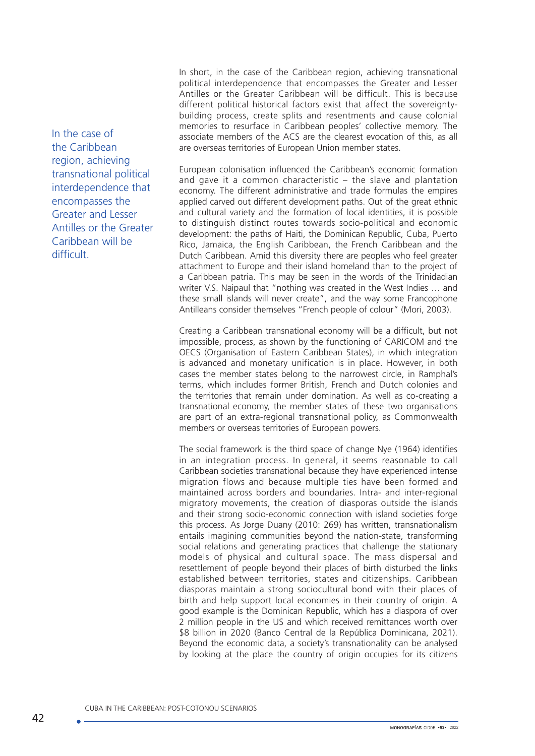In short, in the case of the Caribbean region, achieving transnational political interdependence that encompasses the Greater and Lesser Antilles or the Greater Caribbean will be difficult. This is because different political historical factors exist that affect the sovereignty-building process, create splits and resentments and cause colonial memories to resurface in Caribbean peoples' collective memory. The associate members of the ACS are the clearest evocation of this, as all are overseas territories of European Union member states.

> In the case of the Caribbean region, achieving transnational political interdependence that encompasses the Greater and Lesser Antilles or the Greater Caribbean will be difficult.

European colonisation influenced the Caribbean's economic formation and gave it a common characteristic – the slave and plantation economy. The different administrative and trade formulas the empires applied carved out different development paths. Out of the great ethnic and cultural variety and the formation of local identities, it is possible to distinguish distinct routes towards socio-political and economic development: the paths of Haiti, the Dominican Republic, Cuba, Puerto Rico, Jamaica, the English Caribbean, the French Caribbean and the Dutch Caribbean. Amid this diversity there are peoples who feel greater attachment to Europe and their island homeland than to the project of a Caribbean patria. This may be seen in the words of the Trinidadian writer V.S. Naipaul that "nothing was created in the West Indies … and these small islands will never create", and the way some Francophone Antilleans consider themselves "French people of colour" (Mori, 2003).

Creating a Caribbean transnational economy will be a difficult, but not impossible, process, as shown by the functioning of CARICOM and the OECS (Organisation of Eastern Caribbean States), in which integration is advanced and monetary unification is in place. However, in both cases the member states belong to the narrowest circle, in Ramphal's terms, which includes former British, French and Dutch colonies and the territories that remain under domination. As well as co-creating a transnational economy, the member states of these two organisations are part of an extra-regional transnational policy, as Commonwealth members or overseas territories of European powers.

The social framework is the third space of change Nye (1964) identifies in an integration process. In general, it seems reasonable to call Caribbean societies transnational because they have experienced intense migration flows and because multiple ties have been formed and maintained across borders and boundaries. Intra- and inter-regional migratory movements, the creation of diasporas outside the islands and their strong socio-economic connection with island societies forge this process. As Jorge Duany (2010: 269) has written, transnationalism entails imagining communities beyond the nation-state, transforming social relations and generating practices that challenge the stationary models of physical and cultural space. The mass dispersal and resettlement of people beyond their places of birth disturbed the links established between territories, states and citizenships. Caribbean diasporas maintain a strong sociocultural bond with their places of birth and help support local economies in their country of origin. A good example is the Dominican Republic, which has a diaspora of over 2 million people in the US and which received remittances worth over \$8 billion in 2020 (Banco Central de la República Dominicana, 2021). Beyond the economic data, a society's transnationality can be analysed by looking at the place the country of origin occupies for its citizens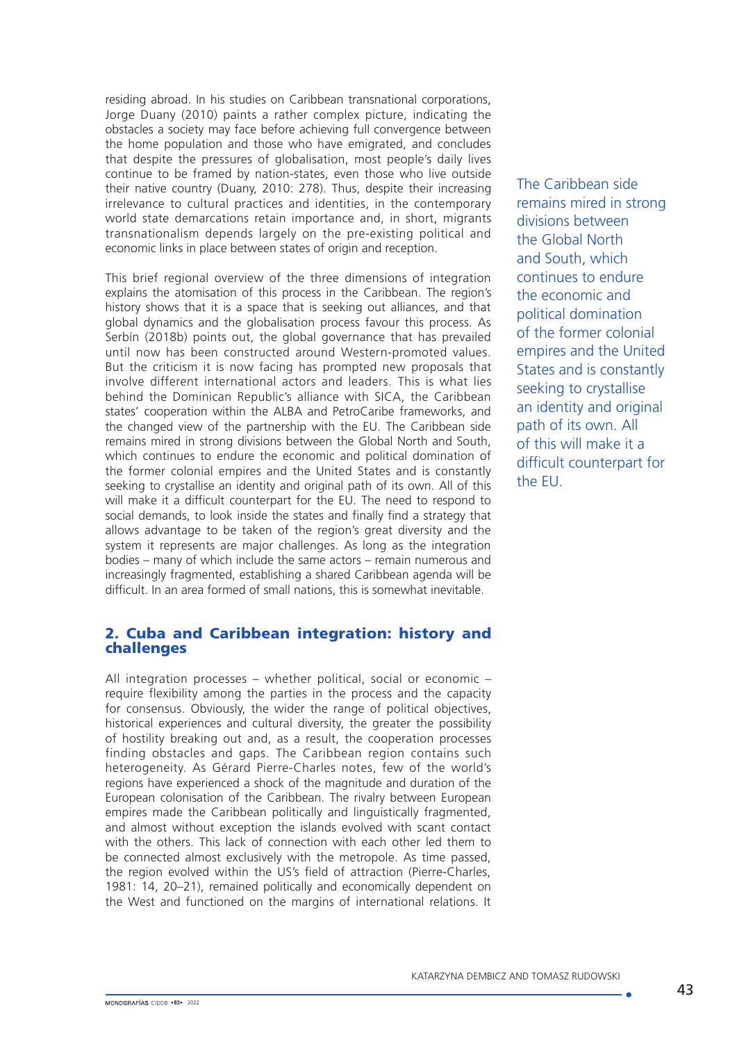residing abroad. In his studies on Caribbean transnational corporations, Jorge Duany (2010) paints a rather complex picture, indicating the obstacles a society may face before achieving full convergence between the home population and those who have emigrated, and concludes that despite the pressures of globalisation, most people's daily lives continue to be framed by nation-states, even those who live outside their native country (Duany, 2010: 278). Thus, despite their increasing irrelevance to cultural practices and identities, in the contemporary world state demarcations retain importance and, in short, migrants transnationalism depends largely on the pre-existing political and economic links in place between states of origin and reception.

This brief regional overview of the three dimensions of integration explains the atomisation of this process in the Caribbean. The region's history shows that it is a space that is seeking out alliances, and that global dynamics and the globalisation process favour this process. As Serbín (2018b) points out, the global governance that has prevailed until now has been constructed around Western-promoted values. But the criticism it is now facing has prompted new proposals that involve different international actors and leaders. This is what lies behind the Dominican Republic's alliance with SICA, the Caribbean states' cooperation within the ALBA and PetroCaribe frameworks, and the changed view of the partnership with the EU. The Caribbean side remains mired in strong divisions between the Global North and South, which continues to endure the economic and political domination of the former colonial empires and the United States and is constantly seeking to crystallise an identity and original path of its own. All of this will make it a difficult counterpart for the EU. The need to respond to social demands, to look inside the states and finally find a strategy that allows advantage to be taken of the region's great diversity and the system it represents are major challenges. As long as the integration bodies – many of which include the same actors – remain numerous and increasingly fragmented, establishing a shared Caribbean agenda will be difficult. In an area formed of small nations, this is somewhat inevitable.

## 2. Cuba and Caribbean integration: history and challenges

All integration processes – whether political, social or economic – require flexibility among the parties in the process and the capacity for consensus. Obviously, the wider the range of political objectives, historical experiences and cultural diversity, the greater the possibility of hostility breaking out and, as a result, the cooperation processes finding obstacles and gaps. The Caribbean region contains such heterogeneity. As Gérard Pierre-Charles notes, few of the world's regions have experienced a shock of the magnitude and duration of the European colonisation of the Caribbean. The rivalry between European empires made the Caribbean politically and linguistically fragmented, and almost without exception the islands evolved with scant contact with the others. This lack of connection with each other led them to be connected almost exclusively with the metropole. As time passed, the region evolved within the US's field of attraction (Pierre-Charles, 1981: 14, 20–21), remained politically and economically dependent on the West and functioned on the margins of international relations. It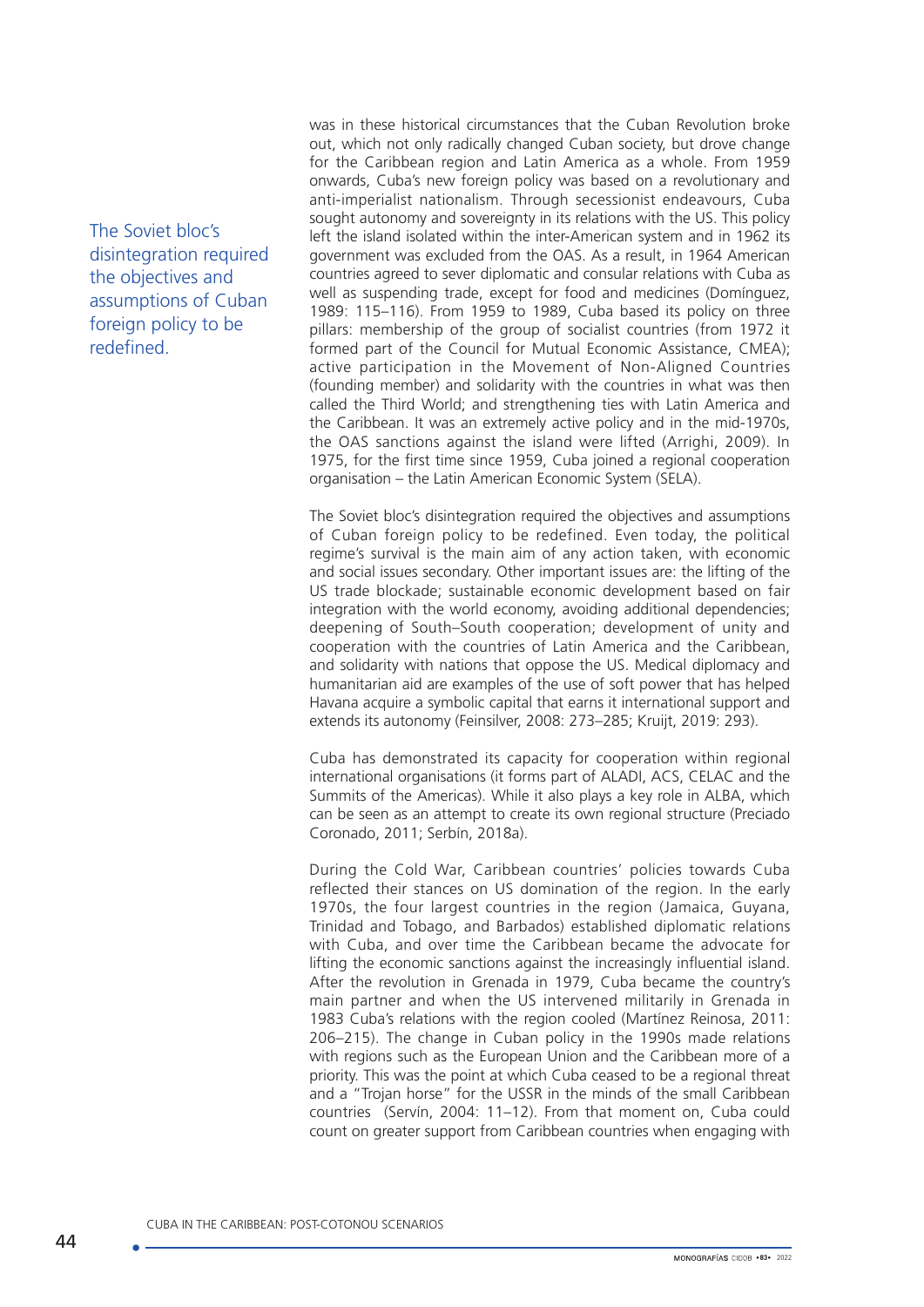was in these historical circumstances that the Cuban Revolution broke out, which not only radically changed Cuban society, but drove change for the Caribbean region and Latin America as a whole. From 1959 onwards, Cuba's new foreign policy was based on a revolutionary and anti-imperialist nationalism. Through secessionist endeavours, Cuba sought autonomy and sovereignty in its relations with the US. This policy left the island isolated within the inter-American system and in 1962 its government was excluded from the OAS. As a result, in 1964 American countries agreed to sever diplomatic and consular relations with Cuba as well as suspending trade, except for food and medicines (Domínguez, 1989: 115–116). From 1959 to 1989, Cuba based its policy on three pillars: membership of the group of socialist countries (from 1972 it formed part of the Council for Mutual Economic Assistance, CMEA); active participation in the Movement of Non-Aligned Countries (founding member) and solidarity with the countries in what was then called the Third World; and strengthening ties with Latin America and the Caribbean. It was an extremely active policy and in the mid-1970s, the OAS sanctions against the island were lifted (Arrighi, 2009). In 1975, for the first time since 1959, Cuba joined a regional cooperation organisation – the Latin American Economic System (SELA).

> The Soviet bloc's disintegration required the objectives and assumptions of Cuban foreign policy to be redefined.

The Soviet bloc's disintegration required the objectives and assumptions of Cuban foreign policy to be redefined. Even today, the political regime's survival is the main aim of any action taken, with economic and social issues secondary. Other important issues are: the lifting of the US trade blockade; sustainable economic development based on fair integration with the world economy, avoiding additional dependencies; deepening of South–South cooperation; development of unity and cooperation with the countries of Latin America and the Caribbean, and solidarity with nations that oppose the US. Medical diplomacy and humanitarian aid are examples of the use of soft power that has helped Havana acquire a symbolic capital that earns it international support and extends its autonomy (Feinsilver, 2008: 273–285; Kruijt, 2019: 293).

Cuba has demonstrated its capacity for cooperation within regional international organisations (it forms part of ALADI, ACS, CELAC and the Summits of the Americas). While it also plays a key role in ALBA, which can be seen as an attempt to create its own regional structure (Preciado Coronado, 2011; Serbín, 2018a).

During the Cold War, Caribbean countries' policies towards Cuba reflected their stances on US domination of the region. In the early 1970s, the four largest countries in the region (Jamaica, Guyana, Trinidad and Tobago, and Barbados) established diplomatic relations with Cuba, and over time the Caribbean became the advocate for lifting the economic sanctions against the increasingly influential island. After the revolution in Grenada in 1979, Cuba became the country's main partner and when the US intervened militarily in Grenada in 1983 Cuba's relations with the region cooled (Martínez Reinosa, 2011: 206–215). The change in Cuban policy in the 1990s made relations with regions such as the European Union and the Caribbean more of a priority. This was the point at which Cuba ceased to be a regional threat and a "Trojan horse" for the USSR in the minds of the small Caribbean countries (Servín, 2004: 11–12). From that moment on, Cuba could count on greater support from Caribbean countries when engaging with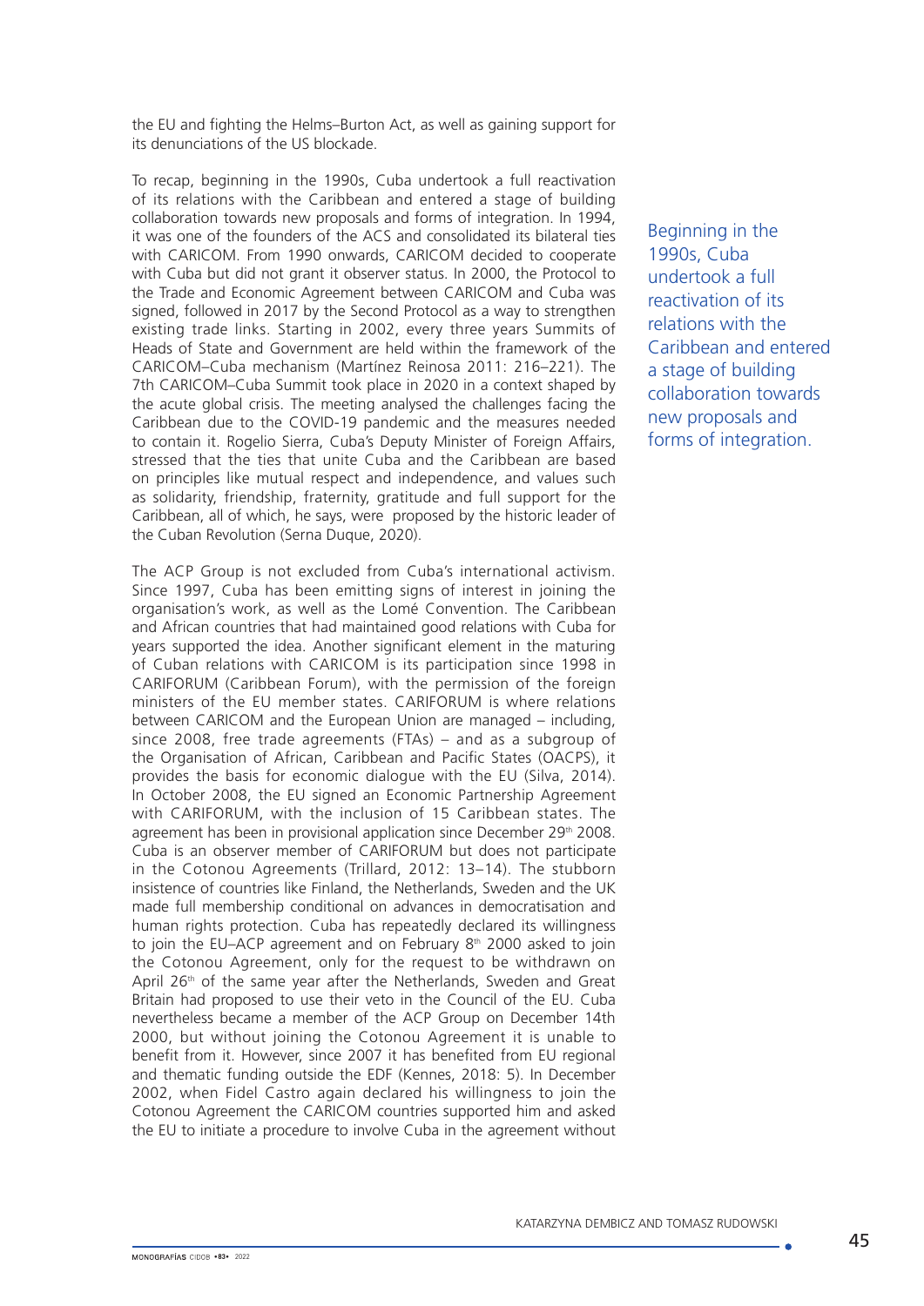the EU and fighting the Helms–Burton Act, as well as gaining support for its denunciations of the US blockade.

To recap, beginning in the 1990s, Cuba undertook a full reactivation of its relations with the Caribbean and entered a stage of building collaboration towards new proposals and forms of integration. In 1994, it was one of the founders of the ACS and consolidated its bilateral ties with CARICOM. From 1990 onwards, CARICOM decided to cooperate with Cuba but did not grant it observer status. In 2000, the Protocol to the Trade and Economic Agreement between CARICOM and Cuba was signed, followed in 2017 by the Second Protocol as a way to strengthen existing trade links. Starting in 2002, every three years Summits of Heads of State and Government are held within the framework of the CARICOM–Cuba mechanism (Martínez Reinosa 2011: 216–221). The 7th CARICOM–Cuba Summit took place in 2020 in a context shaped by the acute global crisis. The meeting analysed the challenges facing the Caribbean due to the COVID-19 pandemic and the measures needed to contain it. Rogelio Sierra, Cuba's Deputy Minister of Foreign Affairs, stressed that the ties that unite Cuba and the Caribbean are based on principles like mutual respect and independence, and values such as solidarity, friendship, fraternity, gratitude and full support for the Caribbean, all of which, he says, were proposed by the historic leader of the Cuban Revolution (Serna Duque, 2020).

> Beginning in the 1990s, Cuba undertook a full reactivation of its relations with the Caribbean and entered a stage of building collaboration towards new proposals and forms of integration.

The ACP Group is not excluded from Cuba's international activism. Since 1997, Cuba has been emitting signs of interest in joining the organisation's work, as well as the Lomé Convention. The Caribbean and African countries that had maintained good relations with Cuba for years supported the idea. Another significant element in the maturing of Cuban relations with CARICOM is its participation since 1998 in CARIFORUM (Caribbean Forum), with the permission of the foreign ministers of the EU member states. CARIFORUM is where relations between CARICOM and the European Union are managed – including, since 2008, free trade agreements (FTAs) – and as a subgroup of the Organisation of African, Caribbean and Pacific States (OACPS), it provides the basis for economic dialogue with the EU (Silva, 2014). In October 2008, the EU signed an Economic Partnership Agreement with CARIFORUM, with the inclusion of 15 Caribbean states. The agreement has been in provisional application since December 29th 2008. Cuba is an observer member of CARIFORUM but does not participate in the Cotonou Agreements (Trillard, 2012: 13–14). The stubborn insistence of countries like Finland, the Netherlands, Sweden and the UK made full membership conditional on advances in democratisation and human rights protection. Cuba has repeatedly declared its willingness to join the EU–ACP agreement and on February 8th 2000 asked to join the Cotonou Agreement, only for the request to be withdrawn on April 26th of the same year after the Netherlands, Sweden and Great Britain had proposed to use their veto in the Council of the EU. Cuba nevertheless became a member of the ACP Group on December 14th 2000, but without joining the Cotonou Agreement it is unable to benefit from it. However, since 2007 it has benefited from EU regional and thematic funding outside the EDF (Kennes, 2018: 5). In December 2002, when Fidel Castro again declared his willingness to join the Cotonou Agreement the CARICOM countries supported him and asked the EU to initiate a procedure to involve Cuba in the agreement without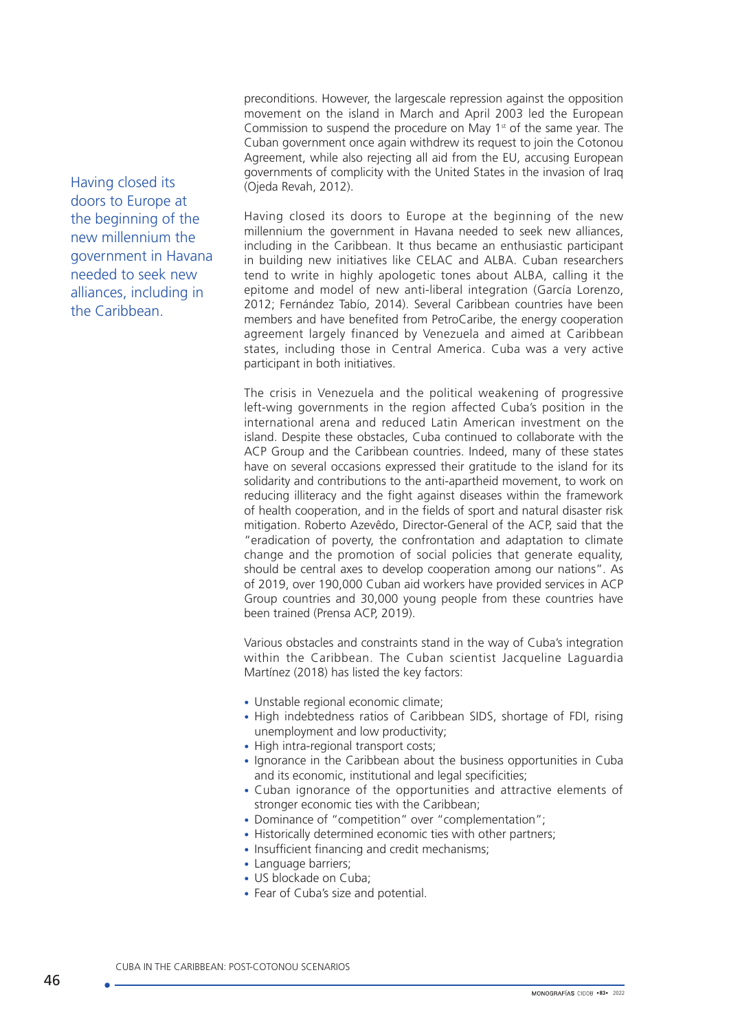preconditions. However, the largescale repression against the opposition movement on the island in March and April 2003 led the European Commission to suspend the procedure on May 1st of the same year. The Cuban government once again withdrew its request to join the Cotonou Agreement, while also rejecting all aid from the EU, accusing European governments of complicity with the United States in the invasion of Iraq (Ojeda Revah, 2012).

Having closed its doors to Europe at the beginning of the new millennium the government in Havana needed to seek new alliances, including in the Caribbean.

Having closed its doors to Europe at the beginning of the new millennium the government in Havana needed to seek new alliances, including in the Caribbean. It thus became an enthusiastic participant in building new initiatives like CELAC and ALBA. Cuban researchers tend to write in highly apologetic tones about ALBA, calling it the epitome and model of new anti-liberal integration (García Lorenzo, 2012; Fernández Tabío, 2014). Several Caribbean countries have been members and have benefited from PetroCaribe, the energy cooperation agreement largely financed by Venezuela and aimed at Caribbean states, including those in Central America. Cuba was a very active participant in both initiatives.

The crisis in Venezuela and the political weakening of progressive left-wing governments in the region affected Cuba's position in the international arena and reduced Latin American investment on the island. Despite these obstacles, Cuba continued to collaborate with the ACP Group and the Caribbean countries. Indeed, many of these states have on several occasions expressed their gratitude to the island for its solidarity and contributions to the anti-apartheid movement, to work on reducing illiteracy and the fight against diseases within the framework of health cooperation, and in the fields of sport and natural disaster risk mitigation. Roberto Azevêdo, Director-General of the ACP, said that the "eradication of poverty, the confrontation and adaptation to climate change and the promotion of social policies that generate equality, should be central axes to develop cooperation among our nations". As of 2019, over 190,000 Cuban aid workers have provided services in ACP Group countries and 30,000 young people from these countries have been trained (Prensa ACP, 2019).

Various obstacles and constraints stand in the way of Cuba's integration within the Caribbean. The Cuban scientist Jacqueline Laguardia Martínez (2018) has listed the key factors:

- Unstable regional economic climate;
- High indebtedness ratios of Caribbean SIDS, shortage of FDI, rising unemployment and low productivity;
- High intra-regional transport costs;
- Ignorance in the Caribbean about the business opportunities in Cuba and its economic, institutional and legal specificities;
- Cuban ignorance of the opportunities and attractive elements of stronger economic ties with the Caribbean;
- Dominance of "competition" over "complementation";
- Historically determined economic ties with other partners;
- Insufficient financing and credit mechanisms;
- Language barriers;
- US blockade on Cuba;
- Fear of Cuba's size and potential.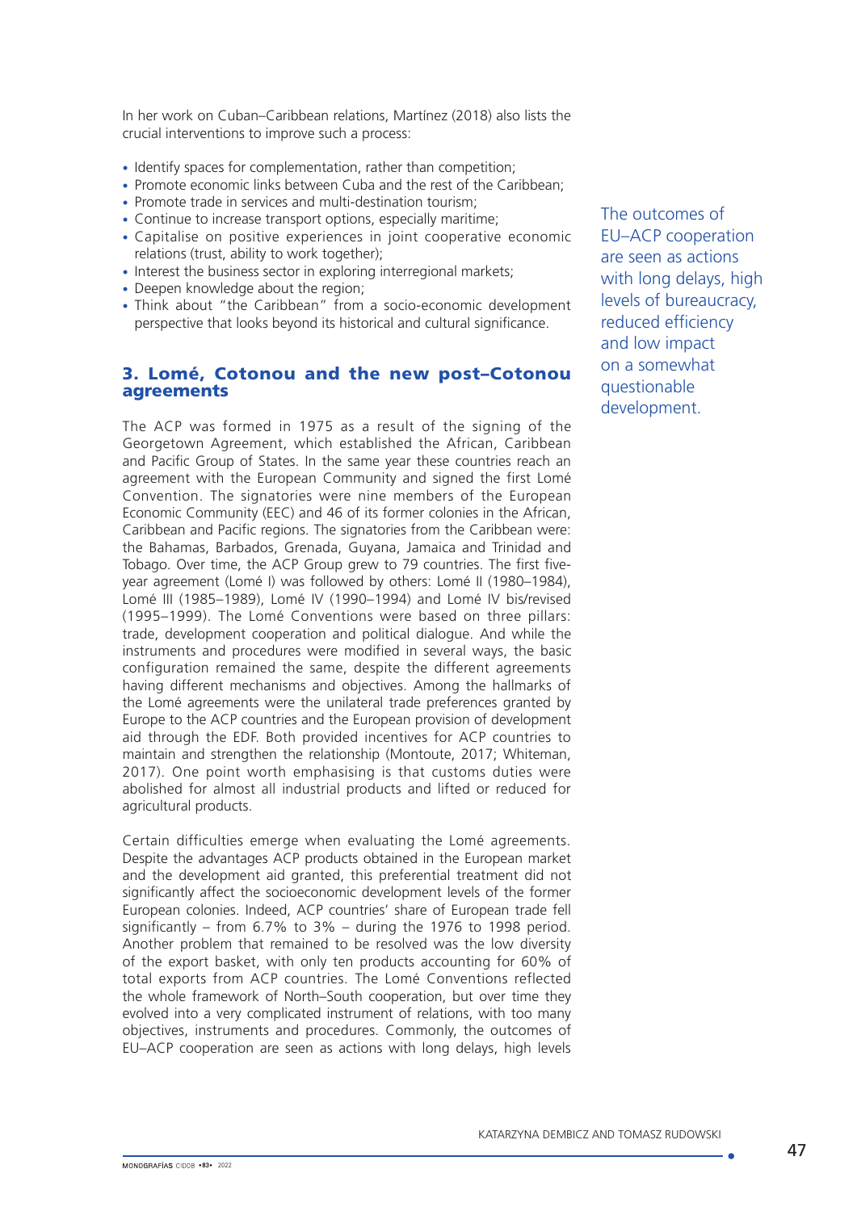In her work on Cuban–Caribbean relations, Martínez (2018) also lists the crucial interventions to improve such a process:

- Identify spaces for complementation, rather than competition;
- Promote economic links between Cuba and the rest of the Caribbean;
- Promote trade in services and multi-destination tourism;
- Continue to increase transport options, especially maritime;
- Capitalise on positive experiences in joint cooperative economic relations (trust, ability to work together);
- Interest the business sector in exploring interregional markets;
- Deepen knowledge about the region;
- Think about "the Caribbean" from a socio-economic development perspective that looks beyond its historical and cultural significance.

## 3. Lomé, Cotonou and the new post–Cotonou agreements

The ACP was formed in 1975 as a result of the signing of the Georgetown Agreement, which established the African, Caribbean and Pacific Group of States. In the same year these countries reach an agreement with the European Community and signed the first Lomé Convention. The signatories were nine members of the European Economic Community (EEC) and 46 of its former colonies in the African, Caribbean and Pacific regions. The signatories from the Caribbean were: the Bahamas, Barbados, Grenada, Guyana, Jamaica and Trinidad and Tobago. Over time, the ACP Group grew to 79 countries. The first five-year agreement (Lomé I) was followed by others: Lomé II (1980–1984), Lomé III (1985–1989), Lomé IV (1990–1994) and Lomé IV bis/revised (1995–1999). The Lomé Conventions were based on three pillars: trade, development cooperation and political dialogue. And while the instruments and procedures were modified in several ways, the basic configuration remained the same, despite the different agreements having different mechanisms and objectives. Among the hallmarks of the Lomé agreements were the unilateral trade preferences granted by Europe to the ACP countries and the European provision of development aid through the EDF. Both provided incentives for ACP countries to maintain and strengthen the relationship (Montoute, 2017; Whiteman, 2017). One point worth emphasising is that customs duties were abolished for almost all industrial products and lifted or reduced for agricultural products.

Certain difficulties emerge when evaluating the Lomé agreements. Despite the advantages ACP products obtained in the European market and the development aid granted, this preferential treatment did not significantly affect the socioeconomic development levels of the former European colonies. Indeed, ACP countries' share of European trade fell significantly – from 6.7% to 3% – during the 1976 to 1998 period. Another problem that remained to be resolved was the low diversity of the export basket, with only ten products accounting for 60% of total exports from ACP countries. The Lomé Conventions reflected the whole framework of North–South cooperation, but over time they evolved into a very complicated instrument of relations, with too many objectives, instruments and procedures. Commonly, the outcomes of EU–ACP cooperation are seen as actions with long delays, high levels

> The outcomes of EU–ACP cooperation are seen as actions with long delays, high levels of bureaucracy, reduced efficiency and low impact on a somewhat questionable development.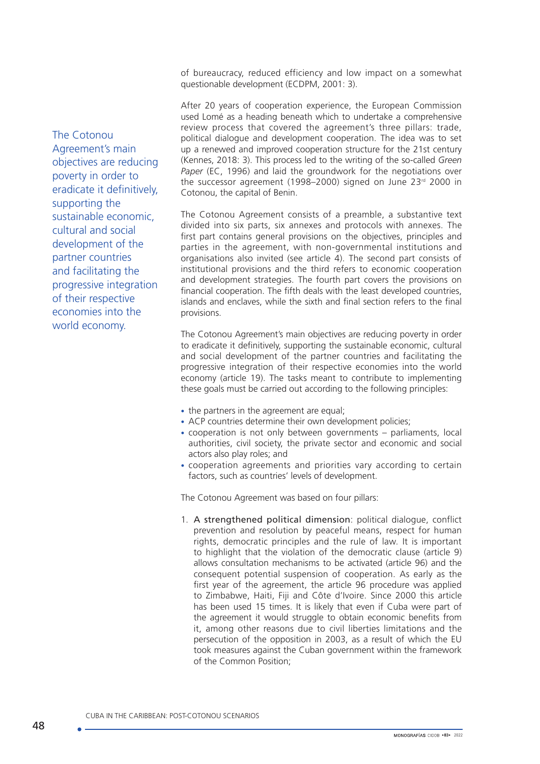of bureaucracy, reduced efficiency and low impact on a somewhat questionable development (ECDPM, 2001: 3).

After 20 years of cooperation experience, the European Commission used Lomé as a heading beneath which to undertake a comprehensive review process that covered the agreement's three pillars: trade, political dialogue and development cooperation. The idea was to set up a renewed and improved cooperation structure for the 21st century (Kennes, 2018: 3). This process led to the writing of the so-called *Green Paper* (EC, 1996) and laid the groundwork for the negotiations over the successor agreement (1998–2000) signed on June 23rd 2000 in Cotonou, the capital of Benin.

The Cotonou Agreement consists of a preamble, a substantive text divided into six parts, six annexes and protocols with annexes. The first part contains general provisions on the objectives, principles and parties in the agreement, with non-governmental institutions and organisations also invited (see article 4). The second part consists of institutional provisions and the third refers to economic cooperation and development strategies. The fourth part covers the provisions on financial cooperation. The fifth deals with the least developed countries, islands and enclaves, while the sixth and final section refers to the final provisions.

The Cotonou Agreement's main objectives are reducing poverty in order to eradicate it definitively, supporting the sustainable economic, cultural and social development of the partner countries and facilitating the progressive integration of their respective economies into the world economy (article 19). The tasks meant to contribute to implementing these goals must be carried out according to the following principles:

- the partners in the agreement are equal;
- ACP countries determine their own development policies;
- cooperation is not only between governments – parliaments, local authorities, civil society, the private sector and economic and social actors also play roles; and
- cooperation agreements and priorities vary according to certain factors, such as countries' levels of development.

The Cotonou Agreement was based on four pillars:

1. A strengthened political dimension: political dialogue, conflict prevention and resolution by peaceful means, respect for human rights, democratic principles and the rule of law. It is important to highlight that the violation of the democratic clause (article 9) allows consultation mechanisms to be activated (article 96) and the consequent potential suspension of cooperation. As early as the first year of the agreement, the article 96 procedure was applied to Zimbabwe, Haiti, Fiji and Côte d'Ivoire. Since 2000 this article has been used 15 times. It is likely that even if Cuba were part of the agreement it would struggle to obtain economic benefits from it, among other reasons due to civil liberties limitations and the persecution of the opposition in 2003, as a result of which the EU took measures against the Cuban government within the framework of the Common Position;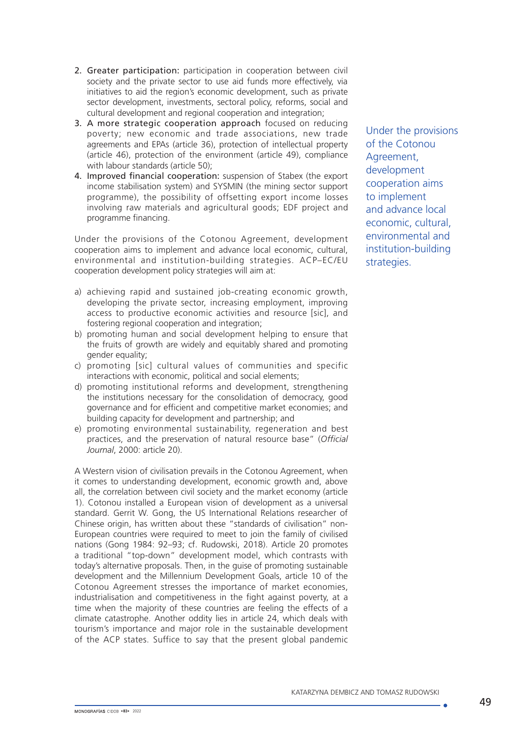2. **Greater participation:** participation in cooperation between civil society and the private sector to use aid funds more effectively, via initiatives to aid the region's economic development, such as private sector development, investments, sectoral policy, reforms, social and cultural development and regional cooperation and integration;
3. **A more strategic cooperation approach** focused on reducing poverty; new economic and trade associations, new trade agreements and EPAs (article 36), protection of intellectual property (article 46), protection of the environment (article 49), compliance with labour standards (article 50);
4. **Improved financial cooperation:** suspension of Stabex (the export income stabilisation system) and SYSMIN (the mining sector support programme), the possibility of offsetting export income losses involving raw materials and agricultural goods; EDF project and programme financing.

Under the provisions of the Cotonou Agreement, development cooperation aims to implement and advance local economic, cultural, environmental and institution-building strategies. ACP–EC/EU cooperation development policy strategies will aim at:

Under the provisions of the Cotonou Agreement, development cooperation aims to implement and advance local economic, cultural, environmental and institution-building strategies.

a) achieving rapid and sustained job-creating economic growth, developing the private sector, increasing employment, improving access to productive economic activities and resource [sic], and fostering regional cooperation and integration;
b) promoting human and social development helping to ensure that the fruits of growth are widely and equitably shared and promoting gender equality;
c) promoting [sic] cultural values of communities and specific interactions with economic, political and social elements;
d) promoting institutional reforms and development, strengthening the institutions necessary for the consolidation of democracy, good governance and for efficient and competitive market economies; and building capacity for development and partnership; and
e) promoting environmental sustainability, regeneration and best practices, and the preservation of natural resource base" (*Official Journal*, 2000: article 20).

A Western vision of civilisation prevails in the Cotonou Agreement, when it comes to understanding development, economic growth and, above all, the correlation between civil society and the market economy (article 1). Cotonou installed a European vision of development as a universal standard. Gerrit W. Gong, the US International Relations researcher of Chinese origin, has written about these "standards of civilisation" non-European countries were required to meet to join the family of civilised nations (Gong 1984: 92–93; cf. Rudowski, 2018). Article 20 promotes a traditional "top-down" development model, which contrasts with today's alternative proposals. Then, in the guise of promoting sustainable development and the Millennium Development Goals, article 10 of the Cotonou Agreement stresses the importance of market economies, industrialisation and competitiveness in the fight against poverty, at a time when the majority of these countries are feeling the effects of a climate catastrophe. Another oddity lies in article 24, which deals with tourism's importance and major role in the sustainable development of the ACP states. Suffice to say that the present global pandemic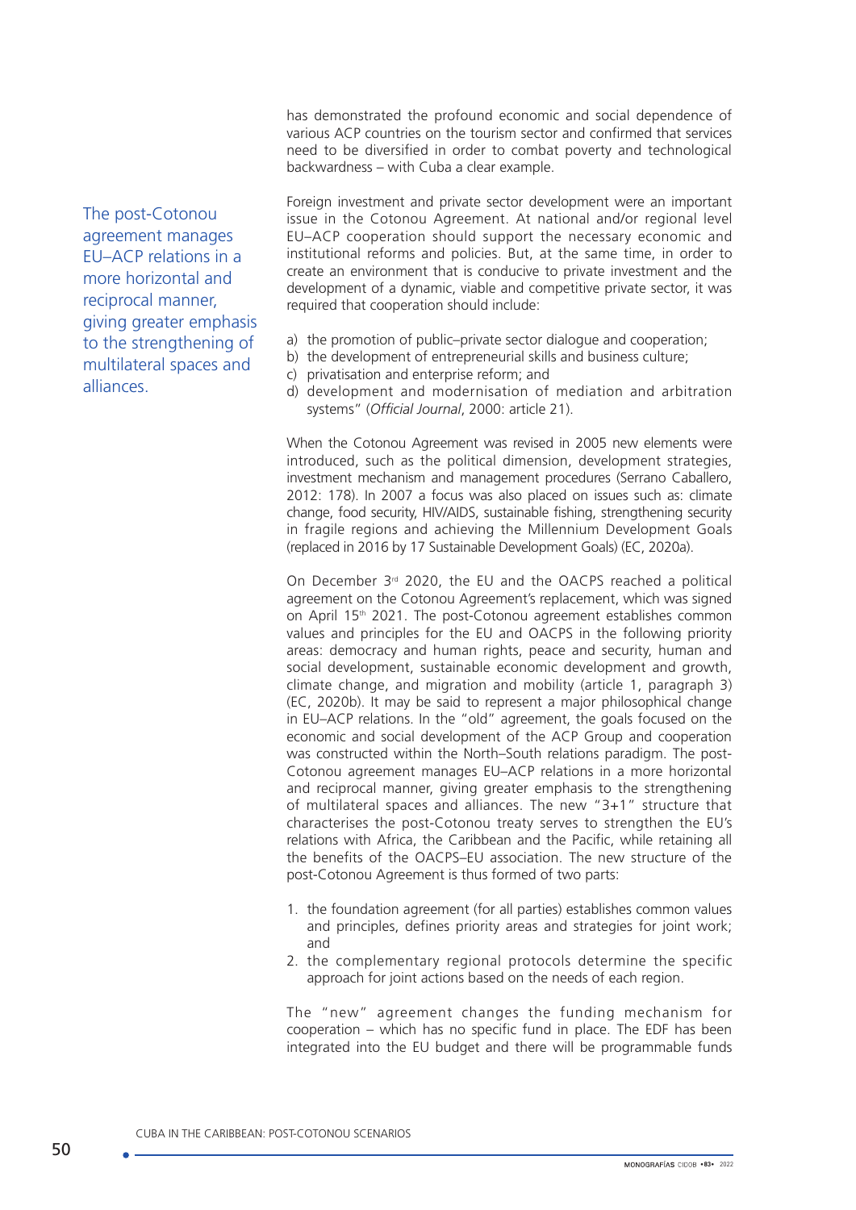has demonstrated the profound economic and social dependence of various ACP countries on the tourism sector and confirmed that services need to be diversified in order to combat poverty and technological backwardness – with Cuba a clear example.

The post-Cotonou agreement manages EU–ACP relations in a more horizontal and reciprocal manner, giving greater emphasis to the strengthening of multilateral spaces and alliances.

Foreign investment and private sector development were an important issue in the Cotonou Agreement. At national and/or regional level EU–ACP cooperation should support the necessary economic and institutional reforms and policies. But, at the same time, in order to create an environment that is conducive to private investment and the development of a dynamic, viable and competitive private sector, it was required that cooperation should include:

a) the promotion of public–private sector dialogue and cooperation;
b) the development of entrepreneurial skills and business culture;
c) privatisation and enterprise reform; and
d) development and modernisation of mediation and arbitration systems" (*Official Journal*, 2000: article 21).

When the Cotonou Agreement was revised in 2005 new elements were introduced, such as the political dimension, development strategies, investment mechanism and management procedures (Serrano Caballero, 2012: 178). In 2007 a focus was also placed on issues such as: climate change, food security, HIV/AIDS, sustainable fishing, strengthening security in fragile regions and achieving the Millennium Development Goals (replaced in 2016 by 17 Sustainable Development Goals) (EC, 2020a).

On December 3rd 2020, the EU and the OACPS reached a political agreement on the Cotonou Agreement's replacement, which was signed on April 15th 2021. The post-Cotonou agreement establishes common values and principles for the EU and OACPS in the following priority areas: democracy and human rights, peace and security, human and social development, sustainable economic development and growth, climate change, and migration and mobility (article 1, paragraph 3) (EC, 2020b). It may be said to represent a major philosophical change in EU–ACP relations. In the "old" agreement, the goals focused on the economic and social development of the ACP Group and cooperation was constructed within the North–South relations paradigm. The post-Cotonou agreement manages EU–ACP relations in a more horizontal and reciprocal manner, giving greater emphasis to the strengthening of multilateral spaces and alliances. The new "3+1" structure that characterises the post-Cotonou treaty serves to strengthen the EU's relations with Africa, the Caribbean and the Pacific, while retaining all the benefits of the OACPS–EU association. The new structure of the post-Cotonou Agreement is thus formed of two parts:

1. the foundation agreement (for all parties) establishes common values and principles, defines priority areas and strategies for joint work; and
2. the complementary regional protocols determine the specific approach for joint actions based on the needs of each region.

The "new" agreement changes the funding mechanism for cooperation – which has no specific fund in place. The EDF has been integrated into the EU budget and there will be programmable funds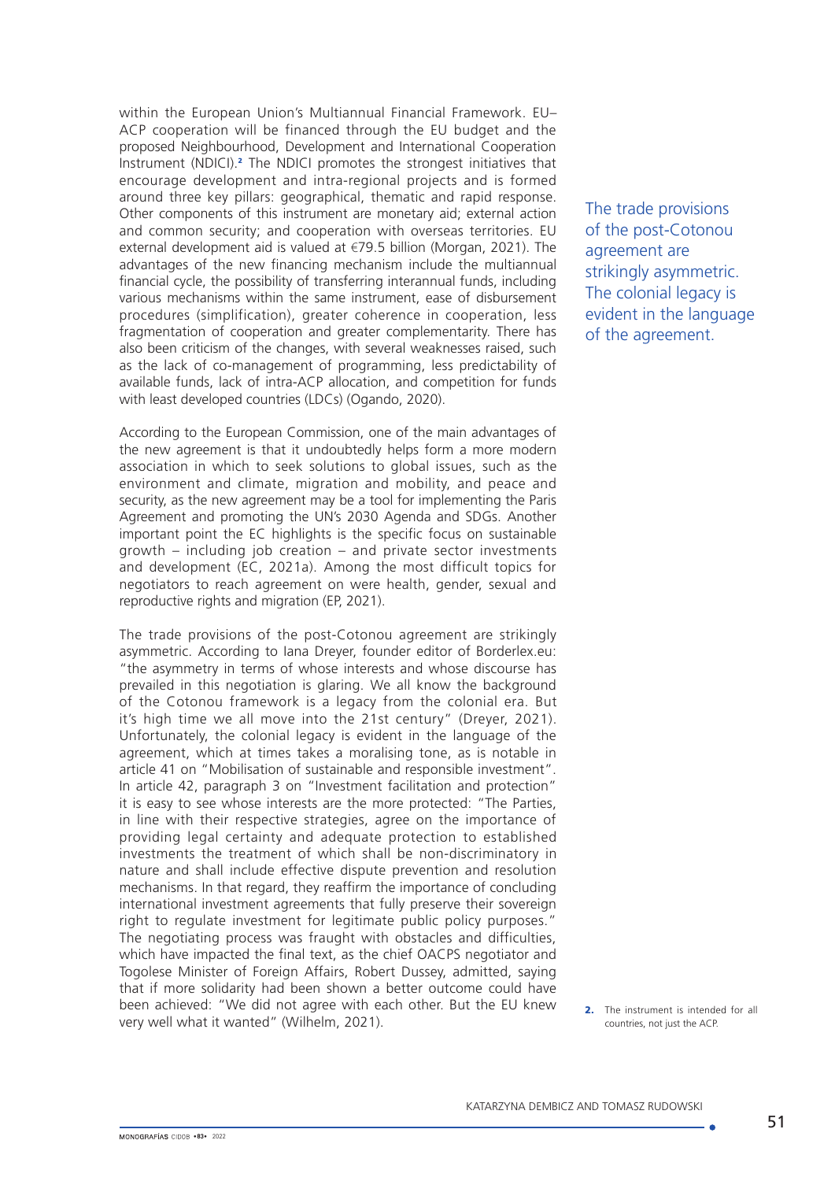within the European Union's Multiannual Financial Framework. EU–ACP cooperation will be financed through the EU budget and the proposed Neighbourhood, Development and International Cooperation Instrument (NDICI).[2] The NDICI promotes the strongest initiatives that encourage development and intra-regional projects and is formed around three key pillars: geographical, thematic and rapid response. Other components of this instrument are monetary aid; external action and common security; and cooperation with overseas territories. EU external development aid is valued at €79.5 billion (Morgan, 2021). The advantages of the new financing mechanism include the multiannual financial cycle, the possibility of transferring interannual funds, including various mechanisms within the same instrument, ease of disbursement procedures (simplification), greater coherence in cooperation, less fragmentation of cooperation and greater complementarity. There has also been criticism of the changes, with several weaknesses raised, such as the lack of co-management of programming, less predictability of available funds, lack of intra-ACP allocation, and competition for funds with least developed countries (LDCs) (Ogando, 2020).

The trade provisions of the post-Cotonou agreement are strikingly asymmetric. The colonial legacy is evident in the language of the agreement.

According to the European Commission, one of the main advantages of the new agreement is that it undoubtedly helps form a more modern association in which to seek solutions to global issues, such as the environment and climate, migration and mobility, and peace and security, as the new agreement may be a tool for implementing the Paris Agreement and promoting the UN's 2030 Agenda and SDGs. Another important point the EC highlights is the specific focus on sustainable growth – including job creation – and private sector investments and development (EC, 2021a). Among the most difficult topics for negotiators to reach agreement on were health, gender, sexual and reproductive rights and migration (EP, 2021).

The trade provisions of the post-Cotonou agreement are strikingly asymmetric. According to Iana Dreyer, founder editor of Borderlex.eu: "the asymmetry in terms of whose interests and whose discourse has prevailed in this negotiation is glaring. We all know the background of the Cotonou framework is a legacy from the colonial era. But it's high time we all move into the 21st century" (Dreyer, 2021). Unfortunately, the colonial legacy is evident in the language of the agreement, which at times takes a moralising tone, as is notable in article 41 on "Mobilisation of sustainable and responsible investment". In article 42, paragraph 3 on "Investment facilitation and protection" it is easy to see whose interests are the more protected: "The Parties, in line with their respective strategies, agree on the importance of providing legal certainty and adequate protection to established investments the treatment of which shall be non-discriminatory in nature and shall include effective dispute prevention and resolution mechanisms. In that regard, they reaffirm the importance of concluding international investment agreements that fully preserve their sovereign right to regulate investment for legitimate public policy purposes." The negotiating process was fraught with obstacles and difficulties, which have impacted the final text, as the chief OACPS negotiator and Togolese Minister of Foreign Affairs, Robert Dussey, admitted, saying that if more solidarity had been shown a better outcome could have been achieved: "We did not agree with each other. But the EU knew very well what it wanted" (Wilhelm, 2021).

2. The instrument is intended for all countries, not just the ACP.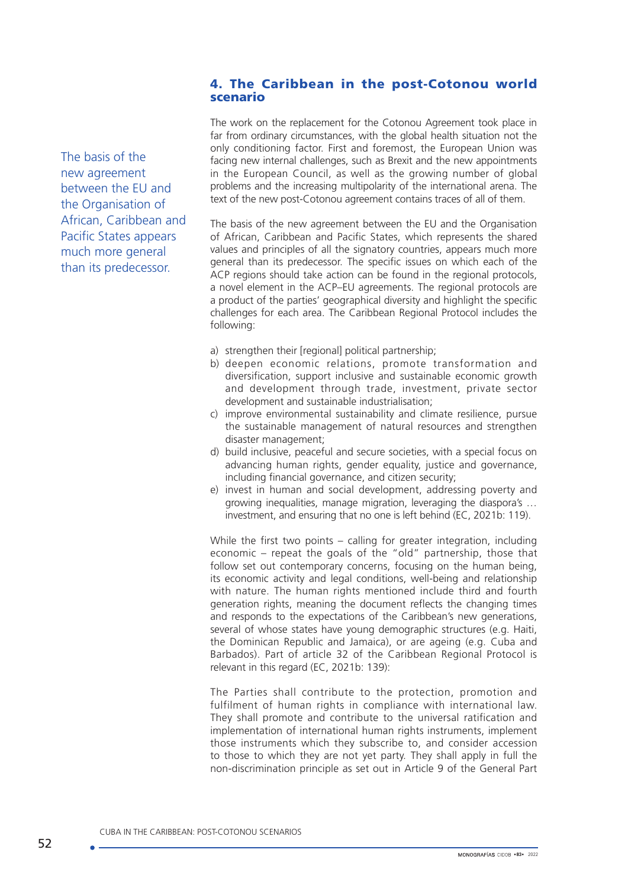## 4. The Caribbean in the post-Cotonou world scenario

The work on the replacement for the Cotonou Agreement took place in far from ordinary circumstances, with the global health situation not the only conditioning factor. First and foremost, the European Union was facing new internal challenges, such as Brexit and the new appointments in the European Council, as well as the growing number of global problems and the increasing multipolarity of the international arena. The text of the new post-Cotonou agreement contains traces of all of them.

The basis of the new agreement between the EU and the Organisation of African, Caribbean and Pacific States appears much more general than its predecessor.

The basis of the new agreement between the EU and the Organisation of African, Caribbean and Pacific States, which represents the shared values and principles of all the signatory countries, appears much more general than its predecessor. The specific issues on which each of the ACP regions should take action can be found in the regional protocols, a novel element in the ACP–EU agreements. The regional protocols are a product of the parties' geographical diversity and highlight the specific challenges for each area. The Caribbean Regional Protocol includes the following:

a) strengthen their [regional] political partnership;
b) deepen economic relations, promote transformation and diversification, support inclusive and sustainable economic growth and development through trade, investment, private sector development and sustainable industrialisation;
c) improve environmental sustainability and climate resilience, pursue the sustainable management of natural resources and strengthen disaster management;
d) build inclusive, peaceful and secure societies, with a special focus on advancing human rights, gender equality, justice and governance, including financial governance, and citizen security;
e) invest in human and social development, addressing poverty and growing inequalities, manage migration, leveraging the diaspora's … investment, and ensuring that no one is left behind (EC, 2021b: 119).

While the first two points – calling for greater integration, including economic – repeat the goals of the "old" partnership, those that follow set out contemporary concerns, focusing on the human being, its economic activity and legal conditions, well-being and relationship with nature. The human rights mentioned include third and fourth generation rights, meaning the document reflects the changing times and responds to the expectations of the Caribbean's new generations, several of whose states have young demographic structures (e.g. Haiti, the Dominican Republic and Jamaica), or are ageing (e.g. Cuba and Barbados). Part of article 32 of the Caribbean Regional Protocol is relevant in this regard (EC, 2021b: 139):

> The Parties shall contribute to the protection, promotion and fulfilment of human rights in compliance with international law. They shall promote and contribute to the universal ratification and implementation of international human rights instruments, implement those instruments which they subscribe to, and consider accession to those to which they are not yet party. They shall apply in full the non-discrimination principle as set out in Article 9 of the General Part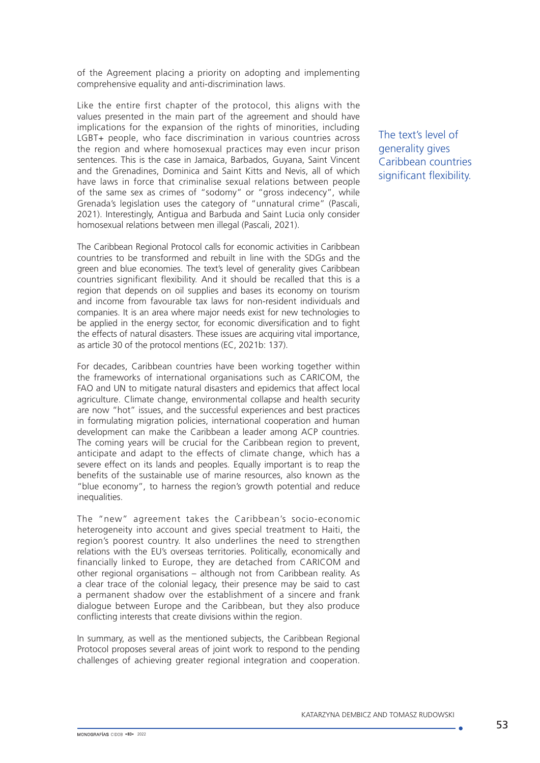of the Agreement placing a priority on adopting and implementing comprehensive equality and anti-discrimination laws.

Like the entire first chapter of the protocol, this aligns with the values presented in the main part of the agreement and should have implications for the expansion of the rights of minorities, including LGBT+ people, who face discrimination in various countries across the region and where homosexual practices may even incur prison sentences. This is the case in Jamaica, Barbados, Guyana, Saint Vincent and the Grenadines, Dominica and Saint Kitts and Nevis, all of which have laws in force that criminalise sexual relations between people of the same sex as crimes of "sodomy" or "gross indecency", while Grenada's legislation uses the category of "unnatural crime" (Pascali, 2021). Interestingly, Antigua and Barbuda and Saint Lucia only consider homosexual relations between men illegal (Pascali, 2021).

The Caribbean Regional Protocol calls for economic activities in Caribbean countries to be transformed and rebuilt in line with the SDGs and the green and blue economies. The text's level of generality gives Caribbean countries significant flexibility. And it should be recalled that this is a region that depends on oil supplies and bases its economy on tourism and income from favourable tax laws for non-resident individuals and companies. It is an area where major needs exist for new technologies to be applied in the energy sector, for economic diversification and to fight the effects of natural disasters. These issues are acquiring vital importance, as article 30 of the protocol mentions (EC, 2021b: 137).

For decades, Caribbean countries have been working together within the frameworks of international organisations such as CARICOM, the FAO and UN to mitigate natural disasters and epidemics that affect local agriculture. Climate change, environmental collapse and health security are now "hot" issues, and the successful experiences and best practices in formulating migration policies, international cooperation and human development can make the Caribbean a leader among ACP countries. The coming years will be crucial for the Caribbean region to prevent, anticipate and adapt to the effects of climate change, which has a severe effect on its lands and peoples. Equally important is to reap the benefits of the sustainable use of marine resources, also known as the "blue economy", to harness the region's growth potential and reduce inequalities.

The "new" agreement takes the Caribbean's socio-economic heterogeneity into account and gives special treatment to Haiti, the region's poorest country. It also underlines the need to strengthen relations with the EU's overseas territories. Politically, economically and financially linked to Europe, they are detached from CARICOM and other regional organisations – although not from Caribbean reality. As a clear trace of the colonial legacy, their presence may be said to cast a permanent shadow over the establishment of a sincere and frank dialogue between Europe and the Caribbean, but they also produce conflicting interests that create divisions within the region.

In summary, as well as the mentioned subjects, the Caribbean Regional Protocol proposes several areas of joint work to respond to the pending challenges of achieving greater regional integration and cooperation.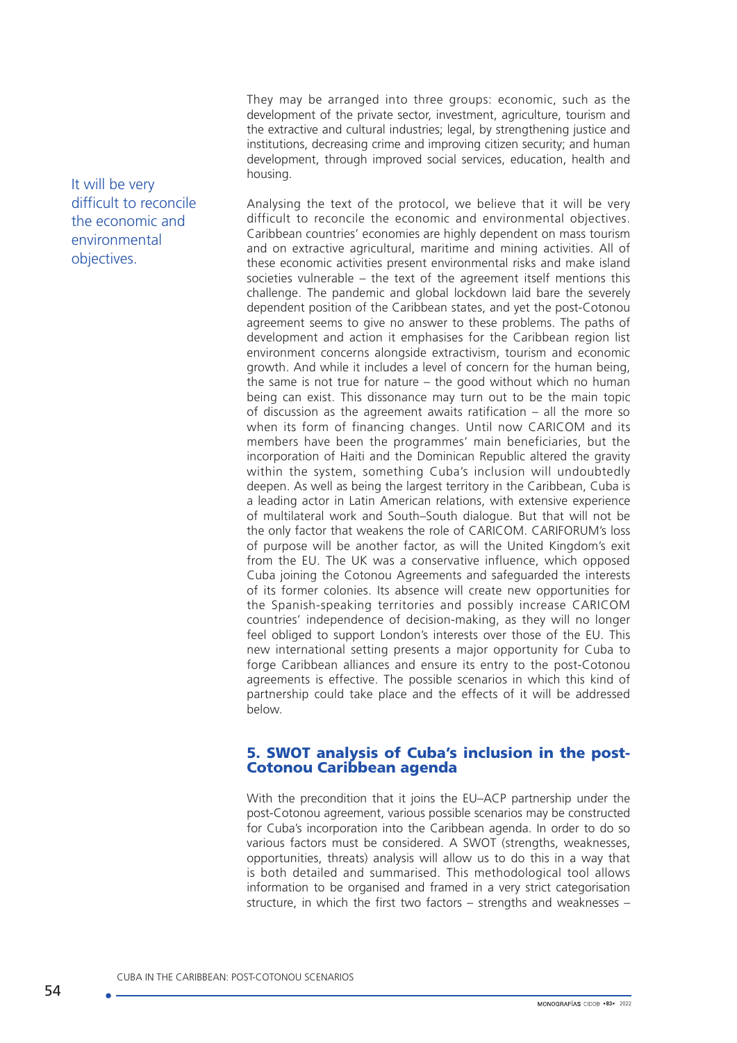They may be arranged into three groups: economic, such as the development of the private sector, investment, agriculture, tourism and the extractive and cultural industries; legal, by strengthening justice and institutions, decreasing crime and improving citizen security; and human development, through improved social services, education, health and housing.

It will be very difficult to reconcile the economic and environmental objectives.

Analysing the text of the protocol, we believe that it will be very difficult to reconcile the economic and environmental objectives. Caribbean countries' economies are highly dependent on mass tourism and on extractive agricultural, maritime and mining activities. All of these economic activities present environmental risks and make island societies vulnerable – the text of the agreement itself mentions this challenge. The pandemic and global lockdown laid bare the severely dependent position of the Caribbean states, and yet the post-Cotonou agreement seems to give no answer to these problems. The paths of development and action it emphasises for the Caribbean region list environment concerns alongside extractivism, tourism and economic growth. And while it includes a level of concern for the human being, the same is not true for nature – the good without which no human being can exist. This dissonance may turn out to be the main topic of discussion as the agreement awaits ratification – all the more so when its form of financing changes. Until now CARICOM and its members have been the programmes' main beneficiaries, but the incorporation of Haiti and the Dominican Republic altered the gravity within the system, something Cuba's inclusion will undoubtedly deepen. As well as being the largest territory in the Caribbean, Cuba is a leading actor in Latin American relations, with extensive experience of multilateral work and South–South dialogue. But that will not be the only factor that weakens the role of CARICOM. CARIFORUM's loss of purpose will be another factor, as will the United Kingdom's exit from the EU. The UK was a conservative influence, which opposed Cuba joining the Cotonou Agreements and safeguarded the interests of its former colonies. Its absence will create new opportunities for the Spanish-speaking territories and possibly increase CARICOM countries' independence of decision-making, as they will no longer feel obliged to support London's interests over those of the EU. This new international setting presents a major opportunity for Cuba to forge Caribbean alliances and ensure its entry to the post-Cotonou agreements is effective. The possible scenarios in which this kind of partnership could take place and the effects of it will be addressed below.

## 5. SWOT analysis of Cuba's inclusion in the post-Cotonou Caribbean agenda

With the precondition that it joins the EU–ACP partnership under the post-Cotonou agreement, various possible scenarios may be constructed for Cuba's incorporation into the Caribbean agenda. In order to do so various factors must be considered. A SWOT (strengths, weaknesses, opportunities, threats) analysis will allow us to do this in a way that is both detailed and summarised. This methodological tool allows information to be organised and framed in a very strict categorisation structure, in which the first two factors – strengths and weaknesses –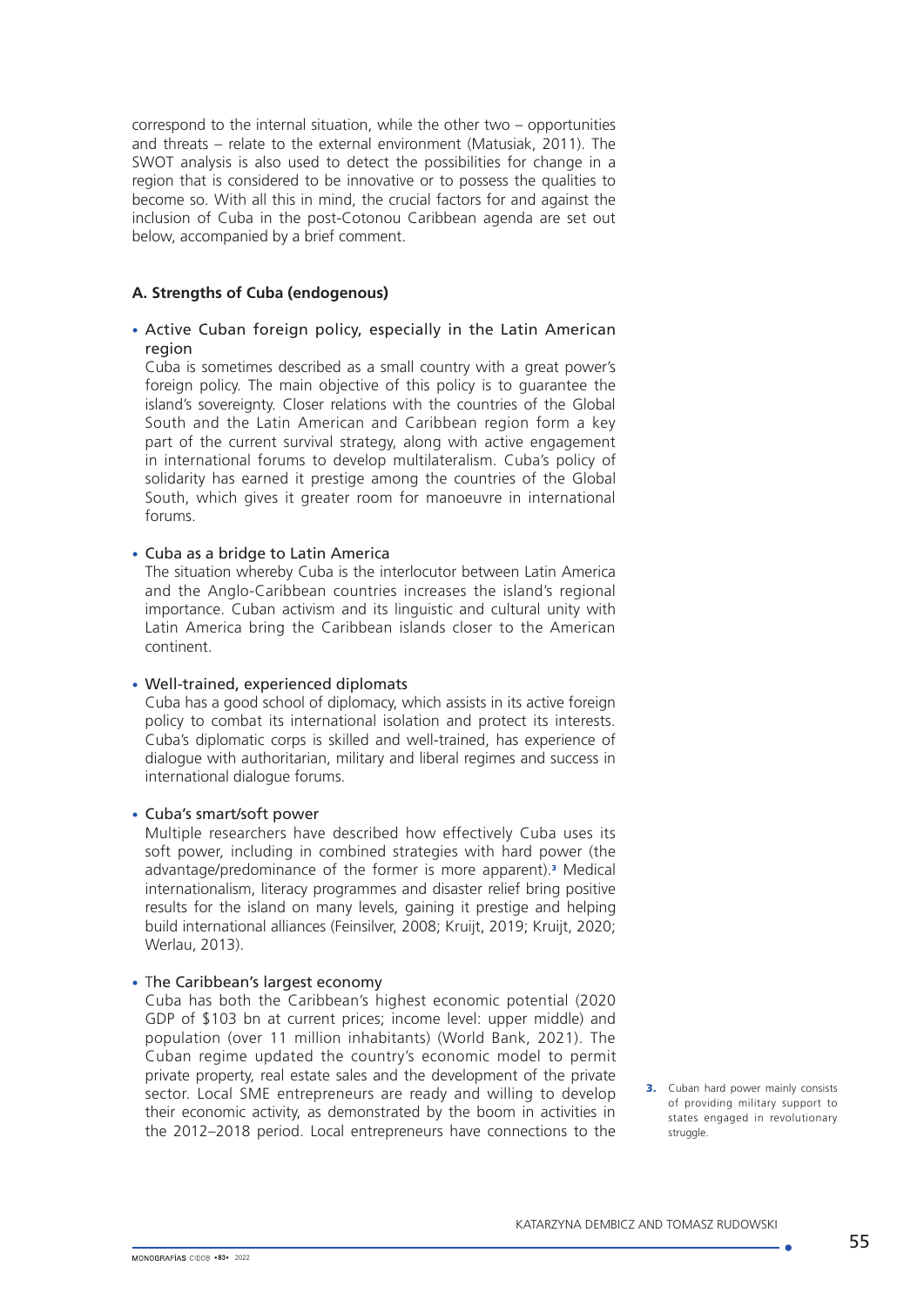correspond to the internal situation, while the other two – opportunities and threats – relate to the external environment (Matusiak, 2011). The SWOT analysis is also used to detect the possibilities for change in a region that is considered to be innovative or to possess the qualities to become so. With all this in mind, the crucial factors for and against the inclusion of Cuba in the post-Cotonou Caribbean agenda are set out below, accompanied by a brief comment.

### A. Strengths of Cuba (endogenous)

- Active Cuban foreign policy, especially in the Latin American region

  Cuba is sometimes described as a small country with a great power's foreign policy. The main objective of this policy is to guarantee the island's sovereignty. Closer relations with the countries of the Global South and the Latin American and Caribbean region form a key part of the current survival strategy, along with active engagement in international forums to develop multilateralism. Cuba's policy of solidarity has earned it prestige among the countries of the Global South, which gives it greater room for manoeuvre in international forums.

- Cuba as a bridge to Latin America

  The situation whereby Cuba is the interlocutor between Latin America and the Anglo-Caribbean countries increases the island's regional importance. Cuban activism and its linguistic and cultural unity with Latin America bring the Caribbean islands closer to the American continent.

- Well-trained, experienced diplomats

  Cuba has a good school of diplomacy, which assists in its active foreign policy to combat its international isolation and protect its interests. Cuba's diplomatic corps is skilled and well-trained, has experience of dialogue with authoritarian, military and liberal regimes and success in international dialogue forums.

- Cuba's smart/soft power

  Multiple researchers have described how effectively Cuba uses its soft power, including in combined strategies with hard power (the advantage/predominance of the former is more apparent).[3] Medical internationalism, literacy programmes and disaster relief bring positive results for the island on many levels, gaining it prestige and helping build international alliances (Feinsilver, 2008; Kruijt, 2019; Kruijt, 2020; Werlau, 2013).

- The Caribbean's largest economy

  Cuba has both the Caribbean's highest economic potential (2020 GDP of $103 bn at current prices; income level: upper middle) and population (over 11 million inhabitants) (World Bank, 2021). The Cuban regime updated the country's economic model to permit private property, real estate sales and the development of the private sector. Local SME entrepreneurs are ready and willing to develop their economic activity, as demonstrated by the boom in activities in the 2012–2018 period. Local entrepreneurs have connections to the

3. Cuban hard power mainly consists of providing military support to states engaged in revolutionary struggle.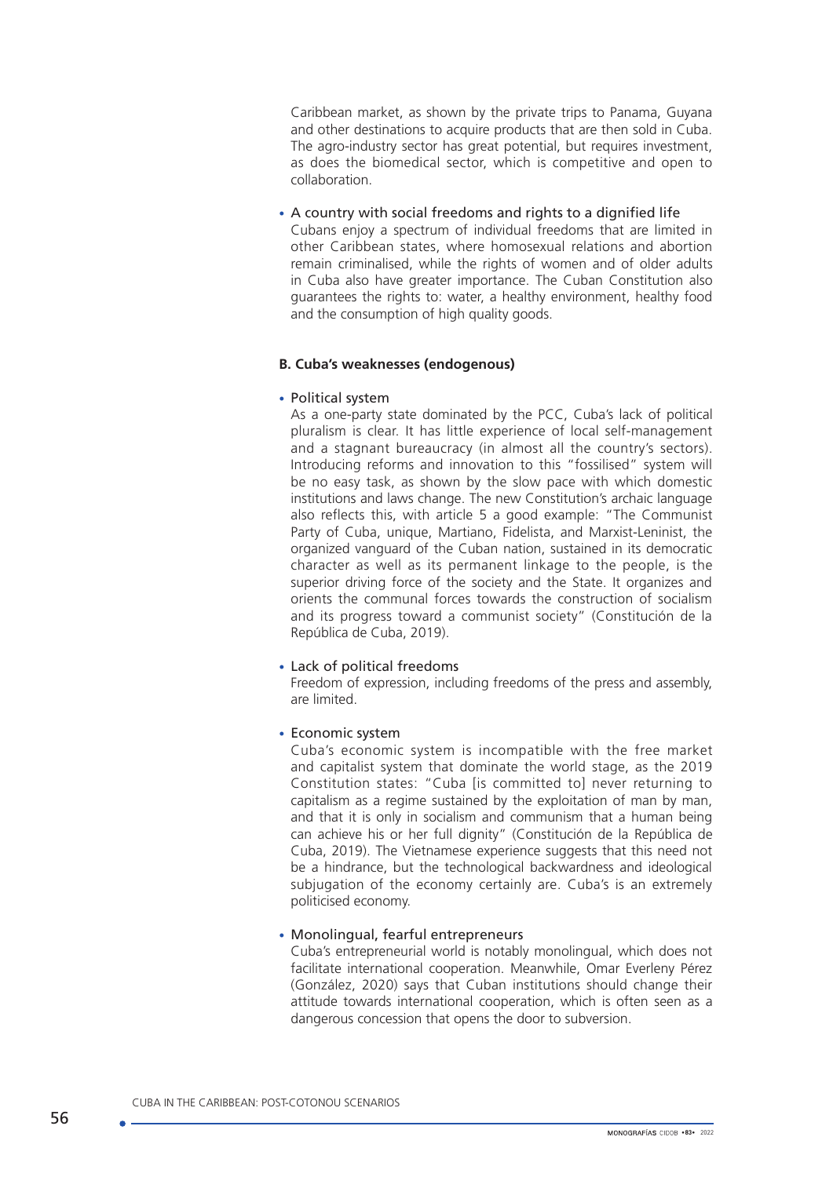Caribbean market, as shown by the private trips to Panama, Guyana and other destinations to acquire products that are then sold in Cuba. The agro-industry sector has great potential, but requires investment, as does the biomedical sector, which is competitive and open to collaboration.

- A country with social freedoms and rights to a dignified life
  Cubans enjoy a spectrum of individual freedoms that are limited in other Caribbean states, where homosexual relations and abortion remain criminalised, while the rights of women and of older adults in Cuba also have greater importance. The Cuban Constitution also guarantees the rights to: water, a healthy environment, healthy food and the consumption of high quality goods.

**B. Cuba's weaknesses (endogenous)**

- Political system
  As a one-party state dominated by the PCC, Cuba's lack of political pluralism is clear. It has little experience of local self-management and a stagnant bureaucracy (in almost all the country's sectors). Introducing reforms and innovation to this "fossilised" system will be no easy task, as shown by the slow pace with which domestic institutions and laws change. The new Constitution's archaic language also reflects this, with article 5 a good example: "The Communist Party of Cuba, unique, Martiano, Fidelista, and Marxist-Leninist, the organized vanguard of the Cuban nation, sustained in its democratic character as well as its permanent linkage to the people, is the superior driving force of the society and the State. It organizes and orients the communal forces towards the construction of socialism and its progress toward a communist society" (Constitución de la República de Cuba, 2019).

- Lack of political freedoms
  Freedom of expression, including freedoms of the press and assembly, are limited.

- Economic system
  Cuba's economic system is incompatible with the free market and capitalist system that dominate the world stage, as the 2019 Constitution states: "Cuba [is committed to] never returning to capitalism as a regime sustained by the exploitation of man by man, and that it is only in socialism and communism that a human being can achieve his or her full dignity" (Constitución de la República de Cuba, 2019). The Vietnamese experience suggests that this need not be a hindrance, but the technological backwardness and ideological subjugation of the economy certainly are. Cuba's is an extremely politicised economy.

- Monolingual, fearful entrepreneurs
  Cuba's entrepreneurial world is notably monolingual, which does not facilitate international cooperation. Meanwhile, Omar Everleny Pérez (González, 2020) says that Cuban institutions should change their attitude towards international cooperation, which is often seen as a dangerous concession that opens the door to subversion.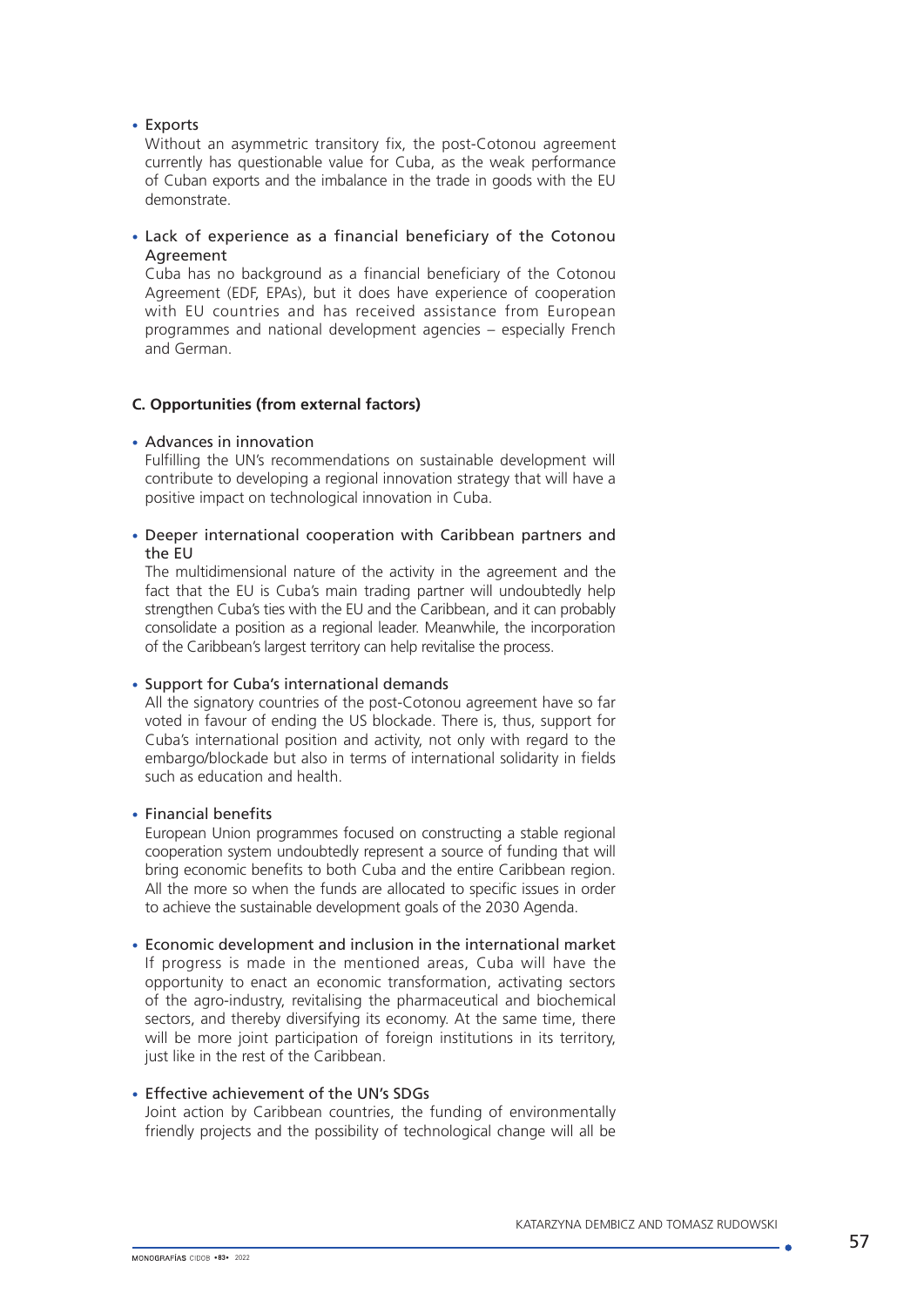- Exports

  Without an asymmetric transitory fix, the post-Cotonou agreement currently has questionable value for Cuba, as the weak performance of Cuban exports and the imbalance in the trade in goods with the EU demonstrate.

- Lack of experience as a financial beneficiary of the Cotonou Agreement

  Cuba has no background as a financial beneficiary of the Cotonou Agreement (EDF, EPAs), but it does have experience of cooperation with EU countries and has received assistance from European programmes and national development agencies – especially French and German.

**C. Opportunities (from external factors)**

- Advances in innovation

  Fulfilling the UN's recommendations on sustainable development will contribute to developing a regional innovation strategy that will have a positive impact on technological innovation in Cuba.

- Deeper international cooperation with Caribbean partners and the EU

  The multidimensional nature of the activity in the agreement and the fact that the EU is Cuba's main trading partner will undoubtedly help strengthen Cuba's ties with the EU and the Caribbean, and it can probably consolidate a position as a regional leader. Meanwhile, the incorporation of the Caribbean's largest territory can help revitalise the process.

- Support for Cuba's international demands

  All the signatory countries of the post-Cotonou agreement have so far voted in favour of ending the US blockade. There is, thus, support for Cuba's international position and activity, not only with regard to the embargo/blockade but also in terms of international solidarity in fields such as education and health.

- Financial benefits

  European Union programmes focused on constructing a stable regional cooperation system undoubtedly represent a source of funding that will bring economic benefits to both Cuba and the entire Caribbean region. All the more so when the funds are allocated to specific issues in order to achieve the sustainable development goals of the 2030 Agenda.

- Economic development and inclusion in the international market

  If progress is made in the mentioned areas, Cuba will have the opportunity to enact an economic transformation, activating sectors of the agro-industry, revitalising the pharmaceutical and biochemical sectors, and thereby diversifying its economy. At the same time, there will be more joint participation of foreign institutions in its territory, just like in the rest of the Caribbean.

- Effective achievement of the UN's SDGs

  Joint action by Caribbean countries, the funding of environmentally friendly projects and the possibility of technological change will all be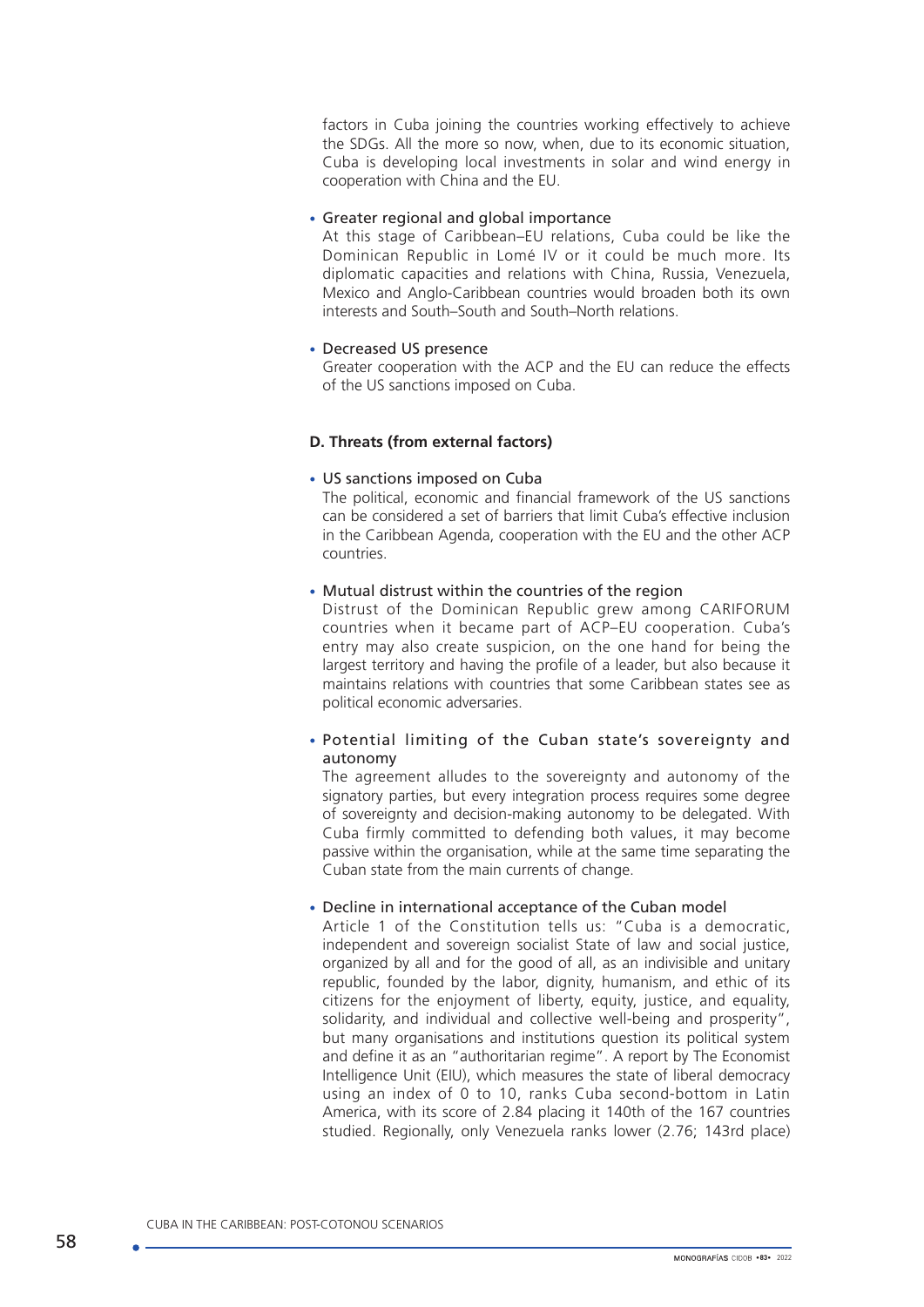factors in Cuba joining the countries working effectively to achieve the SDGs. All the more so now, when, due to its economic situation, Cuba is developing local investments in solar and wind energy in cooperation with China and the EU.

- Greater regional and global importance
  At this stage of Caribbean–EU relations, Cuba could be like the Dominican Republic in Lomé IV or it could be much more. Its diplomatic capacities and relations with China, Russia, Venezuela, Mexico and Anglo-Caribbean countries would broaden both its own interests and South–South and South–North relations.

- Decreased US presence
  Greater cooperation with the ACP and the EU can reduce the effects of the US sanctions imposed on Cuba.

**D. Threats (from external factors)**

- US sanctions imposed on Cuba
  The political, economic and financial framework of the US sanctions can be considered a set of barriers that limit Cuba's effective inclusion in the Caribbean Agenda, cooperation with the EU and the other ACP countries.

- Mutual distrust within the countries of the region
  Distrust of the Dominican Republic grew among CARIFORUM countries when it became part of ACP–EU cooperation. Cuba's entry may also create suspicion, on the one hand for being the largest territory and having the profile of a leader, but also because it maintains relations with countries that some Caribbean states see as political economic adversaries.

- Potential limiting of the Cuban state's sovereignty and autonomy
  The agreement alludes to the sovereignty and autonomy of the signatory parties, but every integration process requires some degree of sovereignty and decision-making autonomy to be delegated. With Cuba firmly committed to defending both values, it may become passive within the organisation, while at the same time separating the Cuban state from the main currents of change.

- Decline in international acceptance of the Cuban model
  Article 1 of the Constitution tells us: "Cuba is a democratic, independent and sovereign socialist State of law and social justice, organized by all and for the good of all, as an indivisible and unitary republic, founded by the labor, dignity, humanism, and ethic of its citizens for the enjoyment of liberty, equity, justice, and equality, solidarity, and individual and collective well-being and prosperity", but many organisations and institutions question its political system and define it as an "authoritarian regime". A report by The Economist Intelligence Unit (EIU), which measures the state of liberal democracy using an index of 0 to 10, ranks Cuba second-bottom in Latin America, with its score of 2.84 placing it 140th of the 167 countries studied. Regionally, only Venezuela ranks lower (2.76; 143rd place)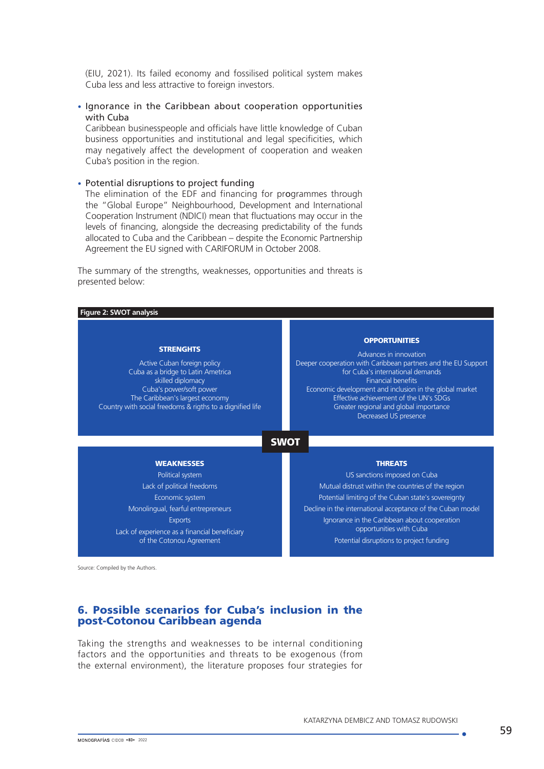(EIU, 2021). Its failed economy and fossilised political system makes Cuba less and less attractive to foreign investors.

- Ignorance in the Caribbean about cooperation opportunities with Cuba
  Caribbean businesspeople and officials have little knowledge of Cuban business opportunities and institutional and legal specificities, which may negatively affect the development of cooperation and weaken Cuba's position in the region.

- Potential disruptions to project funding
  The elimination of the EDF and financing for programmes through the "Global Europe" Neighbourhood, Development and International Cooperation Instrument (NDICI) mean that fluctuations may occur in the levels of financing, alongside the decreasing predictability of the funds allocated to Cuba and the Caribbean – despite the Economic Partnership Agreement the EU signed with CARIFORUM in October 2008.

The summary of the strengths, weaknesses, opportunities and threats is presented below:

**Figure 2: SWOT analysis**

| STRENGHTS | OPPORTUNITIES |
|---|---|
| Active Cuban foreign policy<br>Cuba as a bridge to Latin Ametrica<br>skilled diplomacy<br>Cuba's power/soft power<br>The Caribbean's largest economy<br>Country with social freedoms & rigths to a dignified life | Advances in innovation<br>Deeper cooperation with Caribbean partners and the EU Support for Cuba's international demands<br>Financial benefits<br>Economic development and inclusion in the global market<br>Effective achievement of the UN's SDGs<br>Greater regional and global importance<br>Decreased US presence |
| **WEAKNESSES** | **THREATS** |
| Political system<br>Lack of political freedoms<br>Economic system<br>Monolingual, fearful entrepreneurs<br>Exports<br>Lack of experience as a financial beneficiary of the Cotonou Agreement | US sanctions imposed on Cuba<br>Mutual distrust within the countries of the region<br>Potential limiting of the Cuban state's sovereignty<br>Decline in the international acceptance of the Cuban model<br>Ignorance in the Caribbean about cooperation opportunities with Cuba<br>Potential disruptions to project funding |

Source: Compiled by the Authors.

## 6. Possible scenarios for Cuba's inclusion in the post-Cotonou Caribbean agenda

Taking the strengths and weaknesses to be internal conditioning factors and the opportunities and threats to be exogenous (from the external environment), the literature proposes four strategies for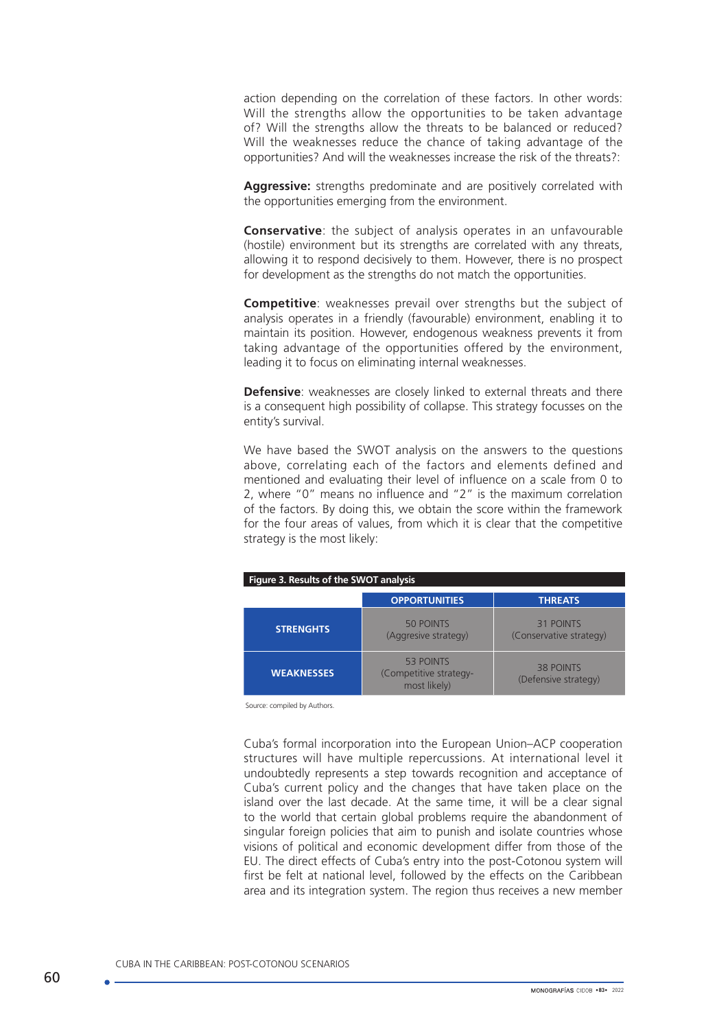action depending on the correlation of these factors. In other words: Will the strengths allow the opportunities to be taken advantage of? Will the strengths allow the threats to be balanced or reduced? Will the weaknesses reduce the chance of taking advantage of the opportunities? And will the weaknesses increase the risk of the threats?:

**Aggressive:** strengths predominate and are positively correlated with the opportunities emerging from the environment.

**Conservative**: the subject of analysis operates in an unfavourable (hostile) environment but its strengths are correlated with any threats, allowing it to respond decisively to them. However, there is no prospect for development as the strengths do not match the opportunities.

**Competitive**: weaknesses prevail over strengths but the subject of analysis operates in a friendly (favourable) environment, enabling it to maintain its position. However, endogenous weakness prevents it from taking advantage of the opportunities offered by the environment, leading it to focus on eliminating internal weaknesses.

**Defensive**: weaknesses are closely linked to external threats and there is a consequent high possibility of collapse. This strategy focusses on the entity's survival.

We have based the SWOT analysis on the answers to the questions above, correlating each of the factors and elements defined and mentioned and evaluating their level of influence on a scale from 0 to 2, where "0" means no influence and "2" is the maximum correlation of the factors. By doing this, we obtain the score within the framework for the four areas of values, from which it is clear that the competitive strategy is the most likely:

**Figure 3. Results of the SWOT analysis**

| | OPPORTUNITIES | THREATS |
|---|---|---|
| **STRENGHTS** | 50 POINTS (Aggresive strategy) | 31 POINTS (Conservative strategy) |
| **WEAKNESSES** | 53 POINTS (Competitive strategy-most likely) | 38 POINTS (Defensive strategy) |

Source: compiled by Authors.

Cuba's formal incorporation into the European Union–ACP cooperation structures will have multiple repercussions. At international level it undoubtedly represents a step towards recognition and acceptance of Cuba's current policy and the changes that have taken place on the island over the last decade. At the same time, it will be a clear signal to the world that certain global problems require the abandonment of singular foreign policies that aim to punish and isolate countries whose visions of political and economic development differ from those of the EU. The direct effects of Cuba's entry into the post-Cotonou system will first be felt at national level, followed by the effects on the Caribbean area and its integration system. The region thus receives a new member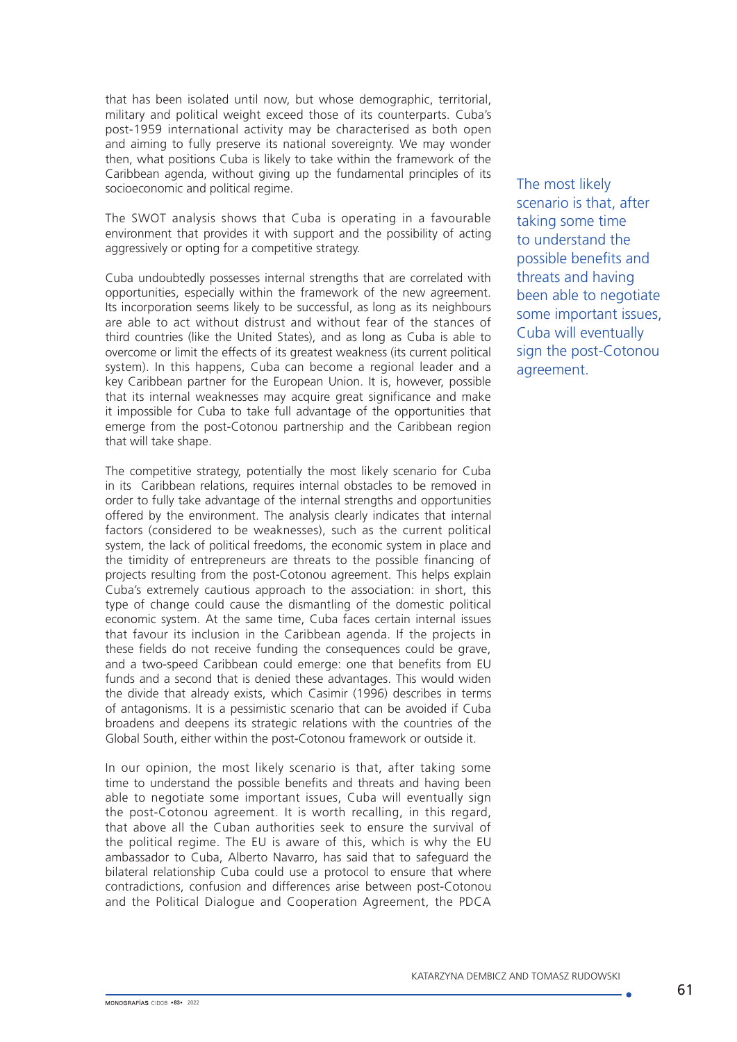that has been isolated until now, but whose demographic, territorial, military and political weight exceed those of its counterparts. Cuba's post-1959 international activity may be characterised as both open and aiming to fully preserve its national sovereignty. We may wonder then, what positions Cuba is likely to take within the framework of the Caribbean agenda, without giving up the fundamental principles of its socioeconomic and political regime.

The SWOT analysis shows that Cuba is operating in a favourable environment that provides it with support and the possibility of acting aggressively or opting for a competitive strategy.

Cuba undoubtedly possesses internal strengths that are correlated with opportunities, especially within the framework of the new agreement. Its incorporation seems likely to be successful, as long as its neighbours are able to act without distrust and without fear of the stances of third countries (like the United States), and as long as Cuba is able to overcome or limit the effects of its greatest weakness (its current political system). In this happens, Cuba can become a regional leader and a key Caribbean partner for the European Union. It is, however, possible that its internal weaknesses may acquire great significance and make it impossible for Cuba to take full advantage of the opportunities that emerge from the post-Cotonou partnership and the Caribbean region that will take shape.

The competitive strategy, potentially the most likely scenario for Cuba in its Caribbean relations, requires internal obstacles to be removed in order to fully take advantage of the internal strengths and opportunities offered by the environment. The analysis clearly indicates that internal factors (considered to be weaknesses), such as the current political system, the lack of political freedoms, the economic system in place and the timidity of entrepreneurs are threats to the possible financing of projects resulting from the post-Cotonou agreement. This helps explain Cuba's extremely cautious approach to the association: in short, this type of change could cause the dismantling of the domestic political economic system. At the same time, Cuba faces certain internal issues that favour its inclusion in the Caribbean agenda. If the projects in these fields do not receive funding the consequences could be grave, and a two-speed Caribbean could emerge: one that benefits from EU funds and a second that is denied these advantages. This would widen the divide that already exists, which Casimir (1996) describes in terms of antagonisms. It is a pessimistic scenario that can be avoided if Cuba broadens and deepens its strategic relations with the countries of the Global South, either within the post-Cotonou framework or outside it.

In our opinion, the most likely scenario is that, after taking some time to understand the possible benefits and threats and having been able to negotiate some important issues, Cuba will eventually sign the post-Cotonou agreement. It is worth recalling, in this regard, that above all the Cuban authorities seek to ensure the survival of the political regime. The EU is aware of this, which is why the EU ambassador to Cuba, Alberto Navarro, has said that to safeguard the bilateral relationship Cuba could use a protocol to ensure that where contradictions, confusion and differences arise between post-Cotonou and the Political Dialogue and Cooperation Agreement, the PDCA

> The most likely scenario is that, after taking some time to understand the possible benefits and threats and having been able to negotiate some important issues, Cuba will eventually sign the post-Cotonou agreement.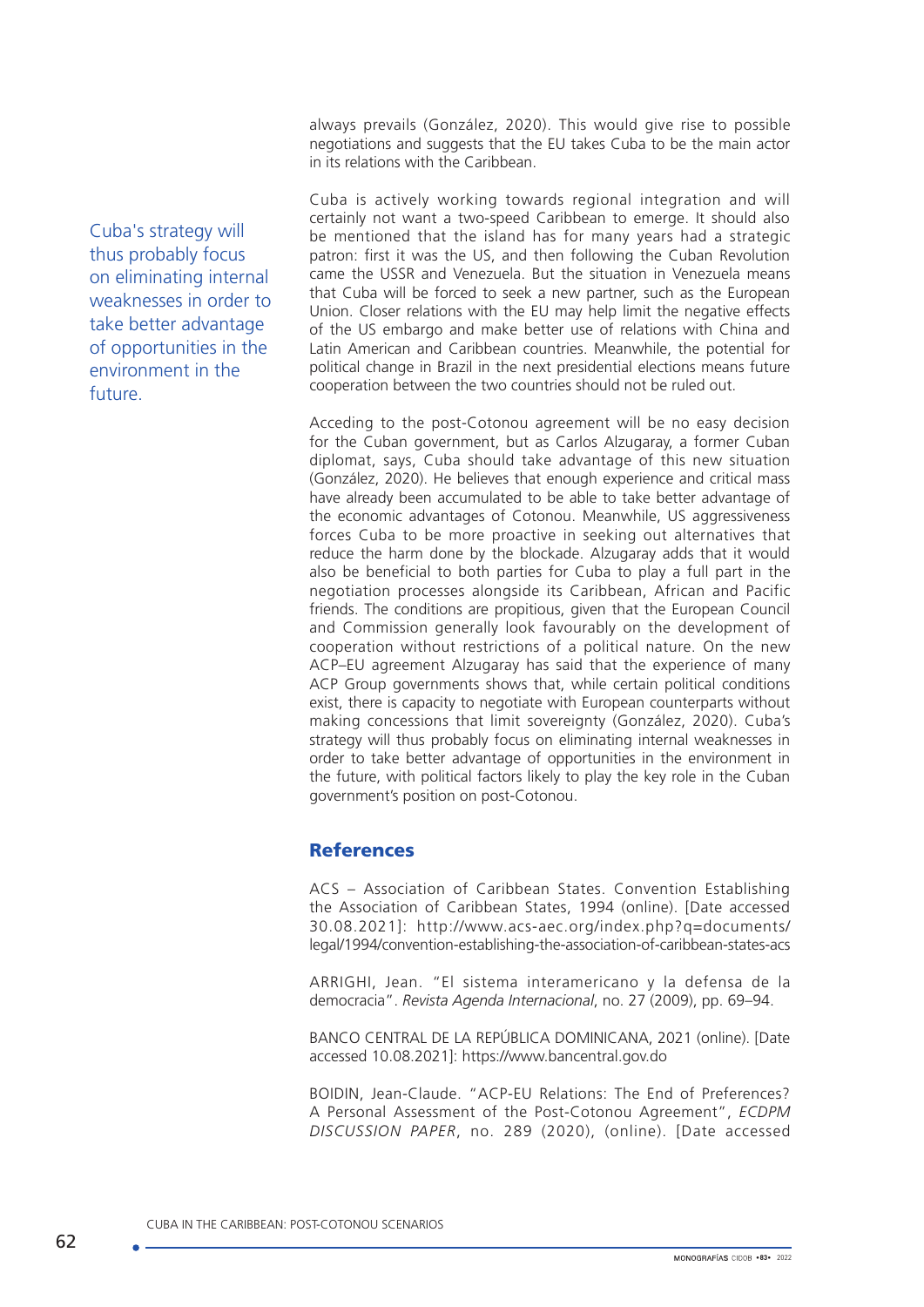always prevails (González, 2020). This would give rise to possible negotiations and suggests that the EU takes Cuba to be the main actor in its relations with the Caribbean.

Cuba is actively working towards regional integration and will certainly not want a two-speed Caribbean to emerge. It should also be mentioned that the island has for many years had a strategic patron: first it was the US, and then following the Cuban Revolution came the USSR and Venezuela. But the situation in Venezuela means that Cuba will be forced to seek a new partner, such as the European Union. Closer relations with the EU may help limit the negative effects of the US embargo and make better use of relations with China and Latin American and Caribbean countries. Meanwhile, the potential for political change in Brazil in the next presidential elections means future cooperation between the two countries should not be ruled out.

Acceding to the post-Cotonou agreement will be no easy decision for the Cuban government, but as Carlos Alzugaray, a former Cuban diplomat, says, Cuba should take advantage of this new situation (González, 2020). He believes that enough experience and critical mass have already been accumulated to be able to take better advantage of the economic advantages of Cotonou. Meanwhile, US aggressiveness forces Cuba to be more proactive in seeking out alternatives that reduce the harm done by the blockade. Alzugaray adds that it would also be beneficial to both parties for Cuba to play a full part in the negotiation processes alongside its Caribbean, African and Pacific friends. The conditions are propitious, given that the European Council and Commission generally look favourably on the development of cooperation without restrictions of a political nature. On the new ACP–EU agreement Alzugaray has said that the experience of many ACP Group governments shows that, while certain political conditions exist, there is capacity to negotiate with European counterparts without making concessions that limit sovereignty (González, 2020). Cuba's strategy will thus probably focus on eliminating internal weaknesses in order to take better advantage of opportunities in the environment in the future, with political factors likely to play the key role in the Cuban government's position on post-Cotonou.

## References

ACS – Association of Caribbean States. Convention Establishing the Association of Caribbean States, 1994 (online). [Date accessed 30.08.2021]: http://www.acs-aec.org/index.php?q=documents/legal/1994/convention-establishing-the-association-of-caribbean-states-acs

ARRIGHI, Jean. "El sistema interamericano y la defensa de la democracia". *Revista Agenda Internacional*, no. 27 (2009), pp. 69–94.

BANCO CENTRAL DE LA REPÚBLICA DOMINICANA, 2021 (online). [Date accessed 10.08.2021]: https://www.bancentral.gov.do

BOIDIN, Jean-Claude. "ACP-EU Relations: The End of Preferences? A Personal Assessment of the Post-Cotonou Agreement", *ECDPM DISCUSSION PAPER*, no. 289 (2020), (online). [Date accessed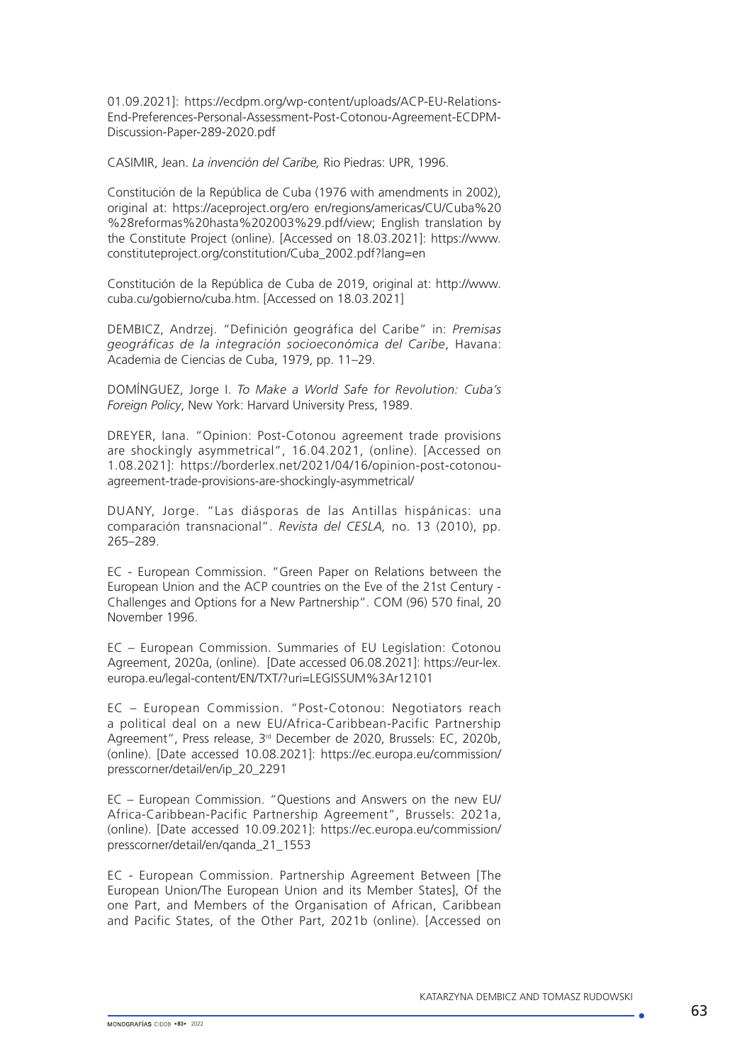01.09.2021]: https://ecdpm.org/wp-content/uploads/ACP-EU-Relations-End-Preferences-Personal-Assessment-Post-Cotonou-Agreement-ECDPM-Discussion-Paper-289-2020.pdf

CASIMIR, Jean. *La invención del Caribe,* Rio Piedras: UPR, 1996.

Constitución de la República de Cuba (1976 with amendments in 2002), original at: https://aceproject.org/ero en/regions/americas/CU/Cuba%20%28reformas%20hasta%202003%29.pdf/view; English translation by the Constitute Project (online). [Accessed on 18.03.2021]: https://www.constituteproject.org/constitution/Cuba_2002.pdf?lang=en

Constitución de la República de Cuba de 2019, original at: http://www.cuba.cu/gobierno/cuba.htm. [Accessed on 18.03.2021]

DEMBICZ, Andrzej. "Definición geográfica del Caribe" in: *Premisas geográficas de la integración socioeconómica del Caribe*, Havana: Academia de Ciencias de Cuba, 1979, pp. 11–29.

DOMÍNGUEZ, Jorge I. *To Make a World Safe for Revolution: Cuba's Foreign Policy*, New York: Harvard University Press, 1989.

DREYER, Iana. "Opinion: Post-Cotonou agreement trade provisions are shockingly asymmetrical", 16.04.2021, (online). [Accessed on 1.08.2021]: https://borderlex.net/2021/04/16/opinion-post-cotonou-agreement-trade-provisions-are-shockingly-asymmetrical/

DUANY, Jorge. "Las diásporas de las Antillas hispánicas: una comparación transnacional". *Revista del CESLA,* no. 13 (2010), pp. 265–289.

EC - European Commission. "Green Paper on Relations between the European Union and the ACP countries on the Eve of the 21st Century - Challenges and Options for a New Partnership". COM (96) 570 final, 20 November 1996.

EC – European Commission. Summaries of EU Legislation: Cotonou Agreement, 2020a, (online). [Date accessed 06.08.2021]: https://eur-lex.europa.eu/legal-content/EN/TXT/?uri=LEGISSUM%3Ar12101

EC – European Commission. "Post-Cotonou: Negotiators reach a political deal on a new EU/Africa-Caribbean-Pacific Partnership Agreement", Press release, 3rd December de 2020, Brussels: EC, 2020b, (online). [Date accessed 10.08.2021]: https://ec.europa.eu/commission/presscorner/detail/en/ip_20_2291

EC – European Commission. "Questions and Answers on the new EU/Africa-Caribbean-Pacific Partnership Agreement", Brussels: 2021a, (online). [Date accessed 10.09.2021]: https://ec.europa.eu/commission/presscorner/detail/en/qanda_21_1553

EC - European Commission. Partnership Agreement Between [The European Union/The European Union and its Member States], Of the one Part, and Members of the Organisation of African, Caribbean and Pacific States, of the Other Part, 2021b (online). [Accessed on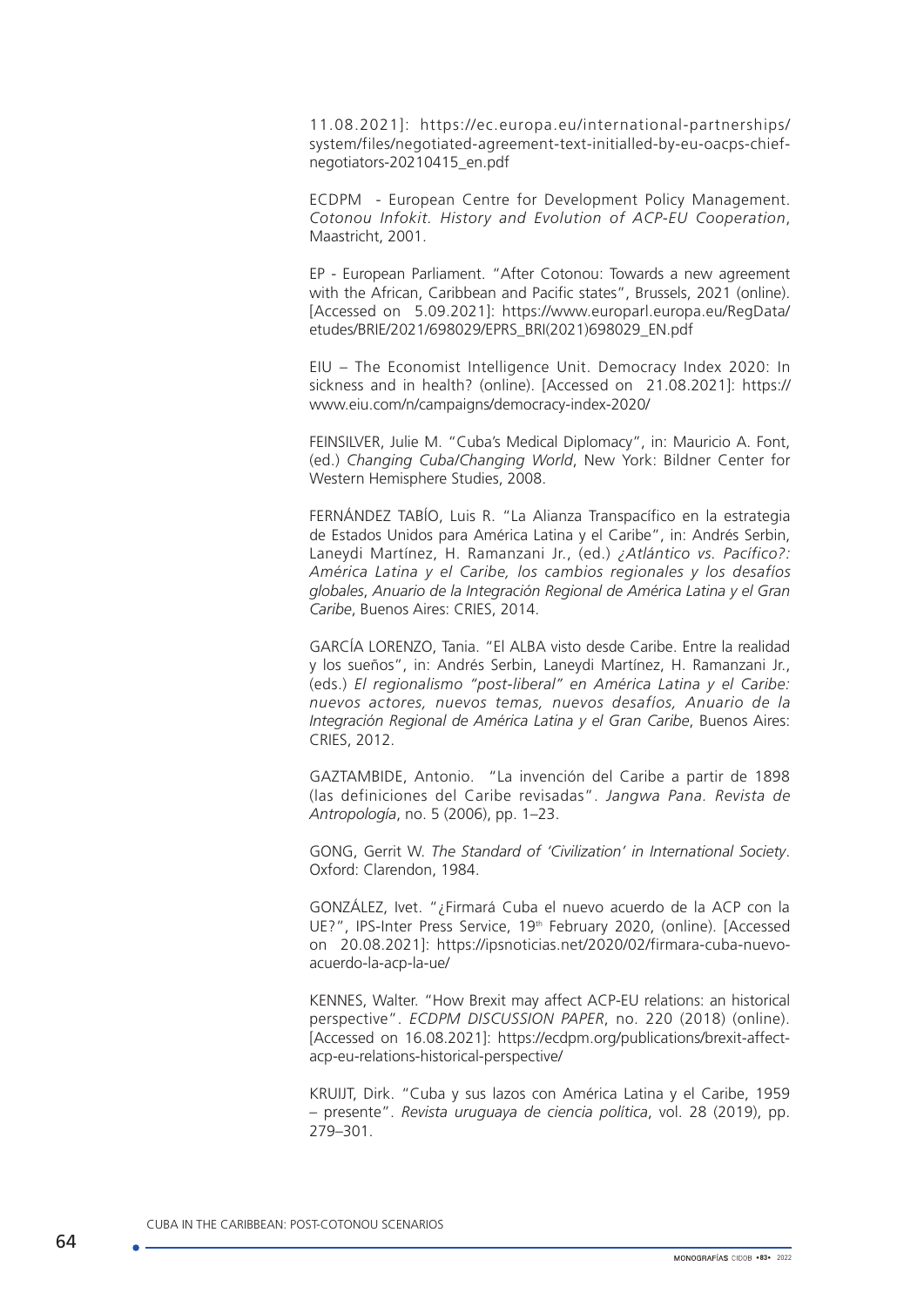11.08.2021]: https://ec.europa.eu/international-partnerships/system/files/negotiated-agreement-text-initialled-by-eu-oacps-chief-negotiators-20210415_en.pdf

ECDPM - European Centre for Development Policy Management. *Cotonou Infokit. History and Evolution of ACP-EU Cooperation*, Maastricht, 2001.

EP - European Parliament. "After Cotonou: Towards a new agreement with the African, Caribbean and Pacific states", Brussels, 2021 (online). [Accessed on 5.09.2021]: https://www.europarl.europa.eu/RegData/etudes/BRIE/2021/698029/EPRS_BRI(2021)698029_EN.pdf

EIU – The Economist Intelligence Unit. Democracy Index 2020: In sickness and in health? (online). [Accessed on 21.08.2021]: https://www.eiu.com/n/campaigns/democracy-index-2020/

FEINSILVER, Julie M. "Cuba's Medical Diplomacy", in: Mauricio A. Font, (ed.) *Changing Cuba/Changing World*, New York: Bildner Center for Western Hemisphere Studies, 2008.

FERNÁNDEZ TABÍO, Luis R. "La Alianza Transpacífico en la estrategia de Estados Unidos para América Latina y el Caribe", in: Andrés Serbin, Laneydi Martínez, H. Ramanzani Jr., (ed.) *¿Atlántico vs. Pacífico?: América Latina y el Caribe, los cambios regionales y los desafíos globales*, *Anuario de la Integración Regional de América Latina y el Gran Caribe*, Buenos Aires: CRIES, 2014.

GARCÍA LORENZO, Tania. "El ALBA visto desde Caribe. Entre la realidad y los sueños", in: Andrés Serbin, Laneydi Martínez, H. Ramanzani Jr., (eds.) *El regionalismo "post-liberal" en América Latina y el Caribe: nuevos actores, nuevos temas, nuevos desafíos, Anuario de la Integración Regional de América Latina y el Gran Caribe*, Buenos Aires: CRIES, 2012.

GAZTAMBIDE, Antonio. "La invención del Caribe a partir de 1898 (las definiciones del Caribe revisadas". *Jangwa Pana. Revista de Antropología*, no. 5 (2006), pp. 1–23.

GONG, Gerrit W. *The Standard of 'Civilization' in International Society*. Oxford: Clarendon, 1984.

GONZÁLEZ, Ivet. "¿Firmará Cuba el nuevo acuerdo de la ACP con la UE?", IPS-Inter Press Service, 19th February 2020, (online). [Accessed on 20.08.2021]: https://ipsnoticias.net/2020/02/firmara-cuba-nuevo-acuerdo-la-acp-la-ue/

KENNES, Walter. "How Brexit may affect ACP-EU relations: an historical perspective". *ECDPM DISCUSSION PAPER*, no. 220 (2018) (online). [Accessed on 16.08.2021]: https://ecdpm.org/publications/brexit-affect-acp-eu-relations-historical-perspective/

KRUIJT, Dirk. "Cuba y sus lazos con América Latina y el Caribe, 1959 – presente". *Revista uruguaya de ciencia política*, vol. 28 (2019), pp. 279–301.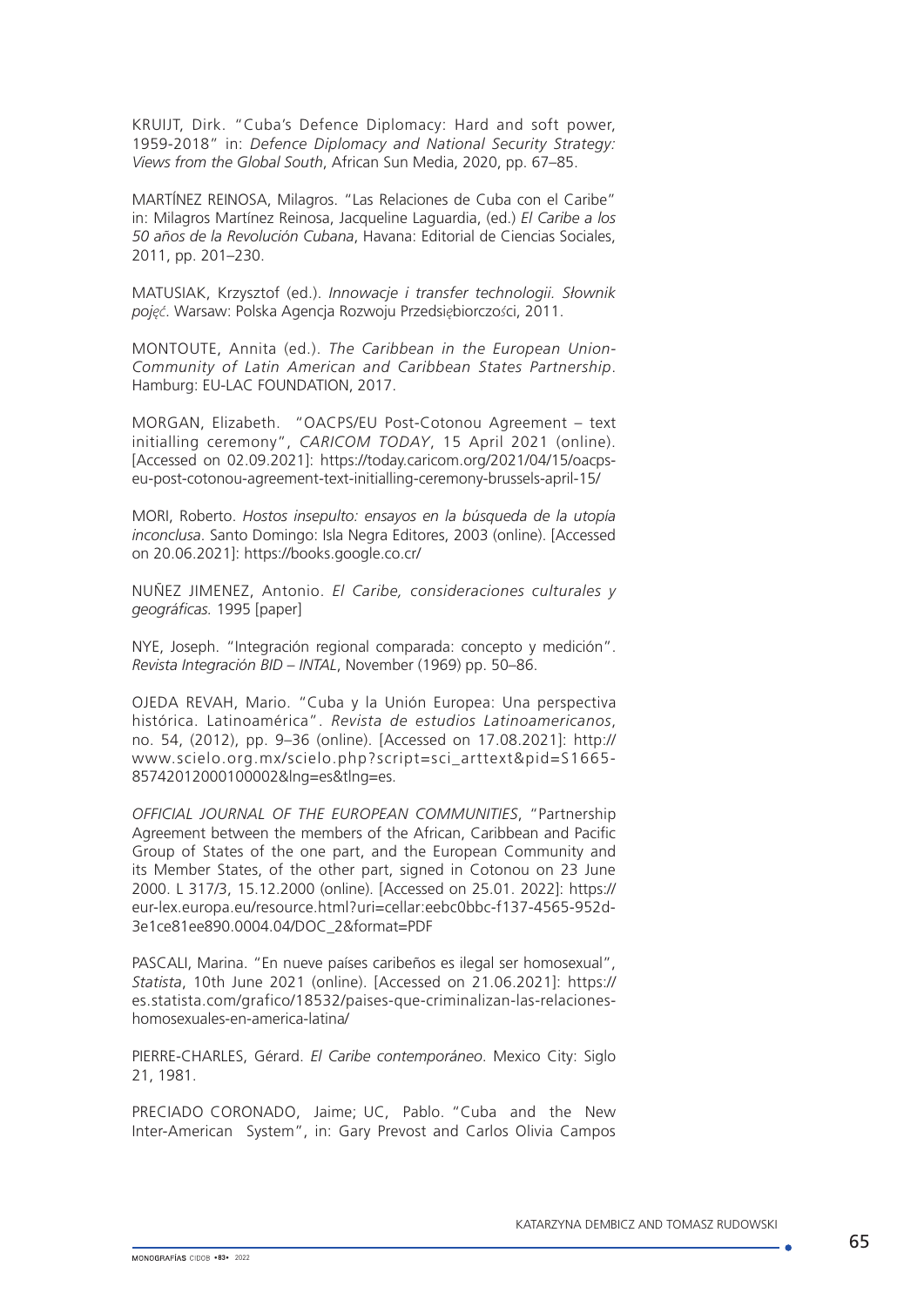KRUIJT, Dirk. "Cuba's Defence Diplomacy: Hard and soft power, 1959-2018" in: *Defence Diplomacy and National Security Strategy: Views from the Global South*, African Sun Media, 2020, pp. 67–85.

MARTÍNEZ REINOSA, Milagros. "Las Relaciones de Cuba con el Caribe" in: Milagros Martínez Reinosa, Jacqueline Laguardia, (ed.) *El Caribe a los 50 años de la Revolución Cubana*, Havana: Editorial de Ciencias Sociales, 2011, pp. 201–230.

MATUSIAK, Krzysztof (ed.). *Innowacje i transfer technologii. Słownik pojęć*. Warsaw: Polska Agencja Rozwoju Przedsiębiorczości, 2011.

MONTOUTE, Annita (ed.). *The Caribbean in the European Union-Community of Latin American and Caribbean States Partnership*. Hamburg: EU-LAC FOUNDATION, 2017.

MORGAN, Elizabeth. "OACPS/EU Post-Cotonou Agreement – text initialling ceremony", *CARICOM TODAY*, 15 April 2021 (online). [Accessed on 02.09.2021]: https://today.caricom.org/2021/04/15/oacps-eu-post-cotonou-agreement-text-initialling-ceremony-brussels-april-15/

MORI, Roberto. *Hostos insepulto: ensayos en la búsqueda de la utopía inconclusa*. Santo Domingo: Isla Negra Editores, 2003 (online). [Accessed on 20.06.2021]: https://books.google.co.cr/

NUÑEZ JIMENEZ, Antonio. *El Caribe, consideraciones culturales y geográficas.* 1995 [paper]

NYE, Joseph. "Integración regional comparada: concepto y medición". *Revista Integración BID – INTAL*, November (1969) pp. 50–86.

OJEDA REVAH, Mario. "Cuba y la Unión Europea: Una perspectiva histórica. Latinoamérica". *Revista de estudios Latinoamericanos*, no. 54, (2012), pp. 9–36 (online). [Accessed on 17.08.2021]: http://www.scielo.org.mx/scielo.php?script=sci_arttext&pid=S1665-85742012000100002&lng=es&tlng=es.

*OFFICIAL JOURNAL OF THE EUROPEAN COMMUNITIES*, "Partnership Agreement between the members of the African, Caribbean and Pacific Group of States of the one part, and the European Community and its Member States, of the other part, signed in Cotonou on 23 June 2000. L 317/3, 15.12.2000 (online). [Accessed on 25.01. 2022]: https://eur-lex.europa.eu/resource.html?uri=cellar:eebc0bbc-f137-4565-952d-3e1ce81ee890.0004.04/DOC_2&format=PDF

PASCALI, Marina. "En nueve países caribeños es ilegal ser homosexual", *Statista*, 10th June 2021 (online). [Accessed on 21.06.2021]: https://es.statista.com/grafico/18532/paises-que-criminalizan-las-relaciones-homosexuales-en-america-latina/

PIERRE-CHARLES, Gérard. *El Caribe contemporáneo*. Mexico City: Siglo 21, 1981.

PRECIADO CORONADO, Jaime; UC, Pablo. "Cuba and the New Inter-American System", in: Gary Prevost and Carlos Olivia Campos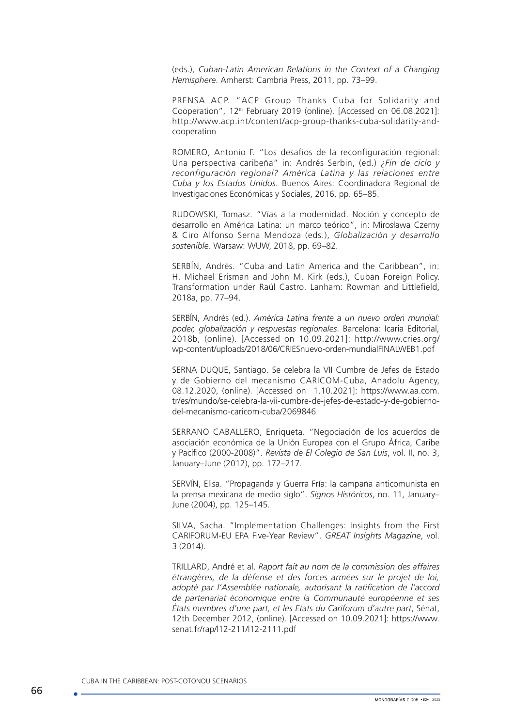(eds.), *Cuban-Latin American Relations in the Context of a Changing Hemisphere*. Amherst: Cambria Press, 2011, pp. 73–99.

PRENSA ACP. "ACP Group Thanks Cuba for Solidarity and Cooperation", 12th February 2019 (online). [Accessed on 06.08.2021]: http://www.acp.int/content/acp-group-thanks-cuba-solidarity-and-cooperation

ROMERO, Antonio F. "Los desafíos de la reconfiguración regional: Una perspectiva caribeña" in: Andrés Serbin, (ed.) *¿Fin de ciclo y reconfiguración regional? América Latina y las relaciones entre Cuba y los Estados Unidos*. Buenos Aires: Coordinadora Regional de Investigaciones Económicas y Sociales, 2016, pp. 65–85.

RUDOWSKI, Tomasz. "Vías a la modernidad. Noción y concepto de desarrollo en América Latina: un marco teórico", in: Mirosława Czerny & Ciro Alfonso Serna Mendoza (eds.), *Globalización y desarrollo sostenible*. Warsaw: WUW, 2018, pp. 69–82.

SERBÍN, Andrés. "Cuba and Latin America and the Caribbean", in: H. Michael Erisman and John M. Kirk (eds.), Cuban Foreign Policy. Transformation under Raúl Castro. Lanham: Rowman and Littlefield, 2018a, pp. 77–94.

SERBÍN, Andrés (ed.). *América Latina frente a un nuevo orden mundial: poder, globalización y respuestas regionales*. Barcelona: Icaria Editorial, 2018b, (online). [Accessed on 10.09.2021]: http://www.cries.org/wp-content/uploads/2018/06/CRIESnuevo-orden-mundialFINALWEB1.pdf

SERNA DUQUE, Santiago. Se celebra la VII Cumbre de Jefes de Estado y de Gobierno del mecanismo CARICOM-Cuba, Anadolu Agency, 08.12.2020, (online). [Accessed on 1.10.2021]: https://www.aa.com.tr/es/mundo/se-celebra-la-vii-cumbre-de-jefes-de-estado-y-de-gobierno-del-mecanismo-caricom-cuba/2069846

SERRANO CABALLERO, Enriqueta. "Negociación de los acuerdos de asociación económica de la Unión Europea con el Grupo África, Caribe y Pacífico (2000-2008)". *Revista de El Colegio de San Luis*, vol. II, no. 3, January–June (2012), pp. 172–217.

SERVÍN, Elisa. "Propaganda y Guerra Fría: la campaña anticomunista en la prensa mexicana de medio siglo". *Signos Históricos*, no. 11, January–June (2004), pp. 125–145.

SILVA, Sacha. "Implementation Challenges: Insights from the First CARIFORUM-EU EPA Five-Year Review". *GREAT Insights Magazine*, vol. 3 (2014).

TRILLARD, André et al. *Raport fait au nom de la commission des affaires étrangères, de la défense et des forces armées sur le projet de loi, adopté par l'Assemblée nationale, autorisant la ratification de l'accord de partenariat économique entre la Communauté européenne et ses États membres d'une part, et les Etats du Cariforum d'autre part*, Sénat, 12th December 2012, (online). [Accessed on 10.09.2021]: https://www.senat.fr/rap/l12-211/l12-2111.pdf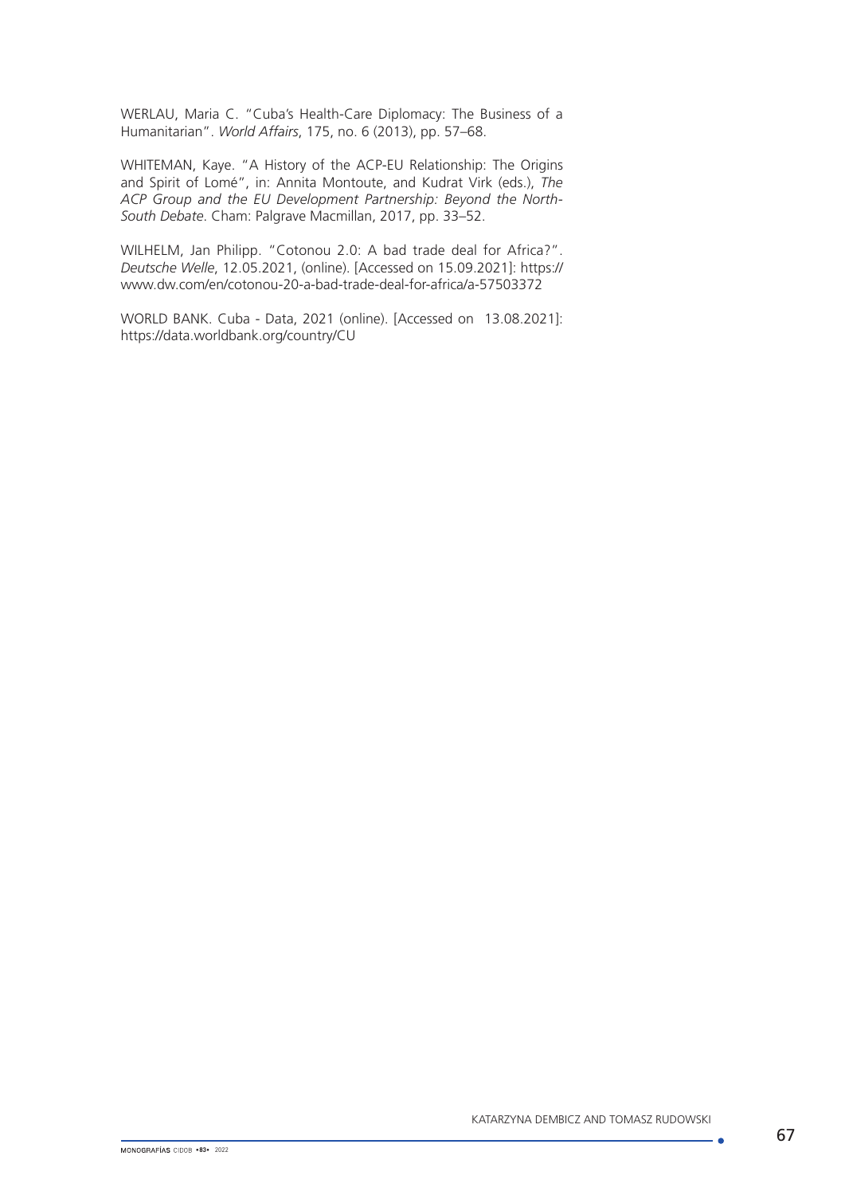WERLAU, Maria C. "Cuba's Health-Care Diplomacy: The Business of a Humanitarian". *World Affairs*, 175, no. 6 (2013), pp. 57–68.

WHITEMAN, Kaye. "A History of the ACP-EU Relationship: The Origins and Spirit of Lomé", in: Annita Montoute, and Kudrat Virk (eds.), *The ACP Group and the EU Development Partnership: Beyond the North-South Debate*. Cham: Palgrave Macmillan, 2017, pp. 33–52.

WILHELM, Jan Philipp. "Cotonou 2.0: A bad trade deal for Africa?". *Deutsche Welle*, 12.05.2021, (online). [Accessed on 15.09.2021]: https://www.dw.com/en/cotonou-20-a-bad-trade-deal-for-africa/a-57503372

WORLD BANK. Cuba - Data, 2021 (online). [Accessed on 13.08.2021]: https://data.worldbank.org/country/CU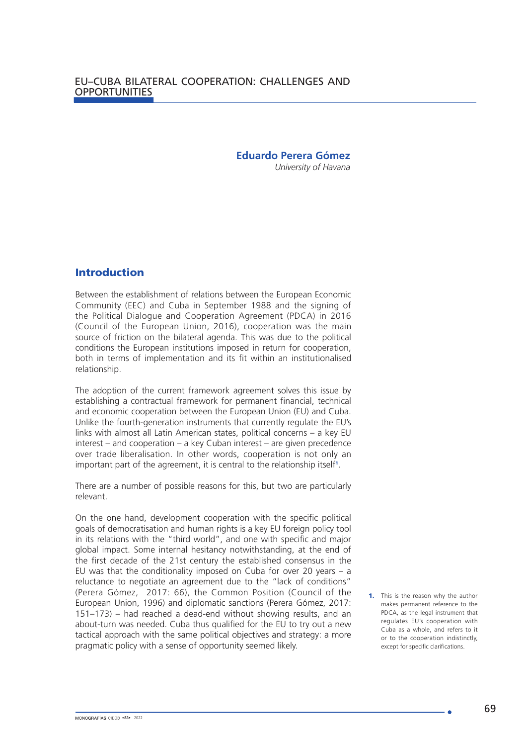# EU–CUBA BILATERAL COOPERATION: CHALLENGES AND OPPORTUNITIES

**Eduardo Perera Gómez**
*University of Havana*

## Introduction

Between the establishment of relations between the European Economic Community (EEC) and Cuba in September 1988 and the signing of the Political Dialogue and Cooperation Agreement (PDCA) in 2016 (Council of the European Union, 2016), cooperation was the main source of friction on the bilateral agenda. This was due to the political conditions the European institutions imposed in return for cooperation, both in terms of implementation and its fit within an institutionalised relationship.

The adoption of the current framework agreement solves this issue by establishing a contractual framework for permanent financial, technical and economic cooperation between the European Union (EU) and Cuba. Unlike the fourth-generation instruments that currently regulate the EU's links with almost all Latin American states, political concerns – a key EU interest – and cooperation – a key Cuban interest – are given precedence over trade liberalisation. In other words, cooperation is not only an important part of the agreement, it is central to the relationship itself[1].

There are a number of possible reasons for this, but two are particularly relevant.

On the one hand, development cooperation with the specific political goals of democratisation and human rights is a key EU foreign policy tool in its relations with the "third world", and one with specific and major global impact. Some internal hesitancy notwithstanding, at the end of the first decade of the 21st century the established consensus in the EU was that the conditionality imposed on Cuba for over 20 years – a reluctance to negotiate an agreement due to the "lack of conditions" (Perera Gómez, 2017: 66), the Common Position (Council of the European Union, 1996) and diplomatic sanctions (Perera Gómez, 2017: 151–173) – had reached a dead-end without showing results, and an about-turn was needed. Cuba thus qualified for the EU to try out a new tactical approach with the same political objectives and strategy: a more pragmatic policy with a sense of opportunity seemed likely.

1. This is the reason why the author makes permanent reference to the PDCA, as the legal instrument that regulates EU's cooperation with Cuba as a whole, and refers to it or to the cooperation indistinctly, except for specific clarifications.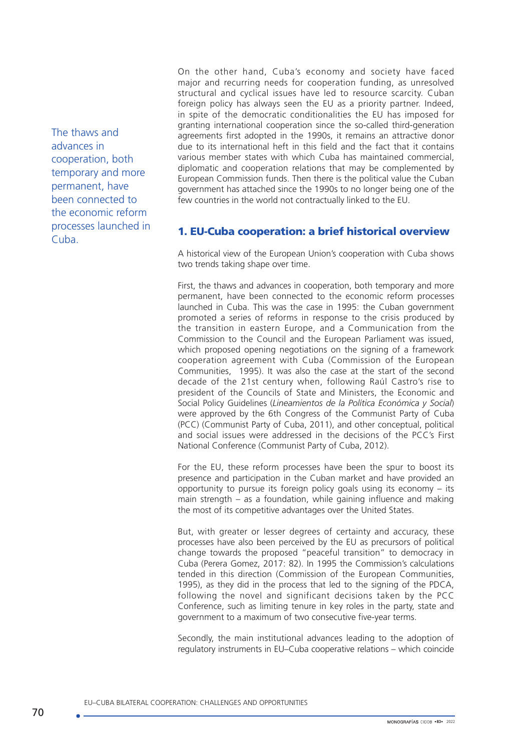On the other hand, Cuba's economy and society have faced major and recurring needs for cooperation funding, as unresolved structural and cyclical issues have led to resource scarcity. Cuban foreign policy has always seen the EU as a priority partner. Indeed, in spite of the democratic conditionalities the EU has imposed for granting international cooperation since the so-called third-generation agreements first adopted in the 1990s, it remains an attractive donor due to its international heft in this field and the fact that it contains various member states with which Cuba has maintained commercial, diplomatic and cooperation relations that may be complemented by European Commission funds. Then there is the political value the Cuban government has attached since the 1990s to no longer being one of the few countries in the world not contractually linked to the EU.

> The thaws and advances in cooperation, both temporary and more permanent, have been connected to the economic reform processes launched in Cuba.

## 1. EU-Cuba cooperation: a brief historical overview

A historical view of the European Union's cooperation with Cuba shows two trends taking shape over time.

First, the thaws and advances in cooperation, both temporary and more permanent, have been connected to the economic reform processes launched in Cuba. This was the case in 1995: the Cuban government promoted a series of reforms in response to the crisis produced by the transition in eastern Europe, and a Communication from the Commission to the Council and the European Parliament was issued, which proposed opening negotiations on the signing of a framework cooperation agreement with Cuba (Commission of the European Communities, 1995). It was also the case at the start of the second decade of the 21st century when, following Raúl Castro's rise to president of the Councils of State and Ministers, the Economic and Social Policy Guidelines (*Lineamientos de la Política Económica y Social*) were approved by the 6th Congress of the Communist Party of Cuba (PCC) (Communist Party of Cuba, 2011), and other conceptual, political and social issues were addressed in the decisions of the PCC's First National Conference (Communist Party of Cuba, 2012).

For the EU, these reform processes have been the spur to boost its presence and participation in the Cuban market and have provided an opportunity to pursue its foreign policy goals using its economy – its main strength – as a foundation, while gaining influence and making the most of its competitive advantages over the United States.

But, with greater or lesser degrees of certainty and accuracy, these processes have also been perceived by the EU as precursors of political change towards the proposed "peaceful transition" to democracy in Cuba (Perera Gomez, 2017: 82). In 1995 the Commission's calculations tended in this direction (Commission of the European Communities, 1995), as they did in the process that led to the signing of the PDCA, following the novel and significant decisions taken by the PCC Conference, such as limiting tenure in key roles in the party, state and government to a maximum of two consecutive five-year terms.

Secondly, the main institutional advances leading to the adoption of regulatory instruments in EU–Cuba cooperative relations – which coincide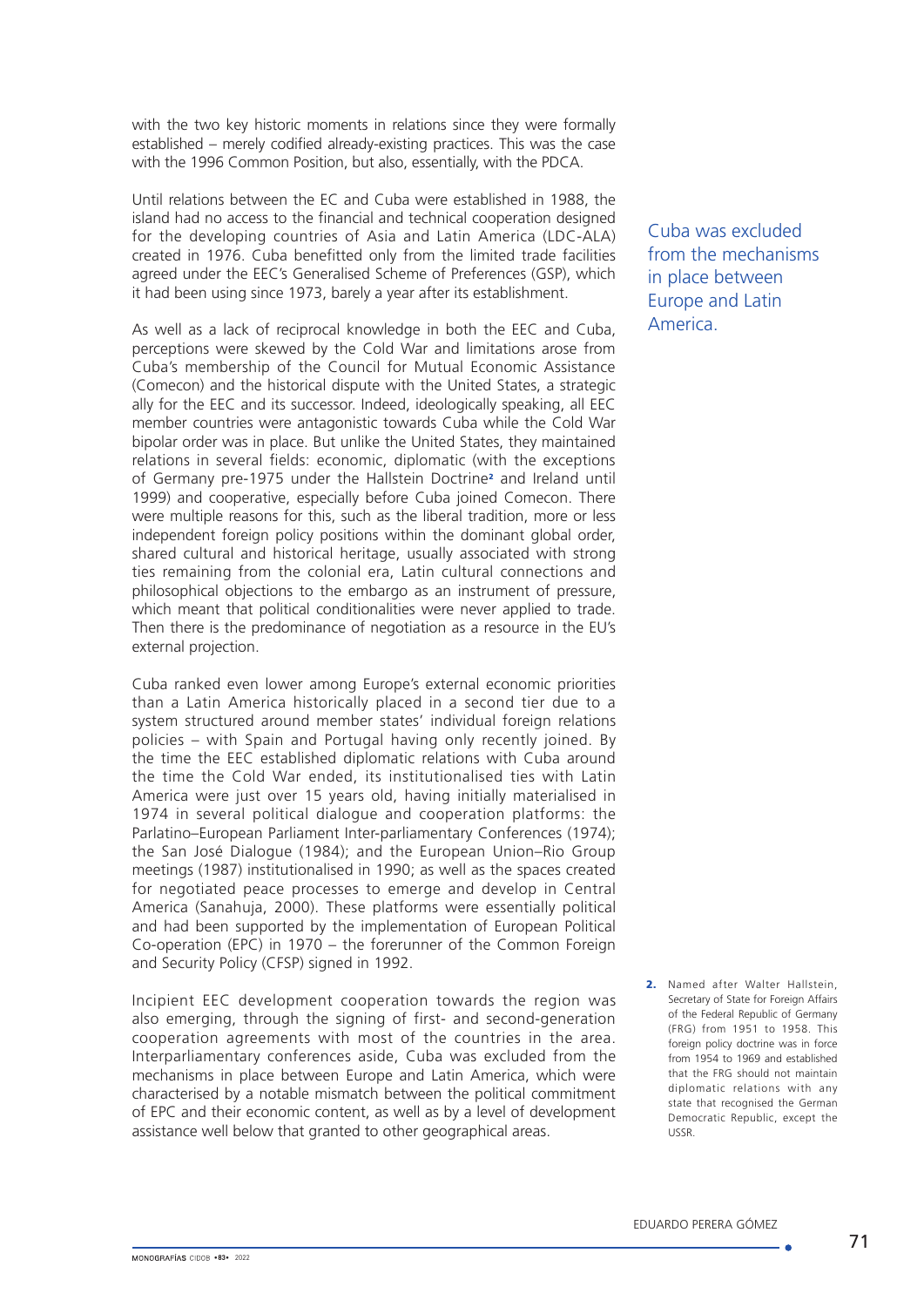with the two key historic moments in relations since they were formally established – merely codified already-existing practices. This was the case with the 1996 Common Position, but also, essentially, with the PDCA.

Until relations between the EC and Cuba were established in 1988, the island had no access to the financial and technical cooperation designed for the developing countries of Asia and Latin America (LDC-ALA) created in 1976. Cuba benefitted only from the limited trade facilities agreed under the EEC's Generalised Scheme of Preferences (GSP), which it had been using since 1973, barely a year after its establishment.

> Cuba was excluded from the mechanisms in place between Europe and Latin America.

As well as a lack of reciprocal knowledge in both the EEC and Cuba, perceptions were skewed by the Cold War and limitations arose from Cuba's membership of the Council for Mutual Economic Assistance (Comecon) and the historical dispute with the United States, a strategic ally for the EEC and its successor. Indeed, ideologically speaking, all EEC member countries were antagonistic towards Cuba while the Cold War bipolar order was in place. But unlike the United States, they maintained relations in several fields: economic, diplomatic (with the exceptions of Germany pre-1975 under the Hallstein Doctrine[2] and Ireland until 1999) and cooperative, especially before Cuba joined Comecon. There were multiple reasons for this, such as the liberal tradition, more or less independent foreign policy positions within the dominant global order, shared cultural and historical heritage, usually associated with strong ties remaining from the colonial era, Latin cultural connections and philosophical objections to the embargo as an instrument of pressure, which meant that political conditionalities were never applied to trade. Then there is the predominance of negotiation as a resource in the EU's external projection.

Cuba ranked even lower among Europe's external economic priorities than a Latin America historically placed in a second tier due to a system structured around member states' individual foreign relations policies – with Spain and Portugal having only recently joined. By the time the EEC established diplomatic relations with Cuba around the time the Cold War ended, its institutionalised ties with Latin America were just over 15 years old, having initially materialised in 1974 in several political dialogue and cooperation platforms: the Parlatino–European Parliament Inter-parliamentary Conferences (1974); the San José Dialogue (1984); and the European Union–Rio Group meetings (1987) institutionalised in 1990; as well as the spaces created for negotiated peace processes to emerge and develop in Central America (Sanahuja, 2000). These platforms were essentially political and had been supported by the implementation of European Political Co-operation (EPC) in 1970 – the forerunner of the Common Foreign and Security Policy (CFSP) signed in 1992.

Incipient EEC development cooperation towards the region was also emerging, through the signing of first- and second-generation cooperation agreements with most of the countries in the area. Interparliamentary conferences aside, Cuba was excluded from the mechanisms in place between Europe and Latin America, which were characterised by a notable mismatch between the political commitment of EPC and their economic content, as well as by a level of development assistance well below that granted to other geographical areas.

2. Named after Walter Hallstein, Secretary of State for Foreign Affairs of the Federal Republic of Germany (FRG) from 1951 to 1958. This foreign policy doctrine was in force from 1954 to 1969 and established that the FRG should not maintain diplomatic relations with any state that recognised the German Democratic Republic, except the USSR.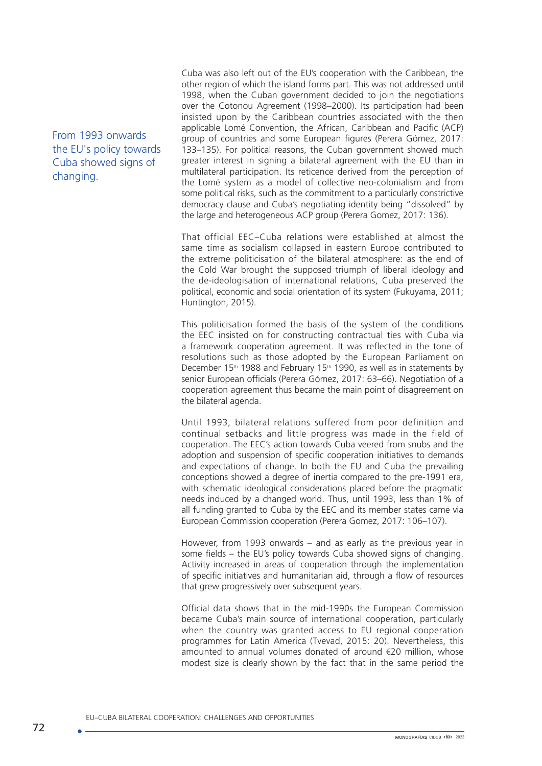Cuba was also left out of the EU's cooperation with the Caribbean, the other region of which the island forms part. This was not addressed until 1998, when the Cuban government decided to join the negotiations over the Cotonou Agreement (1998–2000). Its participation had been insisted upon by the Caribbean countries associated with the then applicable Lomé Convention, the African, Caribbean and Pacific (ACP) group of countries and some European figures (Perera Gómez, 2017: 133–135). For political reasons, the Cuban government showed much greater interest in signing a bilateral agreement with the EU than in multilateral participation. Its reticence derived from the perception of the Lomé system as a model of collective neo-colonialism and from some political risks, such as the commitment to a particularly constrictive democracy clause and Cuba's negotiating identity being "dissolved" by the large and heterogeneous ACP group (Perera Gomez, 2017: 136).

> From 1993 onwards the EU's policy towards Cuba showed signs of changing.

That official EEC–Cuba relations were established at almost the same time as socialism collapsed in eastern Europe contributed to the extreme politicisation of the bilateral atmosphere: as the end of the Cold War brought the supposed triumph of liberal ideology and the de-ideologisation of international relations, Cuba preserved the political, economic and social orientation of its system (Fukuyama, 2011; Huntington, 2015).

This politicisation formed the basis of the system of the conditions the EEC insisted on for constructing contractual ties with Cuba via a framework cooperation agreement. It was reflected in the tone of resolutions such as those adopted by the European Parliament on December 15th 1988 and February 15th 1990, as well as in statements by senior European officials (Perera Gómez, 2017: 63–66). Negotiation of a cooperation agreement thus became the main point of disagreement on the bilateral agenda.

Until 1993, bilateral relations suffered from poor definition and continual setbacks and little progress was made in the field of cooperation. The EEC's action towards Cuba veered from snubs and the adoption and suspension of specific cooperation initiatives to demands and expectations of change. In both the EU and Cuba the prevailing conceptions showed a degree of inertia compared to the pre-1991 era, with schematic ideological considerations placed before the pragmatic needs induced by a changed world. Thus, until 1993, less than 1% of all funding granted to Cuba by the EEC and its member states came via European Commission cooperation (Perera Gomez, 2017: 106–107).

However, from 1993 onwards – and as early as the previous year in some fields – the EU's policy towards Cuba showed signs of changing. Activity increased in areas of cooperation through the implementation of specific initiatives and humanitarian aid, through a flow of resources that grew progressively over subsequent years.

Official data shows that in the mid-1990s the European Commission became Cuba's main source of international cooperation, particularly when the country was granted access to EU regional cooperation programmes for Latin America (Tvevad, 2015: 20). Nevertheless, this amounted to annual volumes donated of around €20 million, whose modest size is clearly shown by the fact that in the same period the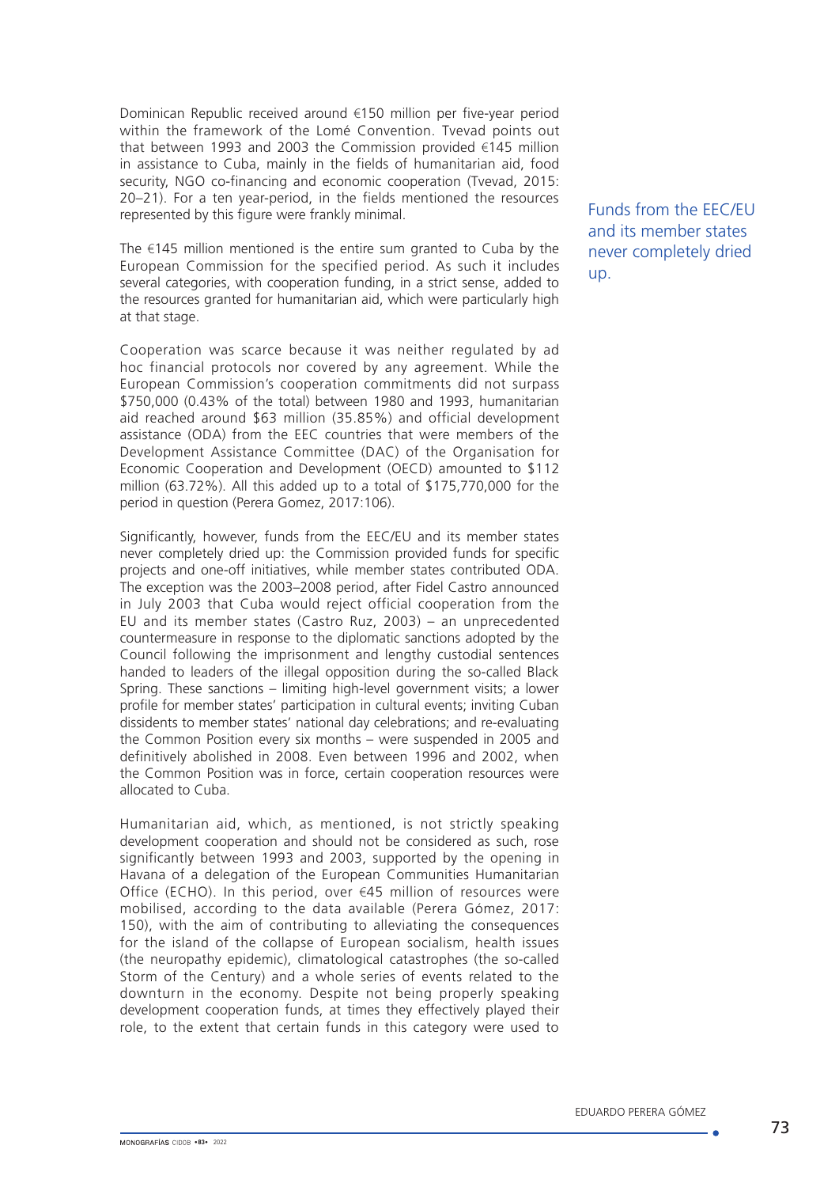Dominican Republic received around €150 million per five-year period within the framework of the Lomé Convention. Tvevad points out that between 1993 and 2003 the Commission provided €145 million in assistance to Cuba, mainly in the fields of humanitarian aid, food security, NGO co-financing and economic cooperation (Tvevad, 2015: 20–21). For a ten year-period, in the fields mentioned the resources represented by this figure were frankly minimal.

The €145 million mentioned is the entire sum granted to Cuba by the European Commission for the specified period. As such it includes several categories, with cooperation funding, in a strict sense, added to the resources granted for humanitarian aid, which were particularly high at that stage.

Cooperation was scarce because it was neither regulated by ad hoc financial protocols nor covered by any agreement. While the European Commission's cooperation commitments did not surpass $750,000 (0.43% of the total) between 1980 and 1993, humanitarian aid reached around $63 million (35.85%) and official development assistance (ODA) from the EEC countries that were members of the Development Assistance Committee (DAC) of the Organisation for Economic Cooperation and Development (OECD) amounted to $112 million (63.72%). All this added up to a total of $175,770,000 for the period in question (Perera Gomez, 2017:106).

> Funds from the EEC/EU and its member states never completely dried up.

Significantly, however, funds from the EEC/EU and its member states never completely dried up: the Commission provided funds for specific projects and one-off initiatives, while member states contributed ODA. The exception was the 2003–2008 period, after Fidel Castro announced in July 2003 that Cuba would reject official cooperation from the EU and its member states (Castro Ruz, 2003) – an unprecedented countermeasure in response to the diplomatic sanctions adopted by the Council following the imprisonment and lengthy custodial sentences handed to leaders of the illegal opposition during the so-called Black Spring. These sanctions – limiting high-level government visits; a lower profile for member states' participation in cultural events; inviting Cuban dissidents to member states' national day celebrations; and re-evaluating the Common Position every six months – were suspended in 2005 and definitively abolished in 2008. Even between 1996 and 2002, when the Common Position was in force, certain cooperation resources were allocated to Cuba.

Humanitarian aid, which, as mentioned, is not strictly speaking development cooperation and should not be considered as such, rose significantly between 1993 and 2003, supported by the opening in Havana of a delegation of the European Communities Humanitarian Office (ECHO). In this period, over €45 million of resources were mobilised, according to the data available (Perera Gómez, 2017: 150), with the aim of contributing to alleviating the consequences for the island of the collapse of European socialism, health issues (the neuropathy epidemic), climatological catastrophes (the so-called Storm of the Century) and a whole series of events related to the downturn in the economy. Despite not being properly speaking development cooperation funds, at times they effectively played their role, to the extent that certain funds in this category were used to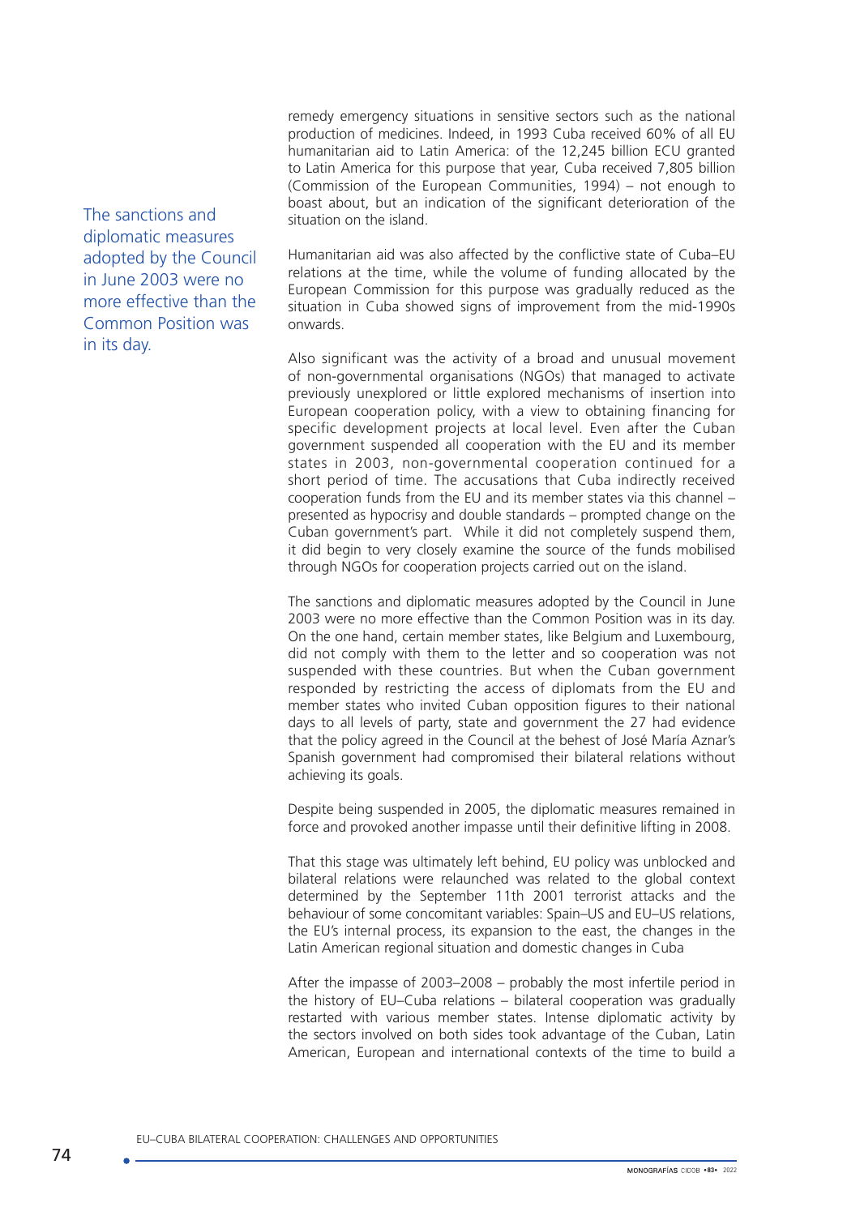remedy emergency situations in sensitive sectors such as the national production of medicines. Indeed, in 1993 Cuba received 60% of all EU humanitarian aid to Latin America: of the 12,245 billion ECU granted to Latin America for this purpose that year, Cuba received 7,805 billion (Commission of the European Communities, 1994) – not enough to boast about, but an indication of the significant deterioration of the situation on the island.

The sanctions and diplomatic measures adopted by the Council in June 2003 were no more effective than the Common Position was in its day.

Humanitarian aid was also affected by the conflictive state of Cuba–EU relations at the time, while the volume of funding allocated by the European Commission for this purpose was gradually reduced as the situation in Cuba showed signs of improvement from the mid-1990s onwards.

Also significant was the activity of a broad and unusual movement of non-governmental organisations (NGOs) that managed to activate previously unexplored or little explored mechanisms of insertion into European cooperation policy, with a view to obtaining financing for specific development projects at local level. Even after the Cuban government suspended all cooperation with the EU and its member states in 2003, non-governmental cooperation continued for a short period of time. The accusations that Cuba indirectly received cooperation funds from the EU and its member states via this channel – presented as hypocrisy and double standards – prompted change on the Cuban government's part. While it did not completely suspend them, it did begin to very closely examine the source of the funds mobilised through NGOs for cooperation projects carried out on the island.

The sanctions and diplomatic measures adopted by the Council in June 2003 were no more effective than the Common Position was in its day. On the one hand, certain member states, like Belgium and Luxembourg, did not comply with them to the letter and so cooperation was not suspended with these countries. But when the Cuban government responded by restricting the access of diplomats from the EU and member states who invited Cuban opposition figures to their national days to all levels of party, state and government the 27 had evidence that the policy agreed in the Council at the behest of José María Aznar's Spanish government had compromised their bilateral relations without achieving its goals.

Despite being suspended in 2005, the diplomatic measures remained in force and provoked another impasse until their definitive lifting in 2008.

That this stage was ultimately left behind, EU policy was unblocked and bilateral relations were relaunched was related to the global context determined by the September 11th 2001 terrorist attacks and the behaviour of some concomitant variables: Spain–US and EU–US relations, the EU's internal process, its expansion to the east, the changes in the Latin American regional situation and domestic changes in Cuba

After the impasse of 2003–2008 – probably the most infertile period in the history of EU–Cuba relations – bilateral cooperation was gradually restarted with various member states. Intense diplomatic activity by the sectors involved on both sides took advantage of the Cuban, Latin American, European and international contexts of the time to build a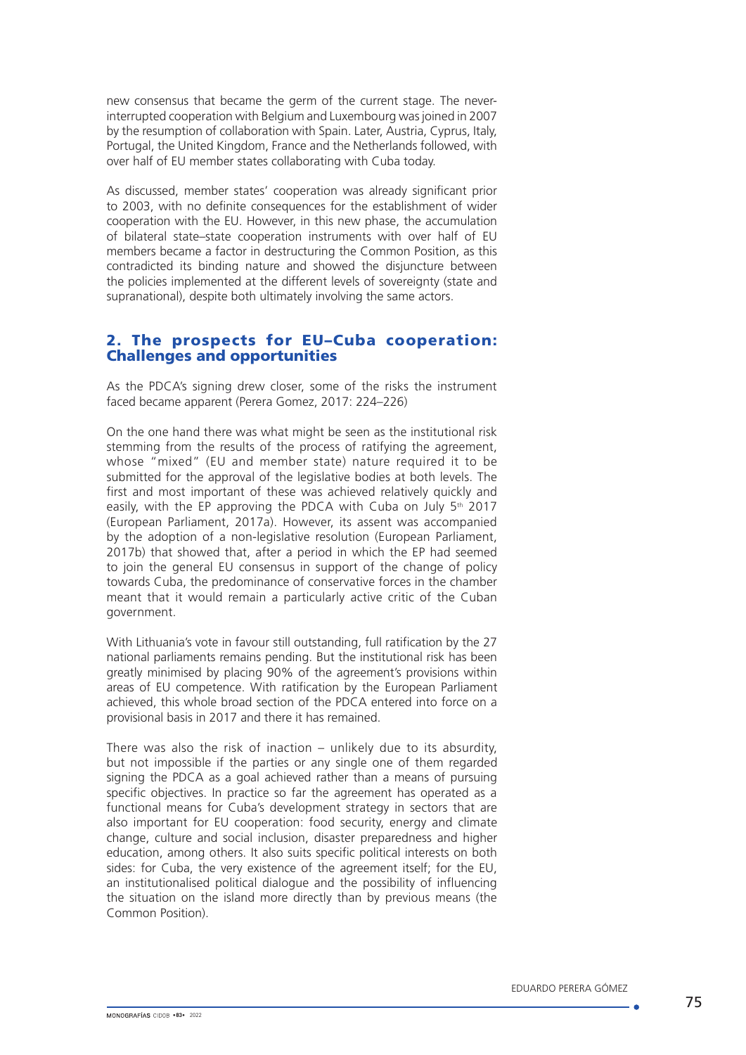new consensus that became the germ of the current stage. The never-interrupted cooperation with Belgium and Luxembourg was joined in 2007 by the resumption of collaboration with Spain. Later, Austria, Cyprus, Italy, Portugal, the United Kingdom, France and the Netherlands followed, with over half of EU member states collaborating with Cuba today.

As discussed, member states' cooperation was already significant prior to 2003, with no definite consequences for the establishment of wider cooperation with the EU. However, in this new phase, the accumulation of bilateral state–state cooperation instruments with over half of EU members became a factor in destructuring the Common Position, as this contradicted its binding nature and showed the disjuncture between the policies implemented at the different levels of sovereignty (state and supranational), despite both ultimately involving the same actors.

## 2. The prospects for EU–Cuba cooperation: Challenges and opportunities

As the PDCA's signing drew closer, some of the risks the instrument faced became apparent (Perera Gomez, 2017: 224–226)

On the one hand there was what might be seen as the institutional risk stemming from the results of the process of ratifying the agreement, whose "mixed" (EU and member state) nature required it to be submitted for the approval of the legislative bodies at both levels. The first and most important of these was achieved relatively quickly and easily, with the EP approving the PDCA with Cuba on July 5th 2017 (European Parliament, 2017a). However, its assent was accompanied by the adoption of a non-legislative resolution (European Parliament, 2017b) that showed that, after a period in which the EP had seemed to join the general EU consensus in support of the change of policy towards Cuba, the predominance of conservative forces in the chamber meant that it would remain a particularly active critic of the Cuban government.

With Lithuania's vote in favour still outstanding, full ratification by the 27 national parliaments remains pending. But the institutional risk has been greatly minimised by placing 90% of the agreement's provisions within areas of EU competence. With ratification by the European Parliament achieved, this whole broad section of the PDCA entered into force on a provisional basis in 2017 and there it has remained.

There was also the risk of inaction – unlikely due to its absurdity, but not impossible if the parties or any single one of them regarded signing the PDCA as a goal achieved rather than a means of pursuing specific objectives. In practice so far the agreement has operated as a functional means for Cuba's development strategy in sectors that are also important for EU cooperation: food security, energy and climate change, culture and social inclusion, disaster preparedness and higher education, among others. It also suits specific political interests on both sides: for Cuba, the very existence of the agreement itself; for the EU, an institutionalised political dialogue and the possibility of influencing the situation on the island more directly than by previous means (the Common Position).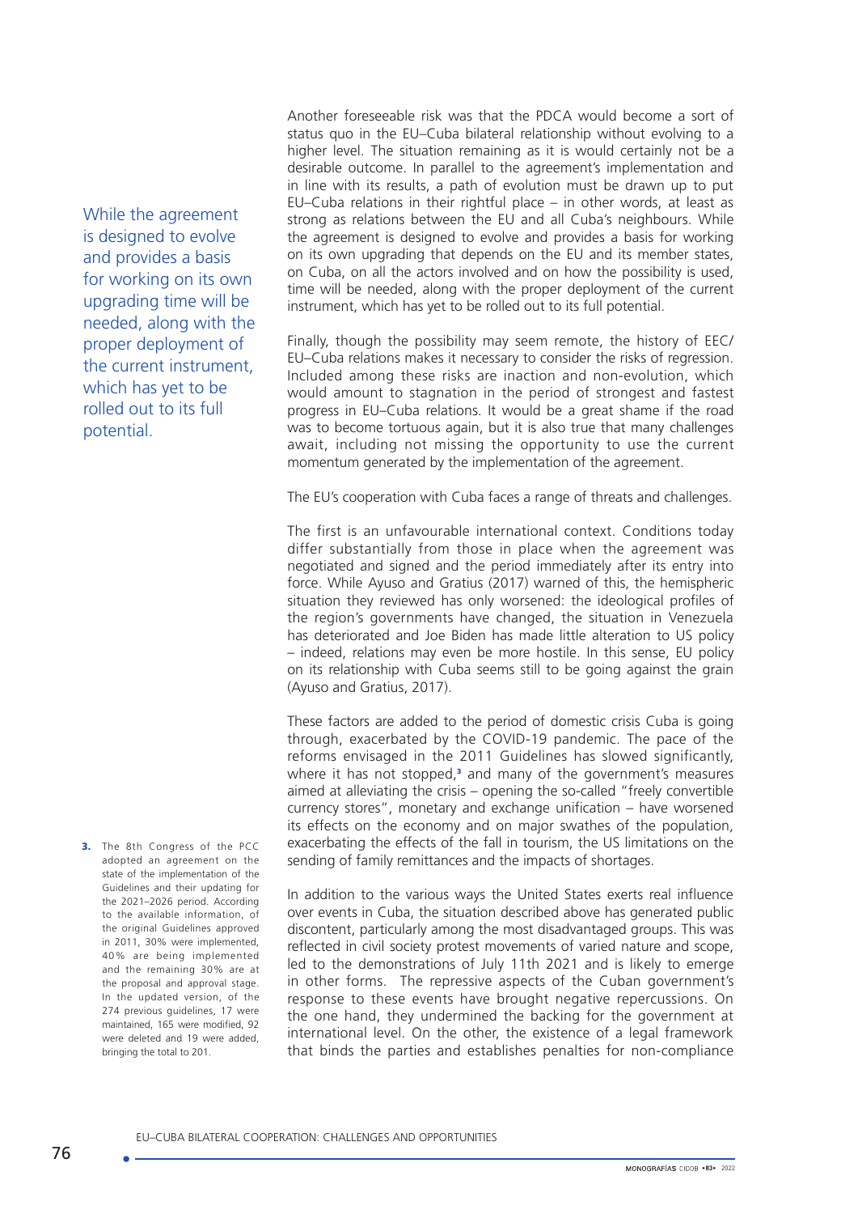Another foreseeable risk was that the PDCA would become a sort of status quo in the EU–Cuba bilateral relationship without evolving to a higher level. The situation remaining as it is would certainly not be a desirable outcome. In parallel to the agreement's implementation and in line with its results, a path of evolution must be drawn up to put EU–Cuba relations in their rightful place – in other words, at least as strong as relations between the EU and all Cuba's neighbours. While the agreement is designed to evolve and provides a basis for working on its own upgrading that depends on the EU and its member states, on Cuba, on all the actors involved and on how the possibility is used, time will be needed, along with the proper deployment of the current instrument, which has yet to be rolled out to its full potential.

> While the agreement is designed to evolve and provides a basis for working on its own upgrading time will be needed, along with the proper deployment of the current instrument, which has yet to be rolled out to its full potential.

Finally, though the possibility may seem remote, the history of EEC/EU–Cuba relations makes it necessary to consider the risks of regression. Included among these risks are inaction and non-evolution, which would amount to stagnation in the period of strongest and fastest progress in EU–Cuba relations. It would be a great shame if the road was to become tortuous again, but it is also true that many challenges await, including not missing the opportunity to use the current momentum generated by the implementation of the agreement.

The EU's cooperation with Cuba faces a range of threats and challenges.

The first is an unfavourable international context. Conditions today differ substantially from those in place when the agreement was negotiated and signed and the period immediately after its entry into force. While Ayuso and Gratius (2017) warned of this, the hemispheric situation they reviewed has only worsened: the ideological profiles of the region's governments have changed, the situation in Venezuela has deteriorated and Joe Biden has made little alteration to US policy – indeed, relations may even be more hostile. In this sense, EU policy on its relationship with Cuba seems still to be going against the grain (Ayuso and Gratius, 2017).

These factors are added to the period of domestic crisis Cuba is going through, exacerbated by the COVID-19 pandemic. The pace of the reforms envisaged in the 2011 Guidelines has slowed significantly, where it has not stopped,[3] and many of the government's measures aimed at alleviating the crisis – opening the so-called "freely convertible currency stores", monetary and exchange unification – have worsened its effects on the economy and on major swathes of the population, exacerbating the effects of the fall in tourism, the US limitations on the sending of family remittances and the impacts of shortages.

In addition to the various ways the United States exerts real influence over events in Cuba, the situation described above has generated public discontent, particularly among the most disadvantaged groups. This was reflected in civil society protest movements of varied nature and scope, led to the demonstrations of July 11th 2021 and is likely to emerge in other forms. The repressive aspects of the Cuban government's response to these events have brought negative repercussions. On the one hand, they undermined the backing for the government at international level. On the other, the existence of a legal framework that binds the parties and establishes penalties for non-compliance

3. The 8th Congress of the PCC adopted an agreement on the state of the implementation of the Guidelines and their updating for the 2021–2026 period. According to the available information, of the original Guidelines approved in 2011, 30% were implemented, 40% are being implemented and the remaining 30% are at the proposal and approval stage. In the updated version, of the 274 previous guidelines, 17 were maintained, 165 were modified, 92 were deleted and 19 were added, bringing the total to 201.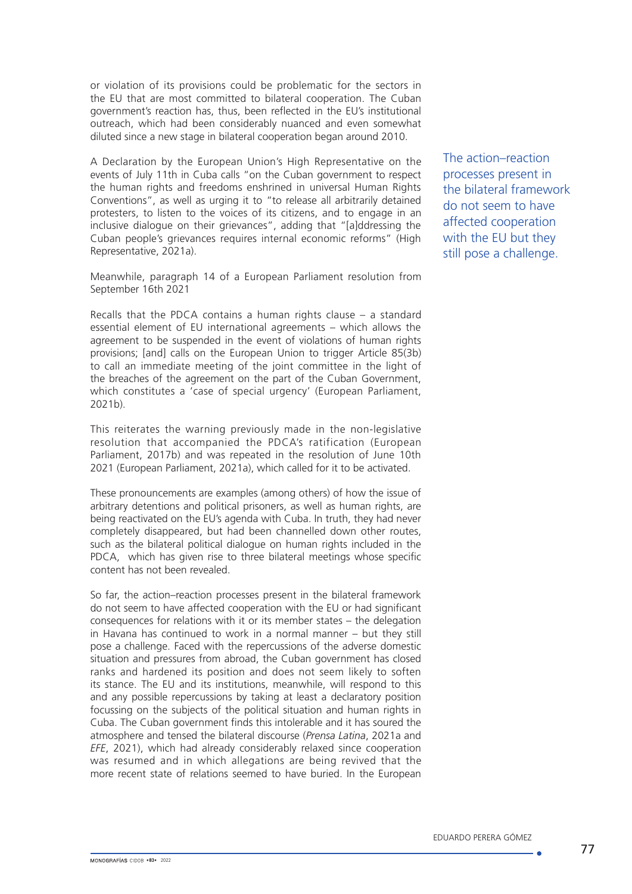or violation of its provisions could be problematic for the sectors in the EU that are most committed to bilateral cooperation. The Cuban government's reaction has, thus, been reflected in the EU's institutional outreach, which had been considerably nuanced and even somewhat diluted since a new stage in bilateral cooperation began around 2010.

A Declaration by the European Union's High Representative on the events of July 11th in Cuba calls "on the Cuban government to respect the human rights and freedoms enshrined in universal Human Rights Conventions", as well as urging it to "to release all arbitrarily detained protesters, to listen to the voices of its citizens, and to engage in an inclusive dialogue on their grievances", adding that "[a]ddressing the Cuban people's grievances requires internal economic reforms" (High Representative, 2021a).

Meanwhile, paragraph 14 of a European Parliament resolution from September 16th 2021

> Recalls that the PDCA contains a human rights clause – a standard essential element of EU international agreements – which allows the agreement to be suspended in the event of violations of human rights provisions; [and] calls on the European Union to trigger Article 85(3b) to call an immediate meeting of the joint committee in the light of the breaches of the agreement on the part of the Cuban Government, which constitutes a 'case of special urgency' (European Parliament, 2021b).

This reiterates the warning previously made in the non-legislative resolution that accompanied the PDCA's ratification (European Parliament, 2017b) and was repeated in the resolution of June 10th 2021 (European Parliament, 2021a), which called for it to be activated.

These pronouncements are examples (among others) of how the issue of arbitrary detentions and political prisoners, as well as human rights, are being reactivated on the EU's agenda with Cuba. In truth, they had never completely disappeared, but had been channelled down other routes, such as the bilateral political dialogue on human rights included in the PDCA, which has given rise to three bilateral meetings whose specific content has not been revealed.

So far, the action–reaction processes present in the bilateral framework do not seem to have affected cooperation with the EU or had significant consequences for relations with it or its member states – the delegation in Havana has continued to work in a normal manner – but they still pose a challenge. Faced with the repercussions of the adverse domestic situation and pressures from abroad, the Cuban government has closed ranks and hardened its position and does not seem likely to soften its stance. The EU and its institutions, meanwhile, will respond to this and any possible repercussions by taking at least a declaratory position focussing on the subjects of the political situation and human rights in Cuba. The Cuban government finds this intolerable and it has soured the atmosphere and tensed the bilateral discourse (*Prensa Latina*, 2021a and *EFE*, 2021), which had already considerably relaxed since cooperation was resumed and in which allegations are being revived that the more recent state of relations seemed to have buried. In the European

The action–reaction processes present in the bilateral framework do not seem to have affected cooperation with the EU but they still pose a challenge.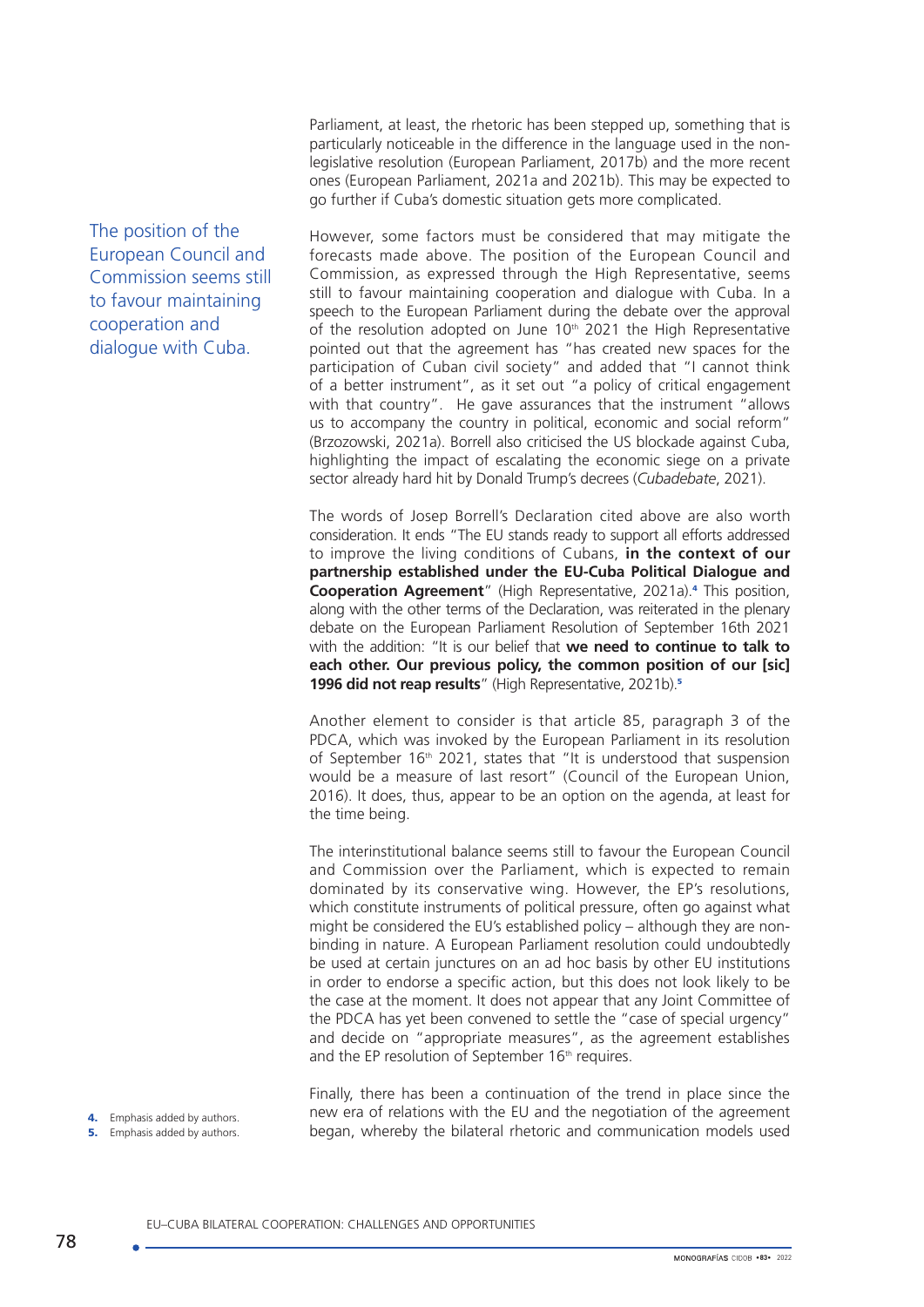Parliament, at least, the rhetoric has been stepped up, something that is particularly noticeable in the difference in the language used in the non-legislative resolution (European Parliament, 2017b) and the more recent ones (European Parliament, 2021a and 2021b). This may be expected to go further if Cuba's domestic situation gets more complicated.

The position of the European Council and Commission seems still to favour maintaining cooperation and dialogue with Cuba.

However, some factors must be considered that may mitigate the forecasts made above. The position of the European Council and Commission, as expressed through the High Representative, seems still to favour maintaining cooperation and dialogue with Cuba. In a speech to the European Parliament during the debate over the approval of the resolution adopted on June 10th 2021 the High Representative pointed out that the agreement has "has created new spaces for the participation of Cuban civil society" and added that "I cannot think of a better instrument", as it set out "a policy of critical engagement with that country". He gave assurances that the instrument "allows us to accompany the country in political, economic and social reform" (Brzozowski, 2021a). Borrell also criticised the US blockade against Cuba, highlighting the impact of escalating the economic siege on a private sector already hard hit by Donald Trump's decrees (*Cubadebate*, 2021).

The words of Josep Borrell's Declaration cited above are also worth consideration. It ends "The EU stands ready to support all efforts addressed to improve the living conditions of Cubans, **in the context of our partnership established under the EU-Cuba Political Dialogue and Cooperation Agreement**" (High Representative, 2021a).[4] This position, along with the other terms of the Declaration, was reiterated in the plenary debate on the European Parliament Resolution of September 16th 2021 with the addition: "It is our belief that **we need to continue to talk to each other. Our previous policy, the common position of our [sic] 1996 did not reap results**" (High Representative, 2021b).[5]

Another element to consider is that article 85, paragraph 3 of the PDCA, which was invoked by the European Parliament in its resolution of September 16th 2021, states that "It is understood that suspension would be a measure of last resort" (Council of the European Union, 2016). It does, thus, appear to be an option on the agenda, at least for the time being.

The interinstitutional balance seems still to favour the European Council and Commission over the Parliament, which is expected to remain dominated by its conservative wing. However, the EP's resolutions, which constitute instruments of political pressure, often go against what might be considered the EU's established policy – although they are non-binding in nature. A European Parliament resolution could undoubtedly be used at certain junctures on an ad hoc basis by other EU institutions in order to endorse a specific action, but this does not look likely to be the case at the moment. It does not appear that any Joint Committee of the PDCA has yet been convened to settle the "case of special urgency" and decide on "appropriate measures", as the agreement establishes and the EP resolution of September 16th requires.

Finally, there has been a continuation of the trend in place since the new era of relations with the EU and the negotiation of the agreement began, whereby the bilateral rhetoric and communication models used

4. Emphasis added by authors.
5. Emphasis added by authors.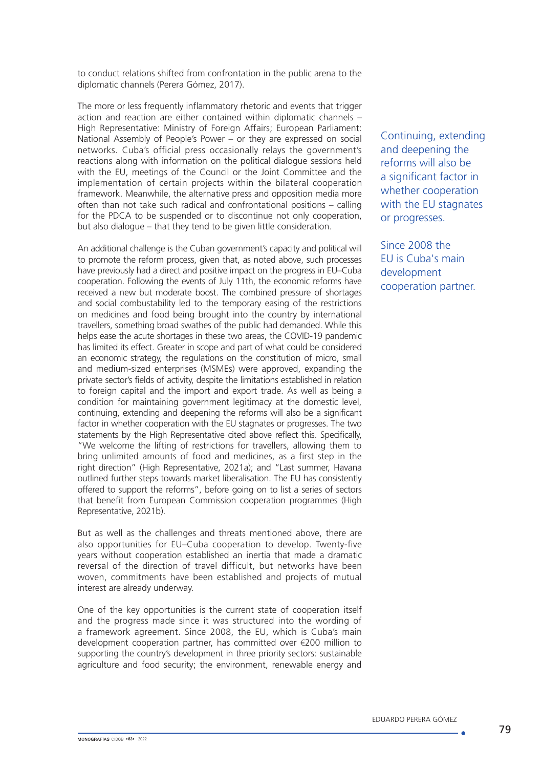to conduct relations shifted from confrontation in the public arena to the diplomatic channels (Perera Gómez, 2017).

The more or less frequently inflammatory rhetoric and events that trigger action and reaction are either contained within diplomatic channels – High Representative: Ministry of Foreign Affairs; European Parliament: National Assembly of People's Power – or they are expressed on social networks. Cuba's official press occasionally relays the government's reactions along with information on the political dialogue sessions held with the EU, meetings of the Council or the Joint Committee and the implementation of certain projects within the bilateral cooperation framework. Meanwhile, the alternative press and opposition media more often than not take such radical and confrontational positions – calling for the PDCA to be suspended or to discontinue not only cooperation, but also dialogue – that they tend to be given little consideration.

An additional challenge is the Cuban government's capacity and political will to promote the reform process, given that, as noted above, such processes have previously had a direct and positive impact on the progress in EU–Cuba cooperation. Following the events of July 11th, the economic reforms have received a new but moderate boost. The combined pressure of shortages and social combustability led to the temporary easing of the restrictions on medicines and food being brought into the country by international travellers, something broad swathes of the public had demanded. While this helps ease the acute shortages in these two areas, the COVID-19 pandemic has limited its effect. Greater in scope and part of what could be considered an economic strategy, the regulations on the constitution of micro, small and medium-sized enterprises (MSMEs) were approved, expanding the private sector's fields of activity, despite the limitations established in relation to foreign capital and the import and export trade. As well as being a condition for maintaining government legitimacy at the domestic level, continuing, extending and deepening the reforms will also be a significant factor in whether cooperation with the EU stagnates or progresses. The two statements by the High Representative cited above reflect this. Specifically, "We welcome the lifting of restrictions for travellers, allowing them to bring unlimited amounts of food and medicines, as a first step in the right direction" (High Representative, 2021a); and "Last summer, Havana outlined further steps towards market liberalisation. The EU has consistently offered to support the reforms", before going on to list a series of sectors that benefit from European Commission cooperation programmes (High Representative, 2021b).

Continuing, extending and deepening the reforms will also be a significant factor in whether cooperation with the EU stagnates or progresses.

Since 2008 the EU is Cuba's main development cooperation partner.

But as well as the challenges and threats mentioned above, there are also opportunities for EU–Cuba cooperation to develop. Twenty-five years without cooperation established an inertia that made a dramatic reversal of the direction of travel difficult, but networks have been woven, commitments have been established and projects of mutual interest are already underway.

One of the key opportunities is the current state of cooperation itself and the progress made since it was structured into the wording of a framework agreement. Since 2008, the EU, which is Cuba's main development cooperation partner, has committed over €200 million to supporting the country's development in three priority sectors: sustainable agriculture and food security; the environment, renewable energy and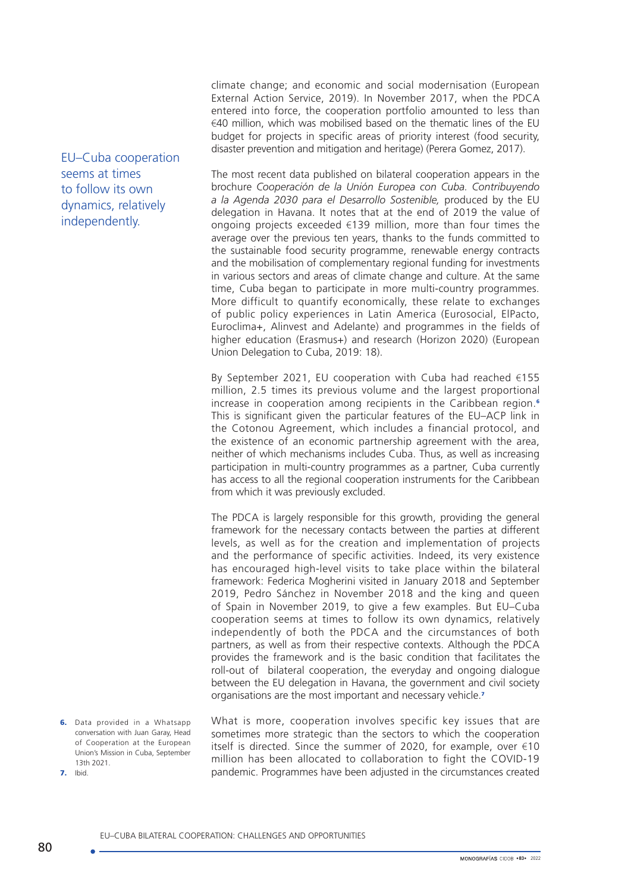climate change; and economic and social modernisation (European External Action Service, 2019). In November 2017, when the PDCA entered into force, the cooperation portfolio amounted to less than €40 million, which was mobilised based on the thematic lines of the EU budget for projects in specific areas of priority interest (food security, disaster prevention and mitigation and heritage) (Perera Gomez, 2017).

EU–Cuba cooperation seems at times to follow its own dynamics, relatively independently.

The most recent data published on bilateral cooperation appears in the brochure *Cooperación de la Unión Europea con Cuba. Contribuyendo a la Agenda 2030 para el Desarrollo Sostenible,* produced by the EU delegation in Havana. It notes that at the end of 2019 the value of ongoing projects exceeded €139 million, more than four times the average over the previous ten years, thanks to the funds committed to the sustainable food security programme, renewable energy contracts and the mobilisation of complementary regional funding for investments in various sectors and areas of climate change and culture. At the same time, Cuba began to participate in more multi-country programmes. More difficult to quantify economically, these relate to exchanges of public policy experiences in Latin America (Eurosocial, ElPacto, Euroclima+, Alinvest and Adelante) and programmes in the fields of higher education (Erasmus+) and research (Horizon 2020) (European Union Delegation to Cuba, 2019: 18).

By September 2021, EU cooperation with Cuba had reached €155 million, 2.5 times its previous volume and the largest proportional increase in cooperation among recipients in the Caribbean region.[6] This is significant given the particular features of the EU–ACP link in the Cotonou Agreement, which includes a financial protocol, and the existence of an economic partnership agreement with the area, neither of which mechanisms includes Cuba. Thus, as well as increasing participation in multi-country programmes as a partner, Cuba currently has access to all the regional cooperation instruments for the Caribbean from which it was previously excluded.

The PDCA is largely responsible for this growth, providing the general framework for the necessary contacts between the parties at different levels, as well as for the creation and implementation of projects and the performance of specific activities. Indeed, its very existence has encouraged high-level visits to take place within the bilateral framework: Federica Mogherini visited in January 2018 and September 2019, Pedro Sánchez in November 2018 and the king and queen of Spain in November 2019, to give a few examples. But EU–Cuba cooperation seems at times to follow its own dynamics, relatively independently of both the PDCA and the circumstances of both partners, as well as from their respective contexts. Although the PDCA provides the framework and is the basic condition that facilitates the roll-out of bilateral cooperation, the everyday and ongoing dialogue between the EU delegation in Havana, the government and civil society organisations are the most important and necessary vehicle.[7]

What is more, cooperation involves specific key issues that are sometimes more strategic than the sectors to which the cooperation itself is directed. Since the summer of 2020, for example, over €10 million has been allocated to collaboration to fight the COVID-19 pandemic. Programmes have been adjusted in the circumstances created

6. Data provided in a Whatsapp conversation with Juan Garay, Head of Cooperation at the European Union's Mission in Cuba, September 13th 2021.
7. Ibid.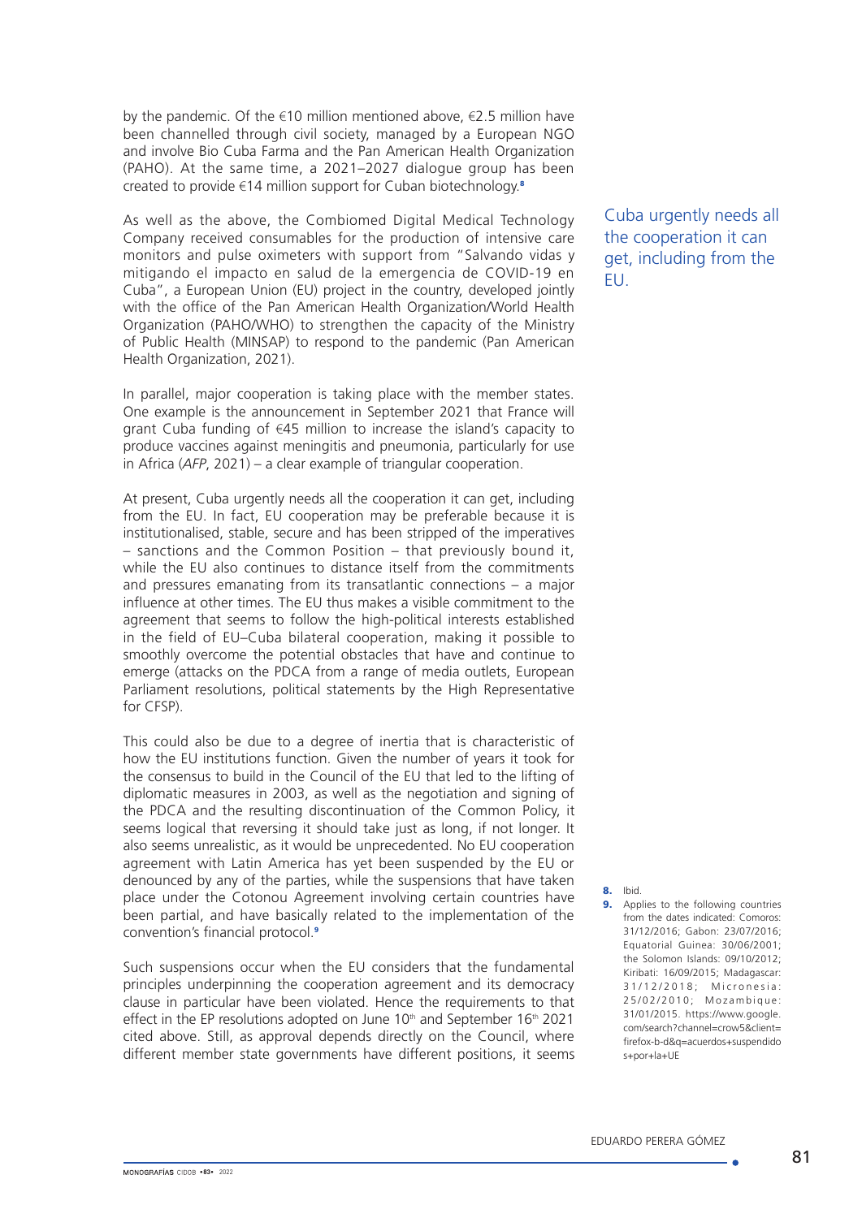by the pandemic. Of the €10 million mentioned above, €2.5 million have been channelled through civil society, managed by a European NGO and involve Bio Cuba Farma and the Pan American Health Organization (PAHO). At the same time, a 2021–2027 dialogue group has been created to provide €14 million support for Cuban biotechnology.[8]

As well as the above, the Combiomed Digital Medical Technology Company received consumables for the production of intensive care monitors and pulse oximeters with support from "Salvando vidas y mitigando el impacto en salud de la emergencia de COVID-19 en Cuba", a European Union (EU) project in the country, developed jointly with the office of the Pan American Health Organization/World Health Organization (PAHO/WHO) to strengthen the capacity of the Ministry of Public Health (MINSAP) to respond to the pandemic (Pan American Health Organization, 2021).

In parallel, major cooperation is taking place with the member states. One example is the announcement in September 2021 that France will grant Cuba funding of €45 million to increase the island's capacity to produce vaccines against meningitis and pneumonia, particularly for use in Africa (*AFP*, 2021) – a clear example of triangular cooperation.

Cuba urgently needs all the cooperation it can get, including from the EU.

At present, Cuba urgently needs all the cooperation it can get, including from the EU. In fact, EU cooperation may be preferable because it is institutionalised, stable, secure and has been stripped of the imperatives – sanctions and the Common Position – that previously bound it, while the EU also continues to distance itself from the commitments and pressures emanating from its transatlantic connections – a major influence at other times. The EU thus makes a visible commitment to the agreement that seems to follow the high-political interests established in the field of EU–Cuba bilateral cooperation, making it possible to smoothly overcome the potential obstacles that have and continue to emerge (attacks on the PDCA from a range of media outlets, European Parliament resolutions, political statements by the High Representative for CFSP).

This could also be due to a degree of inertia that is characteristic of how the EU institutions function. Given the number of years it took for the consensus to build in the Council of the EU that led to the lifting of diplomatic measures in 2003, as well as the negotiation and signing of the PDCA and the resulting discontinuation of the Common Policy, it seems logical that reversing it should take just as long, if not longer. It also seems unrealistic, as it would be unprecedented. No EU cooperation agreement with Latin America has yet been suspended by the EU or denounced by any of the parties, while the suspensions that have taken place under the Cotonou Agreement involving certain countries have been partial, and have basically related to the implementation of the convention's financial protocol.[9]

Such suspensions occur when the EU considers that the fundamental principles underpinning the cooperation agreement and its democracy clause in particular have been violated. Hence the requirements to that effect in the EP resolutions adopted on June 10th and September 16th 2021 cited above. Still, as approval depends directly on the Council, where different member state governments have different positions, it seems

8. Ibid.
9. Applies to the following countries from the dates indicated: Comoros: 31/12/2016; Gabon: 23/07/2016; Equatorial Guinea: 30/06/2001; the Solomon Islands: 09/10/2012; Kiribati: 16/09/2015; Madagascar: 31/12/2018; Micronesia: 25/02/2010; Mozambique: 31/01/2015. https://www.google.com/search?channel=crow5&client=firefox-b-d&q=acuerdos+suspendidos+por+la+UE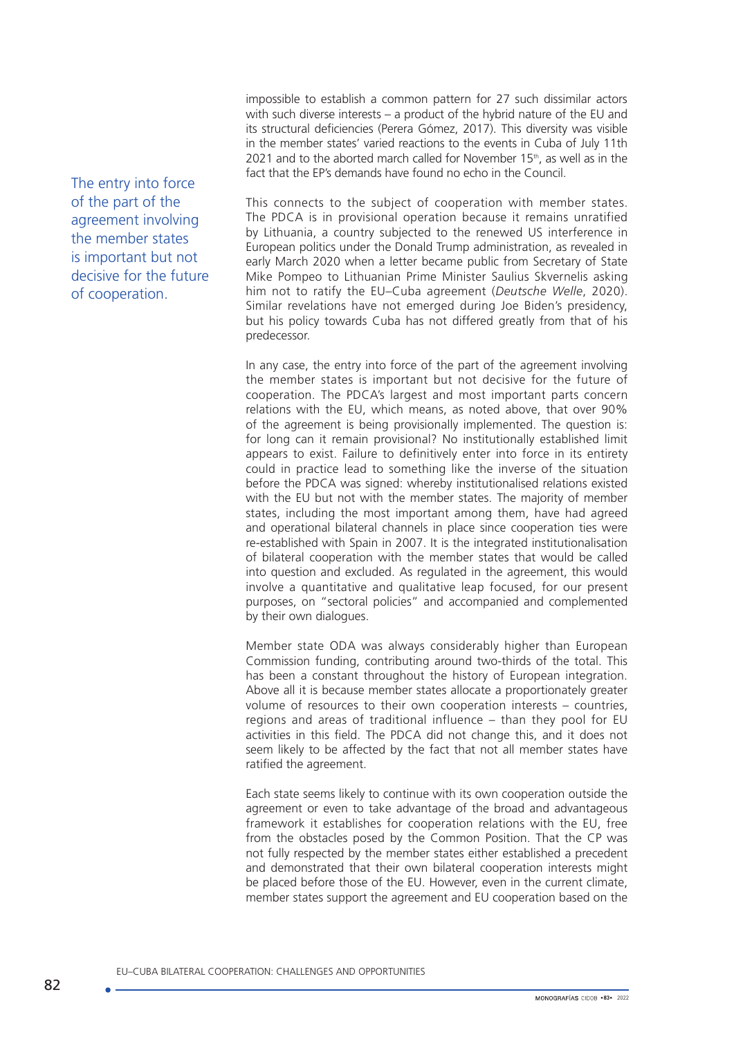impossible to establish a common pattern for 27 such dissimilar actors with such diverse interests – a product of the hybrid nature of the EU and its structural deficiencies (Perera Gómez, 2017). This diversity was visible in the member states' varied reactions to the events in Cuba of July 11th 2021 and to the aborted march called for November 15th, as well as in the fact that the EP's demands have found no echo in the Council.

> The entry into force of the part of the agreement involving the member states is important but not decisive for the future of cooperation.

This connects to the subject of cooperation with member states. The PDCA is in provisional operation because it remains unratified by Lithuania, a country subjected to the renewed US interference in European politics under the Donald Trump administration, as revealed in early March 2020 when a letter became public from Secretary of State Mike Pompeo to Lithuanian Prime Minister Saulius Skvernelis asking him not to ratify the EU–Cuba agreement (*Deutsche Welle*, 2020). Similar revelations have not emerged during Joe Biden's presidency, but his policy towards Cuba has not differed greatly from that of his predecessor.

In any case, the entry into force of the part of the agreement involving the member states is important but not decisive for the future of cooperation. The PDCA's largest and most important parts concern relations with the EU, which means, as noted above, that over 90% of the agreement is being provisionally implemented. The question is: for long can it remain provisional? No institutionally established limit appears to exist. Failure to definitively enter into force in its entirety could in practice lead to something like the inverse of the situation before the PDCA was signed: whereby institutionalised relations existed with the EU but not with the member states. The majority of member states, including the most important among them, have had agreed and operational bilateral channels in place since cooperation ties were re-established with Spain in 2007. It is the integrated institutionalisation of bilateral cooperation with the member states that would be called into question and excluded. As regulated in the agreement, this would involve a quantitative and qualitative leap focused, for our present purposes, on "sectoral policies" and accompanied and complemented by their own dialogues.

Member state ODA was always considerably higher than European Commission funding, contributing around two-thirds of the total. This has been a constant throughout the history of European integration. Above all it is because member states allocate a proportionately greater volume of resources to their own cooperation interests – countries, regions and areas of traditional influence – than they pool for EU activities in this field. The PDCA did not change this, and it does not seem likely to be affected by the fact that not all member states have ratified the agreement.

Each state seems likely to continue with its own cooperation outside the agreement or even to take advantage of the broad and advantageous framework it establishes for cooperation relations with the EU, free from the obstacles posed by the Common Position. That the CP was not fully respected by the member states either established a precedent and demonstrated that their own bilateral cooperation interests might be placed before those of the EU. However, even in the current climate, member states support the agreement and EU cooperation based on the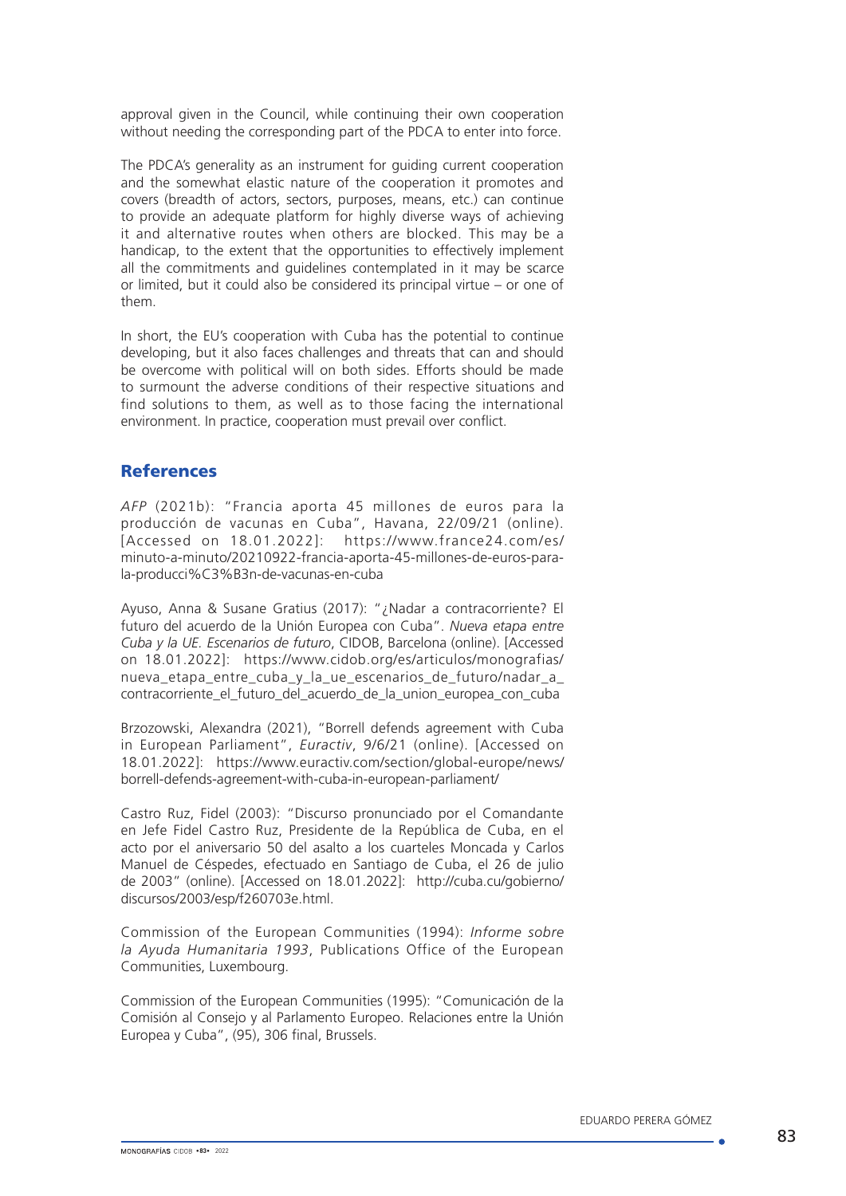approval given in the Council, while continuing their own cooperation without needing the corresponding part of the PDCA to enter into force.

The PDCA's generality as an instrument for guiding current cooperation and the somewhat elastic nature of the cooperation it promotes and covers (breadth of actors, sectors, purposes, means, etc.) can continue to provide an adequate platform for highly diverse ways of achieving it and alternative routes when others are blocked. This may be a handicap, to the extent that the opportunities to effectively implement all the commitments and guidelines contemplated in it may be scarce or limited, but it could also be considered its principal virtue – or one of them.

In short, the EU's cooperation with Cuba has the potential to continue developing, but it also faces challenges and threats that can and should be overcome with political will on both sides. Efforts should be made to surmount the adverse conditions of their respective situations and find solutions to them, as well as to those facing the international environment. In practice, cooperation must prevail over conflict.

## References

*AFP* (2021b): "Francia aporta 45 millones de euros para la producción de vacunas en Cuba", Havana, 22/09/21 (online). [Accessed on 18.01.2022]: https://www.france24.com/es/minuto-a-minuto/20210922-francia-aporta-45-millones-de-euros-para-la-producci%C3%B3n-de-vacunas-en-cuba

Ayuso, Anna & Susane Gratius (2017): "¿Nadar a contracorriente? El futuro del acuerdo de la Unión Europea con Cuba". *Nueva etapa entre Cuba y la UE. Escenarios de futuro*, CIDOB, Barcelona (online). [Accessed on 18.01.2022]: https://www.cidob.org/es/articulos/monografias/nueva_etapa_entre_cuba_y_la_ue_escenarios_de_futuro/nadar_a_contracorriente_el_futuro_del_acuerdo_de_la_union_europea_con_cuba

Brzozowski, Alexandra (2021), "Borrell defends agreement with Cuba in European Parliament", *Euractiv*, 9/6/21 (online). [Accessed on 18.01.2022]: https://www.euractiv.com/section/global-europe/news/borrell-defends-agreement-with-cuba-in-european-parliament/

Castro Ruz, Fidel (2003): "Discurso pronunciado por el Comandante en Jefe Fidel Castro Ruz, Presidente de la República de Cuba, en el acto por el aniversario 50 del asalto a los cuarteles Moncada y Carlos Manuel de Céspedes, efectuado en Santiago de Cuba, el 26 de julio de 2003" (online). [Accessed on 18.01.2022]: http://cuba.cu/gobierno/discursos/2003/esp/f260703e.html.

Commission of the European Communities (1994): *Informe sobre la Ayuda Humanitaria 1993*, Publications Office of the European Communities, Luxembourg.

Commission of the European Communities (1995): "Comunicación de la Comisión al Consejo y al Parlamento Europeo. Relaciones entre la Unión Europea y Cuba", (95), 306 final, Brussels.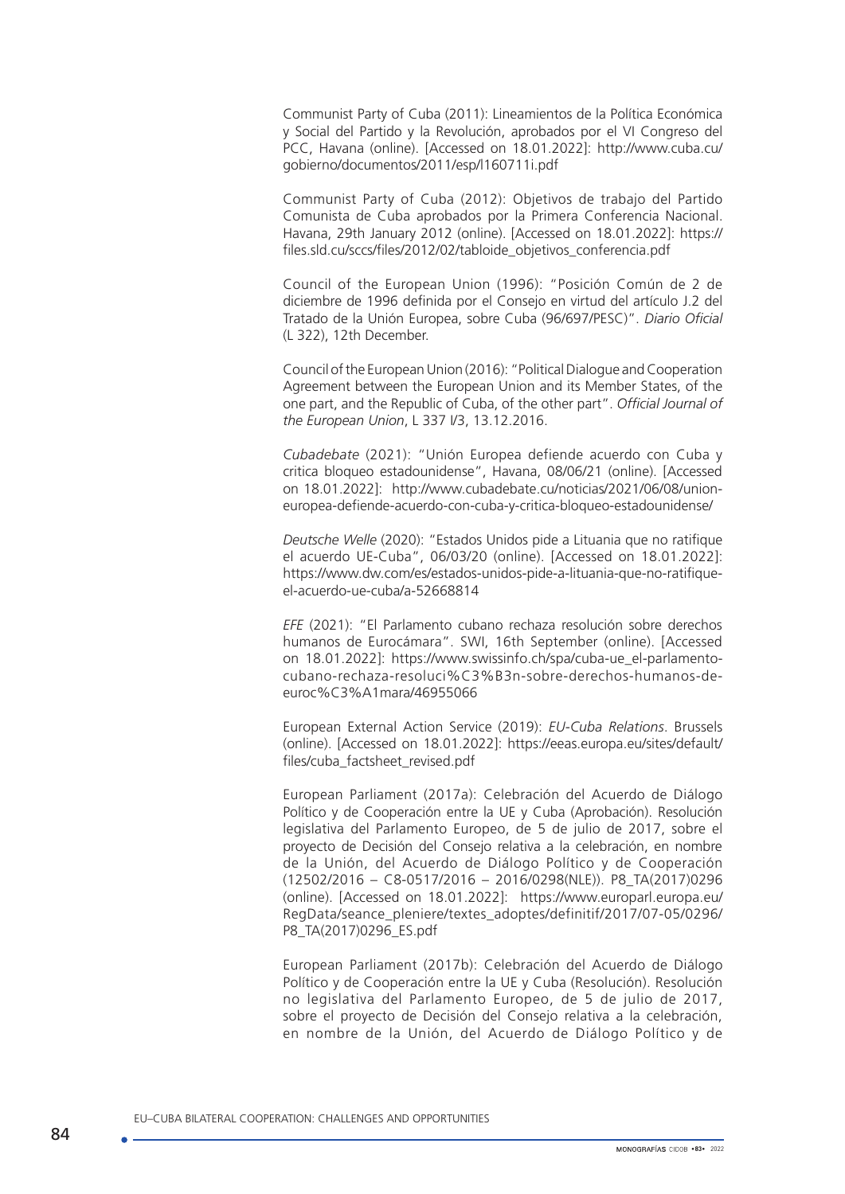Communist Party of Cuba (2011): Lineamientos de la Política Económica y Social del Partido y la Revolución, aprobados por el VI Congreso del PCC, Havana (online). [Accessed on 18.01.2022]: http://www.cuba.cu/gobierno/documentos/2011/esp/l160711i.pdf

Communist Party of Cuba (2012): Objetivos de trabajo del Partido Comunista de Cuba aprobados por la Primera Conferencia Nacional. Havana, 29th January 2012 (online). [Accessed on 18.01.2022]: https://files.sld.cu/sccs/files/2012/02/tabloide_objetivos_conferencia.pdf

Council of the European Union (1996): "Posición Común de 2 de diciembre de 1996 definida por el Consejo en virtud del artículo J.2 del Tratado de la Unión Europea, sobre Cuba (96/697/PESC)". *Diario Oficial* (L 322), 12th December.

Council of the European Union (2016): "Political Dialogue and Cooperation Agreement between the European Union and its Member States, of the one part, and the Republic of Cuba, of the other part". *Official Journal of the European Union*, L 337 I/3, 13.12.2016.

*Cubadebate* (2021): "Unión Europea defiende acuerdo con Cuba y critica bloqueo estadounidense", Havana, 08/06/21 (online). [Accessed on 18.01.2022]: http://www.cubadebate.cu/noticias/2021/06/08/union-europea-defiende-acuerdo-con-cuba-y-critica-bloqueo-estadounidense/

*Deutsche Welle* (2020): "Estados Unidos pide a Lituania que no ratifique el acuerdo UE-Cuba", 06/03/20 (online). [Accessed on 18.01.2022]: https://www.dw.com/es/estados-unidos-pide-a-lituania-que-no-ratifique-el-acuerdo-ue-cuba/a-52668814

*EFE* (2021): "El Parlamento cubano rechaza resolución sobre derechos humanos de Eurocámara". SWI, 16th September (online). [Accessed on 18.01.2022]: https://www.swissinfo.ch/spa/cuba-ue_el-parlamento-cubano-rechaza-resoluci%C3%B3n-sobre-derechos-humanos-de-euroc%C3%A1mara/46955066

European External Action Service (2019): *EU-Cuba Relations*. Brussels (online). [Accessed on 18.01.2022]: https://eeas.europa.eu/sites/default/files/cuba_factsheet_revised.pdf

European Parliament (2017a): Celebración del Acuerdo de Diálogo Político y de Cooperación entre la UE y Cuba (Aprobación). Resolución legislativa del Parlamento Europeo, de 5 de julio de 2017, sobre el proyecto de Decisión del Consejo relativa a la celebración, en nombre de la Unión, del Acuerdo de Diálogo Político y de Cooperación (12502/2016 – C8-0517/2016 – 2016/0298(NLE)). P8_TA(2017)0296 (online). [Accessed on 18.01.2022]: https://www.europarl.europa.eu/RegData/seance_pleniere/textes_adoptes/definitif/2017/07-05/0296/P8_TA(2017)0296_ES.pdf

European Parliament (2017b): Celebración del Acuerdo de Diálogo Político y de Cooperación entre la UE y Cuba (Resolución). Resolución no legislativa del Parlamento Europeo, de 5 de julio de 2017, sobre el proyecto de Decisión del Consejo relativa a la celebración, en nombre de la Unión, del Acuerdo de Diálogo Político y de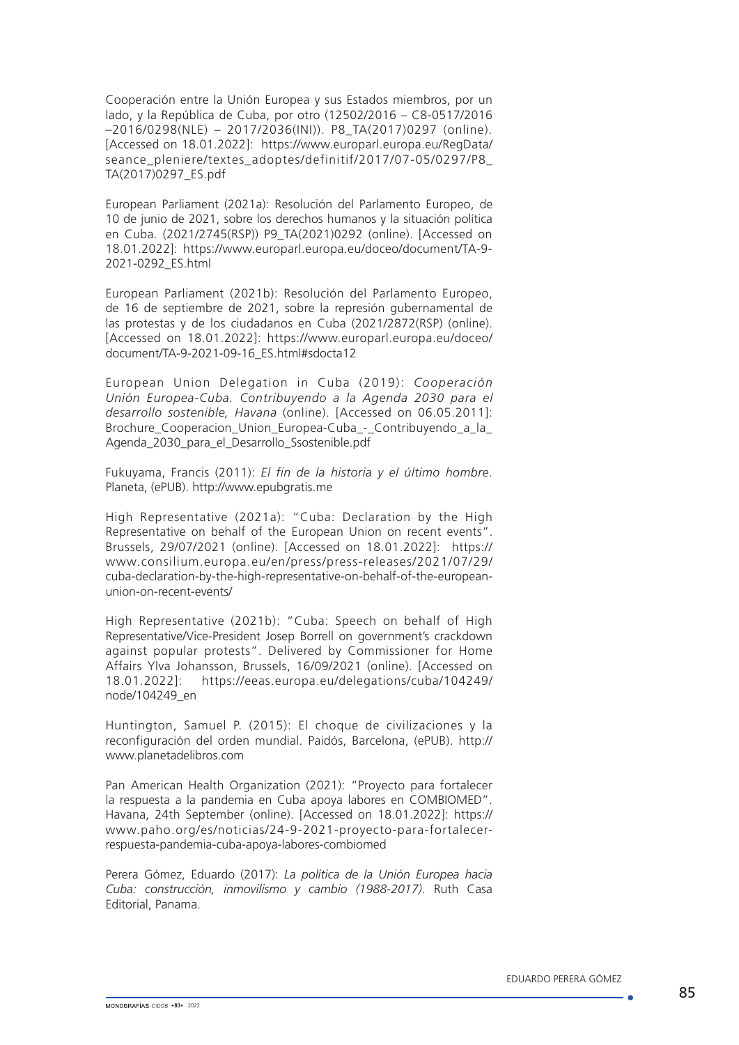Cooperación entre la Unión Europea y sus Estados miembros, por un lado, y la República de Cuba, por otro (12502/2016 – C8-0517/2016 –2016/0298(NLE) – 2017/2036(INI)). P8_TA(2017)0297 (online). [Accessed on 18.01.2022]: https://www.europarl.europa.eu/RegData/seance_pleniere/textes_adoptes/definitif/2017/07-05/0297/P8_TA(2017)0297_ES.pdf

European Parliament (2021a): Resolución del Parlamento Europeo, de 10 de junio de 2021, sobre los derechos humanos y la situación política en Cuba. (2021/2745(RSP)) P9_TA(2021)0292 (online). [Accessed on 18.01.2022]: https://www.europarl.europa.eu/doceo/document/TA-9-2021-0292_ES.html

European Parliament (2021b): Resolución del Parlamento Europeo, de 16 de septiembre de 2021, sobre la represión gubernamental de las protestas y de los ciudadanos en Cuba (2021/2872(RSP) (online). [Accessed on 18.01.2022]: https://www.europarl.europa.eu/doceo/document/TA-9-2021-09-16_ES.html#sdocta12

European Union Delegation in Cuba (2019): *Cooperación Unión Europea-Cuba. Contribuyendo a la Agenda 2030 para el desarrollo sostenible, Havana* (online). [Accessed on 06.05.2011]: Brochure_Cooperacion_Union_Europea-Cuba_-_Contribuyendo_a_la_Agenda_2030_para_el_Desarrollo_Ssostenible.pdf

Fukuyama, Francis (2011): *El fin de la historia y el último hombre*. Planeta, (ePUB). http://www.epubgratis.me

High Representative (2021a): "Cuba: Declaration by the High Representative on behalf of the European Union on recent events". Brussels, 29/07/2021 (online). [Accessed on 18.01.2022]: https://www.consilium.europa.eu/en/press/press-releases/2021/07/29/cuba-declaration-by-the-high-representative-on-behalf-of-the-european-union-on-recent-events/

High Representative (2021b): "Cuba: Speech on behalf of High Representative/Vice-President Josep Borrell on government's crackdown against popular protests". Delivered by Commissioner for Home Affairs Ylva Johansson, Brussels, 16/09/2021 (online). [Accessed on 18.01.2022]: https://eeas.europa.eu/delegations/cuba/104249/node/104249_en

Huntington, Samuel P. (2015): El choque de civilizaciones y la reconfiguración del orden mundial. Paidós, Barcelona, (ePUB). http://www.planetadelibros.com

Pan American Health Organization (2021): "Proyecto para fortalecer la respuesta a la pandemia en Cuba apoya labores en COMBIOMED". Havana, 24th September (online). [Accessed on 18.01.2022]: https://www.paho.org/es/noticias/24-9-2021-proyecto-para-fortalecer-respuesta-pandemia-cuba-apoya-labores-combiomed

Perera Gómez, Eduardo (2017): *La política de la Unión Europea hacia Cuba: construcción, inmovilismo y cambio (1988-2017)*. Ruth Casa Editorial, Panama.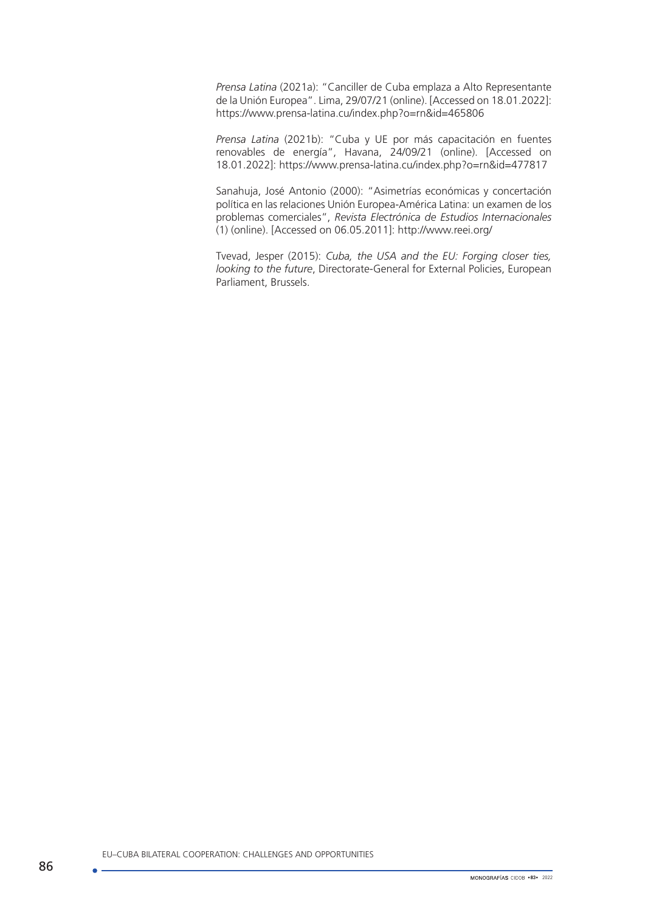*Prensa Latina* (2021a): "Canciller de Cuba emplaza a Alto Representante de la Unión Europea". Lima, 29/07/21 (online). [Accessed on 18.01.2022]: https://www.prensa-latina.cu/index.php?o=rn&id=465806

*Prensa Latina* (2021b): "Cuba y UE por más capacitación en fuentes renovables de energía", Havana, 24/09/21 (online). [Accessed on 18.01.2022]: https://www.prensa-latina.cu/index.php?o=rn&id=477817

Sanahuja, José Antonio (2000): "Asimetrías económicas y concertación política en las relaciones Unión Europea-América Latina: un examen de los problemas comerciales", *Revista Electrónica de Estudios Internacionales* (1) (online). [Accessed on 06.05.2011]: http://www.reei.org/

Tvevad, Jesper (2015): *Cuba, the USA and the EU: Forging closer ties, looking to the future*, Directorate-General for External Policies, European Parliament, Brussels.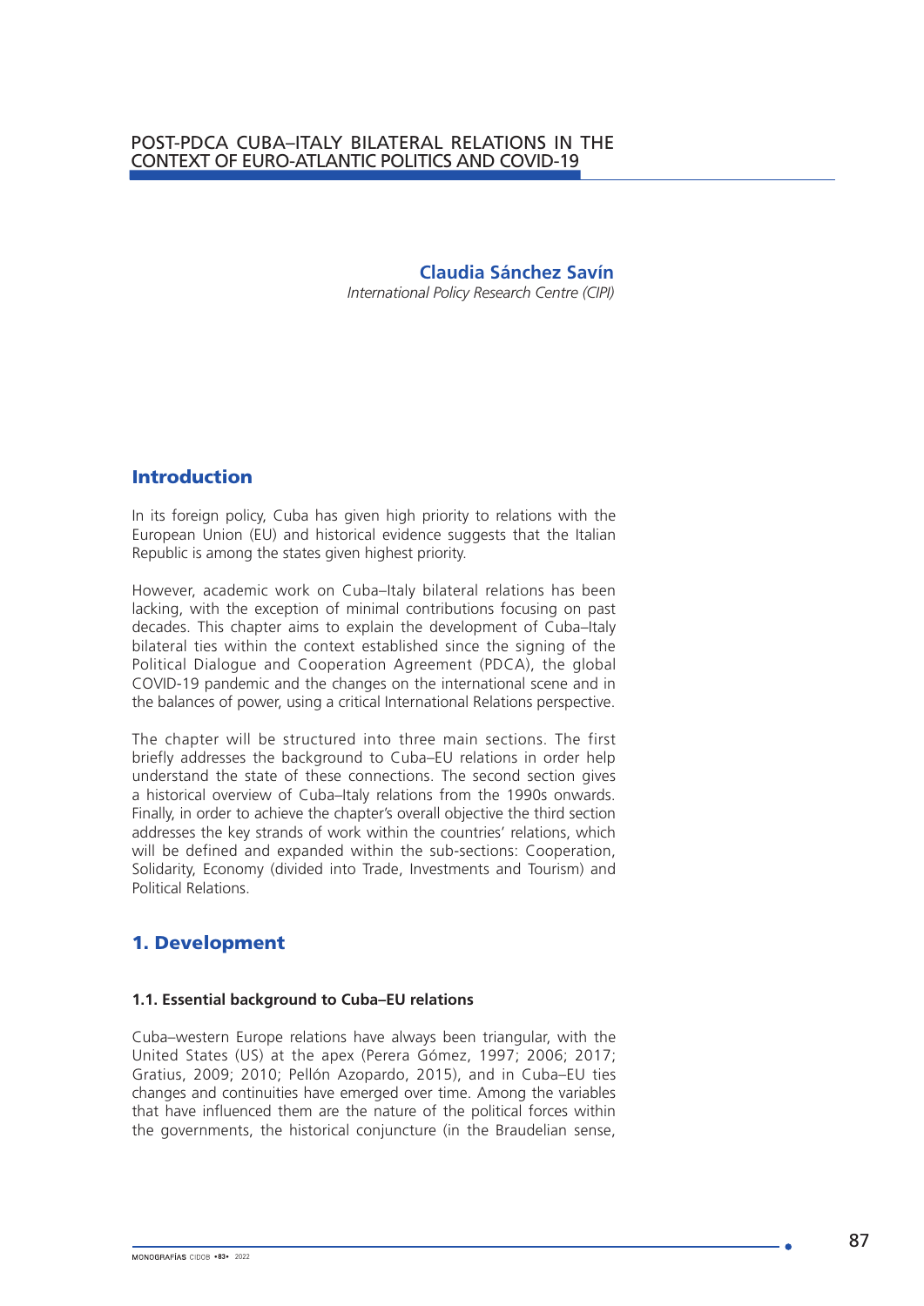# POST-PDCA CUBA–ITALY BILATERAL RELATIONS IN THE CONTEXT OF EURO-ATLANTIC POLITICS AND COVID-19

**Claudia Sánchez Savín**
*International Policy Research Centre (CIPI)*

## Introduction

In its foreign policy, Cuba has given high priority to relations with the European Union (EU) and historical evidence suggests that the Italian Republic is among the states given highest priority.

However, academic work on Cuba–Italy bilateral relations has been lacking, with the exception of minimal contributions focusing on past decades. This chapter aims to explain the development of Cuba–Italy bilateral ties within the context established since the signing of the Political Dialogue and Cooperation Agreement (PDCA), the global COVID-19 pandemic and the changes on the international scene and in the balances of power, using a critical International Relations perspective.

The chapter will be structured into three main sections. The first briefly addresses the background to Cuba–EU relations in order help understand the state of these connections. The second section gives a historical overview of Cuba–Italy relations from the 1990s onwards. Finally, in order to achieve the chapter's overall objective the third section addresses the key strands of work within the countries' relations, which will be defined and expanded within the sub-sections: Cooperation, Solidarity, Economy (divided into Trade, Investments and Tourism) and Political Relations.

## 1. Development

### 1.1. Essential background to Cuba–EU relations

Cuba–western Europe relations have always been triangular, with the United States (US) at the apex (Perera Gómez, 1997; 2006; 2017; Gratius, 2009; 2010; Pellón Azopardo, 2015), and in Cuba–EU ties changes and continuities have emerged over time. Among the variables that have influenced them are the nature of the political forces within the governments, the historical conjuncture (in the Braudelian sense,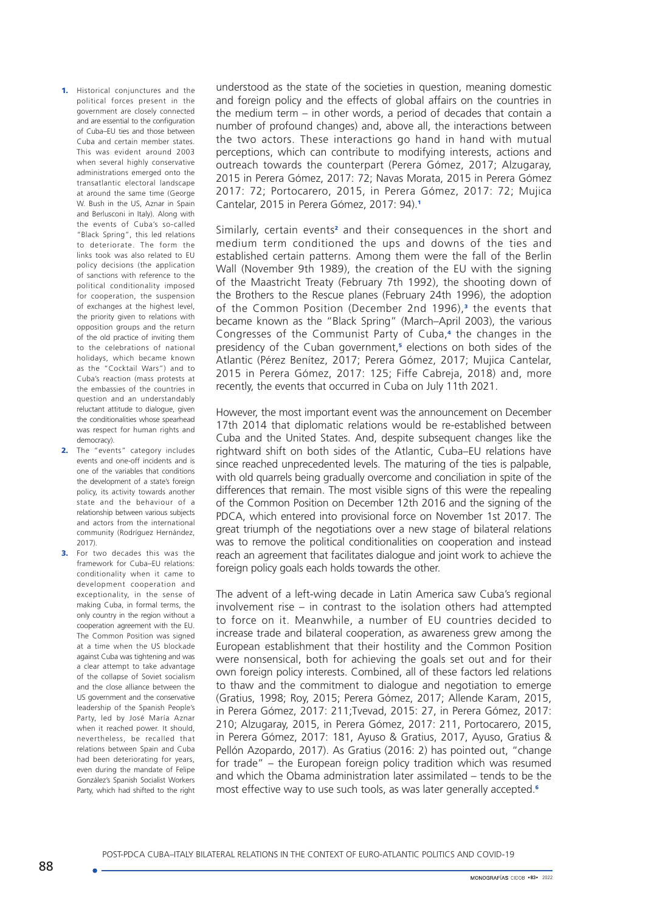understood as the state of the societies in question, meaning domestic and foreign policy and the effects of global affairs on the countries in the medium term – in other words, a period of decades that contain a number of profound changes) and, above all, the interactions between the two actors. These interactions go hand in hand with mutual perceptions, which can contribute to modifying interests, actions and outreach towards the counterpart (Perera Gómez, 2017; Alzugaray, 2015 in Perera Gómez, 2017: 72; Navas Morata, 2015 in Perera Gómez 2017: 72; Portocarero, 2015, in Perera Gómez, 2017: 72; Mujica Cantelar, 2015 in Perera Gómez, 2017: 94).[1]

Similarly, certain events[2] and their consequences in the short and medium term conditioned the ups and downs of the ties and established certain patterns. Among them were the fall of the Berlin Wall (November 9th 1989), the creation of the EU with the signing of the Maastricht Treaty (February 7th 1992), the shooting down of the Brothers to the Rescue planes (February 24th 1996), the adoption of the Common Position (December 2nd 1996),[3] the events that became known as the "Black Spring" (March–April 2003), the various Congresses of the Communist Party of Cuba,[4] the changes in the presidency of the Cuban government,[5] elections on both sides of the Atlantic (Pérez Benítez, 2017; Perera Gómez, 2017; Mujica Cantelar, 2015 in Perera Gómez, 2017: 125; Fiffe Cabreja, 2018) and, more recently, the events that occurred in Cuba on July 11th 2021.

However, the most important event was the announcement on December 17th 2014 that diplomatic relations would be re-established between Cuba and the United States. And, despite subsequent changes like the rightward shift on both sides of the Atlantic, Cuba–EU relations have since reached unprecedented levels. The maturing of the ties is palpable, with old quarrels being gradually overcome and conciliation in spite of the differences that remain. The most visible signs of this were the repealing of the Common Position on December 12th 2016 and the signing of the PDCA, which entered into provisional force on November 1st 2017. The great triumph of the negotiations over a new stage of bilateral relations was to remove the political conditionalities on cooperation and instead reach an agreement that facilitates dialogue and joint work to achieve the foreign policy goals each holds towards the other.

The advent of a left-wing decade in Latin America saw Cuba's regional involvement rise – in contrast to the isolation others had attempted to force on it. Meanwhile, a number of EU countries decided to increase trade and bilateral cooperation, as awareness grew among the European establishment that their hostility and the Common Position were nonsensical, both for achieving the goals set out and for their own foreign policy interests. Combined, all of these factors led relations to thaw and the commitment to dialogue and negotiation to emerge (Gratius, 1998; Roy, 2015; Perera Gómez, 2017; Allende Karam, 2015, in Perera Gómez, 2017: 211;Tvevad, 2015: 27, in Perera Gómez, 2017: 210; Alzugaray, 2015, in Perera Gómez, 2017: 211, Portocarero, 2015, in Perera Gómez, 2017: 181, Ayuso & Gratius, 2017, Ayuso, Gratius & Pellón Azopardo, 2017). As Gratius (2016: 2) has pointed out, "change for trade" – the European foreign policy tradition which was resumed and which the Obama administration later assimilated – tends to be the most effective way to use such tools, as was later generally accepted.[6]

---

1. Historical conjunctures and the political forces present in the government are closely connected and are essential to the configuration of Cuba–EU ties and those between Cuba and certain member states. This was evident around 2003 when several highly conservative administrations emerged onto the transatlantic electoral landscape at around the same time (George W. Bush in the US, Aznar in Spain and Berlusconi in Italy). Along with the events of Cuba's so-called "Black Spring", this led relations to deteriorate. The form the links took was also related to EU policy decisions (the application of sanctions with reference to the political conditionality imposed for cooperation, the suspension of exchanges at the highest level, the priority given to relations with opposition groups and the return of the old practice of inviting them to the celebrations of national holidays, which became known as the "Cocktail Wars") and to Cuba's reaction (mass protests at the embassies of the countries in question and an understandably reluctant attitude to dialogue, given the conditionalities whose spearhead was respect for human rights and democracy).
2. The "events" category includes events and one-off incidents and is one of the variables that conditions the development of a state's foreign policy, its activity towards another state and the behaviour of a relationship between various subjects and actors from the international community (Rodríguez Hernández, 2017).
3. For two decades this was the framework for Cuba–EU relations: conditionality when it came to development cooperation and exceptionality, in the sense of making Cuba, in formal terms, the only country in the region without a cooperation agreement with the EU. The Common Position was signed at a time when the US blockade against Cuba was tightening and was a clear attempt to take advantage of the collapse of Soviet socialism and the close alliance between the US government and the conservative leadership of the Spanish People's Party, led by José María Aznar when it reached power. It should, nevertheless, be recalled that relations between Spain and Cuba had been deteriorating for years, even during the mandate of Felipe González's Spanish Socialist Workers Party, which had shifted to the right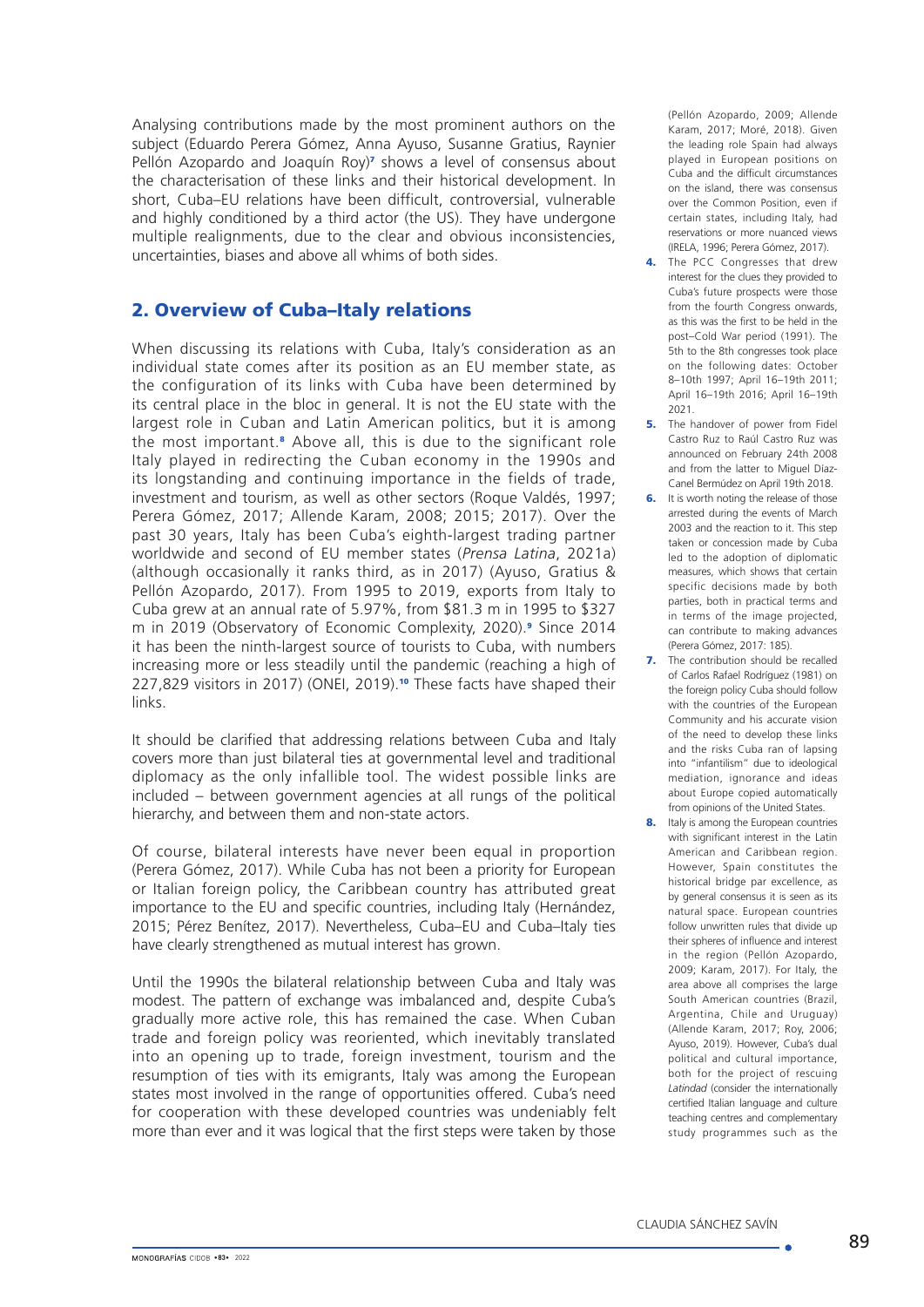Analysing contributions made by the most prominent authors on the subject (Eduardo Perera Gómez, Anna Ayuso, Susanne Gratius, Raynier Pellón Azopardo and Joaquín Roy)[7] shows a level of consensus about the characterisation of these links and their historical development. In short, Cuba–EU relations have been difficult, controversial, vulnerable and highly conditioned by a third actor (the US). They have undergone multiple realignments, due to the clear and obvious inconsistencies, uncertainties, biases and above all whims of both sides.

## 2. Overview of Cuba–Italy relations

When discussing its relations with Cuba, Italy's consideration as an individual state comes after its position as an EU member state, as the configuration of its links with Cuba have been determined by its central place in the bloc in general. It is not the EU state with the largest role in Cuban and Latin American politics, but it is among the most important.[8] Above all, this is due to the significant role Italy played in redirecting the Cuban economy in the 1990s and its longstanding and continuing importance in the fields of trade, investment and tourism, as well as other sectors (Roque Valdés, 1997; Perera Gómez, 2017; Allende Karam, 2008; 2015; 2017). Over the past 30 years, Italy has been Cuba's eighth-largest trading partner worldwide and second of EU member states (*Prensa Latina*, 2021a) (although occasionally it ranks third, as in 2017) (Ayuso, Gratius & Pellón Azopardo, 2017). From 1995 to 2019, exports from Italy to Cuba grew at an annual rate of 5.97%, from \$81.3 m in 1995 to \$327 m in 2019 (Observatory of Economic Complexity, 2020).[9] Since 2014 it has been the ninth-largest source of tourists to Cuba, with numbers increasing more or less steadily until the pandemic (reaching a high of 227,829 visitors in 2017) (ONEI, 2019).[10] These facts have shaped their links.

It should be clarified that addressing relations between Cuba and Italy covers more than just bilateral ties at governmental level and traditional diplomacy as the only infallible tool. The widest possible links are included – between government agencies at all rungs of the political hierarchy, and between them and non-state actors.

Of course, bilateral interests have never been equal in proportion (Perera Gómez, 2017). While Cuba has not been a priority for European or Italian foreign policy, the Caribbean country has attributed great importance to the EU and specific countries, including Italy (Hernández, 2015; Pérez Benítez, 2017). Nevertheless, Cuba–EU and Cuba–Italy ties have clearly strengthened as mutual interest has grown.

Until the 1990s the bilateral relationship between Cuba and Italy was modest. The pattern of exchange was imbalanced and, despite Cuba's gradually more active role, this has remained the case. When Cuban trade and foreign policy was reoriented, which inevitably translated into an opening up to trade, foreign investment, tourism and the resumption of ties with its emigrants, Italy was among the European states most involved in the range of opportunities offered. Cuba's need for cooperation with these developed countries was undeniably felt more than ever and it was logical that the first steps were taken by those

(Pellón Azopardo, 2009; Allende Karam, 2017; Moré, 2018). Given the leading role Spain had always played in European positions on Cuba and the difficult circumstances on the island, there was consensus over the Common Position, even if certain states, including Italy, had reservations or more nuanced views (IRELA, 1996; Perera Gómez, 2017).

4. The PCC Congresses that drew interest for the clues they provided to Cuba's future prospects were those from the fourth Congress onwards, as this was the first to be held in the post–Cold War period (1991). The 5th to the 8th congresses took place on the following dates: October 8–10th 1997; April 16–19th 2011; April 16–19th 2016; April 16–19th 2021.

5. The handover of power from Fidel Castro Ruz to Raúl Castro Ruz was announced on February 24th 2008 and from the latter to Miguel Díaz-Canel Bermúdez on April 19th 2018.

6. It is worth noting the release of those arrested during the events of March 2003 and the reaction to it. This step taken or concession made by Cuba led to the adoption of diplomatic measures, which shows that certain specific decisions made by both parties, both in practical terms and in terms of the image projected, can contribute to making advances (Perera Gómez, 2017: 185).

7. The contribution should be recalled of Carlos Rafael Rodríguez (1981) on the foreign policy Cuba should follow with the countries of the European Community and his accurate vision of the need to develop these links and the risks Cuba ran of lapsing into "infantilism" due to ideological mediation, ignorance and ideas about Europe copied automatically from opinions of the United States.

8. Italy is among the European countries with significant interest in the Latin American and Caribbean region. However, Spain constitutes the historical bridge par excellence, as by general consensus it is seen as its natural space. European countries follow unwritten rules that divide up their spheres of influence and interest in the region (Pellón Azopardo, 2009; Karam, 2017). For Italy, the area above all comprises the large South American countries (Brazil, Argentina, Chile and Uruguay) (Allende Karam, 2017; Roy, 2006; Ayuso, 2019). However, Cuba's dual political and cultural importance, both for the project of rescuing *Latindad* (consider the internationally certified Italian language and culture teaching centres and complementary study programmes such as the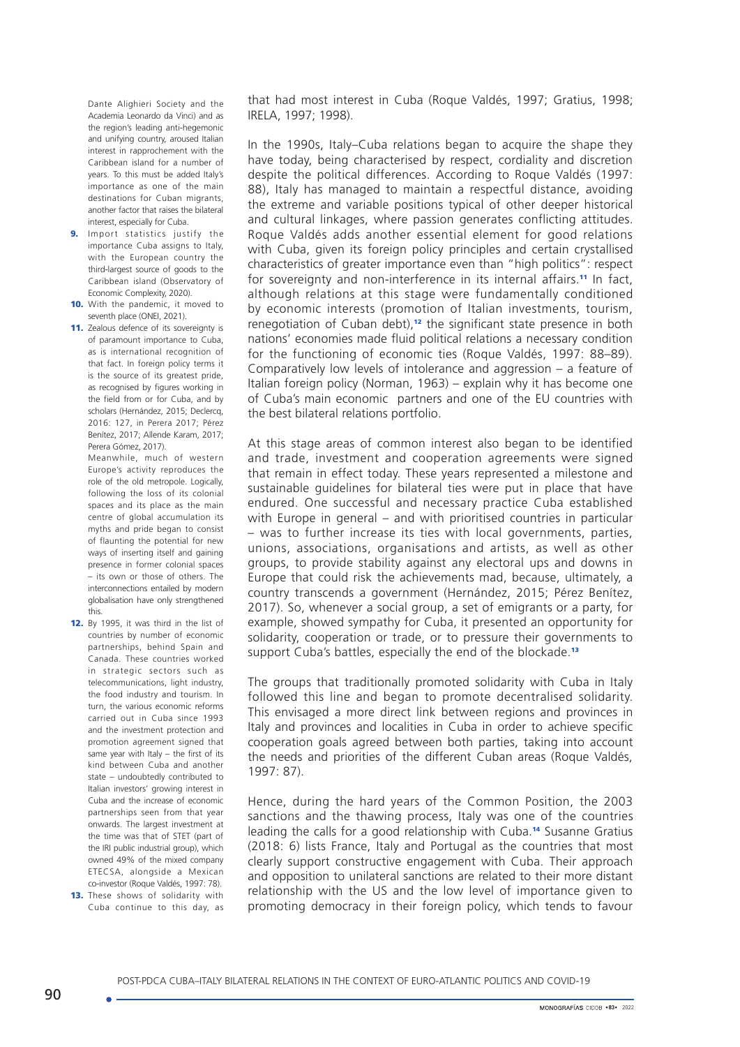that had most interest in Cuba (Roque Valdés, 1997; Gratius, 1998; IRELA, 1997; 1998).

In the 1990s, Italy–Cuba relations began to acquire the shape they have today, being characterised by respect, cordiality and discretion despite the political differences. According to Roque Valdés (1997: 88), Italy has managed to maintain a respectful distance, avoiding the extreme and variable positions typical of other deeper historical and cultural linkages, where passion generates conflicting attitudes. Roque Valdés adds another essential element for good relations with Cuba, given its foreign policy principles and certain crystallised characteristics of greater importance even than "high politics": respect for sovereignty and non-interference in its internal affairs.[11] In fact, although relations at this stage were fundamentally conditioned by economic interests (promotion of Italian investments, tourism, renegotiation of Cuban debt),[12] the significant state presence in both nations' economies made fluid political relations a necessary condition for the functioning of economic ties (Roque Valdés, 1997: 88–89). Comparatively low levels of intolerance and aggression – a feature of Italian foreign policy (Norman, 1963) – explain why it has become one of Cuba's main economic partners and one of the EU countries with the best bilateral relations portfolio.

At this stage areas of common interest also began to be identified and trade, investment and cooperation agreements were signed that remain in effect today. These years represented a milestone and sustainable guidelines for bilateral ties were put in place that have endured. One successful and necessary practice Cuba established with Europe in general – and with prioritised countries in particular – was to further increase its ties with local governments, parties, unions, associations, organisations and artists, as well as other groups, to provide stability against any electoral ups and downs in Europe that could risk the achievements mad, because, ultimately, a country transcends a government (Hernández, 2015; Pérez Benítez, 2017). So, whenever a social group, a set of emigrants or a party, for example, showed sympathy for Cuba, it presented an opportunity for solidarity, cooperation or trade, or to pressure their governments to support Cuba's battles, especially the end of the blockade.[13]

The groups that traditionally promoted solidarity with Cuba in Italy followed this line and began to promote decentralised solidarity. This envisaged a more direct link between regions and provinces in Italy and provinces and localities in Cuba in order to achieve specific cooperation goals agreed between both parties, taking into account the needs and priorities of the different Cuban areas (Roque Valdés, 1997: 87).

Hence, during the hard years of the Common Position, the 2003 sanctions and the thawing process, Italy was one of the countries leading the calls for a good relationship with Cuba.[14] Susanne Gratius (2018: 6) lists France, Italy and Portugal as the countries that most clearly support constructive engagement with Cuba. Their approach and opposition to unilateral sanctions are related to their more distant relationship with the US and the low level of importance given to promoting democracy in their foreign policy, which tends to favour

Dante Alighieri Society and the Academia Leonardo da Vinci) and as the region's leading anti-hegemonic and unifying country, aroused Italian interest in rapprochement with the Caribbean island for a number of years. To this must be added Italy's importance as one of the main destinations for Cuban migrants, another factor that raises the bilateral interest, especially for Cuba.

9. Import statistics justify the importance Cuba assigns to Italy, with the European country the third-largest source of goods to the Caribbean island (Observatory of Economic Complexity, 2020).
10. With the pandemic, it moved to seventh place (ONEI, 2021).
11. Zealous defence of its sovereignty is of paramount importance to Cuba, as is international recognition of that fact. In foreign policy terms it is the source of its greatest pride, as recognised by figures working in the field from or for Cuba, and by scholars (Hernández, 2015; Declercq, 2016: 127, in Perera 2017; Pérez Benítez, 2017; Allende Karam, 2017; Perera Gómez, 2017).
Meanwhile, much of western Europe's activity reproduces the role of the old metropole. Logically, following the loss of its colonial spaces and its place as the main centre of global accumulation its myths and pride began to consist of flaunting the potential for new ways of inserting itself and gaining presence in former colonial spaces – its own or those of others. The interconnections entailed by modern globalisation have only strengthened this.
12. By 1995, it was third in the list of countries by number of economic partnerships, behind Spain and Canada. These countries worked in strategic sectors such as telecommunications, light industry, the food industry and tourism. In turn, the various economic reforms carried out in Cuba since 1993 and the investment protection and promotion agreement signed that same year with Italy – the first of its kind between Cuba and another state – undoubtedly contributed to Italian investors' growing interest in Cuba and the increase of economic partnerships seen from that year onwards. The largest investment at the time was that of STET (part of the IRI public industrial group), which owned 49% of the mixed company ETECSA, alongside a Mexican co-investor (Roque Valdés, 1997: 78).
13. These shows of solidarity with Cuba continue to this day, as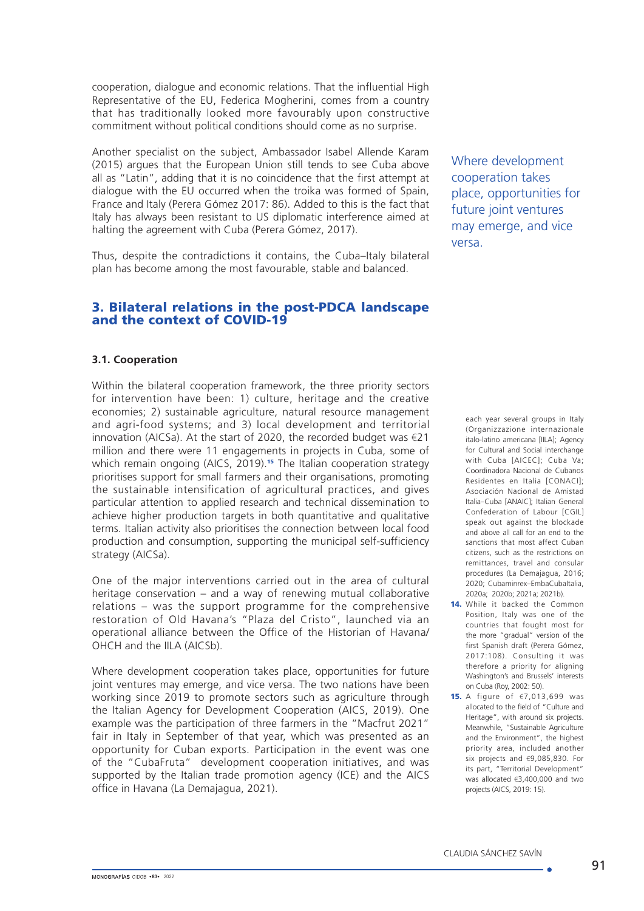cooperation, dialogue and economic relations. That the influential High Representative of the EU, Federica Mogherini, comes from a country that has traditionally looked more favourably upon constructive commitment without political conditions should come as no surprise.

Another specialist on the subject, Ambassador Isabel Allende Karam (2015) argues that the European Union still tends to see Cuba above all as "Latin", adding that it is no coincidence that the first attempt at dialogue with the EU occurred when the troika was formed of Spain, France and Italy (Perera Gómez 2017: 86). Added to this is the fact that Italy has always been resistant to US diplomatic interference aimed at halting the agreement with Cuba (Perera Gómez, 2017).

Thus, despite the contradictions it contains, the Cuba–Italy bilateral plan has become among the most favourable, stable and balanced.

## 3. Bilateral relations in the post-PDCA landscape and the context of COVID-19

### 3.1. Cooperation

Within the bilateral cooperation framework, the three priority sectors for intervention have been: 1) culture, heritage and the creative economies; 2) sustainable agriculture, natural resource management and agri-food systems; and 3) local development and territorial innovation (AICSa). At the start of 2020, the recorded budget was €21 million and there were 11 engagements in projects in Cuba, some of which remain ongoing (AICS, 2019).[15] The Italian cooperation strategy prioritises support for small farmers and their organisations, promoting the sustainable intensification of agricultural practices, and gives particular attention to applied research and technical dissemination to achieve higher production targets in both quantitative and qualitative terms. Italian activity also prioritises the connection between local food production and consumption, supporting the municipal self-sufficiency strategy (AICSa).

One of the major interventions carried out in the area of cultural heritage conservation – and a way of renewing mutual collaborative relations – was the support programme for the comprehensive restoration of Old Havana's "Plaza del Cristo", launched via an operational alliance between the Office of the Historian of Havana/OHCH and the IILA (AICSb).

Where development cooperation takes place, opportunities for future joint ventures may emerge, and vice versa. The two nations have been working since 2019 to promote sectors such as agriculture through the Italian Agency for Development Cooperation (AICS, 2019). One example was the participation of three farmers in the "Macfrut 2021" fair in Italy in September of that year, which was presented as an opportunity for Cuban exports. Participation in the event was one of the "CubaFruta" development cooperation initiatives, and was supported by the Italian trade promotion agency (ICE) and the AICS office in Havana (La Demajagua, 2021).

> Where development cooperation takes place, opportunities for future joint ventures may emerge, and vice versa.

each year several groups in Italy (Organizzazione internazionale italo-latino americana [IILA]; Agency for Cultural and Social interchange with Cuba [AICEC]; Cuba Va; Coordinadora Nacional de Cubanos Residentes en Italia [CONACI]; Asociación Nacional de Amistad Italia–Cuba [ANAIC]; Italian General Confederation of Labour [CGIL] speak out against the blockade and above all call for an end to the sanctions that most affect Cuban citizens, such as the restrictions on remittances, travel and consular procedures (La Demajagua, 2016; 2020; Cubaminrex–EmbaCubaItalia, 2020a; 2020b; 2021a; 2021b).

14. While it backed the Common Position, Italy was one of the countries that fought most for the more "gradual" version of the first Spanish draft (Perera Gómez, 2017:108). Consulting it was therefore a priority for aligning Washington's and Brussels' interests on Cuba (Roy, 2002: 50).

15. A figure of €7,013,699 was allocated to the field of "Culture and Heritage", with around six projects. Meanwhile, "Sustainable Agriculture and the Environment", the highest priority area, included another six projects and €9,085,830. For its part, "Territorial Development" was allocated €3,400,000 and two projects (AICS, 2019: 15).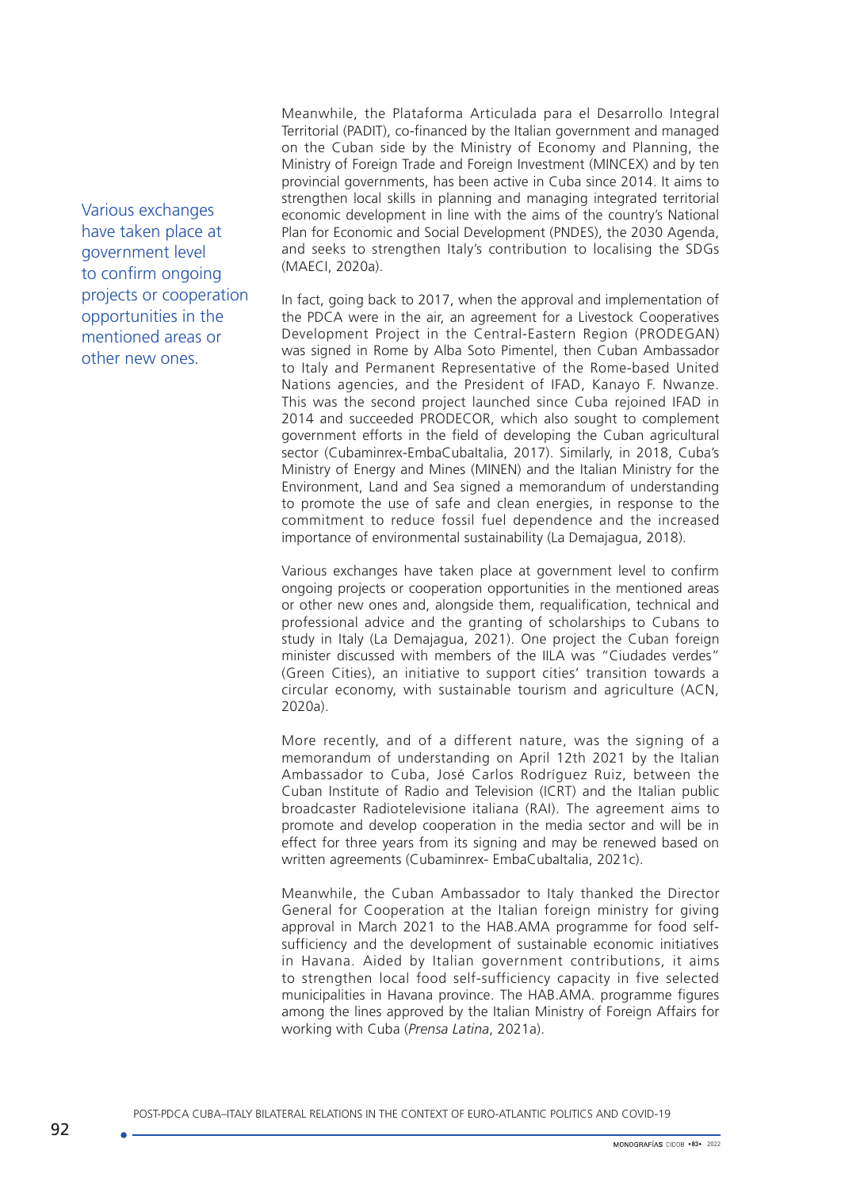Meanwhile, the Plataforma Articulada para el Desarrollo Integral Territorial (PADIT), co-financed by the Italian government and managed on the Cuban side by the Ministry of Economy and Planning, the Ministry of Foreign Trade and Foreign Investment (MINCEX) and by ten provincial governments, has been active in Cuba since 2014. It aims to strengthen local skills in planning and managing integrated territorial economic development in line with the aims of the country's National Plan for Economic and Social Development (PNDES), the 2030 Agenda, and seeks to strengthen Italy's contribution to localising the SDGs (MAECI, 2020a).

In fact, going back to 2017, when the approval and implementation of the PDCA were in the air, an agreement for a Livestock Cooperatives Development Project in the Central-Eastern Region (PRODEGAN) was signed in Rome by Alba Soto Pimentel, then Cuban Ambassador to Italy and Permanent Representative of the Rome-based United Nations agencies, and the President of IFAD, Kanayo F. Nwanze. This was the second project launched since Cuba rejoined IFAD in 2014 and succeeded PRODECOR, which also sought to complement government efforts in the field of developing the Cuban agricultural sector (Cubaminrex-EmbaCubaItalia, 2017). Similarly, in 2018, Cuba's Ministry of Energy and Mines (MINEN) and the Italian Ministry for the Environment, Land and Sea signed a memorandum of understanding to promote the use of safe and clean energies, in response to the commitment to reduce fossil fuel dependence and the increased importance of environmental sustainability (La Demajagua, 2018).

Various exchanges have taken place at government level to confirm ongoing projects or cooperation opportunities in the mentioned areas or other new ones and, alongside them, requalification, technical and professional advice and the granting of scholarships to Cubans to study in Italy (La Demajagua, 2021). One project the Cuban foreign minister discussed with members of the IILA was "Ciudades verdes" (Green Cities), an initiative to support cities' transition towards a circular economy, with sustainable tourism and agriculture (ACN, 2020a).

More recently, and of a different nature, was the signing of a memorandum of understanding on April 12th 2021 by the Italian Ambassador to Cuba, José Carlos Rodríguez Ruiz, between the Cuban Institute of Radio and Television (ICRT) and the Italian public broadcaster Radiotelevisione italiana (RAI). The agreement aims to promote and develop cooperation in the media sector and will be in effect for three years from its signing and may be renewed based on written agreements (Cubaminrex- EmbaCubaItalia, 2021c).

Meanwhile, the Cuban Ambassador to Italy thanked the Director General for Cooperation at the Italian foreign ministry for giving approval in March 2021 to the HAB.AMA programme for food self-sufficiency and the development of sustainable economic initiatives in Havana. Aided by Italian government contributions, it aims to strengthen local food self-sufficiency capacity in five selected municipalities in Havana province. The HAB.AMA. programme figures among the lines approved by the Italian Ministry of Foreign Affairs for working with Cuba (*Prensa Latina*, 2021a).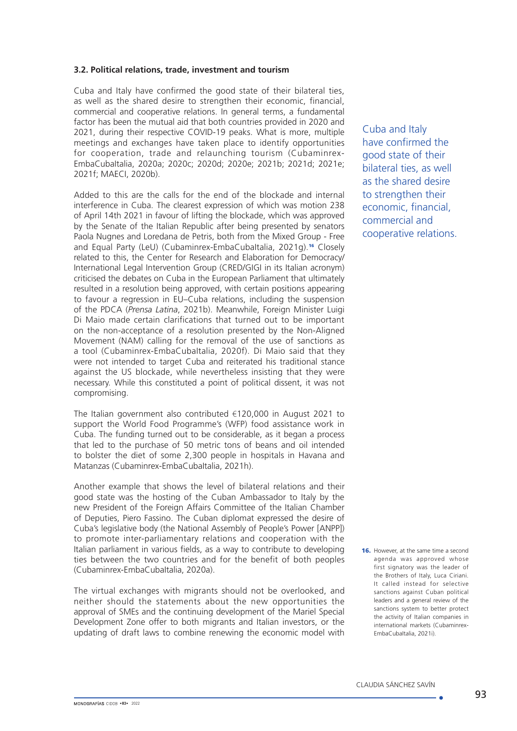### 3.2. Political relations, trade, investment and tourism

Cuba and Italy have confirmed the good state of their bilateral ties, as well as the shared desire to strengthen their economic, financial, commercial and cooperative relations. In general terms, a fundamental factor has been the mutual aid that both countries provided in 2020 and 2021, during their respective COVID-19 peaks. What is more, multiple meetings and exchanges have taken place to identify opportunities for cooperation, trade and relaunching tourism (Cubaminrex-EmbaCubaItalia, 2020a; 2020c; 2020d; 2020e; 2021b; 2021d; 2021e; 2021f; MAECI, 2020b).

Cuba and Italy have confirmed the good state of their bilateral ties, as well as the shared desire to strengthen their economic, financial, commercial and cooperative relations.

Added to this are the calls for the end of the blockade and internal interference in Cuba. The clearest expression of which was motion 238 of April 14th 2021 in favour of lifting the blockade, which was approved by the Senate of the Italian Republic after being presented by senators Paola Nugnes and Loredana de Petris, both from the Mixed Group - Free and Equal Party (LeU) (Cubaminrex-EmbaCubaItalia, 2021g).[16] Closely related to this, the Center for Research and Elaboration for Democracy/International Legal Intervention Group (CRED/GIGI in its Italian acronym) criticised the debates on Cuba in the European Parliament that ultimately resulted in a resolution being approved, with certain positions appearing to favour a regression in EU–Cuba relations, including the suspension of the PDCA (*Prensa Latina*, 2021b). Meanwhile, Foreign Minister Luigi Di Maio made certain clarifications that turned out to be important on the non-acceptance of a resolution presented by the Non-Aligned Movement (NAM) calling for the removal of the use of sanctions as a tool (Cubaminrex-EmbaCubaItalia, 2020f). Di Maio said that they were not intended to target Cuba and reiterated his traditional stance against the US blockade, while nevertheless insisting that they were necessary. While this constituted a point of political dissent, it was not compromising.

The Italian government also contributed €120,000 in August 2021 to support the World Food Programme's (WFP) food assistance work in Cuba. The funding turned out to be considerable, as it began a process that led to the purchase of 50 metric tons of beans and oil intended to bolster the diet of some 2,300 people in hospitals in Havana and Matanzas (Cubaminrex-EmbaCubaItalia, 2021h).

Another example that shows the level of bilateral relations and their good state was the hosting of the Cuban Ambassador to Italy by the new President of the Foreign Affairs Committee of the Italian Chamber of Deputies, Piero Fassino. The Cuban diplomat expressed the desire of Cuba's legislative body (the National Assembly of People's Power [ANPP]) to promote inter-parliamentary relations and cooperation with the Italian parliament in various fields, as a way to contribute to developing ties between the two countries and for the benefit of both peoples (Cubaminrex-EmbaCubaItalia, 2020a).

The virtual exchanges with migrants should not be overlooked, and neither should the statements about the new opportunities the approval of SMEs and the continuing development of the Mariel Special Development Zone offer to both migrants and Italian investors, or the updating of draft laws to combine renewing the economic model with

16. However, at the same time a second agenda was approved whose first signatory was the leader of the Brothers of Italy, Luca Ciriani. It called instead for selective sanctions against Cuban political leaders and a general review of the sanctions system to better protect the activity of Italian companies in international markets (Cubaminrex-EmbaCubaItalia, 2021i).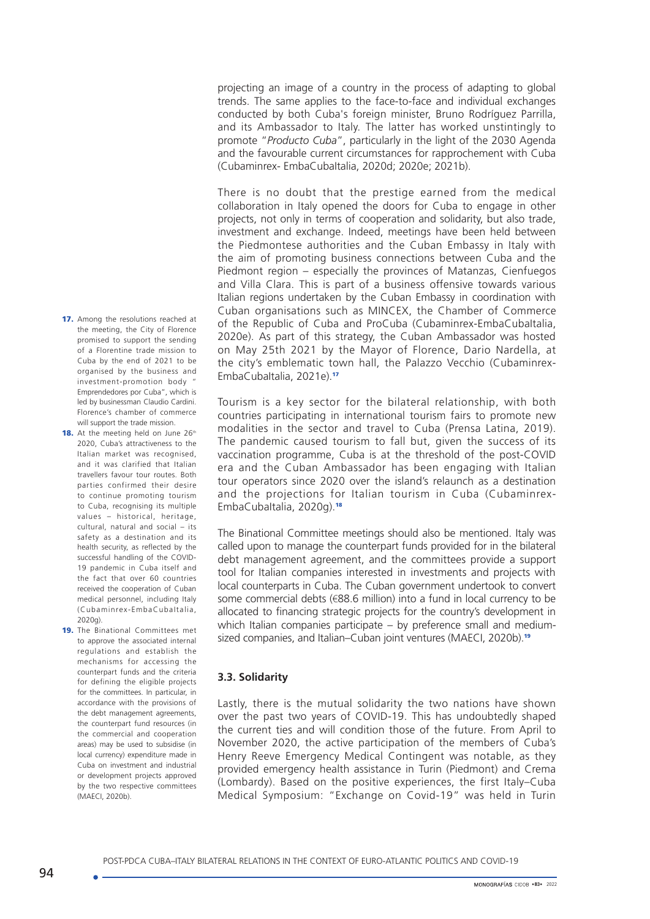projecting an image of a country in the process of adapting to global trends. The same applies to the face-to-face and individual exchanges conducted by both Cuba's foreign minister, Bruno Rodríguez Parrilla, and its Ambassador to Italy. The latter has worked unstintingly to promote "*Producto Cuba*", particularly in the light of the 2030 Agenda and the favourable current circumstances for rapprochement with Cuba (Cubaminrex- EmbaCubaItalia, 2020d; 2020e; 2021b).

There is no doubt that the prestige earned from the medical collaboration in Italy opened the doors for Cuba to engage in other projects, not only in terms of cooperation and solidarity, but also trade, investment and exchange. Indeed, meetings have been held between the Piedmontese authorities and the Cuban Embassy in Italy with the aim of promoting business connections between Cuba and the Piedmont region – especially the provinces of Matanzas, Cienfuegos and Villa Clara. This is part of a business offensive towards various Italian regions undertaken by the Cuban Embassy in coordination with Cuban organisations such as MINCEX, the Chamber of Commerce of the Republic of Cuba and ProCuba (Cubaminrex-EmbaCubaItalia, 2020e). As part of this strategy, the Cuban Ambassador was hosted on May 25th 2021 by the Mayor of Florence, Dario Nardella, at the city's emblematic town hall, the Palazzo Vecchio (Cubaminrex-EmbaCubaItalia, 2021e).[17]

Tourism is a key sector for the bilateral relationship, with both countries participating in international tourism fairs to promote new modalities in the sector and travel to Cuba (Prensa Latina, 2019). The pandemic caused tourism to fall but, given the success of its vaccination programme, Cuba is at the threshold of the post-COVID era and the Cuban Ambassador has been engaging with Italian tour operators since 2020 over the island's relaunch as a destination and the projections for Italian tourism in Cuba (Cubaminrex-EmbaCubaItalia, 2020g).[18]

The Binational Committee meetings should also be mentioned. Italy was called upon to manage the counterpart funds provided for in the bilateral debt management agreement, and the committees provide a support tool for Italian companies interested in investments and projects with local counterparts in Cuba. The Cuban government undertook to convert some commercial debts (€88.6 million) into a fund in local currency to be allocated to financing strategic projects for the country's development in which Italian companies participate – by preference small and medium-sized companies, and Italian–Cuban joint ventures (MAECI, 2020b).[19]

### 3.3. Solidarity

Lastly, there is the mutual solidarity the two nations have shown over the past two years of COVID-19. This has undoubtedly shaped the current ties and will condition those of the future. From April to November 2020, the active participation of the members of Cuba's Henry Reeve Emergency Medical Contingent was notable, as they provided emergency health assistance in Turin (Piedmont) and Crema (Lombardy). Based on the positive experiences, the first Italy–Cuba Medical Symposium: "Exchange on Covid-19" was held in Turin

17. Among the resolutions reached at the meeting, the City of Florence promised to support the sending of a Florentine trade mission to Cuba by the end of 2021 to be organised by the business and investment-promotion body " Emprendedores por Cuba", which is led by businessman Claudio Cardini. Florence's chamber of commerce will support the trade mission.

18. At the meeting held on June 26th 2020, Cuba's attractiveness to the Italian market was recognised, and it was clarified that Italian travellers favour tour routes. Both parties confirmed their desire to continue promoting tourism to Cuba, recognising its multiple values – historical, heritage, cultural, natural and social – its safety as a destination and its health security, as reflected by the successful handling of the COVID-19 pandemic in Cuba itself and the fact that over 60 countries received the cooperation of Cuban medical personnel, including Italy (Cubaminrex-EmbaCubaItalia, 2020g).

19. The Binational Committees met to approve the associated internal regulations and establish the mechanisms for accessing the counterpart funds and the criteria for defining the eligible projects for the committees. In particular, in accordance with the provisions of the debt management agreements, the counterpart fund resources (in the commercial and cooperation areas) may be used to subsidise (in local currency) expenditure made in Cuba on investment and industrial or development projects approved by the two respective committees (MAECI, 2020b).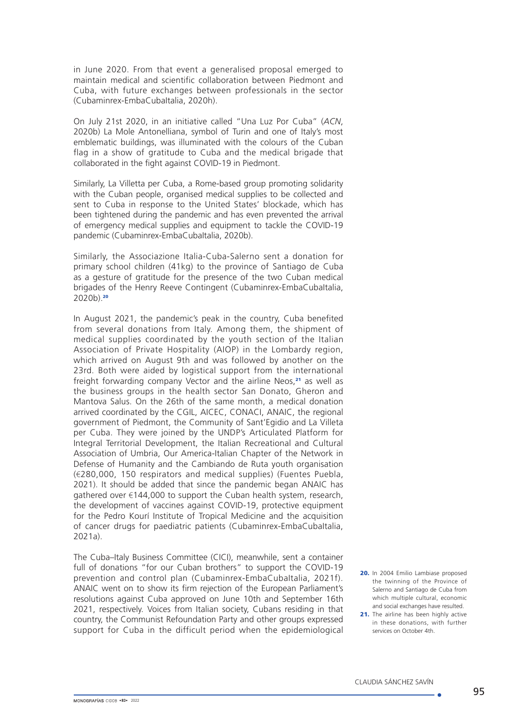in June 2020. From that event a generalised proposal emerged to maintain medical and scientific collaboration between Piedmont and Cuba, with future exchanges between professionals in the sector (Cubaminrex-EmbaCubaItalia, 2020h).

On July 21st 2020, in an initiative called "Una Luz Por Cuba" (*ACN*, 2020b) La Mole Antonelliana, symbol of Turin and one of Italy's most emblematic buildings, was illuminated with the colours of the Cuban flag in a show of gratitude to Cuba and the medical brigade that collaborated in the fight against COVID-19 in Piedmont.

Similarly, La Villetta per Cuba, a Rome-based group promoting solidarity with the Cuban people, organised medical supplies to be collected and sent to Cuba in response to the United States' blockade, which has been tightened during the pandemic and has even prevented the arrival of emergency medical supplies and equipment to tackle the COVID-19 pandemic (Cubaminrex-EmbaCubaItalia, 2020b).

Similarly, the Associazione Italia-Cuba-Salerno sent a donation for primary school children (41kg) to the province of Santiago de Cuba as a gesture of gratitude for the presence of the two Cuban medical brigades of the Henry Reeve Contingent (Cubaminrex-EmbaCubaItalia, 2020b).[20]

In August 2021, the pandemic's peak in the country, Cuba benefited from several donations from Italy. Among them, the shipment of medical supplies coordinated by the youth section of the Italian Association of Private Hospitality (AIOP) in the Lombardy region, which arrived on August 9th and was followed by another on the 23rd. Both were aided by logistical support from the international freight forwarding company Vector and the airline Neos,[21] as well as the business groups in the health sector San Donato, Gheron and Mantova Salus. On the 26th of the same month, a medical donation arrived coordinated by the CGIL, AICEC, CONACI, ANAIC, the regional government of Piedmont, the Community of Sant'Egidio and La Villeta per Cuba. They were joined by the UNDP's Articulated Platform for Integral Territorial Development, the Italian Recreational and Cultural Association of Umbria, Our America-Italian Chapter of the Network in Defense of Humanity and the Cambiando de Ruta youth organisation (€280,000, 150 respirators and medical supplies) (Fuentes Puebla, 2021). It should be added that since the pandemic began ANAIC has gathered over €144,000 to support the Cuban health system, research, the development of vaccines against COVID-19, protective equipment for the Pedro Kourí Institute of Tropical Medicine and the acquisition of cancer drugs for paediatric patients (Cubaminrex-EmbaCubaItalia, 2021a).

The Cuba–Italy Business Committee (CICI), meanwhile, sent a container full of donations "for our Cuban brothers" to support the COVID-19 prevention and control plan (Cubaminrex-EmbaCubaItalia, 2021f). ANAIC went on to show its firm rejection of the European Parliament's resolutions against Cuba approved on June 10th and September 16th 2021, respectively. Voices from Italian society, Cubans residing in that country, the Communist Refoundation Party and other groups expressed support for Cuba in the difficult period when the epidemiological

20. In 2004 Emilio Lambiase proposed the twinning of the Province of Salerno and Santiago de Cuba from which multiple cultural, economic and social exchanges have resulted.

21. The airline has been highly active in these donations, with further services on October 4th.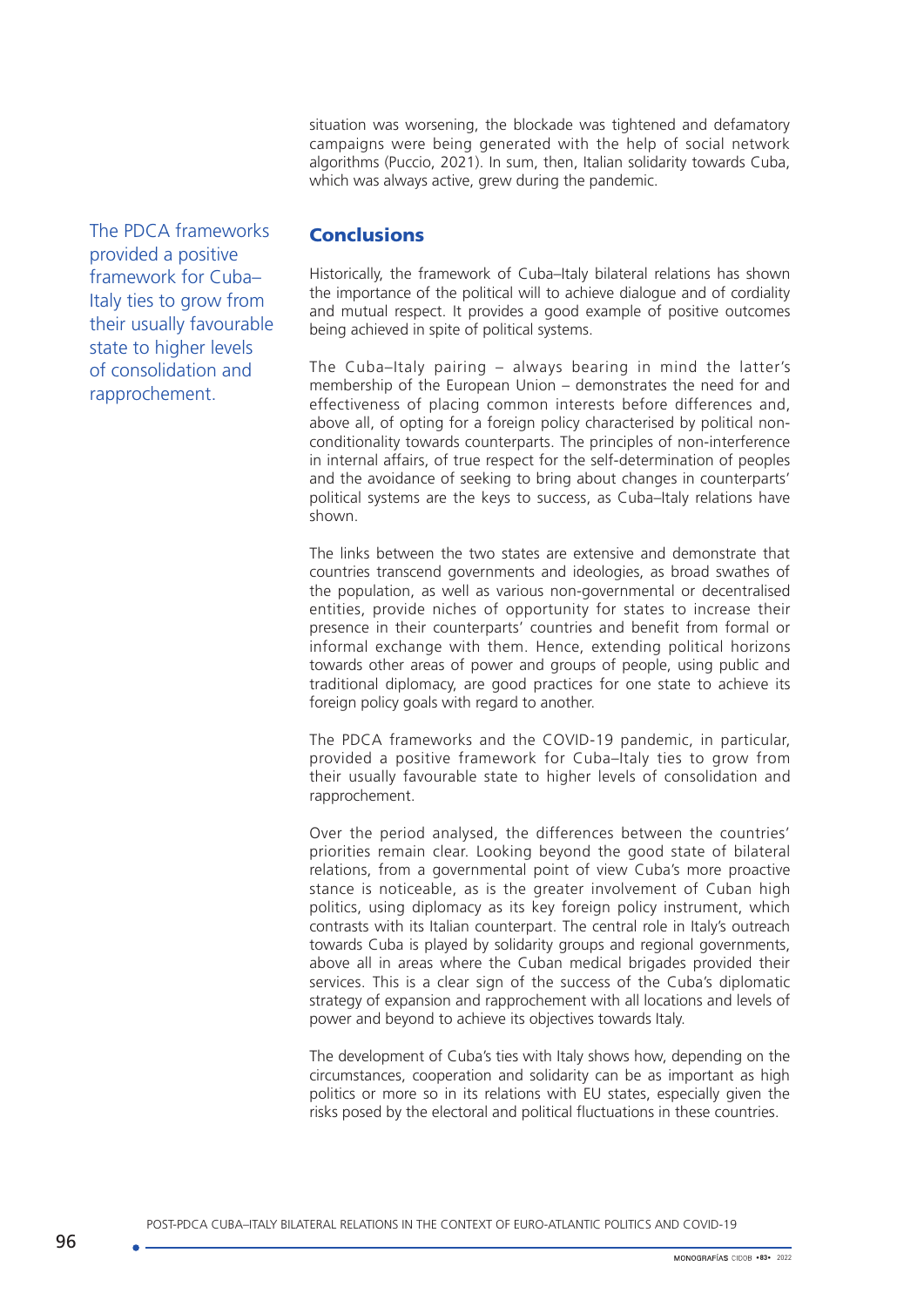situation was worsening, the blockade was tightened and defamatory campaigns were being generated with the help of social network algorithms (Puccio, 2021). In sum, then, Italian solidarity towards Cuba, which was always active, grew during the pandemic.

## Conclusions

Historically, the framework of Cuba–Italy bilateral relations has shown the importance of the political will to achieve dialogue and of cordiality and mutual respect. It provides a good example of positive outcomes being achieved in spite of political systems.

The Cuba–Italy pairing – always bearing in mind the latter's membership of the European Union – demonstrates the need for and effectiveness of placing common interests before differences and, above all, of opting for a foreign policy characterised by political non-conditionality towards counterparts. The principles of non-interference in internal affairs, of true respect for the self-determination of peoples and the avoidance of seeking to bring about changes in counterparts' political systems are the keys to success, as Cuba–Italy relations have shown.

The links between the two states are extensive and demonstrate that countries transcend governments and ideologies, as broad swathes of the population, as well as various non-governmental or decentralised entities, provide niches of opportunity for states to increase their presence in their counterparts' countries and benefit from formal or informal exchange with them. Hence, extending political horizons towards other areas of power and groups of people, using public and traditional diplomacy, are good practices for one state to achieve its foreign policy goals with regard to another.

The PDCA frameworks and the COVID-19 pandemic, in particular, provided a positive framework for Cuba–Italy ties to grow from their usually favourable state to higher levels of consolidation and rapprochement.

Over the period analysed, the differences between the countries' priorities remain clear. Looking beyond the good state of bilateral relations, from a governmental point of view Cuba's more proactive stance is noticeable, as is the greater involvement of Cuban high politics, using diplomacy as its key foreign policy instrument, which contrasts with its Italian counterpart. The central role in Italy's outreach towards Cuba is played by solidarity groups and regional governments, above all in areas where the Cuban medical brigades provided their services. This is a clear sign of the success of the Cuba's diplomatic strategy of expansion and rapprochement with all locations and levels of power and beyond to achieve its objectives towards Italy.

The development of Cuba's ties with Italy shows how, depending on the circumstances, cooperation and solidarity can be as important as high politics or more so in its relations with EU states, especially given the risks posed by the electoral and political fluctuations in these countries.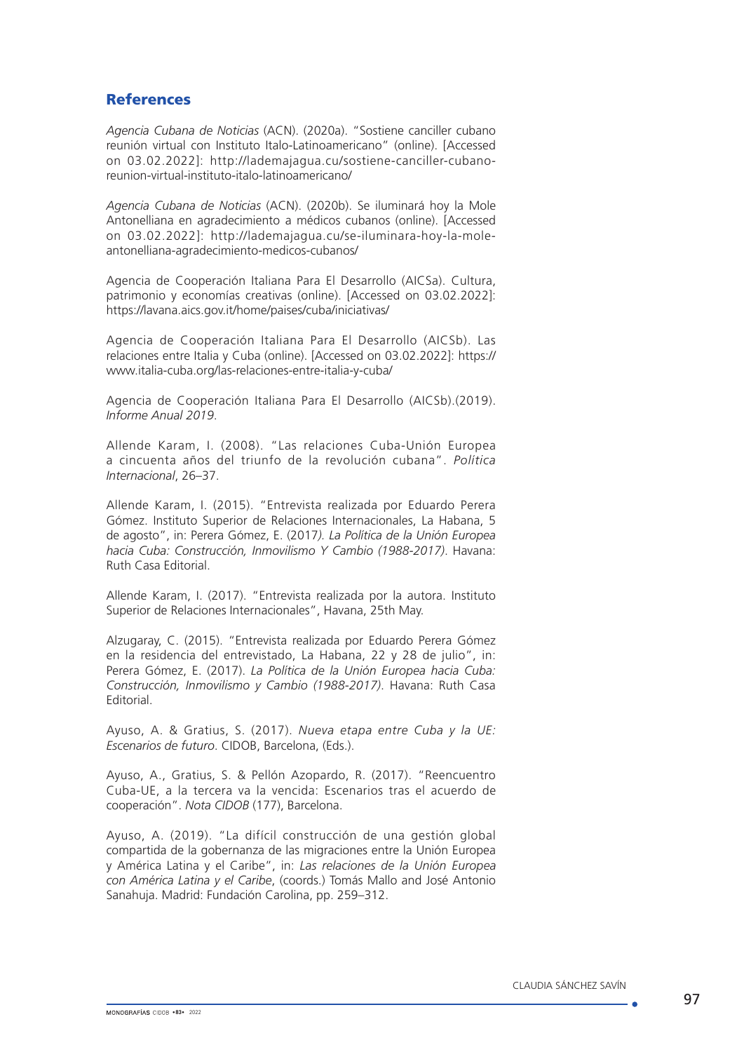## References

*Agencia Cubana de Noticias* (ACN). (2020a). "Sostiene canciller cubano reunión virtual con Instituto Italo-Latinoamericano" (online). [Accessed on 03.02.2022]: http://lademajagua.cu/sostiene-canciller-cubano-reunion-virtual-instituto-italo-latinoamericano/

*Agencia Cubana de Noticias* (ACN). (2020b). Se iluminará hoy la Mole Antonelliana en agradecimiento a médicos cubanos (online). [Accessed on 03.02.2022]: http://lademajagua.cu/se-iluminara-hoy-la-mole-antonelliana-agradecimiento-medicos-cubanos/

Agencia de Cooperación Italiana Para El Desarrollo (AICSa). Cultura, patrimonio y economías creativas (online). [Accessed on 03.02.2022]: https://lavana.aics.gov.it/home/paises/cuba/iniciativas/

Agencia de Cooperación Italiana Para El Desarrollo (AICSb). Las relaciones entre Italia y Cuba (online). [Accessed on 03.02.2022]: https://www.italia-cuba.org/las-relaciones-entre-italia-y-cuba/

Agencia de Cooperación Italiana Para El Desarrollo (AICSb).(2019). *Informe Anual 2019*.

Allende Karam, I. (2008). "Las relaciones Cuba-Unión Europea a cincuenta años del triunfo de la revolución cubana". *Política Internacional*, 26–37.

Allende Karam, I. (2015). "Entrevista realizada por Eduardo Perera Gómez. Instituto Superior de Relaciones Internacionales, La Habana, 5 de agosto", in: Perera Gómez, E. (2017*). La Política de la Unión Europea hacia Cuba: Construcción, Inmovilismo Y Cambio (1988-2017)*. Havana: Ruth Casa Editorial.

Allende Karam, I. (2017). "Entrevista realizada por la autora. Instituto Superior de Relaciones Internacionales", Havana, 25th May.

Alzugaray, C. (2015). "Entrevista realizada por Eduardo Perera Gómez en la residencia del entrevistado, La Habana, 22 y 28 de julio", in: Perera Gómez, E. (2017). *La Política de la Unión Europea hacia Cuba: Construcción, Inmovilismo y Cambio (1988-2017)*. Havana: Ruth Casa Editorial.

Ayuso, A. & Gratius, S. (2017). *Nueva etapa entre Cuba y la UE: Escenarios de futuro*. CIDOB, Barcelona, (Eds.).

Ayuso, A., Gratius, S. & Pellón Azopardo, R. (2017). "Reencuentro Cuba-UE, a la tercera va la vencida: Escenarios tras el acuerdo de cooperación". *Nota CIDOB* (177), Barcelona.

Ayuso, A. (2019). "La difícil construcción de una gestión global compartida de la gobernanza de las migraciones entre la Unión Europea y América Latina y el Caribe", in: *Las relaciones de la Unión Europea con América Latina y el Caribe*, (coords.) Tomás Mallo and José Antonio Sanahuja. Madrid: Fundación Carolina, pp. 259–312.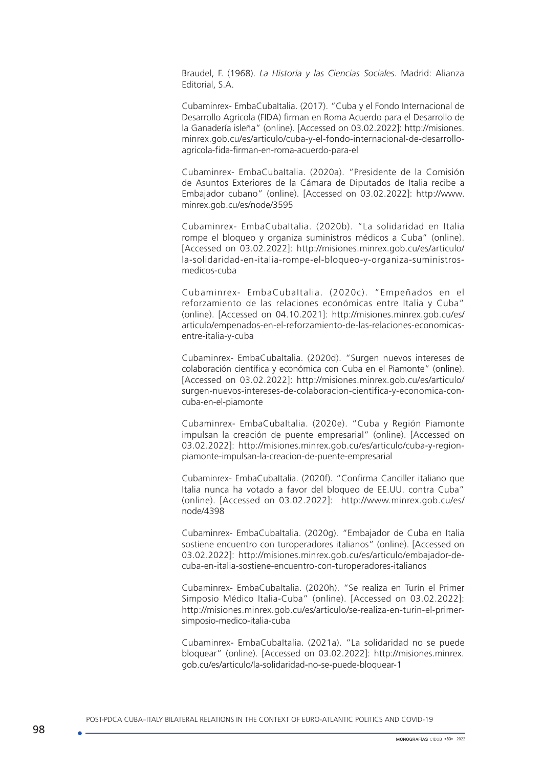Braudel, F. (1968). *La Historia y las Ciencias Sociales*. Madrid: Alianza Editorial, S.A.

Cubaminrex- EmbaCubaItalia. (2017). "Cuba y el Fondo Internacional de Desarrollo Agrícola (FIDA) firman en Roma Acuerdo para el Desarrollo de la Ganadería isleña" (online). [Accessed on 03.02.2022]: http://misiones.minrex.gob.cu/es/articulo/cuba-y-el-fondo-internacional-de-desarrollo-agricola-fida-firman-en-roma-acuerdo-para-el

Cubaminrex- EmbaCubaItalia. (2020a). "Presidente de la Comisión de Asuntos Exteriores de la Cámara de Diputados de Italia recibe a Embajador cubano" (online). [Accessed on 03.02.2022]: http://www.minrex.gob.cu/es/node/3595

Cubaminrex- EmbaCubaItalia. (2020b). "La solidaridad en Italia rompe el bloqueo y organiza suministros médicos a Cuba" (online). [Accessed on 03.02.2022]: http://misiones.minrex.gob.cu/es/articulo/la-solidaridad-en-italia-rompe-el-bloqueo-y-organiza-suministros-medicos-cuba

Cubaminrex- EmbaCubaItalia. (2020c). "Empeñados en el reforzamiento de las relaciones económicas entre Italia y Cuba" (online). [Accessed on 04.10.2021]: http://misiones.minrex.gob.cu/es/articulo/empenados-en-el-reforzamiento-de-las-relaciones-economicas-entre-italia-y-cuba

Cubaminrex- EmbaCubaItalia. (2020d). "Surgen nuevos intereses de colaboración científica y económica con Cuba en el Piamonte" (online). [Accessed on 03.02.2022]: http://misiones.minrex.gob.cu/es/articulo/surgen-nuevos-intereses-de-colaboracion-cientifica-y-economica-con-cuba-en-el-piamonte

Cubaminrex- EmbaCubaItalia. (2020e). "Cuba y Región Piamonte impulsan la creación de puente empresarial" (online). [Accessed on 03.02.2022]: http://misiones.minrex.gob.cu/es/articulo/cuba-y-region-piamonte-impulsan-la-creacion-de-puente-empresarial

Cubaminrex- EmbaCubaItalia. (2020f). "Confirma Canciller italiano que Italia nunca ha votado a favor del bloqueo de EE.UU. contra Cuba" (online). [Accessed on 03.02.2022]: http://www.minrex.gob.cu/es/node/4398

Cubaminrex- EmbaCubaItalia. (2020g). "Embajador de Cuba en Italia sostiene encuentro con turoperadores italianos" (online). [Accessed on 03.02.2022]: http://misiones.minrex.gob.cu/es/articulo/embajador-de-cuba-en-italia-sostiene-encuentro-con-turoperadores-italianos

Cubaminrex- EmbaCubaItalia. (2020h). "Se realiza en Turín el Primer Simposio Médico Italia-Cuba" (online). [Accessed on 03.02.2022]: http://misiones.minrex.gob.cu/es/articulo/se-realiza-en-turin-el-primer-simposio-medico-italia-cuba

Cubaminrex- EmbaCubaItalia. (2021a). "La solidaridad no se puede bloquear" (online). [Accessed on 03.02.2022]: http://misiones.minrex.gob.cu/es/articulo/la-solidaridad-no-se-puede-bloquear-1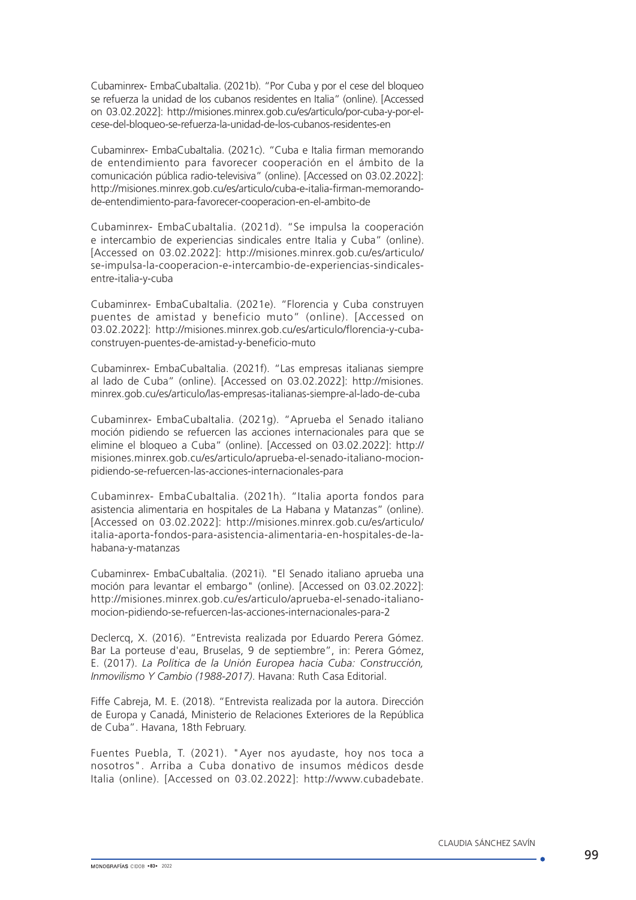Cubaminrex- EmbaCubaItalia. (2021b). "Por Cuba y por el cese del bloqueo se refuerza la unidad de los cubanos residentes en Italia" (online). [Accessed on 03.02.2022]: http://misiones.minrex.gob.cu/es/articulo/por-cuba-y-por-el-cese-del-bloqueo-se-refuerza-la-unidad-de-los-cubanos-residentes-en

Cubaminrex- EmbaCubaItalia. (2021c). "Cuba e Italia firman memorando de entendimiento para favorecer cooperación en el ámbito de la comunicación pública radio-televisiva" (online). [Accessed on 03.02.2022]: http://misiones.minrex.gob.cu/es/articulo/cuba-e-italia-firman-memorando-de-entendimiento-para-favorecer-cooperacion-en-el-ambito-de

Cubaminrex- EmbaCubaItalia. (2021d). "Se impulsa la cooperación e intercambio de experiencias sindicales entre Italia y Cuba" (online). [Accessed on 03.02.2022]: http://misiones.minrex.gob.cu/es/articulo/se-impulsa-la-cooperacion-e-intercambio-de-experiencias-sindicales-entre-italia-y-cuba

Cubaminrex- EmbaCubaItalia. (2021e). "Florencia y Cuba construyen puentes de amistad y beneficio muto" (online). [Accessed on 03.02.2022]: http://misiones.minrex.gob.cu/es/articulo/florencia-y-cuba-construyen-puentes-de-amistad-y-beneficio-muto

Cubaminrex- EmbaCubaItalia. (2021f). "Las empresas italianas siempre al lado de Cuba" (online). [Accessed on 03.02.2022]: http://misiones.minrex.gob.cu/es/articulo/las-empresas-italianas-siempre-al-lado-de-cuba

Cubaminrex- EmbaCubaItalia. (2021g). "Aprueba el Senado italiano moción pidiendo se refuercen las acciones internacionales para que se elimine el bloqueo a Cuba" (online). [Accessed on 03.02.2022]: http://misiones.minrex.gob.cu/es/articulo/aprueba-el-senado-italiano-mocion-pidiendo-se-refuercen-las-acciones-internacionales-para

Cubaminrex- EmbaCubaItalia. (2021h). "Italia aporta fondos para asistencia alimentaria en hospitales de La Habana y Matanzas" (online). [Accessed on 03.02.2022]: http://misiones.minrex.gob.cu/es/articulo/italia-aporta-fondos-para-asistencia-alimentaria-en-hospitales-de-la-habana-y-matanzas

Cubaminrex- EmbaCubaItalia. (2021i). "El Senado italiano aprueba una moción para levantar el embargo" (online). [Accessed on 03.02.2022]: http://misiones.minrex.gob.cu/es/articulo/aprueba-el-senado-italiano-mocion-pidiendo-se-refuercen-las-acciones-internacionales-para-2

Declercq, X. (2016). "Entrevista realizada por Eduardo Perera Gómez. Bar La porteuse d'eau, Bruselas, 9 de septiembre", in: Perera Gómez, E. (2017). *La Política de la Unión Europea hacia Cuba: Construcción, Inmovilismo Y Cambio (1988-2017)*. Havana: Ruth Casa Editorial.

Fiffe Cabreja, M. E. (2018). "Entrevista realizada por la autora. Dirección de Europa y Canadá, Ministerio de Relaciones Exteriores de la República de Cuba". Havana, 18th February.

Fuentes Puebla, T. (2021). "Ayer nos ayudaste, hoy nos toca a nosotros". Arriba a Cuba donativo de insumos médicos desde Italia (online). [Accessed on 03.02.2022]: http://www.cubadebate.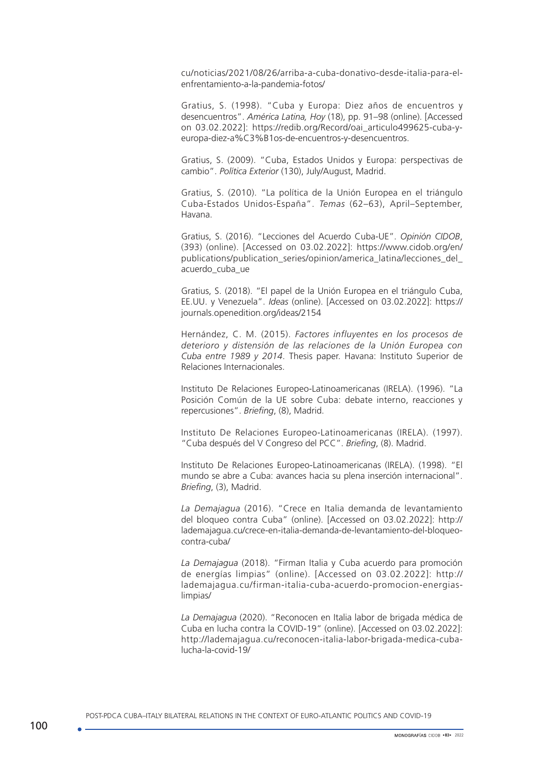cu/noticias/2021/08/26/arriba-a-cuba-donativo-desde-italia-para-el-enfrentamiento-a-la-pandemia-fotos/

Gratius, S. (1998). "Cuba y Europa: Diez años de encuentros y desencuentros". *América Latina, Hoy* (18), pp. 91–98 (online). [Accessed on 03.02.2022]: https://redib.org/Record/oai_articulo499625-cuba-y-europa-diez-a%C3%B1os-de-encuentros-y-desencuentros.

Gratius, S. (2009). "Cuba, Estados Unidos y Europa: perspectivas de cambio". *Política Exterior* (130), July/August, Madrid.

Gratius, S. (2010). "La política de la Unión Europea en el triángulo Cuba-Estados Unidos-España". *Temas* (62–63), April–September, Havana.

Gratius, S. (2016). "Lecciones del Acuerdo Cuba-UE". *Opinión CIDOB*, (393) (online). [Accessed on 03.02.2022]: https://www.cidob.org/en/publications/publication_series/opinion/america_latina/lecciones_del_acuerdo_cuba_ue

Gratius, S. (2018). "El papel de la Unión Europea en el triángulo Cuba, EE.UU. y Venezuela". *Ideas* (online). [Accessed on 03.02.2022]: https://journals.openedition.org/ideas/2154

Hernández, C. M. (2015). *Factores influyentes en los procesos de deterioro y distensión de las relaciones de la Unión Europea con Cuba entre 1989 y 2014*. Thesis paper. Havana: Instituto Superior de Relaciones Internacionales.

Instituto De Relaciones Europeo-Latinoamericanas (IRELA). (1996). "La Posición Común de la UE sobre Cuba: debate interno, reacciones y repercusiones". *Briefing*, (8), Madrid.

Instituto De Relaciones Europeo-Latinoamericanas (IRELA). (1997). "Cuba después del V Congreso del PCC". *Briefing*, (8). Madrid.

Instituto De Relaciones Europeo-Latinoamericanas (IRELA). (1998). "El mundo se abre a Cuba: avances hacia su plena inserción internacional". *Briefing*, (3), Madrid.

*La Demajagua* (2016). "Crece en Italia demanda de levantamiento del bloqueo contra Cuba" (online). [Accessed on 03.02.2022]: http://lademajagua.cu/crece-en-italia-demanda-de-levantamiento-del-bloqueo-contra-cuba/

*La Demajagua* (2018). "Firman Italia y Cuba acuerdo para promoción de energías limpias" (online). [Accessed on 03.02.2022]: http://lademajagua.cu/firman-italia-cuba-acuerdo-promocion-energias-limpias/

*La Demajagua* (2020). "Reconocen en Italia labor de brigada médica de Cuba en lucha contra la COVID-19" (online). [Accessed on 03.02.2022]: http://lademajagua.cu/reconocen-italia-labor-brigada-medica-cuba-lucha-la-covid-19/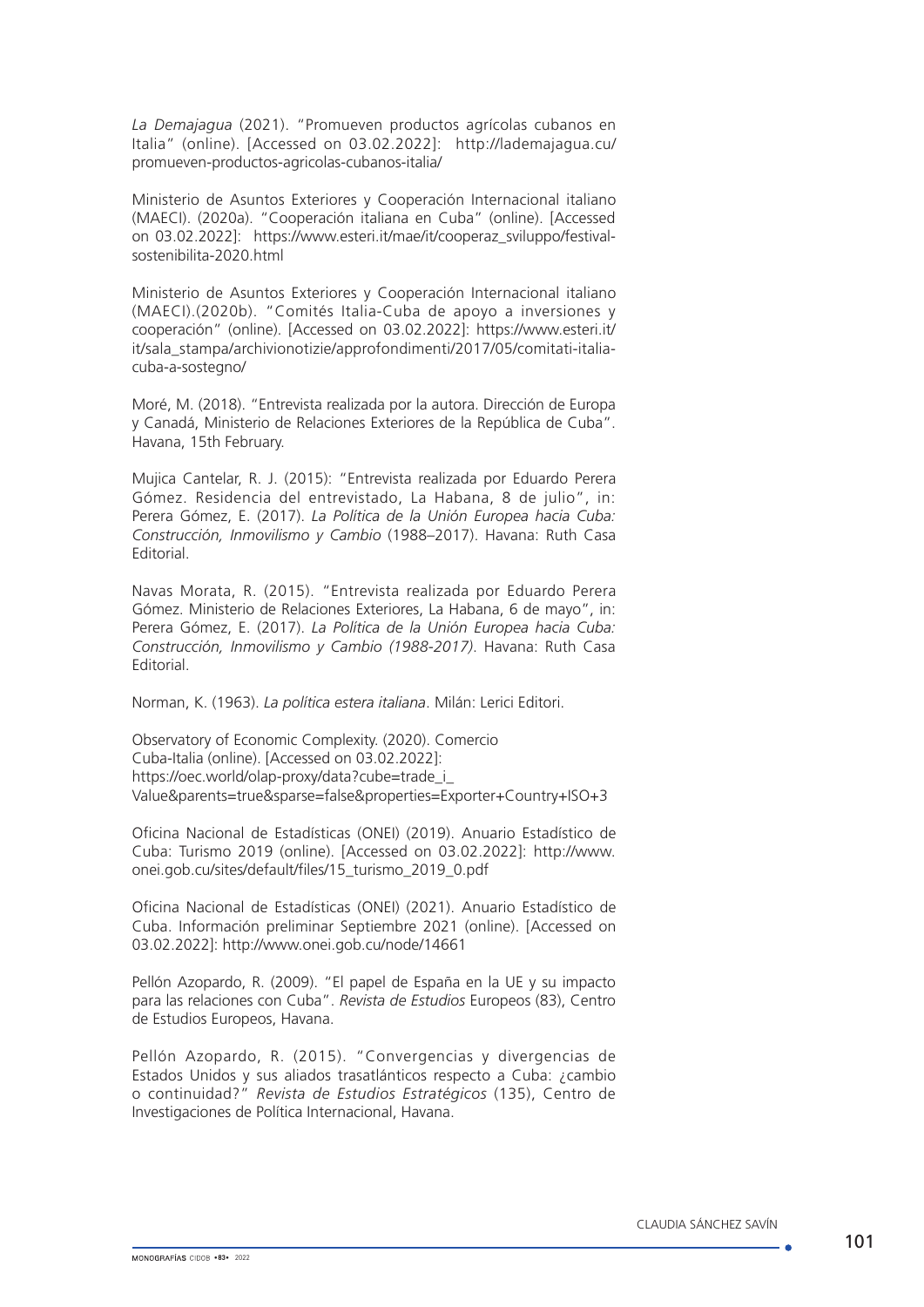*La Demajagua* (2021). "Promueven productos agrícolas cubanos en Italia" (online). [Accessed on 03.02.2022]: http://lademajagua.cu/promueven-productos-agricolas-cubanos-italia/

Ministerio de Asuntos Exteriores y Cooperación Internacional italiano (MAECI). (2020a). "Cooperación italiana en Cuba" (online). [Accessed on 03.02.2022]: https://www.esteri.it/mae/it/cooperaz_sviluppo/festival-sostenibilita-2020.html

Ministerio de Asuntos Exteriores y Cooperación Internacional italiano (MAECI).(2020b). "Comités Italia-Cuba de apoyo a inversiones y cooperación" (online). [Accessed on 03.02.2022]: https://www.esteri.it/it/sala_stampa/archivionotizie/approfondimenti/2017/05/comitati-italia-cuba-a-sostegno/

Moré, M. (2018). "Entrevista realizada por la autora. Dirección de Europa y Canadá, Ministerio de Relaciones Exteriores de la República de Cuba". Havana, 15th February.

Mujica Cantelar, R. J. (2015): "Entrevista realizada por Eduardo Perera Gómez. Residencia del entrevistado, La Habana, 8 de julio", in: Perera Gómez, E. (2017). *La Política de la Unión Europea hacia Cuba: Construcción, Inmovilismo y Cambio* (1988–2017). Havana: Ruth Casa Editorial.

Navas Morata, R. (2015). "Entrevista realizada por Eduardo Perera Gómez. Ministerio de Relaciones Exteriores, La Habana, 6 de mayo", in: Perera Gómez, E. (2017). *La Política de la Unión Europea hacia Cuba: Construcción, Inmovilismo y Cambio (1988-2017)*. Havana: Ruth Casa Editorial.

Norman, K. (1963). *La politica estera italiana*. Milán: Lerici Editori.

Observatory of Economic Complexity. (2020). Comercio Cuba-Italia (online). [Accessed on 03.02.2022]: https://oec.world/olap-proxy/data?cube=trade_i_Value&parents=true&sparse=false&properties=Exporter+Country+ISO+3

Oficina Nacional de Estadísticas (ONEI) (2019). Anuario Estadístico de Cuba: Turismo 2019 (online). [Accessed on 03.02.2022]: http://www.onei.gob.cu/sites/default/files/15_turismo_2019_0.pdf

Oficina Nacional de Estadísticas (ONEI) (2021). Anuario Estadístico de Cuba. Información preliminar Septiembre 2021 (online). [Accessed on 03.02.2022]: http://www.onei.gob.cu/node/14661

Pellón Azopardo, R. (2009). "El papel de España en la UE y su impacto para las relaciones con Cuba". *Revista de Estudios* Europeos (83), Centro de Estudios Europeos, Havana.

Pellón Azopardo, R. (2015). "Convergencias y divergencias de Estados Unidos y sus aliados trasatlánticos respecto a Cuba: ¿cambio o continuidad?" *Revista de Estudios Estratégicos* (135), Centro de Investigaciones de Política Internacional, Havana.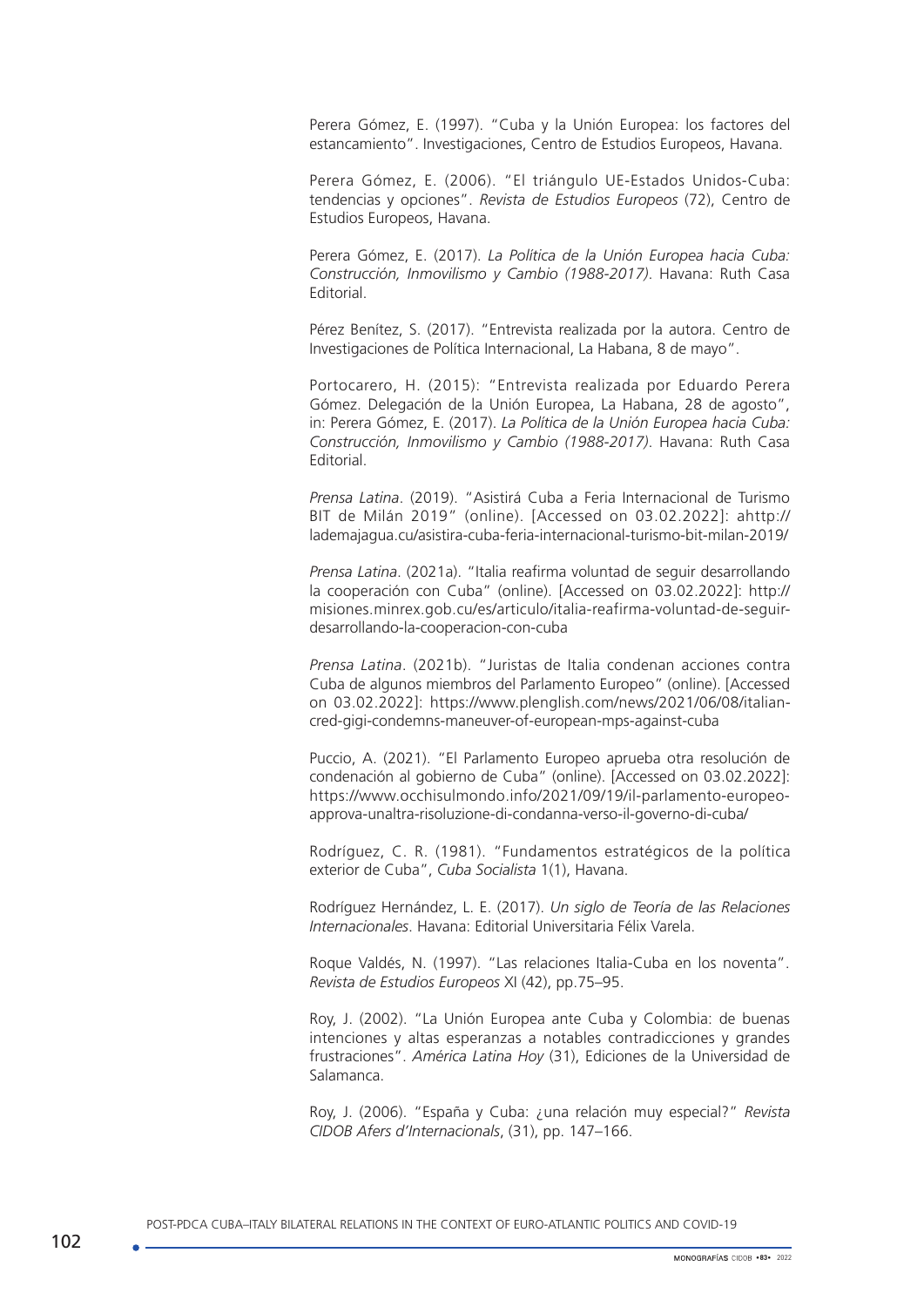Perera Gómez, E. (1997). "Cuba y la Unión Europea: los factores del estancamiento". Investigaciones, Centro de Estudios Europeos, Havana.

Perera Gómez, E. (2006). "El triángulo UE-Estados Unidos-Cuba: tendencias y opciones". *Revista de Estudios Europeos* (72), Centro de Estudios Europeos, Havana.

Perera Gómez, E. (2017). *La Política de la Unión Europea hacia Cuba: Construcción, Inmovilismo y Cambio (1988-2017)*. Havana: Ruth Casa Editorial.

Pérez Benítez, S. (2017). "Entrevista realizada por la autora. Centro de Investigaciones de Política Internacional, La Habana, 8 de mayo".

Portocarero, H. (2015): "Entrevista realizada por Eduardo Perera Gómez. Delegación de la Unión Europea, La Habana, 28 de agosto", in: Perera Gómez, E. (2017). *La Política de la Unión Europea hacia Cuba: Construcción, Inmovilismo y Cambio (1988-2017)*. Havana: Ruth Casa Editorial.

*Prensa Latina*. (2019). "Asistirá Cuba a Feria Internacional de Turismo BIT de Milán 2019" (online). [Accessed on 03.02.2022]: ahttp://lademajagua.cu/asistira-cuba-feria-internacional-turismo-bit-milan-2019/

*Prensa Latina*. (2021a). "Italia reafirma voluntad de seguir desarrollando la cooperación con Cuba" (online). [Accessed on 03.02.2022]: http://misiones.minrex.gob.cu/es/articulo/italia-reafirma-voluntad-de-seguir-desarrollando-la-cooperacion-con-cuba

*Prensa Latina*. (2021b). "Juristas de Italia condenan acciones contra Cuba de algunos miembros del Parlamento Europeo" (online). [Accessed on 03.02.2022]: https://www.plenglish.com/news/2021/06/08/italian-cred-gigi-condemns-maneuver-of-european-mps-against-cuba

Puccio, A. (2021). "El Parlamento Europeo aprueba otra resolución de condenación al gobierno de Cuba" (online). [Accessed on 03.02.2022]: https://www.occhisulmondo.info/2021/09/19/il-parlamento-europeo-approva-unaltra-risoluzione-di-condanna-verso-il-governo-di-cuba/

Rodríguez, C. R. (1981). "Fundamentos estratégicos de la política exterior de Cuba", *Cuba Socialista* 1(1), Havana.

Rodríguez Hernández, L. E. (2017). *Un siglo de Teoría de las Relaciones Internacionales*. Havana: Editorial Universitaria Félix Varela.

Roque Valdés, N. (1997). "Las relaciones Italia-Cuba en los noventa". *Revista de Estudios Europeos* XI (42), pp.75–95.

Roy, J. (2002). "La Unión Europea ante Cuba y Colombia: de buenas intenciones y altas esperanzas a notables contradicciones y grandes frustraciones". *América Latina Hoy* (31), Ediciones de la Universidad de Salamanca.

Roy, J. (2006). "España y Cuba: ¿una relación muy especial?" *Revista CIDOB Afers d'Internacionals*, (31), pp. 147–166.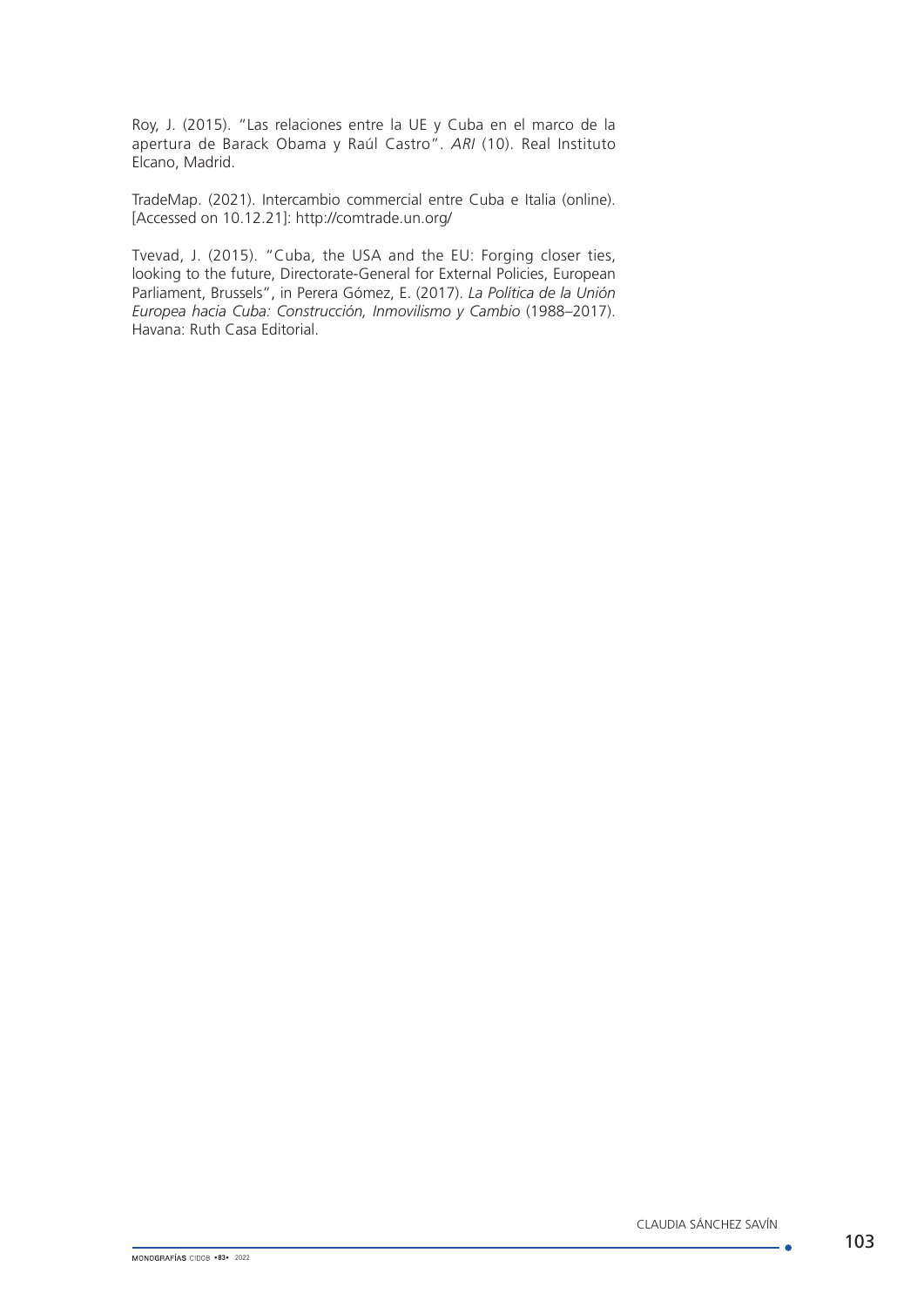Roy, J. (2015). "Las relaciones entre la UE y Cuba en el marco de la apertura de Barack Obama y Raúl Castro". *ARI* (10). Real Instituto Elcano, Madrid.

TradeMap. (2021). Intercambio commercial entre Cuba e Italia (online). [Accessed on 10.12.21]: http://comtrade.un.org/

Tvevad, J. (2015). "Cuba, the USA and the EU: Forging closer ties, looking to the future, Directorate-General for External Policies, European Parliament, Brussels", in Perera Gómez, E. (2017). *La Política de la Unión Europea hacia Cuba: Construcción, Inmovilismo y Cambio* (1988–2017). Havana: Ruth Casa Editorial.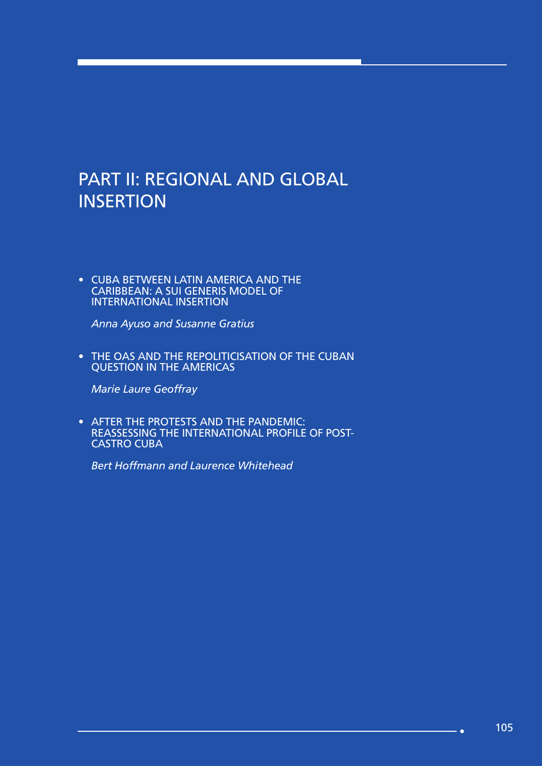# PART II: REGIONAL AND GLOBAL INSERTION

- CUBA BETWEEN LATIN AMERICA AND THE CARIBBEAN: A SUI GENERIS MODEL OF INTERNATIONAL INSERTION

  *Anna Ayuso and Susanne Gratius*

- THE OAS AND THE REPOLITICISATION OF THE CUBAN QUESTION IN THE AMERICAS

  *Marie Laure Geoffray*

- AFTER THE PROTESTS AND THE PANDEMIC: REASSESSING THE INTERNATIONAL PROFILE OF POST-CASTRO CUBA

  *Bert Hoffmann and Laurence Whitehead*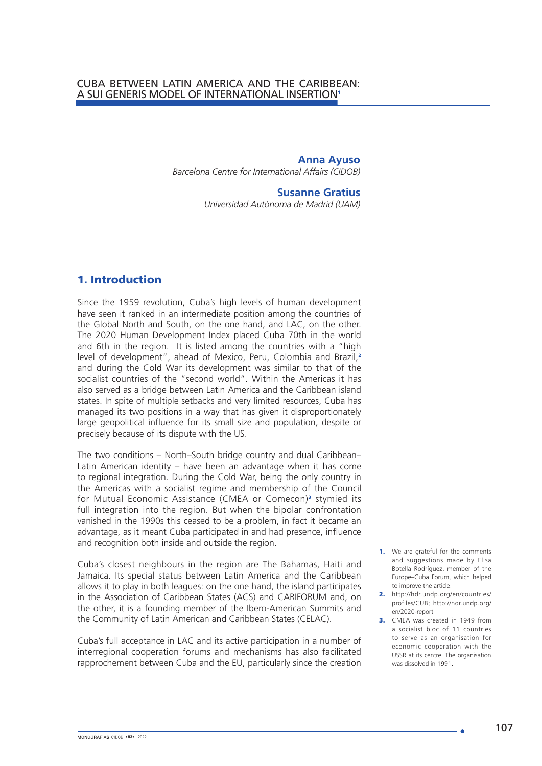# CUBA BETWEEN LATIN AMERICA AND THE CARIBBEAN: A SUI GENERIS MODEL OF INTERNATIONAL INSERTION[1]

**Anna Ayuso**
*Barcelona Centre for International Affairs (CIDOB)*

**Susanne Gratius**
*Universidad Autónoma de Madrid (UAM)*

## 1. Introduction

Since the 1959 revolution, Cuba's high levels of human development have seen it ranked in an intermediate position among the countries of the Global North and South, on the one hand, and LAC, on the other. The 2020 Human Development Index placed Cuba 70th in the world and 6th in the region. It is listed among the countries with a "high level of development", ahead of Mexico, Peru, Colombia and Brazil,[2] and during the Cold War its development was similar to that of the socialist countries of the "second world". Within the Americas it has also served as a bridge between Latin America and the Caribbean island states. In spite of multiple setbacks and very limited resources, Cuba has managed its two positions in a way that has given it disproportionately large geopolitical influence for its small size and population, despite or precisely because of its dispute with the US.

The two conditions – North–South bridge country and dual Caribbean–Latin American identity – have been an advantage when it has come to regional integration. During the Cold War, being the only country in the Americas with a socialist regime and membership of the Council for Mutual Economic Assistance (CMEA or Comecon)[3] stymied its full integration into the region. But when the bipolar confrontation vanished in the 1990s this ceased to be a problem, in fact it became an advantage, as it meant Cuba participated in and had presence, influence and recognition both inside and outside the region.

Cuba's closest neighbours in the region are The Bahamas, Haiti and Jamaica. Its special status between Latin America and the Caribbean allows it to play in both leagues: on the one hand, the island participates in the Association of Caribbean States (ACS) and CARIFORUM and, on the other, it is a founding member of the Ibero-American Summits and the Community of Latin American and Caribbean States (CELAC).

Cuba's full acceptance in LAC and its active participation in a number of interregional cooperation forums and mechanisms has also facilitated rapprochement between Cuba and the EU, particularly since the creation

---

1. We are grateful for the comments and suggestions made by Elisa Botella Rodríguez, member of the Europe–Cuba Forum, which helped to improve the article.
2. http://hdr.undp.org/en/countries/profiles/CUB; http://hdr.undp.org/en/2020-report
3. CMEA was created in 1949 from a socialist bloc of 11 countries to serve as an organisation for economic cooperation with the USSR at its centre. The organisation was dissolved in 1991.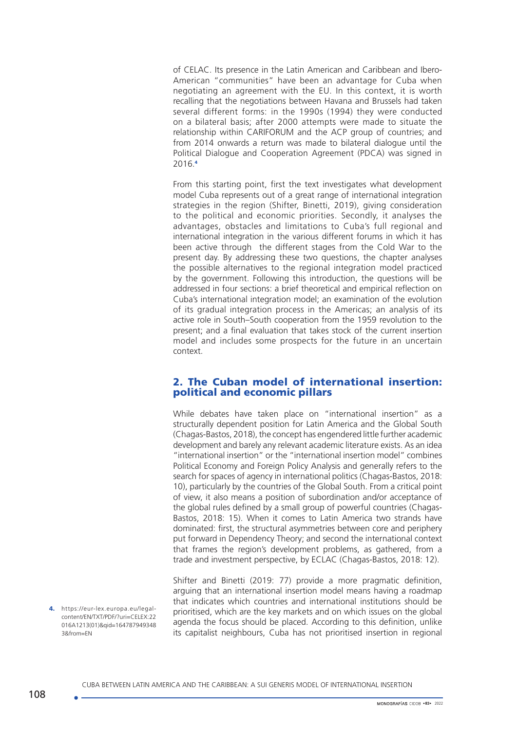of CELAC. Its presence in the Latin American and Caribbean and Ibero-American "communities" have been an advantage for Cuba when negotiating an agreement with the EU. In this context, it is worth recalling that the negotiations between Havana and Brussels had taken several different forms: in the 1990s (1994) they were conducted on a bilateral basis; after 2000 attempts were made to situate the relationship within CARIFORUM and the ACP group of countries; and from 2014 onwards a return was made to bilateral dialogue until the Political Dialogue and Cooperation Agreement (PDCA) was signed in 2016.[4]

From this starting point, first the text investigates what development model Cuba represents out of a great range of international integration strategies in the region (Shifter, Binetti, 2019), giving consideration to the political and economic priorities. Secondly, it analyses the advantages, obstacles and limitations to Cuba's full regional and international integration in the various different forums in which it has been active through the different stages from the Cold War to the present day. By addressing these two questions, the chapter analyses the possible alternatives to the regional integration model practiced by the government. Following this introduction, the questions will be addressed in four sections: a brief theoretical and empirical reflection on Cuba's international integration model; an examination of the evolution of its gradual integration process in the Americas; an analysis of its active role in South–South cooperation from the 1959 revolution to the present; and a final evaluation that takes stock of the current insertion model and includes some prospects for the future in an uncertain context.

## 2. The Cuban model of international insertion: political and economic pillars

While debates have taken place on "international insertion" as a structurally dependent position for Latin America and the Global South (Chagas-Bastos, 2018), the concept has engendered little further academic development and barely any relevant academic literature exists. As an idea "international insertion" or the "international insertion model" combines Political Economy and Foreign Policy Analysis and generally refers to the search for spaces of agency in international politics (Chagas-Bastos, 2018: 10), particularly by the countries of the Global South. From a critical point of view, it also means a position of subordination and/or acceptance of the global rules defined by a small group of powerful countries (Chagas-Bastos, 2018: 15). When it comes to Latin America two strands have dominated: first, the structural asymmetries between core and periphery put forward in Dependency Theory; and second the international context that frames the region's development problems, as gathered, from a trade and investment perspective, by ECLAC (Chagas-Bastos, 2018: 12).

Shifter and Binetti (2019: 77) provide a more pragmatic definition, arguing that an international insertion model means having a roadmap that indicates which countries and international institutions should be prioritised, which are the key markets and on which issues on the global agenda the focus should be placed. According to this definition, unlike its capitalist neighbours, Cuba has not prioritised insertion in regional

4. https://eur-lex.europa.eu/legal-content/EN/TXT/PDF/?uri=CELEX:22016A1213(01)&qid=1647879493483&from=EN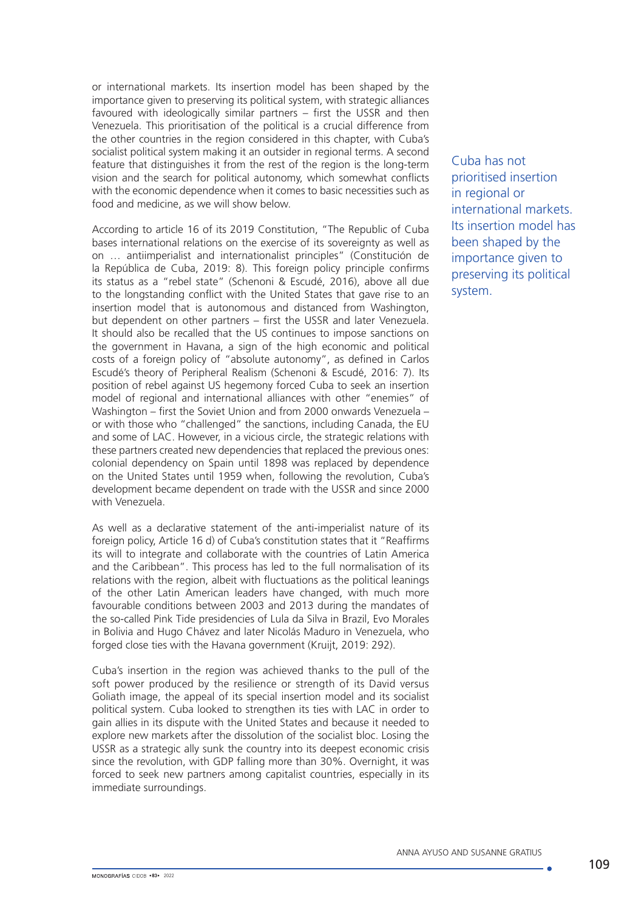or international markets. Its insertion model has been shaped by the importance given to preserving its political system, with strategic alliances favoured with ideologically similar partners – first the USSR and then Venezuela. This prioritisation of the political is a crucial difference from the other countries in the region considered in this chapter, with Cuba's socialist political system making it an outsider in regional terms. A second feature that distinguishes it from the rest of the region is the long-term vision and the search for political autonomy, which somewhat conflicts with the economic dependence when it comes to basic necessities such as food and medicine, as we will show below.

> Cuba has not prioritised insertion in regional or international markets. Its insertion model has been shaped by the importance given to preserving its political system.

According to article 16 of its 2019 Constitution, "The Republic of Cuba bases international relations on the exercise of its sovereignty as well as on … antiimperialist and internationalist principles" (Constitución de la República de Cuba, 2019: 8). This foreign policy principle confirms its status as a "rebel state" (Schenoni & Escudé, 2016), above all due to the longstanding conflict with the United States that gave rise to an insertion model that is autonomous and distanced from Washington, but dependent on other partners – first the USSR and later Venezuela. It should also be recalled that the US continues to impose sanctions on the government in Havana, a sign of the high economic and political costs of a foreign policy of "absolute autonomy", as defined in Carlos Escudé's theory of Peripheral Realism (Schenoni & Escudé, 2016: 7). Its position of rebel against US hegemony forced Cuba to seek an insertion model of regional and international alliances with other "enemies" of Washington – first the Soviet Union and from 2000 onwards Venezuela – or with those who "challenged" the sanctions, including Canada, the EU and some of LAC. However, in a vicious circle, the strategic relations with these partners created new dependencies that replaced the previous ones: colonial dependency on Spain until 1898 was replaced by dependence on the United States until 1959 when, following the revolution, Cuba's development became dependent on trade with the USSR and since 2000 with Venezuela.

As well as a declarative statement of the anti-imperialist nature of its foreign policy, Article 16 d) of Cuba's constitution states that it "Reaffirms its will to integrate and collaborate with the countries of Latin America and the Caribbean". This process has led to the full normalisation of its relations with the region, albeit with fluctuations as the political leanings of the other Latin American leaders have changed, with much more favourable conditions between 2003 and 2013 during the mandates of the so-called Pink Tide presidencies of Lula da Silva in Brazil, Evo Morales in Bolivia and Hugo Chávez and later Nicolás Maduro in Venezuela, who forged close ties with the Havana government (Kruijt, 2019: 292).

Cuba's insertion in the region was achieved thanks to the pull of the soft power produced by the resilience or strength of its David versus Goliath image, the appeal of its special insertion model and its socialist political system. Cuba looked to strengthen its ties with LAC in order to gain allies in its dispute with the United States and because it needed to explore new markets after the dissolution of the socialist bloc. Losing the USSR as a strategic ally sunk the country into its deepest economic crisis since the revolution, with GDP falling more than 30%. Overnight, it was forced to seek new partners among capitalist countries, especially in its immediate surroundings.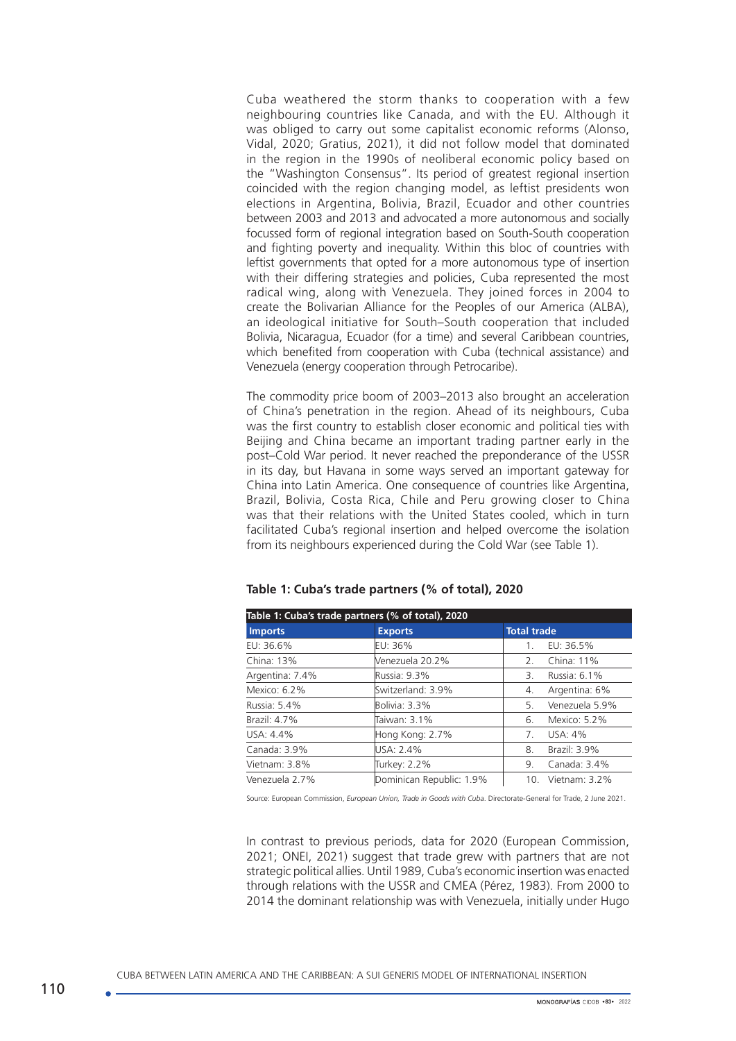Cuba weathered the storm thanks to cooperation with a few neighbouring countries like Canada, and with the EU. Although it was obliged to carry out some capitalist economic reforms (Alonso, Vidal, 2020; Gratius, 2021), it did not follow model that dominated in the region in the 1990s of neoliberal economic policy based on the "Washington Consensus". Its period of greatest regional insertion coincided with the region changing model, as leftist presidents won elections in Argentina, Bolivia, Brazil, Ecuador and other countries between 2003 and 2013 and advocated a more autonomous and socially focussed form of regional integration based on South-South cooperation and fighting poverty and inequality. Within this bloc of countries with leftist governments that opted for a more autonomous type of insertion with their differing strategies and policies, Cuba represented the most radical wing, along with Venezuela. They joined forces in 2004 to create the Bolivarian Alliance for the Peoples of our America (ALBA), an ideological initiative for South–South cooperation that included Bolivia, Nicaragua, Ecuador (for a time) and several Caribbean countries, which benefited from cooperation with Cuba (technical assistance) and Venezuela (energy cooperation through Petrocaribe).

The commodity price boom of 2003–2013 also brought an acceleration of China's penetration in the region. Ahead of its neighbours, Cuba was the first country to establish closer economic and political ties with Beijing and China became an important trading partner early in the post–Cold War period. It never reached the preponderance of the USSR in its day, but Havana in some ways served an important gateway for China into Latin America. One consequence of countries like Argentina, Brazil, Bolivia, Costa Rica, Chile and Peru growing closer to China was that their relations with the United States cooled, which in turn facilitated Cuba's regional insertion and helped overcome the isolation from its neighbours experienced during the Cold War (see Table 1).

**Table 1: Cuba's trade partners (% of total), 2020**

| Imports | Exports | Total trade |
|---|---|---|
| EU: 36.6% | EU: 36% | 1. EU: 36.5% |
| China: 13% | Venezuela 20.2% | 2. China: 11% |
| Argentina: 7.4% | Russia: 9.3% | 3. Russia: 6.1% |
| Mexico: 6.2% | Switzerland: 3.9% | 4. Argentina: 6% |
| Russia: 5.4% | Bolivia: 3.3% | 5. Venezuela 5.9% |
| Brazil: 4.7% | Taiwan: 3.1% | 6. Mexico: 5.2% |
| USA: 4.4% | Hong Kong: 2.7% | 7. USA: 4% |
| Canada: 3.9% | USA: 2.4% | 8. Brazil: 3.9% |
| Vietnam: 3.8% | Turkey: 2.2% | 9. Canada: 3.4% |
| Venezuela 2.7% | Dominican Republic: 1.9% | 10. Vietnam: 3.2% |

Source: European Commission, *European Union, Trade in Goods with Cuba*. Directorate-General for Trade, 2 June 2021.

In contrast to previous periods, data for 2020 (European Commission, 2021; ONEI, 2021) suggest that trade grew with partners that are not strategic political allies. Until 1989, Cuba's economic insertion was enacted through relations with the USSR and CMEA (Pérez, 1983). From 2000 to 2014 the dominant relationship was with Venezuela, initially under Hugo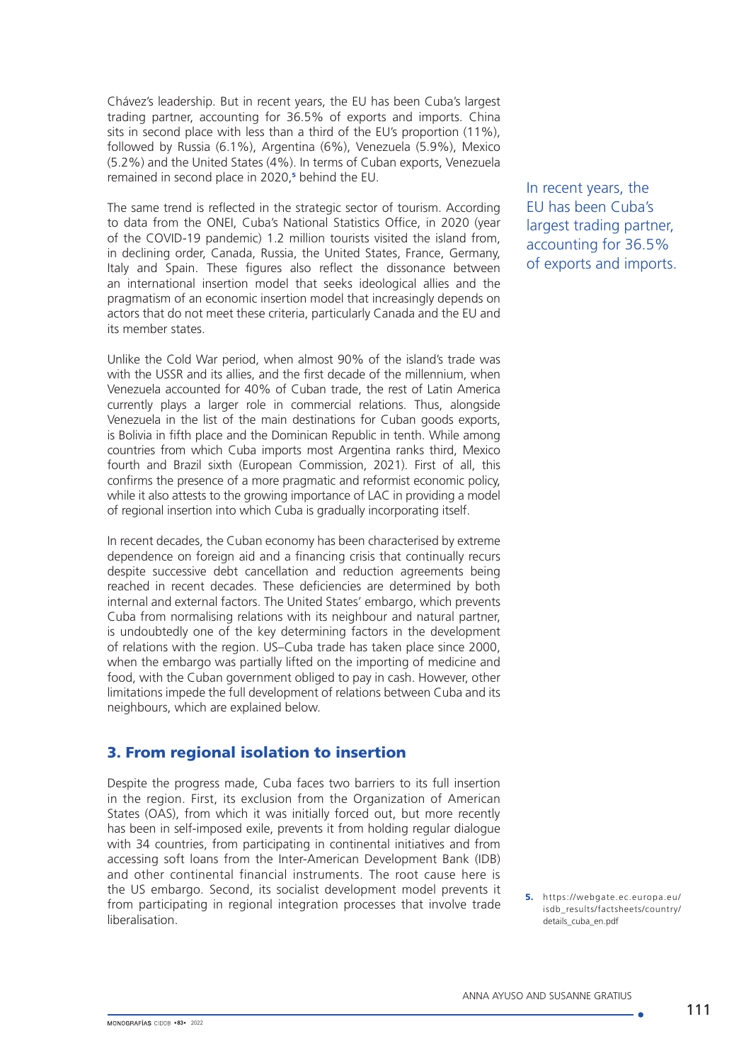Chávez's leadership. But in recent years, the EU has been Cuba's largest trading partner, accounting for 36.5% of exports and imports. China sits in second place with less than a third of the EU's proportion (11%), followed by Russia (6.1%), Argentina (6%), Venezuela (5.9%), Mexico (5.2%) and the United States (4%). In terms of Cuban exports, Venezuela remained in second place in 2020,[5] behind the EU.

In recent years, the EU has been Cuba's largest trading partner, accounting for 36.5% of exports and imports.

The same trend is reflected in the strategic sector of tourism. According to data from the ONEI, Cuba's National Statistics Office, in 2020 (year of the COVID-19 pandemic) 1.2 million tourists visited the island from, in declining order, Canada, Russia, the United States, France, Germany, Italy and Spain. These figures also reflect the dissonance between an international insertion model that seeks ideological allies and the pragmatism of an economic insertion model that increasingly depends on actors that do not meet these criteria, particularly Canada and the EU and its member states.

Unlike the Cold War period, when almost 90% of the island's trade was with the USSR and its allies, and the first decade of the millennium, when Venezuela accounted for 40% of Cuban trade, the rest of Latin America currently plays a larger role in commercial relations. Thus, alongside Venezuela in the list of the main destinations for Cuban goods exports, is Bolivia in fifth place and the Dominican Republic in tenth. While among countries from which Cuba imports most Argentina ranks third, Mexico fourth and Brazil sixth (European Commission, 2021). First of all, this confirms the presence of a more pragmatic and reformist economic policy, while it also attests to the growing importance of LAC in providing a model of regional insertion into which Cuba is gradually incorporating itself.

In recent decades, the Cuban economy has been characterised by extreme dependence on foreign aid and a financing crisis that continually recurs despite successive debt cancellation and reduction agreements being reached in recent decades. These deficiencies are determined by both internal and external factors. The United States' embargo, which prevents Cuba from normalising relations with its neighbour and natural partner, is undoubtedly one of the key determining factors in the development of relations with the region. US–Cuba trade has taken place since 2000, when the embargo was partially lifted on the importing of medicine and food, with the Cuban government obliged to pay in cash. However, other limitations impede the full development of relations between Cuba and its neighbours, which are explained below.

## 3. From regional isolation to insertion

Despite the progress made, Cuba faces two barriers to its full insertion in the region. First, its exclusion from the Organization of American States (OAS), from which it was initially forced out, but more recently has been in self-imposed exile, prevents it from holding regular dialogue with 34 countries, from participating in continental initiatives and from accessing soft loans from the Inter-American Development Bank (IDB) and other continental financial instruments. The root cause here is the US embargo. Second, its socialist development model prevents it from participating in regional integration processes that involve trade liberalisation.

5. https://webgate.ec.europa.eu/isdb_results/factsheets/country/details_cuba_en.pdf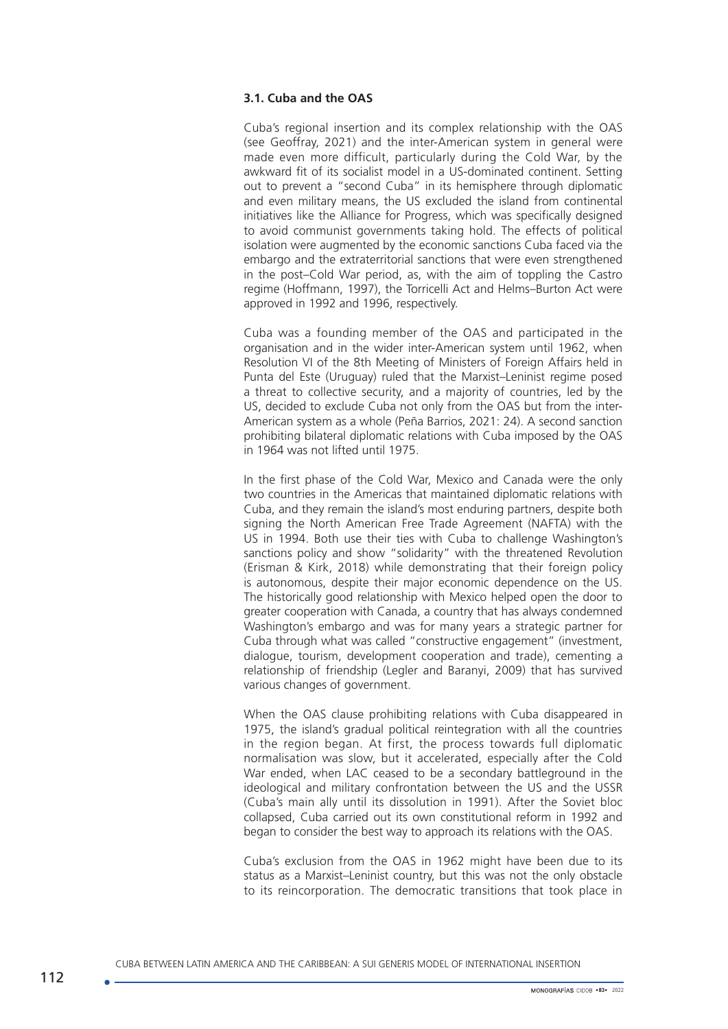### 3.1. Cuba and the OAS

Cuba's regional insertion and its complex relationship with the OAS (see Geoffray, 2021) and the inter-American system in general were made even more difficult, particularly during the Cold War, by the awkward fit of its socialist model in a US-dominated continent. Setting out to prevent a "second Cuba" in its hemisphere through diplomatic and even military means, the US excluded the island from continental initiatives like the Alliance for Progress, which was specifically designed to avoid communist governments taking hold. The effects of political isolation were augmented by the economic sanctions Cuba faced via the embargo and the extraterritorial sanctions that were even strengthened in the post–Cold War period, as, with the aim of toppling the Castro regime (Hoffmann, 1997), the Torricelli Act and Helms–Burton Act were approved in 1992 and 1996, respectively.

Cuba was a founding member of the OAS and participated in the organisation and in the wider inter-American system until 1962, when Resolution VI of the 8th Meeting of Ministers of Foreign Affairs held in Punta del Este (Uruguay) ruled that the Marxist–Leninist regime posed a threat to collective security, and a majority of countries, led by the US, decided to exclude Cuba not only from the OAS but from the inter-American system as a whole (Peña Barrios, 2021: 24). A second sanction prohibiting bilateral diplomatic relations with Cuba imposed by the OAS in 1964 was not lifted until 1975.

In the first phase of the Cold War, Mexico and Canada were the only two countries in the Americas that maintained diplomatic relations with Cuba, and they remain the island's most enduring partners, despite both signing the North American Free Trade Agreement (NAFTA) with the US in 1994. Both use their ties with Cuba to challenge Washington's sanctions policy and show "solidarity" with the threatened Revolution (Erisman & Kirk, 2018) while demonstrating that their foreign policy is autonomous, despite their major economic dependence on the US. The historically good relationship with Mexico helped open the door to greater cooperation with Canada, a country that has always condemned Washington's embargo and was for many years a strategic partner for Cuba through what was called "constructive engagement" (investment, dialogue, tourism, development cooperation and trade), cementing a relationship of friendship (Legler and Baranyi, 2009) that has survived various changes of government.

When the OAS clause prohibiting relations with Cuba disappeared in 1975, the island's gradual political reintegration with all the countries in the region began. At first, the process towards full diplomatic normalisation was slow, but it accelerated, especially after the Cold War ended, when LAC ceased to be a secondary battleground in the ideological and military confrontation between the US and the USSR (Cuba's main ally until its dissolution in 1991). After the Soviet bloc collapsed, Cuba carried out its own constitutional reform in 1992 and began to consider the best way to approach its relations with the OAS.

Cuba's exclusion from the OAS in 1962 might have been due to its status as a Marxist–Leninist country, but this was not the only obstacle to its reincorporation. The democratic transitions that took place in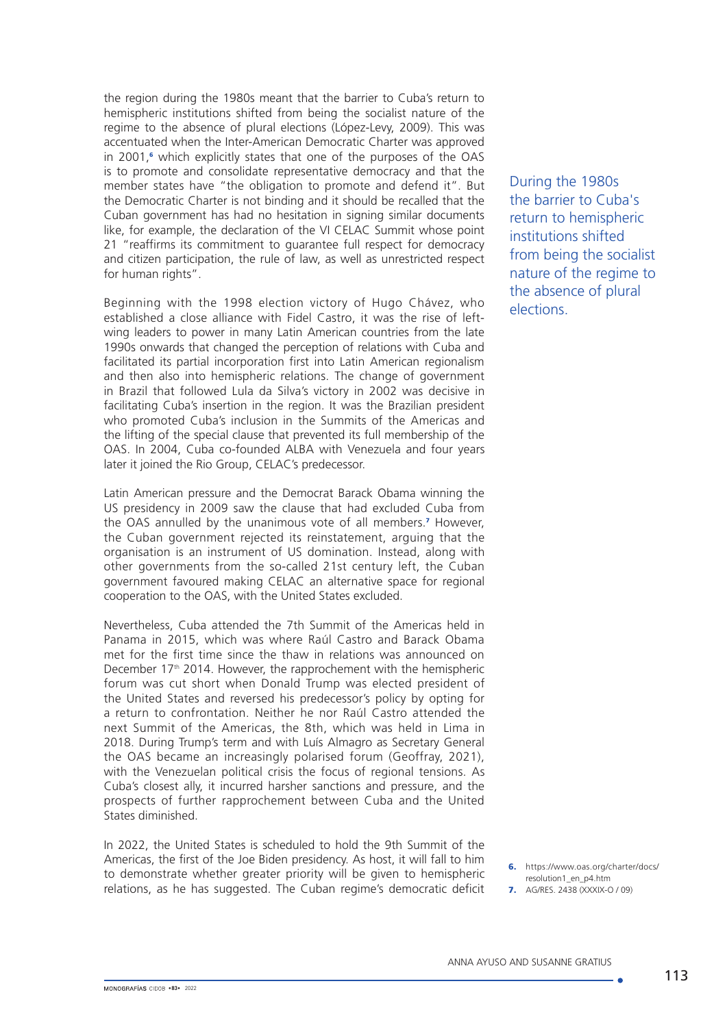the region during the 1980s meant that the barrier to Cuba's return to hemispheric institutions shifted from being the socialist nature of the regime to the absence of plural elections (López-Levy, 2009). This was accentuated when the Inter-American Democratic Charter was approved in 2001,[6] which explicitly states that one of the purposes of the OAS is to promote and consolidate representative democracy and that the member states have "the obligation to promote and defend it". But the Democratic Charter is not binding and it should be recalled that the Cuban government has had no hesitation in signing similar documents like, for example, the declaration of the VI CELAC Summit whose point 21 "reaffirms its commitment to guarantee full respect for democracy and citizen participation, the rule of law, as well as unrestricted respect for human rights".

During the 1980s the barrier to Cuba's return to hemispheric institutions shifted from being the socialist nature of the regime to the absence of plural elections.

Beginning with the 1998 election victory of Hugo Chávez, who established a close alliance with Fidel Castro, it was the rise of left-wing leaders to power in many Latin American countries from the late 1990s onwards that changed the perception of relations with Cuba and facilitated its partial incorporation first into Latin American regionalism and then also into hemispheric relations. The change of government in Brazil that followed Lula da Silva's victory in 2002 was decisive in facilitating Cuba's insertion in the region. It was the Brazilian president who promoted Cuba's inclusion in the Summits of the Americas and the lifting of the special clause that prevented its full membership of the OAS. In 2004, Cuba co-founded ALBA with Venezuela and four years later it joined the Rio Group, CELAC's predecessor.

Latin American pressure and the Democrat Barack Obama winning the US presidency in 2009 saw the clause that had excluded Cuba from the OAS annulled by the unanimous vote of all members.[7] However, the Cuban government rejected its reinstatement, arguing that the organisation is an instrument of US domination. Instead, along with other governments from the so-called 21st century left, the Cuban government favoured making CELAC an alternative space for regional cooperation to the OAS, with the United States excluded.

Nevertheless, Cuba attended the 7th Summit of the Americas held in Panama in 2015, which was where Raúl Castro and Barack Obama met for the first time since the thaw in relations was announced on December 17th 2014. However, the rapprochement with the hemispheric forum was cut short when Donald Trump was elected president of the United States and reversed his predecessor's policy by opting for a return to confrontation. Neither he nor Raúl Castro attended the next Summit of the Americas, the 8th, which was held in Lima in 2018. During Trump's term and with Luís Almagro as Secretary General the OAS became an increasingly polarised forum (Geoffray, 2021), with the Venezuelan political crisis the focus of regional tensions. As Cuba's closest ally, it incurred harsher sanctions and pressure, and the prospects of further rapprochement between Cuba and the United States diminished.

In 2022, the United States is scheduled to hold the 9th Summit of the Americas, the first of the Joe Biden presidency. As host, it will fall to him to demonstrate whether greater priority will be given to hemispheric relations, as he has suggested. The Cuban regime's democratic deficit

6. https://www.oas.org/charter/docs/resolution1_en_p4.htm
7. AG/RES. 2438 (XXXIX-O / 09)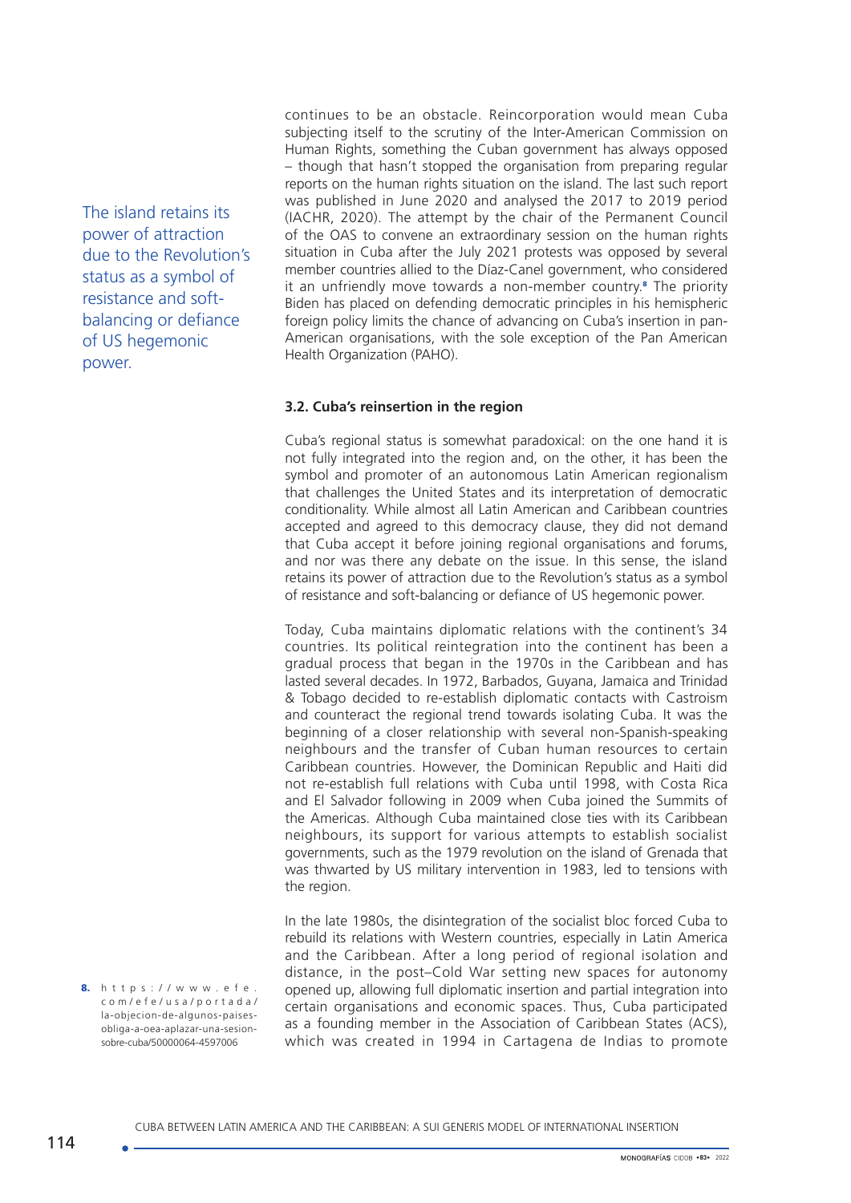continues to be an obstacle. Reincorporation would mean Cuba subjecting itself to the scrutiny of the Inter-American Commission on Human Rights, something the Cuban government has always opposed – though that hasn't stopped the organisation from preparing regular reports on the human rights situation on the island. The last such report was published in June 2020 and analysed the 2017 to 2019 period (IACHR, 2020). The attempt by the chair of the Permanent Council of the OAS to convene an extraordinary session on the human rights situation in Cuba after the July 2021 protests was opposed by several member countries allied to the Díaz-Canel government, who considered it an unfriendly move towards a non-member country.[8] The priority Biden has placed on defending democratic principles in his hemispheric foreign policy limits the chance of advancing on Cuba's insertion in pan-American organisations, with the sole exception of the Pan American Health Organization (PAHO).

### 3.2. Cuba's reinsertion in the region

Cuba's regional status is somewhat paradoxical: on the one hand it is not fully integrated into the region and, on the other, it has been the symbol and promoter of an autonomous Latin American regionalism that challenges the United States and its interpretation of democratic conditionality. While almost all Latin American and Caribbean countries accepted and agreed to this democracy clause, they did not demand that Cuba accept it before joining regional organisations and forums, and nor was there any debate on the issue. In this sense, the island retains its power of attraction due to the Revolution's status as a symbol of resistance and soft-balancing or defiance of US hegemonic power.

Today, Cuba maintains diplomatic relations with the continent's 34 countries. Its political reintegration into the continent has been a gradual process that began in the 1970s in the Caribbean and has lasted several decades. In 1972, Barbados, Guyana, Jamaica and Trinidad & Tobago decided to re-establish diplomatic contacts with Castroism and counteract the regional trend towards isolating Cuba. It was the beginning of a closer relationship with several non-Spanish-speaking neighbours and the transfer of Cuban human resources to certain Caribbean countries. However, the Dominican Republic and Haiti did not re-establish full relations with Cuba until 1998, with Costa Rica and El Salvador following in 2009 when Cuba joined the Summits of the Americas. Although Cuba maintained close ties with its Caribbean neighbours, its support for various attempts to establish socialist governments, such as the 1979 revolution on the island of Grenada that was thwarted by US military intervention in 1983, led to tensions with the region.

In the late 1980s, the disintegration of the socialist bloc forced Cuba to rebuild its relations with Western countries, especially in Latin America and the Caribbean. After a long period of regional isolation and distance, in the post–Cold War setting new spaces for autonomy opened up, allowing full diplomatic insertion and partial integration into certain organisations and economic spaces. Thus, Cuba participated as a founding member in the Association of Caribbean States (ACS), which was created in 1994 in Cartagena de Indias to promote

8. https://www.efe.com/efe/usa/portada/la-objecion-de-algunos-paises-obliga-a-oea-aplazar-una-sesion-sobre-cuba/50000064-4597006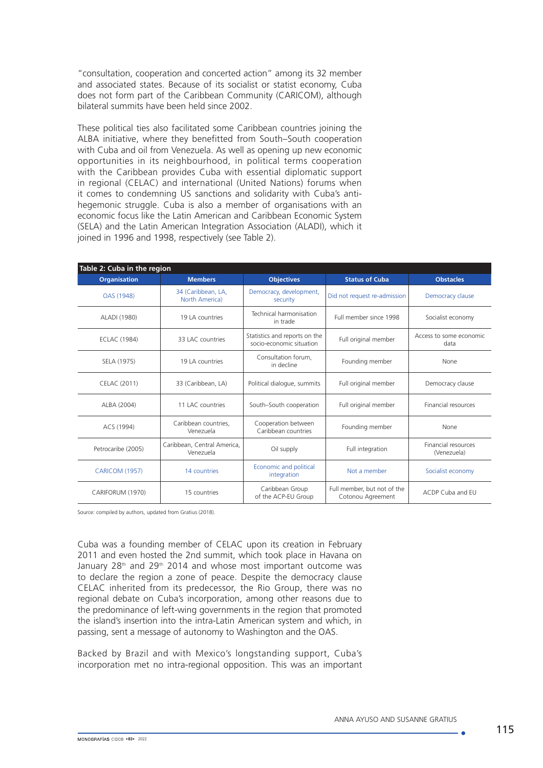"consultation, cooperation and concerted action" among its 32 member and associated states. Because of its socialist or statist economy, Cuba does not form part of the Caribbean Community (CARICOM), although bilateral summits have been held since 2002.

These political ties also facilitated some Caribbean countries joining the ALBA initiative, where they benefitted from South–South cooperation with Cuba and oil from Venezuela. As well as opening up new economic opportunities in its neighbourhood, in political terms cooperation with the Caribbean provides Cuba with essential diplomatic support in regional (CELAC) and international (United Nations) forums when it comes to condemning US sanctions and solidarity with Cuba's anti-hegemonic struggle. Cuba is also a member of organisations with an economic focus like the Latin American and Caribbean Economic System (SELA) and the Latin American Integration Association (ALADI), which it joined in 1996 and 1998, respectively (see Table 2).

**Table 2: Cuba in the region**

| Organisation | Members | Objectives | Status of Cuba | Obstacles |
|---|---|---|---|---|
| OAS (1948) | 34 (Caribbean, LA, North America) | Democracy, development, security | Did not request re-admission | Democracy clause |
| ALADI (1980) | 19 LA countries | Technical harmonisation in trade | Full member since 1998 | Socialist economy |
| ECLAC (1984) | 33 LAC countries | Statistics and reports on the socio-economic situation | Full original member | Access to some economic data |
| SELA (1975) | 19 LA countries | Consultation forum, in decline | Founding member | None |
| CELAC (2011) | 33 (Caribbean, LA) | Political dialogue, summits | Full original member | Democracy clause |
| ALBA (2004) | 11 LAC countries | South–South cooperation | Full original member | Financial resources |
| ACS (1994) | Caribbean countries, Venezuela | Cooperation between Caribbean countries | Founding member | None |
| Petrocaribe (2005) | Caribbean, Central America, Venezuela | Oil supply | Full integration | Financial resources (Venezuela) |
| CARICOM (1957) | 14 countries | Economic and political integration | Not a member | Socialist economy |
| CARIFORUM (1970) | 15 countries | Caribbean Group of the ACP-EU Group | Full member, but not of the Cotonou Agreement | ACDP Cuba and EU |

Source: compiled by authors, updated from Gratius (2018).

Cuba was a founding member of CELAC upon its creation in February 2011 and even hosted the 2nd summit, which took place in Havana on January 28th and 29th 2014 and whose most important outcome was to declare the region a zone of peace. Despite the democracy clause CELAC inherited from its predecessor, the Rio Group, there was no regional debate on Cuba's incorporation, among other reasons due to the predominance of left-wing governments in the region that promoted the island's insertion into the intra-Latin American system and which, in passing, sent a message of autonomy to Washington and the OAS.

Backed by Brazil and with Mexico's longstanding support, Cuba's incorporation met no intra-regional opposition. This was an important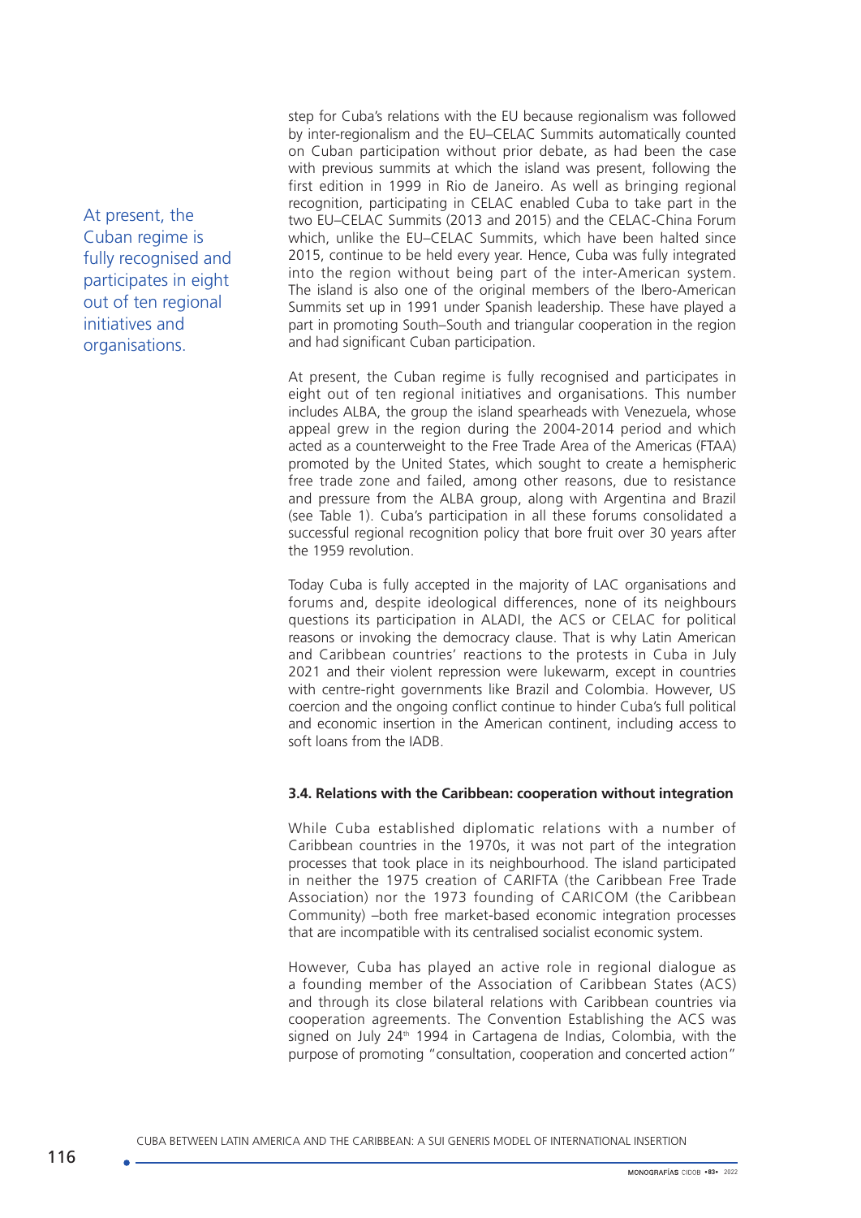step for Cuba's relations with the EU because regionalism was followed by inter-regionalism and the EU–CELAC Summits automatically counted on Cuban participation without prior debate, as had been the case with previous summits at which the island was present, following the first edition in 1999 in Rio de Janeiro. As well as bringing regional recognition, participating in CELAC enabled Cuba to take part in the two EU–CELAC Summits (2013 and 2015) and the CELAC-China Forum which, unlike the EU–CELAC Summits, which have been halted since 2015, continue to be held every year. Hence, Cuba was fully integrated into the region without being part of the inter-American system. The island is also one of the original members of the Ibero-American Summits set up in 1991 under Spanish leadership. These have played a part in promoting South–South and triangular cooperation in the region and had significant Cuban participation.

At present, the Cuban regime is fully recognised and participates in eight out of ten regional initiatives and organisations. This number includes ALBA, the group the island spearheads with Venezuela, whose appeal grew in the region during the 2004-2014 period and which acted as a counterweight to the Free Trade Area of the Americas (FTAA) promoted by the United States, which sought to create a hemispheric free trade zone and failed, among other reasons, due to resistance and pressure from the ALBA group, along with Argentina and Brazil (see Table 1). Cuba's participation in all these forums consolidated a successful regional recognition policy that bore fruit over 30 years after the 1959 revolution.

Today Cuba is fully accepted in the majority of LAC organisations and forums and, despite ideological differences, none of its neighbours questions its participation in ALADI, the ACS or CELAC for political reasons or invoking the democracy clause. That is why Latin American and Caribbean countries' reactions to the protests in Cuba in July 2021 and their violent repression were lukewarm, except in countries with centre-right governments like Brazil and Colombia. However, US coercion and the ongoing conflict continue to hinder Cuba's full political and economic insertion in the American continent, including access to soft loans from the IADB.

### 3.4. Relations with the Caribbean: cooperation without integration

While Cuba established diplomatic relations with a number of Caribbean countries in the 1970s, it was not part of the integration processes that took place in its neighbourhood. The island participated in neither the 1975 creation of CARIFTA (the Caribbean Free Trade Association) nor the 1973 founding of CARICOM (the Caribbean Community) –both free market-based economic integration processes that are incompatible with its centralised socialist economic system.

However, Cuba has played an active role in regional dialogue as a founding member of the Association of Caribbean States (ACS) and through its close bilateral relations with Caribbean countries via cooperation agreements. The Convention Establishing the ACS was signed on July 24th 1994 in Cartagena de Indias, Colombia, with the purpose of promoting "consultation, cooperation and concerted action"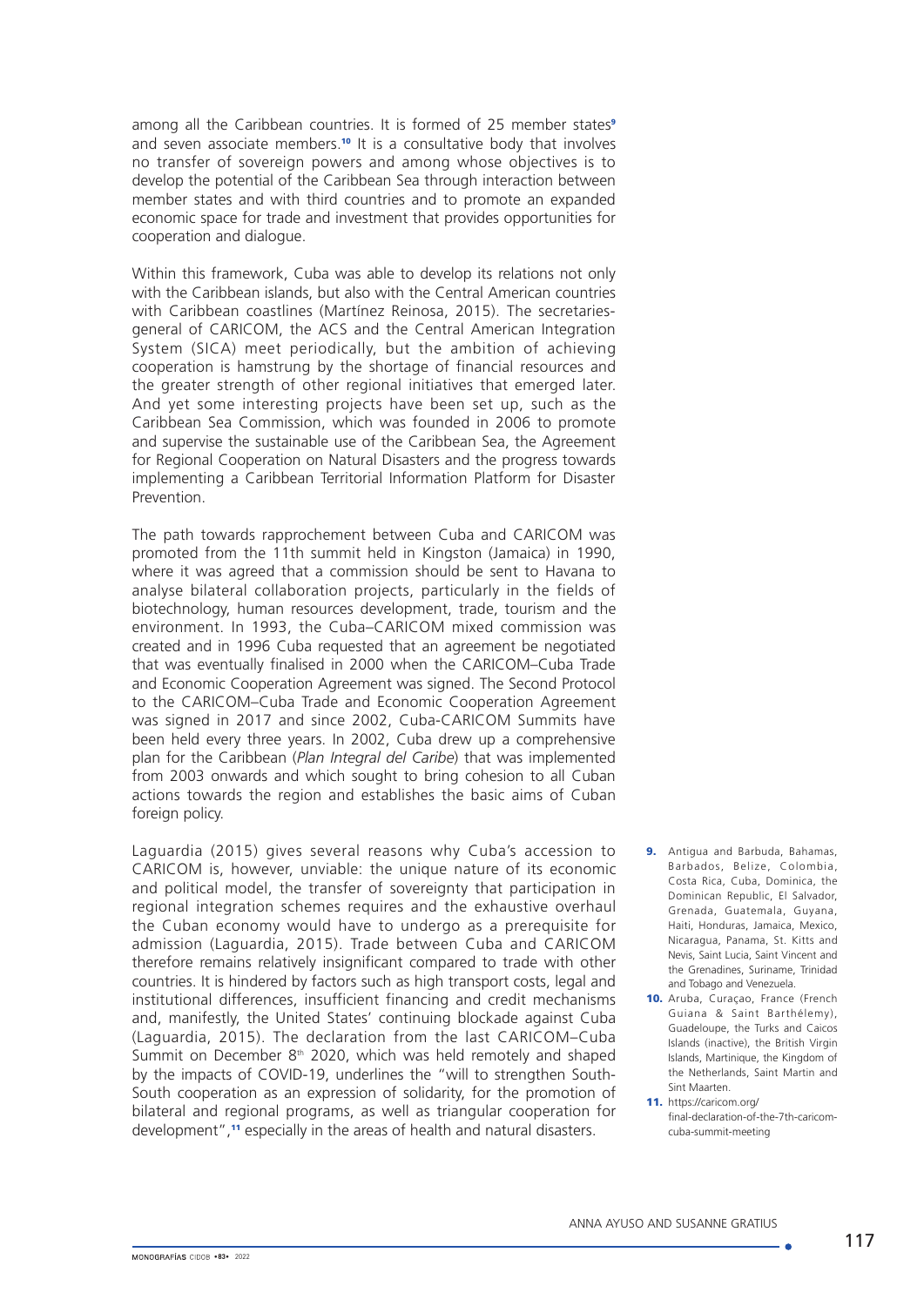among all the Caribbean countries. It is formed of 25 member states[9] and seven associate members.[10] It is a consultative body that involves no transfer of sovereign powers and among whose objectives is to develop the potential of the Caribbean Sea through interaction between member states and with third countries and to promote an expanded economic space for trade and investment that provides opportunities for cooperation and dialogue.

Within this framework, Cuba was able to develop its relations not only with the Caribbean islands, but also with the Central American countries with Caribbean coastlines (Martínez Reinosa, 2015). The secretaries-general of CARICOM, the ACS and the Central American Integration System (SICA) meet periodically, but the ambition of achieving cooperation is hamstrung by the shortage of financial resources and the greater strength of other regional initiatives that emerged later. And yet some interesting projects have been set up, such as the Caribbean Sea Commission, which was founded in 2006 to promote and supervise the sustainable use of the Caribbean Sea, the Agreement for Regional Cooperation on Natural Disasters and the progress towards implementing a Caribbean Territorial Information Platform for Disaster Prevention.

The path towards rapprochement between Cuba and CARICOM was promoted from the 11th summit held in Kingston (Jamaica) in 1990, where it was agreed that a commission should be sent to Havana to analyse bilateral collaboration projects, particularly in the fields of biotechnology, human resources development, trade, tourism and the environment. In 1993, the Cuba–CARICOM mixed commission was created and in 1996 Cuba requested that an agreement be negotiated that was eventually finalised in 2000 when the CARICOM–Cuba Trade and Economic Cooperation Agreement was signed. The Second Protocol to the CARICOM–Cuba Trade and Economic Cooperation Agreement was signed in 2017 and since 2002, Cuba-CARICOM Summits have been held every three years. In 2002, Cuba drew up a comprehensive plan for the Caribbean (*Plan Integral del Caribe*) that was implemented from 2003 onwards and which sought to bring cohesion to all Cuban actions towards the region and establishes the basic aims of Cuban foreign policy.

Laguardia (2015) gives several reasons why Cuba's accession to CARICOM is, however, unviable: the unique nature of its economic and political model, the transfer of sovereignty that participation in regional integration schemes requires and the exhaustive overhaul the Cuban economy would have to undergo as a prerequisite for admission (Laguardia, 2015). Trade between Cuba and CARICOM therefore remains relatively insignificant compared to trade with other countries. It is hindered by factors such as high transport costs, legal and institutional differences, insufficient financing and credit mechanisms and, manifestly, the United States' continuing blockade against Cuba (Laguardia, 2015). The declaration from the last CARICOM–Cuba Summit on December 8th 2020, which was held remotely and shaped by the impacts of COVID-19, underlines the "will to strengthen South-South cooperation as an expression of solidarity, for the promotion of bilateral and regional programs, as well as triangular cooperation for development",[11] especially in the areas of health and natural disasters.

9. Antigua and Barbuda, Bahamas, Barbados, Belize, Colombia, Costa Rica, Cuba, Dominica, the Dominican Republic, El Salvador, Grenada, Guatemala, Guyana, Haiti, Honduras, Jamaica, Mexico, Nicaragua, Panama, St. Kitts and Nevis, Saint Lucia, Saint Vincent and the Grenadines, Suriname, Trinidad and Tobago and Venezuela.

10. Aruba, Curaçao, France (French Guiana & Saint Barthélemy), Guadeloupe, the Turks and Caicos Islands (inactive), the British Virgin Islands, Martinique, the Kingdom of the Netherlands, Saint Martin and Sint Maarten.

11. https://caricom.org/final-declaration-of-the-7th-caricom-cuba-summit-meeting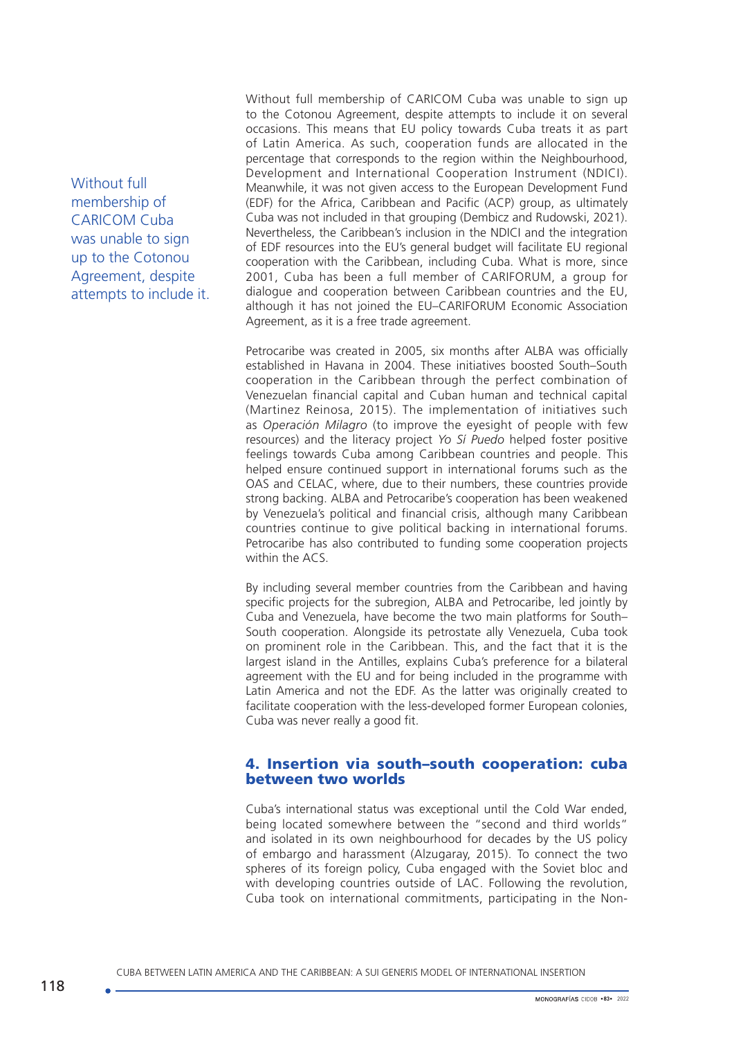> Without full membership of CARICOM Cuba was unable to sign up to the Cotonou Agreement, despite attempts to include it.

Without full membership of CARICOM Cuba was unable to sign up to the Cotonou Agreement, despite attempts to include it on several occasions. This means that EU policy towards Cuba treats it as part of Latin America. As such, cooperation funds are allocated in the percentage that corresponds to the region within the Neighbourhood, Development and International Cooperation Instrument (NDICI). Meanwhile, it was not given access to the European Development Fund (EDF) for the Africa, Caribbean and Pacific (ACP) group, as ultimately Cuba was not included in that grouping (Dembicz and Rudowski, 2021). Nevertheless, the Caribbean's inclusion in the NDICI and the integration of EDF resources into the EU's general budget will facilitate EU regional cooperation with the Caribbean, including Cuba. What is more, since 2001, Cuba has been a full member of CARIFORUM, a group for dialogue and cooperation between Caribbean countries and the EU, although it has not joined the EU–CARIFORUM Economic Association Agreement, as it is a free trade agreement.

Petrocaribe was created in 2005, six months after ALBA was officially established in Havana in 2004. These initiatives boosted South–South cooperation in the Caribbean through the perfect combination of Venezuelan financial capital and Cuban human and technical capital (Martinez Reinosa, 2015). The implementation of initiatives such as *Operación Milagro* (to improve the eyesight of people with few resources) and the literacy project *Yo Sí Puedo* helped foster positive feelings towards Cuba among Caribbean countries and people. This helped ensure continued support in international forums such as the OAS and CELAC, where, due to their numbers, these countries provide strong backing. ALBA and Petrocaribe's cooperation has been weakened by Venezuela's political and financial crisis, although many Caribbean countries continue to give political backing in international forums. Petrocaribe has also contributed to funding some cooperation projects within the ACS.

By including several member countries from the Caribbean and having specific projects for the subregion, ALBA and Petrocaribe, led jointly by Cuba and Venezuela, have become the two main platforms for South–South cooperation. Alongside its petrostate ally Venezuela, Cuba took on prominent role in the Caribbean. This, and the fact that it is the largest island in the Antilles, explains Cuba's preference for a bilateral agreement with the EU and for being included in the programme with Latin America and not the EDF. As the latter was originally created to facilitate cooperation with the less-developed former European colonies, Cuba was never really a good fit.

## 4. Insertion via south–south cooperation: cuba between two worlds

Cuba's international status was exceptional until the Cold War ended, being located somewhere between the "second and third worlds" and isolated in its own neighbourhood for decades by the US policy of embargo and harassment (Alzugaray, 2015). To connect the two spheres of its foreign policy, Cuba engaged with the Soviet bloc and with developing countries outside of LAC. Following the revolution, Cuba took on international commitments, participating in the Non-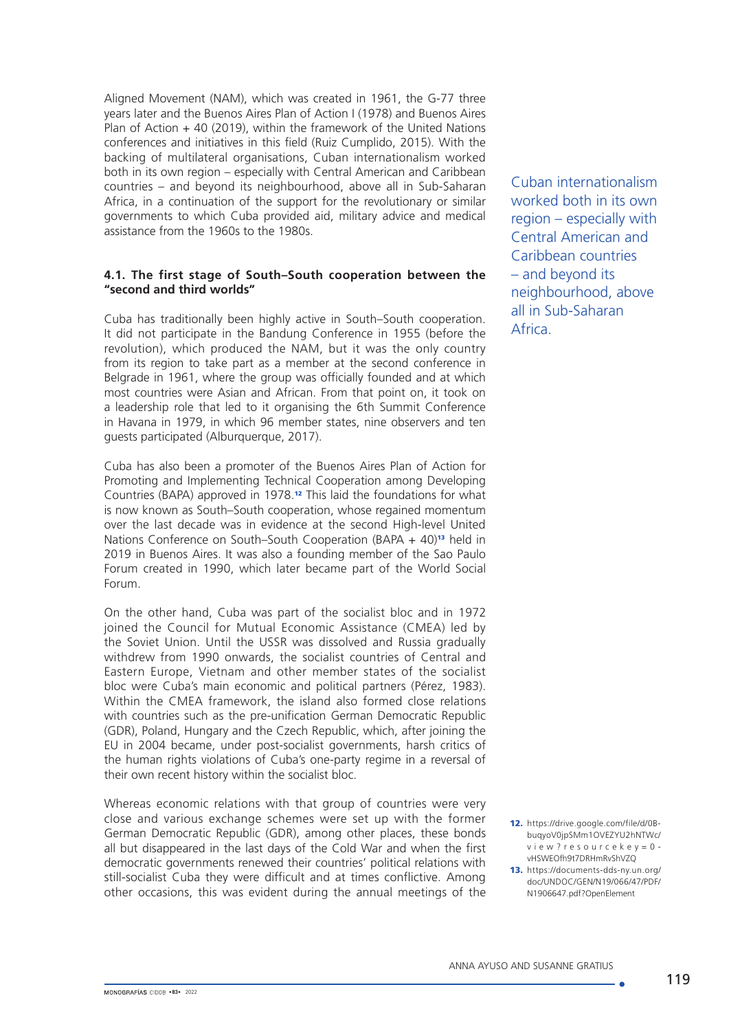Aligned Movement (NAM), which was created in 1961, the G-77 three years later and the Buenos Aires Plan of Action I (1978) and Buenos Aires Plan of Action + 40 (2019), within the framework of the United Nations conferences and initiatives in this field (Ruiz Cumplido, 2015). With the backing of multilateral organisations, Cuban internationalism worked both in its own region – especially with Central American and Caribbean countries – and beyond its neighbourhood, above all in Sub-Saharan Africa, in a continuation of the support for the revolutionary or similar governments to which Cuba provided aid, military advice and medical assistance from the 1960s to the 1980s.

Cuban internationalism worked both in its own region – especially with Central American and Caribbean countries – and beyond its neighbourhood, above all in Sub-Saharan Africa.

### 4.1. The first stage of South–South cooperation between the "second and third worlds"

Cuba has traditionally been highly active in South–South cooperation. It did not participate in the Bandung Conference in 1955 (before the revolution), which produced the NAM, but it was the only country from its region to take part as a member at the second conference in Belgrade in 1961, where the group was officially founded and at which most countries were Asian and African. From that point on, it took on a leadership role that led to it organising the 6th Summit Conference in Havana in 1979, in which 96 member states, nine observers and ten guests participated (Alburquerque, 2017).

Cuba has also been a promoter of the Buenos Aires Plan of Action for Promoting and Implementing Technical Cooperation among Developing Countries (BAPA) approved in 1978.[12] This laid the foundations for what is now known as South–South cooperation, whose regained momentum over the last decade was in evidence at the second High-level United Nations Conference on South–South Cooperation (BAPA + 40)[13] held in 2019 in Buenos Aires. It was also a founding member of the Sao Paulo Forum created in 1990, which later became part of the World Social Forum.

On the other hand, Cuba was part of the socialist bloc and in 1972 joined the Council for Mutual Economic Assistance (CMEA) led by the Soviet Union. Until the USSR was dissolved and Russia gradually withdrew from 1990 onwards, the socialist countries of Central and Eastern Europe, Vietnam and other member states of the socialist bloc were Cuba's main economic and political partners (Pérez, 1983). Within the CMEA framework, the island also formed close relations with countries such as the pre-unification German Democratic Republic (GDR), Poland, Hungary and the Czech Republic, which, after joining the EU in 2004 became, under post-socialist governments, harsh critics of the human rights violations of Cuba's one-party regime in a reversal of their own recent history within the socialist bloc.

Whereas economic relations with that group of countries were very close and various exchange schemes were set up with the former German Democratic Republic (GDR), among other places, these bonds all but disappeared in the last days of the Cold War and when the first democratic governments renewed their countries' political relations with still-socialist Cuba they were difficult and at times conflictive. Among other occasions, this was evident during the annual meetings of the

12. https://drive.google.com/file/d/0B-buqyoV0jpSMm1OVEZYU2hNTWc/view?resourcekey=0-vHSWEOfh9t7DRHmRvShVZQ

13. https://documents-dds-ny.un.org/doc/UNDOC/GEN/N19/066/47/PDF/N1906647.pdf?OpenElement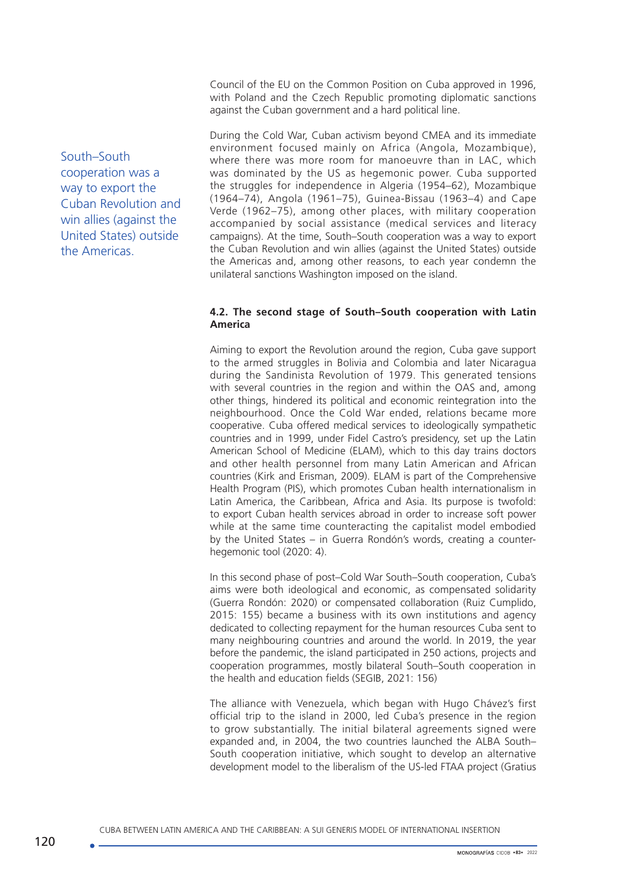Council of the EU on the Common Position on Cuba approved in 1996, with Poland and the Czech Republic promoting diplomatic sanctions against the Cuban government and a hard political line.

During the Cold War, Cuban activism beyond CMEA and its immediate environment focused mainly on Africa (Angola, Mozambique), where there was more room for manoeuvre than in LAC, which was dominated by the US as hegemonic power. Cuba supported the struggles for independence in Algeria (1954–62), Mozambique (1964–74), Angola (1961–75), Guinea-Bissau (1963–4) and Cape Verde (1962–75), among other places, with military cooperation accompanied by social assistance (medical services and literacy campaigns). At the time, South–South cooperation was a way to export the Cuban Revolution and win allies (against the United States) outside the Americas and, among other reasons, to each year condemn the unilateral sanctions Washington imposed on the island.

South–South cooperation was a way to export the Cuban Revolution and win allies (against the United States) outside the Americas.

#### 4.2. The second stage of South–South cooperation with Latin America

Aiming to export the Revolution around the region, Cuba gave support to the armed struggles in Bolivia and Colombia and later Nicaragua during the Sandinista Revolution of 1979. This generated tensions with several countries in the region and within the OAS and, among other things, hindered its political and economic reintegration into the neighbourhood. Once the Cold War ended, relations became more cooperative. Cuba offered medical services to ideologically sympathetic countries and in 1999, under Fidel Castro's presidency, set up the Latin American School of Medicine (ELAM), which to this day trains doctors and other health personnel from many Latin American and African countries (Kirk and Erisman, 2009). ELAM is part of the Comprehensive Health Program (PIS), which promotes Cuban health internationalism in Latin America, the Caribbean, Africa and Asia. Its purpose is twofold: to export Cuban health services abroad in order to increase soft power while at the same time counteracting the capitalist model embodied by the United States – in Guerra Rondón's words, creating a counter-hegemonic tool (2020: 4).

In this second phase of post–Cold War South–South cooperation, Cuba's aims were both ideological and economic, as compensated solidarity (Guerra Rondón: 2020) or compensated collaboration (Ruiz Cumplido, 2015: 155) became a business with its own institutions and agency dedicated to collecting repayment for the human resources Cuba sent to many neighbouring countries and around the world. In 2019, the year before the pandemic, the island participated in 250 actions, projects and cooperation programmes, mostly bilateral South–South cooperation in the health and education fields (SEGIB, 2021: 156)

The alliance with Venezuela, which began with Hugo Chávez's first official trip to the island in 2000, led Cuba's presence in the region to grow substantially. The initial bilateral agreements signed were expanded and, in 2004, the two countries launched the ALBA South–South cooperation initiative, which sought to develop an alternative development model to the liberalism of the US-led FTAA project (Gratius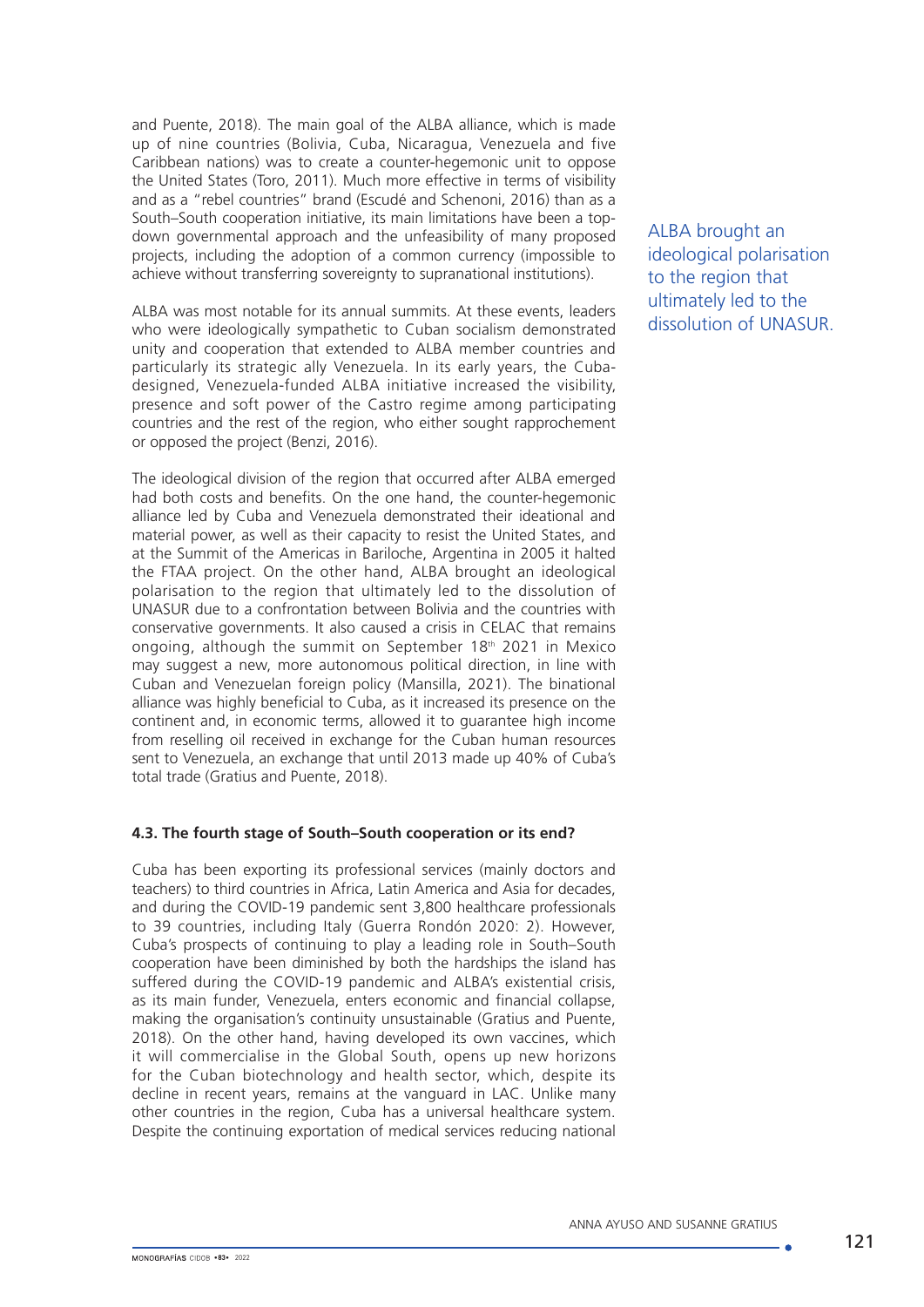and Puente, 2018). The main goal of the ALBA alliance, which is made up of nine countries (Bolivia, Cuba, Nicaragua, Venezuela and five Caribbean nations) was to create a counter-hegemonic unit to oppose the United States (Toro, 2011). Much more effective in terms of visibility and as a "rebel countries" brand (Escudé and Schenoni, 2016) than as a South–South cooperation initiative, its main limitations have been a top-down governmental approach and the unfeasibility of many proposed projects, including the adoption of a common currency (impossible to achieve without transferring sovereignty to supranational institutions).

ALBA was most notable for its annual summits. At these events, leaders who were ideologically sympathetic to Cuban socialism demonstrated unity and cooperation that extended to ALBA member countries and particularly its strategic ally Venezuela. In its early years, the Cuba-designed, Venezuela-funded ALBA initiative increased the visibility, presence and soft power of the Castro regime among participating countries and the rest of the region, who either sought rapprochement or opposed the project (Benzi, 2016).

ALBA brought an ideological polarisation to the region that ultimately led to the dissolution of UNASUR.

The ideological division of the region that occurred after ALBA emerged had both costs and benefits. On the one hand, the counter-hegemonic alliance led by Cuba and Venezuela demonstrated their ideational and material power, as well as their capacity to resist the United States, and at the Summit of the Americas in Bariloche, Argentina in 2005 it halted the FTAA project. On the other hand, ALBA brought an ideological polarisation to the region that ultimately led to the dissolution of UNASUR due to a confrontation between Bolivia and the countries with conservative governments. It also caused a crisis in CELAC that remains ongoing, although the summit on September 18th 2021 in Mexico may suggest a new, more autonomous political direction, in line with Cuban and Venezuelan foreign policy (Mansilla, 2021). The binational alliance was highly beneficial to Cuba, as it increased its presence on the continent and, in economic terms, allowed it to guarantee high income from reselling oil received in exchange for the Cuban human resources sent to Venezuela, an exchange that until 2013 made up 40% of Cuba's total trade (Gratius and Puente, 2018).

### 4.3. The fourth stage of South–South cooperation or its end?

Cuba has been exporting its professional services (mainly doctors and teachers) to third countries in Africa, Latin America and Asia for decades, and during the COVID-19 pandemic sent 3,800 healthcare professionals to 39 countries, including Italy (Guerra Rondón 2020: 2). However, Cuba's prospects of continuing to play a leading role in South–South cooperation have been diminished by both the hardships the island has suffered during the COVID-19 pandemic and ALBA's existential crisis, as its main funder, Venezuela, enters economic and financial collapse, making the organisation's continuity unsustainable (Gratius and Puente, 2018). On the other hand, having developed its own vaccines, which it will commercialise in the Global South, opens up new horizons for the Cuban biotechnology and health sector, which, despite its decline in recent years, remains at the vanguard in LAC. Unlike many other countries in the region, Cuba has a universal healthcare system. Despite the continuing exportation of medical services reducing national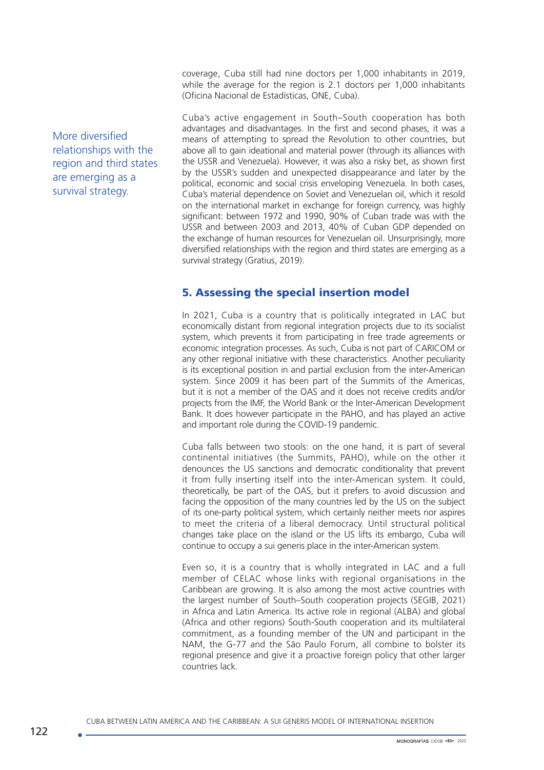coverage, Cuba still had nine doctors per 1,000 inhabitants in 2019, while the average for the region is 2.1 doctors per 1,000 inhabitants (Oficina Nacional de Estadísticas, ONE, Cuba).

Cuba's active engagement in South–South cooperation has both advantages and disadvantages. In the first and second phases, it was a means of attempting to spread the Revolution to other countries, but above all to gain ideational and material power (through its alliances with the USSR and Venezuela). However, it was also a risky bet, as shown first by the USSR's sudden and unexpected disappearance and later by the political, economic and social crisis enveloping Venezuela. In both cases, Cuba's material dependence on Soviet and Venezuelan oil, which it resold on the international market in exchange for foreign currency, was highly significant: between 1972 and 1990, 90% of Cuban trade was with the USSR and between 2003 and 2013, 40% of Cuban GDP depended on the exchange of human resources for Venezuelan oil. Unsurprisingly, more diversified relationships with the region and third states are emerging as a survival strategy (Gratius, 2019).

> More diversified relationships with the region and third states are emerging as a survival strategy.

## 5. Assessing the special insertion model

In 2021, Cuba is a country that is politically integrated in LAC but economically distant from regional integration projects due to its socialist system, which prevents it from participating in free trade agreements or economic integration processes. As such, Cuba is not part of CARICOM or any other regional initiative with these characteristics. Another peculiarity is its exceptional position in and partial exclusion from the inter-American system. Since 2009 it has been part of the Summits of the Americas, but it is not a member of the OAS and it does not receive credits and/or projects from the IMF, the World Bank or the Inter-American Development Bank. It does however participate in the PAHO, and has played an active and important role during the COVID-19 pandemic.

Cuba falls between two stools: on the one hand, it is part of several continental initiatives (the Summits, PAHO), while on the other it denounces the US sanctions and democratic conditionality that prevent it from fully inserting itself into the inter-American system. It could, theoretically, be part of the OAS, but it prefers to avoid discussion and facing the opposition of the many countries led by the US on the subject of its one-party political system, which certainly neither meets nor aspires to meet the criteria of a liberal democracy. Until structural political changes take place on the island or the US lifts its embargo, Cuba will continue to occupy a sui generis place in the inter-American system.

Even so, it is a country that is wholly integrated in LAC and a full member of CELAC whose links with regional organisations in the Caribbean are growing. It is also among the most active countries with the largest number of South–South cooperation projects (SEGIB, 2021) in Africa and Latin America. Its active role in regional (ALBA) and global (Africa and other regions) South-South cooperation and its multilateral commitment, as a founding member of the UN and participant in the NAM, the G-77 and the São Paulo Forum, all combine to bolster its regional presence and give it a proactive foreign policy that other larger countries lack.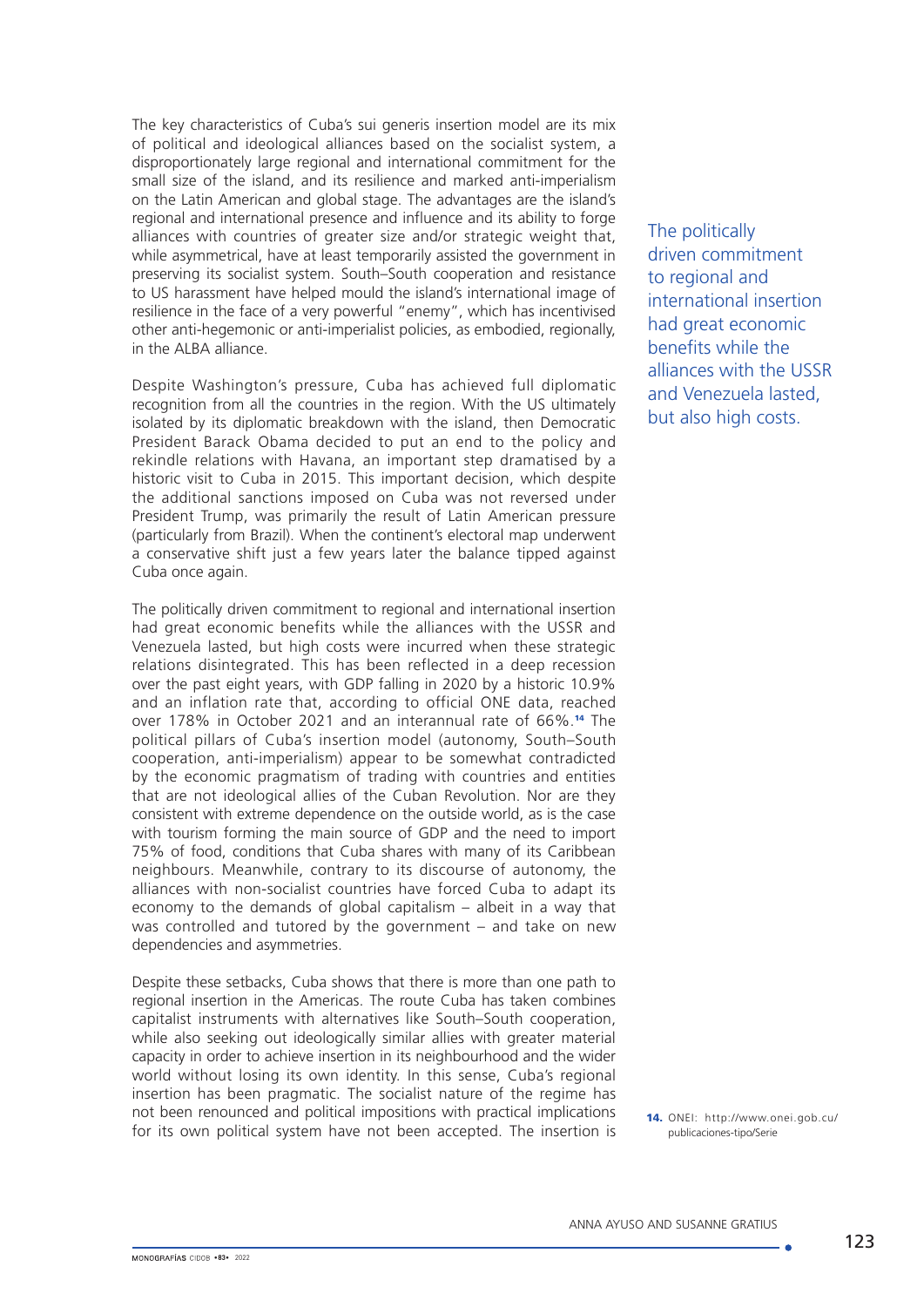The key characteristics of Cuba's sui generis insertion model are its mix of political and ideological alliances based on the socialist system, a disproportionately large regional and international commitment for the small size of the island, and its resilience and marked anti-imperialism on the Latin American and global stage. The advantages are the island's regional and international presence and influence and its ability to forge alliances with countries of greater size and/or strategic weight that, while asymmetrical, have at least temporarily assisted the government in preserving its socialist system. South–South cooperation and resistance to US harassment have helped mould the island's international image of resilience in the face of a very powerful "enemy", which has incentivised other anti-hegemonic or anti-imperialist policies, as embodied, regionally, in the ALBA alliance.

Despite Washington's pressure, Cuba has achieved full diplomatic recognition from all the countries in the region. With the US ultimately isolated by its diplomatic breakdown with the island, then Democratic President Barack Obama decided to put an end to the policy and rekindle relations with Havana, an important step dramatised by a historic visit to Cuba in 2015. This important decision, which despite the additional sanctions imposed on Cuba was not reversed under President Trump, was primarily the result of Latin American pressure (particularly from Brazil). When the continent's electoral map underwent a conservative shift just a few years later the balance tipped against Cuba once again.

> The politically driven commitment to regional and international insertion had great economic benefits while the alliances with the USSR and Venezuela lasted, but also high costs.

The politically driven commitment to regional and international insertion had great economic benefits while the alliances with the USSR and Venezuela lasted, but high costs were incurred when these strategic relations disintegrated. This has been reflected in a deep recession over the past eight years, with GDP falling in 2020 by a historic 10.9% and an inflation rate that, according to official ONE data, reached over 178% in October 2021 and an interannual rate of 66%.[14] The political pillars of Cuba's insertion model (autonomy, South–South cooperation, anti-imperialism) appear to be somewhat contradicted by the economic pragmatism of trading with countries and entities that are not ideological allies of the Cuban Revolution. Nor are they consistent with extreme dependence on the outside world, as is the case with tourism forming the main source of GDP and the need to import 75% of food, conditions that Cuba shares with many of its Caribbean neighbours. Meanwhile, contrary to its discourse of autonomy, the alliances with non-socialist countries have forced Cuba to adapt its economy to the demands of global capitalism – albeit in a way that was controlled and tutored by the government – and take on new dependencies and asymmetries.

Despite these setbacks, Cuba shows that there is more than one path to regional insertion in the Americas. The route Cuba has taken combines capitalist instruments with alternatives like South–South cooperation, while also seeking out ideologically similar allies with greater material capacity in order to achieve insertion in its neighbourhood and the wider world without losing its own identity. In this sense, Cuba's regional insertion has been pragmatic. The socialist nature of the regime has not been renounced and political impositions with practical implications for its own political system have not been accepted. The insertion is

14. ONEI: http://www.onei.gob.cu/publicaciones-tipo/Serie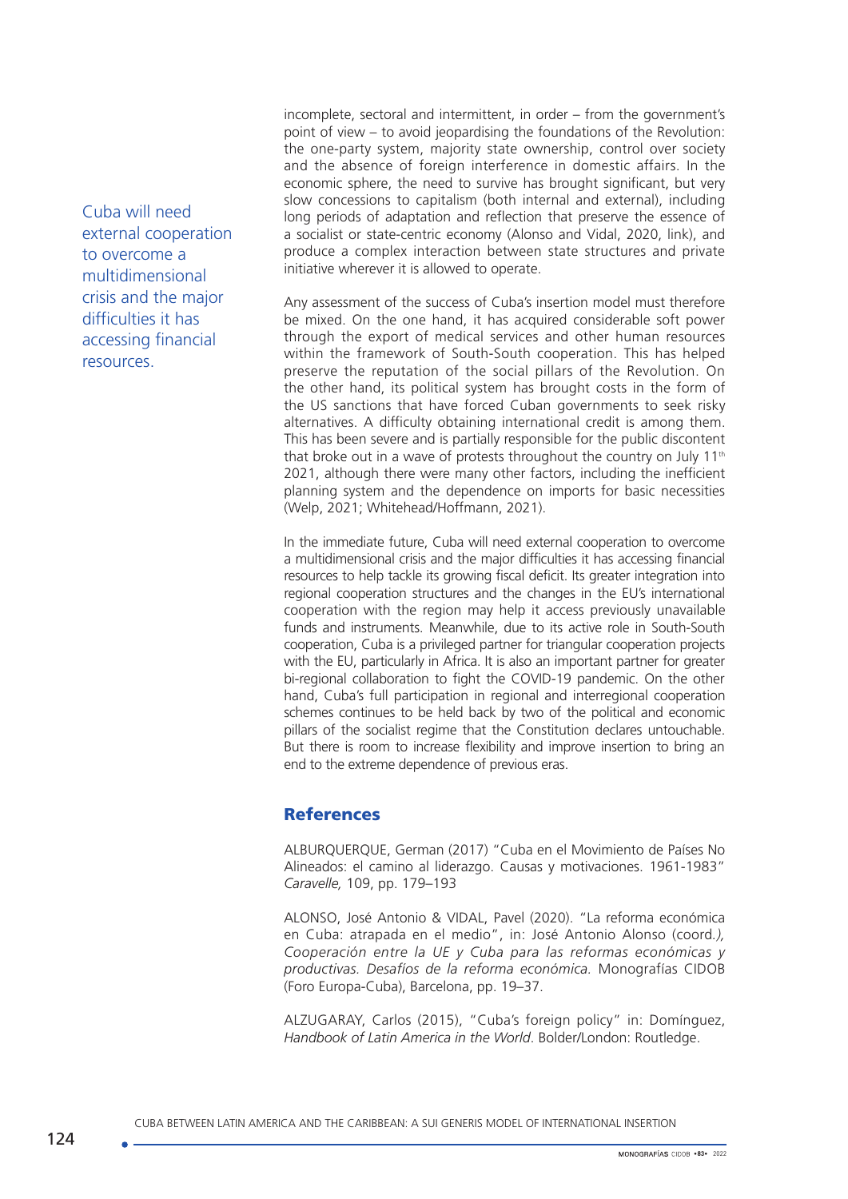incomplete, sectoral and intermittent, in order – from the government's point of view – to avoid jeopardising the foundations of the Revolution: the one-party system, majority state ownership, control over society and the absence of foreign interference in domestic affairs. In the economic sphere, the need to survive has brought significant, but very slow concessions to capitalism (both internal and external), including long periods of adaptation and reflection that preserve the essence of a socialist or state-centric economy (Alonso and Vidal, 2020, link), and produce a complex interaction between state structures and private initiative wherever it is allowed to operate.

Cuba will need external cooperation to overcome a multidimensional crisis and the major difficulties it has accessing financial resources.

Any assessment of the success of Cuba's insertion model must therefore be mixed. On the one hand, it has acquired considerable soft power through the export of medical services and other human resources within the framework of South-South cooperation. This has helped preserve the reputation of the social pillars of the Revolution. On the other hand, its political system has brought costs in the form of the US sanctions that have forced Cuban governments to seek risky alternatives. A difficulty obtaining international credit is among them. This has been severe and is partially responsible for the public discontent that broke out in a wave of protests throughout the country on July 11th 2021, although there were many other factors, including the inefficient planning system and the dependence on imports for basic necessities (Welp, 2021; Whitehead/Hoffmann, 2021).

In the immediate future, Cuba will need external cooperation to overcome a multidimensional crisis and the major difficulties it has accessing financial resources to help tackle its growing fiscal deficit. Its greater integration into regional cooperation structures and the changes in the EU's international cooperation with the region may help it access previously unavailable funds and instruments. Meanwhile, due to its active role in South-South cooperation, Cuba is a privileged partner for triangular cooperation projects with the EU, particularly in Africa. It is also an important partner for greater bi-regional collaboration to fight the COVID-19 pandemic. On the other hand, Cuba's full participation in regional and interregional cooperation schemes continues to be held back by two of the political and economic pillars of the socialist regime that the Constitution declares untouchable. But there is room to increase flexibility and improve insertion to bring an end to the extreme dependence of previous eras.

## References

ALBURQUERQUE, German (2017) "Cuba en el Movimiento de Países No Alineados: el camino al liderazgo. Causas y motivaciones. 1961-1983" *Caravelle,* 109, pp. 179–193

ALONSO, José Antonio & VIDAL, Pavel (2020). "La reforma económica en Cuba: atrapada en el medio", in: José Antonio Alonso (coord.*), Cooperación entre la UE y Cuba para las reformas económicas y productivas. Desafíos de la reforma económica.* Monografías CIDOB (Foro Europa-Cuba), Barcelona, pp. 19–37.

ALZUGARAY, Carlos (2015), "Cuba's foreign policy" in: Domínguez, *Handbook of Latin America in the World*. Bolder/London: Routledge.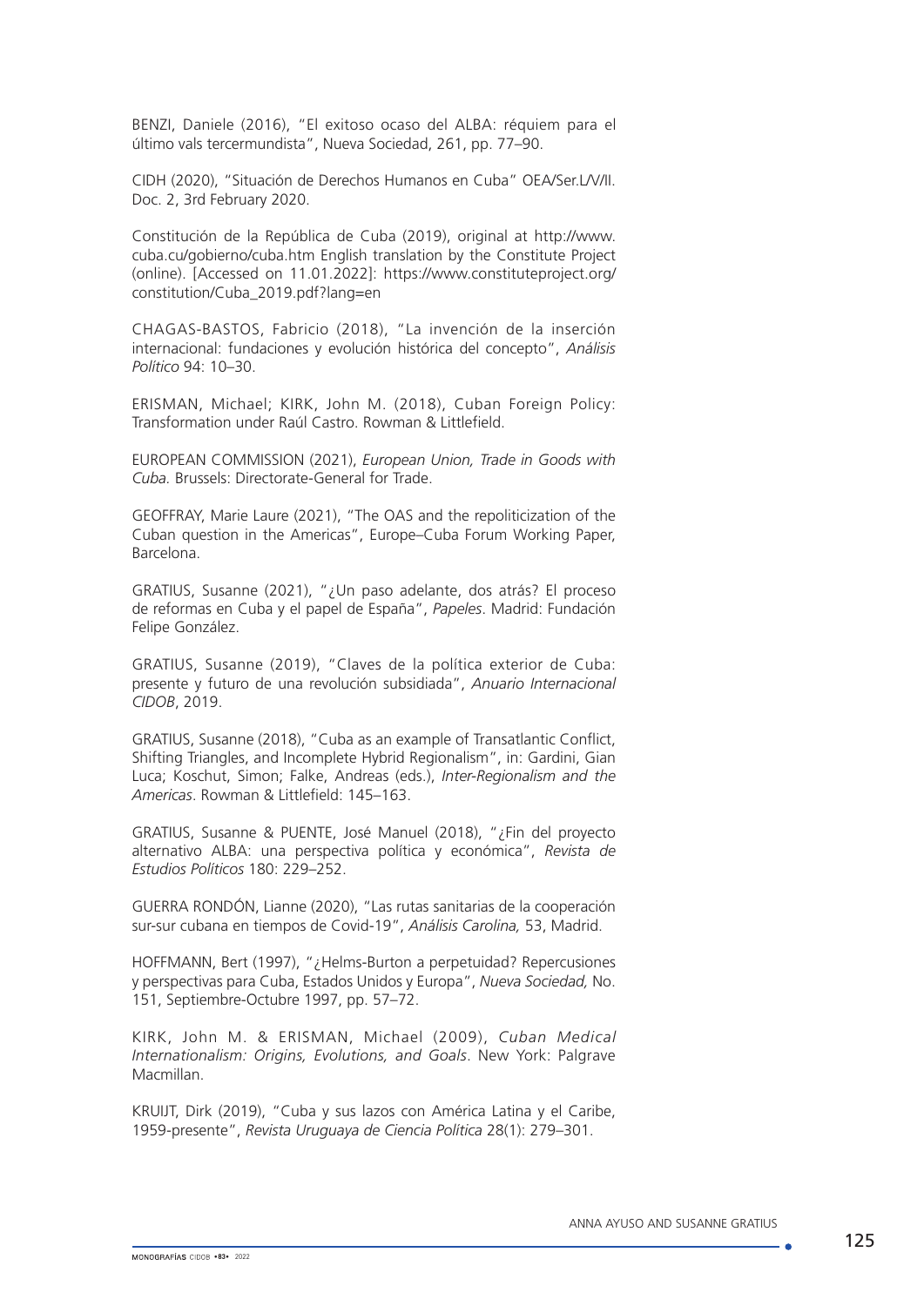BENZI, Daniele (2016), "El exitoso ocaso del ALBA: réquiem para el último vals tercermundista", Nueva Sociedad, 261, pp. 77–90.

CIDH (2020), "Situación de Derechos Humanos en Cuba" OEA/Ser.L/V/II. Doc. 2, 3rd February 2020.

Constitución de la República de Cuba (2019), original at http://www.cuba.cu/gobierno/cuba.htm English translation by the Constitute Project (online). [Accessed on 11.01.2022]: https://www.constituteproject.org/constitution/Cuba_2019.pdf?lang=en

CHAGAS-BASTOS, Fabricio (2018), "La invención de la inserción internacional: fundaciones y evolución histórica del concepto", *Análisis Político* 94: 10–30.

ERISMAN, Michael; KIRK, John M. (2018), Cuban Foreign Policy: Transformation under Raúl Castro. Rowman & Littlefield.

EUROPEAN COMMISSION (2021), *European Union, Trade in Goods with Cuba.* Brussels: Directorate-General for Trade.

GEOFFRAY, Marie Laure (2021), "The OAS and the repoliticization of the Cuban question in the Americas", Europe–Cuba Forum Working Paper, Barcelona.

GRATIUS, Susanne (2021), "¿Un paso adelante, dos atrás? El proceso de reformas en Cuba y el papel de España", *Papeles*. Madrid: Fundación Felipe González.

GRATIUS, Susanne (2019), "Claves de la política exterior de Cuba: presente y futuro de una revolución subsidiada", *Anuario Internacional CIDOB*, 2019.

GRATIUS, Susanne (2018), "Cuba as an example of Transatlantic Conflict, Shifting Triangles, and Incomplete Hybrid Regionalism", in: Gardini, Gian Luca; Koschut, Simon; Falke, Andreas (eds.), *Inter-Regionalism and the Americas*. Rowman & Littlefield: 145–163.

GRATIUS, Susanne & PUENTE, José Manuel (2018), "¿Fin del proyecto alternativo ALBA: una perspectiva política y económica", *Revista de Estudios Políticos* 180: 229–252.

GUERRA RONDÓN, Lianne (2020), "Las rutas sanitarias de la cooperación sur-sur cubana en tiempos de Covid-19", *Análisis Carolina,* 53, Madrid.

HOFFMANN, Bert (1997), "¿Helms-Burton a perpetuidad? Repercusiones y perspectivas para Cuba, Estados Unidos y Europa", *Nueva Sociedad,* No. 151, Septiembre-Octubre 1997, pp. 57–72.

KIRK, John M. & ERISMAN, Michael (2009), *Cuban Medical Internationalism: Origins, Evolutions, and Goals*. New York: Palgrave Macmillan.

KRUIJT, Dirk (2019), "Cuba y sus lazos con América Latina y el Caribe, 1959-presente", *Revista Uruguaya de Ciencia Política* 28(1): 279–301.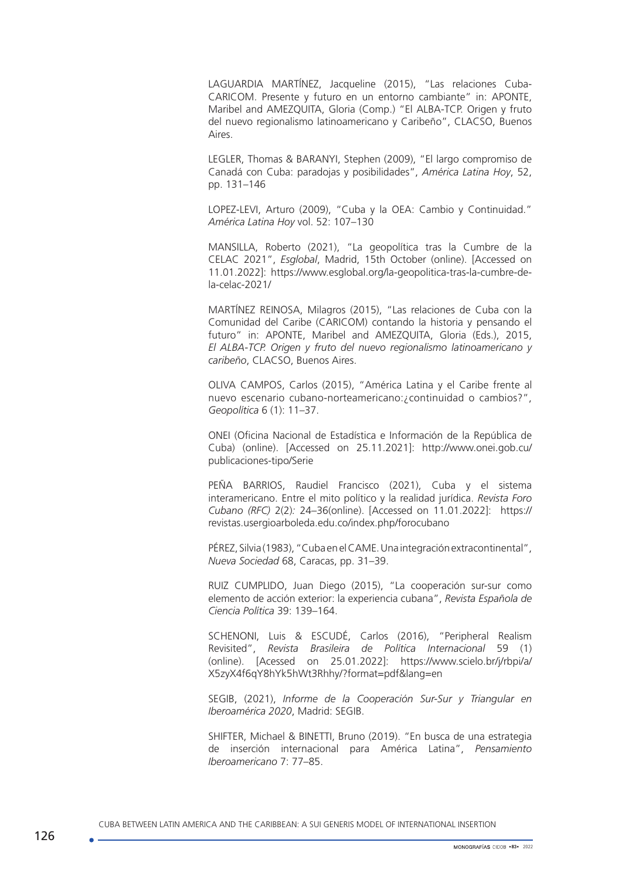LAGUARDIA MARTÍNEZ, Jacqueline (2015), "Las relaciones Cuba-CARICOM. Presente y futuro en un entorno cambiante" in: APONTE, Maribel and AMEZQUITA, Gloria (Comp.) "El ALBA-TCP. Origen y fruto del nuevo regionalismo latinoamericano y Caribeño", CLACSO, Buenos Aires.

LEGLER, Thomas & BARANYI, Stephen (2009), "El largo compromiso de Canadá con Cuba: paradojas y posibilidades", *América Latina Hoy*, 52, pp. 131–146

LOPEZ-LEVI, Arturo (2009), "Cuba y la OEA: Cambio y Continuidad." *América Latina Hoy* vol. 52: 107–130

MANSILLA, Roberto (2021), "La geopolítica tras la Cumbre de la CELAC 2021", *Esglobal*, Madrid, 15th October (online). [Accessed on 11.01.2022]: https://www.esglobal.org/la-geopolitica-tras-la-cumbre-de-la-celac-2021/

MARTÍNEZ REINOSA, Milagros (2015), "Las relaciones de Cuba con la Comunidad del Caribe (CARICOM) contando la historia y pensando el futuro" in: APONTE, Maribel and AMEZQUITA, Gloria (Eds.), 2015, *El ALBA-TCP. Origen y fruto del nuevo regionalismo latinoamericano y caribeño*, CLACSO, Buenos Aires.

OLIVA CAMPOS, Carlos (2015), "América Latina y el Caribe frente al nuevo escenario cubano-norteamericano:¿continuidad o cambios?", *Geopolítica* 6 (1): 11–37.

ONEI (Oficina Nacional de Estadística e Información de la República de Cuba) (online). [Accessed on 25.11.2021]: http://www.onei.gob.cu/publicaciones-tipo/Serie

PEÑA BARRIOS, Raudiel Francisco (2021), Cuba y el sistema interamericano. Entre el mito político y la realidad jurídica. *Revista Foro Cubano (RFC)* 2(2)*:* 24–36(online). [Accessed on 11.01.2022]: https://revistas.usergioarboleda.edu.co/index.php/forocubano

PÉREZ, Silvia (1983), "Cuba en el CAME. Una integración extracontinental", *Nueva Sociedad* 68, Caracas, pp. 31–39.

RUIZ CUMPLIDO, Juan Diego (2015), "La cooperación sur-sur como elemento de acción exterior: la experiencia cubana", *Revista Española de Ciencia Política* 39: 139–164.

SCHENONI, Luis & ESCUDÉ, Carlos (2016), "Peripheral Realism Revisited", *Revista Brasileira de Política Internacional* 59 (1) (online). [Acessed on 25.01.2022]: https://www.scielo.br/j/rbpi/a/X5zyX4f6qY8hYk5hWt3Rhhy/?format=pdf&lang=en

SEGIB, (2021), *Informe de la Cooperación Sur-Sur y Triangular en Iberoamérica 2020*, Madrid: SEGIB.

SHIFTER, Michael & BINETTI, Bruno (2019). "En busca de una estrategia de inserción internacional para América Latina", *Pensamiento Iberoamericano* 7: 77–85.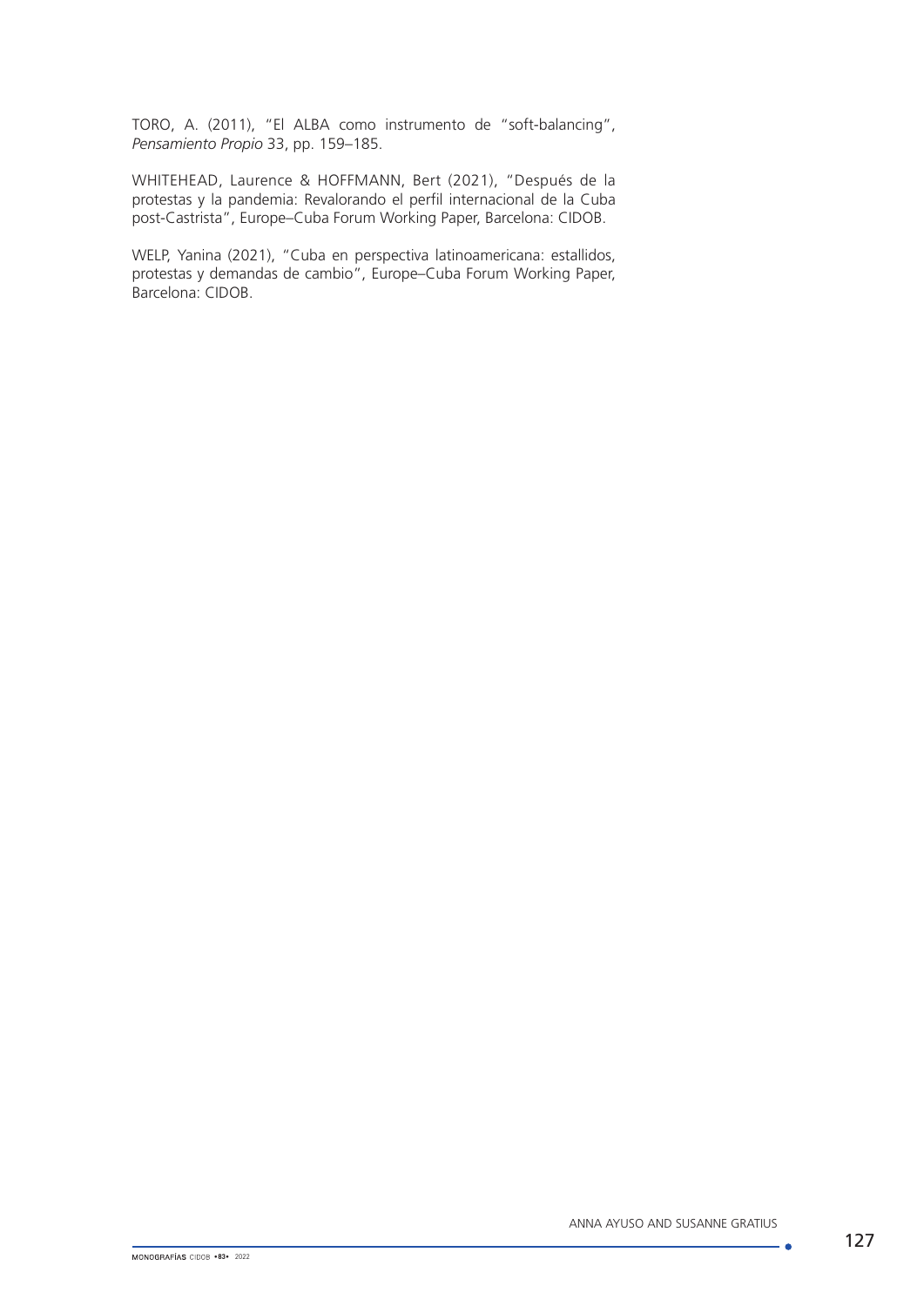TORO, A. (2011), "El ALBA como instrumento de "soft-balancing", *Pensamiento Propio* 33, pp. 159–185.

WHITEHEAD, Laurence & HOFFMANN, Bert (2021), "Después de la protestas y la pandemia: Revalorando el perfil internacional de la Cuba post-Castrista", Europe–Cuba Forum Working Paper, Barcelona: CIDOB.

WELP, Yanina (2021), "Cuba en perspectiva latinoamericana: estallidos, protestas y demandas de cambio", Europe–Cuba Forum Working Paper, Barcelona: CIDOB.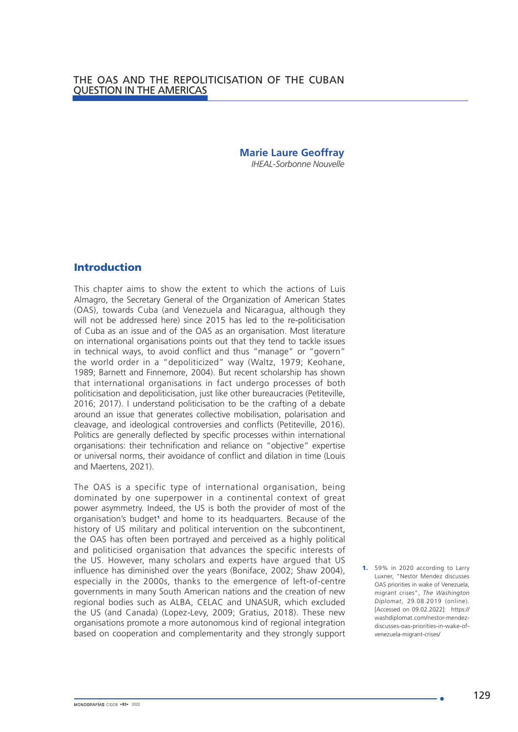# THE OAS AND THE REPOLITICISATION OF THE CUBAN QUESTION IN THE AMERICAS

**Marie Laure Geoffray**
*IHEAL-Sorbonne Nouvelle*

## Introduction

This chapter aims to show the extent to which the actions of Luis Almagro, the Secretary General of the Organization of American States (OAS), towards Cuba (and Venezuela and Nicaragua, although they will not be addressed here) since 2015 has led to the re-politicisation of Cuba as an issue and of the OAS as an organisation. Most literature on international organisations points out that they tend to tackle issues in technical ways, to avoid conflict and thus "manage" or "govern" the world order in a "depoliticized" way (Waltz, 1979; Keohane, 1989; Barnett and Finnemore, 2004). But recent scholarship has shown that international organisations in fact undergo processes of both politicisation and depoliticisation, just like other bureaucracies (Petiteville, 2016; 2017). I understand politicisation to be the crafting of a debate around an issue that generates collective mobilisation, polarisation and cleavage, and ideological controversies and conflicts (Petiteville, 2016). Politics are generally deflected by specific processes within international organisations: their technification and reliance on "objective" expertise or universal norms, their avoidance of conflict and dilation in time (Louis and Maertens, 2021).

The OAS is a specific type of international organisation, being dominated by one superpower in a continental context of great power asymmetry. Indeed, the US is both the provider of most of the organisation's budget[1] and home to its headquarters. Because of the history of US military and political intervention on the subcontinent, the OAS has often been portrayed and perceived as a highly political and politicised organisation that advances the specific interests of the US. However, many scholars and experts have argued that US influence has diminished over the years (Boniface, 2002; Shaw 2004), especially in the 2000s, thanks to the emergence of left-of-centre governments in many South American nations and the creation of new regional bodies such as ALBA, CELAC and UNASUR, which excluded the US (and Canada) (Lopez-Levy, 2009; Gratius, 2018). These new organisations promote a more autonomous kind of regional integration based on cooperation and complementarity and they strongly support

1. 59% in 2020 according to Larry Luxner, "Nestor Mendez discusses OAS priorities in wake of Venezuela, migrant crises", *The Washington Diplomat*, 29.08.2019 (online). [Accessed on 09.02.2022]: https://washdiplomat.com/nestor-mendez-discusses-oas-priorities-in-wake-of-venezuela-migrant-crises/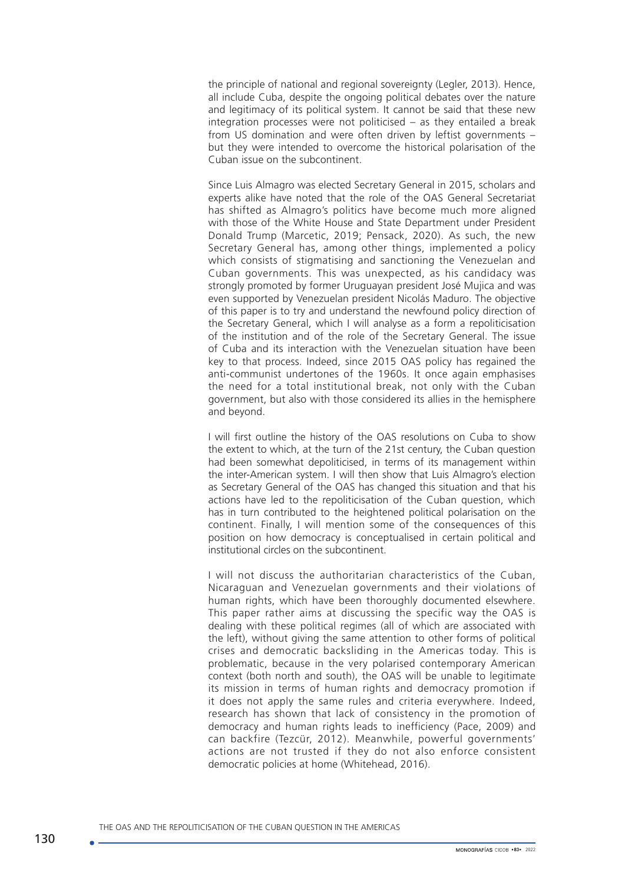the principle of national and regional sovereignty (Legler, 2013). Hence, all include Cuba, despite the ongoing political debates over the nature and legitimacy of its political system. It cannot be said that these new integration processes were not politicised – as they entailed a break from US domination and were often driven by leftist governments – but they were intended to overcome the historical polarisation of the Cuban issue on the subcontinent.

Since Luis Almagro was elected Secretary General in 2015, scholars and experts alike have noted that the role of the OAS General Secretariat has shifted as Almagro's politics have become much more aligned with those of the White House and State Department under President Donald Trump (Marcetic, 2019; Pensack, 2020). As such, the new Secretary General has, among other things, implemented a policy which consists of stigmatising and sanctioning the Venezuelan and Cuban governments. This was unexpected, as his candidacy was strongly promoted by former Uruguayan president José Mujica and was even supported by Venezuelan president Nicolás Maduro. The objective of this paper is to try and understand the newfound policy direction of the Secretary General, which I will analyse as a form a repoliticisation of the institution and of the role of the Secretary General. The issue of Cuba and its interaction with the Venezuelan situation have been key to that process. Indeed, since 2015 OAS policy has regained the anti-communist undertones of the 1960s. It once again emphasises the need for a total institutional break, not only with the Cuban government, but also with those considered its allies in the hemisphere and beyond.

I will first outline the history of the OAS resolutions on Cuba to show the extent to which, at the turn of the 21st century, the Cuban question had been somewhat depoliticised, in terms of its management within the inter-American system. I will then show that Luis Almagro's election as Secretary General of the OAS has changed this situation and that his actions have led to the repoliticisation of the Cuban question, which has in turn contributed to the heightened political polarisation on the continent. Finally, I will mention some of the consequences of this position on how democracy is conceptualised in certain political and institutional circles on the subcontinent.

I will not discuss the authoritarian characteristics of the Cuban, Nicaraguan and Venezuelan governments and their violations of human rights, which have been thoroughly documented elsewhere. This paper rather aims at discussing the specific way the OAS is dealing with these political regimes (all of which are associated with the left), without giving the same attention to other forms of political crises and democratic backsliding in the Americas today. This is problematic, because in the very polarised contemporary American context (both north and south), the OAS will be unable to legitimate its mission in terms of human rights and democracy promotion if it does not apply the same rules and criteria everywhere. Indeed, research has shown that lack of consistency in the promotion of democracy and human rights leads to inefficiency (Pace, 2009) and can backfire (Tezcür, 2012). Meanwhile, powerful governments' actions are not trusted if they do not also enforce consistent democratic policies at home (Whitehead, 2016).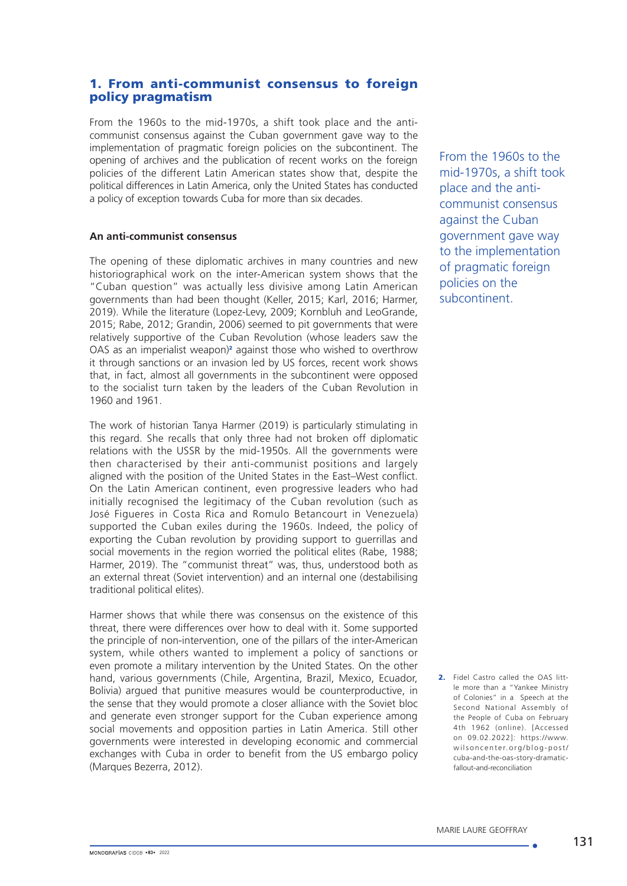## 1. From anti-communist consensus to foreign policy pragmatism

From the 1960s to the mid-1970s, a shift took place and the anti-communist consensus against the Cuban government gave way to the implementation of pragmatic foreign policies on the subcontinent. The opening of archives and the publication of recent works on the foreign policies of the different Latin American states show that, despite the political differences in Latin America, only the United States has conducted a policy of exception towards Cuba for more than six decades.

From the 1960s to the mid-1970s, a shift took place and the anti-communist consensus against the Cuban government gave way to the implementation of pragmatic foreign policies on the subcontinent.

### An anti-communist consensus

The opening of these diplomatic archives in many countries and new historiographical work on the inter-American system shows that the "Cuban question" was actually less divisive among Latin American governments than had been thought (Keller, 2015; Karl, 2016; Harmer, 2019). While the literature (Lopez-Levy, 2009; Kornbluh and LeoGrande, 2015; Rabe, 2012; Grandin, 2006) seemed to pit governments that were relatively supportive of the Cuban Revolution (whose leaders saw the OAS as an imperialist weapon)[2] against those who wished to overthrow it through sanctions or an invasion led by US forces, recent work shows that, in fact, almost all governments in the subcontinent were opposed to the socialist turn taken by the leaders of the Cuban Revolution in 1960 and 1961.

The work of historian Tanya Harmer (2019) is particularly stimulating in this regard. She recalls that only three had not broken off diplomatic relations with the USSR by the mid-1950s. All the governments were then characterised by their anti-communist positions and largely aligned with the position of the United States in the East–West conflict. On the Latin American continent, even progressive leaders who had initially recognised the legitimacy of the Cuban revolution (such as José Figueres in Costa Rica and Romulo Betancourt in Venezuela) supported the Cuban exiles during the 1960s. Indeed, the policy of exporting the Cuban revolution by providing support to guerrillas and social movements in the region worried the political elites (Rabe, 1988; Harmer, 2019). The "communist threat" was, thus, understood both as an external threat (Soviet intervention) and an internal one (destabilising traditional political elites).

Harmer shows that while there was consensus on the existence of this threat, there were differences over how to deal with it. Some supported the principle of non-intervention, one of the pillars of the inter-American system, while others wanted to implement a policy of sanctions or even promote a military intervention by the United States. On the other hand, various governments (Chile, Argentina, Brazil, Mexico, Ecuador, Bolivia) argued that punitive measures would be counterproductive, in the sense that they would promote a closer alliance with the Soviet bloc and generate even stronger support for the Cuban experience among social movements and opposition parties in Latin America. Still other governments were interested in developing economic and commercial exchanges with Cuba in order to benefit from the US embargo policy (Marques Bezerra, 2012).

2. Fidel Castro called the OAS little more than a "Yankee Ministry of Colonies" in a Speech at the Second National Assembly of the People of Cuba on February 4th 1962 (online). [Accessed on 09.02.2022]: https://www.wilsoncenter.org/blog-post/cuba-and-the-oas-story-dramatic-fallout-and-reconciliation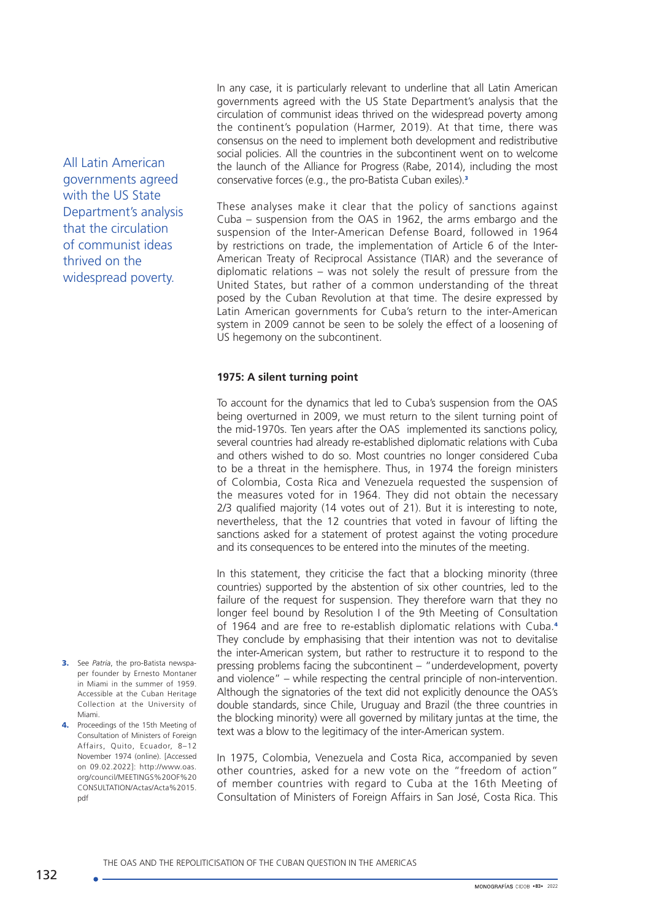In any case, it is particularly relevant to underline that all Latin American governments agreed with the US State Department's analysis that the circulation of communist ideas thrived on the widespread poverty among the continent's population (Harmer, 2019). At that time, there was consensus on the need to implement both development and redistributive social policies. All the countries in the subcontinent went on to welcome the launch of the Alliance for Progress (Rabe, 2014), including the most conservative forces (e.g., the pro-Batista Cuban exiles).[3]

All Latin American governments agreed with the US State Department's analysis that the circulation of communist ideas thrived on the widespread poverty.

These analyses make it clear that the policy of sanctions against Cuba – suspension from the OAS in 1962, the arms embargo and the suspension of the Inter-American Defense Board, followed in 1964 by restrictions on trade, the implementation of Article 6 of the Inter-American Treaty of Reciprocal Assistance (TIAR) and the severance of diplomatic relations – was not solely the result of pressure from the United States, but rather of a common understanding of the threat posed by the Cuban Revolution at that time. The desire expressed by Latin American governments for Cuba's return to the inter-American system in 2009 cannot be seen to be solely the effect of a loosening of US hegemony on the subcontinent.

### 1975: A silent turning point

To account for the dynamics that led to Cuba's suspension from the OAS being overturned in 2009, we must return to the silent turning point of the mid-1970s. Ten years after the OAS implemented its sanctions policy, several countries had already re-established diplomatic relations with Cuba and others wished to do so. Most countries no longer considered Cuba to be a threat in the hemisphere. Thus, in 1974 the foreign ministers of Colombia, Costa Rica and Venezuela requested the suspension of the measures voted for in 1964. They did not obtain the necessary 2/3 qualified majority (14 votes out of 21). But it is interesting to note, nevertheless, that the 12 countries that voted in favour of lifting the sanctions asked for a statement of protest against the voting procedure and its consequences to be entered into the minutes of the meeting.

In this statement, they criticise the fact that a blocking minority (three countries) supported by the abstention of six other countries, led to the failure of the request for suspension. They therefore warn that they no longer feel bound by Resolution I of the 9th Meeting of Consultation of 1964 and are free to re-establish diplomatic relations with Cuba.[4] They conclude by emphasising that their intention was not to devitalise the inter-American system, but rather to restructure it to respond to the pressing problems facing the subcontinent – "underdevelopment, poverty and violence" – while respecting the central principle of non-intervention. Although the signatories of the text did not explicitly denounce the OAS's double standards, since Chile, Uruguay and Brazil (the three countries in the blocking minority) were all governed by military juntas at the time, the text was a blow to the legitimacy of the inter-American system.

In 1975, Colombia, Venezuela and Costa Rica, accompanied by seven other countries, asked for a new vote on the "freedom of action" of member countries with regard to Cuba at the 16th Meeting of Consultation of Ministers of Foreign Affairs in San José, Costa Rica. This

3. See *Patria*, the pro-Batista newspaper founder by Ernesto Montaner in Miami in the summer of 1959. Accessible at the Cuban Heritage Collection at the University of Miami.

4. Proceedings of the 15th Meeting of Consultation of Ministers of Foreign Affairs, Quito, Ecuador, 8–12 November 1974 (online). [Accessed on 09.02.2022]: http://www.oas.org/council/MEETINGS%20OF%20CONSULTATION/Actas/Acta%2015.pdf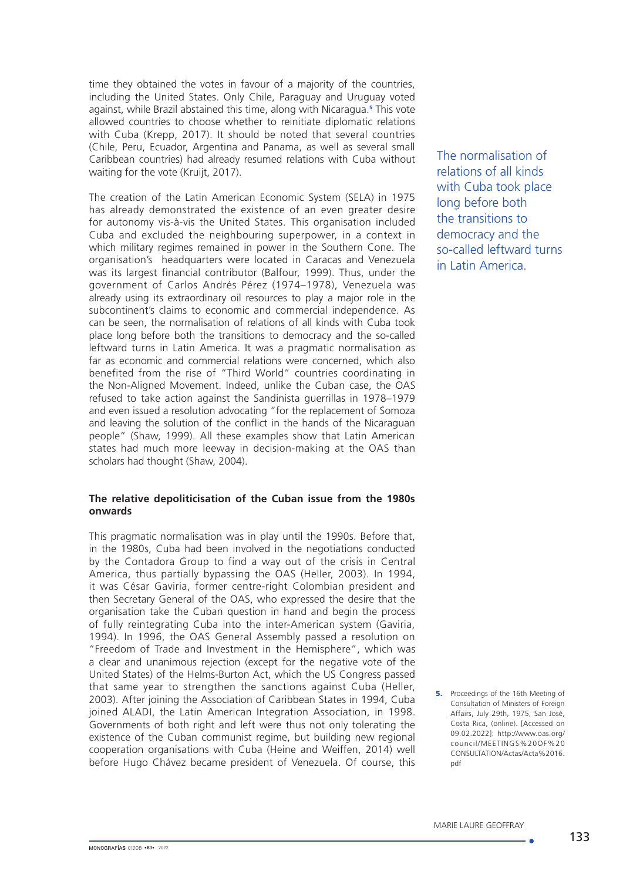time they obtained the votes in favour of a majority of the countries, including the United States. Only Chile, Paraguay and Uruguay voted against, while Brazil abstained this time, along with Nicaragua.[5] This vote allowed countries to choose whether to reinitiate diplomatic relations with Cuba (Krepp, 2017). It should be noted that several countries (Chile, Peru, Ecuador, Argentina and Panama, as well as several small Caribbean countries) had already resumed relations with Cuba without waiting for the vote (Kruijt, 2017).

The creation of the Latin American Economic System (SELA) in 1975 has already demonstrated the existence of an even greater desire for autonomy vis-à-vis the United States. This organisation included Cuba and excluded the neighbouring superpower, in a context in which military regimes remained in power in the Southern Cone. The organisation's headquarters were located in Caracas and Venezuela was its largest financial contributor (Balfour, 1999). Thus, under the government of Carlos Andrés Pérez (1974–1978), Venezuela was already using its extraordinary oil resources to play a major role in the subcontinent's claims to economic and commercial independence. As can be seen, the normalisation of relations of all kinds with Cuba took place long before both the transitions to democracy and the so-called leftward turns in Latin America. It was a pragmatic normalisation as far as economic and commercial relations were concerned, which also benefited from the rise of "Third World" countries coordinating in the Non-Aligned Movement. Indeed, unlike the Cuban case, the OAS refused to take action against the Sandinista guerrillas in 1978–1979 and even issued a resolution advocating "for the replacement of Somoza and leaving the solution of the conflict in the hands of the Nicaraguan people" (Shaw, 1999). All these examples show that Latin American states had much more leeway in decision-making at the OAS than scholars had thought (Shaw, 2004).

The normalisation of relations of all kinds with Cuba took place long before both the transitions to democracy and the so-called leftward turns in Latin America.

**The relative depoliticisation of the Cuban issue from the 1980s onwards**

This pragmatic normalisation was in play until the 1990s. Before that, in the 1980s, Cuba had been involved in the negotiations conducted by the Contadora Group to find a way out of the crisis in Central America, thus partially bypassing the OAS (Heller, 2003). In 1994, it was César Gaviria, former centre-right Colombian president and then Secretary General of the OAS, who expressed the desire that the organisation take the Cuban question in hand and begin the process of fully reintegrating Cuba into the inter-American system (Gaviria, 1994). In 1996, the OAS General Assembly passed a resolution on "Freedom of Trade and Investment in the Hemisphere", which was a clear and unanimous rejection (except for the negative vote of the United States) of the Helms-Burton Act, which the US Congress passed that same year to strengthen the sanctions against Cuba (Heller, 2003). After joining the Association of Caribbean States in 1994, Cuba joined ALADI, the Latin American Integration Association, in 1998. Governments of both right and left were thus not only tolerating the existence of the Cuban communist regime, but building new regional cooperation organisations with Cuba (Heine and Weiffen, 2014) well before Hugo Chávez became president of Venezuela. Of course, this

5. Proceedings of the 16th Meeting of Consultation of Ministers of Foreign Affairs, July 29th, 1975, San José, Costa Rica, (online). [Accessed on 09.02.2022]: http://www.oas.org/council/MEETINGS%20OF%20CONSULTATION/Actas/Acta%2016.pdf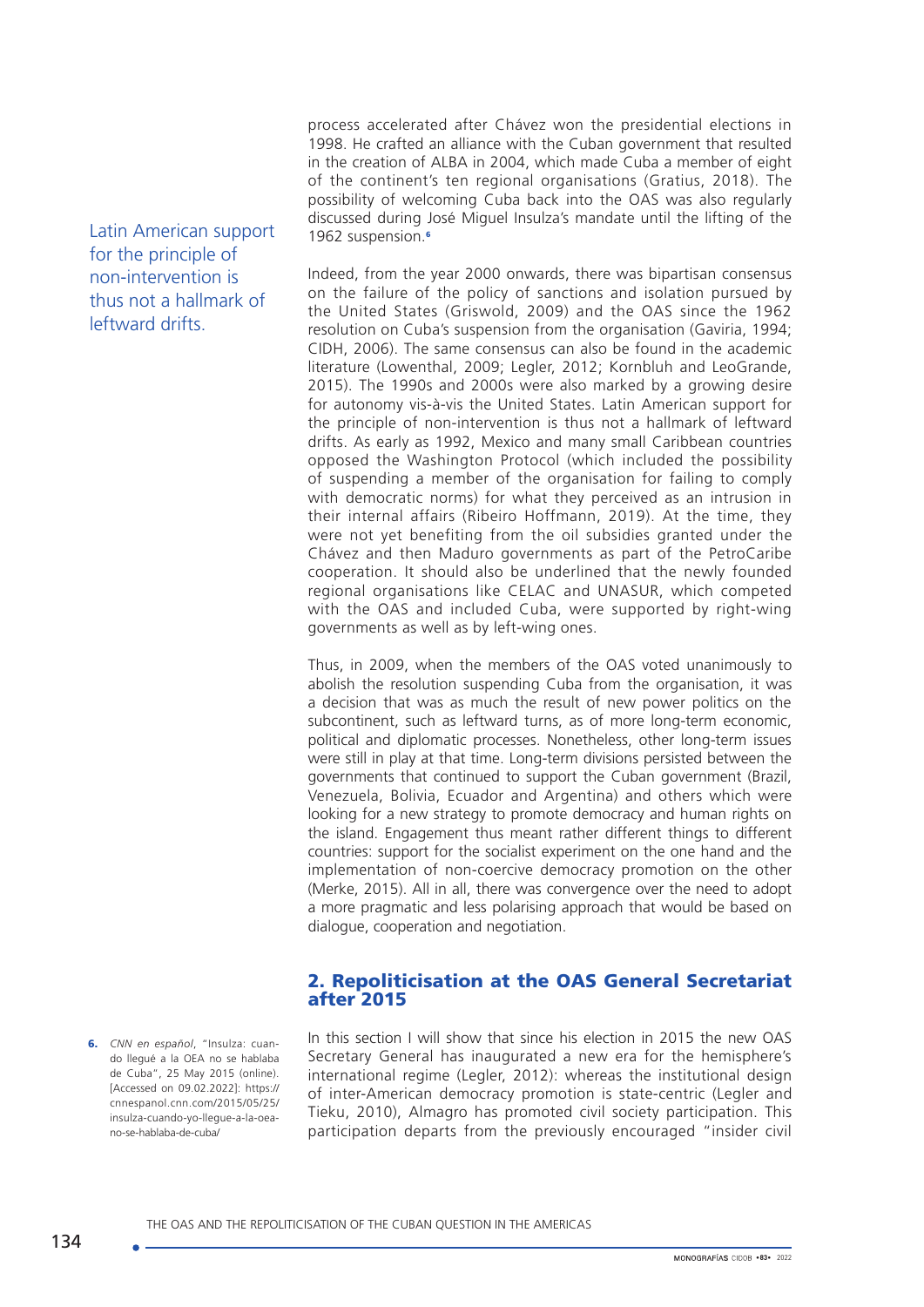process accelerated after Chávez won the presidential elections in 1998. He crafted an alliance with the Cuban government that resulted in the creation of ALBA in 2004, which made Cuba a member of eight of the continent's ten regional organisations (Gratius, 2018). The possibility of welcoming Cuba back into the OAS was also regularly discussed during José Miguel Insulza's mandate until the lifting of the 1962 suspension.[6]

Latin American support for the principle of non-intervention is thus not a hallmark of leftward drifts.

Indeed, from the year 2000 onwards, there was bipartisan consensus on the failure of the policy of sanctions and isolation pursued by the United States (Griswold, 2009) and the OAS since the 1962 resolution on Cuba's suspension from the organisation (Gaviria, 1994; CIDH, 2006). The same consensus can also be found in the academic literature (Lowenthal, 2009; Legler, 2012; Kornbluh and LeoGrande, 2015). The 1990s and 2000s were also marked by a growing desire for autonomy vis-à-vis the United States. Latin American support for the principle of non-intervention is thus not a hallmark of leftward drifts. As early as 1992, Mexico and many small Caribbean countries opposed the Washington Protocol (which included the possibility of suspending a member of the organisation for failing to comply with democratic norms) for what they perceived as an intrusion in their internal affairs (Ribeiro Hoffmann, 2019). At the time, they were not yet benefiting from the oil subsidies granted under the Chávez and then Maduro governments as part of the PetroCaribe cooperation. It should also be underlined that the newly founded regional organisations like CELAC and UNASUR, which competed with the OAS and included Cuba, were supported by right-wing governments as well as by left-wing ones.

Thus, in 2009, when the members of the OAS voted unanimously to abolish the resolution suspending Cuba from the organisation, it was a decision that was as much the result of new power politics on the subcontinent, such as leftward turns, as of more long-term economic, political and diplomatic processes. Nonetheless, other long-term issues were still in play at that time. Long-term divisions persisted between the governments that continued to support the Cuban government (Brazil, Venezuela, Bolivia, Ecuador and Argentina) and others which were looking for a new strategy to promote democracy and human rights on the island. Engagement thus meant rather different things to different countries: support for the socialist experiment on the one hand and the implementation of non-coercive democracy promotion on the other (Merke, 2015). All in all, there was convergence over the need to adopt a more pragmatic and less polarising approach that would be based on dialogue, cooperation and negotiation.

## 2. Repoliticisation at the OAS General Secretariat after 2015

In this section I will show that since his election in 2015 the new OAS Secretary General has inaugurated a new era for the hemisphere's international regime (Legler, 2012): whereas the institutional design of inter-American democracy promotion is state-centric (Legler and Tieku, 2010), Almagro has promoted civil society participation. This participation departs from the previously encouraged "insider civil

6. *CNN en español*, "Insulza: cuando llegué a la OEA no se hablaba de Cuba", 25 May 2015 (online). [Accessed on 09.02.2022]: https://cnnespanol.cnn.com/2015/05/25/insulza-cuando-yo-llegue-a-la-oea-no-se-hablaba-de-cuba/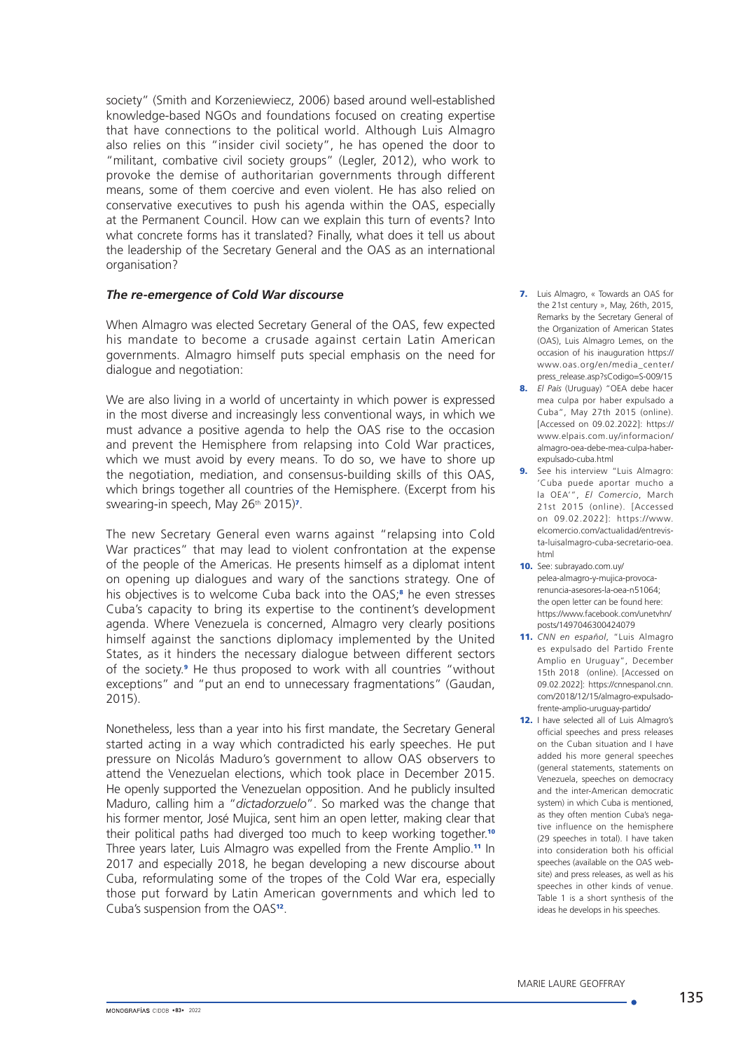society" (Smith and Korzeniewiecz, 2006) based around well-established knowledge-based NGOs and foundations focused on creating expertise that have connections to the political world. Although Luis Almagro also relies on this "insider civil society", he has opened the door to "militant, combative civil society groups" (Legler, 2012), who work to provoke the demise of authoritarian governments through different means, some of them coercive and even violent. He has also relied on conservative executives to push his agenda within the OAS, especially at the Permanent Council. How can we explain this turn of events? Into what concrete forms has it translated? Finally, what does it tell us about the leadership of the Secretary General and the OAS as an international organisation?

### *The re-emergence of Cold War discourse*

When Almagro was elected Secretary General of the OAS, few expected his mandate to become a crusade against certain Latin American governments. Almagro himself puts special emphasis on the need for dialogue and negotiation:

We are also living in a world of uncertainty in which power is expressed in the most diverse and increasingly less conventional ways, in which we must advance a positive agenda to help the OAS rise to the occasion and prevent the Hemisphere from relapsing into Cold War practices, which we must avoid by every means. To do so, we have to shore up the negotiation, mediation, and consensus-building skills of this OAS, which brings together all countries of the Hemisphere. (Excerpt from his swearing-in speech, May 26th 2015)[7].

The new Secretary General even warns against "relapsing into Cold War practices" that may lead to violent confrontation at the expense of the people of the Americas. He presents himself as a diplomat intent on opening up dialogues and wary of the sanctions strategy. One of his objectives is to welcome Cuba back into the OAS;[8] he even stresses Cuba's capacity to bring its expertise to the continent's development agenda. Where Venezuela is concerned, Almagro very clearly positions himself against the sanctions diplomacy implemented by the United States, as it hinders the necessary dialogue between different sectors of the society.[9] He thus proposed to work with all countries "without exceptions" and "put an end to unnecessary fragmentations" (Gaudan, 2015).

Nonetheless, less than a year into his first mandate, the Secretary General started acting in a way which contradicted his early speeches. He put pressure on Nicolás Maduro's government to allow OAS observers to attend the Venezuelan elections, which took place in December 2015. He openly supported the Venezuelan opposition. And he publicly insulted Maduro, calling him a "*dictadorzuelo*". So marked was the change that his former mentor, José Mujica, sent him an open letter, making clear that their political paths had diverged too much to keep working together.[10] Three years later, Luis Almagro was expelled from the Frente Amplio.[11] In 2017 and especially 2018, he began developing a new discourse about Cuba, reformulating some of the tropes of the Cold War era, especially those put forward by Latin American governments and which led to Cuba's suspension from the OAS[12].

---

7. Luis Almagro, « Towards an OAS for the 21st century », May, 26th, 2015, Remarks by the Secretary General of the Organization of American States (OAS), Luis Almagro Lemes, on the occasion of his inauguration https://www.oas.org/en/media_center/press_release.asp?sCodigo=S-009/15
8. *El País* (Uruguay) "OEA debe hacer mea culpa por haber expulsado a Cuba", May 27th 2015 (online). [Accessed on 09.02.2022]: https://www.elpais.com.uy/informacion/almagro-oea-debe-mea-culpa-haber-expulsado-cuba.html
9. See his interview "Luis Almagro: 'Cuba puede aportar mucho a la OEA'", *El Comercio*, March 21st 2015 (online). [Accessed on 09.02.2022]: https://www.elcomercio.com/actualidad/entrevista-luisalmagro-cuba-secretario-oea.html
10. See: subrayado.com.uy/pelea-almagro-y-mujica-provoca-renuncia-asesores-la-oea-n51064; the open letter can be found here: https://www.facebook.com/unetvhn/posts/1497046300424079
11. *CNN en español*, "Luis Almagro es expulsado del Partido Frente Amplio en Uruguay", December 15th 2018 (online). [Accessed on 09.02.2022]: https://cnnespanol.cnn.com/2018/12/15/almagro-expulsado-frente-amplio-uruguay-partido/
12. I have selected all of Luis Almagro's official speeches and press releases on the Cuban situation and I have added his more general speeches (general statements, statements on Venezuela, speeches on democracy and the inter-American democratic system) in which Cuba is mentioned, as they often mention Cuba's negative influence on the hemisphere (29 speeches in total). I have taken into consideration both his official speeches (available on the OAS website) and press releases, as well as his speeches in other kinds of venue. Table 1 is a short synthesis of the ideas he develops in his speeches.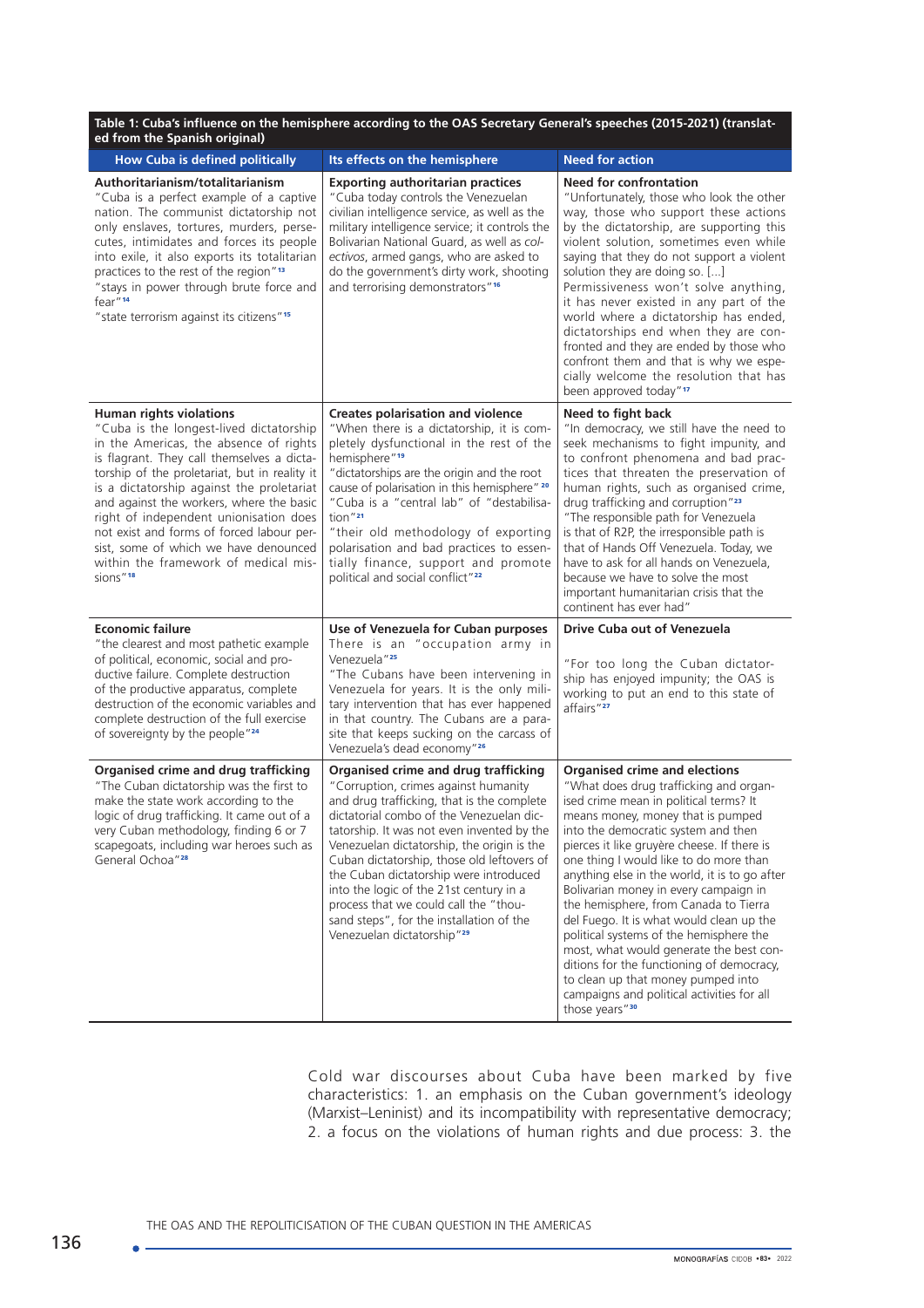**Table 1: Cuba's influence on the hemisphere according to the OAS Secretary General's speeches (2015-2021) (translated from the Spanish original)**

| How Cuba is defined politically | Its effects on the hemisphere | Need for action |
|---|---|---|
| **Authoritarianism/totalitarianism** "Cuba is a perfect example of a captive nation. The communist dictatorship not only enslaves, tortures, murders, persecutes, intimidates and forces its people into exile, it also exports its totalitarian practices to the rest of the region"[13] "stays in power through brute force and fear"[14] "state terrorism against its citizens"[15] | **Exporting authoritarian practices** "Cuba today controls the Venezuelan civilian intelligence service, as well as the military intelligence service; it controls the Bolivarian National Guard, as well as *colectivos*, armed gangs, who are asked to do the government's dirty work, shooting and terrorising demonstrators"[16] | **Need for confrontation** "Unfortunately, those who look the other way, those who support these actions by the dictatorship, are supporting this violent solution, sometimes even while saying that they do not support a violent solution they are doing so. [...] Permissiveness won't solve anything, it has never existed in any part of the world where a dictatorship has ended, dictatorships end when they are confronted and they are ended by those who confront them and that is why we especially welcome the resolution that has been approved today"[17] |
| **Human rights violations** "Cuba is the longest-lived dictatorship in the Americas, the absence of rights is flagrant. They call themselves a dictatorship of the proletariat, but in reality it is a dictatorship against the proletariat and against the workers, where the basic right of independent unionisation does not exist and forms of forced labour persist, some of which we have denounced within the framework of medical missions"[18] | **Creates polarisation and violence** "When there is a dictatorship, it is completely dysfunctional in the rest of the hemisphere"[19] "dictatorships are the origin and the root cause of polarisation in this hemisphere" [20] "Cuba is a "central lab" of "destabilisation"[21] "their old methodology of exporting polarisation and bad practices to essentially finance, support and promote political and social conflict"[22] | **Need to fight back** "In democracy, we still have the need to seek mechanisms to fight impunity, and to confront phenomena and bad practices that threaten the preservation of human rights, such as organised crime, drug trafficking and corruption"[23] "The responsible path for Venezuela is that of R2P, the irresponsible path is that of Hands Off Venezuela. Today, we have to ask for all hands on Venezuela, because we have to solve the most important humanitarian crisis that the continent has ever had" |
| **Economic failure** "the clearest and most pathetic example of political, economic, social and productive failure. Complete destruction of the productive apparatus, complete destruction of the economic variables and complete destruction of the full exercise of sovereignty by the people"[24] | **Use of Venezuela for Cuban purposes** There is an "occupation army in Venezuela"[25] "The Cubans have been intervening in Venezuela for years. It is the only military intervention that has ever happened in that country. The Cubans are a parasite that keeps sucking on the carcass of Venezuela's dead economy"[26] | **Drive Cuba out of Venezuela** "For too long the Cuban dictatorship has enjoyed impunity; the OAS is working to put an end to this state of affairs"[27] |
| **Organised crime and drug trafficking** "The Cuban dictatorship was the first to make the state work according to the logic of drug trafficking. It came out of a very Cuban methodology, finding 6 or 7 scapegoats, including war heroes such as General Ochoa"[28] | **Organised crime and drug trafficking** "Corruption, crimes against humanity and drug trafficking, that is the complete dictatorial combo of the Venezuelan dictatorship. It was not even invented by the Venezuelan dictatorship, the origin is the Cuban dictatorship, those old leftovers of the Cuban dictatorship were introduced into the logic of the 21st century in a process that we could call the "thousand steps", for the installation of the Venezuelan dictatorship"[29] | **Organised crime and elections** "What does drug trafficking and organised crime mean in political terms? It means money, money that is pumped into the democratic system and then pierces it like gruyère cheese. If there is one thing I would like to do more than anything else in the world, it is to go after Bolivarian money in every campaign in the hemisphere, from Canada to Tierra del Fuego. It is what would clean up the political systems of the hemisphere the most, what would generate the best conditions for the functioning of democracy, to clean up that money pumped into campaigns and political activities for all those years"[30] |

Cold war discourses about Cuba have been marked by five characteristics: 1. an emphasis on the Cuban government's ideology (Marxist–Leninist) and its incompatibility with representative democracy; 2. a focus on the violations of human rights and due process: 3. the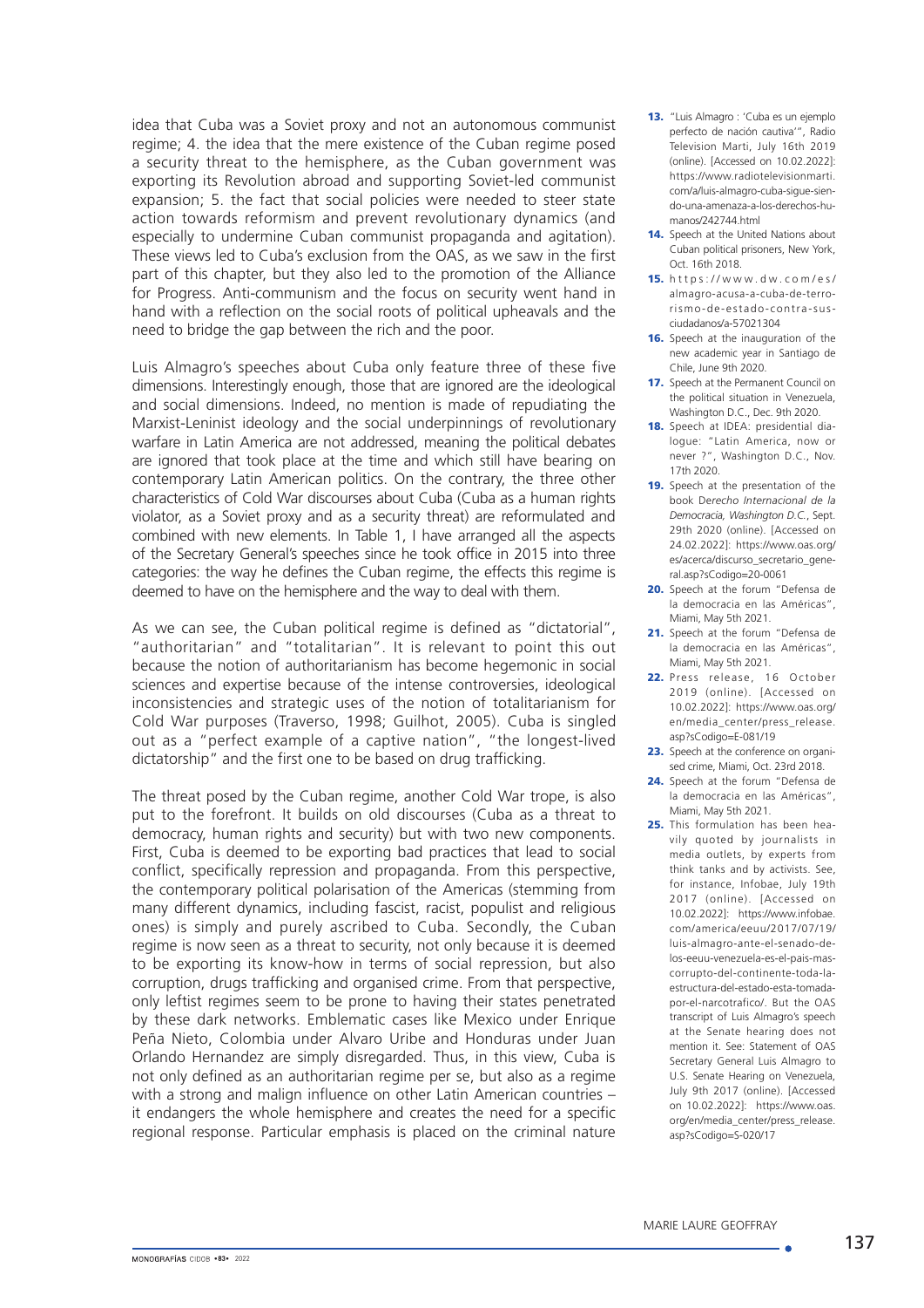idea that Cuba was a Soviet proxy and not an autonomous communist regime; 4. the idea that the mere existence of the Cuban regime posed a security threat to the hemisphere, as the Cuban government was exporting its Revolution abroad and supporting Soviet-led communist expansion; 5. the fact that social policies were needed to steer state action towards reformism and prevent revolutionary dynamics (and especially to undermine Cuban communist propaganda and agitation). These views led to Cuba's exclusion from the OAS, as we saw in the first part of this chapter, but they also led to the promotion of the Alliance for Progress. Anti-communism and the focus on security went hand in hand with a reflection on the social roots of political upheavals and the need to bridge the gap between the rich and the poor.

Luis Almagro's speeches about Cuba only feature three of these five dimensions. Interestingly enough, those that are ignored are the ideological and social dimensions. Indeed, no mention is made of repudiating the Marxist-Leninist ideology and the social underpinnings of revolutionary warfare in Latin America are not addressed, meaning the political debates are ignored that took place at the time and which still have bearing on contemporary Latin American politics. On the contrary, the three other characteristics of Cold War discourses about Cuba (Cuba as a human rights violator, as a Soviet proxy and as a security threat) are reformulated and combined with new elements. In Table 1, I have arranged all the aspects of the Secretary General's speeches since he took office in 2015 into three categories: the way he defines the Cuban regime, the effects this regime is deemed to have on the hemisphere and the way to deal with them.

As we can see, the Cuban political regime is defined as "dictatorial", "authoritarian" and "totalitarian". It is relevant to point this out because the notion of authoritarianism has become hegemonic in social sciences and expertise because of the intense controversies, ideological inconsistencies and strategic uses of the notion of totalitarianism for Cold War purposes (Traverso, 1998; Guilhot, 2005). Cuba is singled out as a "perfect example of a captive nation", "the longest-lived dictatorship" and the first one to be based on drug trafficking.

The threat posed by the Cuban regime, another Cold War trope, is also put to the forefront. It builds on old discourses (Cuba as a threat to democracy, human rights and security) but with two new components. First, Cuba is deemed to be exporting bad practices that lead to social conflict, specifically repression and propaganda. From this perspective, the contemporary political polarisation of the Americas (stemming from many different dynamics, including fascist, racist, populist and religious ones) is simply and purely ascribed to Cuba. Secondly, the Cuban regime is now seen as a threat to security, not only because it is deemed to be exporting its know-how in terms of social repression, but also corruption, drugs trafficking and organised crime. From that perspective, only leftist regimes seem to be prone to having their states penetrated by these dark networks. Emblematic cases like Mexico under Enrique Peña Nieto, Colombia under Alvaro Uribe and Honduras under Juan Orlando Hernandez are simply disregarded. Thus, in this view, Cuba is not only defined as an authoritarian regime per se, but also as a regime with a strong and malign influence on other Latin American countries – it endangers the whole hemisphere and creates the need for a specific regional response. Particular emphasis is placed on the criminal nature

13. "Luis Almagro : 'Cuba es un ejemplo perfecto de nación cautiva'", Radio Television Marti, July 16th 2019 (online). [Accessed on 10.02.2022]: https://www.radiotelevisionmarti.com/a/luis-almagro-cuba-sigue-siendo-una-amenaza-a-los-derechos-humanos/242744.html

14. Speech at the United Nations about Cuban political prisoners, New York, Oct. 16th 2018.

15. https://www.dw.com/es/almagro-acusa-a-cuba-de-terrorismo-de-estado-contra-sus-ciudadanos/a-57021304

16. Speech at the inauguration of the new academic year in Santiago de Chile, June 9th 2020.

17. Speech at the Permanent Council on the political situation in Venezuela, Washington D.C., Dec. 9th 2020.

18. Speech at IDEA: presidential dialogue: "Latin America, now or never ?", Washington D.C., Nov. 17th 2020.

19. Speech at the presentation of the book *Derecho Internacional de la Democracia, Washington D.C.*, Sept. 29th 2020 (online). [Accessed on 24.02.2022]: https://www.oas.org/es/acerca/discurso_secretario_general.asp?sCodigo=20-0061

20. Speech at the forum "Defensa de la democracia en las Américas", Miami, May 5th 2021.

21. Speech at the forum "Defensa de la democracia en las Américas", Miami, May 5th 2021.

22. Press release, 16 October 2019 (online). [Accessed on 10.02.2022]: https://www.oas.org/en/media_center/press_release.asp?sCodigo=E-081/19

23. Speech at the conference on organised crime, Miami, Oct. 23rd 2018.

24. Speech at the forum "Defensa de la democracia en las Américas", Miami, May 5th 2021.

25. This formulation has been heavily quoted by journalists in media outlets, by experts from think tanks and by activists. See, for instance, Infobae, July 19th 2017 (online). [Accessed on 10.02.2022]: https://www.infobae.com/america/eeuu/2017/07/19/luis-almagro-ante-el-senado-de-los-eeuu-venezuela-es-el-pais-mas-corrupto-del-continente-toda-la-estructura-del-estado-esta-tomada-por-el-narcotrafico/. But the OAS transcript of Luis Almagro's speech at the Senate hearing does not mention it. See: Statement of OAS Secretary General Luis Almagro to U.S. Senate Hearing on Venezuela, July 9th 2017 (online). [Accessed on 10.02.2022]: https://www.oas.org/en/media_center/press_release.asp?sCodigo=S-020/17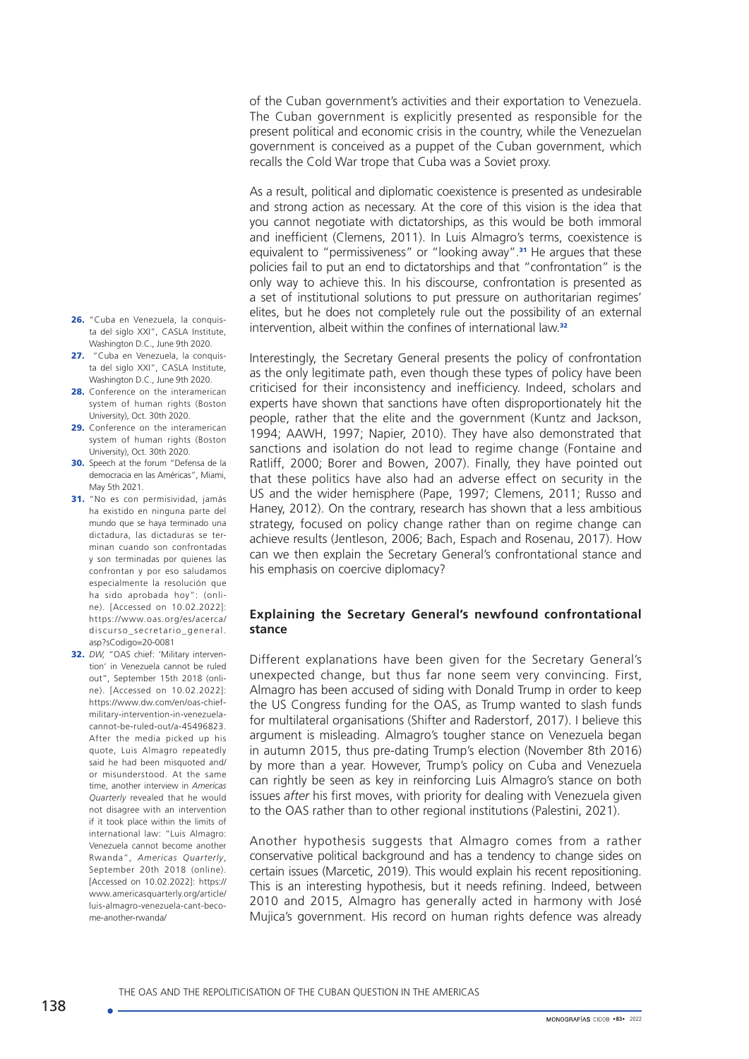of the Cuban government's activities and their exportation to Venezuela. The Cuban government is explicitly presented as responsible for the present political and economic crisis in the country, while the Venezuelan government is conceived as a puppet of the Cuban government, which recalls the Cold War trope that Cuba was a Soviet proxy.

As a result, political and diplomatic coexistence is presented as undesirable and strong action as necessary. At the core of this vision is the idea that you cannot negotiate with dictatorships, as this would be both immoral and inefficient (Clemens, 2011). In Luis Almagro's terms, coexistence is equivalent to "permissiveness" or "looking away".[31] He argues that these policies fail to put an end to dictatorships and that "confrontation" is the only way to achieve this. In his discourse, confrontation is presented as a set of institutional solutions to put pressure on authoritarian regimes' elites, but he does not completely rule out the possibility of an external intervention, albeit within the confines of international law.[32]

Interestingly, the Secretary General presents the policy of confrontation as the only legitimate path, even though these types of policy have been criticised for their inconsistency and inefficiency. Indeed, scholars and experts have shown that sanctions have often disproportionately hit the people, rather that the elite and the government (Kuntz and Jackson, 1994; AAWH, 1997; Napier, 2010). They have also demonstrated that sanctions and isolation do not lead to regime change (Fontaine and Ratliff, 2000; Borer and Bowen, 2007). Finally, they have pointed out that these politics have also had an adverse effect on security in the US and the wider hemisphere (Pape, 1997; Clemens, 2011; Russo and Haney, 2012). On the contrary, research has shown that a less ambitious strategy, focused on policy change rather than on regime change can achieve results (Jentleson, 2006; Bach, Espach and Rosenau, 2017). How can we then explain the Secretary General's confrontational stance and his emphasis on coercive diplomacy?

### Explaining the Secretary General's newfound confrontational stance

Different explanations have been given for the Secretary General's unexpected change, but thus far none seem very convincing. First, Almagro has been accused of siding with Donald Trump in order to keep the US Congress funding for the OAS, as Trump wanted to slash funds for multilateral organisations (Shifter and Raderstorf, 2017). I believe this argument is misleading. Almagro's tougher stance on Venezuela began in autumn 2015, thus pre-dating Trump's election (November 8th 2016) by more than a year. However, Trump's policy on Cuba and Venezuela can rightly be seen as key in reinforcing Luis Almagro's stance on both issues *after* his first moves, with priority for dealing with Venezuela given to the OAS rather than to other regional institutions (Palestini, 2021).

Another hypothesis suggests that Almagro comes from a rather conservative political background and has a tendency to change sides on certain issues (Marcetic, 2019). This would explain his recent repositioning. This is an interesting hypothesis, but it needs refining. Indeed, between 2010 and 2015, Almagro has generally acted in harmony with José Mujica's government. His record on human rights defence was already

26. "Cuba en Venezuela, la conquista del siglo XXI", CASLA Institute, Washington D.C., June 9th 2020.

27. "Cuba en Venezuela, la conquista del siglo XXI", CASLA Institute, Washington D.C., June 9th 2020.

28. Conference on the interamerican system of human rights (Boston University), Oct. 30th 2020.

29. Conference on the interamerican system of human rights (Boston University), Oct. 30th 2020.

30. Speech at the forum "Defensa de la democracia en las Américas", Miami, May 5th 2021.

31. "No es con permisividad, jamás ha existido en ninguna parte del mundo que se haya terminado una dictadura, las dictaduras se terminan cuando son confrontadas y son terminadas por quienes las confrontan y por eso saludamos especialmente la resolución que ha sido aprobada hoy": (online). [Accessed on 10.02.2022]: https://www.oas.org/es/acerca/discurso_secretario_general.asp?sCodigo=20-0081

32. *DW,* "OAS chief: 'Military intervention' in Venezuela cannot be ruled out", September 15th 2018 (online). [Accessed on 10.02.2022]: https://www.dw.com/en/oas-chief-military-intervention-in-venezuela-cannot-be-ruled-out/a-45496823. After the media picked up his quote, Luis Almagro repeatedly said he had been misquoted and/or misunderstood. At the same time, another interview in *Americas Quarterly* revealed that he would not disagree with an intervention if it took place within the limits of international law: "Luis Almagro: Venezuela cannot become another Rwanda", *Americas Quarterly*, September 20th 2018 (online). [Accessed on 10.02.2022]: https://www.americasquarterly.org/article/luis-almagro-venezuela-cant-become-another-rwanda/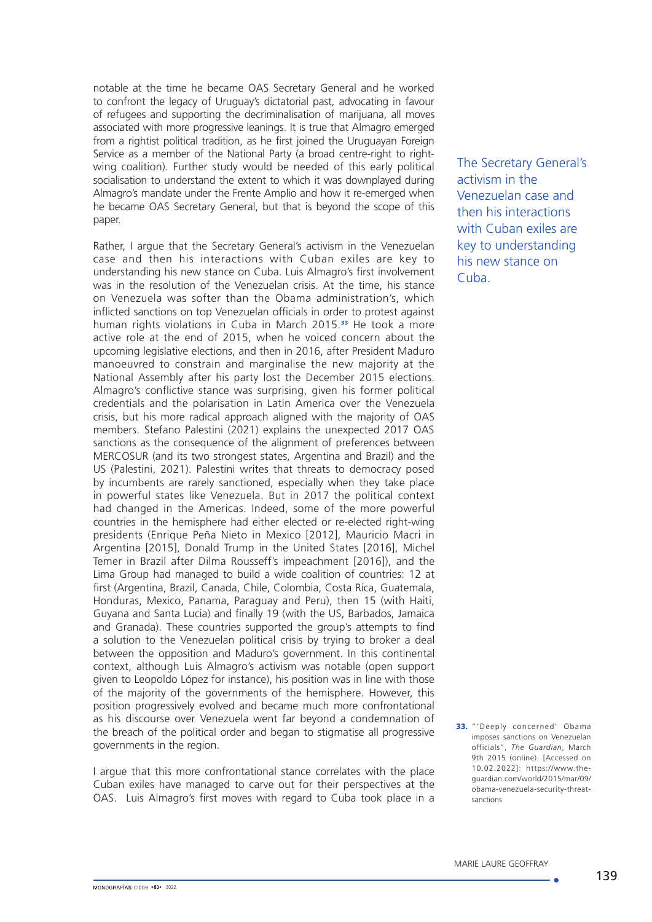notable at the time he became OAS Secretary General and he worked to confront the legacy of Uruguay's dictatorial past, advocating in favour of refugees and supporting the decriminalisation of marijuana, all moves associated with more progressive leanings. It is true that Almagro emerged from a rightist political tradition, as he first joined the Uruguayan Foreign Service as a member of the National Party (a broad centre-right to right-wing coalition). Further study would be needed of this early political socialisation to understand the extent to which it was downplayed during Almagro's mandate under the Frente Amplio and how it re-emerged when he became OAS Secretary General, but that is beyond the scope of this paper.

Rather, I argue that the Secretary General's activism in the Venezuelan case and then his interactions with Cuban exiles are key to understanding his new stance on Cuba. Luis Almagro's first involvement was in the resolution of the Venezuelan crisis. At the time, his stance on Venezuela was softer than the Obama administration's, which inflicted sanctions on top Venezuelan officials in order to protest against human rights violations in Cuba in March 2015.[33] He took a more active role at the end of 2015, when he voiced concern about the upcoming legislative elections, and then in 2016, after President Maduro manoeuvred to constrain and marginalise the new majority at the National Assembly after his party lost the December 2015 elections. Almagro's conflictive stance was surprising, given his former political credentials and the polarisation in Latin America over the Venezuela crisis, but his more radical approach aligned with the majority of OAS members. Stefano Palestini (2021) explains the unexpected 2017 OAS sanctions as the consequence of the alignment of preferences between MERCOSUR (and its two strongest states, Argentina and Brazil) and the US (Palestini, 2021). Palestini writes that threats to democracy posed by incumbents are rarely sanctioned, especially when they take place in powerful states like Venezuela. But in 2017 the political context had changed in the Americas. Indeed, some of the more powerful countries in the hemisphere had either elected or re-elected right-wing presidents (Enrique Peña Nieto in Mexico [2012], Mauricio Macri in Argentina [2015], Donald Trump in the United States [2016], Michel Temer in Brazil after Dilma Rousseff's impeachment [2016]), and the Lima Group had managed to build a wide coalition of countries: 12 at first (Argentina, Brazil, Canada, Chile, Colombia, Costa Rica, Guatemala, Honduras, Mexico, Panama, Paraguay and Peru), then 15 (with Haiti, Guyana and Santa Lucia) and finally 19 (with the US, Barbados, Jamaica and Granada). These countries supported the group's attempts to find a solution to the Venezuelan political crisis by trying to broker a deal between the opposition and Maduro's government. In this continental context, although Luis Almagro's activism was notable (open support given to Leopoldo López for instance), his position was in line with those of the majority of the governments of the hemisphere. However, this position progressively evolved and became much more confrontational as his discourse over Venezuela went far beyond a condemnation of the breach of the political order and began to stigmatise all progressive governments in the region.

I argue that this more confrontational stance correlates with the place Cuban exiles have managed to carve out for their perspectives at the OAS. Luis Almagro's first moves with regard to Cuba took place in a

The Secretary General's activism in the Venezuelan case and then his interactions with Cuban exiles are key to understanding his new stance on Cuba.

33. "'Deeply concerned' Obama imposes sanctions on Venezuelan officials", *The Guardian*, March 9th 2015 (online). [Accessed on 10.02.2022]: https://www.the-guardian.com/world/2015/mar/09/obama-venezuela-security-threat-sanctions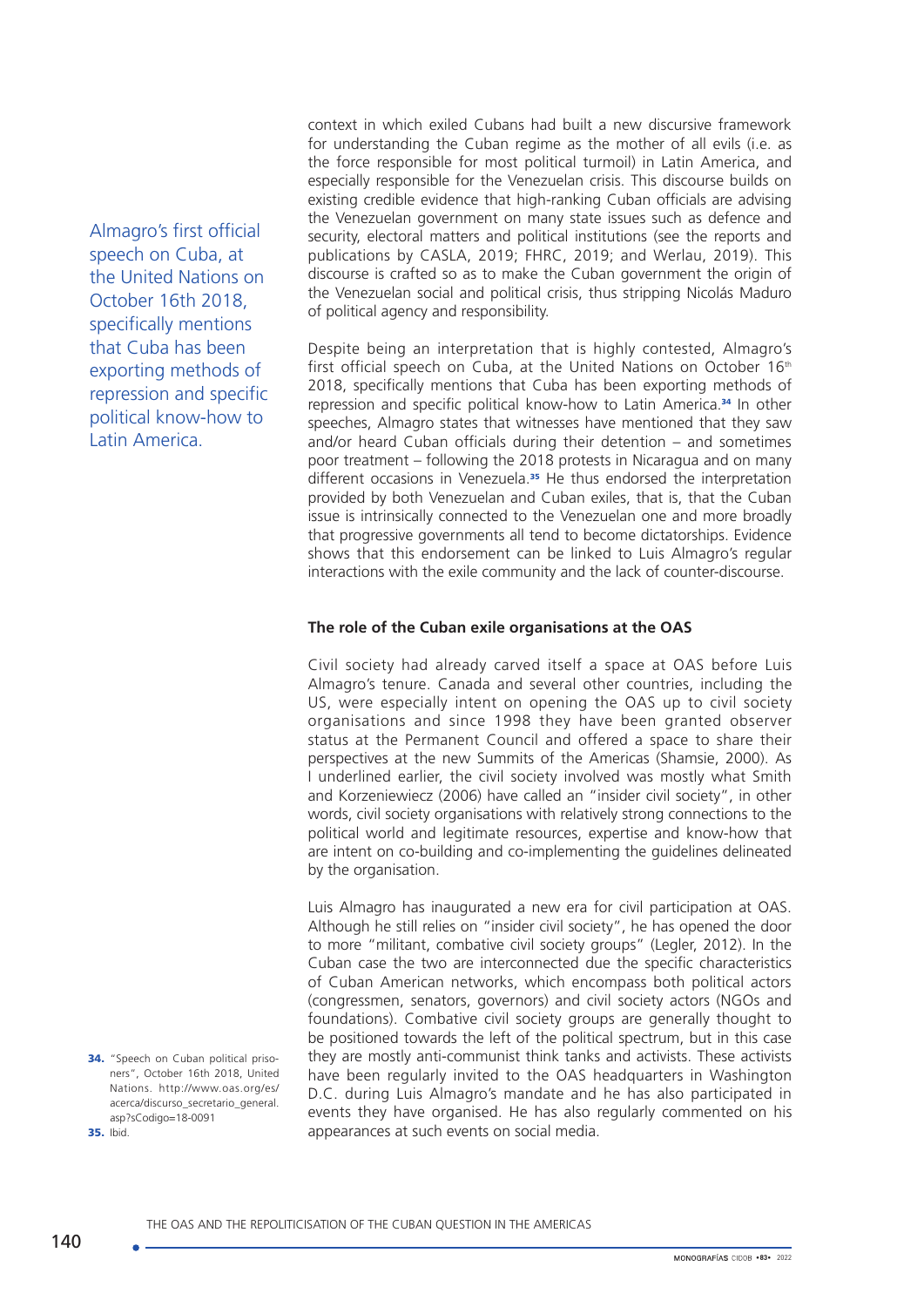context in which exiled Cubans had built a new discursive framework for understanding the Cuban regime as the mother of all evils (i.e. as the force responsible for most political turmoil) in Latin America, and especially responsible for the Venezuelan crisis. This discourse builds on existing credible evidence that high-ranking Cuban officials are advising the Venezuelan government on many state issues such as defence and security, electoral matters and political institutions (see the reports and publications by CASLA, 2019; FHRC, 2019; and Werlau, 2019). This discourse is crafted so as to make the Cuban government the origin of the Venezuelan social and political crisis, thus stripping Nicolás Maduro of political agency and responsibility.

Almagro's first official speech on Cuba, at the United Nations on October 16th 2018, specifically mentions that Cuba has been exporting methods of repression and specific political know-how to Latin America.

Despite being an interpretation that is highly contested, Almagro's first official speech on Cuba, at the United Nations on October 16th 2018, specifically mentions that Cuba has been exporting methods of repression and specific political know-how to Latin America.[34] In other speeches, Almagro states that witnesses have mentioned that they saw and/or heard Cuban officials during their detention – and sometimes poor treatment – following the 2018 protests in Nicaragua and on many different occasions in Venezuela.[35] He thus endorsed the interpretation provided by both Venezuelan and Cuban exiles, that is, that the Cuban issue is intrinsically connected to the Venezuelan one and more broadly that progressive governments all tend to become dictatorships. Evidence shows that this endorsement can be linked to Luis Almagro's regular interactions with the exile community and the lack of counter-discourse.

**The role of the Cuban exile organisations at the OAS**

Civil society had already carved itself a space at OAS before Luis Almagro's tenure. Canada and several other countries, including the US, were especially intent on opening the OAS up to civil society organisations and since 1998 they have been granted observer status at the Permanent Council and offered a space to share their perspectives at the new Summits of the Americas (Shamsie, 2000). As I underlined earlier, the civil society involved was mostly what Smith and Korzeniewiecz (2006) have called an "insider civil society", in other words, civil society organisations with relatively strong connections to the political world and legitimate resources, expertise and know-how that are intent on co-building and co-implementing the guidelines delineated by the organisation.

Luis Almagro has inaugurated a new era for civil participation at OAS. Although he still relies on "insider civil society", he has opened the door to more "militant, combative civil society groups" (Legler, 2012). In the Cuban case the two are interconnected due the specific characteristics of Cuban American networks, which encompass both political actors (congressmen, senators, governors) and civil society actors (NGOs and foundations). Combative civil society groups are generally thought to be positioned towards the left of the political spectrum, but in this case they are mostly anti-communist think tanks and activists. These activists have been regularly invited to the OAS headquarters in Washington D.C. during Luis Almagro's mandate and he has also participated in events they have organised. He has also regularly commented on his appearances at such events on social media.

34. "Speech on Cuban political prisoners", October 16th 2018, United Nations. http://www.oas.org/es/acerca/discurso_secretario_general.asp?sCodigo=18-0091

35. Ibid.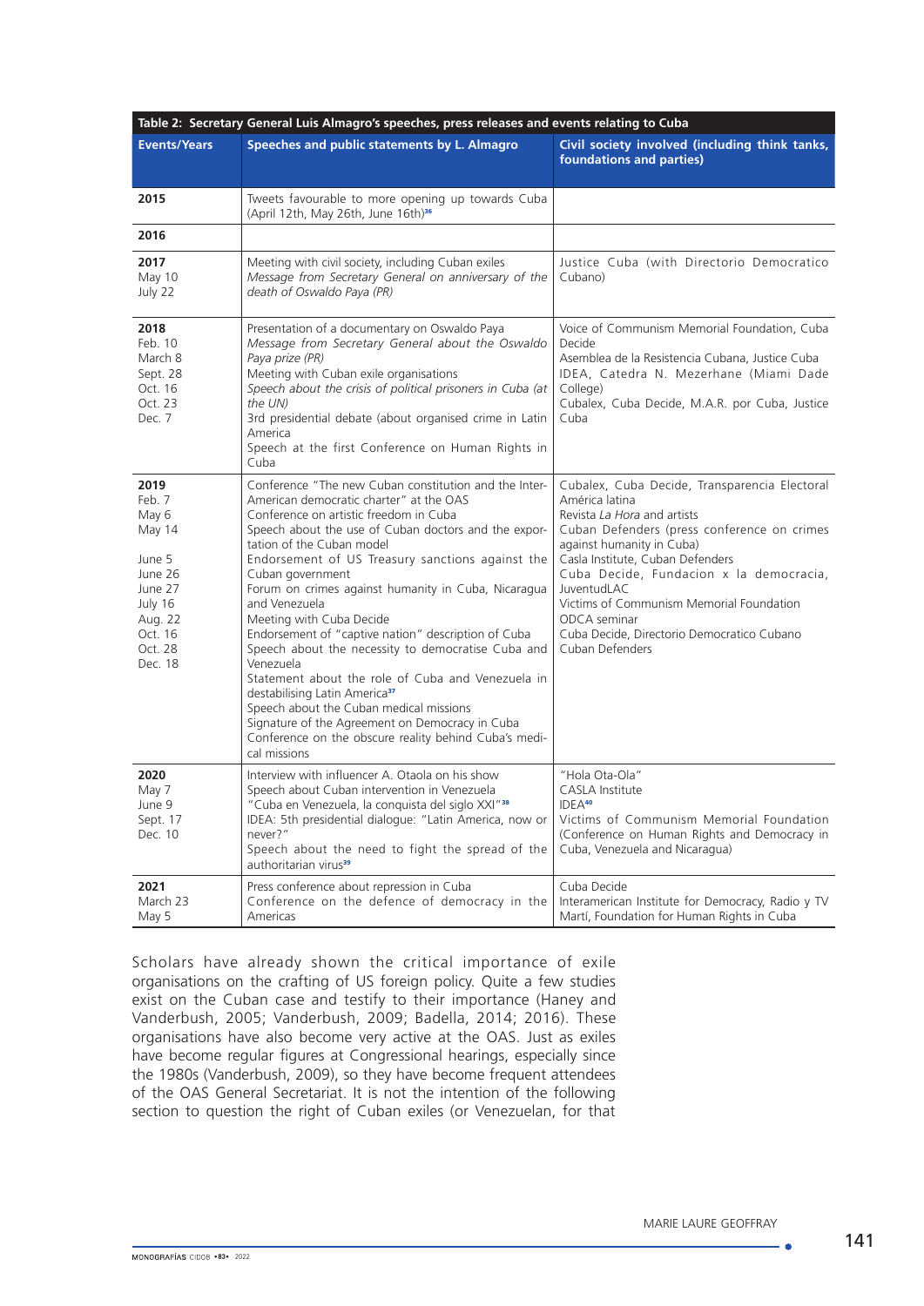| Table 2: Secretary General Luis Almagro's speeches, press releases and events relating to Cuba | | |
|---|---|---|
| **Events/Years** | **Speeches and public statements by L. Almagro** | **Civil society involved (including think tanks, foundations and parties)** |
| **2015** | Tweets favourable to more opening up towards Cuba (April 12th, May 26th, June 16th)[36] | |
| **2016** | | |
| **2017**<br>May 10<br>July 22 | Meeting with civil society, including Cuban exiles<br>*Message from Secretary General on anniversary of the death of Oswaldo Paya (PR)* | Justice Cuba (with Directorio Democratico Cubano) |
| **2018**<br>Feb. 10<br>March 8<br>Sept. 28<br>Oct. 16<br>Oct. 23<br>Dec. 7 | Presentation of a documentary on Oswaldo Paya<br>*Message from Secretary General about the Oswaldo Paya prize (PR)*<br>Meeting with Cuban exile organisations<br>*Speech about the crisis of political prisoners in Cuba (at the UN)*<br>3rd presidential debate (about organised crime in Latin America<br>Speech at the first Conference on Human Rights in Cuba | Voice of Communism Memorial Foundation, Cuba Decide<br>Asemblea de la Resistencia Cubana, Justice Cuba<br>IDEA, Catedra N. Mezerhane (Miami Dade College)<br>Cubalex, Cuba Decide, M.A.R. por Cuba, Justice Cuba |
| **2019**<br>Feb. 7<br>May 6<br>May 14<br><br>June 5<br>June 26<br>June 27<br>July 16<br>Aug. 22<br>Oct. 16<br>Oct. 28<br>Dec. 18 | Conference "The new Cuban constitution and the Inter-American democratic charter" at the OAS<br>Conference on artistic freedom in Cuba<br>Speech about the use of Cuban doctors and the exportation of the Cuban model<br>Endorsement of US Treasury sanctions against the Cuban government<br>Forum on crimes against humanity in Cuba, Nicaragua and Venezuela<br>Meeting with Cuba Decide<br>Endorsement of "captive nation" description of Cuba<br>Speech about the necessity to democratise Cuba and Venezuela<br>Statement about the role of Cuba and Venezuela in destabilising Latin America[37]<br>Speech about the Cuban medical missions<br>Signature of the Agreement on Democracy in Cuba<br>Conference on the obscure reality behind Cuba's medical missions | Cubalex, Cuba Decide, Transparencia Electoral América latina<br>Revista *La Hora* and artists<br>Cuban Defenders (press conference on crimes against humanity in Cuba)<br>Casla Institute, Cuban Defenders<br>Cuba Decide, Fundacion x la democracia, JuventudLAC<br>Victims of Communism Memorial Foundation<br>ODCA seminar<br>Cuba Decide, Directorio Democratico Cubano<br>Cuban Defenders |
| **2020**<br>May 7<br>June 9<br>Sept. 17<br>Dec. 10 | Interview with influencer A. Otaola on his show<br>Speech about Cuban intervention in Venezuela<br>"Cuba en Venezuela, la conquista del siglo XXI"[38]<br>IDEA: 5th presidential dialogue: "Latin America, now or never?"<br>Speech about the need to fight the spread of the authoritarian virus[39] | "Hola Ota-Ola"<br>CASLA Institute<br>IDEA[40]<br>Victims of Communism Memorial Foundation (Conference on Human Rights and Democracy in Cuba, Venezuela and Nicaragua) |
| **2021**<br>March 23<br>May 5 | Press conference about repression in Cuba<br>Conference on the defence of democracy in the Americas | Cuba Decide<br>Interamerican Institute for Democracy, Radio y TV Martí, Foundation for Human Rights in Cuba |

Scholars have already shown the critical importance of exile organisations on the crafting of US foreign policy. Quite a few studies exist on the Cuban case and testify to their importance (Haney and Vanderbush, 2005; Vanderbush, 2009; Badella, 2014; 2016). These organisations have also become very active at the OAS. Just as exiles have become regular figures at Congressional hearings, especially since the 1980s (Vanderbush, 2009), so they have become frequent attendees of the OAS General Secretariat. It is not the intention of the following section to question the right of Cuban exiles (or Venezuelan, for that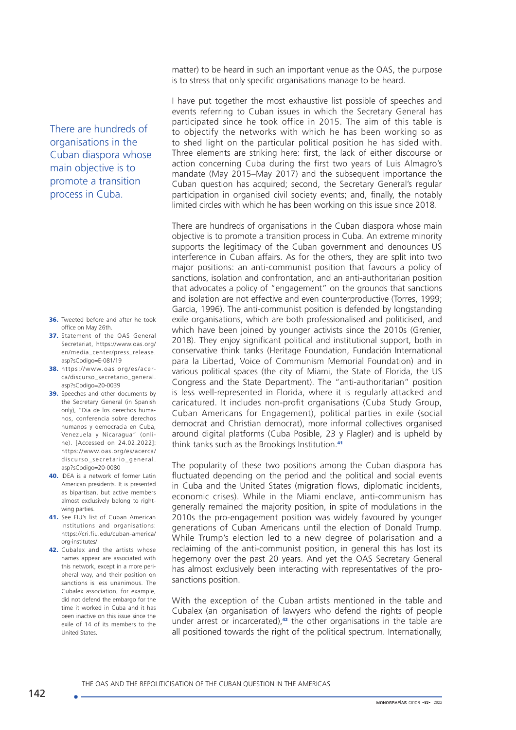matter) to be heard in such an important venue as the OAS, the purpose is to stress that only specific organisations manage to be heard.

I have put together the most exhaustive list possible of speeches and events referring to Cuban issues in which the Secretary General has participated since he took office in 2015. The aim of this table is to objectify the networks with which he has been working so as to shed light on the particular political position he has sided with. Three elements are striking here: first, the lack of either discourse or action concerning Cuba during the first two years of Luis Almagro's mandate (May 2015–May 2017) and the subsequent importance the Cuban question has acquired; second, the Secretary General's regular participation in organised civil society events; and, finally, the notably limited circles with which he has been working on this issue since 2018.

There are hundreds of organisations in the Cuban diaspora whose main objective is to promote a transition process in Cuba. An extreme minority supports the legitimacy of the Cuban government and denounces US interference in Cuban affairs. As for the others, they are split into two major positions: an anti-communist position that favours a policy of sanctions, isolation and confrontation, and an anti-authoritarian position that advocates a policy of "engagement" on the grounds that sanctions and isolation are not effective and even counterproductive (Torres, 1999; Garcia, 1996). The anti-communist position is defended by longstanding exile organisations, which are both professionalised and politicised, and which have been joined by younger activists since the 2010s (Grenier, 2018). They enjoy significant political and institutional support, both in conservative think tanks (Heritage Foundation, Fundación International para la Libertad, Voice of Communism Memorial Foundation) and in various political spaces (the city of Miami, the State of Florida, the US Congress and the State Department). The "anti-authoritarian" position is less well-represented in Florida, where it is regularly attacked and caricatured. It includes non-profit organisations (Cuba Study Group, Cuban Americans for Engagement), political parties in exile (social democrat and Christian democrat), more informal collectives organised around digital platforms (Cuba Posible, 23 y Flagler) and is upheld by think tanks such as the Brookings Institution.[41]

The popularity of these two positions among the Cuban diaspora has fluctuated depending on the period and the political and social events in Cuba and the United States (migration flows, diplomatic incidents, economic crises). While in the Miami enclave, anti-communism has generally remained the majority position, in spite of modulations in the 2010s the pro-engagement position was widely favoured by younger generations of Cuban Americans until the election of Donald Trump. While Trump's election led to a new degree of polarisation and a reclaiming of the anti-communist position, in general this has lost its hegemony over the past 20 years. And yet the OAS Secretary General has almost exclusively been interacting with representatives of the pro-sanctions position.

With the exception of the Cuban artists mentioned in the table and Cubalex (an organisation of lawyers who defend the rights of people under arrest or incarcerated),[42] the other organisations in the table are all positioned towards the right of the political spectrum. Internationally,

There are hundreds of organisations in the Cuban diaspora whose main objective is to promote a transition process in Cuba.

36. Tweeted before and after he took office on May 26th.

37. Statement of the OAS General Secretariat, https://www.oas.org/en/media_center/press_release.asp?sCodigo=E-081/19

38. https://www.oas.org/es/acerca/discurso_secretario_general.asp?sCodigo=20-0039

39. Speeches and other documents by the Secretary General (in Spanish only), "Dia de los derechos humanos, conferencia sobre derechos humanos y democracia en Cuba, Venezuela y Nicaragua" (online). [Accessed on 24.02.2022]: https://www.oas.org/es/acerca/discurso_secretario_general.asp?sCodigo=20-0080

40. IDEA is a network of former Latin American presidents. It is presented as bipartisan, but active members almost exclusively belong to right-wing parties.

41. See FIU's list of Cuban American institutions and organisations: https://cri.fiu.edu/cuban-america/org-institutes/

42. Cubalex and the artists whose names appear are associated with this network, except in a more peripheral way, and their position on sanctions is less unanimous. The Cubalex association, for example, did not defend the embargo for the time it worked in Cuba and it has been inactive on this issue since the exile of 14 of its members to the United States.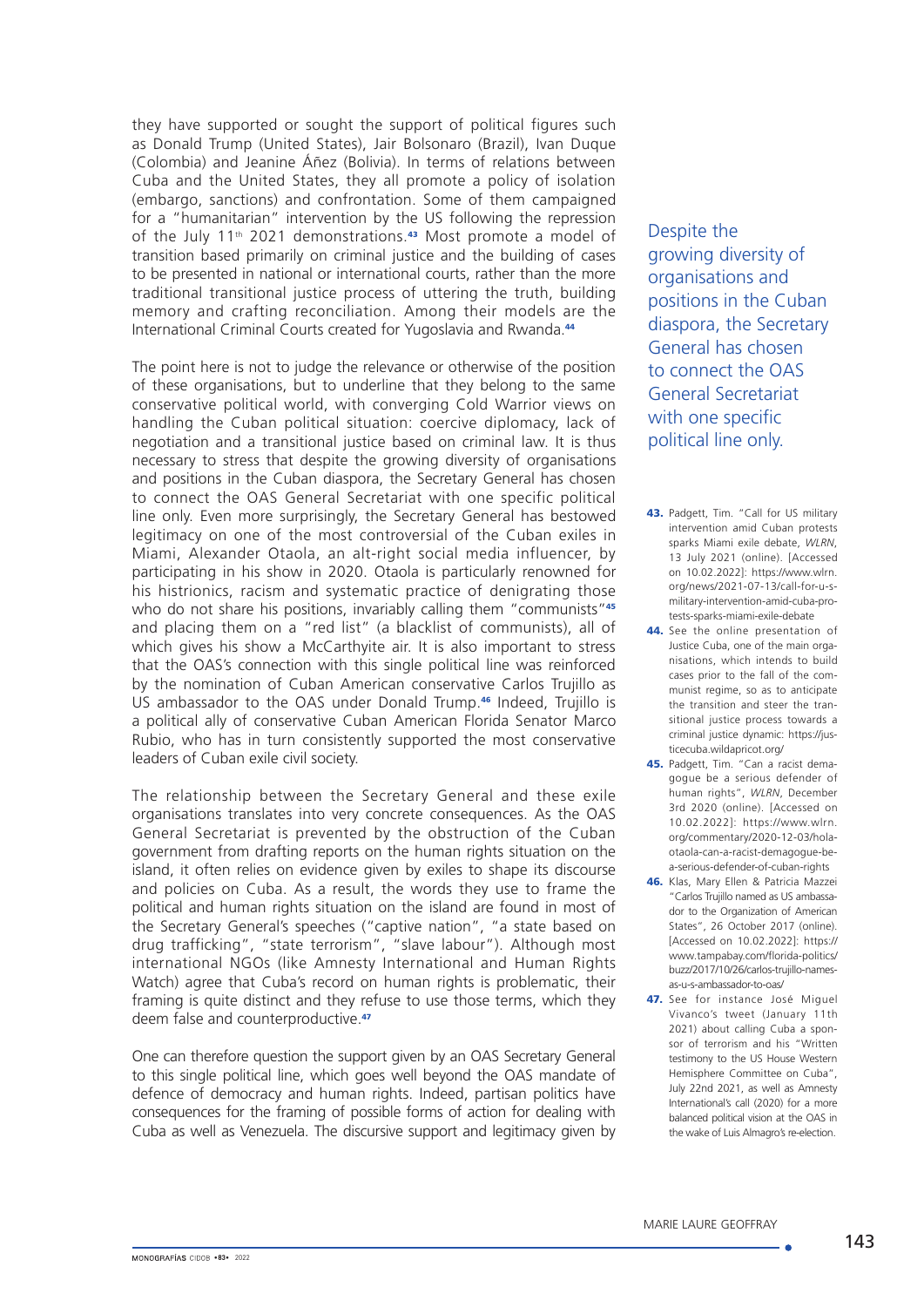they have supported or sought the support of political figures such as Donald Trump (United States), Jair Bolsonaro (Brazil), Ivan Duque (Colombia) and Jeanine Áñez (Bolivia). In terms of relations between Cuba and the United States, they all promote a policy of isolation (embargo, sanctions) and confrontation. Some of them campaigned for a "humanitarian" intervention by the US following the repression of the July 11th 2021 demonstrations.[43] Most promote a model of transition based primarily on criminal justice and the building of cases to be presented in national or international courts, rather than the more traditional transitional justice process of uttering the truth, building memory and crafting reconciliation. Among their models are the International Criminal Courts created for Yugoslavia and Rwanda.[44]

The point here is not to judge the relevance or otherwise of the position of these organisations, but to underline that they belong to the same conservative political world, with converging Cold Warrior views on handling the Cuban political situation: coercive diplomacy, lack of negotiation and a transitional justice based on criminal law. It is thus necessary to stress that despite the growing diversity of organisations and positions in the Cuban diaspora, the Secretary General has chosen to connect the OAS General Secretariat with one specific political line only. Even more surprisingly, the Secretary General has bestowed legitimacy on one of the most controversial of the Cuban exiles in Miami, Alexander Otaola, an alt-right social media influencer, by participating in his show in 2020. Otaola is particularly renowned for his histrionics, racism and systematic practice of denigrating those who do not share his positions, invariably calling them "communists"[45] and placing them on a "red list" (a blacklist of communists), all of which gives his show a McCarthyite air. It is also important to stress that the OAS's connection with this single political line was reinforced by the nomination of Cuban American conservative Carlos Trujillo as US ambassador to the OAS under Donald Trump.[46] Indeed, Trujillo is a political ally of conservative Cuban American Florida Senator Marco Rubio, who has in turn consistently supported the most conservative leaders of Cuban exile civil society.

> Despite the growing diversity of organisations and positions in the Cuban diaspora, the Secretary General has chosen to connect the OAS General Secretariat with one specific political line only.

The relationship between the Secretary General and these exile organisations translates into very concrete consequences. As the OAS General Secretariat is prevented by the obstruction of the Cuban government from drafting reports on the human rights situation on the island, it often relies on evidence given by exiles to shape its discourse and policies on Cuba. As a result, the words they use to frame the political and human rights situation on the island are found in most of the Secretary General's speeches ("captive nation", "a state based on drug trafficking", "state terrorism", "slave labour"). Although most international NGOs (like Amnesty International and Human Rights Watch) agree that Cuba's record on human rights is problematic, their framing is quite distinct and they refuse to use those terms, which they deem false and counterproductive.[47]

One can therefore question the support given by an OAS Secretary General to this single political line, which goes well beyond the OAS mandate of defence of democracy and human rights. Indeed, partisan politics have consequences for the framing of possible forms of action for dealing with Cuba as well as Venezuela. The discursive support and legitimacy given by

43. Padgett, Tim. "Call for US military intervention amid Cuban protests sparks Miami exile debate, *WLRN*, 13 July 2021 (online). [Accessed on 10.02.2022]: https://www.wlrn.org/news/2021-07-13/call-for-u-s-military-intervention-amid-cuba-protests-sparks-miami-exile-debate

44. See the online presentation of Justice Cuba, one of the main organisations, which intends to build cases prior to the fall of the communist regime, so as to anticipate the transition and steer the transitional justice process towards a criminal justice dynamic: https://justicecuba.wildapricot.org/

45. Padgett, Tim. "Can a racist demagogue be a serious defender of human rights", *WLRN*, December 3rd 2020 (online). [Accessed on 10.02.2022]: https://www.wlrn.org/commentary/2020-12-03/hola-otaola-can-a-racist-demagogue-be-a-serious-defender-of-cuban-rights

46. Klas, Mary Ellen & Patricia Mazzei "Carlos Trujillo named as US ambassador to the Organization of American States", 26 October 2017 (online). [Accessed on 10.02.2022]: https://www.tampabay.com/florida-politics/buzz/2017/10/26/carlos-trujillo-names-as-u-s-ambassador-to-oas/

47. See for instance José Miguel Vivanco's tweet (January 11th 2021) about calling Cuba a sponsor of terrorism and his "Written testimony to the US House Western Hemisphere Committee on Cuba", July 22nd 2021, as well as Amnesty International's call (2020) for a more balanced political vision at the OAS in the wake of Luis Almagro's re-election.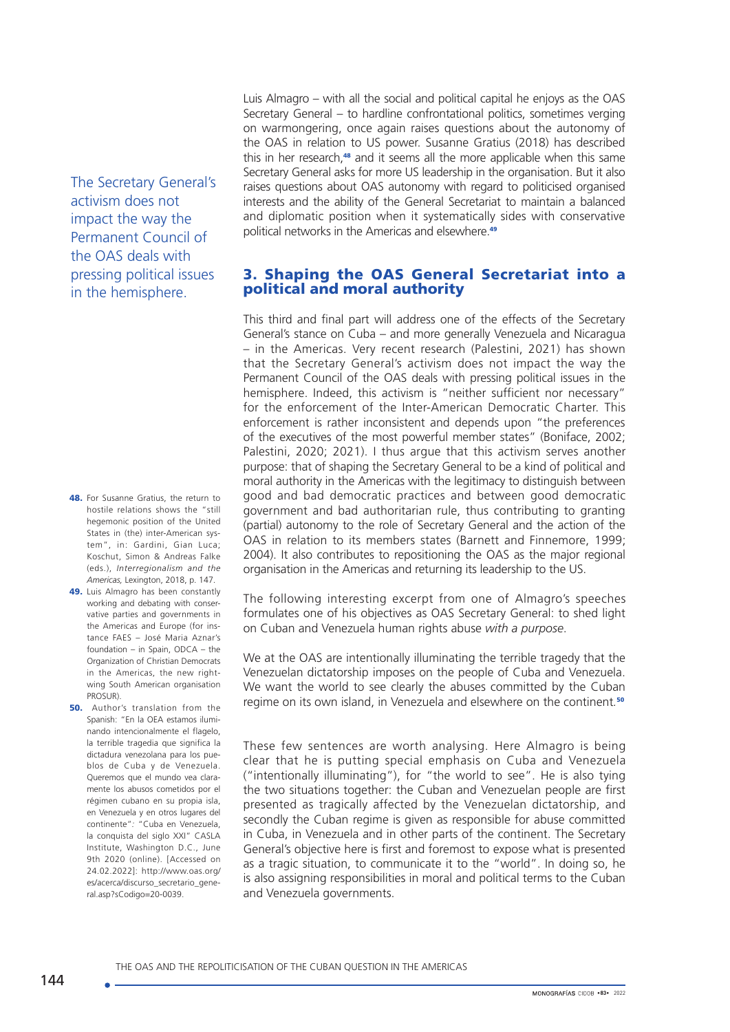Luis Almagro – with all the social and political capital he enjoys as the OAS Secretary General – to hardline confrontational politics, sometimes verging on warmongering, once again raises questions about the autonomy of the OAS in relation to US power. Susanne Gratius (2018) has described this in her research,[48] and it seems all the more applicable when this same Secretary General asks for more US leadership in the organisation. But it also raises questions about OAS autonomy with regard to politicised organised interests and the ability of the General Secretariat to maintain a balanced and diplomatic position when it systematically sides with conservative political networks in the Americas and elsewhere.[49]

The Secretary General's activism does not impact the way the Permanent Council of the OAS deals with pressing political issues in the hemisphere.

## 3. Shaping the OAS General Secretariat into a political and moral authority

This third and final part will address one of the effects of the Secretary General's stance on Cuba – and more generally Venezuela and Nicaragua – in the Americas. Very recent research (Palestini, 2021) has shown that the Secretary General's activism does not impact the way the Permanent Council of the OAS deals with pressing political issues in the hemisphere. Indeed, this activism is "neither sufficient nor necessary" for the enforcement of the Inter-American Democratic Charter. This enforcement is rather inconsistent and depends upon "the preferences of the executives of the most powerful member states" (Boniface, 2002; Palestini, 2020; 2021). I thus argue that this activism serves another purpose: that of shaping the Secretary General to be a kind of political and moral authority in the Americas with the legitimacy to distinguish between good and bad democratic practices and between good democratic government and bad authoritarian rule, thus contributing to granting (partial) autonomy to the role of Secretary General and the action of the OAS in relation to its members states (Barnett and Finnemore, 1999; 2004). It also contributes to repositioning the OAS as the major regional organisation in the Americas and returning its leadership to the US.

The following interesting excerpt from one of Almagro's speeches formulates one of his objectives as OAS Secretary General: to shed light on Cuban and Venezuela human rights abuse *with a purpose*.

> We at the OAS are intentionally illuminating the terrible tragedy that the Venezuelan dictatorship imposes on the people of Cuba and Venezuela. We want the world to see clearly the abuses committed by the Cuban regime on its own island, in Venezuela and elsewhere on the continent.[50]

These few sentences are worth analysing. Here Almagro is being clear that he is putting special emphasis on Cuba and Venezuela ("intentionally illuminating"), for "the world to see". He is also tying the two situations together: the Cuban and Venezuelan people are first presented as tragically affected by the Venezuelan dictatorship, and secondly the Cuban regime is given as responsible for abuse committed in Cuba, in Venezuela and in other parts of the continent. The Secretary General's objective here is first and foremost to expose what is presented as a tragic situation, to communicate it to the "world". In doing so, he is also assigning responsibilities in moral and political terms to the Cuban and Venezuela governments.

---

**48.** For Susanne Gratius, the return to hostile relations shows the "still hegemonic position of the United States in (the) inter-American system", in: Gardini, Gian Luca; Koschut, Simon & Andreas Falke (eds.), *Interregionalism and the Americas,* Lexington, 2018, p. 147.

**49.** Luis Almagro has been constantly working and debating with conservative parties and governments in the Americas and Europe (for instance FAES – José Maria Aznar's foundation – in Spain, ODCA – the Organization of Christian Democrats in the Americas, the new right-wing South American organisation PROSUR).

**50.** Author's translation from the Spanish: "En la OEA estamos iluminando intencionalmente el flagelo, la terrible tragedia que significa la dictadura venezolana para los pueblos de Cuba y de Venezuela. Queremos que el mundo vea claramente los abusos cometidos por el régimen cubano en su propia isla, en Venezuela y en otros lugares del continente": "Cuba en Venezuela, la conquista del siglo XXI" CASLA Institute, Washington D.C., June 9th 2020 (online). [Accessed on 24.02.2022]: http://www.oas.org/es/acerca/discurso_secretario_general.asp?sCodigo=20-0039.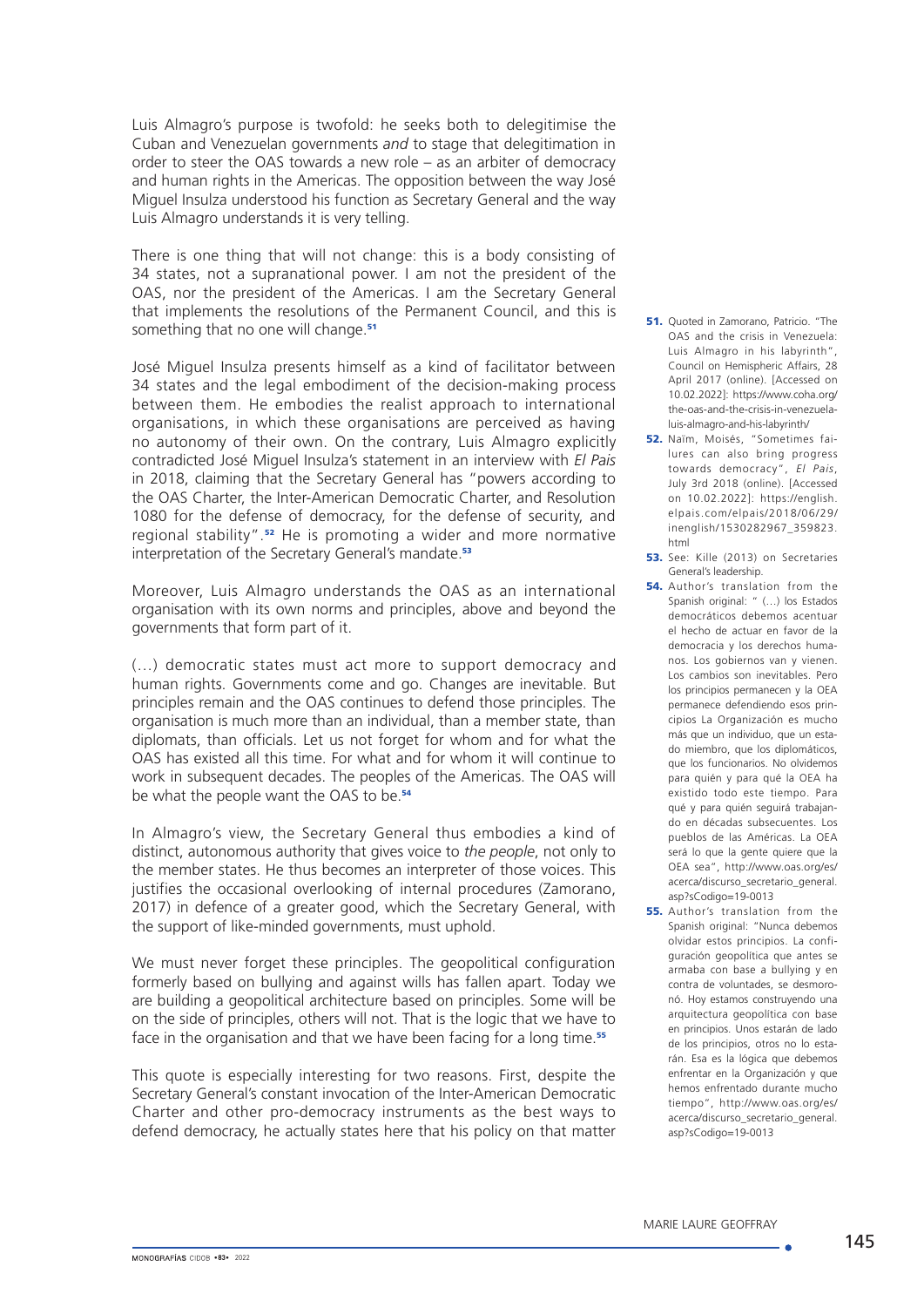Luis Almagro's purpose is twofold: he seeks both to delegitimise the Cuban and Venezuelan governments *and* to stage that delegitimation in order to steer the OAS towards a new role – as an arbiter of democracy and human rights in the Americas. The opposition between the way José Miguel Insulza understood his function as Secretary General and the way Luis Almagro understands it is very telling.

There is one thing that will not change: this is a body consisting of 34 states, not a supranational power. I am not the president of the OAS, nor the president of the Americas. I am the Secretary General that implements the resolutions of the Permanent Council, and this is something that no one will change.[51]

José Miguel Insulza presents himself as a kind of facilitator between 34 states and the legal embodiment of the decision-making process between them. He embodies the realist approach to international organisations, in which these organisations are perceived as having no autonomy of their own. On the contrary, Luis Almagro explicitly contradicted José Miguel Insulza's statement in an interview with *El País* in 2018, claiming that the Secretary General has "powers according to the OAS Charter, the Inter-American Democratic Charter, and Resolution 1080 for the defense of democracy, for the defense of security, and regional stability".[52] He is promoting a wider and more normative interpretation of the Secretary General's mandate.[53]

Moreover, Luis Almagro understands the OAS as an international organisation with its own norms and principles, above and beyond the governments that form part of it.

(…) democratic states must act more to support democracy and human rights. Governments come and go. Changes are inevitable. But principles remain and the OAS continues to defend those principles. The organisation is much more than an individual, than a member state, than diplomats, than officials. Let us not forget for whom and for what the OAS has existed all this time. For what and for whom it will continue to work in subsequent decades. The peoples of the Americas. The OAS will be what the people want the OAS to be.[54]

In Almagro's view, the Secretary General thus embodies a kind of distinct, autonomous authority that gives voice to *the people*, not only to the member states. He thus becomes an interpreter of those voices. This justifies the occasional overlooking of internal procedures (Zamorano, 2017) in defence of a greater good, which the Secretary General, with the support of like-minded governments, must uphold.

We must never forget these principles. The geopolitical configuration formerly based on bullying and against wills has fallen apart. Today we are building a geopolitical architecture based on principles. Some will be on the side of principles, others will not. That is the logic that we have to face in the organisation and that we have been facing for a long time.[55]

This quote is especially interesting for two reasons. First, despite the Secretary General's constant invocation of the Inter-American Democratic Charter and other pro-democracy instruments as the best ways to defend democracy, he actually states here that his policy on that matter

---

51. Quoted in Zamorano, Patricio. "The OAS and the crisis in Venezuela: Luis Almagro in his labyrinth", Council on Hemispheric Affairs, 28 April 2017 (online). [Accessed on 10.02.2022]: https://www.coha.org/the-oas-and-the-crisis-in-venezuela-luis-almagro-and-his-labyrinth/

52. Naïm, Moisés, "Sometimes failures can also bring progress towards democracy", *El País*, July 3rd 2018 (online). [Accessed on 10.02.2022]: https://english.elpais.com/elpais/2018/06/29/inenglish/1530282967_359823.html

53. See: Kille (2013) on Secretaries General's leadership.

54. Author's translation from the Spanish original: " (…) los Estados democráticos debemos acentuar el hecho de actuar en favor de la democracia y los derechos humanos. Los gobiernos van y vienen. Los cambios son inevitables. Pero los principios permanecen y la OEA permanece defendiendo esos principios La Organización es mucho más que un individuo, que un estado miembro, que los diplomáticos, que los funcionarios. No olvidemos para quién y para qué la OEA ha existido todo este tiempo. Para qué y para quién seguirá trabajando en décadas subsecuentes. Los pueblos de las Américas. La OEA será lo que la gente quiere que la OEA sea", http://www.oas.org/es/acerca/discurso_secretario_general.asp?sCodigo=19-0013

55. Author's translation from the Spanish original: "Nunca debemos olvidar estos principios. La configuración geopolítica que antes se armaba con base a bullying y en contra de voluntades, se desmoronó. Hoy estamos construyendo una arquitectura geopolítica con base en principios. Unos estarán de lado de los principios, otros no lo estarán. Esa es la lógica que debemos enfrentar en la Organización y que hemos enfrentado durante mucho tiempo", http://www.oas.org/es/acerca/discurso_secretario_general.asp?sCodigo=19-0013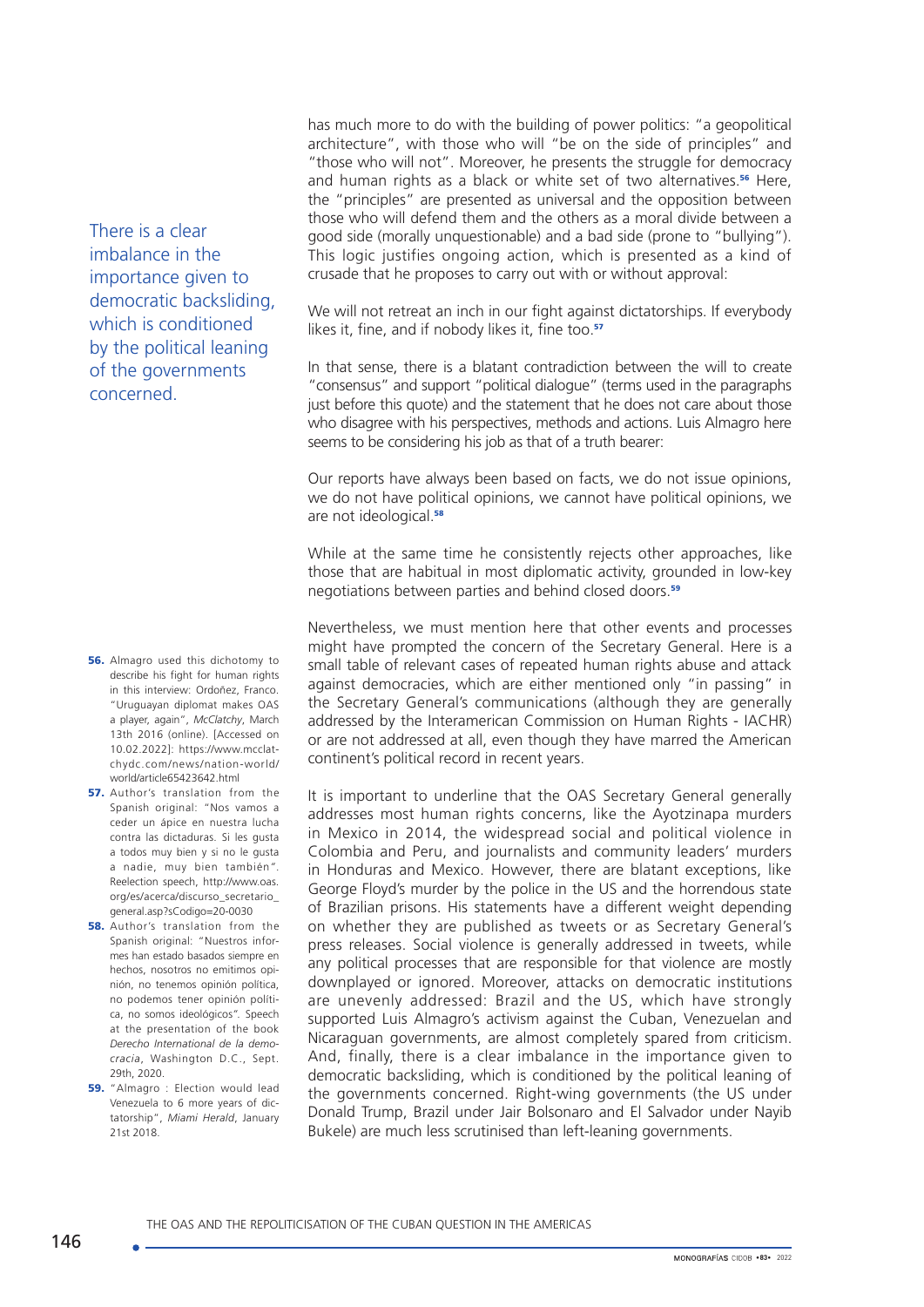has much more to do with the building of power politics: "a geopolitical architecture", with those who will "be on the side of principles" and "those who will not". Moreover, he presents the struggle for democracy and human rights as a black or white set of two alternatives.[56] Here, the "principles" are presented as universal and the opposition between those who will defend them and the others as a moral divide between a good side (morally unquestionable) and a bad side (prone to "bullying"). This logic justifies ongoing action, which is presented as a kind of crusade that he proposes to carry out with or without approval:

> We will not retreat an inch in our fight against dictatorships. If everybody likes it, fine, and if nobody likes it, fine too.[57]

In that sense, there is a blatant contradiction between the will to create "consensus" and support "political dialogue" (terms used in the paragraphs just before this quote) and the statement that he does not care about those who disagree with his perspectives, methods and actions. Luis Almagro here seems to be considering his job as that of a truth bearer:

> Our reports have always been based on facts, we do not issue opinions, we do not have political opinions, we cannot have political opinions, we are not ideological.[58]

While at the same time he consistently rejects other approaches, like those that are habitual in most diplomatic activity, grounded in low-key negotiations between parties and behind closed doors.[59]

Nevertheless, we must mention here that other events and processes might have prompted the concern of the Secretary General. Here is a small table of relevant cases of repeated human rights abuse and attack against democracies, which are either mentioned only "in passing" in the Secretary General's communications (although they are generally addressed by the Interamerican Commission on Human Rights - IACHR) or are not addressed at all, even though they have marred the American continent's political record in recent years.

It is important to underline that the OAS Secretary General generally addresses most human rights concerns, like the Ayotzinapa murders in Mexico in 2014, the widespread social and political violence in Colombia and Peru, and journalists and community leaders' murders in Honduras and Mexico. However, there are blatant exceptions, like George Floyd's murder by the police in the US and the horrendous state of Brazilian prisons. His statements have a different weight depending on whether they are published as tweets or as Secretary General's press releases. Social violence is generally addressed in tweets, while any political processes that are responsible for that violence are mostly downplayed or ignored. Moreover, attacks on democratic institutions are unevenly addressed: Brazil and the US, which have strongly supported Luis Almagro's activism against the Cuban, Venezuelan and Nicaraguan governments, are almost completely spared from criticism. And, finally, there is a clear imbalance in the importance given to democratic backsliding, which is conditioned by the political leaning of the governments concerned. Right-wing governments (the US under Donald Trump, Brazil under Jair Bolsonaro and El Salvador under Nayib Bukele) are much less scrutinised than left-leaning governments.

> There is a clear imbalance in the importance given to democratic backsliding, which is conditioned by the political leaning of the governments concerned.

---

56. Almagro used this dichotomy to describe his fight for human rights in this interview: Ordoñez, Franco. "Uruguayan diplomat makes OAS a player, again", *McClatchy*, March 13th 2016 (online). [Accessed on 10.02.2022]: https://www.mcclatchydc.com/news/nation-world/world/article65423642.html

57. Author's translation from the Spanish original: "Nos vamos a ceder un ápice en nuestra lucha contra las dictaduras. Si les gusta a todos muy bien y si no le gusta a nadie, muy bien también". Reelection speech, http://www.oas.org/es/acerca/discurso_secretario_general.asp?sCodigo=20-0030

58. Author's translation from the Spanish original: "Nuestros informes han estado basados siempre en hechos, nosotros no emitimos opinión, no tenemos opinión política, no podemos tener opinión política, no somos ideológicos". Speech at the presentation of the book *Derecho International de la democracia*, Washington D.C., Sept. 29th, 2020.

59. "Almagro : Election would lead Venezuela to 6 more years of dictatorship", *Miami Herald*, January 21st 2018.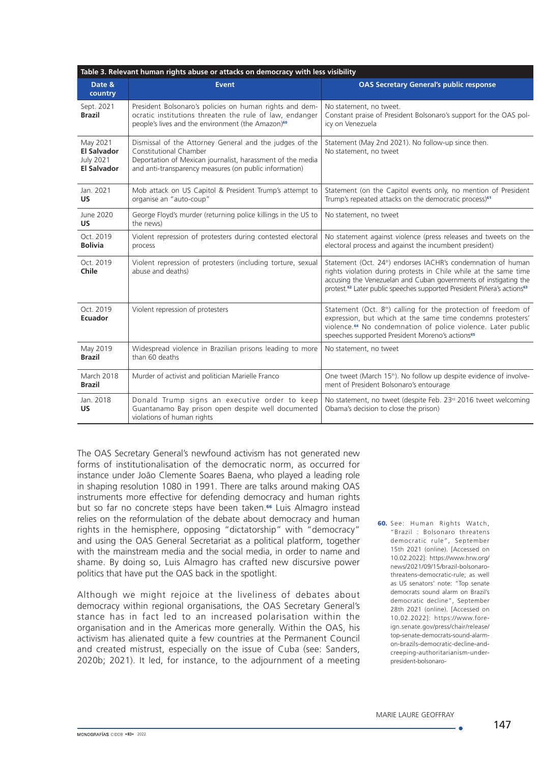**Table 3. Relevant human rights abuse or attacks on democracy with less visibility**

| Date & country | Event | OAS Secretary General's public response |
|---|---|---|
| Sept. 2021 **Brazil** | President Bolsonaro's policies on human rights and democratic institutions threaten the rule of law, endanger people's lives and the environment (the Amazon)[60] | No statement, no tweet. Constant praise of President Bolsonaro's support for the OAS policy on Venezuela |
| May 2021 **El Salvador** July 2021 **El Salvador** | Dismissal of the Attorney General and the judges of the Constitutional Chamber Deportation of Mexican journalist, harassment of the media and anti-transparency measures (on public information) | Statement (May 2nd 2021). No follow-up since then. No statement, no tweet |
| Jan. 2021 **US** | Mob attack on US Capitol & President Trump's attempt to organise an "auto-coup" | Statement (on the Capitol events only, no mention of President Trump's repeated attacks on the democratic process)[61] |
| June 2020 **US** | George Floyd's murder (returning police killings in the US to the news) | No statement, no tweet |
| Oct. 2019 **Bolivia** | Violent repression of protesters during contested electoral process | No statement against violence (press releases and tweets on the electoral process and against the incumbent president) |
| Oct. 2019 **Chile** | Violent repression of protesters (including torture, sexual abuse and deaths) | Statement (Oct. 24th) endorses IACHR's condemnation of human rights violation during protests in Chile while at the same time accusing the Venezuelan and Cuban governments of instigating the protest.[62] Later public speeches supported President Piñera's actions[63] |
| Oct. 2019 **Ecuador** | Violent repression of protesters | Statement (Oct. 8th) calling for the protection of freedom of expression, but which at the same time condemns protesters' violence.[64] No condemnation of police violence. Later public speeches supported President Moreno's actions[65] |
| May 2019 **Brazil** | Widespread violence in Brazilian prisons leading to more than 60 deaths | No statement, no tweet |
| March 2018 **Brazil** | Murder of activist and politician Marielle Franco | One tweet (March 15th). No follow up despite evidence of involvement of President Bolsonaro's entourage |
| Jan. 2018 **US** | Donald Trump signs an executive order to keep Guantanamo Bay prison open despite well documented violations of human rights | No statement, no tweet (despite Feb. 23rd 2016 tweet welcoming Obama's decision to close the prison) |

The OAS Secretary General's newfound activism has not generated new forms of institutionalisation of the democratic norm, as occurred for instance under João Clemente Soares Baena, who played a leading role in shaping resolution 1080 in 1991. There are talks around making OAS instruments more effective for defending democracy and human rights but so far no concrete steps have been taken.[66] Luis Almagro instead relies on the reformulation of the debate about democracy and human rights in the hemisphere, opposing "dictatorship" with "democracy" and using the OAS General Secretariat as a political platform, together with the mainstream media and the social media, in order to name and shame. By doing so, Luis Almagro has crafted new discursive power politics that have put the OAS back in the spotlight.

Although we might rejoice at the liveliness of debates about democracy within regional organisations, the OAS Secretary General's stance has in fact led to an increased polarisation within the organisation and in the Americas more generally. Within the OAS, his activism has alienated quite a few countries at the Permanent Council and created mistrust, especially on the issue of Cuba (see: Sanders, 2020b; 2021). It led, for instance, to the adjournment of a meeting

**60.** See: Human Rights Watch, "Brazil : Bolsonaro threatens democratic rule", September 15th 2021 (online). [Accessed on 10.02.2022]: https://www.hrw.org/news/2021/09/15/brazil-bolsonaro-threatens-democratic-rule; as well as US senators' note: "Top senate democrats sound alarm on Brazil's democratic decline", September 28th 2021 (online). [Accessed on 10.02.2022]: https://www.foreign.senate.gov/press/chair/release/top-senate-democrats-sound-alarm-on-brazils-democratic-decline-and-creeping-authoritarianism-under-president-bolsonaro-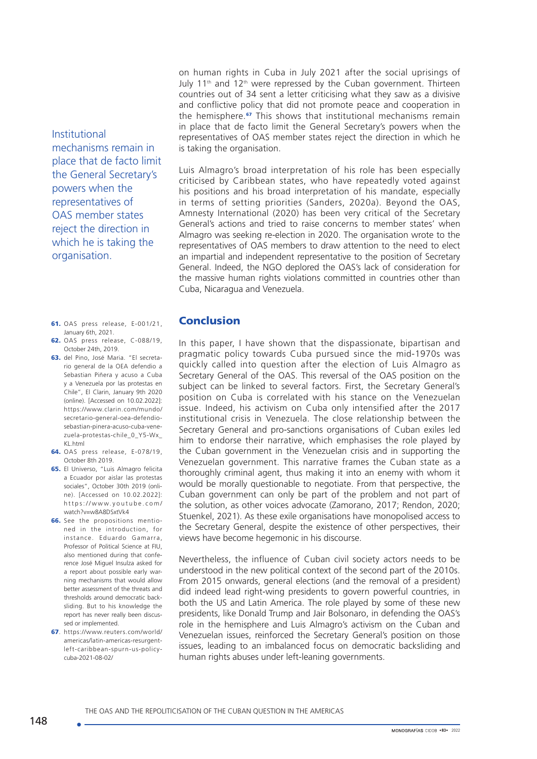on human rights in Cuba in July 2021 after the social uprisings of July 11th and 12th were repressed by the Cuban government. Thirteen countries out of 34 sent a letter criticising what they saw as a divisive and conflictive policy that did not promote peace and cooperation in the hemisphere.[67] This shows that institutional mechanisms remain in place that de facto limit the General Secretary's powers when the representatives of OAS member states reject the direction in which he is taking the organisation.

> Institutional mechanisms remain in place that de facto limit the General Secretary's powers when the representatives of OAS member states reject the direction in which he is taking the organisation.

Luis Almagro's broad interpretation of his role has been especially criticised by Caribbean states, who have repeatedly voted against his positions and his broad interpretation of his mandate, especially in terms of setting priorities (Sanders, 2020a). Beyond the OAS, Amnesty International (2020) has been very critical of the Secretary General's actions and tried to raise concerns to member states' when Almagro was seeking re-election in 2020. The organisation wrote to the representatives of OAS members to draw attention to the need to elect an impartial and independent representative to the position of Secretary General. Indeed, the NGO deplored the OAS's lack of consideration for the massive human rights violations committed in countries other than Cuba, Nicaragua and Venezuela.

## Conclusion

In this paper, I have shown that the dispassionate, bipartisan and pragmatic policy towards Cuba pursued since the mid-1970s was quickly called into question after the election of Luis Almagro as Secretary General of the OAS. This reversal of the OAS position on the subject can be linked to several factors. First, the Secretary General's position on Cuba is correlated with his stance on the Venezuelan issue. Indeed, his activism on Cuba only intensified after the 2017 institutional crisis in Venezuela. The close relationship between the Secretary General and pro-sanctions organisations of Cuban exiles led him to endorse their narrative, which emphasises the role played by the Cuban government in the Venezuelan crisis and in supporting the Venezuelan government. This narrative frames the Cuban state as a thoroughly criminal agent, thus making it into an enemy with whom it would be morally questionable to negotiate. From that perspective, the Cuban government can only be part of the problem and not part of the solution, as other voices advocate (Zamorano, 2017; Rendon, 2020; Stuenkel, 2021). As these exile organisations have monopolised access to the Secretary General, despite the existence of other perspectives, their views have become hegemonic in his discourse.

Nevertheless, the influence of Cuban civil society actors needs to be understood in the new political context of the second part of the 2010s. From 2015 onwards, general elections (and the removal of a president) did indeed lead right-wing presidents to govern powerful countries, in both the US and Latin America. The role played by some of these new presidents, like Donald Trump and Jair Bolsonaro, in defending the OAS's role in the hemisphere and Luis Almagro's activism on the Cuban and Venezuelan issues, reinforced the Secretary General's position on those issues, leading to an imbalanced focus on democratic backsliding and human rights abuses under left-leaning governments.

---

61. OAS press release, E-001/21, January 6th, 2021.
62. OAS press release, C-088/19, October 24th, 2019.
63. del Pino, José Maria. "El secretario general de la OEA defendio a Sebastian Piñera y acuso a Cuba y a Venezuela por las protestas en Chile", El Clarin, January 9th 2020 (online). [Accessed on 10.02.2022]: https://www.clarin.com/mundo/secretario-general-oea-defendio-sebastian-pinera-acuso-cuba-venezuela-protestas-chile_0_Y5-Wx_KL.html
64. OAS press release, E-078/19, October 8th 2019.
65. El Universo, "Luis Almagro felicita a Ecuador por aislar las protestas sociales", October 30th 2019 (online). [Accessed on 10.02.2022]: https://www.youtube.com/watch?v=w8A8DSxtVk4
66. See the propositions mentioned in the introduction, for instance. Eduardo Gamarra, Professor of Political Science at FIU, also mentioned during that conference José Miguel Insulza asked for a report about possible early warning mechanisms that would allow better assessment of the threats and thresholds around democratic backsliding. But to his knowledge the report has never really been discussed or implemented.
67. https://www.reuters.com/world/americas/latin-americas-resurgent-left-caribbean-spurn-us-policy-cuba-2021-08-02/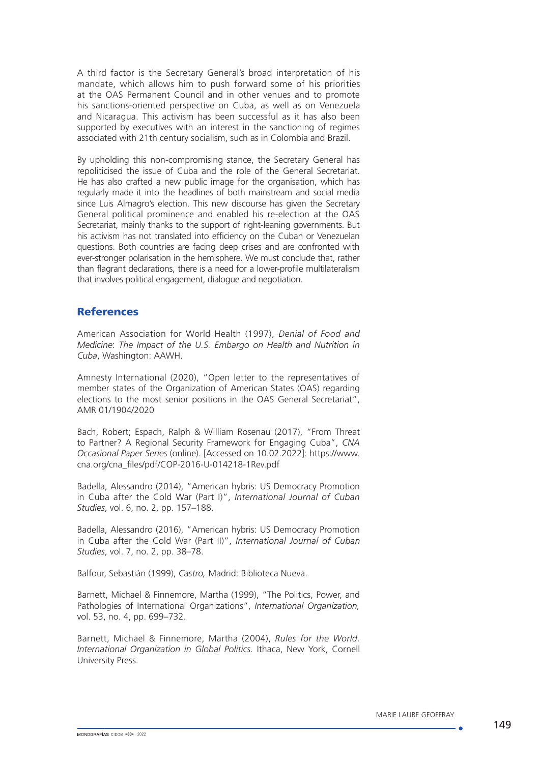A third factor is the Secretary General's broad interpretation of his mandate, which allows him to push forward some of his priorities at the OAS Permanent Council and in other venues and to promote his sanctions-oriented perspective on Cuba, as well as on Venezuela and Nicaragua. This activism has been successful as it has also been supported by executives with an interest in the sanctioning of regimes associated with 21th century socialism, such as in Colombia and Brazil.

By upholding this non-compromising stance, the Secretary General has repoliticised the issue of Cuba and the role of the General Secretariat. He has also crafted a new public image for the organisation, which has regularly made it into the headlines of both mainstream and social media since Luis Almagro's election. This new discourse has given the Secretary General political prominence and enabled his re-election at the OAS Secretariat, mainly thanks to the support of right-leaning governments. But his activism has not translated into efficiency on the Cuban or Venezuelan questions. Both countries are facing deep crises and are confronted with ever-stronger polarisation in the hemisphere. We must conclude that, rather than flagrant declarations, there is a need for a lower-profile multilateralism that involves political engagement, dialogue and negotiation.

## References

American Association for World Health (1997), *Denial of Food and Medicine*: *The Impact of the U.S. Embargo on Health and Nutrition in Cuba*, Washington: AAWH.

Amnesty International (2020), "Open letter to the representatives of member states of the Organization of American States (OAS) regarding elections to the most senior positions in the OAS General Secretariat", AMR 01/1904/2020

Bach, Robert; Espach, Ralph & William Rosenau (2017), "From Threat to Partner? A Regional Security Framework for Engaging Cuba", *CNA Occasional Paper Series* (online). [Accessed on 10.02.2022]: https://www.cna.org/cna_files/pdf/COP-2016-U-014218-1Rev.pdf

Badella, Alessandro (2014), "American hybris: US Democracy Promotion in Cuba after the Cold War (Part I)", *International Journal of Cuban Studies*, vol. 6, no. 2, pp. 157–188.

Badella, Alessandro (2016), "American hybris: US Democracy Promotion in Cuba after the Cold War (Part II)", *International Journal of Cuban Studies*, vol. 7, no. 2, pp. 38–78.

Balfour, Sebastián (1999), *Castro,* Madrid: Biblioteca Nueva.

Barnett, Michael & Finnemore, Martha (1999), "The Politics, Power, and Pathologies of International Organizations", *International Organization,* vol. 53, no. 4, pp. 699–732.

Barnett, Michael & Finnemore, Martha (2004), *Rules for the World. International Organization in Global Politics.* Ithaca, New York, Cornell University Press.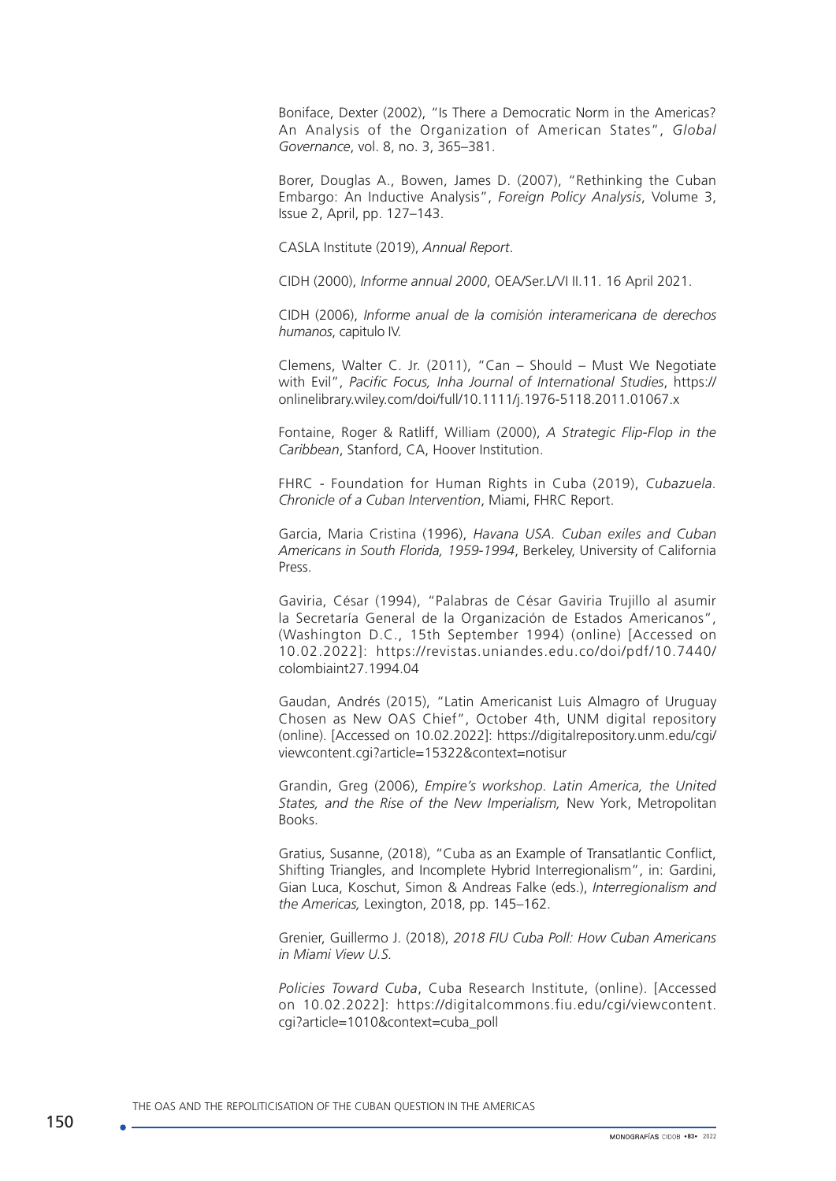Boniface, Dexter (2002), "Is There a Democratic Norm in the Americas? An Analysis of the Organization of American States", *Global Governance*, vol. 8, no. 3, 365–381.

Borer, Douglas A., Bowen, James D. (2007), "Rethinking the Cuban Embargo: An Inductive Analysis", *Foreign Policy Analysis*, Volume 3, Issue 2, April, pp. 127–143.

CASLA Institute (2019), *Annual Report*.

CIDH (2000), *Informe annual 2000*, OEA/Ser.L/VI II.11. 16 April 2021.

CIDH (2006), *Informe anual de la comisión interamericana de derechos humanos*, capitulo IV.

Clemens, Walter C. Jr. (2011), "Can – Should – Must We Negotiate with Evil", *Pacific Focus, Inha Journal of International Studies*, https://onlinelibrary.wiley.com/doi/full/10.1111/j.1976-5118.2011.01067.x

Fontaine, Roger & Ratliff, William (2000), *A Strategic Flip-Flop in the Caribbean*, Stanford, CA, Hoover Institution.

FHRC - Foundation for Human Rights in Cuba (2019), *Cubazuela. Chronicle of a Cuban Intervention*, Miami, FHRC Report.

Garcia, Maria Cristina (1996), *Havana USA. Cuban exiles and Cuban Americans in South Florida, 1959-1994*, Berkeley, University of California Press.

Gaviria, César (1994), "Palabras de César Gaviria Trujillo al asumir la Secretaría General de la Organización de Estados Americanos", (Washington D.C., 15th September 1994) (online) [Accessed on 10.02.2022]: https://revistas.uniandes.edu.co/doi/pdf/10.7440/colombiaint27.1994.04

Gaudan, Andrés (2015), "Latin Americanist Luis Almagro of Uruguay Chosen as New OAS Chief", October 4th, UNM digital repository (online). [Accessed on 10.02.2022]: https://digitalrepository.unm.edu/cgi/viewcontent.cgi?article=15322&context=notisur

Grandin, Greg (2006), *Empire's workshop. Latin America, the United States, and the Rise of the New Imperialism,* New York, Metropolitan Books.

Gratius, Susanne, (2018), "Cuba as an Example of Transatlantic Conflict, Shifting Triangles, and Incomplete Hybrid Interregionalism", in: Gardini, Gian Luca, Koschut, Simon & Andreas Falke (eds.), *Interregionalism and the Americas,* Lexington, 2018, pp. 145–162.

Grenier, Guillermo J. (2018), *2018 FIU Cuba Poll: How Cuban Americans in Miami View U.S.*

*Policies Toward Cuba*, Cuba Research Institute, (online). [Accessed on 10.02.2022]: https://digitalcommons.fiu.edu/cgi/viewcontent.cgi?article=1010&context=cuba_poll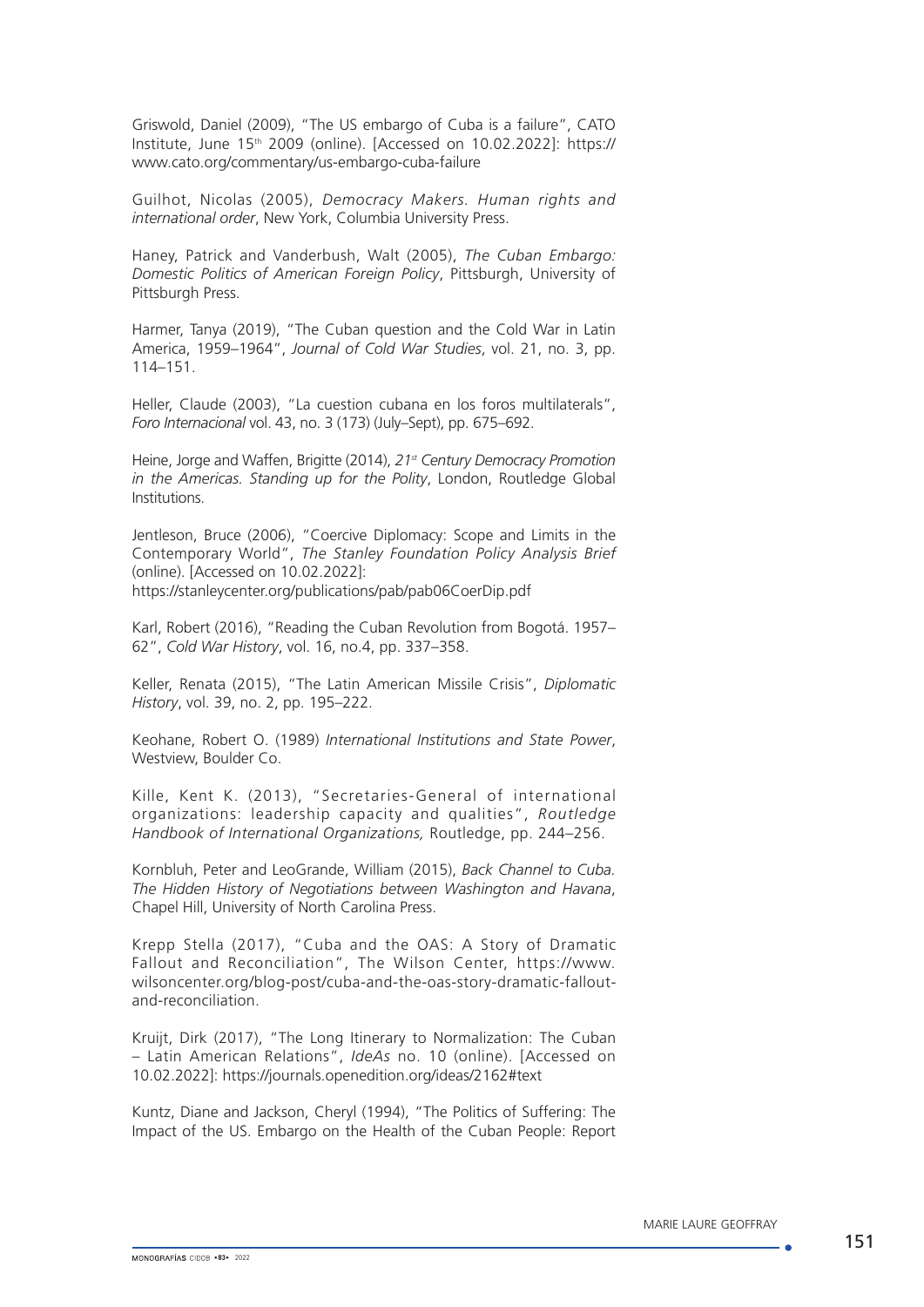Griswold, Daniel (2009), "The US embargo of Cuba is a failure", CATO Institute, June 15th 2009 (online). [Accessed on 10.02.2022]: https://www.cato.org/commentary/us-embargo-cuba-failure

Guilhot, Nicolas (2005), *Democracy Makers. Human rights and international order*, New York, Columbia University Press.

Haney, Patrick and Vanderbush, Walt (2005), *The Cuban Embargo: Domestic Politics of American Foreign Policy*, Pittsburgh, University of Pittsburgh Press.

Harmer, Tanya (2019), "The Cuban question and the Cold War in Latin America, 1959–1964", *Journal of Cold War Studies*, vol. 21, no. 3, pp. 114–151.

Heller, Claude (2003), "La cuestion cubana en los foros multilaterals", *Foro Internacional* vol. 43, no. 3 (173) (July–Sept), pp. 675–692.

Heine, Jorge and Waffen, Brigitte (2014), *21st Century Democracy Promotion in the Americas. Standing up for the Polity*, London, Routledge Global Institutions.

Jentleson, Bruce (2006), "Coercive Diplomacy: Scope and Limits in the Contemporary World", *The Stanley Foundation Policy Analysis Brief* (online). [Accessed on 10.02.2022]:
https://stanleycenter.org/publications/pab/pab06CoerDip.pdf

Karl, Robert (2016), "Reading the Cuban Revolution from Bogotá. 1957–62", *Cold War History*, vol. 16, no.4, pp. 337–358.

Keller, Renata (2015), "The Latin American Missile Crisis", *Diplomatic History*, vol. 39, no. 2, pp. 195–222.

Keohane, Robert O. (1989) *International Institutions and State Power*, Westview, Boulder Co.

Kille, Kent K. (2013), "Secretaries-General of international organizations: leadership capacity and qualities", *Routledge Handbook of International Organizations,* Routledge, pp. 244–256.

Kornbluh, Peter and LeoGrande, William (2015), *Back Channel to Cuba. The Hidden History of Negotiations between Washington and Havana*, Chapel Hill, University of North Carolina Press.

Krepp Stella (2017), "Cuba and the OAS: A Story of Dramatic Fallout and Reconciliation", The Wilson Center, https://www.wilsoncenter.org/blog-post/cuba-and-the-oas-story-dramatic-fallout-and-reconciliation.

Kruijt, Dirk (2017), "The Long Itinerary to Normalization: The Cuban – Latin American Relations", *IdeAs* no. 10 (online). [Accessed on 10.02.2022]: https://journals.openedition.org/ideas/2162#text

Kuntz, Diane and Jackson, Cheryl (1994), "The Politics of Suffering: The Impact of the US. Embargo on the Health of the Cuban People: Report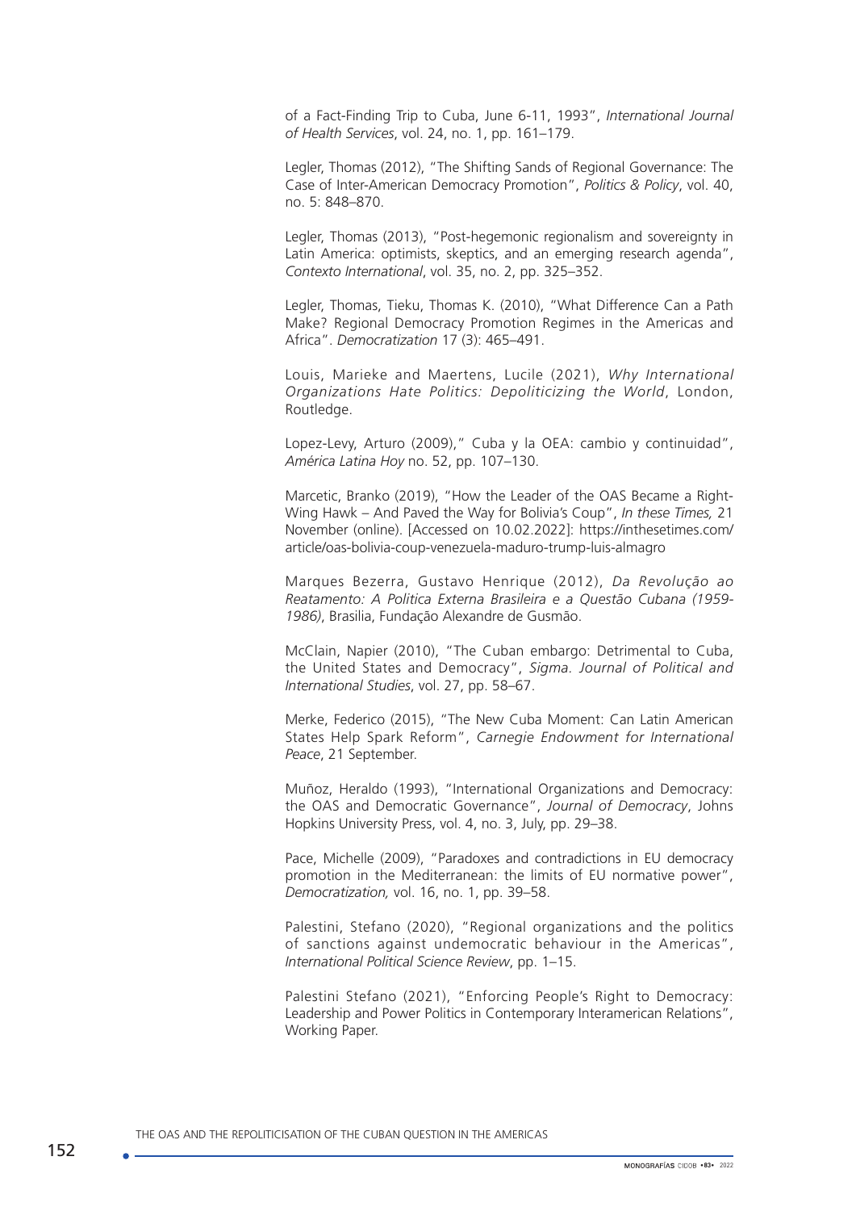of a Fact-Finding Trip to Cuba, June 6-11, 1993", *International Journal of Health Services*, vol. 24, no. 1, pp. 161–179.

Legler, Thomas (2012), "The Shifting Sands of Regional Governance: The Case of Inter-American Democracy Promotion", *Politics & Policy*, vol. 40, no. 5: 848–870.

Legler, Thomas (2013), "Post-hegemonic regionalism and sovereignty in Latin America: optimists, skeptics, and an emerging research agenda", *Contexto International*, vol. 35, no. 2, pp. 325–352.

Legler, Thomas, Tieku, Thomas K. (2010), "What Difference Can a Path Make? Regional Democracy Promotion Regimes in the Americas and Africa". *Democratization* 17 (3): 465–491.

Louis, Marieke and Maertens, Lucile (2021), *Why International Organizations Hate Politics: Depoliticizing the World*, London, Routledge.

Lopez-Levy, Arturo (2009)," Cuba y la OEA: cambio y continuidad", *América Latina Hoy* no. 52, pp. 107–130.

Marcetic, Branko (2019), "How the Leader of the OAS Became a Right-Wing Hawk – And Paved the Way for Bolivia's Coup", *In these Times,* 21 November (online). [Accessed on 10.02.2022]: https://inthesetimes.com/article/oas-bolivia-coup-venezuela-maduro-trump-luis-almagro

Marques Bezerra, Gustavo Henrique (2012), *Da Revolução ao Reatamento: A Politica Externa Brasileira e a Questão Cubana (1959-1986)*, Brasilia, Fundação Alexandre de Gusmão.

McClain, Napier (2010), "The Cuban embargo: Detrimental to Cuba, the United States and Democracy", *Sigma. Journal of Political and International Studies*, vol. 27, pp. 58–67.

Merke, Federico (2015), "The New Cuba Moment: Can Latin American States Help Spark Reform", *Carnegie Endowment for International Peace*, 21 September.

Muñoz, Heraldo (1993), "International Organizations and Democracy: the OAS and Democratic Governance", *Journal of Democracy*, Johns Hopkins University Press, vol. 4, no. 3, July, pp. 29–38.

Pace, Michelle (2009), "Paradoxes and contradictions in EU democracy promotion in the Mediterranean: the limits of EU normative power", *Democratization,* vol. 16, no. 1, pp. 39–58.

Palestini, Stefano (2020), "Regional organizations and the politics of sanctions against undemocratic behaviour in the Americas", *International Political Science Review*, pp. 1–15.

Palestini Stefano (2021), "Enforcing People's Right to Democracy: Leadership and Power Politics in Contemporary Interamerican Relations", Working Paper.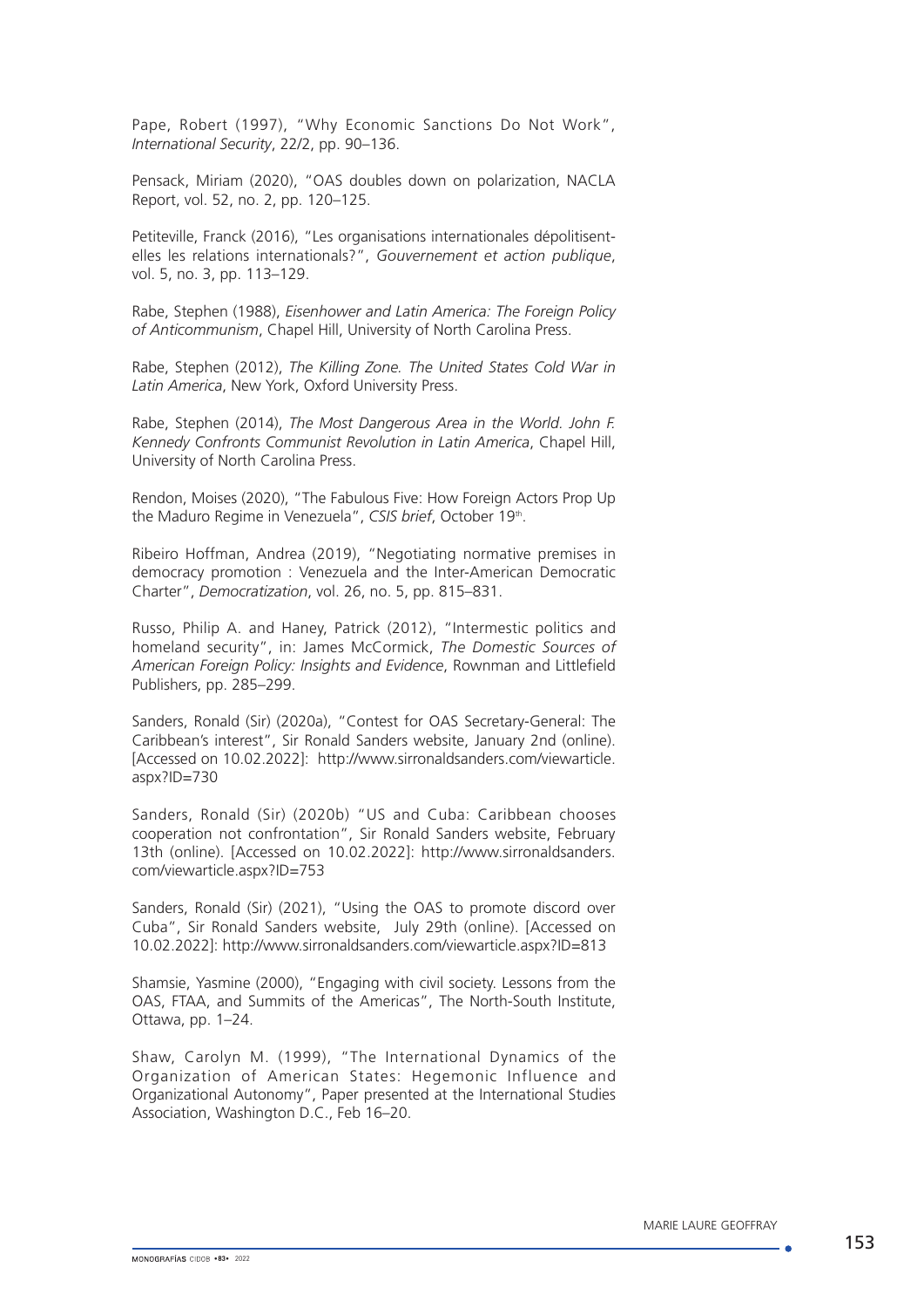Pape, Robert (1997), "Why Economic Sanctions Do Not Work", *International Security*, 22/2, pp. 90–136.

Pensack, Miriam (2020), "OAS doubles down on polarization, NACLA Report, vol. 52, no. 2, pp. 120–125.

Petiteville, Franck (2016), "Les organisations internationales dépolitisent-elles les relations internationals?", *Gouvernement et action publique*, vol. 5, no. 3, pp. 113–129.

Rabe, Stephen (1988), *Eisenhower and Latin America: The Foreign Policy of Anticommunism*, Chapel Hill, University of North Carolina Press.

Rabe, Stephen (2012), *The Killing Zone. The United States Cold War in Latin America*, New York, Oxford University Press.

Rabe, Stephen (2014), *The Most Dangerous Area in the World. John F. Kennedy Confronts Communist Revolution in Latin America*, Chapel Hill, University of North Carolina Press.

Rendon, Moises (2020), "The Fabulous Five: How Foreign Actors Prop Up the Maduro Regime in Venezuela", *CSIS brief*, October 19th.

Ribeiro Hoffman, Andrea (2019), "Negotiating normative premises in democracy promotion : Venezuela and the Inter-American Democratic Charter", *Democratization*, vol. 26, no. 5, pp. 815–831.

Russo, Philip A. and Haney, Patrick (2012), "Intermestic politics and homeland security", in: James McCormick, *The Domestic Sources of American Foreign Policy: Insights and Evidence*, Rownman and Littlefield Publishers, pp. 285–299.

Sanders, Ronald (Sir) (2020a), "Contest for OAS Secretary-General: The Caribbean's interest", Sir Ronald Sanders website, January 2nd (online). [Accessed on 10.02.2022]: http://www.sirronaldsanders.com/viewarticle.aspx?ID=730

Sanders, Ronald (Sir) (2020b) "US and Cuba: Caribbean chooses cooperation not confrontation", Sir Ronald Sanders website, February 13th (online). [Accessed on 10.02.2022]: http://www.sirronaldsanders.com/viewarticle.aspx?ID=753

Sanders, Ronald (Sir) (2021), "Using the OAS to promote discord over Cuba", Sir Ronald Sanders website, July 29th (online). [Accessed on 10.02.2022]: http://www.sirronaldsanders.com/viewarticle.aspx?ID=813

Shamsie, Yasmine (2000), "Engaging with civil society. Lessons from the OAS, FTAA, and Summits of the Americas", The North-South Institute, Ottawa, pp. 1–24.

Shaw, Carolyn M. (1999), "The International Dynamics of the Organization of American States: Hegemonic Influence and Organizational Autonomy", Paper presented at the International Studies Association, Washington D.C., Feb 16–20.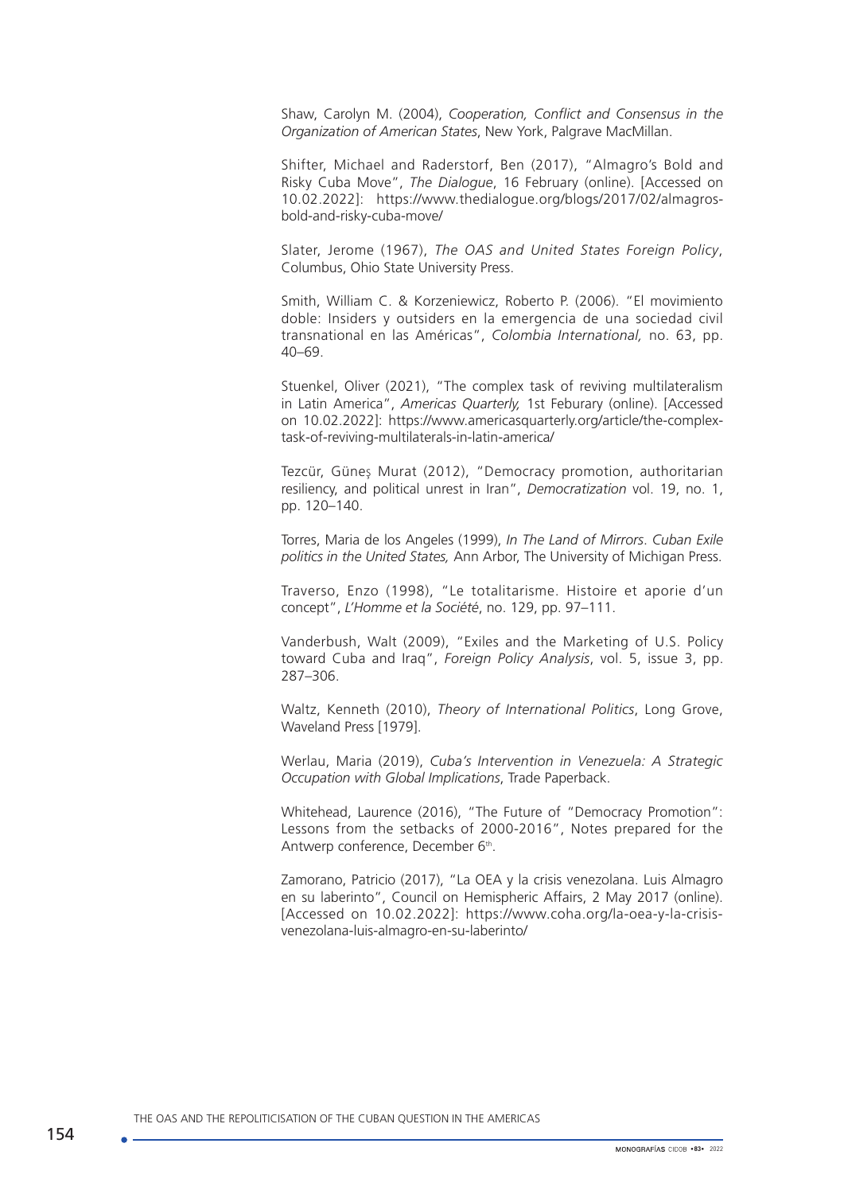Shaw, Carolyn M. (2004), *Cooperation, Conflict and Consensus in the Organization of American States*, New York, Palgrave MacMillan.

Shifter, Michael and Raderstorf, Ben (2017), "Almagro's Bold and Risky Cuba Move", *The Dialogue*, 16 February (online). [Accessed on 10.02.2022]: https://www.thedialogue.org/blogs/2017/02/almagros-bold-and-risky-cuba-move/

Slater, Jerome (1967), *The OAS and United States Foreign Policy*, Columbus, Ohio State University Press.

Smith, William C. & Korzeniewicz, Roberto P. (2006). "El movimiento doble: Insiders y outsiders en la emergencia de una sociedad civil transnational en las Américas", *Colombia International,* no. 63, pp. 40–69.

Stuenkel, Oliver (2021), "The complex task of reviving multilateralism in Latin America", *Americas Quarterly,* 1st Feburary (online). [Accessed on 10.02.2022]: https://www.americasquarterly.org/article/the-complex-task-of-reviving-multilaterals-in-latin-america/

Tezcür, Güneş Murat (2012), "Democracy promotion, authoritarian resiliency, and political unrest in Iran", *Democratization* vol. 19, no. 1, pp. 120–140.

Torres, Maria de los Angeles (1999), *In The Land of Mirrors. Cuban Exile politics in the United States,* Ann Arbor, The University of Michigan Press.

Traverso, Enzo (1998), "Le totalitarisme. Histoire et aporie d'un concept", *L'Homme et la Société*, no. 129, pp. 97–111.

Vanderbush, Walt (2009), "Exiles and the Marketing of U.S. Policy toward Cuba and Iraq", *Foreign Policy Analysis*, vol. 5, issue 3, pp. 287–306.

Waltz, Kenneth (2010), *Theory of International Politics*, Long Grove, Waveland Press [1979].

Werlau, Maria (2019), *Cuba's Intervention in Venezuela: A Strategic Occupation with Global Implications*, Trade Paperback.

Whitehead, Laurence (2016), "The Future of "Democracy Promotion": Lessons from the setbacks of 2000-2016", Notes prepared for the Antwerp conference, December 6th.

Zamorano, Patricio (2017), "La OEA y la crisis venezolana. Luis Almagro en su laberinto", Council on Hemispheric Affairs, 2 May 2017 (online). [Accessed on 10.02.2022]: https://www.coha.org/la-oea-y-la-crisis-venezolana-luis-almagro-en-su-laberinto/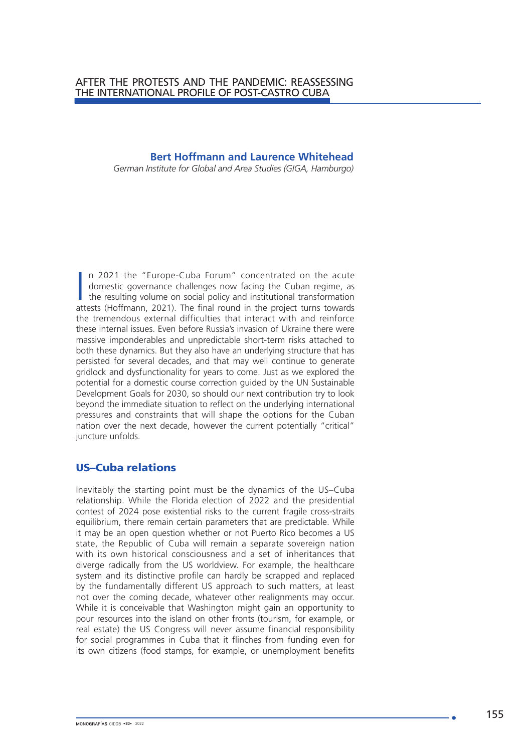# AFTER THE PROTESTS AND THE PANDEMIC: REASSESSING THE INTERNATIONAL PROFILE OF POST-CASTRO CUBA

**Bert Hoffmann and Laurence Whitehead**

*German Institute for Global and Area Studies (GIGA, Hamburgo)*

In 2021 the "Europe-Cuba Forum" concentrated on the acute domestic governance challenges now facing the Cuban regime, as the resulting volume on social policy and institutional transformation attests (Hoffmann, 2021). The final round in the project turns towards the tremendous external difficulties that interact with and reinforce these internal issues. Even before Russia's invasion of Ukraine there were massive imponderables and unpredictable short-term risks attached to both these dynamics. But they also have an underlying structure that has persisted for several decades, and that may well continue to generate gridlock and dysfunctionality for years to come. Just as we explored the potential for a domestic course correction guided by the UN Sustainable Development Goals for 2030, so should our next contribution try to look beyond the immediate situation to reflect on the underlying international pressures and constraints that will shape the options for the Cuban nation over the next decade, however the current potentially "critical" juncture unfolds.

## US–Cuba relations

Inevitably the starting point must be the dynamics of the US–Cuba relationship. While the Florida election of 2022 and the presidential contest of 2024 pose existential risks to the current fragile cross-straits equilibrium, there remain certain parameters that are predictable. While it may be an open question whether or not Puerto Rico becomes a US state, the Republic of Cuba will remain a separate sovereign nation with its own historical consciousness and a set of inheritances that diverge radically from the US worldview. For example, the healthcare system and its distinctive profile can hardly be scrapped and replaced by the fundamentally different US approach to such matters, at least not over the coming decade, whatever other realignments may occur. While it is conceivable that Washington might gain an opportunity to pour resources into the island on other fronts (tourism, for example, or real estate) the US Congress will never assume financial responsibility for social programmes in Cuba that it flinches from funding even for its own citizens (food stamps, for example, or unemployment benefits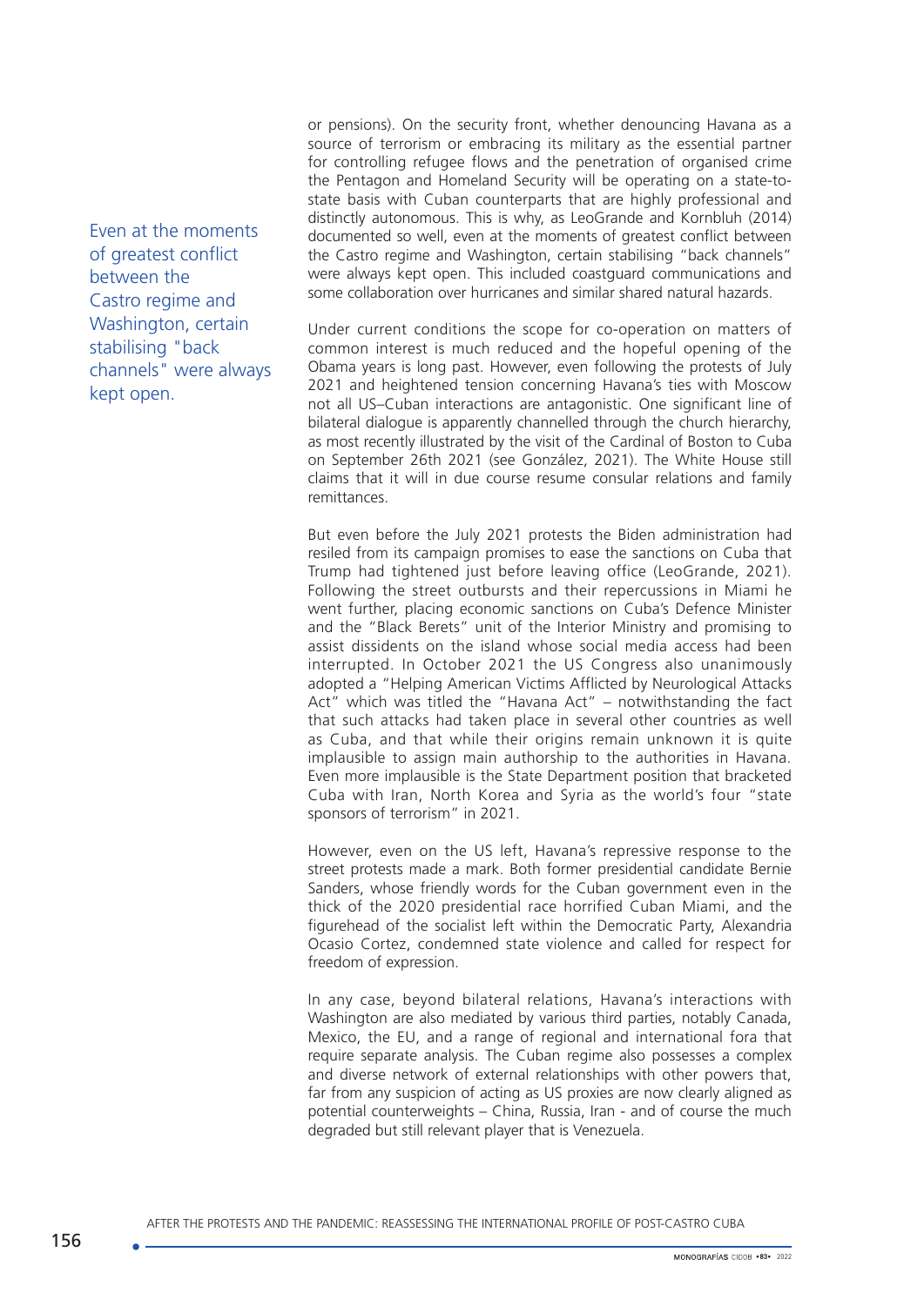or pensions). On the security front, whether denouncing Havana as a source of terrorism or embracing its military as the essential partner for controlling refugee flows and the penetration of organised crime the Pentagon and Homeland Security will be operating on a state-to-state basis with Cuban counterparts that are highly professional and distinctly autonomous. This is why, as LeoGrande and Kornbluh (2014) documented so well, even at the moments of greatest conflict between the Castro regime and Washington, certain stabilising "back channels" were always kept open. This included coastguard communications and some collaboration over hurricanes and similar shared natural hazards.

> Even at the moments of greatest conflict between the Castro regime and Washington, certain stabilising "back channels" were always kept open.

Under current conditions the scope for co-operation on matters of common interest is much reduced and the hopeful opening of the Obama years is long past. However, even following the protests of July 2021 and heightened tension concerning Havana's ties with Moscow not all US–Cuban interactions are antagonistic. One significant line of bilateral dialogue is apparently channelled through the church hierarchy, as most recently illustrated by the visit of the Cardinal of Boston to Cuba on September 26th 2021 (see González, 2021). The White House still claims that it will in due course resume consular relations and family remittances.

But even before the July 2021 protests the Biden administration had resiled from its campaign promises to ease the sanctions on Cuba that Trump had tightened just before leaving office (LeoGrande, 2021). Following the street outbursts and their repercussions in Miami he went further, placing economic sanctions on Cuba's Defence Minister and the "Black Berets" unit of the Interior Ministry and promising to assist dissidents on the island whose social media access had been interrupted. In October 2021 the US Congress also unanimously adopted a "Helping American Victims Afflicted by Neurological Attacks Act" which was titled the "Havana Act" – notwithstanding the fact that such attacks had taken place in several other countries as well as Cuba, and that while their origins remain unknown it is quite implausible to assign main authorship to the authorities in Havana. Even more implausible is the State Department position that bracketed Cuba with Iran, North Korea and Syria as the world's four "state sponsors of terrorism" in 2021.

However, even on the US left, Havana's repressive response to the street protests made a mark. Both former presidential candidate Bernie Sanders, whose friendly words for the Cuban government even in the thick of the 2020 presidential race horrified Cuban Miami, and the figurehead of the socialist left within the Democratic Party, Alexandria Ocasio Cortez, condemned state violence and called for respect for freedom of expression.

In any case, beyond bilateral relations, Havana's interactions with Washington are also mediated by various third parties, notably Canada, Mexico, the EU, and a range of regional and international fora that require separate analysis. The Cuban regime also possesses a complex and diverse network of external relationships with other powers that, far from any suspicion of acting as US proxies are now clearly aligned as potential counterweights – China, Russia, Iran - and of course the much degraded but still relevant player that is Venezuela.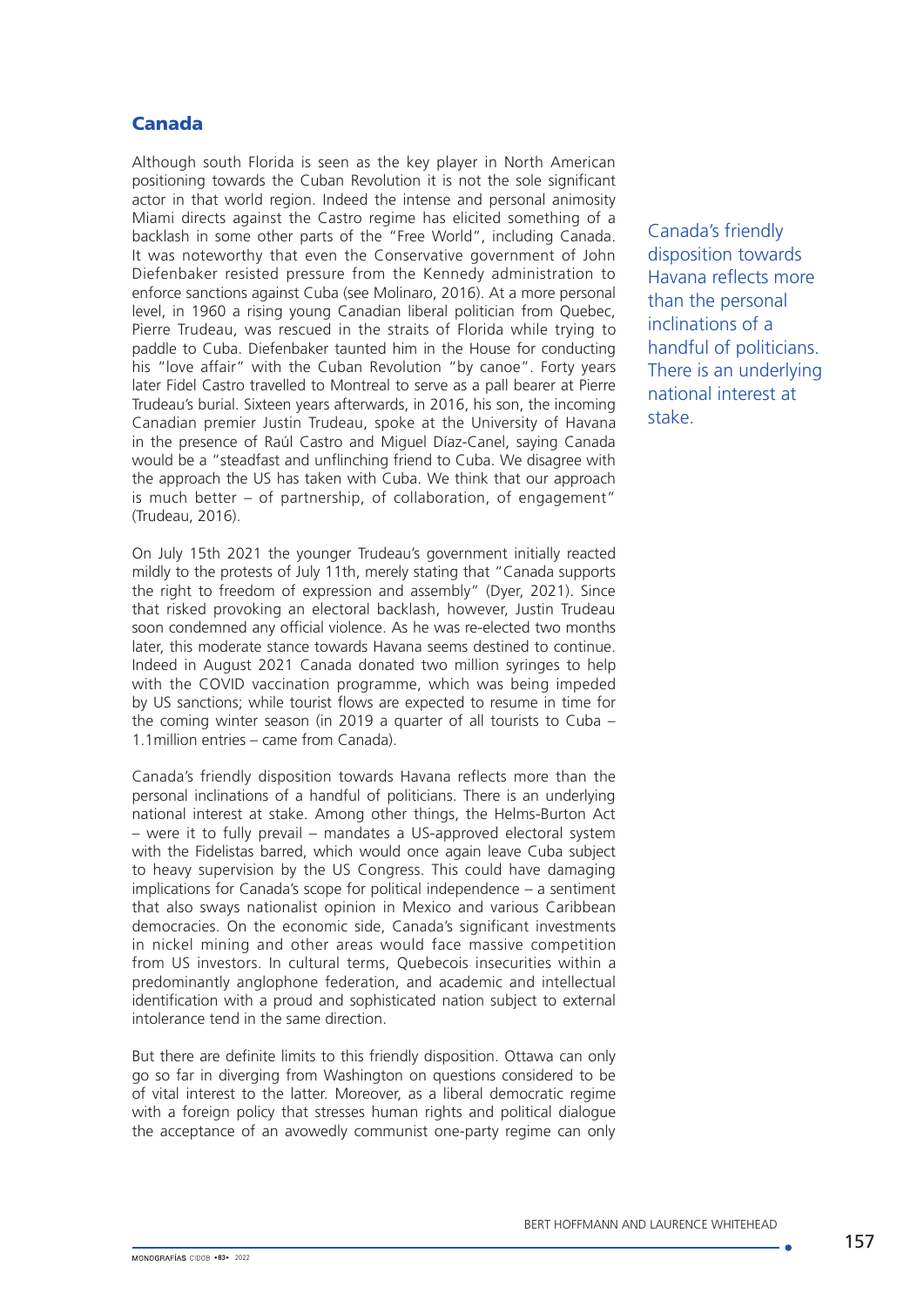## Canada

Although south Florida is seen as the key player in North American positioning towards the Cuban Revolution it is not the sole significant actor in that world region. Indeed the intense and personal animosity Miami directs against the Castro regime has elicited something of a backlash in some other parts of the "Free World", including Canada. It was noteworthy that even the Conservative government of John Diefenbaker resisted pressure from the Kennedy administration to enforce sanctions against Cuba (see Molinaro, 2016). At a more personal level, in 1960 a rising young Canadian liberal politician from Quebec, Pierre Trudeau, was rescued in the straits of Florida while trying to paddle to Cuba. Diefenbaker taunted him in the House for conducting his "love affair" with the Cuban Revolution "by canoe". Forty years later Fidel Castro travelled to Montreal to serve as a pall bearer at Pierre Trudeau's burial. Sixteen years afterwards, in 2016, his son, the incoming Canadian premier Justin Trudeau, spoke at the University of Havana in the presence of Raúl Castro and Miguel Díaz-Canel, saying Canada would be a "steadfast and unflinching friend to Cuba. We disagree with the approach the US has taken with Cuba. We think that our approach is much better – of partnership, of collaboration, of engagement" (Trudeau, 2016).

On July 15th 2021 the younger Trudeau's government initially reacted mildly to the protests of July 11th, merely stating that "Canada supports the right to freedom of expression and assembly" (Dyer, 2021). Since that risked provoking an electoral backlash, however, Justin Trudeau soon condemned any official violence. As he was re-elected two months later, this moderate stance towards Havana seems destined to continue. Indeed in August 2021 Canada donated two million syringes to help with the COVID vaccination programme, which was being impeded by US sanctions; while tourist flows are expected to resume in time for the coming winter season (in 2019 a quarter of all tourists to Cuba – 1.1million entries – came from Canada).

Canada's friendly disposition towards Havana reflects more than the personal inclinations of a handful of politicians. There is an underlying national interest at stake. Among other things, the Helms-Burton Act – were it to fully prevail – mandates a US-approved electoral system with the Fidelistas barred, which would once again leave Cuba subject to heavy supervision by the US Congress. This could have damaging implications for Canada's scope for political independence – a sentiment that also sways nationalist opinion in Mexico and various Caribbean democracies. On the economic side, Canada's significant investments in nickel mining and other areas would face massive competition from US investors. In cultural terms, Quebecois insecurities within a predominantly anglophone federation, and academic and intellectual identification with a proud and sophisticated nation subject to external intolerance tend in the same direction.

But there are definite limits to this friendly disposition. Ottawa can only go so far in diverging from Washington on questions considered to be of vital interest to the latter. Moreover, as a liberal democratic regime with a foreign policy that stresses human rights and political dialogue the acceptance of an avowedly communist one-party regime can only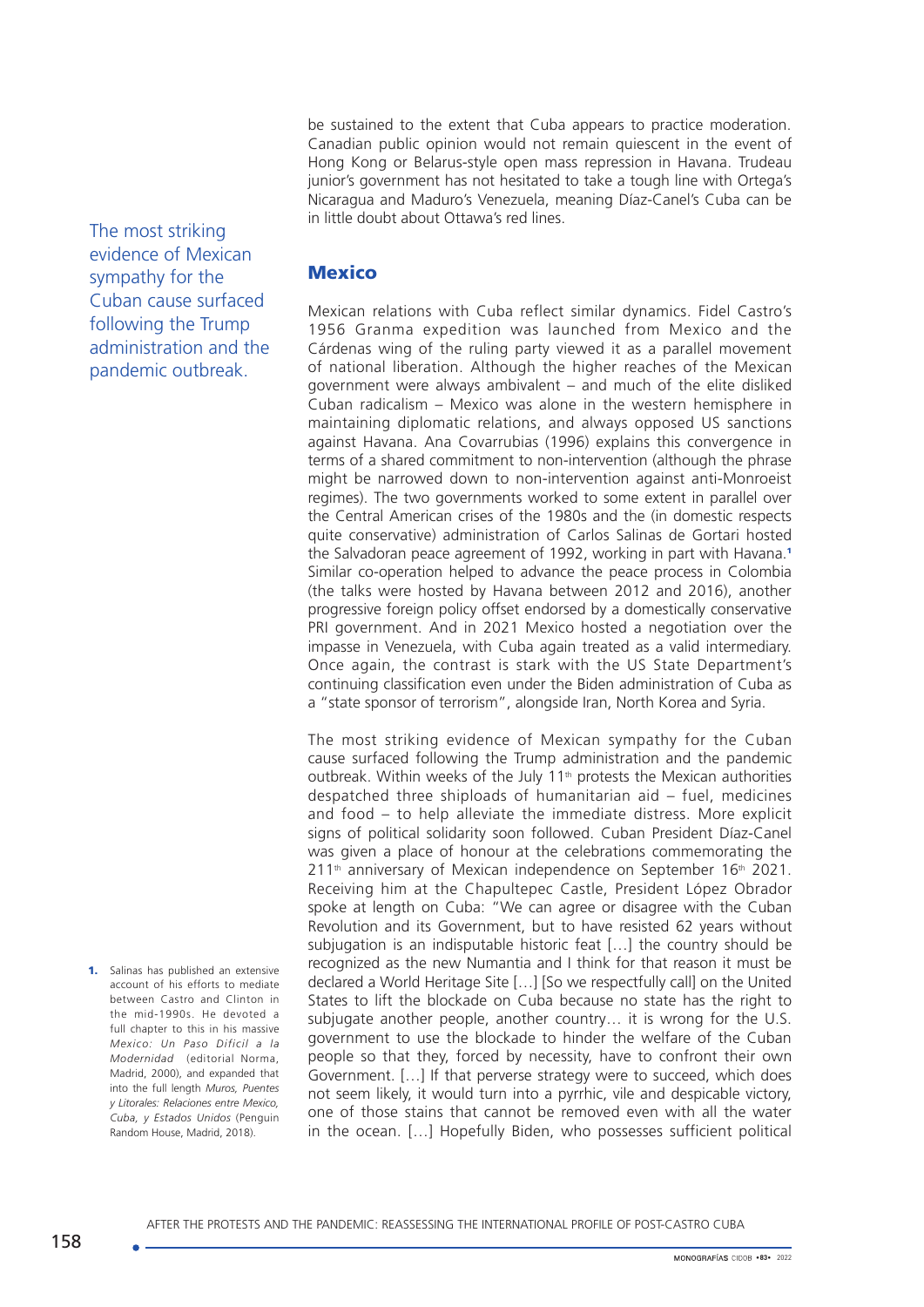be sustained to the extent that Cuba appears to practice moderation. Canadian public opinion would not remain quiescent in the event of Hong Kong or Belarus-style open mass repression in Havana. Trudeau junior's government has not hesitated to take a tough line with Ortega's Nicaragua and Maduro's Venezuela, meaning Díaz-Canel's Cuba can be in little doubt about Ottawa's red lines.

## Mexico

Mexican relations with Cuba reflect similar dynamics. Fidel Castro's 1956 Granma expedition was launched from Mexico and the Cárdenas wing of the ruling party viewed it as a parallel movement of national liberation. Although the higher reaches of the Mexican government were always ambivalent – and much of the elite disliked Cuban radicalism – Mexico was alone in the western hemisphere in maintaining diplomatic relations, and always opposed US sanctions against Havana. Ana Covarrubias (1996) explains this convergence in terms of a shared commitment to non-intervention (although the phrase might be narrowed down to non-intervention against anti-Monroeist regimes). The two governments worked to some extent in parallel over the Central American crises of the 1980s and the (in domestic respects quite conservative) administration of Carlos Salinas de Gortari hosted the Salvadoran peace agreement of 1992, working in part with Havana.[1] Similar co-operation helped to advance the peace process in Colombia (the talks were hosted by Havana between 2012 and 2016), another progressive foreign policy offset endorsed by a domestically conservative PRI government. And in 2021 Mexico hosted a negotiation over the impasse in Venezuela, with Cuba again treated as a valid intermediary. Once again, the contrast is stark with the US State Department's continuing classification even under the Biden administration of Cuba as a "state sponsor of terrorism", alongside Iran, North Korea and Syria.

The most striking evidence of Mexican sympathy for the Cuban cause surfaced following the Trump administration and the pandemic outbreak. Within weeks of the July 11th protests the Mexican authorities despatched three shiploads of humanitarian aid – fuel, medicines and food – to help alleviate the immediate distress. More explicit signs of political solidarity soon followed. Cuban President Díaz-Canel was given a place of honour at the celebrations commemorating the 211th anniversary of Mexican independence on September 16th 2021. Receiving him at the Chapultepec Castle, President López Obrador spoke at length on Cuba: "We can agree or disagree with the Cuban Revolution and its Government, but to have resisted 62 years without subjugation is an indisputable historic feat […] the country should be recognized as the new Numantia and I think for that reason it must be declared a World Heritage Site […] [So we respectfully call] on the United States to lift the blockade on Cuba because no state has the right to subjugate another people, another country… it is wrong for the U.S. government to use the blockade to hinder the welfare of the Cuban people so that they, forced by necessity, have to confront their own Government. […] If that perverse strategy were to succeed, which does not seem likely, it would turn into a pyrrhic, vile and despicable victory, one of those stains that cannot be removed even with all the water in the ocean. […] Hopefully Biden, who possesses sufficient political

1. Salinas has published an extensive account of his efforts to mediate between Castro and Clinton in the mid-1990s. He devoted a full chapter to this in his massive *Mexico: Un Paso Difícil a la Modernidad* (editorial Norma, Madrid, 2000), and expanded that into the full length *Muros, Puentes y Litorales: Relaciones entre Mexico, Cuba, y Estados Unidos* (Penguin Random House, Madrid, 2018).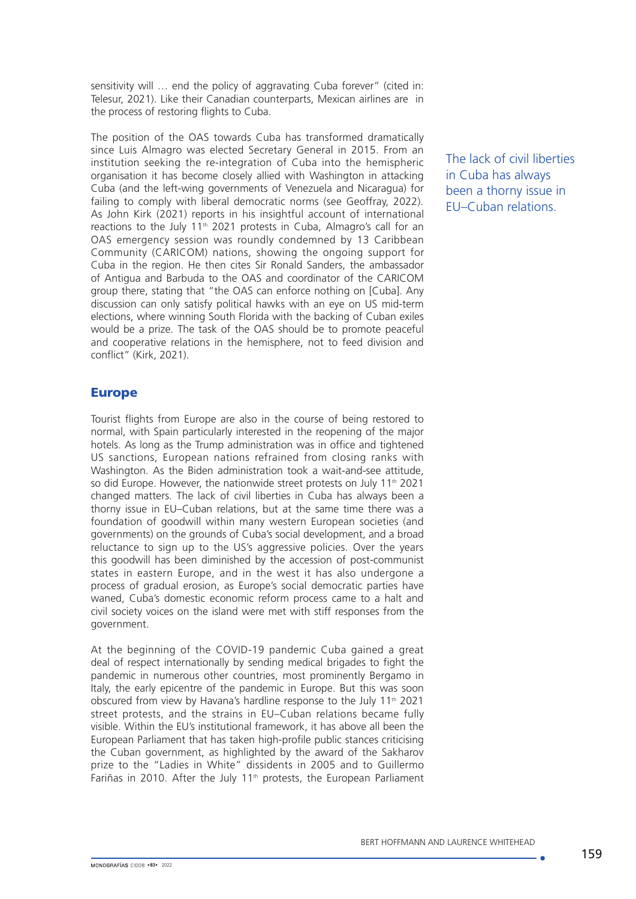sensitivity will … end the policy of aggravating Cuba forever" (cited in: Telesur, 2021). Like their Canadian counterparts, Mexican airlines are in the process of restoring flights to Cuba.

The position of the OAS towards Cuba has transformed dramatically since Luis Almagro was elected Secretary General in 2015. From an institution seeking the re-integration of Cuba into the hemispheric organisation it has become closely allied with Washington in attacking Cuba (and the left-wing governments of Venezuela and Nicaragua) for failing to comply with liberal democratic norms (see Geoffray, 2022). As John Kirk (2021) reports in his insightful account of international reactions to the July 11th 2021 protests in Cuba, Almagro's call for an OAS emergency session was roundly condemned by 13 Caribbean Community (CARICOM) nations, showing the ongoing support for Cuba in the region. He then cites Sir Ronald Sanders, the ambassador of Antigua and Barbuda to the OAS and coordinator of the CARICOM group there, stating that "the OAS can enforce nothing on [Cuba]. Any discussion can only satisfy political hawks with an eye on US mid-term elections, where winning South Florida with the backing of Cuban exiles would be a prize. The task of the OAS should be to promote peaceful and cooperative relations in the hemisphere, not to feed division and conflict" (Kirk, 2021).

## Europe

Tourist flights from Europe are also in the course of being restored to normal, with Spain particularly interested in the reopening of the major hotels. As long as the Trump administration was in office and tightened US sanctions, European nations refrained from closing ranks with Washington. As the Biden administration took a wait-and-see attitude, so did Europe. However, the nationwide street protests on July 11th 2021 changed matters. The lack of civil liberties in Cuba has always been a thorny issue in EU–Cuban relations, but at the same time there was a foundation of goodwill within many western European societies (and governments) on the grounds of Cuba's social development, and a broad reluctance to sign up to the US's aggressive policies. Over the years this goodwill has been diminished by the accession of post-communist states in eastern Europe, and in the west it has also undergone a process of gradual erosion, as Europe's social democratic parties have waned, Cuba's domestic economic reform process came to a halt and civil society voices on the island were met with stiff responses from the government.

At the beginning of the COVID-19 pandemic Cuba gained a great deal of respect internationally by sending medical brigades to fight the pandemic in numerous other countries, most prominently Bergamo in Italy, the early epicentre of the pandemic in Europe. But this was soon obscured from view by Havana's hardline response to the July 11th 2021 street protests, and the strains in EU–Cuban relations became fully visible. Within the EU's institutional framework, it has above all been the European Parliament that has taken high-profile public stances criticising the Cuban government, as highlighted by the award of the Sakharov prize to the "Ladies in White" dissidents in 2005 and to Guillermo Fariñas in 2010. After the July 11th protests, the European Parliament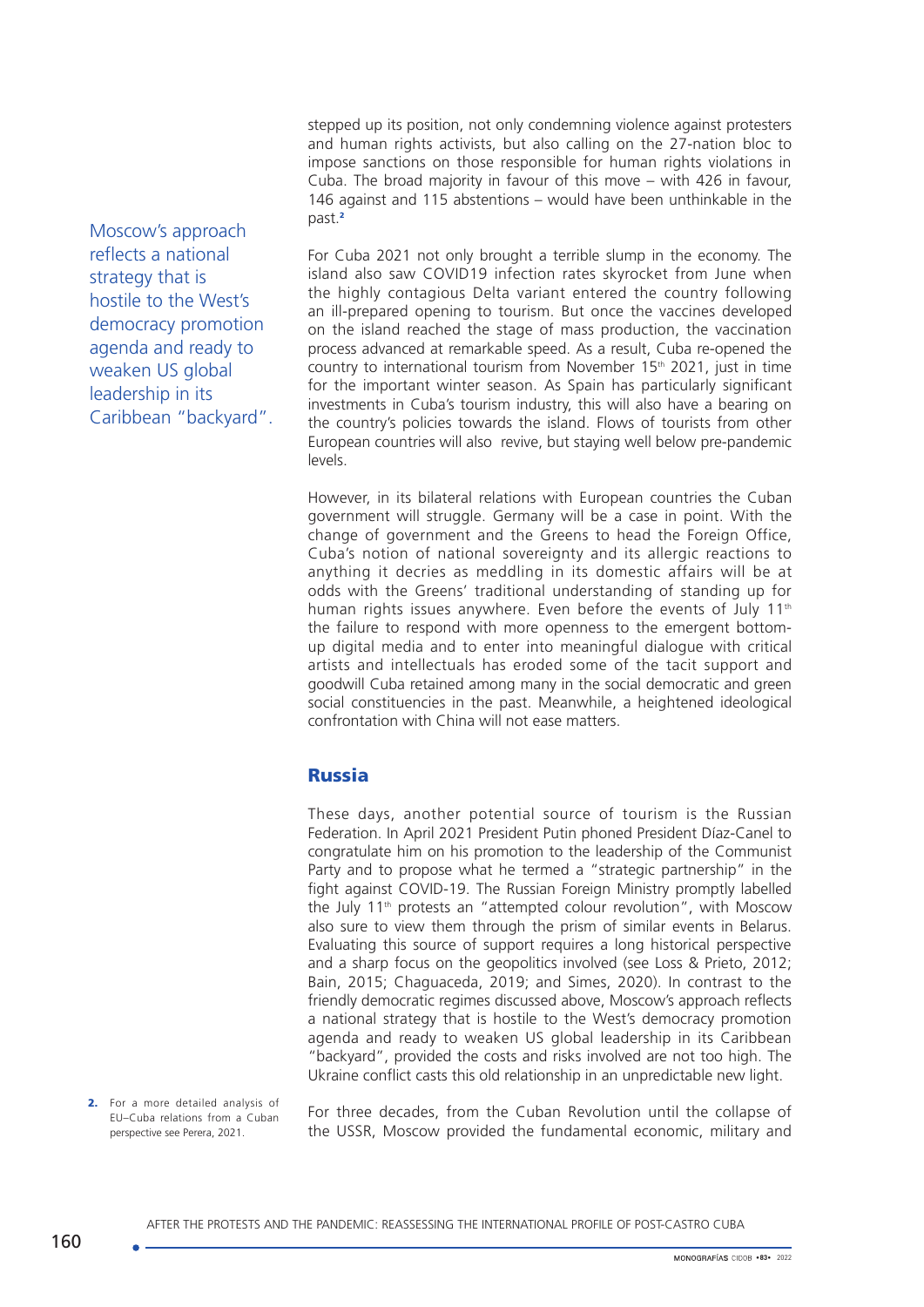stepped up its position, not only condemning violence against protesters and human rights activists, but also calling on the 27-nation bloc to impose sanctions on those responsible for human rights violations in Cuba. The broad majority in favour of this move – with 426 in favour, 146 against and 115 abstentions – would have been unthinkable in the past.[2]

For Cuba 2021 not only brought a terrible slump in the economy. The island also saw COVID19 infection rates skyrocket from June when the highly contagious Delta variant entered the country following an ill-prepared opening to tourism. But once the vaccines developed on the island reached the stage of mass production, the vaccination process advanced at remarkable speed. As a result, Cuba re-opened the country to international tourism from November 15th 2021, just in time for the important winter season. As Spain has particularly significant investments in Cuba's tourism industry, this will also have a bearing on the country's policies towards the island. Flows of tourists from other European countries will also revive, but staying well below pre-pandemic levels.

However, in its bilateral relations with European countries the Cuban government will struggle. Germany will be a case in point. With the change of government and the Greens to head the Foreign Office, Cuba's notion of national sovereignty and its allergic reactions to anything it decries as meddling in its domestic affairs will be at odds with the Greens' traditional understanding of standing up for human rights issues anywhere. Even before the events of July 11th the failure to respond with more openness to the emergent bottom-up digital media and to enter into meaningful dialogue with critical artists and intellectuals has eroded some of the tacit support and goodwill Cuba retained among many in the social democratic and green social constituencies in the past. Meanwhile, a heightened ideological confrontation with China will not ease matters.

## Russia

These days, another potential source of tourism is the Russian Federation. In April 2021 President Putin phoned President Díaz-Canel to congratulate him on his promotion to the leadership of the Communist Party and to propose what he termed a "strategic partnership" in the fight against COVID-19. The Russian Foreign Ministry promptly labelled the July 11th protests an "attempted colour revolution", with Moscow also sure to view them through the prism of similar events in Belarus. Evaluating this source of support requires a long historical perspective and a sharp focus on the geopolitics involved (see Loss & Prieto, 2012; Bain, 2015; Chaguaceda, 2019; and Simes, 2020). In contrast to the friendly democratic regimes discussed above, Moscow's approach reflects a national strategy that is hostile to the West's democracy promotion agenda and ready to weaken US global leadership in its Caribbean "backyard", provided the costs and risks involved are not too high. The Ukraine conflict casts this old relationship in an unpredictable new light.

> Moscow's approach reflects a national strategy that is hostile to the West's democracy promotion agenda and ready to weaken US global leadership in its Caribbean "backyard".

For three decades, from the Cuban Revolution until the collapse of the USSR, Moscow provided the fundamental economic, military and

2. For a more detailed analysis of EU–Cuba relations from a Cuban perspective see Perera, 2021.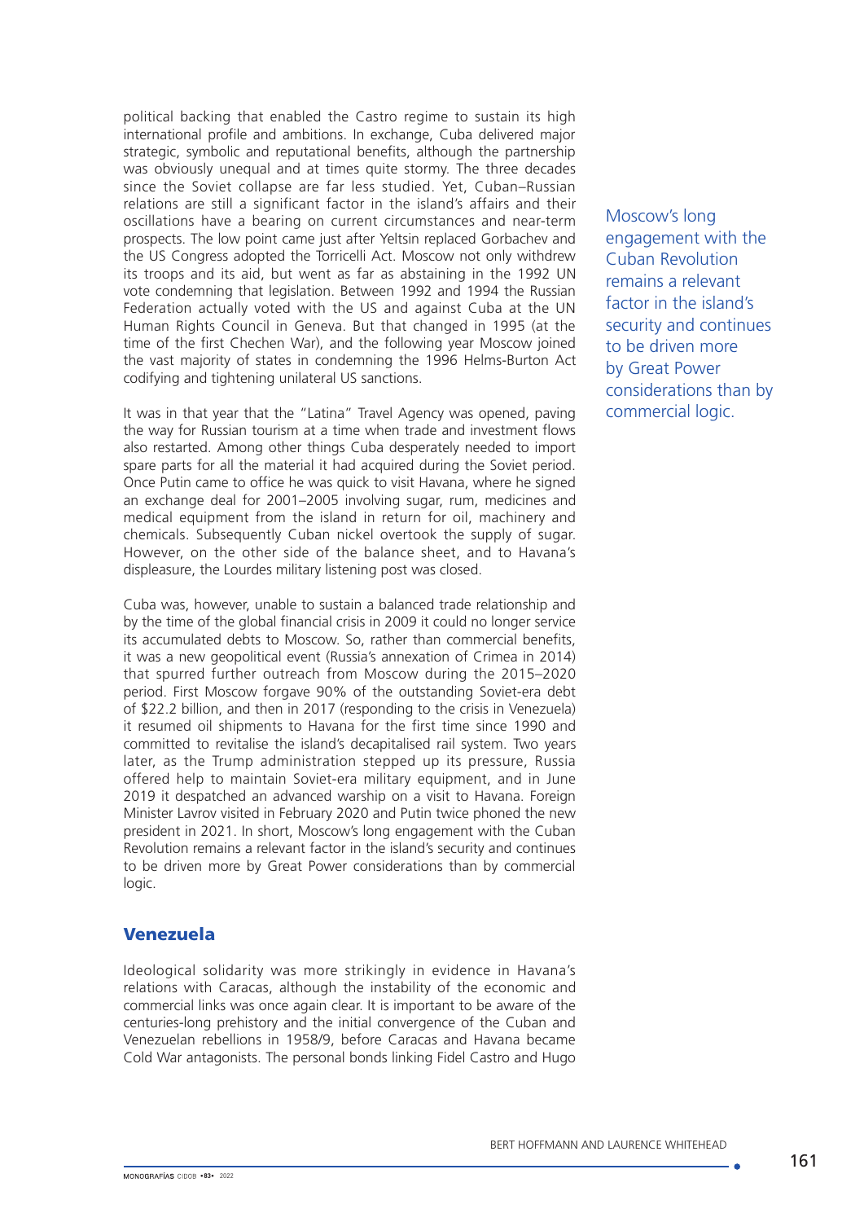political backing that enabled the Castro regime to sustain its high international profile and ambitions. In exchange, Cuba delivered major strategic, symbolic and reputational benefits, although the partnership was obviously unequal and at times quite stormy. The three decades since the Soviet collapse are far less studied. Yet, Cuban–Russian relations are still a significant factor in the island's affairs and their oscillations have a bearing on current circumstances and near-term prospects. The low point came just after Yeltsin replaced Gorbachev and the US Congress adopted the Torricelli Act. Moscow not only withdrew its troops and its aid, but went as far as abstaining in the 1992 UN vote condemning that legislation. Between 1992 and 1994 the Russian Federation actually voted with the US and against Cuba at the UN Human Rights Council in Geneva. But that changed in 1995 (at the time of the first Chechen War), and the following year Moscow joined the vast majority of states in condemning the 1996 Helms-Burton Act codifying and tightening unilateral US sanctions.

Moscow's long engagement with the Cuban Revolution remains a relevant factor in the island's security and continues to be driven more by Great Power considerations than by commercial logic.

It was in that year that the "Latina" Travel Agency was opened, paving the way for Russian tourism at a time when trade and investment flows also restarted. Among other things Cuba desperately needed to import spare parts for all the material it had acquired during the Soviet period. Once Putin came to office he was quick to visit Havana, where he signed an exchange deal for 2001–2005 involving sugar, rum, medicines and medical equipment from the island in return for oil, machinery and chemicals. Subsequently Cuban nickel overtook the supply of sugar. However, on the other side of the balance sheet, and to Havana's displeasure, the Lourdes military listening post was closed.

Cuba was, however, unable to sustain a balanced trade relationship and by the time of the global financial crisis in 2009 it could no longer service its accumulated debts to Moscow. So, rather than commercial benefits, it was a new geopolitical event (Russia's annexation of Crimea in 2014) that spurred further outreach from Moscow during the 2015–2020 period. First Moscow forgave 90% of the outstanding Soviet-era debt of $22.2 billion, and then in 2017 (responding to the crisis in Venezuela) it resumed oil shipments to Havana for the first time since 1990 and committed to revitalise the island's decapitalised rail system. Two years later, as the Trump administration stepped up its pressure, Russia offered help to maintain Soviet-era military equipment, and in June 2019 it despatched an advanced warship on a visit to Havana. Foreign Minister Lavrov visited in February 2020 and Putin twice phoned the new president in 2021. In short, Moscow's long engagement with the Cuban Revolution remains a relevant factor in the island's security and continues to be driven more by Great Power considerations than by commercial logic.

## Venezuela

Ideological solidarity was more strikingly in evidence in Havana's relations with Caracas, although the instability of the economic and commercial links was once again clear. It is important to be aware of the centuries-long prehistory and the initial convergence of the Cuban and Venezuelan rebellions in 1958/9, before Caracas and Havana became Cold War antagonists. The personal bonds linking Fidel Castro and Hugo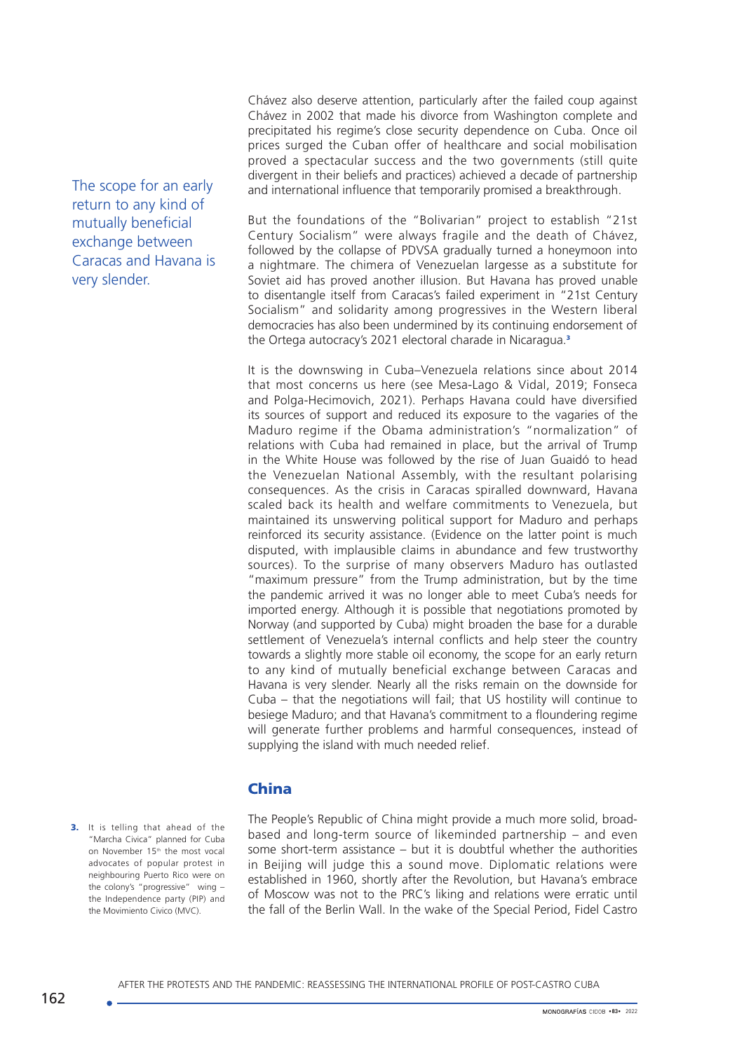Chávez also deserve attention, particularly after the failed coup against Chávez in 2002 that made his divorce from Washington complete and precipitated his regime's close security dependence on Cuba. Once oil prices surged the Cuban offer of healthcare and social mobilisation proved a spectacular success and the two governments (still quite divergent in their beliefs and practices) achieved a decade of partnership and international influence that temporarily promised a breakthrough.

The scope for an early return to any kind of mutually beneficial exchange between Caracas and Havana is very slender.

But the foundations of the "Bolivarian" project to establish "21st Century Socialism" were always fragile and the death of Chávez, followed by the collapse of PDVSA gradually turned a honeymoon into a nightmare. The chimera of Venezuelan largesse as a substitute for Soviet aid has proved another illusion. But Havana has proved unable to disentangle itself from Caracas's failed experiment in "21st Century Socialism" and solidarity among progressives in the Western liberal democracies has also been undermined by its continuing endorsement of the Ortega autocracy's 2021 electoral charade in Nicaragua.[3]

It is the downswing in Cuba–Venezuela relations since about 2014 that most concerns us here (see Mesa-Lago & Vidal, 2019; Fonseca and Polga-Hecimovich, 2021). Perhaps Havana could have diversified its sources of support and reduced its exposure to the vagaries of the Maduro regime if the Obama administration's "normalization" of relations with Cuba had remained in place, but the arrival of Trump in the White House was followed by the rise of Juan Guaidó to head the Venezuelan National Assembly, with the resultant polarising consequences. As the crisis in Caracas spiralled downward, Havana scaled back its health and welfare commitments to Venezuela, but maintained its unswerving political support for Maduro and perhaps reinforced its security assistance. (Evidence on the latter point is much disputed, with implausible claims in abundance and few trustworthy sources). To the surprise of many observers Maduro has outlasted "maximum pressure" from the Trump administration, but by the time the pandemic arrived it was no longer able to meet Cuba's needs for imported energy. Although it is possible that negotiations promoted by Norway (and supported by Cuba) might broaden the base for a durable settlement of Venezuela's internal conflicts and help steer the country towards a slightly more stable oil economy, the scope for an early return to any kind of mutually beneficial exchange between Caracas and Havana is very slender. Nearly all the risks remain on the downside for Cuba – that the negotiations will fail; that US hostility will continue to besiege Maduro; and that Havana's commitment to a floundering regime will generate further problems and harmful consequences, instead of supplying the island with much needed relief.

## China

The People's Republic of China might provide a much more solid, broad-based and long-term source of likeminded partnership – and even some short-term assistance – but it is doubtful whether the authorities in Beijing will judge this a sound move. Diplomatic relations were established in 1960, shortly after the Revolution, but Havana's embrace of Moscow was not to the PRC's liking and relations were erratic until the fall of the Berlin Wall. In the wake of the Special Period, Fidel Castro

3. It is telling that ahead of the "Marcha Civica" planned for Cuba on November 15th the most vocal advocates of popular protest in neighbouring Puerto Rico were on the colony's "progressive" wing – the Independence party (PIP) and the Movimiento Civico (MVC).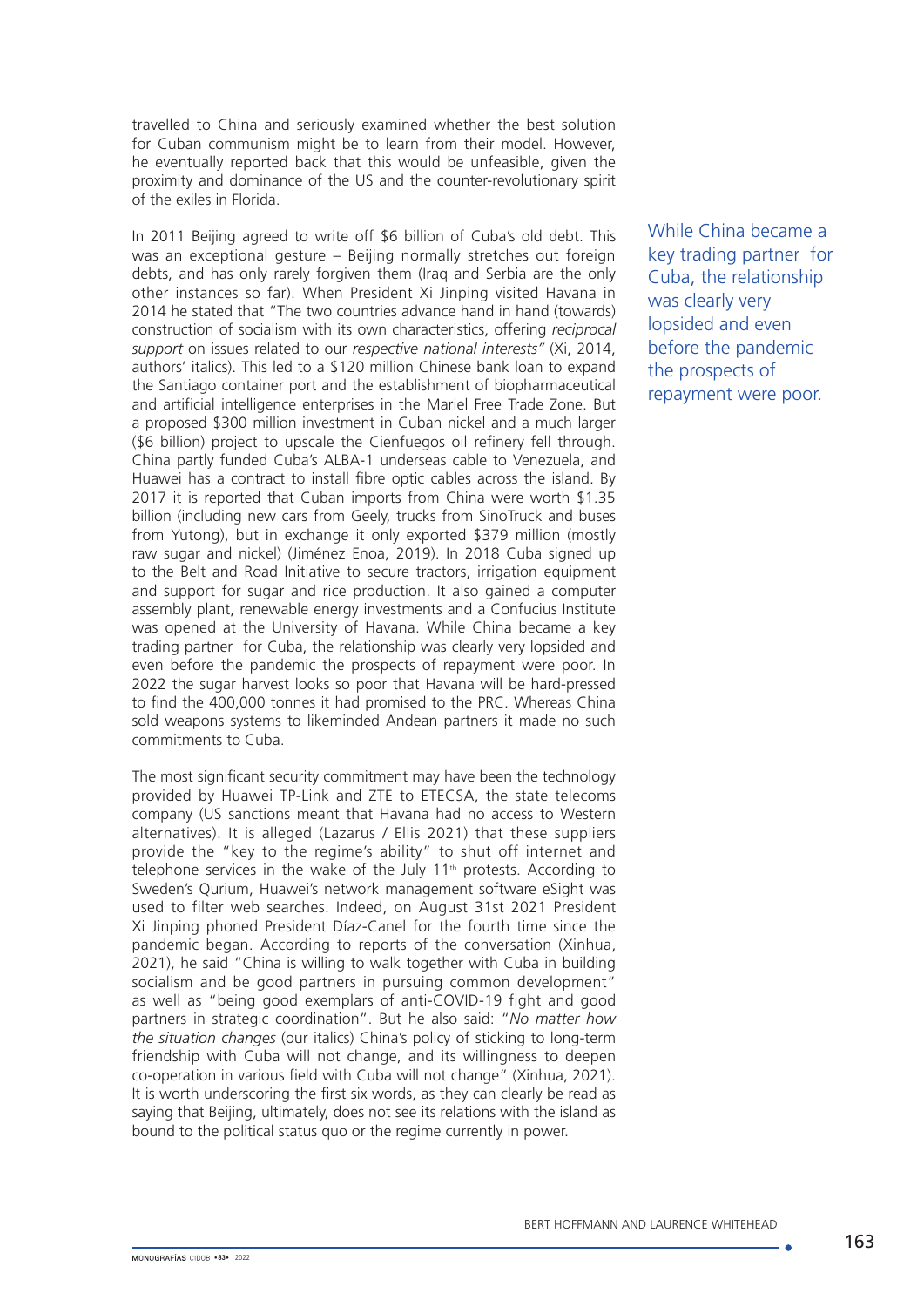travelled to China and seriously examined whether the best solution for Cuban communism might be to learn from their model. However, he eventually reported back that this would be unfeasible, given the proximity and dominance of the US and the counter-revolutionary spirit of the exiles in Florida.

In 2011 Beijing agreed to write off \$6 billion of Cuba's old debt. This was an exceptional gesture – Beijing normally stretches out foreign debts, and has only rarely forgiven them (Iraq and Serbia are the only other instances so far). When President Xi Jinping visited Havana in 2014 he stated that "The two countries advance hand in hand (towards) construction of socialism with its own characteristics, offering *reciprocal support* on issues related to our *respective national interests"* (Xi, 2014, authors' italics). This led to a \$120 million Chinese bank loan to expand the Santiago container port and the establishment of biopharmaceutical and artificial intelligence enterprises in the Mariel Free Trade Zone. But a proposed \$300 million investment in Cuban nickel and a much larger (\$6 billion) project to upscale the Cienfuegos oil refinery fell through. China partly funded Cuba's ALBA-1 underseas cable to Venezuela, and Huawei has a contract to install fibre optic cables across the island. By 2017 it is reported that Cuban imports from China were worth \$1.35 billion (including new cars from Geely, trucks from SinoTruck and buses from Yutong), but in exchange it only exported \$379 million (mostly raw sugar and nickel) (Jiménez Enoa, 2019). In 2018 Cuba signed up to the Belt and Road Initiative to secure tractors, irrigation equipment and support for sugar and rice production. It also gained a computer assembly plant, renewable energy investments and a Confucius Institute was opened at the University of Havana. While China became a key trading partner for Cuba, the relationship was clearly very lopsided and even before the pandemic the prospects of repayment were poor. In 2022 the sugar harvest looks so poor that Havana will be hard-pressed to find the 400,000 tonnes it had promised to the PRC. Whereas China sold weapons systems to likeminded Andean partners it made no such commitments to Cuba.

> While China became a key trading partner for Cuba, the relationship was clearly very lopsided and even before the pandemic the prospects of repayment were poor.

The most significant security commitment may have been the technology provided by Huawei TP-Link and ZTE to ETECSA, the state telecoms company (US sanctions meant that Havana had no access to Western alternatives). It is alleged (Lazarus / Ellis 2021) that these suppliers provide the "key to the regime's ability" to shut off internet and telephone services in the wake of the July 11th protests. According to Sweden's Qurium, Huawei's network management software eSight was used to filter web searches. Indeed, on August 31st 2021 President Xi Jinping phoned President Díaz-Canel for the fourth time since the pandemic began. According to reports of the conversation (Xinhua, 2021), he said "China is willing to walk together with Cuba in building socialism and be good partners in pursuing common development" as well as "being good exemplars of anti-COVID-19 fight and good partners in strategic coordination". But he also said: "*No matter how the situation changes* (our italics) China's policy of sticking to long-term friendship with Cuba will not change, and its willingness to deepen co-operation in various field with Cuba will not change" (Xinhua, 2021). It is worth underscoring the first six words, as they can clearly be read as saying that Beijing, ultimately, does not see its relations with the island as bound to the political status quo or the regime currently in power.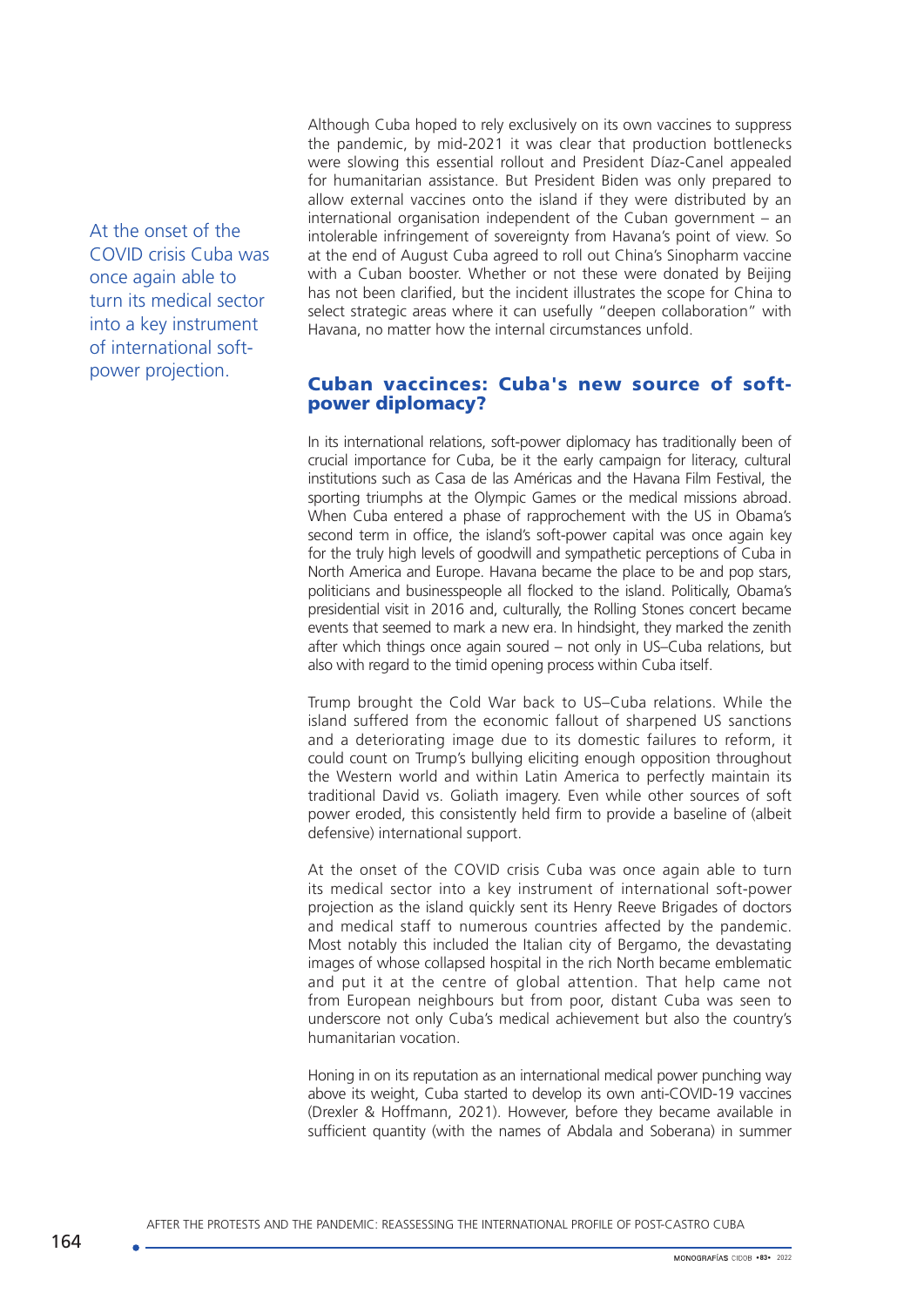Although Cuba hoped to rely exclusively on its own vaccines to suppress the pandemic, by mid-2021 it was clear that production bottlenecks were slowing this essential rollout and President Díaz-Canel appealed for humanitarian assistance. But President Biden was only prepared to allow external vaccines onto the island if they were distributed by an international organisation independent of the Cuban government – an intolerable infringement of sovereignty from Havana's point of view. So at the end of August Cuba agreed to roll out China's Sinopharm vaccine with a Cuban booster. Whether or not these were donated by Beijing has not been clarified, but the incident illustrates the scope for China to select strategic areas where it can usefully "deepen collaboration" with Havana, no matter how the internal circumstances unfold.

## Cuban vaccinces: Cuba's new source of soft-power diplomacy?

In its international relations, soft-power diplomacy has traditionally been of crucial importance for Cuba, be it the early campaign for literacy, cultural institutions such as Casa de las Américas and the Havana Film Festival, the sporting triumphs at the Olympic Games or the medical missions abroad. When Cuba entered a phase of rapprochement with the US in Obama's second term in office, the island's soft-power capital was once again key for the truly high levels of goodwill and sympathetic perceptions of Cuba in North America and Europe. Havana became the place to be and pop stars, politicians and businesspeople all flocked to the island. Politically, Obama's presidential visit in 2016 and, culturally, the Rolling Stones concert became events that seemed to mark a new era. In hindsight, they marked the zenith after which things once again soured – not only in US–Cuba relations, but also with regard to the timid opening process within Cuba itself.

Trump brought the Cold War back to US–Cuba relations. While the island suffered from the economic fallout of sharpened US sanctions and a deteriorating image due to its domestic failures to reform, it could count on Trump's bullying eliciting enough opposition throughout the Western world and within Latin America to perfectly maintain its traditional David vs. Goliath imagery. Even while other sources of soft power eroded, this consistently held firm to provide a baseline of (albeit defensive) international support.

At the onset of the COVID crisis Cuba was once again able to turn its medical sector into a key instrument of international soft-power projection as the island quickly sent its Henry Reeve Brigades of doctors and medical staff to numerous countries affected by the pandemic. Most notably this included the Italian city of Bergamo, the devastating images of whose collapsed hospital in the rich North became emblematic and put it at the centre of global attention. That help came not from European neighbours but from poor, distant Cuba was seen to underscore not only Cuba's medical achievement but also the country's humanitarian vocation.

Honing in on its reputation as an international medical power punching way above its weight, Cuba started to develop its own anti-COVID-19 vaccines (Drexler & Hoffmann, 2021). However, before they became available in sufficient quantity (with the names of Abdala and Soberana) in summer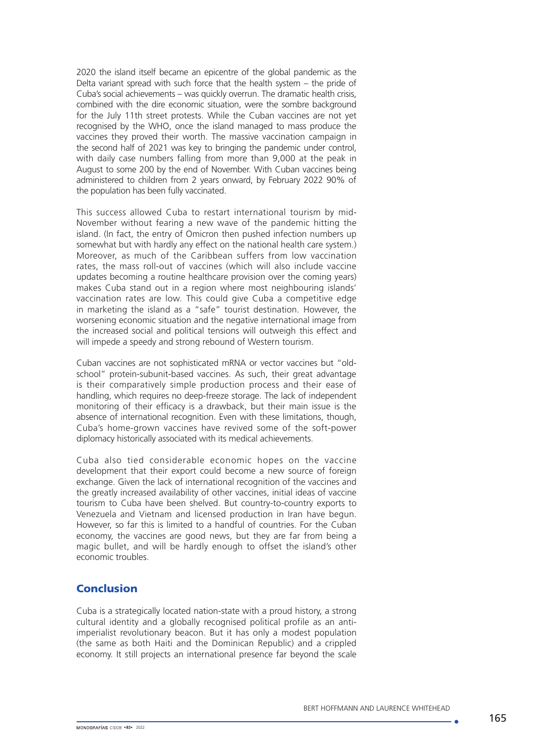2020 the island itself became an epicentre of the global pandemic as the Delta variant spread with such force that the health system – the pride of Cuba's social achievements – was quickly overrun. The dramatic health crisis, combined with the dire economic situation, were the sombre background for the July 11th street protests. While the Cuban vaccines are not yet recognised by the WHO, once the island managed to mass produce the vaccines they proved their worth. The massive vaccination campaign in the second half of 2021 was key to bringing the pandemic under control, with daily case numbers falling from more than 9,000 at the peak in August to some 200 by the end of November. With Cuban vaccines being administered to children from 2 years onward, by February 2022 90% of the population has been fully vaccinated.

This success allowed Cuba to restart international tourism by mid-November without fearing a new wave of the pandemic hitting the island. (In fact, the entry of Omicron then pushed infection numbers up somewhat but with hardly any effect on the national health care system.) Moreover, as much of the Caribbean suffers from low vaccination rates, the mass roll-out of vaccines (which will also include vaccine updates becoming a routine healthcare provision over the coming years) makes Cuba stand out in a region where most neighbouring islands' vaccination rates are low. This could give Cuba a competitive edge in marketing the island as a "safe" tourist destination. However, the worsening economic situation and the negative international image from the increased social and political tensions will outweigh this effect and will impede a speedy and strong rebound of Western tourism.

Cuban vaccines are not sophisticated mRNA or vector vaccines but "old-school" protein-subunit-based vaccines. As such, their great advantage is their comparatively simple production process and their ease of handling, which requires no deep-freeze storage. The lack of independent monitoring of their efficacy is a drawback, but their main issue is the absence of international recognition. Even with these limitations, though, Cuba's home-grown vaccines have revived some of the soft-power diplomacy historically associated with its medical achievements.

Cuba also tied considerable economic hopes on the vaccine development that their export could become a new source of foreign exchange. Given the lack of international recognition of the vaccines and the greatly increased availability of other vaccines, initial ideas of vaccine tourism to Cuba have been shelved. But country-to-country exports to Venezuela and Vietnam and licensed production in Iran have begun. However, so far this is limited to a handful of countries. For the Cuban economy, the vaccines are good news, but they are far from being a magic bullet, and will be hardly enough to offset the island's other economic troubles.

## Conclusion

Cuba is a strategically located nation-state with a proud history, a strong cultural identity and a globally recognised political profile as an anti-imperialist revolutionary beacon. But it has only a modest population (the same as both Haiti and the Dominican Republic) and a crippled economy. It still projects an international presence far beyond the scale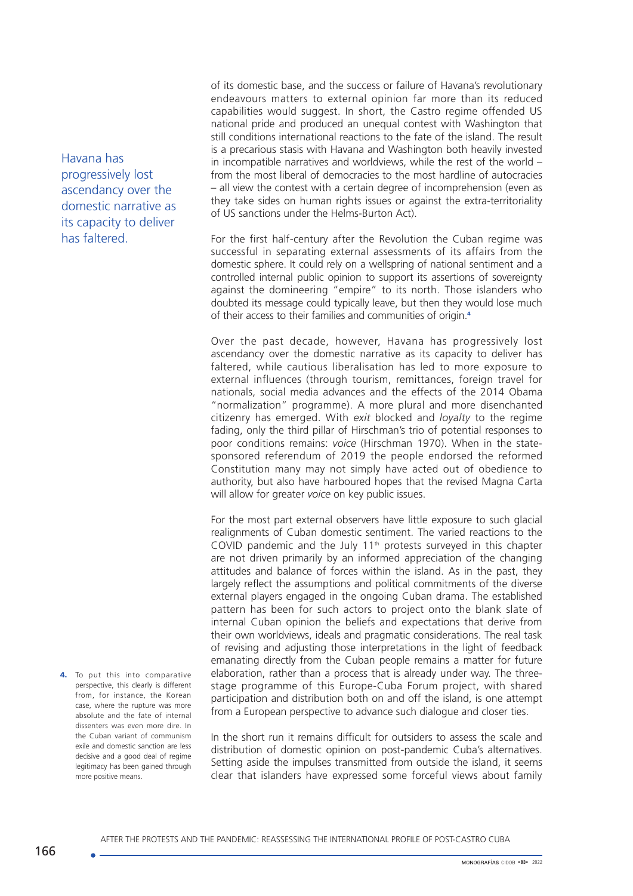of its domestic base, and the success or failure of Havana's revolutionary endeavours matters to external opinion far more than its reduced capabilities would suggest. In short, the Castro regime offended US national pride and produced an unequal contest with Washington that still conditions international reactions to the fate of the island. The result is a precarious stasis with Havana and Washington both heavily invested in incompatible narratives and worldviews, while the rest of the world – from the most liberal of democracies to the most hardline of autocracies – all view the contest with a certain degree of incomprehension (even as they take sides on human rights issues or against the extra-territoriality of US sanctions under the Helms-Burton Act).

> Havana has progressively lost ascendancy over the domestic narrative as its capacity to deliver has faltered.

For the first half-century after the Revolution the Cuban regime was successful in separating external assessments of its affairs from the domestic sphere. It could rely on a wellspring of national sentiment and a controlled internal public opinion to support its assertions of sovereignty against the domineering "empire" to its north. Those islanders who doubted its message could typically leave, but then they would lose much of their access to their families and communities of origin.[4]

Over the past decade, however, Havana has progressively lost ascendancy over the domestic narrative as its capacity to deliver has faltered, while cautious liberalisation has led to more exposure to external influences (through tourism, remittances, foreign travel for nationals, social media advances and the effects of the 2014 Obama "normalization" programme). A more plural and more disenchanted citizenry has emerged. With *exit* blocked and *loyalty* to the regime fading, only the third pillar of Hirschman's trio of potential responses to poor conditions remains: *voice* (Hirschman 1970). When in the state-sponsored referendum of 2019 the people endorsed the reformed Constitution many may not simply have acted out of obedience to authority, but also have harboured hopes that the revised Magna Carta will allow for greater *voice* on key public issues.

For the most part external observers have little exposure to such glacial realignments of Cuban domestic sentiment. The varied reactions to the COVID pandemic and the July 11th protests surveyed in this chapter are not driven primarily by an informed appreciation of the changing attitudes and balance of forces within the island. As in the past, they largely reflect the assumptions and political commitments of the diverse external players engaged in the ongoing Cuban drama. The established pattern has been for such actors to project onto the blank slate of internal Cuban opinion the beliefs and expectations that derive from their own worldviews, ideals and pragmatic considerations. The real task of revising and adjusting those interpretations in the light of feedback emanating directly from the Cuban people remains a matter for future elaboration, rather than a process that is already under way. The three-stage programme of this Europe-Cuba Forum project, with shared participation and distribution both on and off the island, is one attempt from a European perspective to advance such dialogue and closer ties.

In the short run it remains difficult for outsiders to assess the scale and distribution of domestic opinion on post-pandemic Cuba's alternatives. Setting aside the impulses transmitted from outside the island, it seems clear that islanders have expressed some forceful views about family

4. To put this into comparative perspective, this clearly is different from, for instance, the Korean case, where the rupture was more absolute and the fate of internal dissenters was even more dire. In the Cuban variant of communism exile and domestic sanction are less decisive and a good deal of regime legitimacy has been gained through more positive means.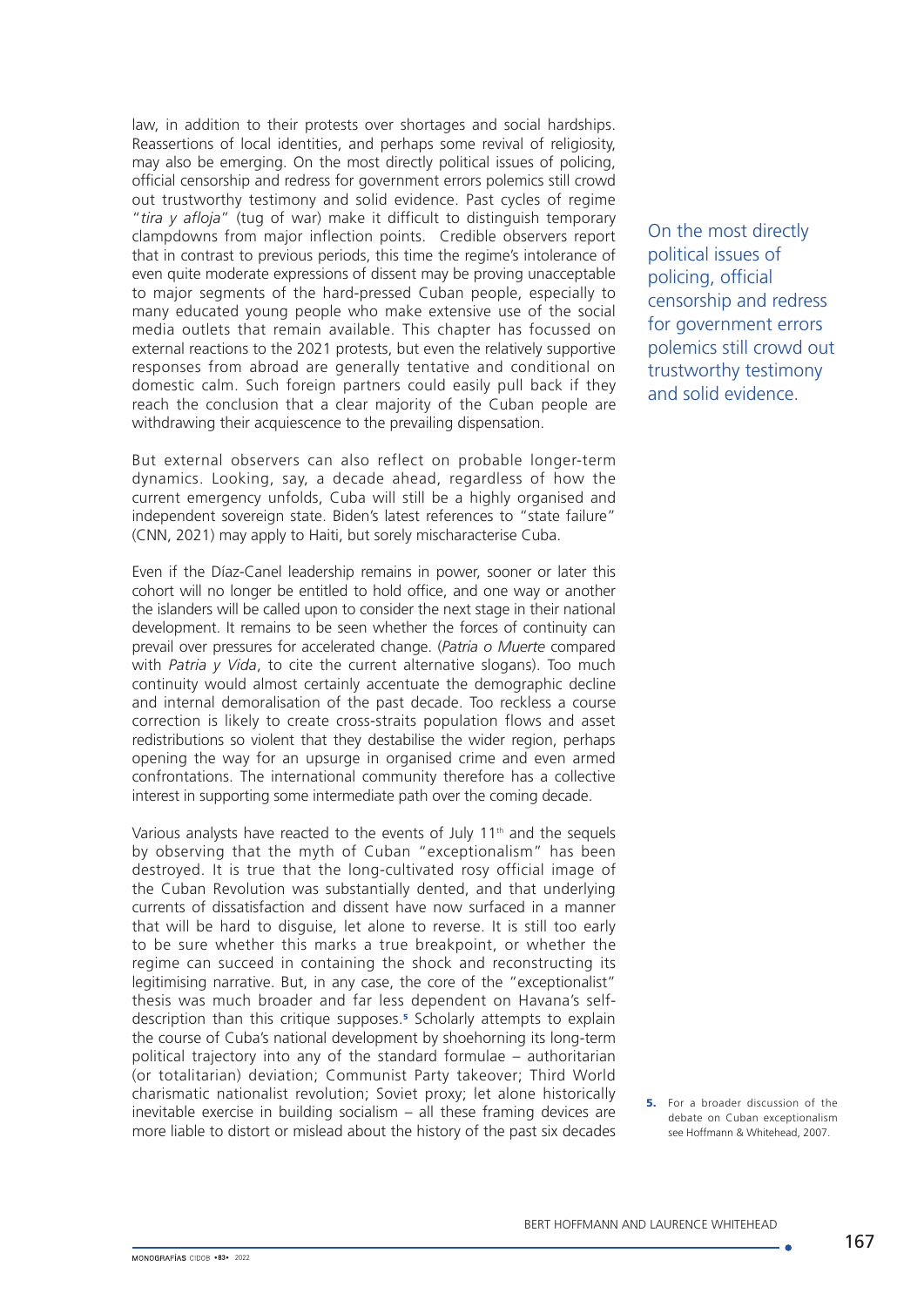law, in addition to their protests over shortages and social hardships. Reassertions of local identities, and perhaps some revival of religiosity, may also be emerging. On the most directly political issues of policing, official censorship and redress for government errors polemics still crowd out trustworthy testimony and solid evidence. Past cycles of regime "*tira y afloja*" (tug of war) make it difficult to distinguish temporary clampdowns from major inflection points. Credible observers report that in contrast to previous periods, this time the regime's intolerance of even quite moderate expressions of dissent may be proving unacceptable to major segments of the hard-pressed Cuban people, especially to many educated young people who make extensive use of the social media outlets that remain available. This chapter has focussed on external reactions to the 2021 protests, but even the relatively supportive responses from abroad are generally tentative and conditional on domestic calm. Such foreign partners could easily pull back if they reach the conclusion that a clear majority of the Cuban people are withdrawing their acquiescence to the prevailing dispensation.

> On the most directly political issues of policing, official censorship and redress for government errors polemics still crowd out trustworthy testimony and solid evidence.

But external observers can also reflect on probable longer-term dynamics. Looking, say, a decade ahead, regardless of how the current emergency unfolds, Cuba will still be a highly organised and independent sovereign state. Biden's latest references to "state failure" (CNN, 2021) may apply to Haiti, but sorely mischaracterise Cuba.

Even if the Díaz-Canel leadership remains in power, sooner or later this cohort will no longer be entitled to hold office, and one way or another the islanders will be called upon to consider the next stage in their national development. It remains to be seen whether the forces of continuity can prevail over pressures for accelerated change. (*Patria o Muerte* compared with *Patria y Vida*, to cite the current alternative slogans). Too much continuity would almost certainly accentuate the demographic decline and internal demoralisation of the past decade. Too reckless a course correction is likely to create cross-straits population flows and asset redistributions so violent that they destabilise the wider region, perhaps opening the way for an upsurge in organised crime and even armed confrontations. The international community therefore has a collective interest in supporting some intermediate path over the coming decade.

Various analysts have reacted to the events of July 11th and the sequels by observing that the myth of Cuban "exceptionalism" has been destroyed. It is true that the long-cultivated rosy official image of the Cuban Revolution was substantially dented, and that underlying currents of dissatisfaction and dissent have now surfaced in a manner that will be hard to disguise, let alone to reverse. It is still too early to be sure whether this marks a true breakpoint, or whether the regime can succeed in containing the shock and reconstructing its legitimising narrative. But, in any case, the core of the "exceptionalist" thesis was much broader and far less dependent on Havana's self-description than this critique supposes.[5] Scholarly attempts to explain the course of Cuba's national development by shoehorning its long-term political trajectory into any of the standard formulae – authoritarian (or totalitarian) deviation; Communist Party takeover; Third World charismatic nationalist revolution; Soviet proxy; let alone historically inevitable exercise in building socialism – all these framing devices are more liable to distort or mislead about the history of the past six decades

5. For a broader discussion of the debate on Cuban exceptionalism see Hoffmann & Whitehead, 2007.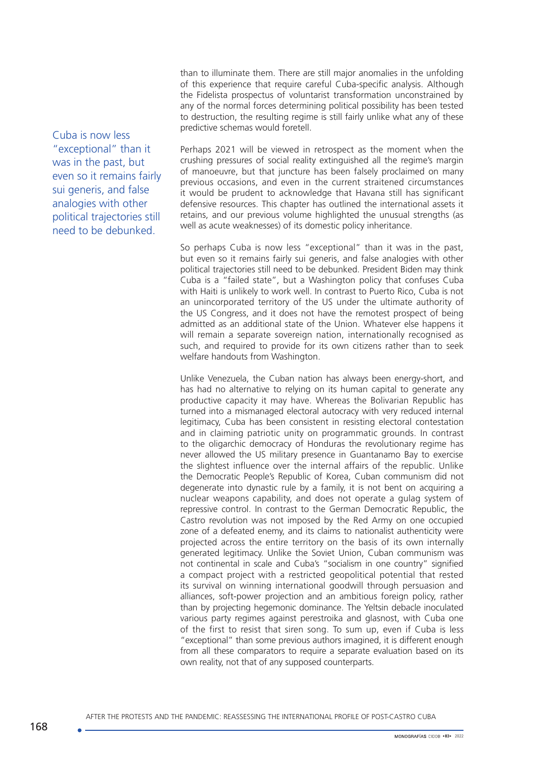than to illuminate them. There are still major anomalies in the unfolding of this experience that require careful Cuba-specific analysis. Although the Fidelista prospectus of voluntarist transformation unconstrained by any of the normal forces determining political possibility has been tested to destruction, the resulting regime is still fairly unlike what any of these predictive schemas would foretell.

Perhaps 2021 will be viewed in retrospect as the moment when the crushing pressures of social reality extinguished all the regime's margin of manoeuvre, but that juncture has been falsely proclaimed on many previous occasions, and even in the current straitened circumstances it would be prudent to acknowledge that Havana still has significant defensive resources. This chapter has outlined the international assets it retains, and our previous volume highlighted the unusual strengths (as well as acute weaknesses) of its domestic policy inheritance.

> Cuba is now less "exceptional" than it was in the past, but even so it remains fairly sui generis, and false analogies with other political trajectories still need to be debunked.

So perhaps Cuba is now less "exceptional" than it was in the past, but even so it remains fairly sui generis, and false analogies with other political trajectories still need to be debunked. President Biden may think Cuba is a "failed state", but a Washington policy that confuses Cuba with Haiti is unlikely to work well. In contrast to Puerto Rico, Cuba is not an unincorporated territory of the US under the ultimate authority of the US Congress, and it does not have the remotest prospect of being admitted as an additional state of the Union. Whatever else happens it will remain a separate sovereign nation, internationally recognised as such, and required to provide for its own citizens rather than to seek welfare handouts from Washington.

Unlike Venezuela, the Cuban nation has always been energy-short, and has had no alternative to relying on its human capital to generate any productive capacity it may have. Whereas the Bolivarian Republic has turned into a mismanaged electoral autocracy with very reduced internal legitimacy, Cuba has been consistent in resisting electoral contestation and in claiming patriotic unity on programmatic grounds. In contrast to the oligarchic democracy of Honduras the revolutionary regime has never allowed the US military presence in Guantanamo Bay to exercise the slightest influence over the internal affairs of the republic. Unlike the Democratic People's Republic of Korea, Cuban communism did not degenerate into dynastic rule by a family, it is not bent on acquiring a nuclear weapons capability, and does not operate a gulag system of repressive control. In contrast to the German Democratic Republic, the Castro revolution was not imposed by the Red Army on one occupied zone of a defeated enemy, and its claims to nationalist authenticity were projected across the entire territory on the basis of its own internally generated legitimacy. Unlike the Soviet Union, Cuban communism was not continental in scale and Cuba's "socialism in one country" signified a compact project with a restricted geopolitical potential that rested its survival on winning international goodwill through persuasion and alliances, soft-power projection and an ambitious foreign policy, rather than by projecting hegemonic dominance. The Yeltsin debacle inoculated various party regimes against perestroika and glasnost, with Cuba one of the first to resist that siren song. To sum up, even if Cuba is less "exceptional" than some previous authors imagined, it is different enough from all these comparators to require a separate evaluation based on its own reality, not that of any supposed counterparts.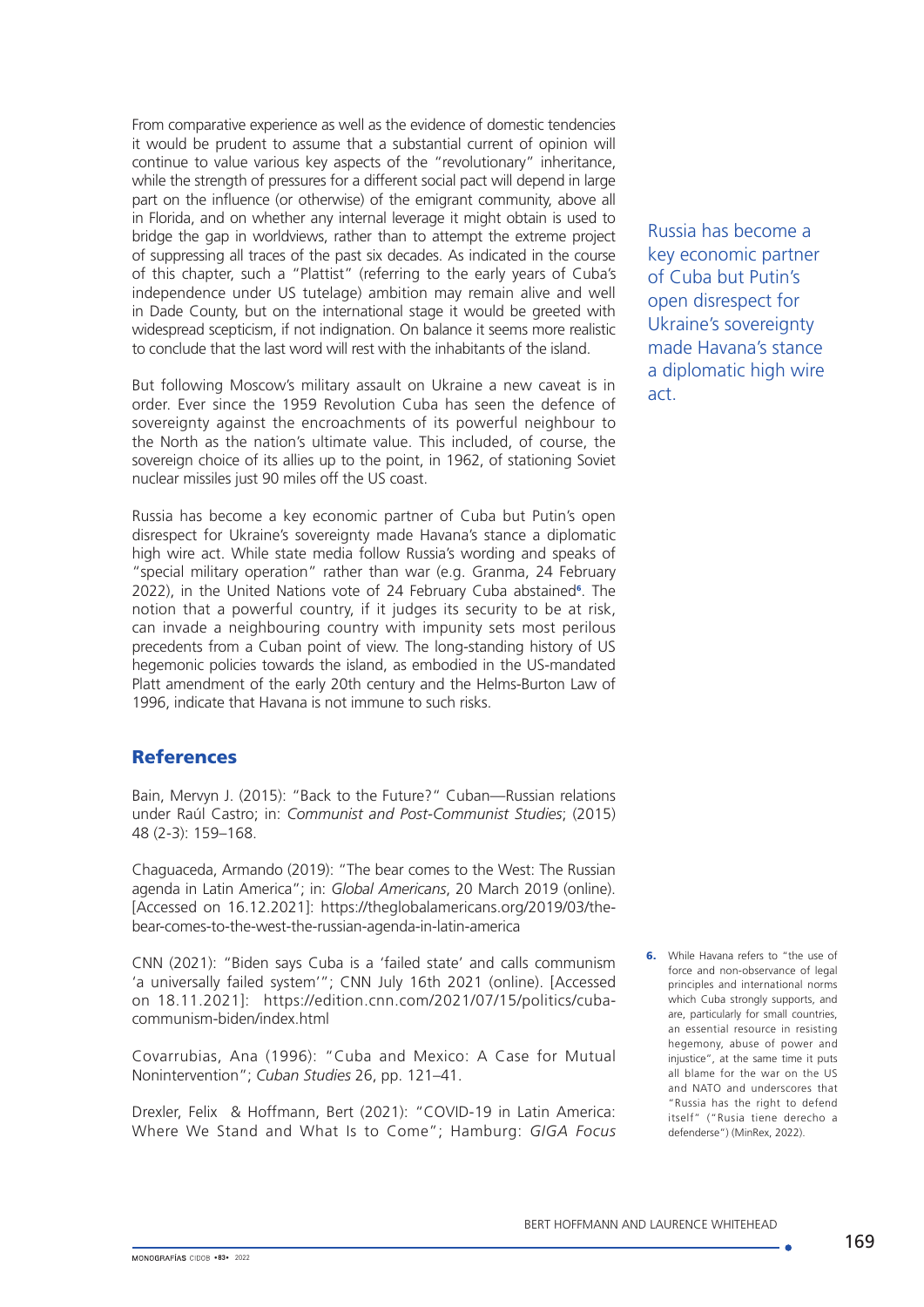From comparative experience as well as the evidence of domestic tendencies it would be prudent to assume that a substantial current of opinion will continue to value various key aspects of the "revolutionary" inheritance, while the strength of pressures for a different social pact will depend in large part on the influence (or otherwise) of the emigrant community, above all in Florida, and on whether any internal leverage it might obtain is used to bridge the gap in worldviews, rather than to attempt the extreme project of suppressing all traces of the past six decades. As indicated in the course of this chapter, such a "Plattist" (referring to the early years of Cuba's independence under US tutelage) ambition may remain alive and well in Dade County, but on the international stage it would be greeted with widespread scepticism, if not indignation. On balance it seems more realistic to conclude that the last word will rest with the inhabitants of the island.

But following Moscow's military assault on Ukraine a new caveat is in order. Ever since the 1959 Revolution Cuba has seen the defence of sovereignty against the encroachments of its powerful neighbour to the North as the nation's ultimate value. This included, of course, the sovereign choice of its allies up to the point, in 1962, of stationing Soviet nuclear missiles just 90 miles off the US coast.

Russia has become a key economic partner of Cuba but Putin's open disrespect for Ukraine's sovereignty made Havana's stance a diplomatic high wire act. While state media follow Russia's wording and speaks of "special military operation" rather than war (e.g. Granma, 24 February 2022), in the United Nations vote of 24 February Cuba abstained[6]. The notion that a powerful country, if it judges its security to be at risk, can invade a neighbouring country with impunity sets most perilous precedents from a Cuban point of view. The long-standing history of US hegemonic policies towards the island, as embodied in the US-mandated Platt amendment of the early 20th century and the Helms-Burton Law of 1996, indicate that Havana is not immune to such risks.

## References

Bain, Mervyn J. (2015): "Back to the Future?" Cuban—Russian relations under Raúl Castro; in: *Communist and Post-Communist Studies*; (2015) 48 (2-3): 159–168.

Chaguaceda, Armando (2019): "The bear comes to the West: The Russian agenda in Latin America"; in: *Global Americans*, 20 March 2019 (online). [Accessed on 16.12.2021]: https://theglobalamericans.org/2019/03/the-bear-comes-to-the-west-the-russian-agenda-in-latin-america

CNN (2021): "Biden says Cuba is a 'failed state' and calls communism 'a universally failed system'"; CNN July 16th 2021 (online). [Accessed on 18.11.2021]: https://edition.cnn.com/2021/07/15/politics/cuba-communism-biden/index.html

Covarrubias, Ana (1996): "Cuba and Mexico: A Case for Mutual Nonintervention"; *Cuban Studies* 26, pp. 121–41.

Drexler, Felix & Hoffmann, Bert (2021): "COVID-19 in Latin America: Where We Stand and What Is to Come"; Hamburg: *GIGA Focus*

6. While Havana refers to "the use of force and non-observance of legal principles and international norms which Cuba strongly supports, and are, particularly for small countries, an essential resource in resisting hegemony, abuse of power and injustice", at the same time it puts all blame for the war on the US and NATO and underscores that "Russia has the right to defend itself" ("Rusia tiene derecho a defenderse") (MinRex, 2022).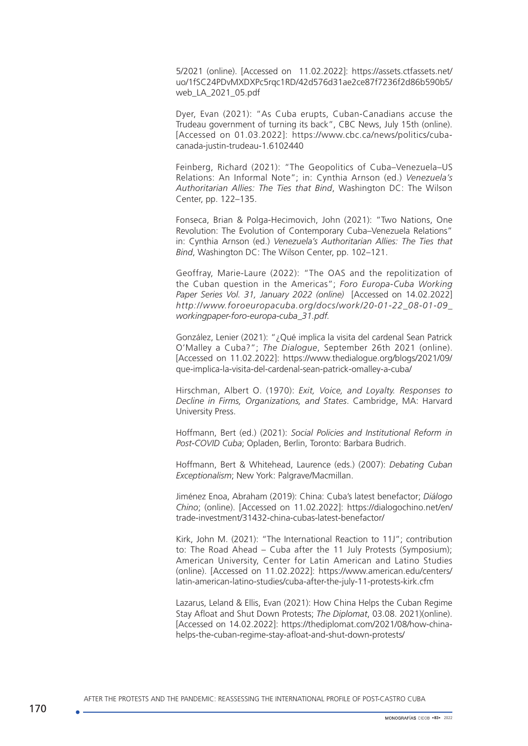5/2021 (online). [Accessed on 11.02.2022]: https://assets.ctfassets.net/uo/1fSC24PDvMXDXPc5rqc1RD/42d576d31ae2ce87f7236f2d86b590b5/web_LA_2021_05.pdf

Dyer, Evan (2021): "As Cuba erupts, Cuban-Canadians accuse the Trudeau government of turning its back", CBC News, July 15th (online). [Accessed on 01.03.2022]: https://www.cbc.ca/news/politics/cuba-canada-justin-trudeau-1.6102440

Feinberg, Richard (2021): "The Geopolitics of Cuba–Venezuela–US Relations: An Informal Note"; in: Cynthia Arnson (ed.) *Venezuela's Authoritarian Allies: The Ties that Bind*, Washington DC: The Wilson Center, pp. 122–135.

Fonseca, Brian & Polga-Hecimovich, John (2021): "Two Nations, One Revolution: The Evolution of Contemporary Cuba–Venezuela Relations" in: Cynthia Arnson (ed.) *Venezuela's Authoritarian Allies: The Ties that Bind*, Washington DC: The Wilson Center, pp. 102–121.

Geoffray, Marie-Laure (2022): "The OAS and the repolitization of the Cuban question in the Americas"; *Foro Europa-Cuba Working Paper Series Vol. 31, January 2022 (online)* [Accessed on 14.02.2022] *http://www.foroeuropacuba.org/docs/work/20-01-22_08-01-09_workingpaper-foro-europa-cuba_31.pdf.*

González, Lenier (2021): "¿Qué implica la visita del cardenal Sean Patrick O'Malley a Cuba?"; *The Dialogue*, September 26th 2021 (online). [Accessed on 11.02.2022]: https://www.thedialogue.org/blogs/2021/09/que-implica-la-visita-del-cardenal-sean-patrick-omalley-a-cuba/

Hirschman, Albert O. (1970): *Exit, Voice, and Loyalty. Responses to Decline in Firms, Organizations, and States*. Cambridge, MA: Harvard University Press.

Hoffmann, Bert (ed.) (2021): *Social Policies and Institutional Reform in Post-COVID Cuba*; Opladen, Berlin, Toronto: Barbara Budrich.

Hoffmann, Bert & Whitehead, Laurence (eds.) (2007): *Debating Cuban Exceptionalism*; New York: Palgrave/Macmillan.

Jiménez Enoa, Abraham (2019): China: Cuba's latest benefactor; *Diálogo Chino*; (online). [Accessed on 11.02.2022]: https://dialogochino.net/en/trade-investment/31432-china-cubas-latest-benefactor/

Kirk, John M. (2021): "The International Reaction to 11J"; contribution to: The Road Ahead – Cuba after the 11 July Protests (Symposium); American University, Center for Latin American and Latino Studies (online). [Accessed on 11.02.2022]: https://www.american.edu/centers/latin-american-latino-studies/cuba-after-the-july-11-protests-kirk.cfm

Lazarus, Leland & Ellis, Evan (2021): How China Helps the Cuban Regime Stay Afloat and Shut Down Protests; *The Diplomat*, 03.08. 2021)(online). [Accessed on 14.02.2022]: https://thediplomat.com/2021/08/how-china-helps-the-cuban-regime-stay-afloat-and-shut-down-protests/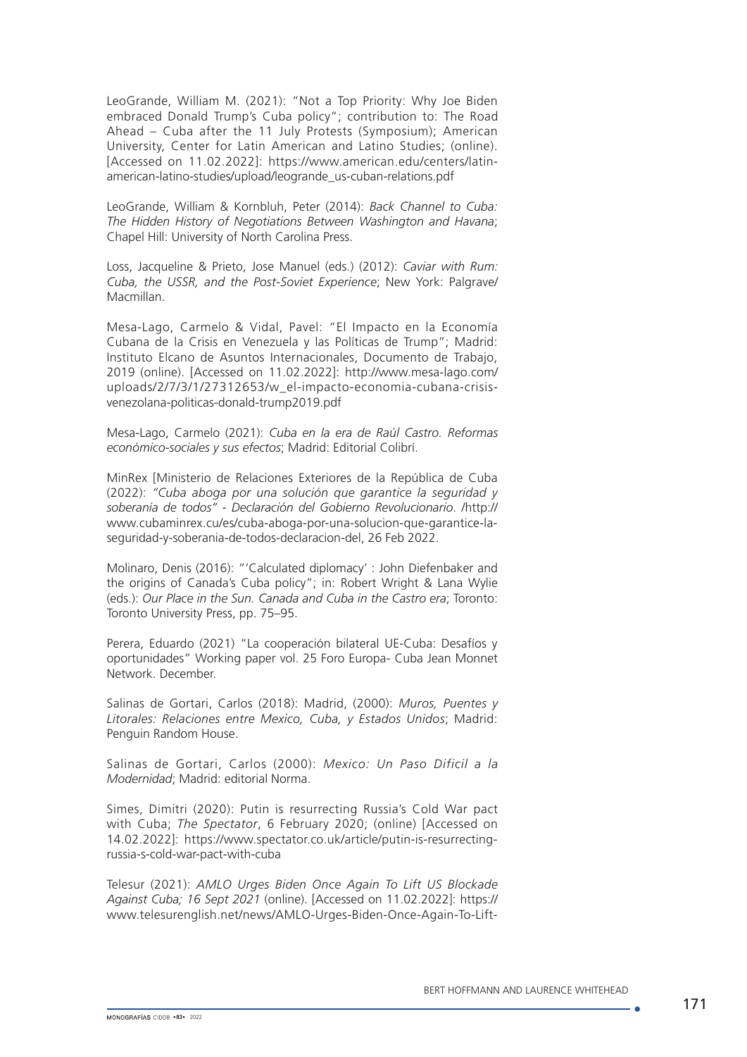LeoGrande, William M. (2021): "Not a Top Priority: Why Joe Biden embraced Donald Trump's Cuba policy"; contribution to: The Road Ahead – Cuba after the 11 July Protests (Symposium); American University, Center for Latin American and Latino Studies; (online). [Accessed on 11.02.2022]: https://www.american.edu/centers/latin-american-latino-studies/upload/leogrande_us-cuban-relations.pdf

LeoGrande, William & Kornbluh, Peter (2014): *Back Channel to Cuba: The Hidden History of Negotiations Between Washington and Havana*; Chapel Hill: University of North Carolina Press.

Loss, Jacqueline & Prieto, Jose Manuel (eds.) (2012): *Caviar with Rum: Cuba, the USSR, and the Post-Soviet Experienc*e; New York: Palgrave/ Macmillan.

Mesa-Lago, Carmelo & Vidal, Pavel: "El Impacto en la Economía Cubana de la Crisis en Venezuela y las Políticas de Trump"; Madrid: Instituto Elcano de Asuntos Internacionales, Documento de Trabajo, 2019 (online). [Accessed on 11.02.2022]: http://www.mesa-lago.com/uploads/2/7/3/1/27312653/w_el-impacto-economia-cubana-crisis-venezolana-politicas-donald-trump2019.pdf

Mesa-Lago, Carmelo (2021): *Cuba en la era de Raúl Castro. Reformas económico-sociales y sus efectos*; Madrid: Editorial Colibrí.

MinRex [Ministerio de Relaciones Exteriores de la República de Cuba (2022): *"Cuba aboga por una solución que garantice la seguridad y soberanía de todos" - Declaración del Gobierno Revolucionario*. /http://www.cubaminrex.cu/es/cuba-aboga-por-una-solucion-que-garantice-la-seguridad-y-soberania-de-todos-declaracion-del, 26 Feb 2022.

Molinaro, Denis (2016): "'Calculated diplomacy' : John Diefenbaker and the origins of Canada's Cuba policy"; in: Robert Wright & Lana Wylie (eds.): *Our Place in the Sun. Canada and Cuba in the Castro era*; Toronto: Toronto University Press, pp. 75–95.

Perera, Eduardo (2021) "La cooperación bilateral UE-Cuba: Desafíos y oportunidades" Working paper vol. 25 Foro Europa- Cuba Jean Monnet Network. December.

Salinas de Gortari, Carlos (2018): Madrid, (2000): *Muros, Puentes y Litorales: Relaciones entre Mexico, Cuba, y Estados Unidos*; Madrid: Penguin Random House.

Salinas de Gortari, Carlos (2000): *Mexico: Un Paso Dificil a la Modernidad*; Madrid: editorial Norma.

Simes, Dimitri (2020): Putin is resurrecting Russia's Cold War pact with Cuba; *The Spectator*, 6 February 2020; (online) [Accessed on 14.02.2022]: https://www.spectator.co.uk/article/putin-is-resurrecting-russia-s-cold-war-pact-with-cuba

Telesur (2021): *AMLO Urges Biden Once Again To Lift US Blockade Against Cuba; 16 Sept 2021* (online). [Accessed on 11.02.2022]: https://www.telesurenglish.net/news/AMLO-Urges-Biden-Once-Again-To-Lift-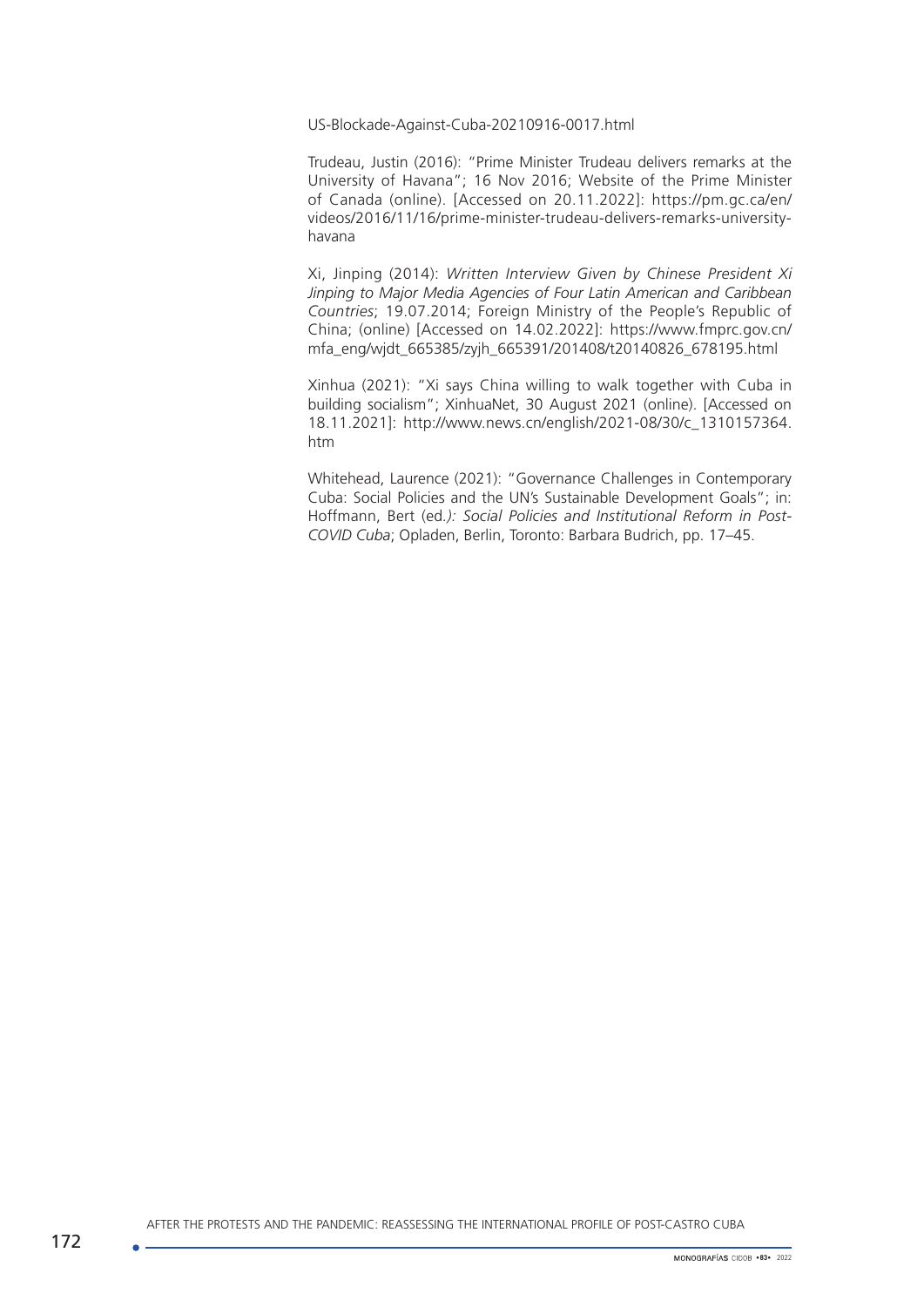US-Blockade-Against-Cuba-20210916-0017.html

Trudeau, Justin (2016): "Prime Minister Trudeau delivers remarks at the University of Havana"; 16 Nov 2016; Website of the Prime Minister of Canada (online). [Accessed on 20.11.2022]: https://pm.gc.ca/en/videos/2016/11/16/prime-minister-trudeau-delivers-remarks-university-havana

Xi, Jinping (2014): *Written Interview Given by Chinese President Xi Jinping to Major Media Agencies of Four Latin American and Caribbean Countries*; 19.07.2014; Foreign Ministry of the People's Republic of China; (online) [Accessed on 14.02.2022]: https://www.fmprc.gov.cn/mfa_eng/wjdt_665385/zyjh_665391/201408/t20140826_678195.html

Xinhua (2021): "Xi says China willing to walk together with Cuba in building socialism"; XinhuaNet, 30 August 2021 (online). [Accessed on 18.11.2021]: http://www.news.cn/english/2021-08/30/c_1310157364.htm

Whitehead, Laurence (2021): "Governance Challenges in Contemporary Cuba: Social Policies and the UN's Sustainable Development Goals"; in: Hoffmann, Bert (ed.*): Social Policies and Institutional Reform in Post-COVID Cuba*; Opladen, Berlin, Toronto: Barbara Budrich, pp. 17–45.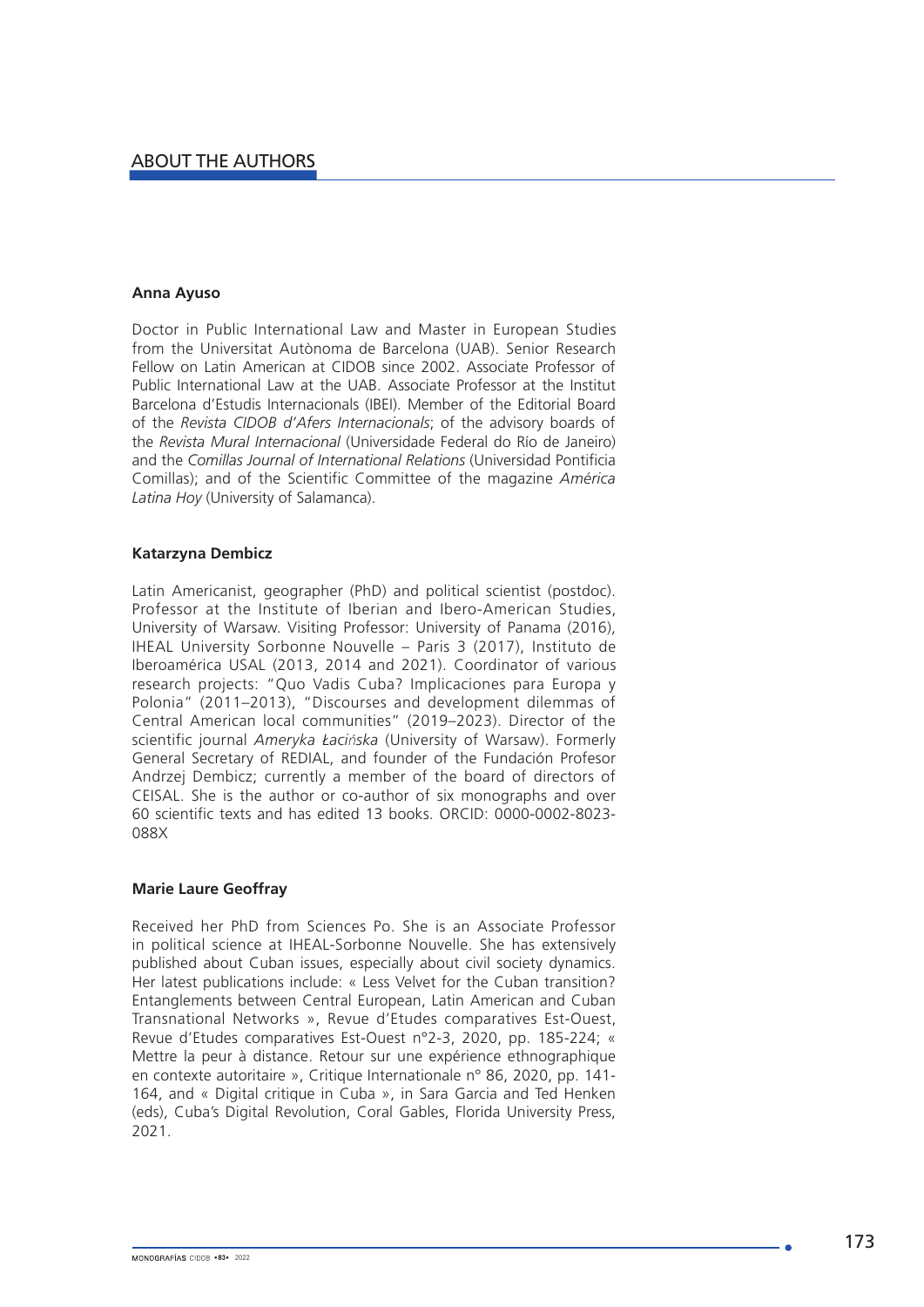## ABOUT THE AUTHORS

**Anna Ayuso**

Doctor in Public International Law and Master in European Studies from the Universitat Autònoma de Barcelona (UAB). Senior Research Fellow on Latin American at CIDOB since 2002. Associate Professor of Public International Law at the UAB. Associate Professor at the Institut Barcelona d'Estudis Internacionals (IBEI). Member of the Editorial Board of the *Revista CIDOB d'Afers Internacionals*; of the advisory boards of the *Revista Mural Internacional* (Universidade Federal do Río de Janeiro) and the *Comillas Journal of International Relations* (Universidad Pontificia Comillas); and of the Scientific Committee of the magazine *América Latina Hoy* (University of Salamanca).

**Katarzyna Dembicz**

Latin Americanist, geographer (PhD) and political scientist (postdoc). Professor at the Institute of Iberian and Ibero-American Studies, University of Warsaw. Visiting Professor: University of Panama (2016), IHEAL University Sorbonne Nouvelle – Paris 3 (2017), Instituto de Iberoamérica USAL (2013, 2014 and 2021). Coordinator of various research projects: "Quo Vadis Cuba? Implicaciones para Europa y Polonia" (2011–2013), "Discourses and development dilemmas of Central American local communities" (2019–2023). Director of the scientific journal *Ameryka Łacińska* (University of Warsaw). Formerly General Secretary of REDIAL, and founder of the Fundación Profesor Andrzej Dembicz; currently a member of the board of directors of CEISAL. She is the author or co-author of six monographs and over 60 scientific texts and has edited 13 books. ORCID: 0000-0002-8023-088X

**Marie Laure Geoffray**

Received her PhD from Sciences Po. She is an Associate Professor in political science at IHEAL-Sorbonne Nouvelle. She has extensively published about Cuban issues, especially about civil society dynamics. Her latest publications include: « Less Velvet for the Cuban transition? Entanglements between Central European, Latin American and Cuban Transnational Networks », Revue d'Etudes comparatives Est-Ouest, Revue d'Etudes comparatives Est-Ouest n°2-3, 2020, pp. 185-224; « Mettre la peur à distance. Retour sur une expérience ethnographique en contexte autoritaire », Critique Internationale n° 86, 2020, pp. 141-164, and « Digital critique in Cuba », in Sara Garcia and Ted Henken (eds), Cuba's Digital Revolution, Coral Gables, Florida University Press, 2021.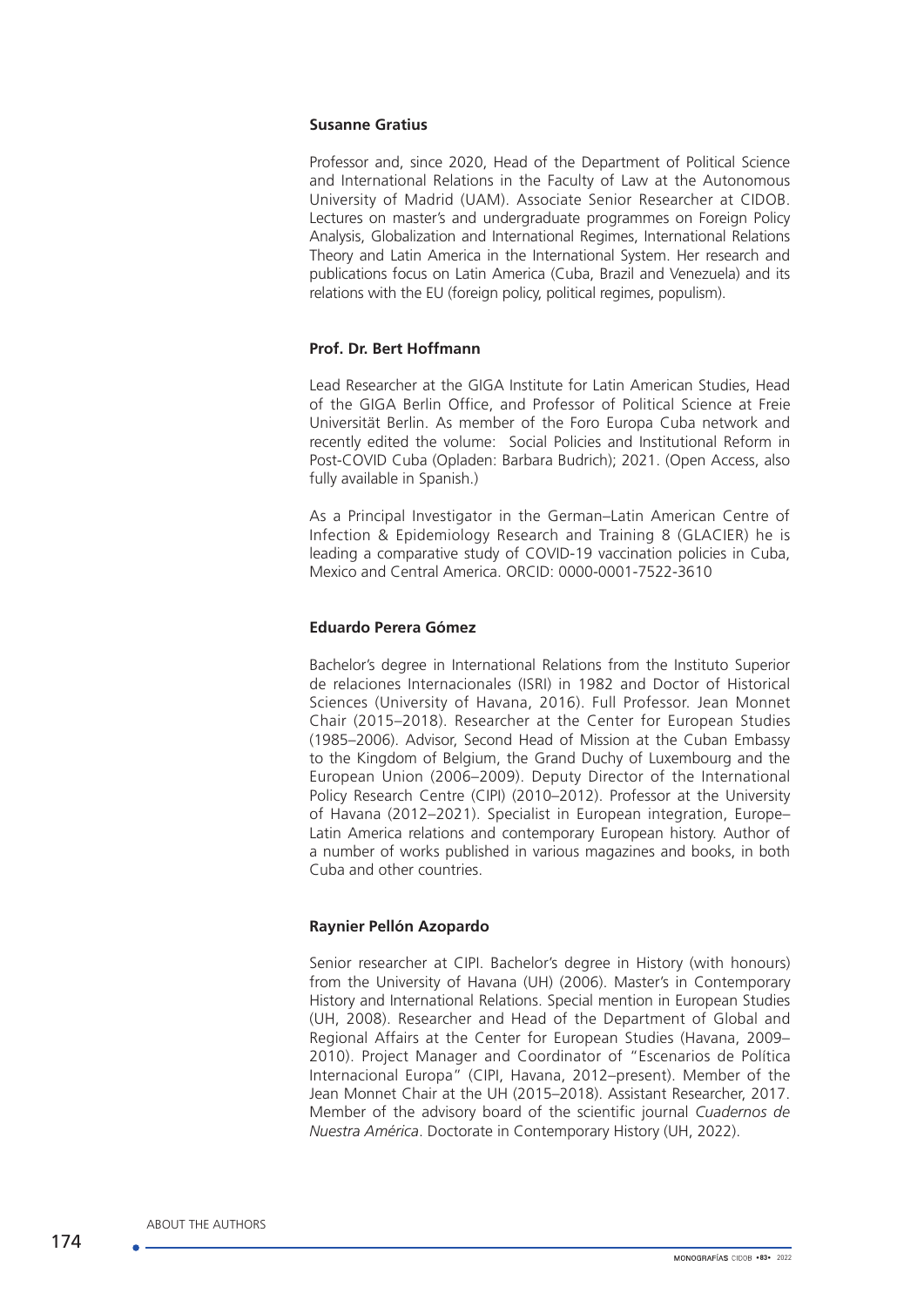**Susanne Gratius**

Professor and, since 2020, Head of the Department of Political Science and International Relations in the Faculty of Law at the Autonomous University of Madrid (UAM). Associate Senior Researcher at CIDOB. Lectures on master's and undergraduate programmes on Foreign Policy Analysis, Globalization and International Regimes, International Relations Theory and Latin America in the International System. Her research and publications focus on Latin America (Cuba, Brazil and Venezuela) and its relations with the EU (foreign policy, political regimes, populism).

**Prof. Dr. Bert Hoffmann**

Lead Researcher at the GIGA Institute for Latin American Studies, Head of the GIGA Berlin Office, and Professor of Political Science at Freie Universität Berlin. As member of the Foro Europa Cuba network and recently edited the volume: Social Policies and Institutional Reform in Post-COVID Cuba (Opladen: Barbara Budrich); 2021. (Open Access, also fully available in Spanish.)

As a Principal Investigator in the German–Latin American Centre of Infection & Epidemiology Research and Training 8 (GLACIER) he is leading a comparative study of COVID-19 vaccination policies in Cuba, Mexico and Central America. ORCID: 0000-0001-7522-3610

**Eduardo Perera Gómez**

Bachelor's degree in International Relations from the Instituto Superior de relaciones Internacionales (ISRI) in 1982 and Doctor of Historical Sciences (University of Havana, 2016). Full Professor. Jean Monnet Chair (2015–2018). Researcher at the Center for European Studies (1985–2006). Advisor, Second Head of Mission at the Cuban Embassy to the Kingdom of Belgium, the Grand Duchy of Luxembourg and the European Union (2006–2009). Deputy Director of the International Policy Research Centre (CIPI) (2010–2012). Professor at the University of Havana (2012–2021). Specialist in European integration, Europe–Latin America relations and contemporary European history. Author of a number of works published in various magazines and books, in both Cuba and other countries.

**Raynier Pellón Azopardo**

Senior researcher at CIPI. Bachelor's degree in History (with honours) from the University of Havana (UH) (2006). Master's in Contemporary History and International Relations. Special mention in European Studies (UH, 2008). Researcher and Head of the Department of Global and Regional Affairs at the Center for European Studies (Havana, 2009–2010). Project Manager and Coordinator of "Escenarios de Política Internacional Europa" (CIPI, Havana, 2012–present). Member of the Jean Monnet Chair at the UH (2015–2018). Assistant Researcher, 2017. Member of the advisory board of the scientific journal *Cuadernos de Nuestra América*. Doctorate in Contemporary History (UH, 2022).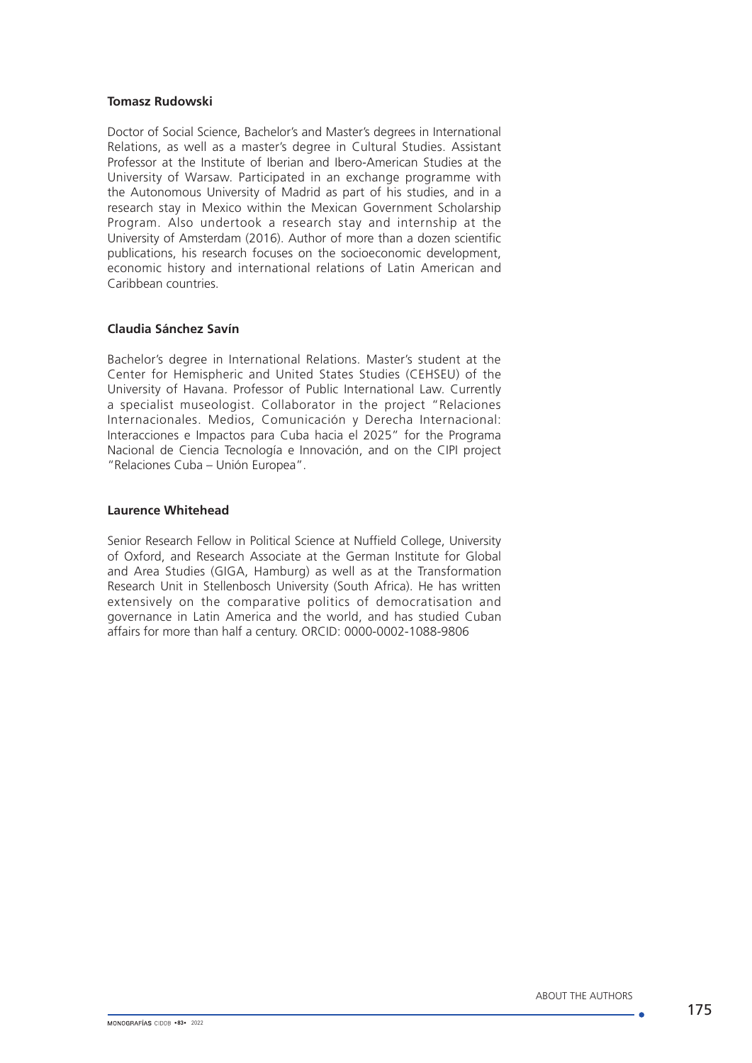**Tomasz Rudowski**

Doctor of Social Science, Bachelor's and Master's degrees in International Relations, as well as a master's degree in Cultural Studies. Assistant Professor at the Institute of Iberian and Ibero-American Studies at the University of Warsaw. Participated in an exchange programme with the Autonomous University of Madrid as part of his studies, and in a research stay in Mexico within the Mexican Government Scholarship Program. Also undertook a research stay and internship at the University of Amsterdam (2016). Author of more than a dozen scientific publications, his research focuses on the socioeconomic development, economic history and international relations of Latin American and Caribbean countries.

**Claudia Sánchez Savín**

Bachelor's degree in International Relations. Master's student at the Center for Hemispheric and United States Studies (CEHSEU) of the University of Havana. Professor of Public International Law. Currently a specialist museologist. Collaborator in the project "Relaciones Internacionales. Medios, Comunicación y Derecha Internacional: Interacciones e Impactos para Cuba hacia el 2025" for the Programa Nacional de Ciencia Tecnología e Innovación, and on the CIPI project "Relaciones Cuba – Unión Europea".

**Laurence Whitehead**

Senior Research Fellow in Political Science at Nuffield College, University of Oxford, and Research Associate at the German Institute for Global and Area Studies (GIGA, Hamburg) as well as at the Transformation Research Unit in Stellenbosch University (South Africa). He has written extensively on the comparative politics of democratisation and governance in Latin America and the world, and has studied Cuban affairs for more than half a century. ORCID: 0000-0002-1088-9806